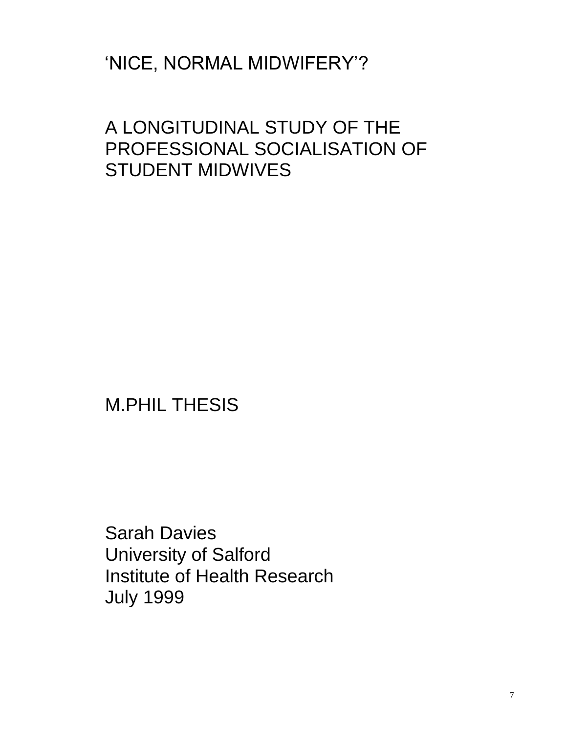# ‘NICE, NORMAL MIDWIFERY’?

## A LONGITUDINAL STUDY OF THE PROFESSIONAL SOCIALISATION OF STUDENT MIDWIVES

M.PHIL THESIS

Sarah Davies
University of Salford
Institute of Health Research
July 1999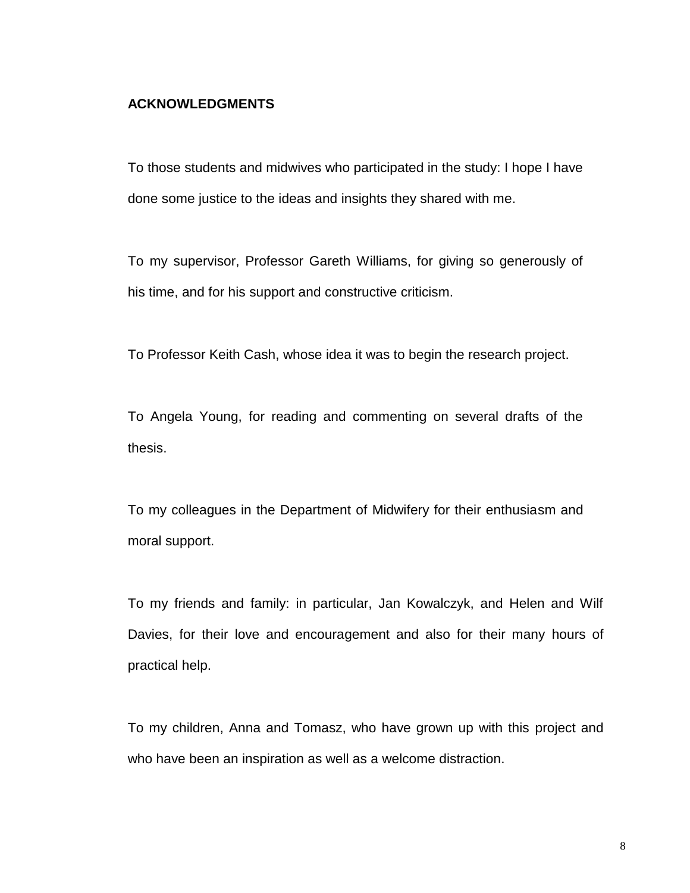## ACKNOWLEDGMENTS

To those students and midwives who participated in the study: I hope I have done some justice to the ideas and insights they shared with me.

To my supervisor, Professor Gareth Williams, for giving so generously of his time, and for his support and constructive criticism.

To Professor Keith Cash, whose idea it was to begin the research project.

To Angela Young, for reading and commenting on several drafts of the thesis.

To my colleagues in the Department of Midwifery for their enthusiasm and moral support.

To my friends and family: in particular, Jan Kowalczyk, and Helen and Wilf Davies, for their love and encouragement and also for their many hours of practical help.

To my children, Anna and Tomasz, who have grown up with this project and who have been an inspiration as well as a welcome distraction.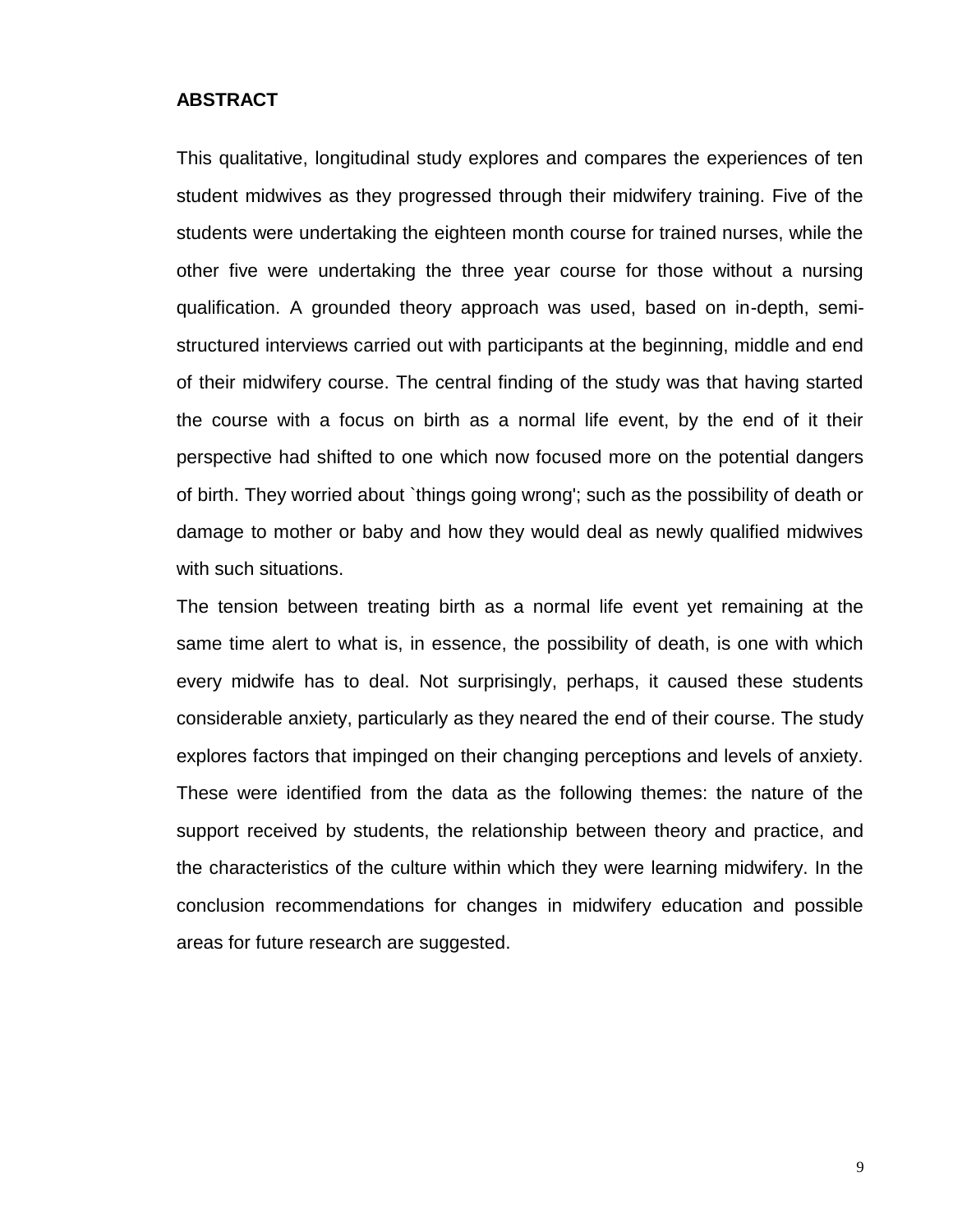## ABSTRACT

This qualitative, longitudinal study explores and compares the experiences of ten student midwives as they progressed through their midwifery training. Five of the students were undertaking the eighteen month course for trained nurses, while the other five were undertaking the three year course for those without a nursing qualification. A grounded theory approach was used, based on in-depth, semi-structured interviews carried out with participants at the beginning, middle and end of their midwifery course. The central finding of the study was that having started the course with a focus on birth as a normal life event, by the end of it their perspective had shifted to one which now focused more on the potential dangers of birth. They worried about `things going wrong'; such as the possibility of death or damage to mother or baby and how they would deal as newly qualified midwives with such situations.

The tension between treating birth as a normal life event yet remaining at the same time alert to what is, in essence, the possibility of death, is one with which every midwife has to deal. Not surprisingly, perhaps, it caused these students considerable anxiety, particularly as they neared the end of their course. The study explores factors that impinged on their changing perceptions and levels of anxiety. These were identified from the data as the following themes: the nature of the support received by students, the relationship between theory and practice, and the characteristics of the culture within which they were learning midwifery. In the conclusion recommendations for changes in midwifery education and possible areas for future research are suggested.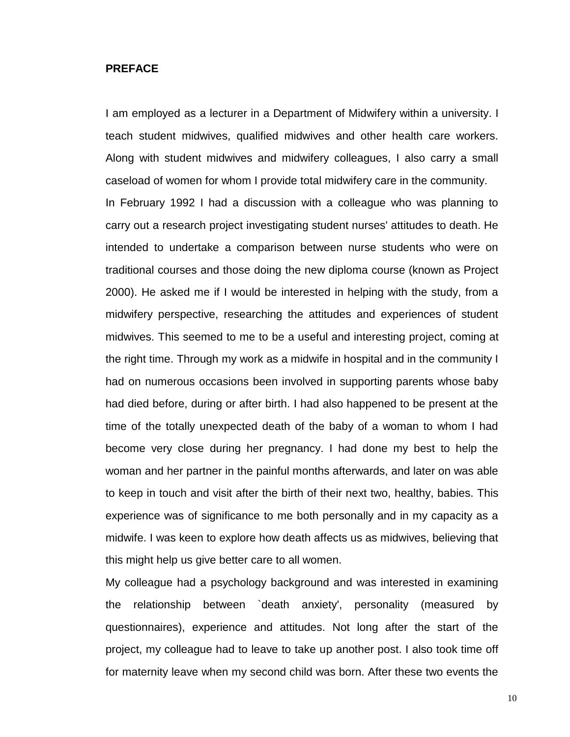**PREFACE**

I am employed as a lecturer in a Department of Midwifery within a university. I teach student midwives, qualified midwives and other health care workers. Along with student midwives and midwifery colleagues, I also carry a small caseload of women for whom I provide total midwifery care in the community.

In February 1992 I had a discussion with a colleague who was planning to carry out a research project investigating student nurses' attitudes to death. He intended to undertake a comparison between nurse students who were on traditional courses and those doing the new diploma course (known as Project 2000). He asked me if I would be interested in helping with the study, from a midwifery perspective, researching the attitudes and experiences of student midwives. This seemed to me to be a useful and interesting project, coming at the right time. Through my work as a midwife in hospital and in the community I had on numerous occasions been involved in supporting parents whose baby had died before, during or after birth. I had also happened to be present at the time of the totally unexpected death of the baby of a woman to whom I had become very close during her pregnancy. I had done my best to help the woman and her partner in the painful months afterwards, and later on was able to keep in touch and visit after the birth of their next two, healthy, babies. This experience was of significance to me both personally and in my capacity as a midwife. I was keen to explore how death affects us as midwives, believing that this might help us give better care to all women.

My colleague had a psychology background and was interested in examining the relationship between `death anxiety', personality (measured by questionnaires), experience and attitudes. Not long after the start of the project, my colleague had to leave to take up another post. I also took time off for maternity leave when my second child was born. After these two events the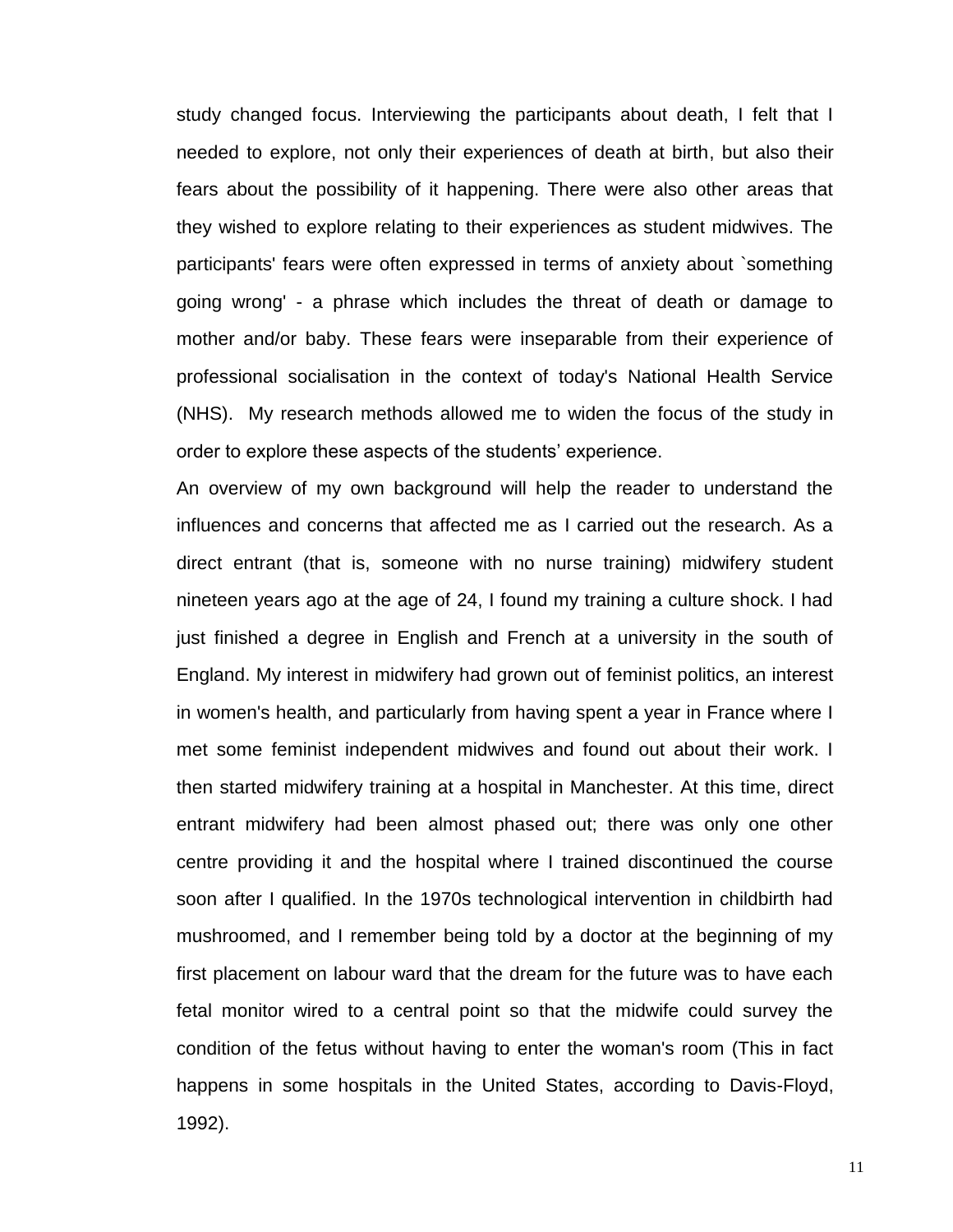study changed focus. Interviewing the participants about death, I felt that I needed to explore, not only their experiences of death at birth, but also their fears about the possibility of it happening. There were also other areas that they wished to explore relating to their experiences as student midwives. The participants' fears were often expressed in terms of anxiety about `something going wrong' - a phrase which includes the threat of death or damage to mother and/or baby. These fears were inseparable from their experience of professional socialisation in the context of today's National Health Service (NHS). My research methods allowed me to widen the focus of the study in order to explore these aspects of the students' experience.

An overview of my own background will help the reader to understand the influences and concerns that affected me as I carried out the research. As a direct entrant (that is, someone with no nurse training) midwifery student nineteen years ago at the age of 24, I found my training a culture shock. I had just finished a degree in English and French at a university in the south of England. My interest in midwifery had grown out of feminist politics, an interest in women's health, and particularly from having spent a year in France where I met some feminist independent midwives and found out about their work. I then started midwifery training at a hospital in Manchester. At this time, direct entrant midwifery had been almost phased out; there was only one other centre providing it and the hospital where I trained discontinued the course soon after I qualified. In the 1970s technological intervention in childbirth had mushroomed, and I remember being told by a doctor at the beginning of my first placement on labour ward that the dream for the future was to have each fetal monitor wired to a central point so that the midwife could survey the condition of the fetus without having to enter the woman's room (This in fact happens in some hospitals in the United States, according to Davis-Floyd, 1992).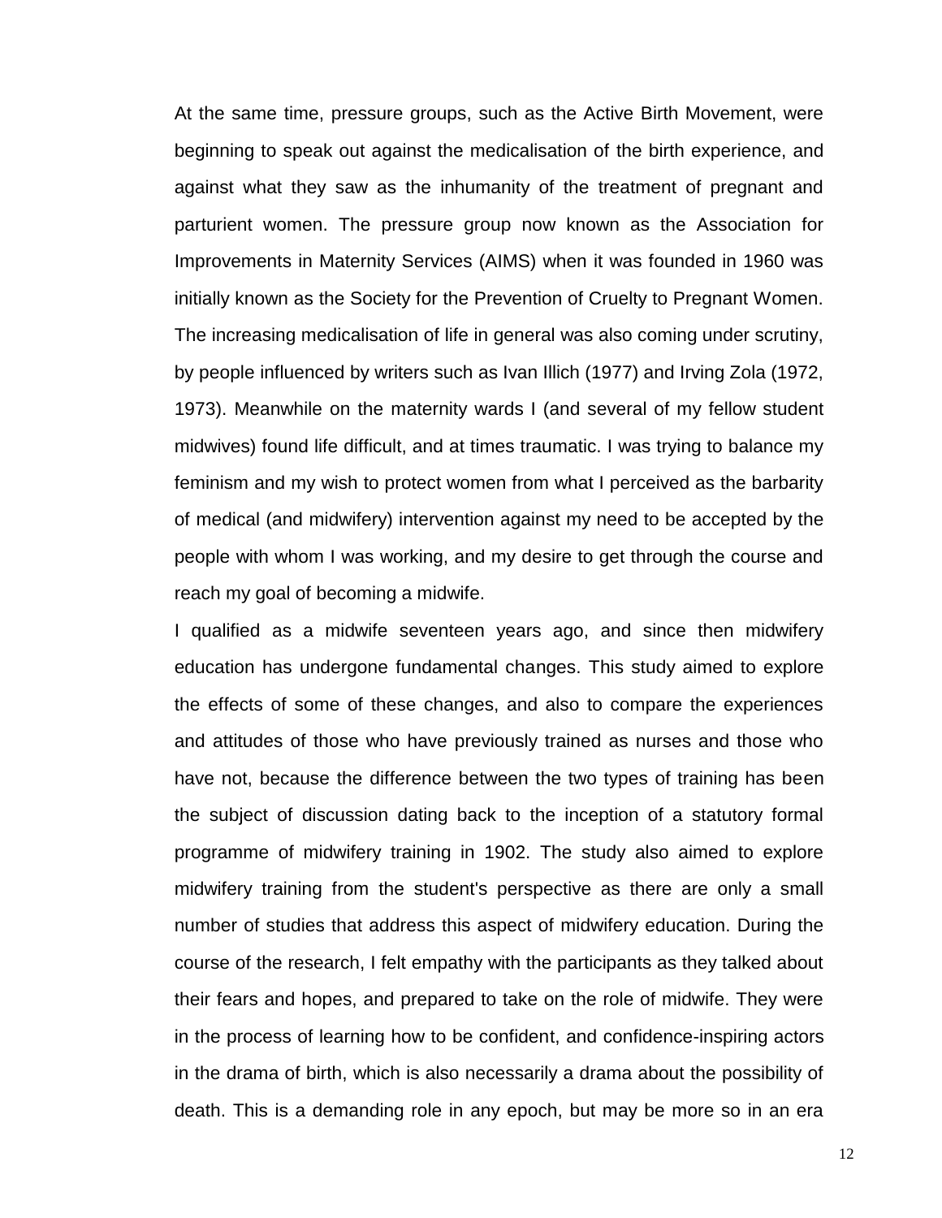At the same time, pressure groups, such as the Active Birth Movement, were beginning to speak out against the medicalisation of the birth experience, and against what they saw as the inhumanity of the treatment of pregnant and parturient women. The pressure group now known as the Association for Improvements in Maternity Services (AIMS) when it was founded in 1960 was initially known as the Society for the Prevention of Cruelty to Pregnant Women. The increasing medicalisation of life in general was also coming under scrutiny, by people influenced by writers such as Ivan Illich (1977) and Irving Zola (1972, 1973). Meanwhile on the maternity wards I (and several of my fellow student midwives) found life difficult, and at times traumatic. I was trying to balance my feminism and my wish to protect women from what I perceived as the barbarity of medical (and midwifery) intervention against my need to be accepted by the people with whom I was working, and my desire to get through the course and reach my goal of becoming a midwife.

I qualified as a midwife seventeen years ago, and since then midwifery education has undergone fundamental changes. This study aimed to explore the effects of some of these changes, and also to compare the experiences and attitudes of those who have previously trained as nurses and those who have not, because the difference between the two types of training has been the subject of discussion dating back to the inception of a statutory formal programme of midwifery training in 1902. The study also aimed to explore midwifery training from the student's perspective as there are only a small number of studies that address this aspect of midwifery education. During the course of the research, I felt empathy with the participants as they talked about their fears and hopes, and prepared to take on the role of midwife. They were in the process of learning how to be confident, and confidence-inspiring actors in the drama of birth, which is also necessarily a drama about the possibility of death. This is a demanding role in any epoch, but may be more so in an era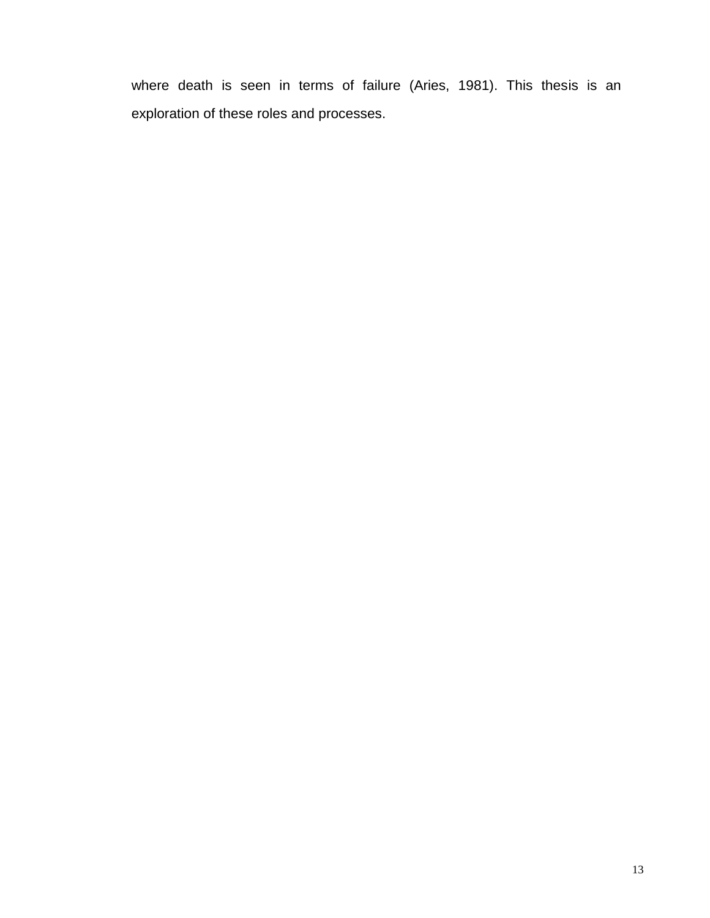where death is seen in terms of failure (Aries, 1981). This thesis is an exploration of these roles and processes.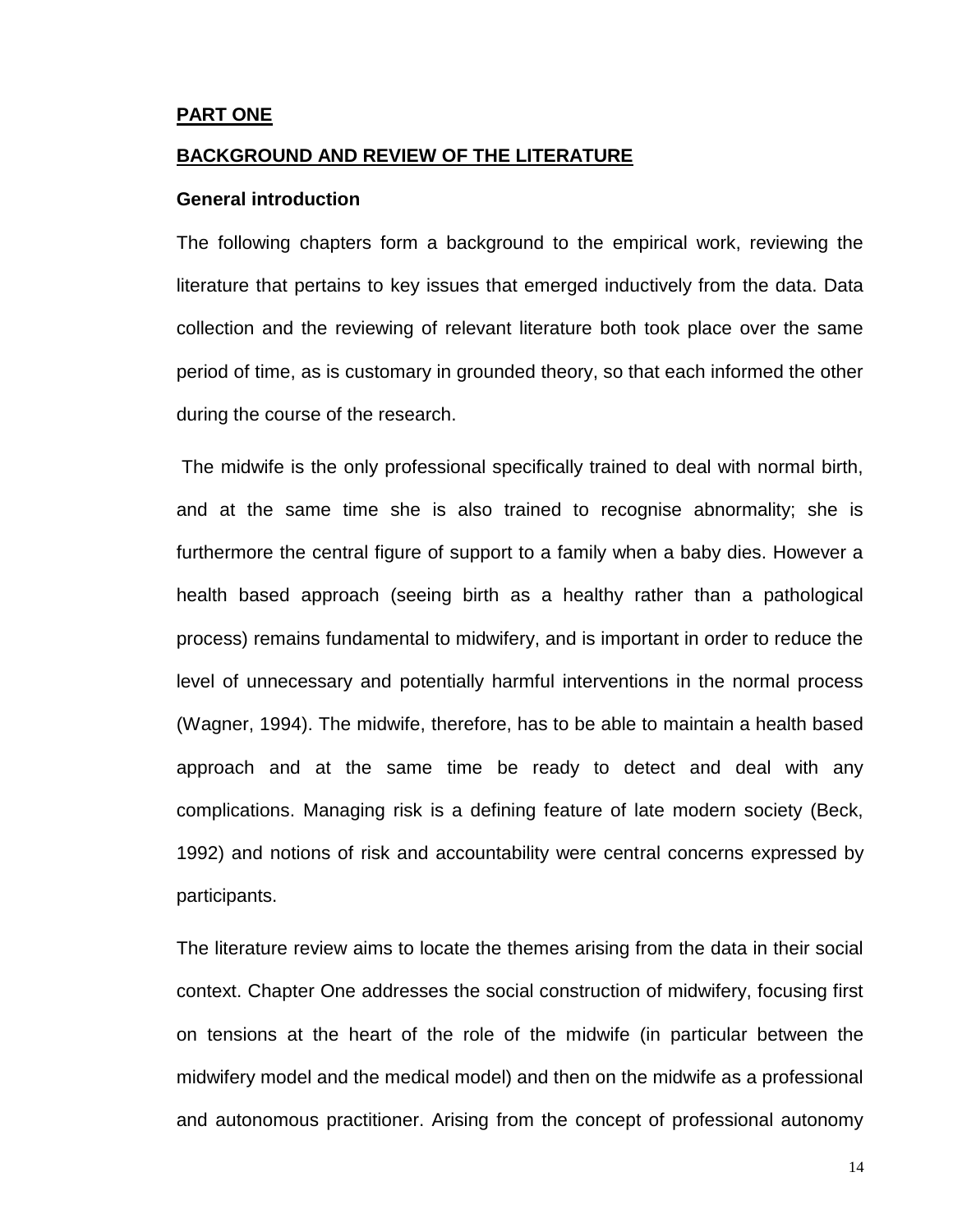## PART ONE

## BACKGROUND AND REVIEW OF THE LITERATURE

### General introduction

The following chapters form a background to the empirical work, reviewing the literature that pertains to key issues that emerged inductively from the data. Data collection and the reviewing of relevant literature both took place over the same period of time, as is customary in grounded theory, so that each informed the other during the course of the research.

The midwife is the only professional specifically trained to deal with normal birth, and at the same time she is also trained to recognise abnormality; she is furthermore the central figure of support to a family when a baby dies. However a health based approach (seeing birth as a healthy rather than a pathological process) remains fundamental to midwifery, and is important in order to reduce the level of unnecessary and potentially harmful interventions in the normal process (Wagner, 1994). The midwife, therefore, has to be able to maintain a health based approach and at the same time be ready to detect and deal with any complications. Managing risk is a defining feature of late modern society (Beck, 1992) and notions of risk and accountability were central concerns expressed by participants.

The literature review aims to locate the themes arising from the data in their social context. Chapter One addresses the social construction of midwifery, focusing first on tensions at the heart of the role of the midwife (in particular between the midwifery model and the medical model) and then on the midwife as a professional and autonomous practitioner. Arising from the concept of professional autonomy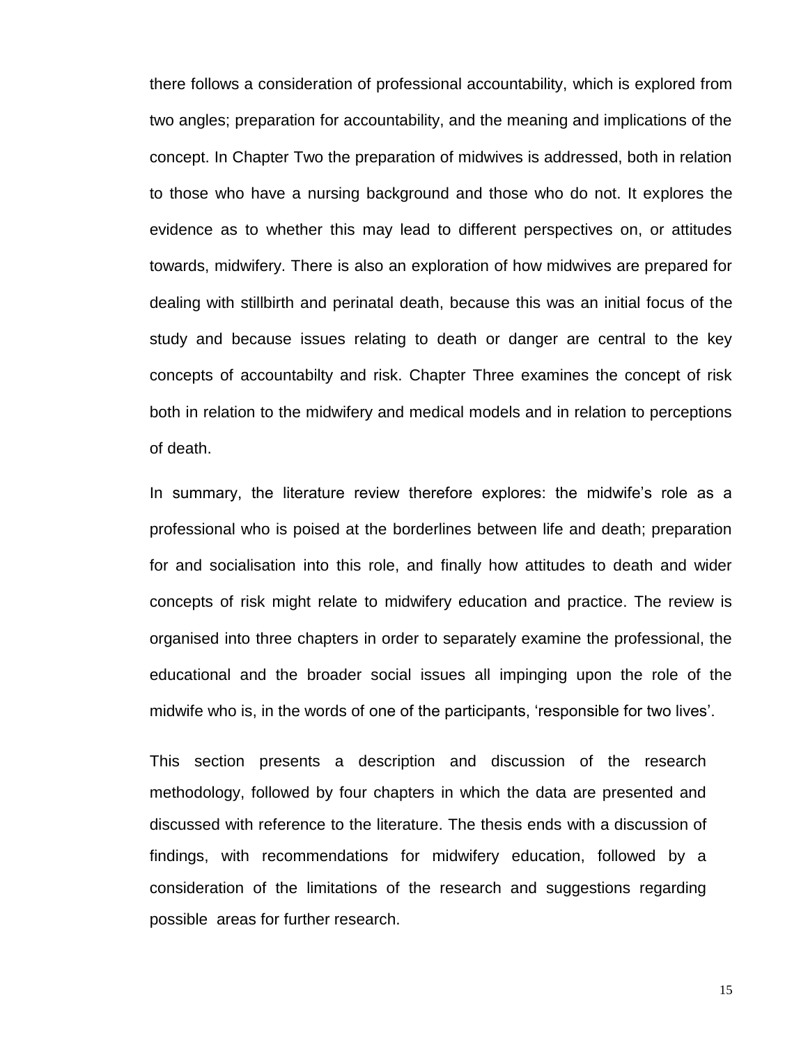there follows a consideration of professional accountability, which is explored from two angles; preparation for accountability, and the meaning and implications of the concept. In Chapter Two the preparation of midwives is addressed, both in relation to those who have a nursing background and those who do not. It explores the evidence as to whether this may lead to different perspectives on, or attitudes towards, midwifery. There is also an exploration of how midwives are prepared for dealing with stillbirth and perinatal death, because this was an initial focus of the study and because issues relating to death or danger are central to the key concepts of accountabilty and risk. Chapter Three examines the concept of risk both in relation to the midwifery and medical models and in relation to perceptions of death.

In summary, the literature review therefore explores: the midwife's role as a professional who is poised at the borderlines between life and death; preparation for and socialisation into this role, and finally how attitudes to death and wider concepts of risk might relate to midwifery education and practice. The review is organised into three chapters in order to separately examine the professional, the educational and the broader social issues all impinging upon the role of the midwife who is, in the words of one of the participants, 'responsible for two lives'.

This section presents a description and discussion of the research methodology, followed by four chapters in which the data are presented and discussed with reference to the literature. The thesis ends with a discussion of findings, with recommendations for midwifery education, followed by a consideration of the limitations of the research and suggestions regarding possible areas for further research.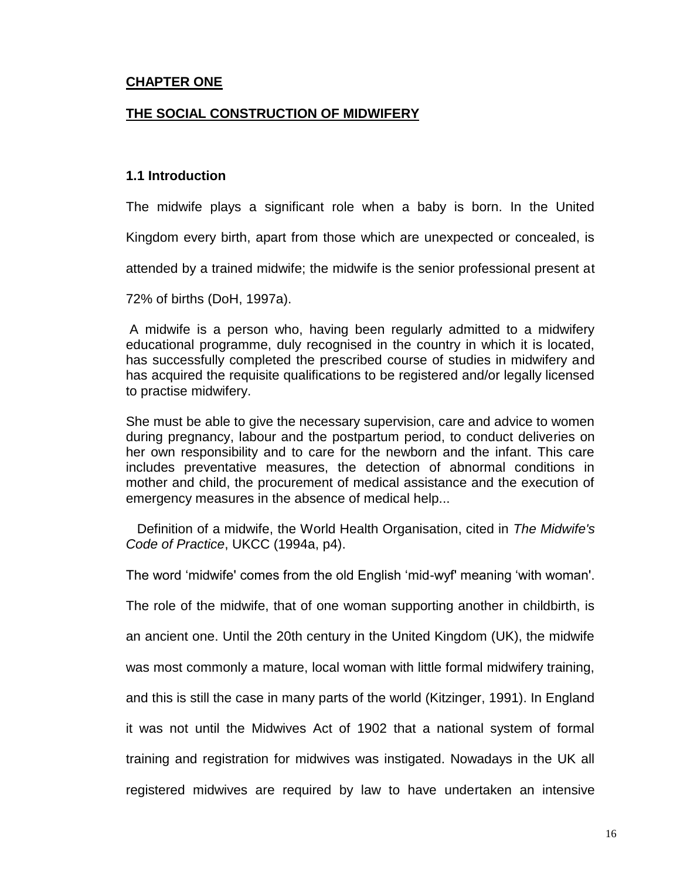# CHAPTER ONE

# THE SOCIAL CONSTRUCTION OF MIDWIFERY

## 1.1 Introduction

The midwife plays a significant role when a baby is born. In the United Kingdom every birth, apart from those which are unexpected or concealed, is attended by a trained midwife; the midwife is the senior professional present at 72% of births (DoH, 1997a).

> A midwife is a person who, having been regularly admitted to a midwifery educational programme, duly recognised in the country in which it is located, has successfully completed the prescribed course of studies in midwifery and has acquired the requisite qualifications to be registered and/or legally licensed to practise midwifery.
>
> She must be able to give the necessary supervision, care and advice to women during pregnancy, labour and the postpartum period, to conduct deliveries on her own responsibility and to care for the newborn and the infant. This care includes preventative measures, the detection of abnormal conditions in mother and child, the procurement of medical assistance and the execution of emergency measures in the absence of medical help...
>
> Definition of a midwife, the World Health Organisation, cited in *The Midwife's Code of Practice*, UKCC (1994a, p4).

The word 'midwife' comes from the old English 'mid-wyf' meaning 'with woman'. The role of the midwife, that of one woman supporting another in childbirth, is an ancient one. Until the 20th century in the United Kingdom (UK), the midwife was most commonly a mature, local woman with little formal midwifery training, and this is still the case in many parts of the world (Kitzinger, 1991). In England it was not until the Midwives Act of 1902 that a national system of formal training and registration for midwives was instigated. Nowadays in the UK all registered midwives are required by law to have undertaken an intensive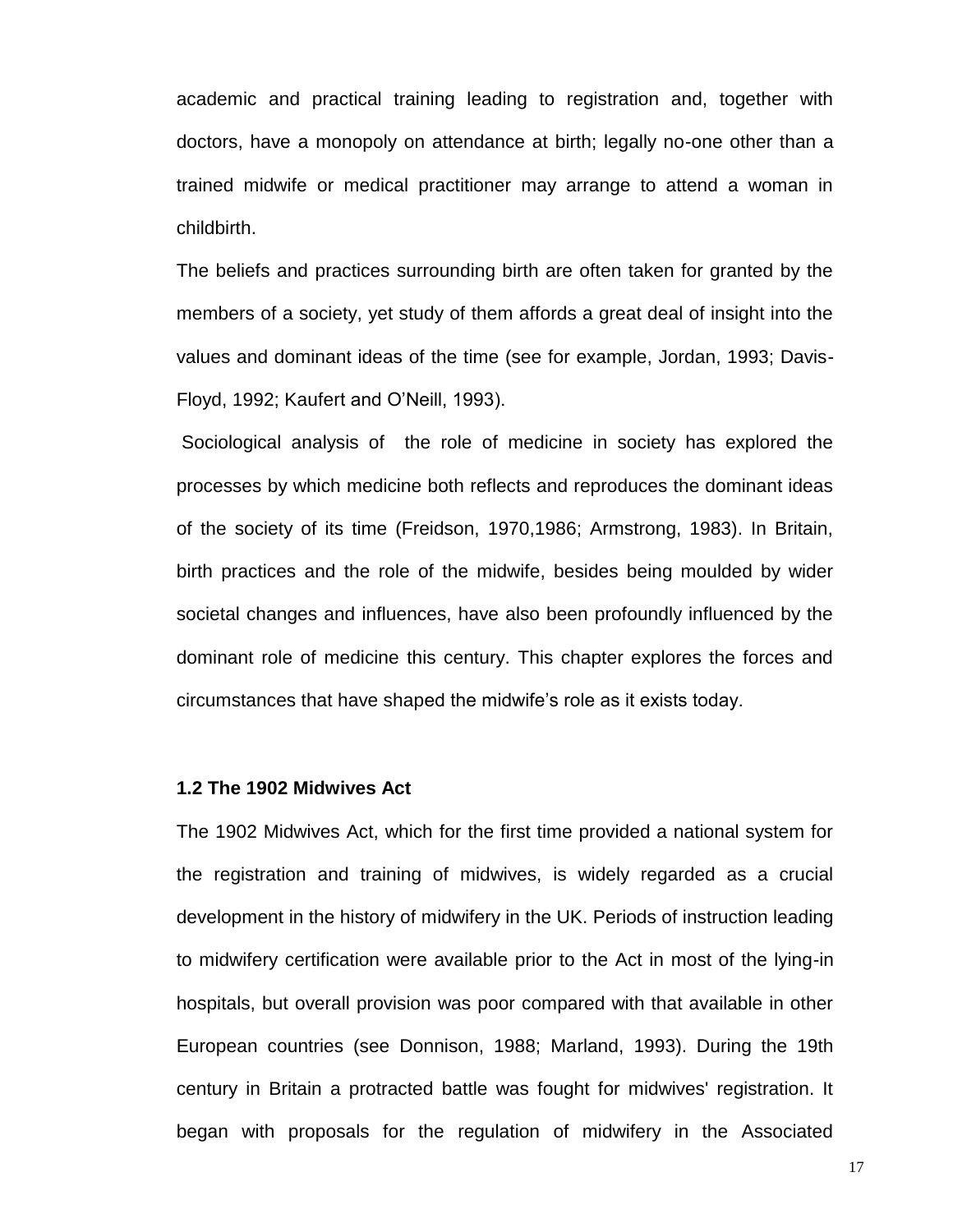academic and practical training leading to registration and, together with doctors, have a monopoly on attendance at birth; legally no-one other than a trained midwife or medical practitioner may arrange to attend a woman in childbirth.

The beliefs and practices surrounding birth are often taken for granted by the members of a society, yet study of them affords a great deal of insight into the values and dominant ideas of the time (see for example, Jordan, 1993; Davis-Floyd, 1992; Kaufert and O'Neill, 1993).

Sociological analysis of the role of medicine in society has explored the processes by which medicine both reflects and reproduces the dominant ideas of the society of its time (Freidson, 1970,1986; Armstrong, 1983). In Britain, birth practices and the role of the midwife, besides being moulded by wider societal changes and influences, have also been profoundly influenced by the dominant role of medicine this century. This chapter explores the forces and circumstances that have shaped the midwife's role as it exists today.

### 1.2 The 1902 Midwives Act

The 1902 Midwives Act, which for the first time provided a national system for the registration and training of midwives, is widely regarded as a crucial development in the history of midwifery in the UK. Periods of instruction leading to midwifery certification were available prior to the Act in most of the lying-in hospitals, but overall provision was poor compared with that available in other European countries (see Donnison, 1988; Marland, 1993). During the 19th century in Britain a protracted battle was fought for midwives' registration. It began with proposals for the regulation of midwifery in the Associated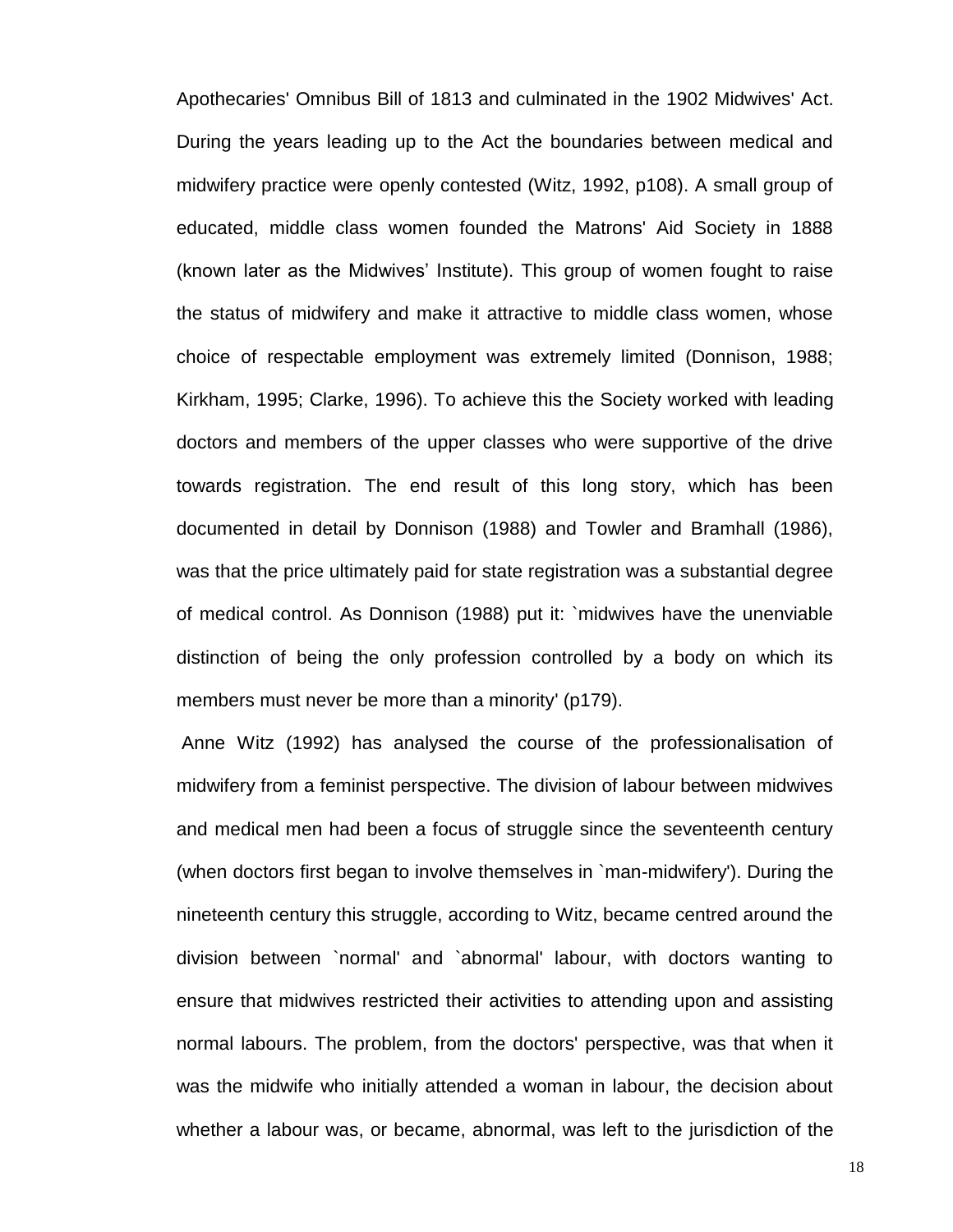Apothecaries' Omnibus Bill of 1813 and culminated in the 1902 Midwives' Act. During the years leading up to the Act the boundaries between medical and midwifery practice were openly contested (Witz, 1992, p108). A small group of educated, middle class women founded the Matrons' Aid Society in 1888 (known later as the Midwives' Institute). This group of women fought to raise the status of midwifery and make it attractive to middle class women, whose choice of respectable employment was extremely limited (Donnison, 1988; Kirkham, 1995; Clarke, 1996). To achieve this the Society worked with leading doctors and members of the upper classes who were supportive of the drive towards registration. The end result of this long story, which has been documented in detail by Donnison (1988) and Towler and Bramhall (1986), was that the price ultimately paid for state registration was a substantial degree of medical control. As Donnison (1988) put it: `midwives have the unenviable distinction of being the only profession controlled by a body on which its members must never be more than a minority' (p179).

Anne Witz (1992) has analysed the course of the professionalisation of midwifery from a feminist perspective. The division of labour between midwives and medical men had been a focus of struggle since the seventeenth century (when doctors first began to involve themselves in `man-midwifery'). During the nineteenth century this struggle, according to Witz, became centred around the division between `normal' and `abnormal' labour, with doctors wanting to ensure that midwives restricted their activities to attending upon and assisting normal labours. The problem, from the doctors' perspective, was that when it was the midwife who initially attended a woman in labour, the decision about whether a labour was, or became, abnormal, was left to the jurisdiction of the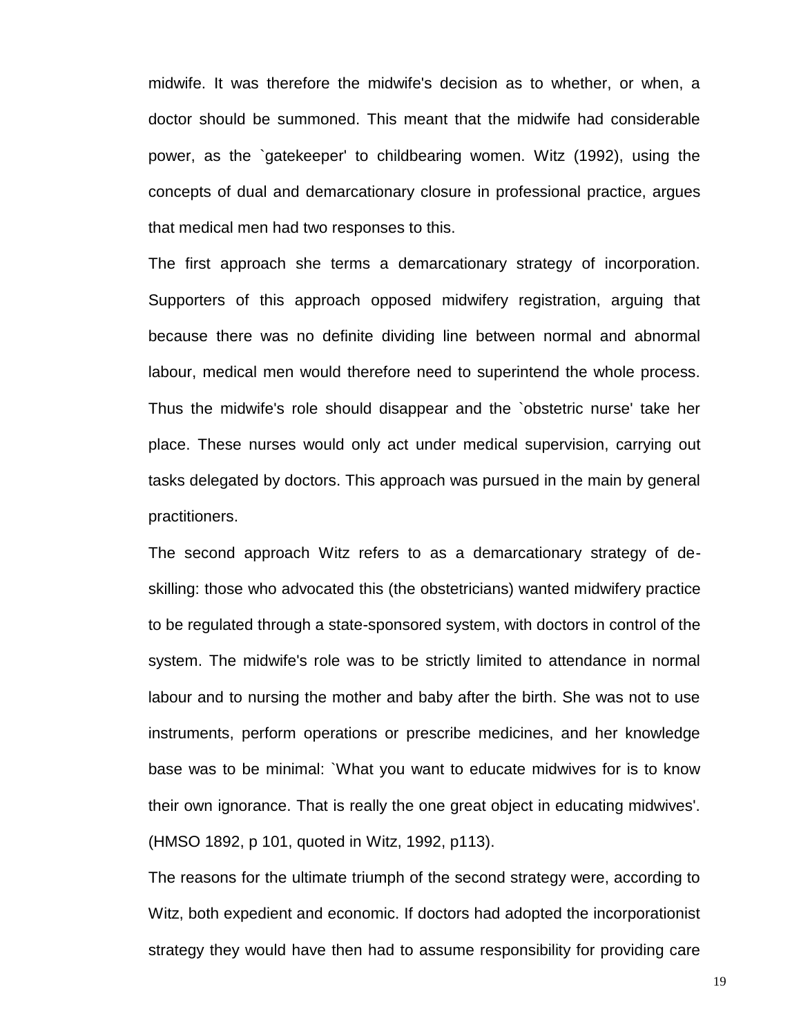midwife. It was therefore the midwife's decision as to whether, or when, a doctor should be summoned. This meant that the midwife had considerable power, as the `gatekeeper' to childbearing women. Witz (1992), using the concepts of dual and demarcationary closure in professional practice, argues that medical men had two responses to this.

The first approach she terms a demarcationary strategy of incorporation. Supporters of this approach opposed midwifery registration, arguing that because there was no definite dividing line between normal and abnormal labour, medical men would therefore need to superintend the whole process. Thus the midwife's role should disappear and the `obstetric nurse' take her place. These nurses would only act under medical supervision, carrying out tasks delegated by doctors. This approach was pursued in the main by general practitioners.

The second approach Witz refers to as a demarcationary strategy of de-skilling: those who advocated this (the obstetricians) wanted midwifery practice to be regulated through a state-sponsored system, with doctors in control of the system. The midwife's role was to be strictly limited to attendance in normal labour and to nursing the mother and baby after the birth. She was not to use instruments, perform operations or prescribe medicines, and her knowledge base was to be minimal: `What you want to educate midwives for is to know their own ignorance. That is really the one great object in educating midwives'. (HMSO 1892, p 101, quoted in Witz, 1992, p113).

The reasons for the ultimate triumph of the second strategy were, according to Witz, both expedient and economic. If doctors had adopted the incorporationist strategy they would have then had to assume responsibility for providing care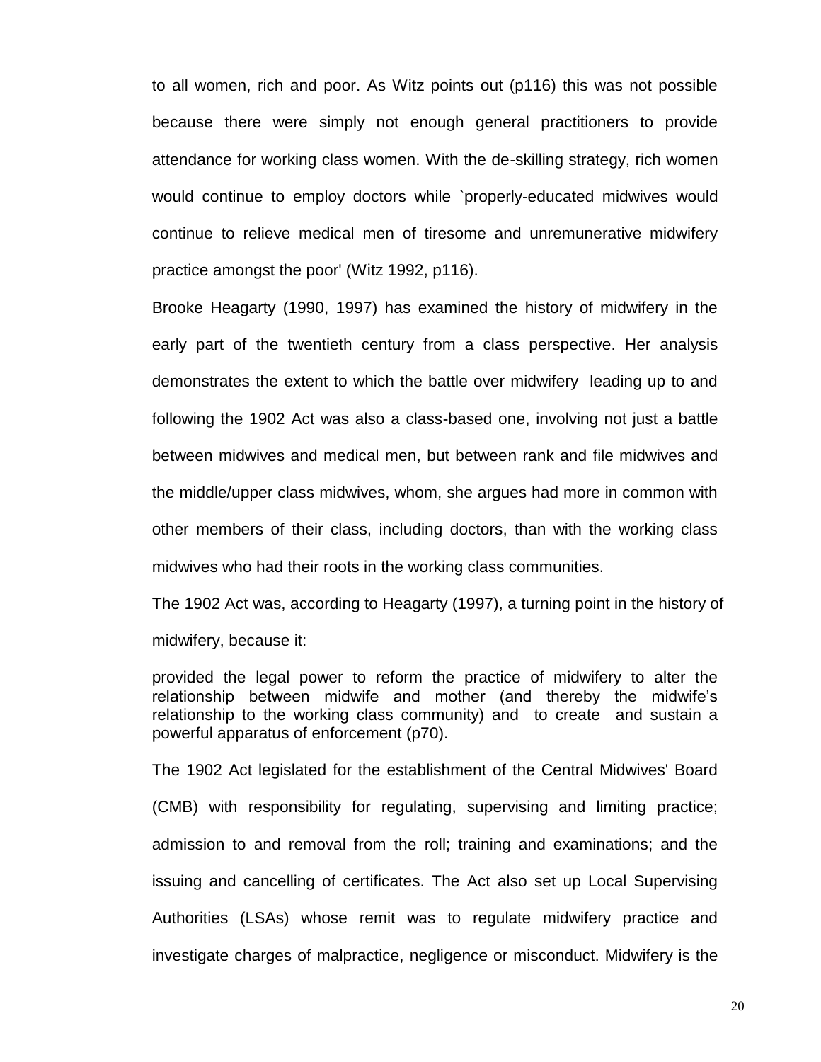to all women, rich and poor. As Witz points out (p116) this was not possible because there were simply not enough general practitioners to provide attendance for working class women. With the de-skilling strategy, rich women would continue to employ doctors while `properly-educated midwives would continue to relieve medical men of tiresome and unremunerative midwifery practice amongst the poor' (Witz 1992, p116).

Brooke Heagarty (1990, 1997) has examined the history of midwifery in the early part of the twentieth century from a class perspective. Her analysis demonstrates the extent to which the battle over midwifery leading up to and following the 1902 Act was also a class-based one, involving not just a battle between midwives and medical men, but between rank and file midwives and the middle/upper class midwives, whom, she argues had more in common with other members of their class, including doctors, than with the working class midwives who had their roots in the working class communities.

The 1902 Act was, according to Heagarty (1997), a turning point in the history of midwifery, because it:

> provided the legal power to reform the practice of midwifery to alter the relationship between midwife and mother (and thereby the midwife's relationship to the working class community) and to create and sustain a powerful apparatus of enforcement (p70).

The 1902 Act legislated for the establishment of the Central Midwives' Board (CMB) with responsibility for regulating, supervising and limiting practice; admission to and removal from the roll; training and examinations; and the issuing and cancelling of certificates. The Act also set up Local Supervising Authorities (LSAs) whose remit was to regulate midwifery practice and investigate charges of malpractice, negligence or misconduct. Midwifery is the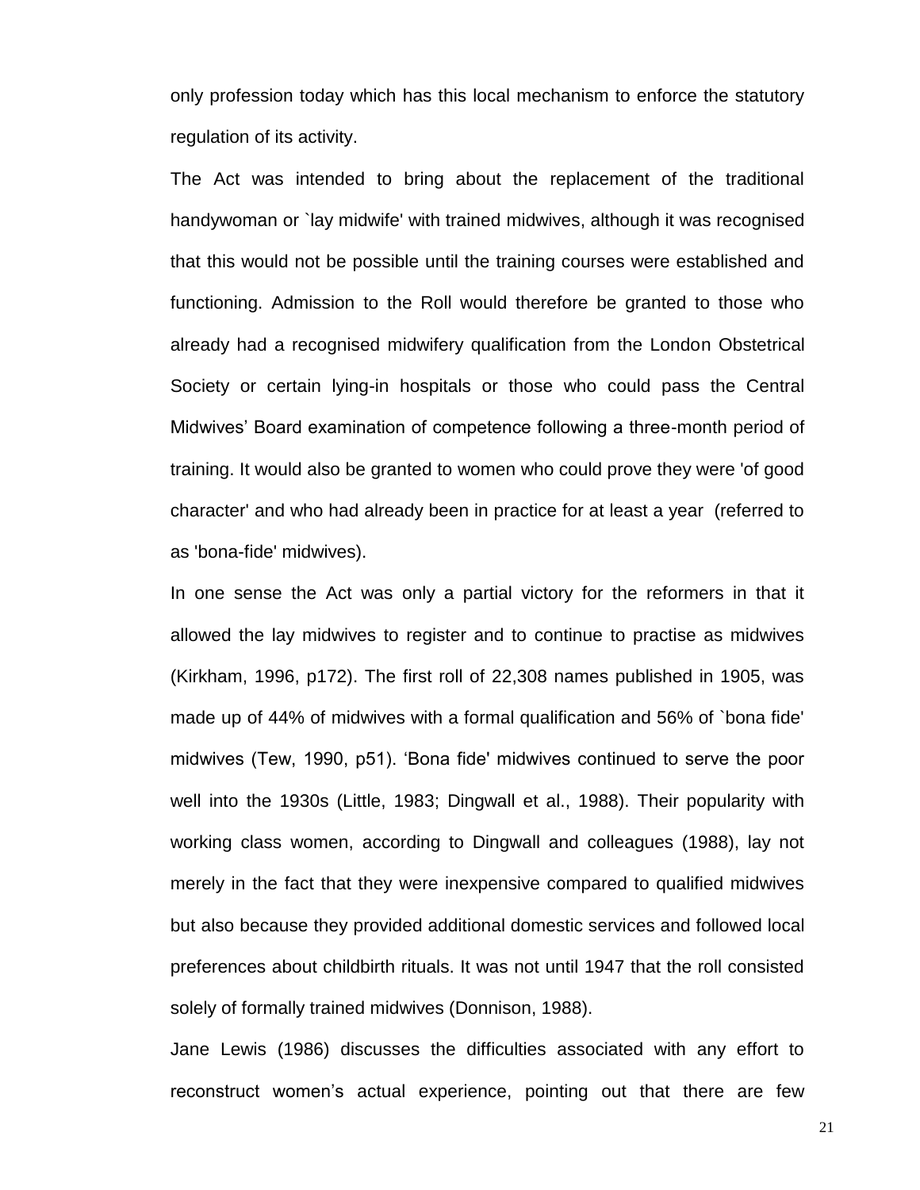only profession today which has this local mechanism to enforce the statutory regulation of its activity.

The Act was intended to bring about the replacement of the traditional handywoman or `lay midwife' with trained midwives, although it was recognised that this would not be possible until the training courses were established and functioning. Admission to the Roll would therefore be granted to those who already had a recognised midwifery qualification from the London Obstetrical Society or certain lying-in hospitals or those who could pass the Central Midwives' Board examination of competence following a three-month period of training. It would also be granted to women who could prove they were 'of good character' and who had already been in practice for at least a year (referred to as 'bona-fide' midwives).

In one sense the Act was only a partial victory for the reformers in that it allowed the lay midwives to register and to continue to practise as midwives (Kirkham, 1996, p172). The first roll of 22,308 names published in 1905, was made up of 44% of midwives with a formal qualification and 56% of `bona fide' midwives (Tew, 1990, p51). 'Bona fide' midwives continued to serve the poor well into the 1930s (Little, 1983; Dingwall et al., 1988). Their popularity with working class women, according to Dingwall and colleagues (1988), lay not merely in the fact that they were inexpensive compared to qualified midwives but also because they provided additional domestic services and followed local preferences about childbirth rituals. It was not until 1947 that the roll consisted solely of formally trained midwives (Donnison, 1988).

Jane Lewis (1986) discusses the difficulties associated with any effort to reconstruct women's actual experience, pointing out that there are few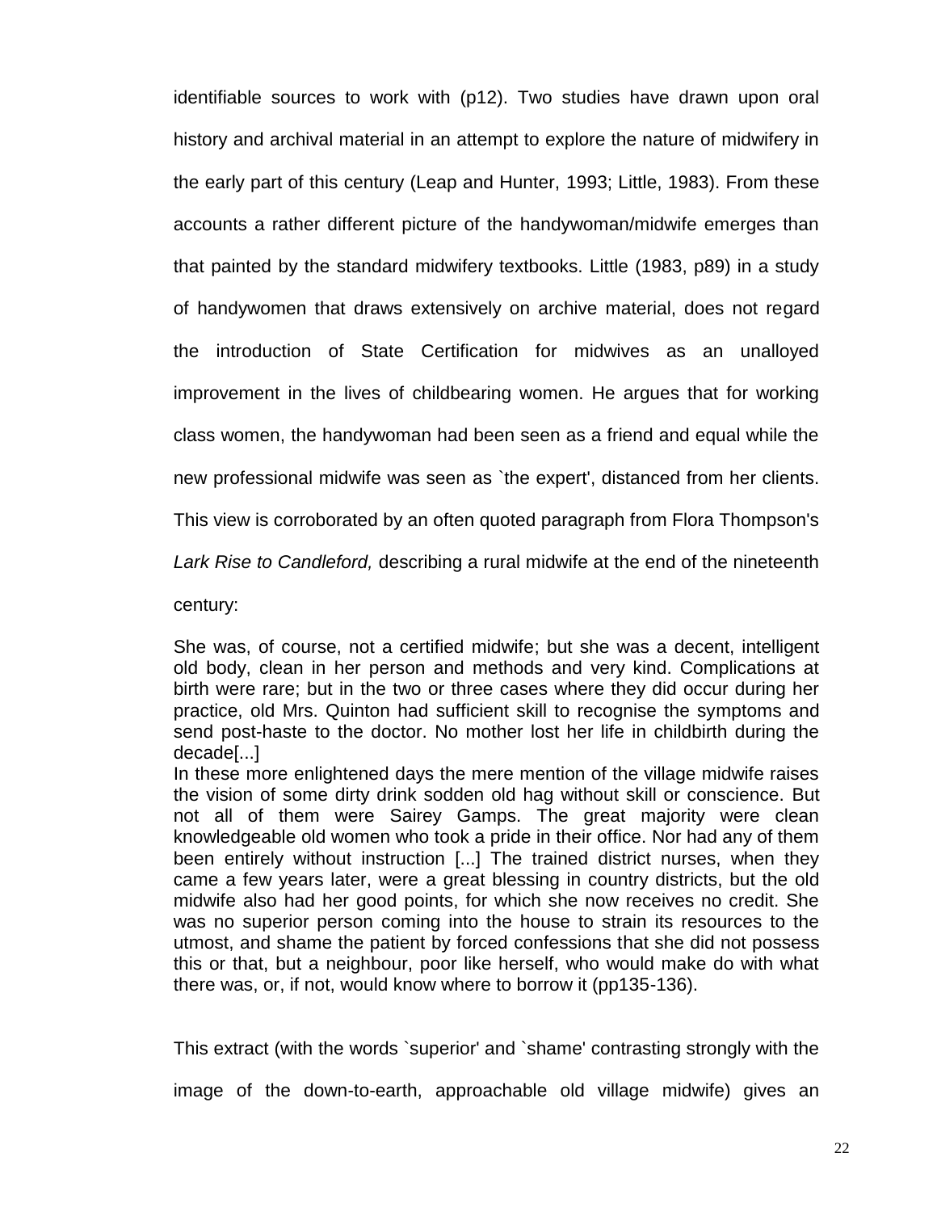identifiable sources to work with (p12). Two studies have drawn upon oral history and archival material in an attempt to explore the nature of midwifery in the early part of this century (Leap and Hunter, 1993; Little, 1983). From these accounts a rather different picture of the handywoman/midwife emerges than that painted by the standard midwifery textbooks. Little (1983, p89) in a study of handywomen that draws extensively on archive material, does not regard the introduction of State Certification for midwives as an unalloyed improvement in the lives of childbearing women. He argues that for working class women, the handywoman had been seen as a friend and equal while the new professional midwife was seen as `the expert', distanced from her clients. This view is corroborated by an often quoted paragraph from Flora Thompson's *Lark Rise to Candleford,* describing a rural midwife at the end of the nineteenth century:

> She was, of course, not a certified midwife; but she was a decent, intelligent old body, clean in her person and methods and very kind. Complications at birth were rare; but in the two or three cases where they did occur during her practice, old Mrs. Quinton had sufficient skill to recognise the symptoms and send post-haste to the doctor. No mother lost her life in childbirth during the decade[...]
> In these more enlightened days the mere mention of the village midwife raises the vision of some dirty drink sodden old hag without skill or conscience. But not all of them were Sairey Gamps. The great majority were clean knowledgeable old women who took a pride in their office. Nor had any of them been entirely without instruction [...] The trained district nurses, when they came a few years later, were a great blessing in country districts, but the old midwife also had her good points, for which she now receives no credit. She was no superior person coming into the house to strain its resources to the utmost, and shame the patient by forced confessions that she did not possess this or that, but a neighbour, poor like herself, who would make do with what there was, or, if not, would know where to borrow it (pp135-136).

This extract (with the words `superior' and `shame' contrasting strongly with the image of the down-to-earth, approachable old village midwife) gives an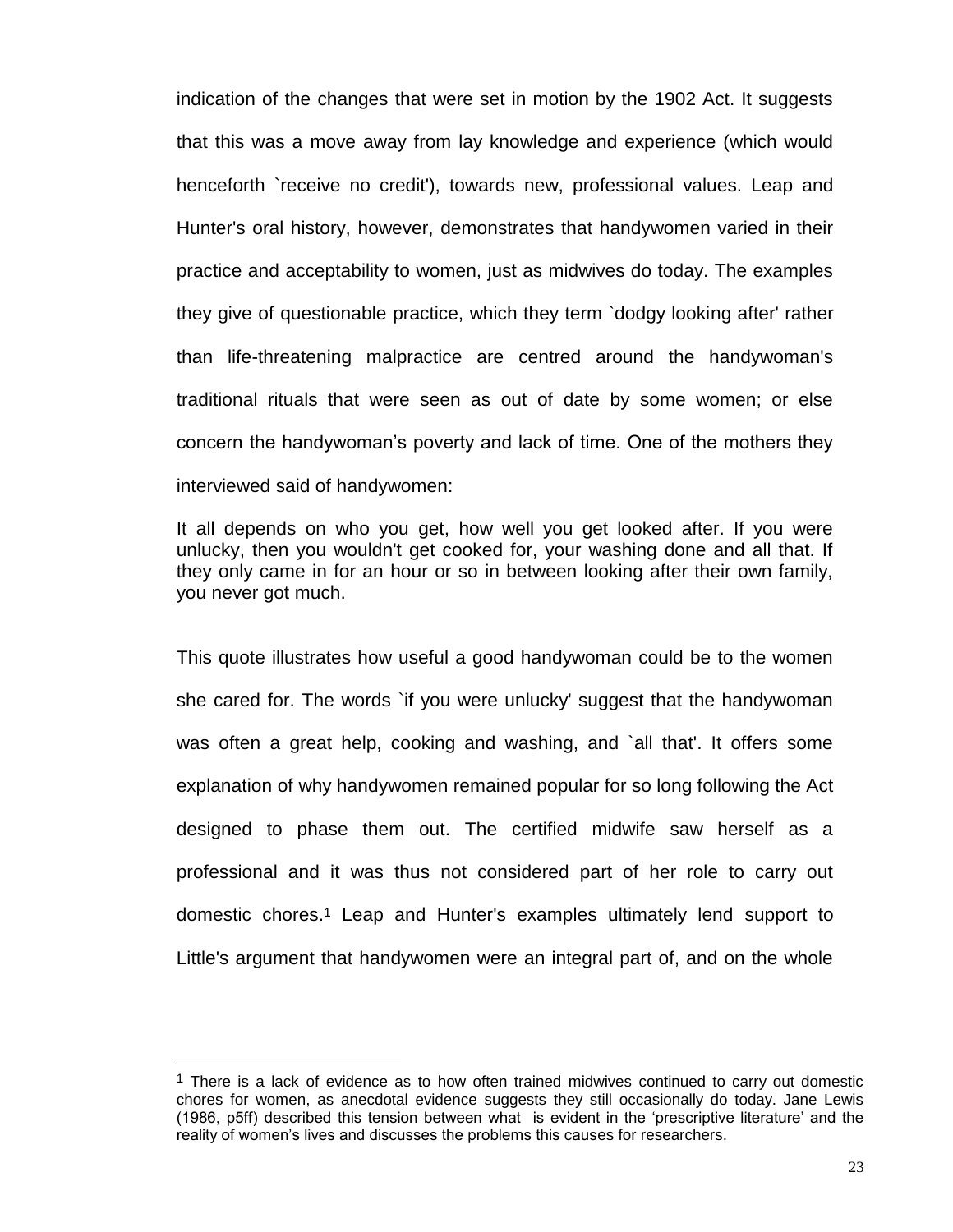indication of the changes that were set in motion by the 1902 Act. It suggests that this was a move away from lay knowledge and experience (which would henceforth `receive no credit'), towards new, professional values. Leap and Hunter's oral history, however, demonstrates that handywomen varied in their practice and acceptability to women, just as midwives do today. The examples they give of questionable practice, which they term `dodgy looking after' rather than life-threatening malpractice are centred around the handywoman's traditional rituals that were seen as out of date by some women; or else concern the handywoman's poverty and lack of time. One of the mothers they interviewed said of handywomen:

> It all depends on who you get, how well you get looked after. If you were unlucky, then you wouldn't get cooked for, your washing done and all that. If they only came in for an hour or so in between looking after their own family, you never got much.

This quote illustrates how useful a good handywoman could be to the women she cared for. The words `if you were unlucky' suggest that the handywoman was often a great help, cooking and washing, and `all that'. It offers some explanation of why handywomen remained popular for so long following the Act designed to phase them out. The certified midwife saw herself as a professional and it was thus not considered part of her role to carry out domestic chores.[1] Leap and Hunter's examples ultimately lend support to Little's argument that handywomen were an integral part of, and on the whole

---

[1] There is a lack of evidence as to how often trained midwives continued to carry out domestic chores for women, as anecdotal evidence suggests they still occasionally do today. Jane Lewis (1986, p5ff) described this tension between what is evident in the 'prescriptive literature' and the reality of women's lives and discusses the problems this causes for researchers.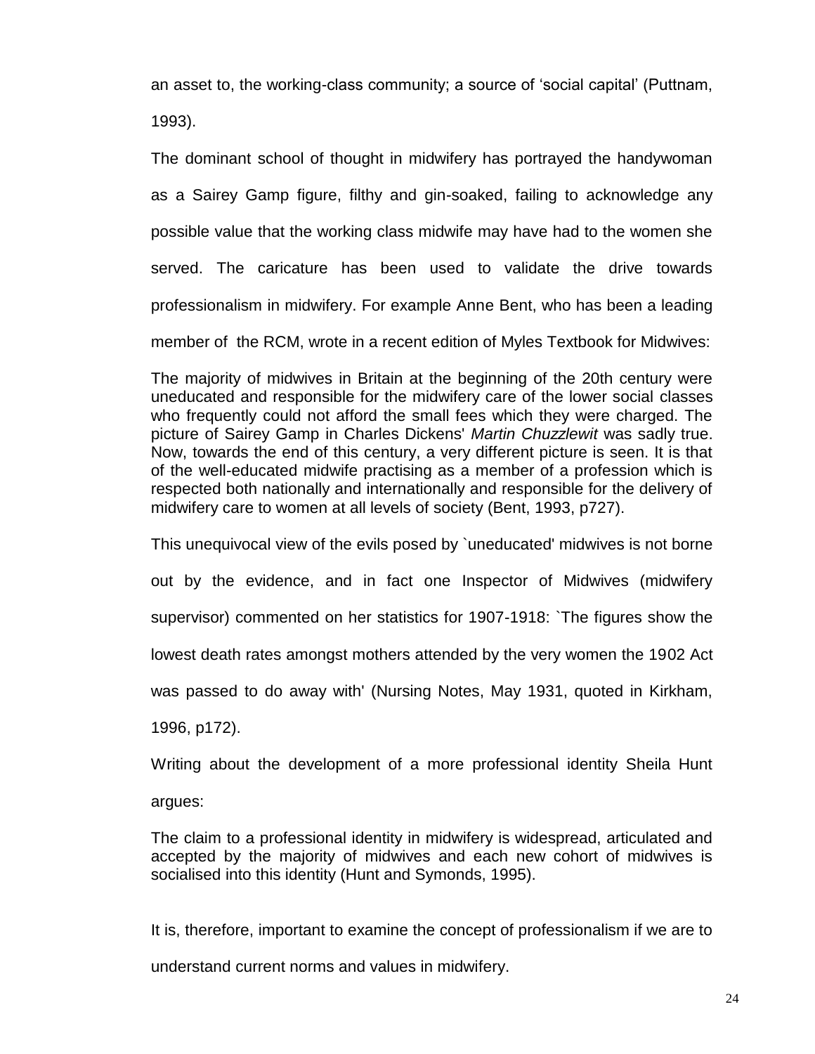an asset to, the working-class community; a source of ‘social capital’ (Puttnam, 1993).

The dominant school of thought in midwifery has portrayed the handywoman as a Sairey Gamp figure, filthy and gin-soaked, failing to acknowledge any possible value that the working class midwife may have had to the women she served. The caricature has been used to validate the drive towards professionalism in midwifery. For example Anne Bent, who has been a leading member of the RCM, wrote in a recent edition of Myles Textbook for Midwives:

> The majority of midwives in Britain at the beginning of the 20th century were uneducated and responsible for the midwifery care of the lower social classes who frequently could not afford the small fees which they were charged. The picture of Sairey Gamp in Charles Dickens' *Martin Chuzzlewit* was sadly true. Now, towards the end of this century, a very different picture is seen. It is that of the well-educated midwife practising as a member of a profession which is respected both nationally and internationally and responsible for the delivery of midwifery care to women at all levels of society (Bent, 1993, p727).

This unequivocal view of the evils posed by `uneducated' midwives is not borne out by the evidence, and in fact one Inspector of Midwives (midwifery supervisor) commented on her statistics for 1907-1918: `The figures show the lowest death rates amongst mothers attended by the very women the 1902 Act was passed to do away with' (Nursing Notes, May 1931, quoted in Kirkham, 1996, p172).

Writing about the development of a more professional identity Sheila Hunt argues:

> The claim to a professional identity in midwifery is widespread, articulated and accepted by the majority of midwives and each new cohort of midwives is socialised into this identity (Hunt and Symonds, 1995).

It is, therefore, important to examine the concept of professionalism if we are to understand current norms and values in midwifery.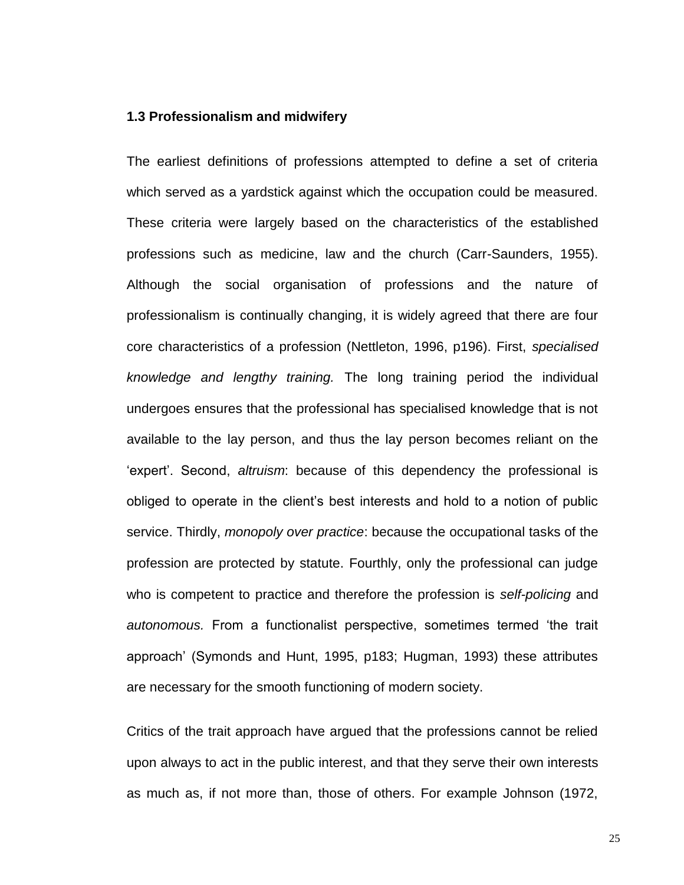### 1.3 Professionalism and midwifery

The earliest definitions of professions attempted to define a set of criteria which served as a yardstick against which the occupation could be measured. These criteria were largely based on the characteristics of the established professions such as medicine, law and the church (Carr-Saunders, 1955). Although the social organisation of professions and the nature of professionalism is continually changing, it is widely agreed that there are four core characteristics of a profession (Nettleton, 1996, p196). First, *specialised knowledge and lengthy training.* The long training period the individual undergoes ensures that the professional has specialised knowledge that is not available to the lay person, and thus the lay person becomes reliant on the 'expert'. Second, *altruism*: because of this dependency the professional is obliged to operate in the client's best interests and hold to a notion of public service. Thirdly, *monopoly over practice*: because the occupational tasks of the profession are protected by statute. Fourthly, only the professional can judge who is competent to practice and therefore the profession is *self-policing* and *autonomous.* From a functionalist perspective, sometimes termed 'the trait approach' (Symonds and Hunt, 1995, p183; Hugman, 1993) these attributes are necessary for the smooth functioning of modern society.

Critics of the trait approach have argued that the professions cannot be relied upon always to act in the public interest, and that they serve their own interests as much as, if not more than, those of others. For example Johnson (1972,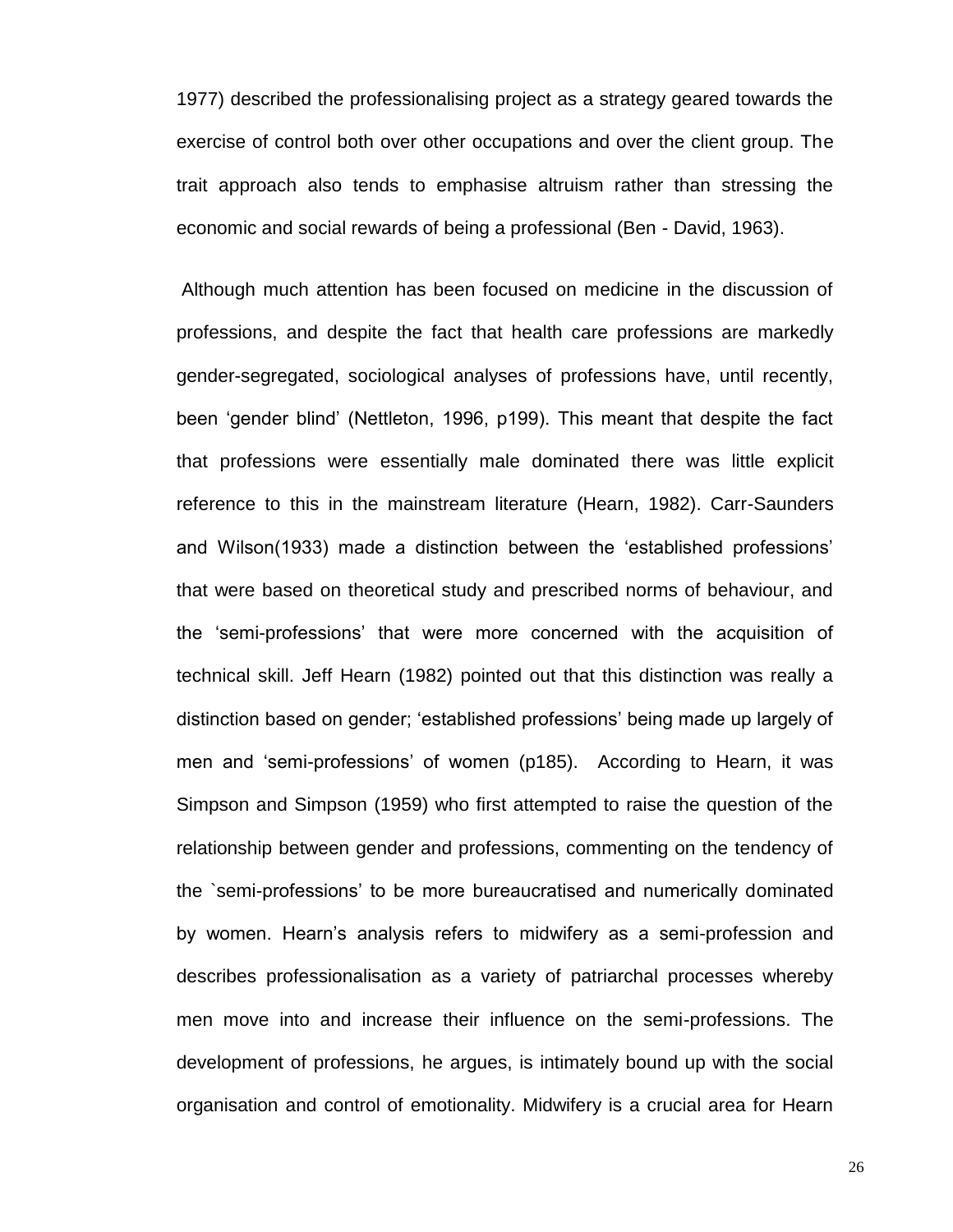1977) described the professionalising project as a strategy geared towards the exercise of control both over other occupations and over the client group. The trait approach also tends to emphasise altruism rather than stressing the economic and social rewards of being a professional (Ben - David, 1963).

Although much attention has been focused on medicine in the discussion of professions, and despite the fact that health care professions are markedly gender-segregated, sociological analyses of professions have, until recently, been 'gender blind' (Nettleton, 1996, p199). This meant that despite the fact that professions were essentially male dominated there was little explicit reference to this in the mainstream literature (Hearn, 1982). Carr-Saunders and Wilson(1933) made a distinction between the 'established professions' that were based on theoretical study and prescribed norms of behaviour, and the 'semi-professions' that were more concerned with the acquisition of technical skill. Jeff Hearn (1982) pointed out that this distinction was really a distinction based on gender; 'established professions' being made up largely of men and 'semi-professions' of women (p185). According to Hearn, it was Simpson and Simpson (1959) who first attempted to raise the question of the relationship between gender and professions, commenting on the tendency of the `semi-professions' to be more bureaucratised and numerically dominated by women. Hearn's analysis refers to midwifery as a semi-profession and describes professionalisation as a variety of patriarchal processes whereby men move into and increase their influence on the semi-professions. The development of professions, he argues, is intimately bound up with the social organisation and control of emotionality. Midwifery is a crucial area for Hearn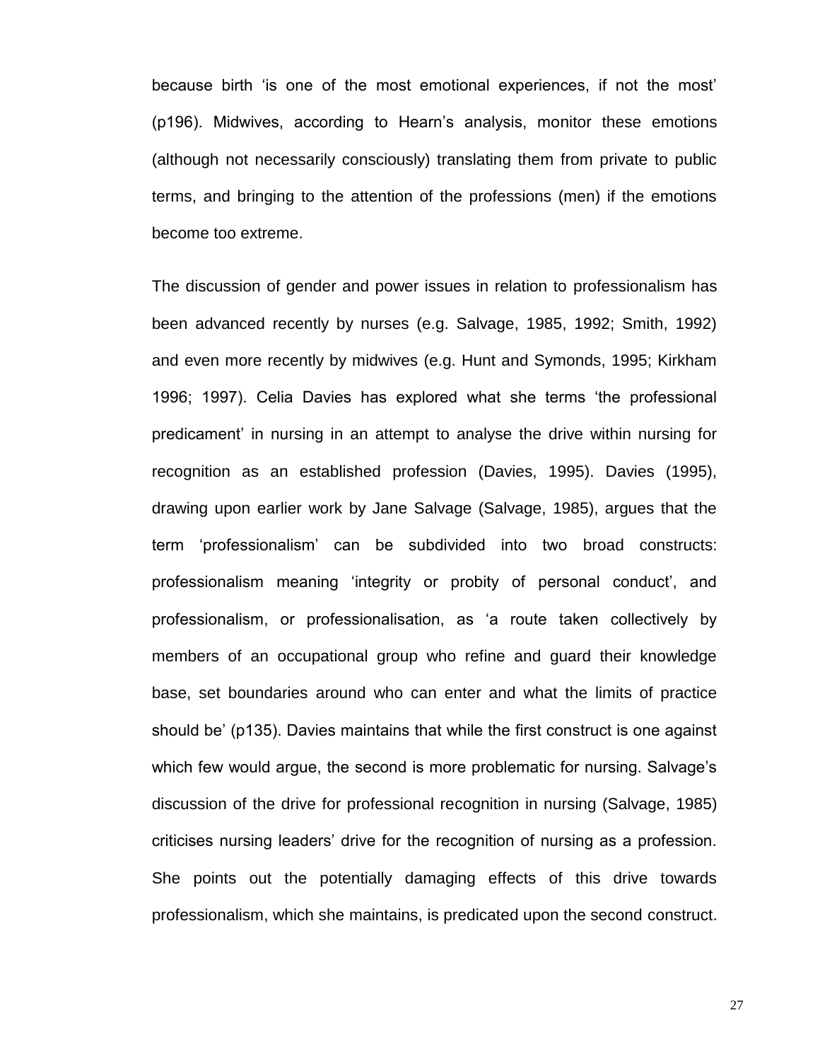because birth 'is one of the most emotional experiences, if not the most' (p196). Midwives, according to Hearn's analysis, monitor these emotions (although not necessarily consciously) translating them from private to public terms, and bringing to the attention of the professions (men) if the emotions become too extreme.

The discussion of gender and power issues in relation to professionalism has been advanced recently by nurses (e.g. Salvage, 1985, 1992; Smith, 1992) and even more recently by midwives (e.g. Hunt and Symonds, 1995; Kirkham 1996; 1997). Celia Davies has explored what she terms 'the professional predicament' in nursing in an attempt to analyse the drive within nursing for recognition as an established profession (Davies, 1995). Davies (1995), drawing upon earlier work by Jane Salvage (Salvage, 1985), argues that the term 'professionalism' can be subdivided into two broad constructs: professionalism meaning 'integrity or probity of personal conduct', and professionalism, or professionalisation, as 'a route taken collectively by members of an occupational group who refine and guard their knowledge base, set boundaries around who can enter and what the limits of practice should be' (p135). Davies maintains that while the first construct is one against which few would argue, the second is more problematic for nursing. Salvage's discussion of the drive for professional recognition in nursing (Salvage, 1985) criticises nursing leaders' drive for the recognition of nursing as a profession. She points out the potentially damaging effects of this drive towards professionalism, which she maintains, is predicated upon the second construct.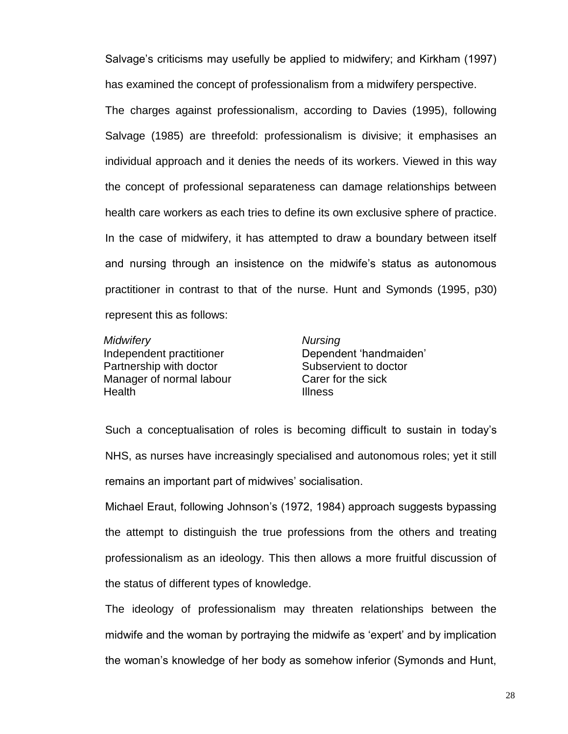Salvage's criticisms may usefully be applied to midwifery; and Kirkham (1997) has examined the concept of professionalism from a midwifery perspective.

The charges against professionalism, according to Davies (1995), following Salvage (1985) are threefold: professionalism is divisive; it emphasises an individual approach and it denies the needs of its workers. Viewed in this way the concept of professional separateness can damage relationships between health care workers as each tries to define its own exclusive sphere of practice. In the case of midwifery, it has attempted to draw a boundary between itself and nursing through an insistence on the midwife's status as autonomous practitioner in contrast to that of the nurse. Hunt and Symonds (1995, p30) represent this as follows:

| *Midwifery* | *Nursing* |
| --- | --- |
| Independent practitioner | Dependent 'handmaiden' |
| Partnership with doctor | Subservient to doctor |
| Manager of normal labour | Carer for the sick |
| Health | Illness |

Such a conceptualisation of roles is becoming difficult to sustain in today's NHS, as nurses have increasingly specialised and autonomous roles; yet it still remains an important part of midwives' socialisation.

Michael Eraut, following Johnson's (1972, 1984) approach suggests bypassing the attempt to distinguish the true professions from the others and treating professionalism as an ideology. This then allows a more fruitful discussion of the status of different types of knowledge.

The ideology of professionalism may threaten relationships between the midwife and the woman by portraying the midwife as 'expert' and by implication the woman's knowledge of her body as somehow inferior (Symonds and Hunt,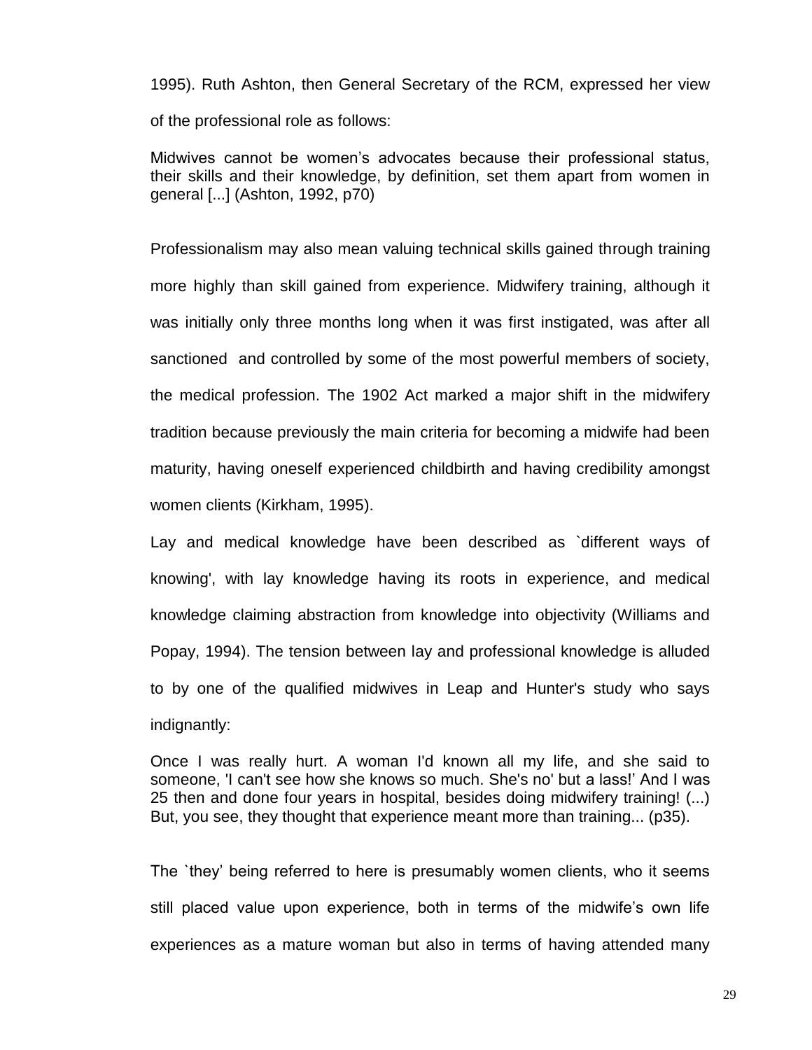1995). Ruth Ashton, then General Secretary of the RCM, expressed her view of the professional role as follows:

> Midwives cannot be women's advocates because their professional status, their skills and their knowledge, by definition, set them apart from women in general [...] (Ashton, 1992, p70)

Professionalism may also mean valuing technical skills gained through training more highly than skill gained from experience. Midwifery training, although it was initially only three months long when it was first instigated, was after all sanctioned and controlled by some of the most powerful members of society, the medical profession. The 1902 Act marked a major shift in the midwifery tradition because previously the main criteria for becoming a midwife had been maturity, having oneself experienced childbirth and having credibility amongst women clients (Kirkham, 1995).

Lay and medical knowledge have been described as `different ways of knowing', with lay knowledge having its roots in experience, and medical knowledge claiming abstraction from knowledge into objectivity (Williams and Popay, 1994). The tension between lay and professional knowledge is alluded to by one of the qualified midwives in Leap and Hunter's study who says indignantly:

> Once I was really hurt. A woman I'd known all my life, and she said to someone, 'I can't see how she knows so much. She's no' but a lass!' And I was 25 then and done four years in hospital, besides doing midwifery training! (...) But, you see, they thought that experience meant more than training... (p35).

The `they' being referred to here is presumably women clients, who it seems still placed value upon experience, both in terms of the midwife's own life experiences as a mature woman but also in terms of having attended many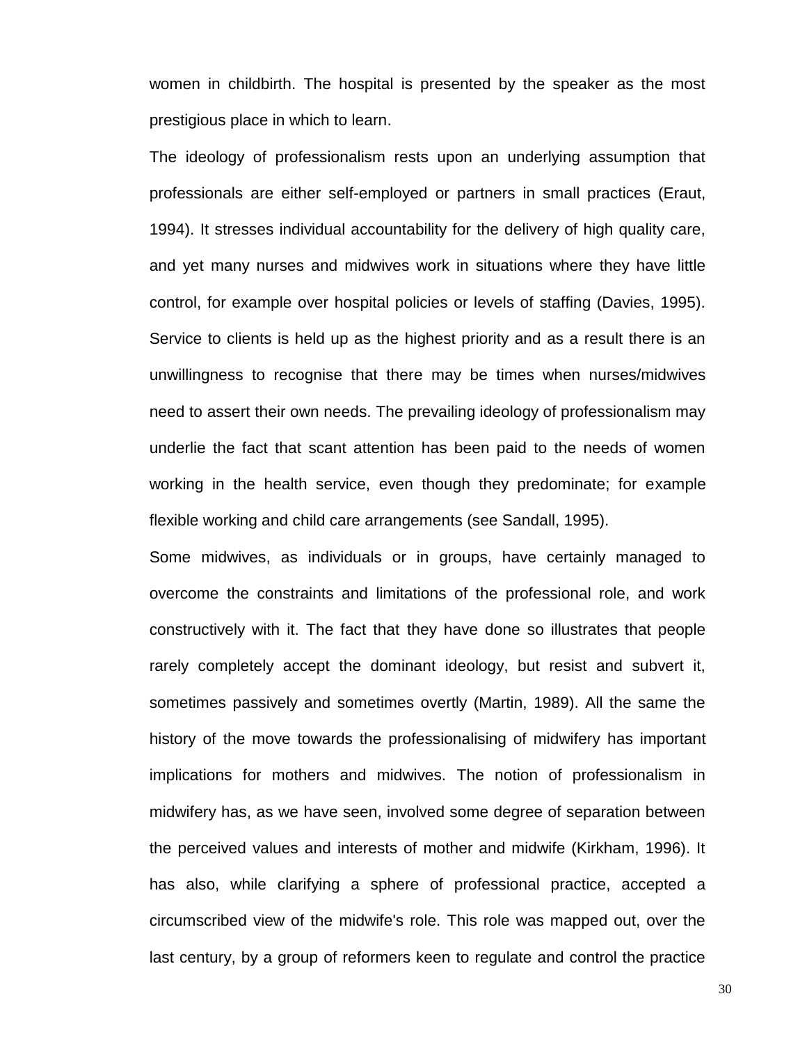women in childbirth. The hospital is presented by the speaker as the most prestigious place in which to learn.

The ideology of professionalism rests upon an underlying assumption that professionals are either self-employed or partners in small practices (Eraut, 1994). It stresses individual accountability for the delivery of high quality care, and yet many nurses and midwives work in situations where they have little control, for example over hospital policies or levels of staffing (Davies, 1995). Service to clients is held up as the highest priority and as a result there is an unwillingness to recognise that there may be times when nurses/midwives need to assert their own needs. The prevailing ideology of professionalism may underlie the fact that scant attention has been paid to the needs of women working in the health service, even though they predominate; for example flexible working and child care arrangements (see Sandall, 1995).

Some midwives, as individuals or in groups, have certainly managed to overcome the constraints and limitations of the professional role, and work constructively with it. The fact that they have done so illustrates that people rarely completely accept the dominant ideology, but resist and subvert it, sometimes passively and sometimes overtly (Martin, 1989). All the same the history of the move towards the professionalising of midwifery has important implications for mothers and midwives. The notion of professionalism in midwifery has, as we have seen, involved some degree of separation between the perceived values and interests of mother and midwife (Kirkham, 1996). It has also, while clarifying a sphere of professional practice, accepted a circumscribed view of the midwife's role. This role was mapped out, over the last century, by a group of reformers keen to regulate and control the practice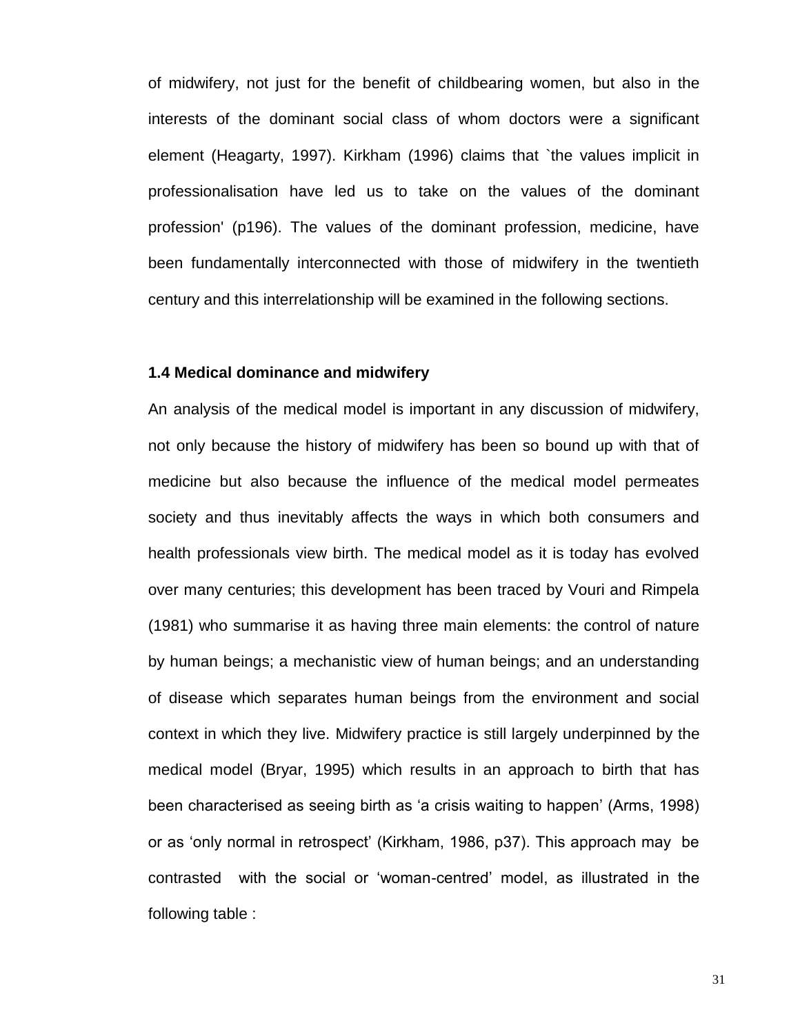of midwifery, not just for the benefit of childbearing women, but also in the interests of the dominant social class of whom doctors were a significant element (Heagarty, 1997). Kirkham (1996) claims that `the values implicit in professionalisation have led us to take on the values of the dominant profession' (p196). The values of the dominant profession, medicine, have been fundamentally interconnected with those of midwifery in the twentieth century and this interrelationship will be examined in the following sections.

### 1.4 Medical dominance and midwifery

An analysis of the medical model is important in any discussion of midwifery, not only because the history of midwifery has been so bound up with that of medicine but also because the influence of the medical model permeates society and thus inevitably affects the ways in which both consumers and health professionals view birth. The medical model as it is today has evolved over many centuries; this development has been traced by Vouri and Rimpela (1981) who summarise it as having three main elements: the control of nature by human beings; a mechanistic view of human beings; and an understanding of disease which separates human beings from the environment and social context in which they live. Midwifery practice is still largely underpinned by the medical model (Bryar, 1995) which results in an approach to birth that has been characterised as seeing birth as 'a crisis waiting to happen' (Arms, 1998) or as 'only normal in retrospect' (Kirkham, 1986, p37). This approach may be contrasted with the social or 'woman-centred' model, as illustrated in the following table :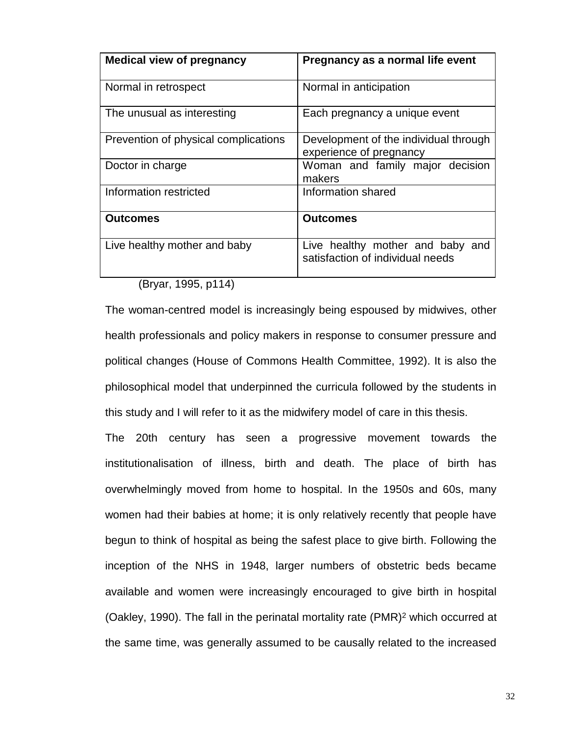| Medical view of pregnancy | Pregnancy as a normal life event |
|---|---|
| Normal in retrospect | Normal in anticipation |
| The unusual as interesting | Each pregnancy a unique event |
| Prevention of physical complications | Development of the individual through experience of pregnancy |
| Doctor in charge | Woman and family major decision makers |
| Information restricted | Information shared |
| **Outcomes** | **Outcomes** |
| Live healthy mother and baby | Live healthy mother and baby and satisfaction of individual needs |

(Bryar, 1995, p114)

The woman-centred model is increasingly being espoused by midwives, other health professionals and policy makers in response to consumer pressure and political changes (House of Commons Health Committee, 1992). It is also the philosophical model that underpinned the curricula followed by the students in this study and I will refer to it as the midwifery model of care in this thesis.

The 20th century has seen a progressive movement towards the institutionalisation of illness, birth and death. The place of birth has overwhelmingly moved from home to hospital. In the 1950s and 60s, many women had their babies at home; it is only relatively recently that people have begun to think of hospital as being the safest place to give birth. Following the inception of the NHS in 1948, larger numbers of obstetric beds became available and women were increasingly encouraged to give birth in hospital (Oakley, 1990). The fall in the perinatal mortality rate (PMR)[2] which occurred at the same time, was generally assumed to be causally related to the increased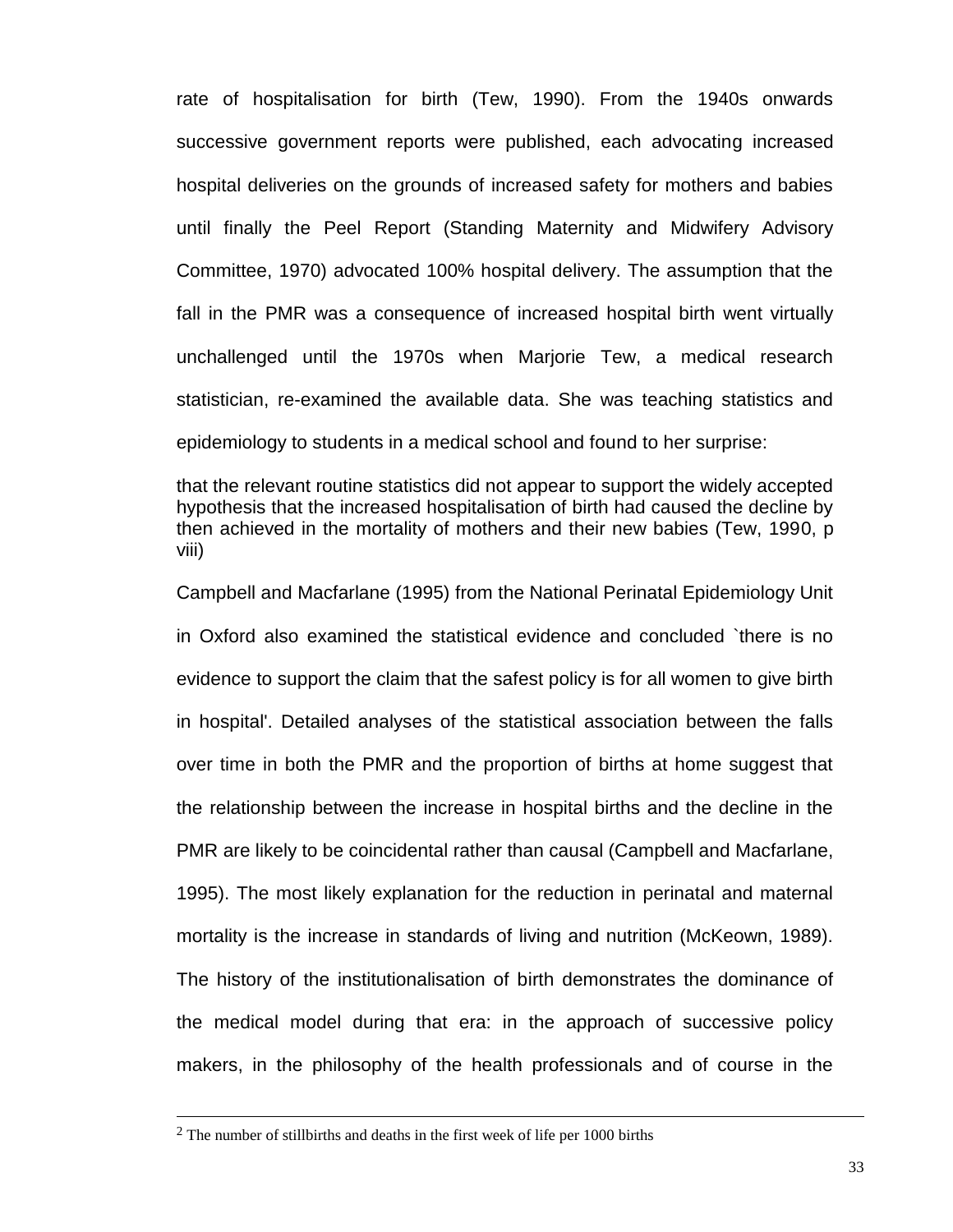rate of hospitalisation for birth (Tew, 1990). From the 1940s onwards successive government reports were published, each advocating increased hospital deliveries on the grounds of increased safety for mothers and babies until finally the Peel Report (Standing Maternity and Midwifery Advisory Committee, 1970) advocated 100% hospital delivery. The assumption that the fall in the PMR was a consequence of increased hospital birth went virtually unchallenged until the 1970s when Marjorie Tew, a medical research statistician, re-examined the available data. She was teaching statistics and epidemiology to students in a medical school and found to her surprise:

> that the relevant routine statistics did not appear to support the widely accepted hypothesis that the increased hospitalisation of birth had caused the decline by then achieved in the mortality of mothers and their new babies (Tew, 1990, p viii)

Campbell and Macfarlane (1995) from the National Perinatal Epidemiology Unit in Oxford also examined the statistical evidence and concluded `there is no evidence to support the claim that the safest policy is for all women to give birth in hospital'. Detailed analyses of the statistical association between the falls over time in both the PMR and the proportion of births at home suggest that the relationship between the increase in hospital births and the decline in the PMR are likely to be coincidental rather than causal (Campbell and Macfarlane, 1995). The most likely explanation for the reduction in perinatal and maternal mortality is the increase in standards of living and nutrition (McKeown, 1989). The history of the institutionalisation of birth demonstrates the dominance of the medical model during that era: in the approach of successive policy makers, in the philosophy of the health professionals and of course in the

---

[2] The number of stillbirths and deaths in the first week of life per 1000 births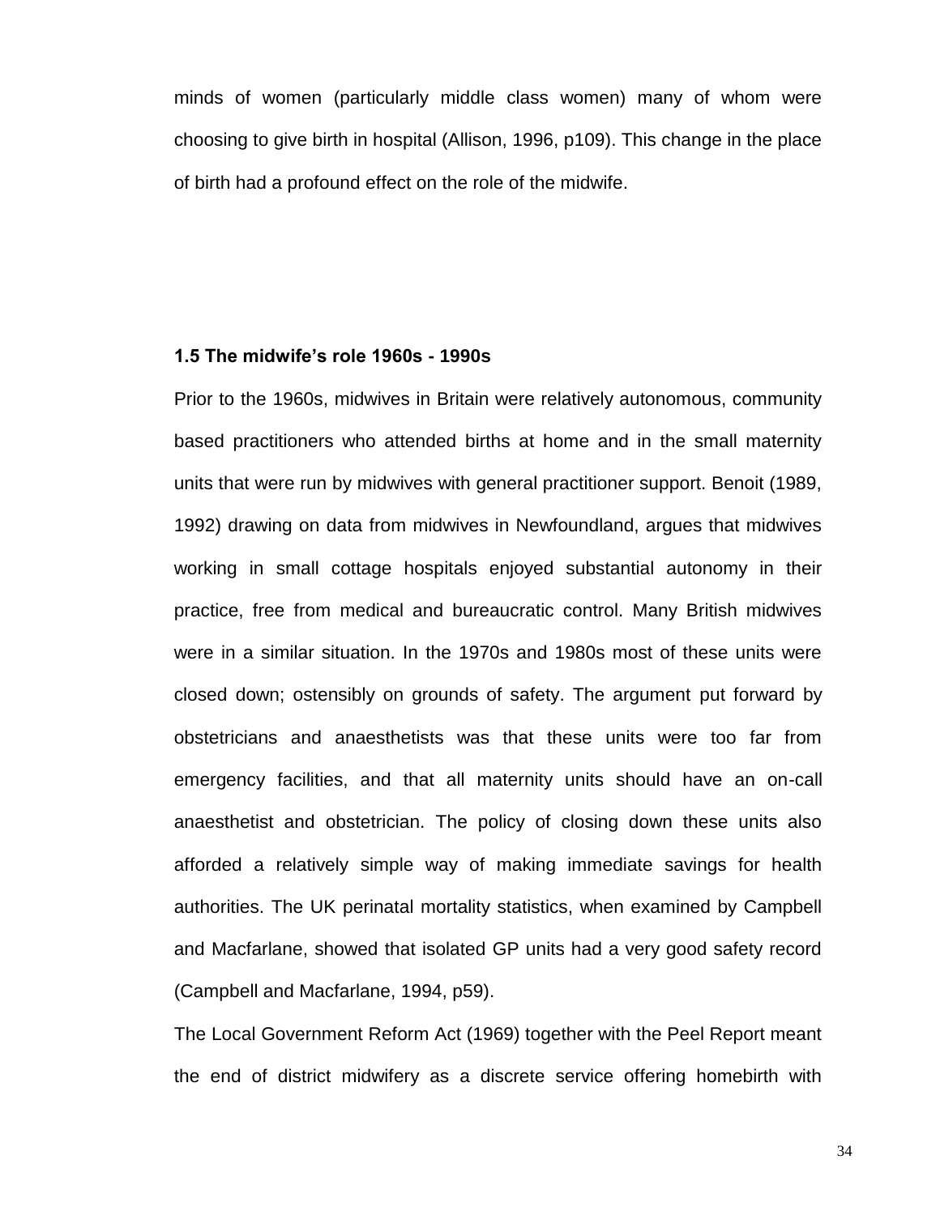minds of women (particularly middle class women) many of whom were choosing to give birth in hospital (Allison, 1996, p109). This change in the place of birth had a profound effect on the role of the midwife.

### 1.5 The midwife's role 1960s - 1990s

Prior to the 1960s, midwives in Britain were relatively autonomous, community based practitioners who attended births at home and in the small maternity units that were run by midwives with general practitioner support. Benoit (1989, 1992) drawing on data from midwives in Newfoundland, argues that midwives working in small cottage hospitals enjoyed substantial autonomy in their practice, free from medical and bureaucratic control. Many British midwives were in a similar situation. In the 1970s and 1980s most of these units were closed down; ostensibly on grounds of safety. The argument put forward by obstetricians and anaesthetists was that these units were too far from emergency facilities, and that all maternity units should have an on-call anaesthetist and obstetrician. The policy of closing down these units also afforded a relatively simple way of making immediate savings for health authorities. The UK perinatal mortality statistics, when examined by Campbell and Macfarlane, showed that isolated GP units had a very good safety record (Campbell and Macfarlane, 1994, p59).

The Local Government Reform Act (1969) together with the Peel Report meant the end of district midwifery as a discrete service offering homebirth with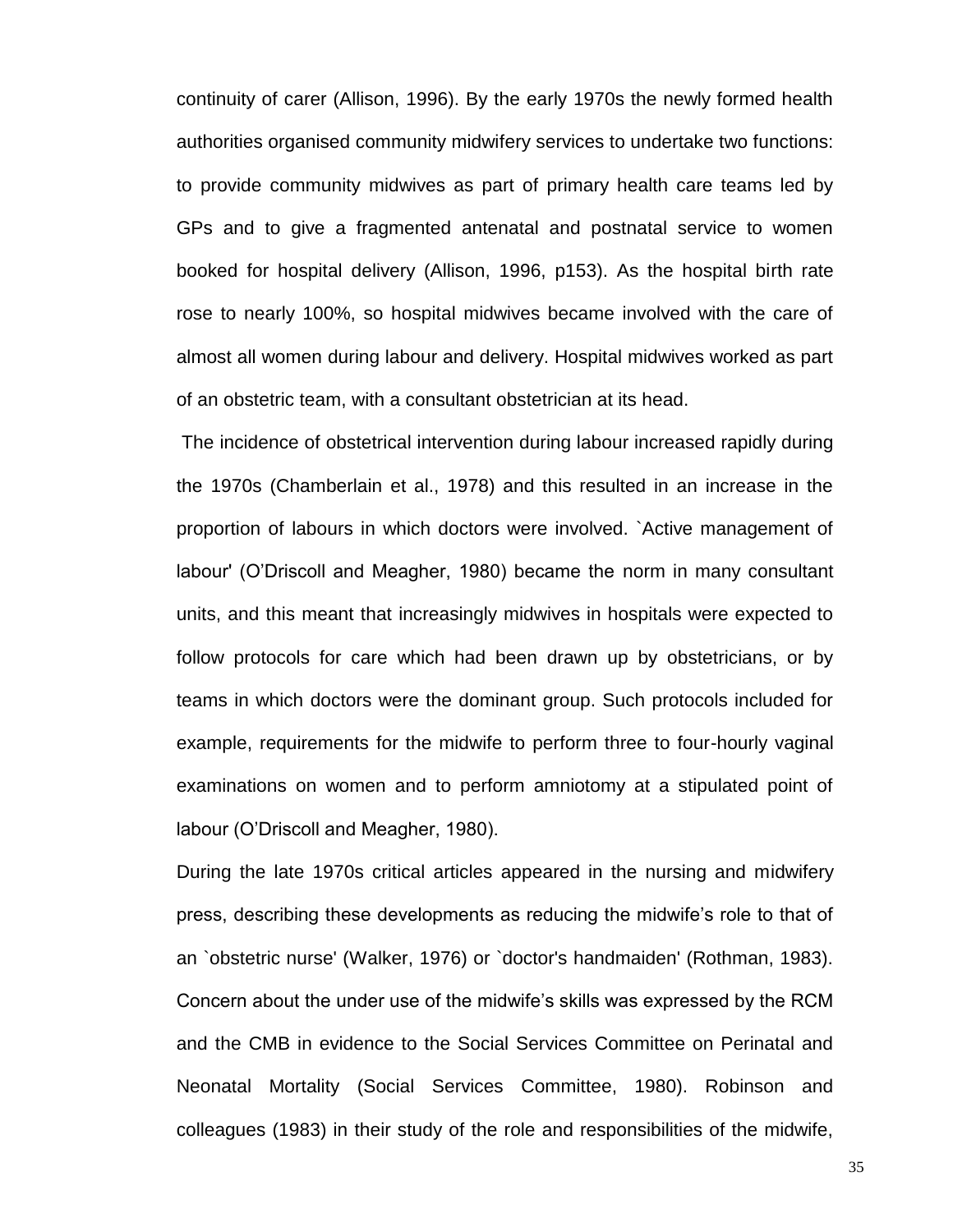continuity of carer (Allison, 1996). By the early 1970s the newly formed health authorities organised community midwifery services to undertake two functions: to provide community midwives as part of primary health care teams led by GPs and to give a fragmented antenatal and postnatal service to women booked for hospital delivery (Allison, 1996, p153). As the hospital birth rate rose to nearly 100%, so hospital midwives became involved with the care of almost all women during labour and delivery. Hospital midwives worked as part of an obstetric team, with a consultant obstetrician at its head.

The incidence of obstetrical intervention during labour increased rapidly during the 1970s (Chamberlain et al., 1978) and this resulted in an increase in the proportion of labours in which doctors were involved. `Active management of labour' (O'Driscoll and Meagher, 1980) became the norm in many consultant units, and this meant that increasingly midwives in hospitals were expected to follow protocols for care which had been drawn up by obstetricians, or by teams in which doctors were the dominant group. Such protocols included for example, requirements for the midwife to perform three to four-hourly vaginal examinations on women and to perform amniotomy at a stipulated point of labour (O'Driscoll and Meagher, 1980).

During the late 1970s critical articles appeared in the nursing and midwifery press, describing these developments as reducing the midwife's role to that of an `obstetric nurse' (Walker, 1976) or `doctor's handmaiden' (Rothman, 1983). Concern about the under use of the midwife's skills was expressed by the RCM and the CMB in evidence to the Social Services Committee on Perinatal and Neonatal Mortality (Social Services Committee, 1980). Robinson and colleagues (1983) in their study of the role and responsibilities of the midwife,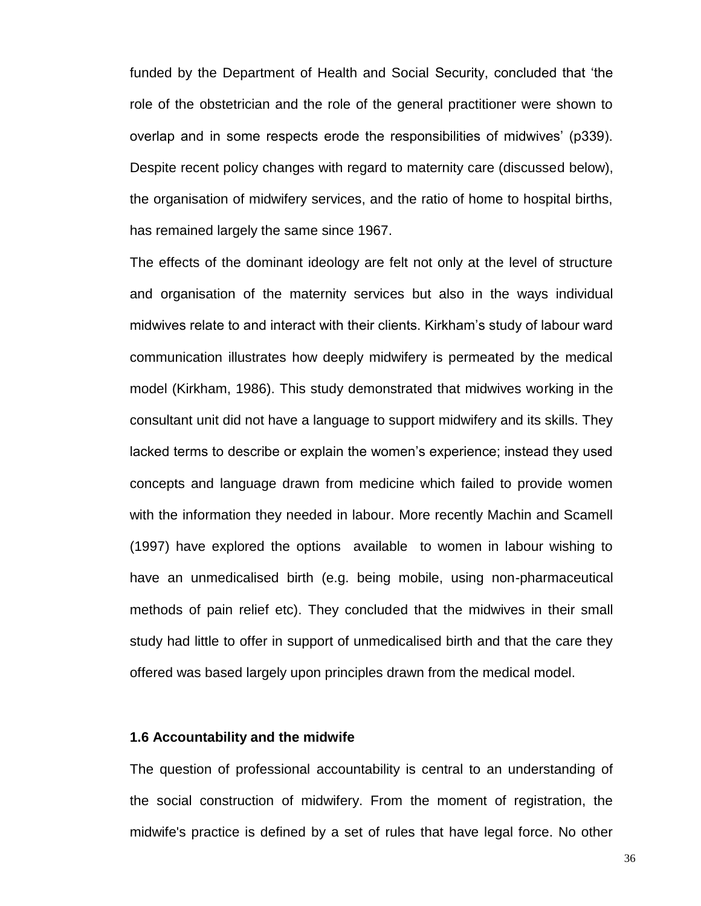funded by the Department of Health and Social Security, concluded that 'the role of the obstetrician and the role of the general practitioner were shown to overlap and in some respects erode the responsibilities of midwives' (p339). Despite recent policy changes with regard to maternity care (discussed below), the organisation of midwifery services, and the ratio of home to hospital births, has remained largely the same since 1967.

The effects of the dominant ideology are felt not only at the level of structure and organisation of the maternity services but also in the ways individual midwives relate to and interact with their clients. Kirkham's study of labour ward communication illustrates how deeply midwifery is permeated by the medical model (Kirkham, 1986). This study demonstrated that midwives working in the consultant unit did not have a language to support midwifery and its skills. They lacked terms to describe or explain the women's experience; instead they used concepts and language drawn from medicine which failed to provide women with the information they needed in labour. More recently Machin and Scamell (1997) have explored the options available to women in labour wishing to have an unmedicalised birth (e.g. being mobile, using non-pharmaceutical methods of pain relief etc). They concluded that the midwives in their small study had little to offer in support of unmedicalised birth and that the care they offered was based largely upon principles drawn from the medical model.

### 1.6 Accountability and the midwife

The question of professional accountability is central to an understanding of the social construction of midwifery. From the moment of registration, the midwife's practice is defined by a set of rules that have legal force. No other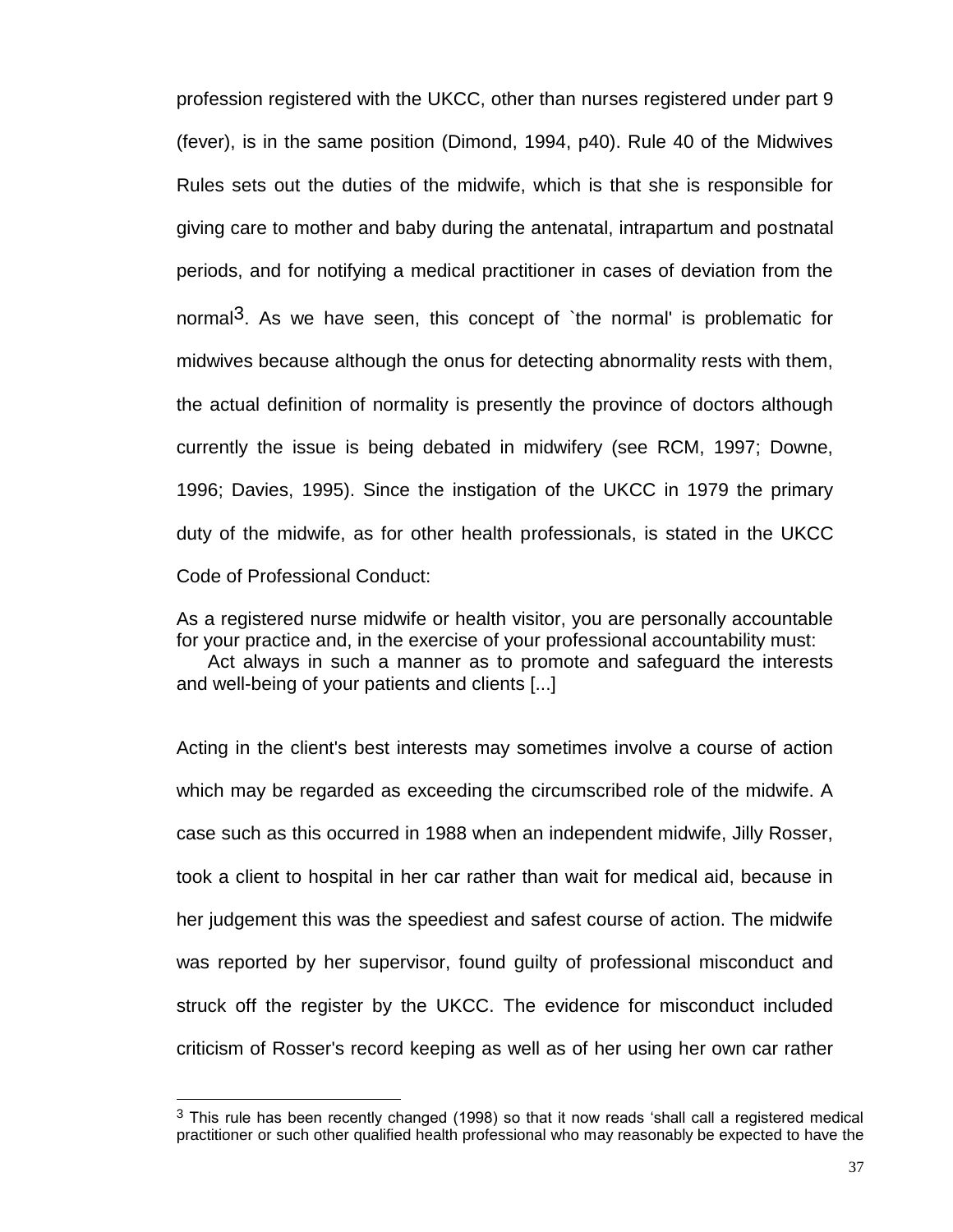profession registered with the UKCC, other than nurses registered under part 9 (fever), is in the same position (Dimond, 1994, p40). Rule 40 of the Midwives Rules sets out the duties of the midwife, which is that she is responsible for giving care to mother and baby during the antenatal, intrapartum and postnatal periods, and for notifying a medical practitioner in cases of deviation from the normal[3]. As we have seen, this concept of `the normal' is problematic for midwives because although the onus for detecting abnormality rests with them, the actual definition of normality is presently the province of doctors although currently the issue is being debated in midwifery (see RCM, 1997; Downe, 1996; Davies, 1995). Since the instigation of the UKCC in 1979 the primary duty of the midwife, as for other health professionals, is stated in the UKCC Code of Professional Conduct:

> As a registered nurse midwife or health visitor, you are personally accountable for your practice and, in the exercise of your professional accountability must:
>
> Act always in such a manner as to promote and safeguard the interests and well-being of your patients and clients [...]

Acting in the client's best interests may sometimes involve a course of action which may be regarded as exceeding the circumscribed role of the midwife. A case such as this occurred in 1988 when an independent midwife, Jilly Rosser, took a client to hospital in her car rather than wait for medical aid, because in her judgement this was the speediest and safest course of action. The midwife was reported by her supervisor, found guilty of professional misconduct and struck off the register by the UKCC. The evidence for misconduct included criticism of Rosser's record keeping as well as of her using her own car rather

---

[3] This rule has been recently changed (1998) so that it now reads 'shall call a registered medical practitioner or such other qualified health professional who may reasonably be expected to have the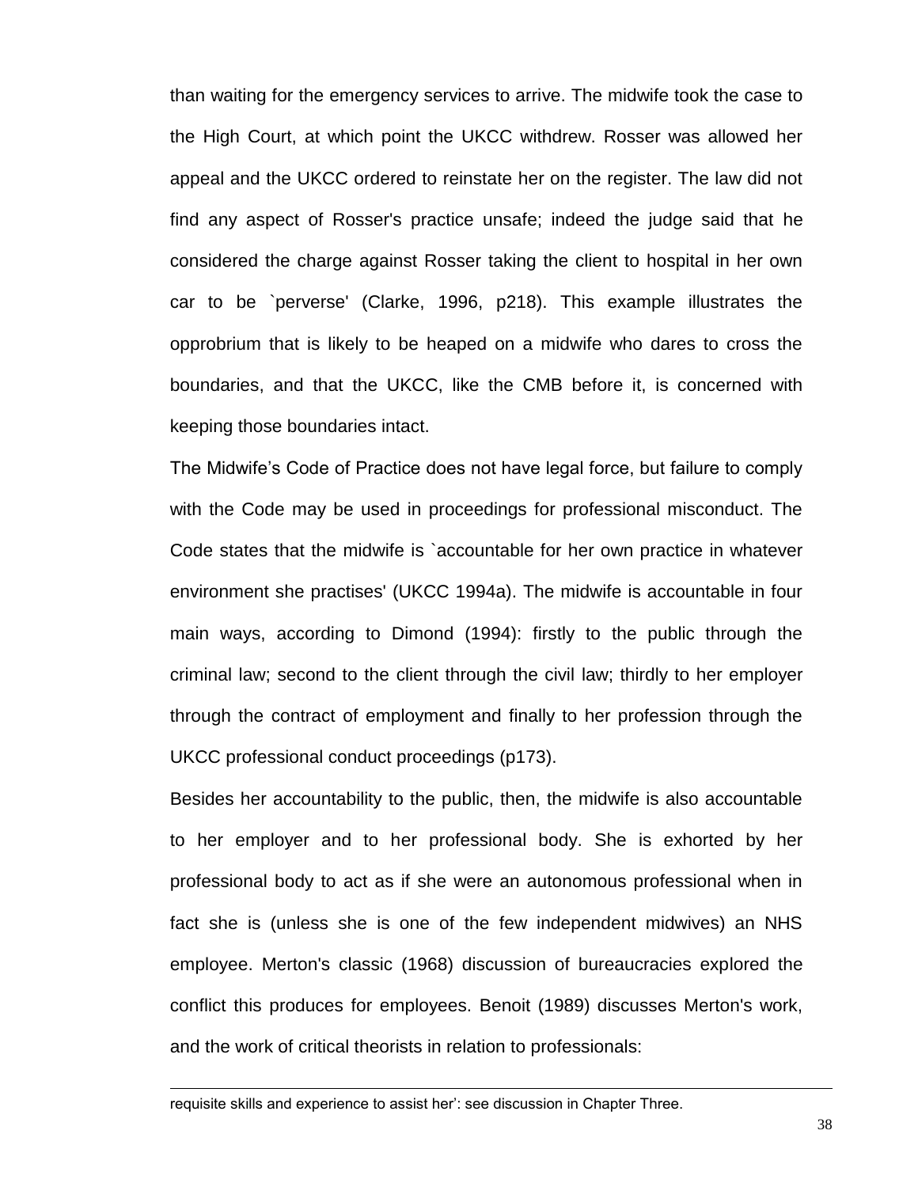than waiting for the emergency services to arrive. The midwife took the case to the High Court, at which point the UKCC withdrew. Rosser was allowed her appeal and the UKCC ordered to reinstate her on the register. The law did not find any aspect of Rosser's practice unsafe; indeed the judge said that he considered the charge against Rosser taking the client to hospital in her own car to be `perverse' (Clarke, 1996, p218). This example illustrates the opprobrium that is likely to be heaped on a midwife who dares to cross the boundaries, and that the UKCC, like the CMB before it, is concerned with keeping those boundaries intact.

The Midwife's Code of Practice does not have legal force, but failure to comply with the Code may be used in proceedings for professional misconduct. The Code states that the midwife is `accountable for her own practice in whatever environment she practises' (UKCC 1994a). The midwife is accountable in four main ways, according to Dimond (1994): firstly to the public through the criminal law; second to the client through the civil law; thirdly to her employer through the contract of employment and finally to her profession through the UKCC professional conduct proceedings (p173).

Besides her accountability to the public, then, the midwife is also accountable to her employer and to her professional body. She is exhorted by her professional body to act as if she were an autonomous professional when in fact she is (unless she is one of the few independent midwives) an NHS employee. Merton's classic (1968) discussion of bureaucracies explored the conflict this produces for employees. Benoit (1989) discusses Merton's work, and the work of critical theorists in relation to professionals:

---

requisite skills and experience to assist her': see discussion in Chapter Three.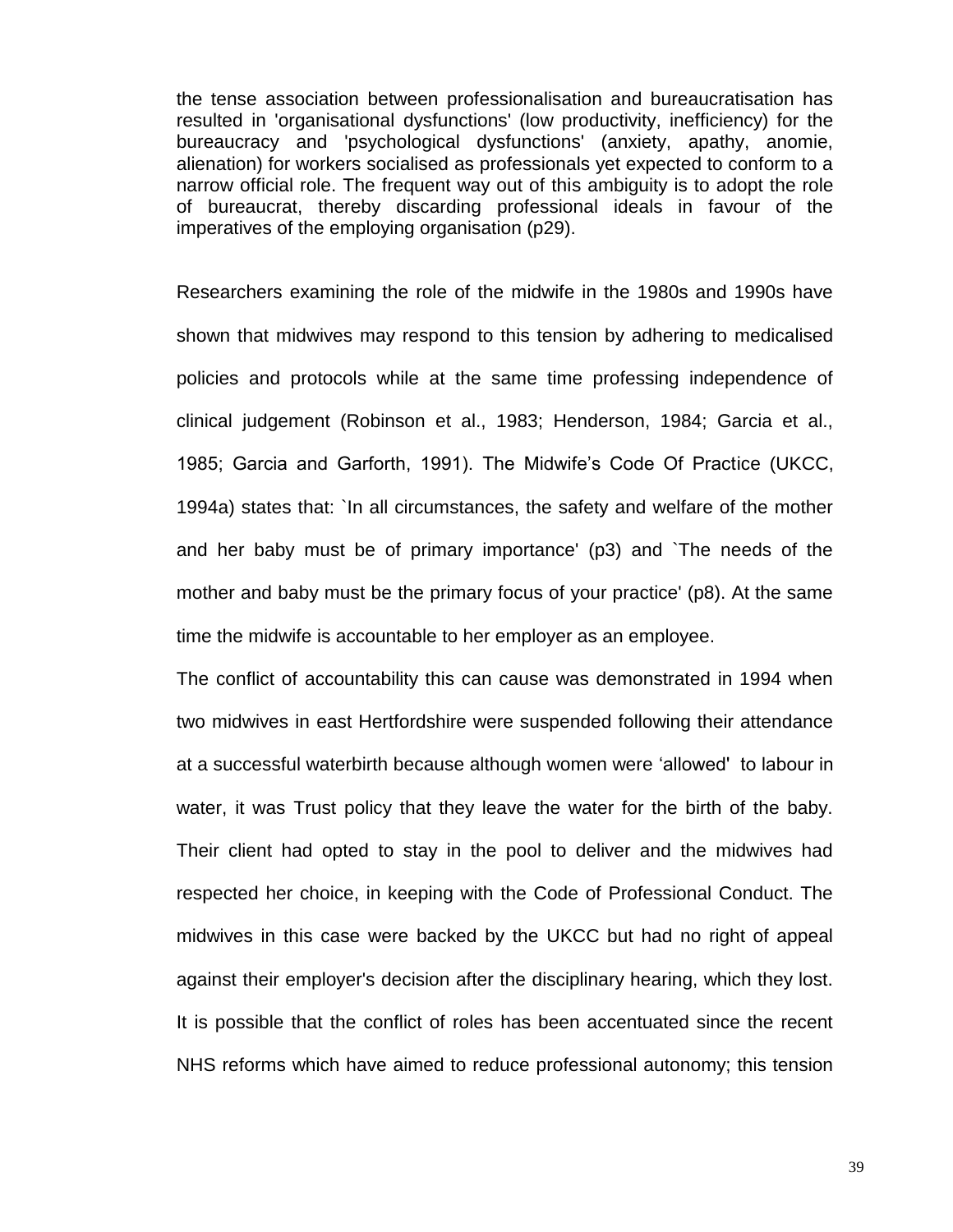> the tense association between professionalisation and bureaucratisation has resulted in 'organisational dysfunctions' (low productivity, inefficiency) for the bureaucracy and 'psychological dysfunctions' (anxiety, apathy, anomie, alienation) for workers socialised as professionals yet expected to conform to a narrow official role. The frequent way out of this ambiguity is to adopt the role of bureaucrat, thereby discarding professional ideals in favour of the imperatives of the employing organisation (p29).

Researchers examining the role of the midwife in the 1980s and 1990s have shown that midwives may respond to this tension by adhering to medicalised policies and protocols while at the same time professing independence of clinical judgement (Robinson et al., 1983; Henderson, 1984; Garcia et al., 1985; Garcia and Garforth, 1991). The Midwife's Code Of Practice (UKCC, 1994a) states that: `In all circumstances, the safety and welfare of the mother and her baby must be of primary importance' (p3) and `The needs of the mother and baby must be the primary focus of your practice' (p8). At the same time the midwife is accountable to her employer as an employee.

The conflict of accountability this can cause was demonstrated in 1994 when two midwives in east Hertfordshire were suspended following their attendance at a successful waterbirth because although women were 'allowed' to labour in water, it was Trust policy that they leave the water for the birth of the baby. Their client had opted to stay in the pool to deliver and the midwives had respected her choice, in keeping with the Code of Professional Conduct. The midwives in this case were backed by the UKCC but had no right of appeal against their employer's decision after the disciplinary hearing, which they lost. It is possible that the conflict of roles has been accentuated since the recent NHS reforms which have aimed to reduce professional autonomy; this tension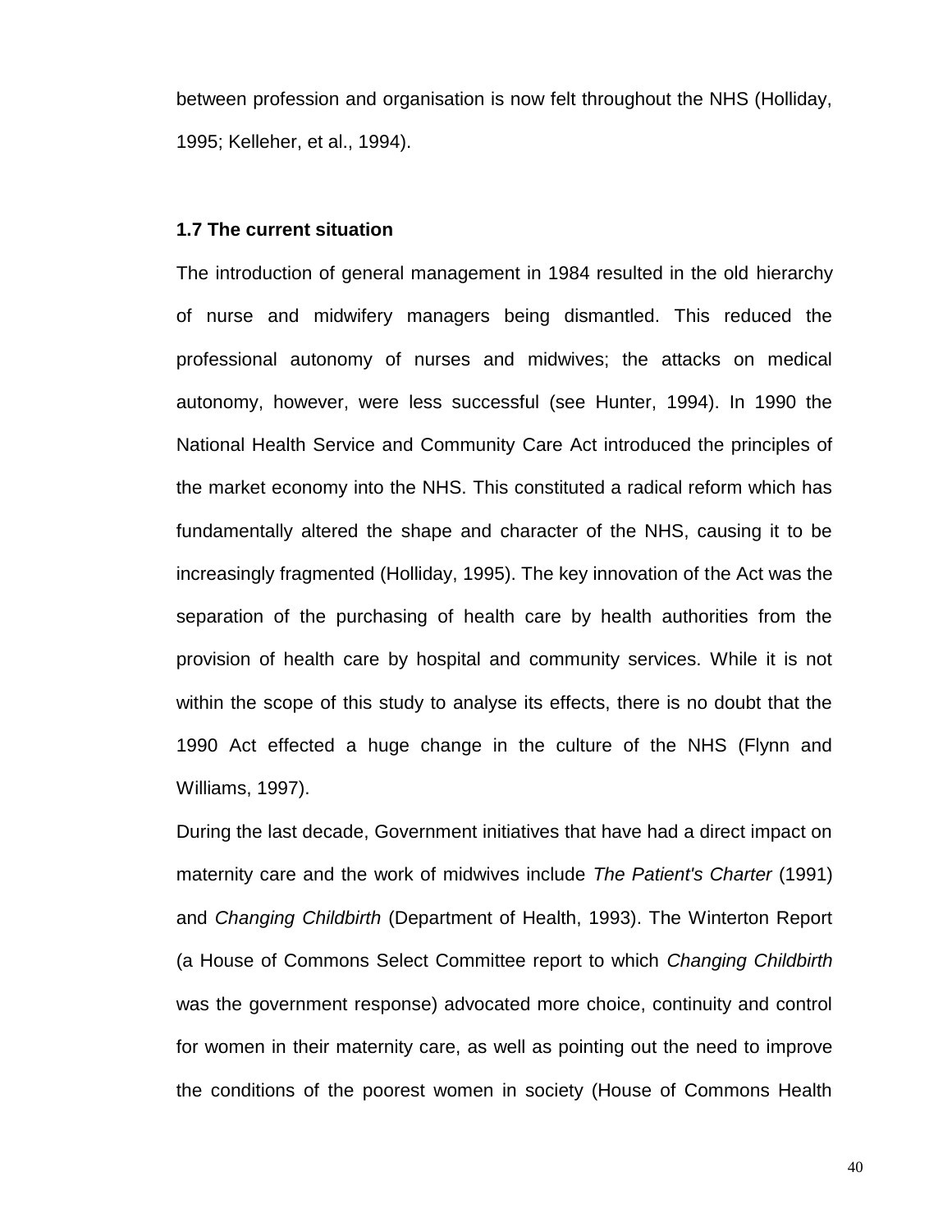between profession and organisation is now felt throughout the NHS (Holliday, 1995; Kelleher, et al., 1994).

### 1.7 The current situation

The introduction of general management in 1984 resulted in the old hierarchy of nurse and midwifery managers being dismantled. This reduced the professional autonomy of nurses and midwives; the attacks on medical autonomy, however, were less successful (see Hunter, 1994). In 1990 the National Health Service and Community Care Act introduced the principles of the market economy into the NHS. This constituted a radical reform which has fundamentally altered the shape and character of the NHS, causing it to be increasingly fragmented (Holliday, 1995). The key innovation of the Act was the separation of the purchasing of health care by health authorities from the provision of health care by hospital and community services. While it is not within the scope of this study to analyse its effects, there is no doubt that the 1990 Act effected a huge change in the culture of the NHS (Flynn and Williams, 1997).

During the last decade, Government initiatives that have had a direct impact on maternity care and the work of midwives include *The Patient's Charter* (1991) and *Changing Childbirth* (Department of Health, 1993). The Winterton Report (a House of Commons Select Committee report to which *Changing Childbirth* was the government response) advocated more choice, continuity and control for women in their maternity care, as well as pointing out the need to improve the conditions of the poorest women in society (House of Commons Health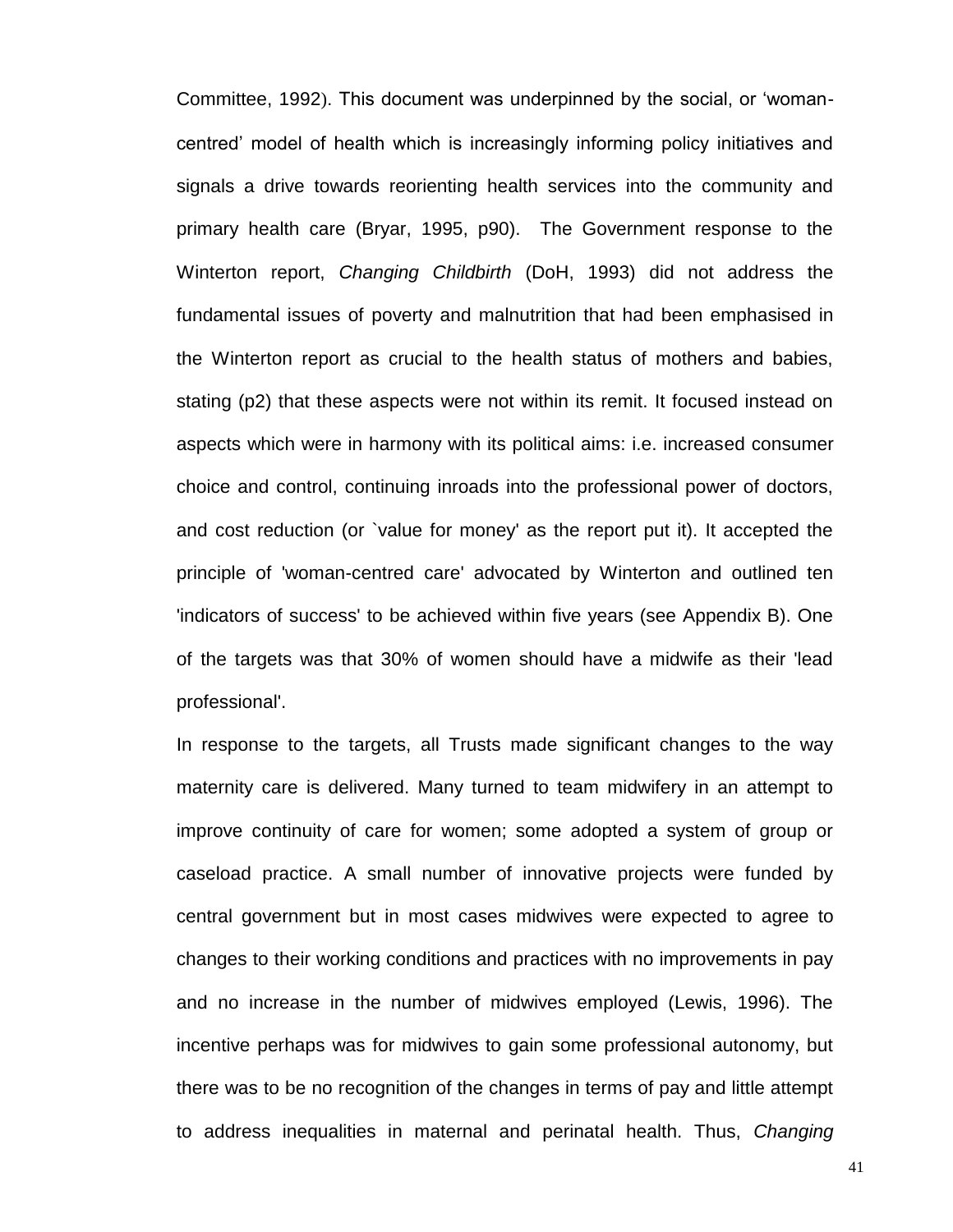Committee, 1992). This document was underpinned by the social, or 'woman-centred' model of health which is increasingly informing policy initiatives and signals a drive towards reorienting health services into the community and primary health care (Bryar, 1995, p90). The Government response to the Winterton report, *Changing Childbirth* (DoH, 1993) did not address the fundamental issues of poverty and malnutrition that had been emphasised in the Winterton report as crucial to the health status of mothers and babies, stating (p2) that these aspects were not within its remit. It focused instead on aspects which were in harmony with its political aims: i.e. increased consumer choice and control, continuing inroads into the professional power of doctors, and cost reduction (or `value for money' as the report put it). It accepted the principle of 'woman-centred care' advocated by Winterton and outlined ten 'indicators of success' to be achieved within five years (see Appendix B). One of the targets was that 30% of women should have a midwife as their 'lead professional'.

In response to the targets, all Trusts made significant changes to the way maternity care is delivered. Many turned to team midwifery in an attempt to improve continuity of care for women; some adopted a system of group or caseload practice. A small number of innovative projects were funded by central government but in most cases midwives were expected to agree to changes to their working conditions and practices with no improvements in pay and no increase in the number of midwives employed (Lewis, 1996). The incentive perhaps was for midwives to gain some professional autonomy, but there was to be no recognition of the changes in terms of pay and little attempt to address inequalities in maternal and perinatal health. Thus, *Changing*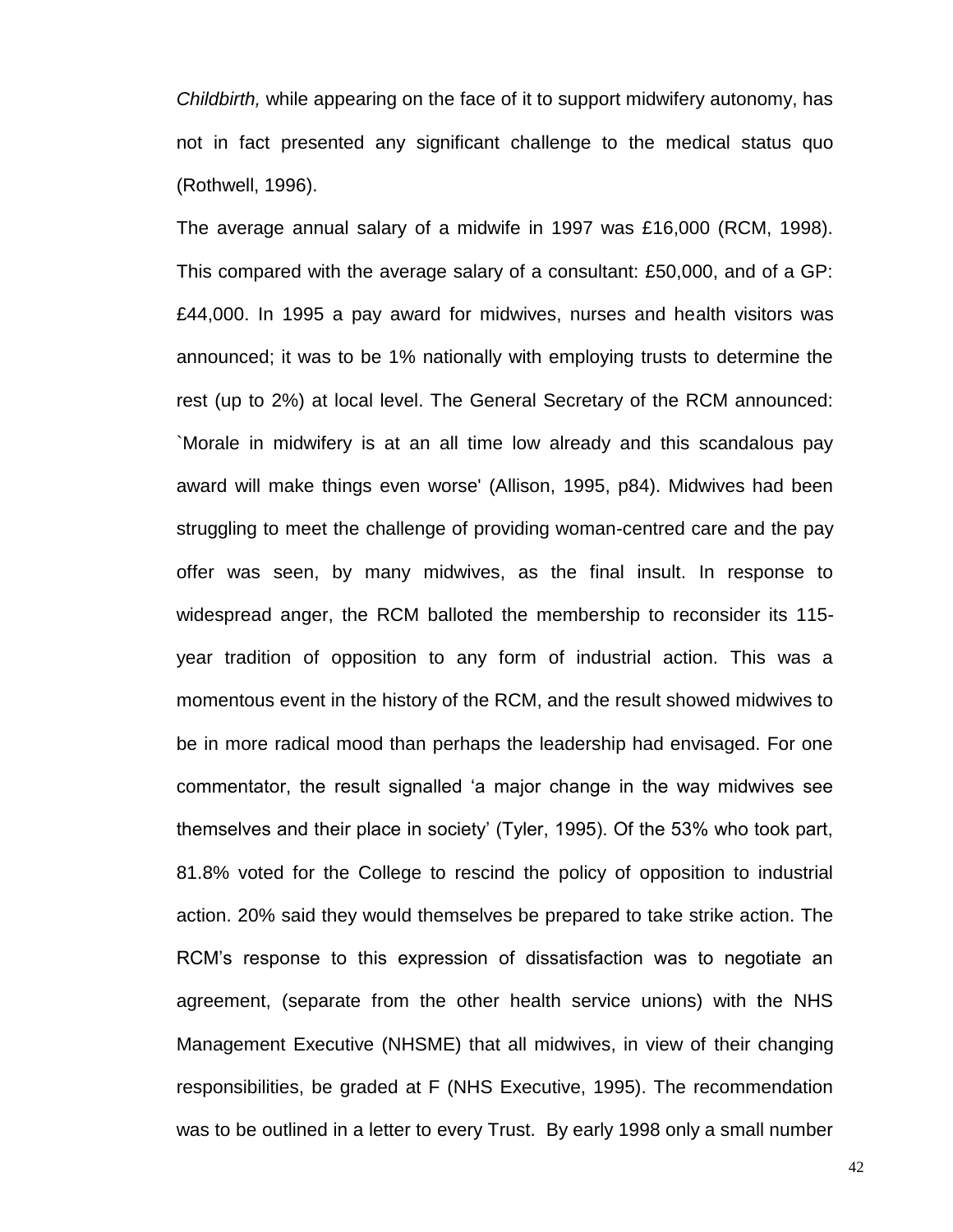*Childbirth,* while appearing on the face of it to support midwifery autonomy, has not in fact presented any significant challenge to the medical status quo (Rothwell, 1996).

The average annual salary of a midwife in 1997 was £16,000 (RCM, 1998). This compared with the average salary of a consultant: £50,000, and of a GP: £44,000. In 1995 a pay award for midwives, nurses and health visitors was announced; it was to be 1% nationally with employing trusts to determine the rest (up to 2%) at local level. The General Secretary of the RCM announced: `Morale in midwifery is at an all time low already and this scandalous pay award will make things even worse' (Allison, 1995, p84). Midwives had been struggling to meet the challenge of providing woman-centred care and the pay offer was seen, by many midwives, as the final insult. In response to widespread anger, the RCM balloted the membership to reconsider its 115-year tradition of opposition to any form of industrial action. This was a momentous event in the history of the RCM, and the result showed midwives to be in more radical mood than perhaps the leadership had envisaged. For one commentator, the result signalled 'a major change in the way midwives see themselves and their place in society' (Tyler, 1995). Of the 53% who took part, 81.8% voted for the College to rescind the policy of opposition to industrial action. 20% said they would themselves be prepared to take strike action. The RCM's response to this expression of dissatisfaction was to negotiate an agreement, (separate from the other health service unions) with the NHS Management Executive (NHSME) that all midwives, in view of their changing responsibilities, be graded at F (NHS Executive, 1995). The recommendation was to be outlined in a letter to every Trust. By early 1998 only a small number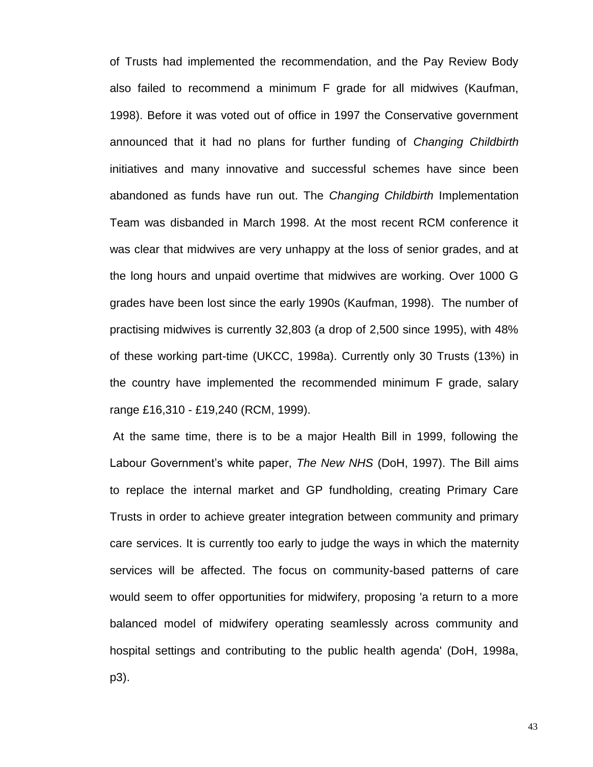of Trusts had implemented the recommendation, and the Pay Review Body also failed to recommend a minimum F grade for all midwives (Kaufman, 1998). Before it was voted out of office in 1997 the Conservative government announced that it had no plans for further funding of *Changing Childbirth* initiatives and many innovative and successful schemes have since been abandoned as funds have run out. The *Changing Childbirth* Implementation Team was disbanded in March 1998. At the most recent RCM conference it was clear that midwives are very unhappy at the loss of senior grades, and at the long hours and unpaid overtime that midwives are working. Over 1000 G grades have been lost since the early 1990s (Kaufman, 1998). The number of practising midwives is currently 32,803 (a drop of 2,500 since 1995), with 48% of these working part-time (UKCC, 1998a). Currently only 30 Trusts (13%) in the country have implemented the recommended minimum F grade, salary range £16,310 - £19,240 (RCM, 1999).

At the same time, there is to be a major Health Bill in 1999, following the Labour Government's white paper, *The New NHS* (DoH, 1997). The Bill aims to replace the internal market and GP fundholding, creating Primary Care Trusts in order to achieve greater integration between community and primary care services. It is currently too early to judge the ways in which the maternity services will be affected. The focus on community-based patterns of care would seem to offer opportunities for midwifery, proposing 'a return to a more balanced model of midwifery operating seamlessly across community and hospital settings and contributing to the public health agenda' (DoH, 1998a, p3).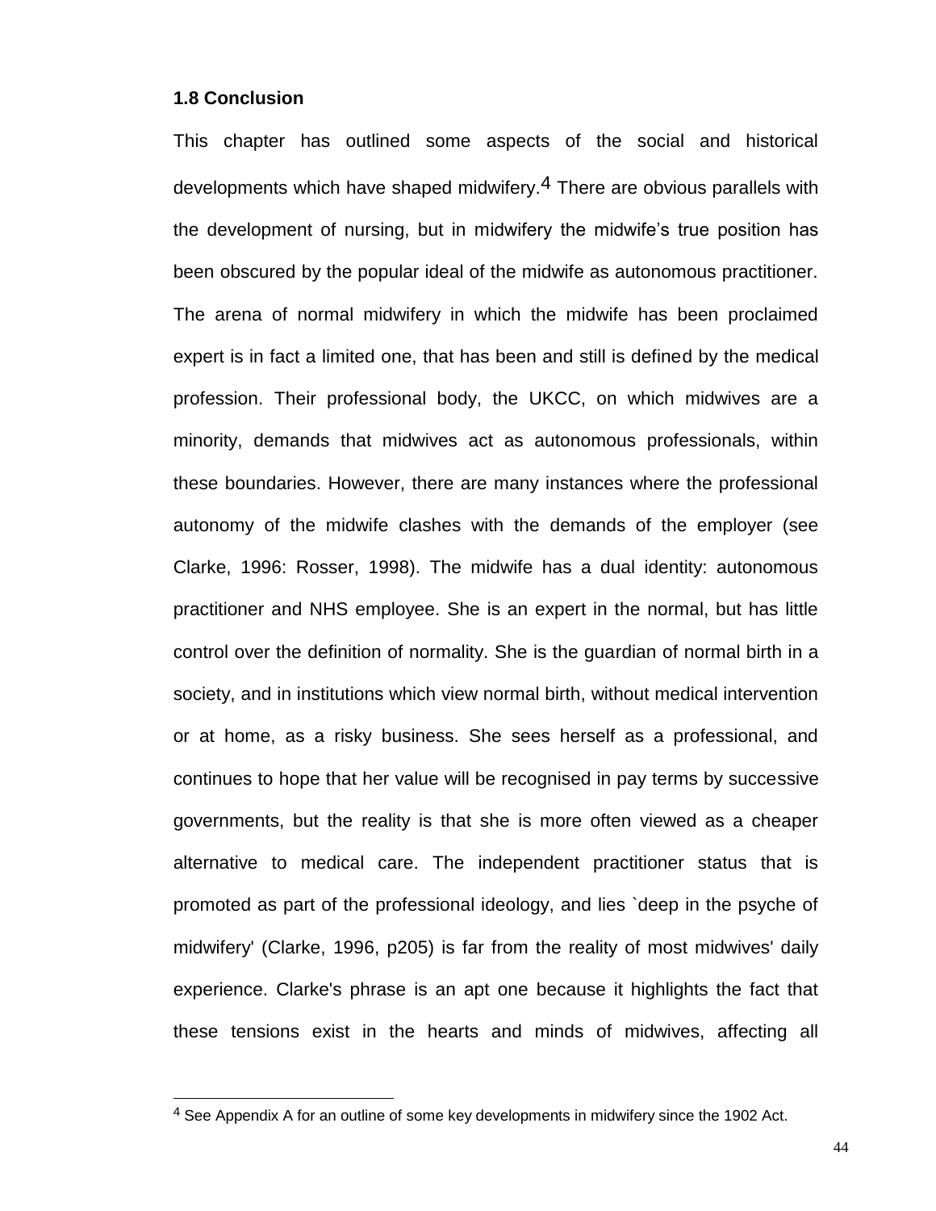### 1.8 Conclusion

This chapter has outlined some aspects of the social and historical developments which have shaped midwifery.[4] There are obvious parallels with the development of nursing, but in midwifery the midwife's true position has been obscured by the popular ideal of the midwife as autonomous practitioner. The arena of normal midwifery in which the midwife has been proclaimed expert is in fact a limited one, that has been and still is defined by the medical profession. Their professional body, the UKCC, on which midwives are a minority, demands that midwives act as autonomous professionals, within these boundaries. However, there are many instances where the professional autonomy of the midwife clashes with the demands of the employer (see Clarke, 1996: Rosser, 1998). The midwife has a dual identity: autonomous practitioner and NHS employee. She is an expert in the normal, but has little control over the definition of normality. She is the guardian of normal birth in a society, and in institutions which view normal birth, without medical intervention or at home, as a risky business. She sees herself as a professional, and continues to hope that her value will be recognised in pay terms by successive governments, but the reality is that she is more often viewed as a cheaper alternative to medical care. The independent practitioner status that is promoted as part of the professional ideology, and lies `deep in the psyche of midwifery' (Clarke, 1996, p205) is far from the reality of most midwives' daily experience. Clarke's phrase is an apt one because it highlights the fact that these tensions exist in the hearts and minds of midwives, affecting all

[4] See Appendix A for an outline of some key developments in midwifery since the 1902 Act.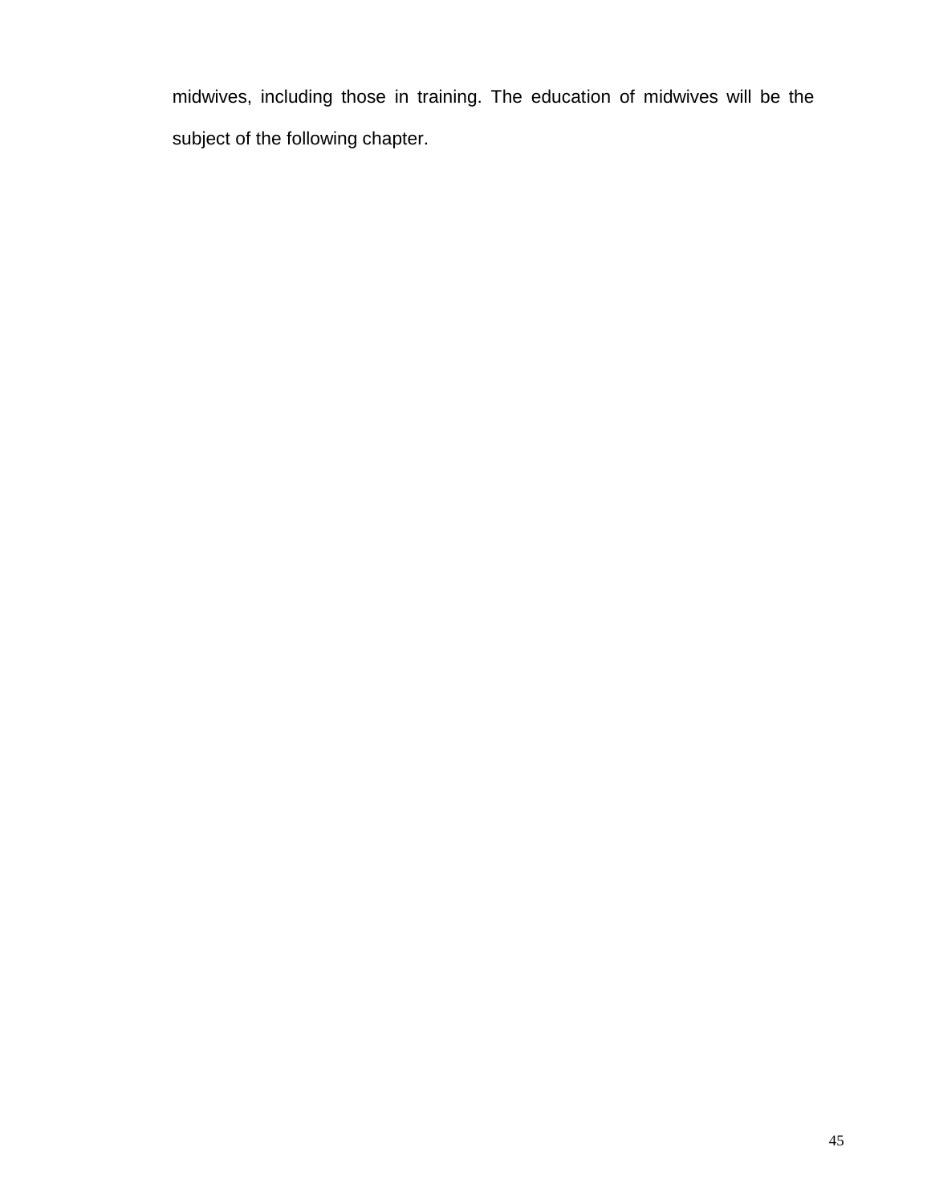midwives, including those in training. The education of midwives will be the subject of the following chapter.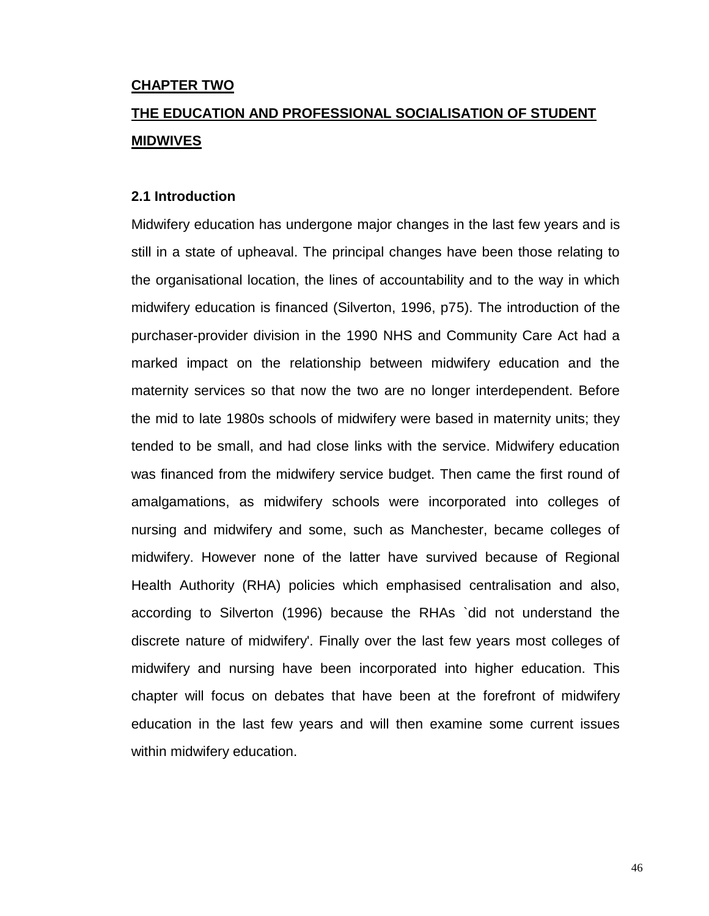# CHAPTER TWO

# THE EDUCATION AND PROFESSIONAL SOCIALISATION OF STUDENT MIDWIVES

## 2.1 Introduction

Midwifery education has undergone major changes in the last few years and is still in a state of upheaval. The principal changes have been those relating to the organisational location, the lines of accountability and to the way in which midwifery education is financed (Silverton, 1996, p75). The introduction of the purchaser-provider division in the 1990 NHS and Community Care Act had a marked impact on the relationship between midwifery education and the maternity services so that now the two are no longer interdependent. Before the mid to late 1980s schools of midwifery were based in maternity units; they tended to be small, and had close links with the service. Midwifery education was financed from the midwifery service budget. Then came the first round of amalgamations, as midwifery schools were incorporated into colleges of nursing and midwifery and some, such as Manchester, became colleges of midwifery. However none of the latter have survived because of Regional Health Authority (RHA) policies which emphasised centralisation and also, according to Silverton (1996) because the RHAs `did not understand the discrete nature of midwifery'. Finally over the last few years most colleges of midwifery and nursing have been incorporated into higher education. This chapter will focus on debates that have been at the forefront of midwifery education in the last few years and will then examine some current issues within midwifery education.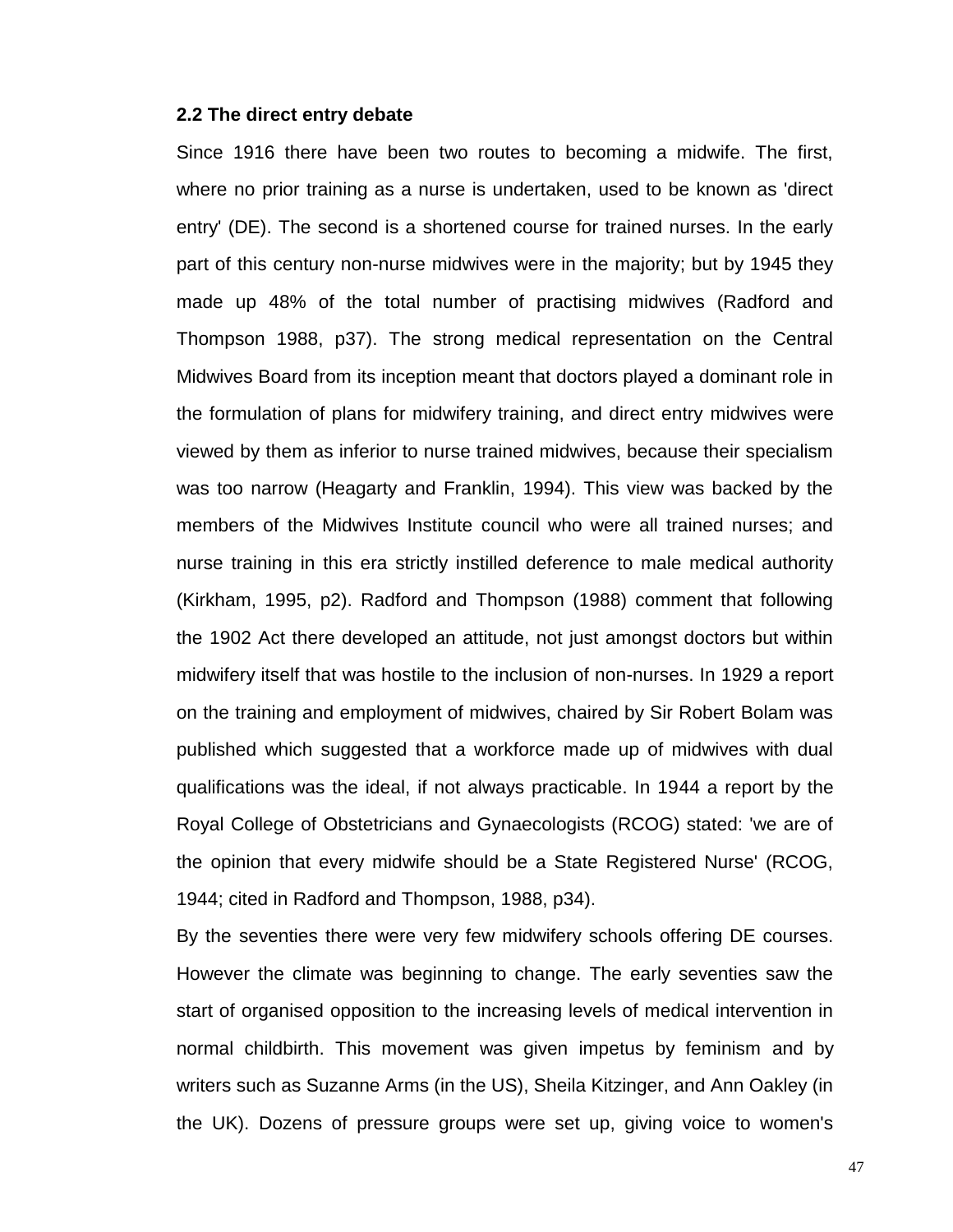## 2.2 The direct entry debate

Since 1916 there have been two routes to becoming a midwife. The first, where no prior training as a nurse is undertaken, used to be known as 'direct entry' (DE). The second is a shortened course for trained nurses. In the early part of this century non-nurse midwives were in the majority; but by 1945 they made up 48% of the total number of practising midwives (Radford and Thompson 1988, p37). The strong medical representation on the Central Midwives Board from its inception meant that doctors played a dominant role in the formulation of plans for midwifery training, and direct entry midwives were viewed by them as inferior to nurse trained midwives, because their specialism was too narrow (Heagarty and Franklin, 1994). This view was backed by the members of the Midwives Institute council who were all trained nurses; and nurse training in this era strictly instilled deference to male medical authority (Kirkham, 1995, p2). Radford and Thompson (1988) comment that following the 1902 Act there developed an attitude, not just amongst doctors but within midwifery itself that was hostile to the inclusion of non-nurses. In 1929 a report on the training and employment of midwives, chaired by Sir Robert Bolam was published which suggested that a workforce made up of midwives with dual qualifications was the ideal, if not always practicable. In 1944 a report by the Royal College of Obstetricians and Gynaecologists (RCOG) stated: 'we are of the opinion that every midwife should be a State Registered Nurse' (RCOG, 1944; cited in Radford and Thompson, 1988, p34).

By the seventies there were very few midwifery schools offering DE courses. However the climate was beginning to change. The early seventies saw the start of organised opposition to the increasing levels of medical intervention in normal childbirth. This movement was given impetus by feminism and by writers such as Suzanne Arms (in the US), Sheila Kitzinger, and Ann Oakley (in the UK). Dozens of pressure groups were set up, giving voice to women's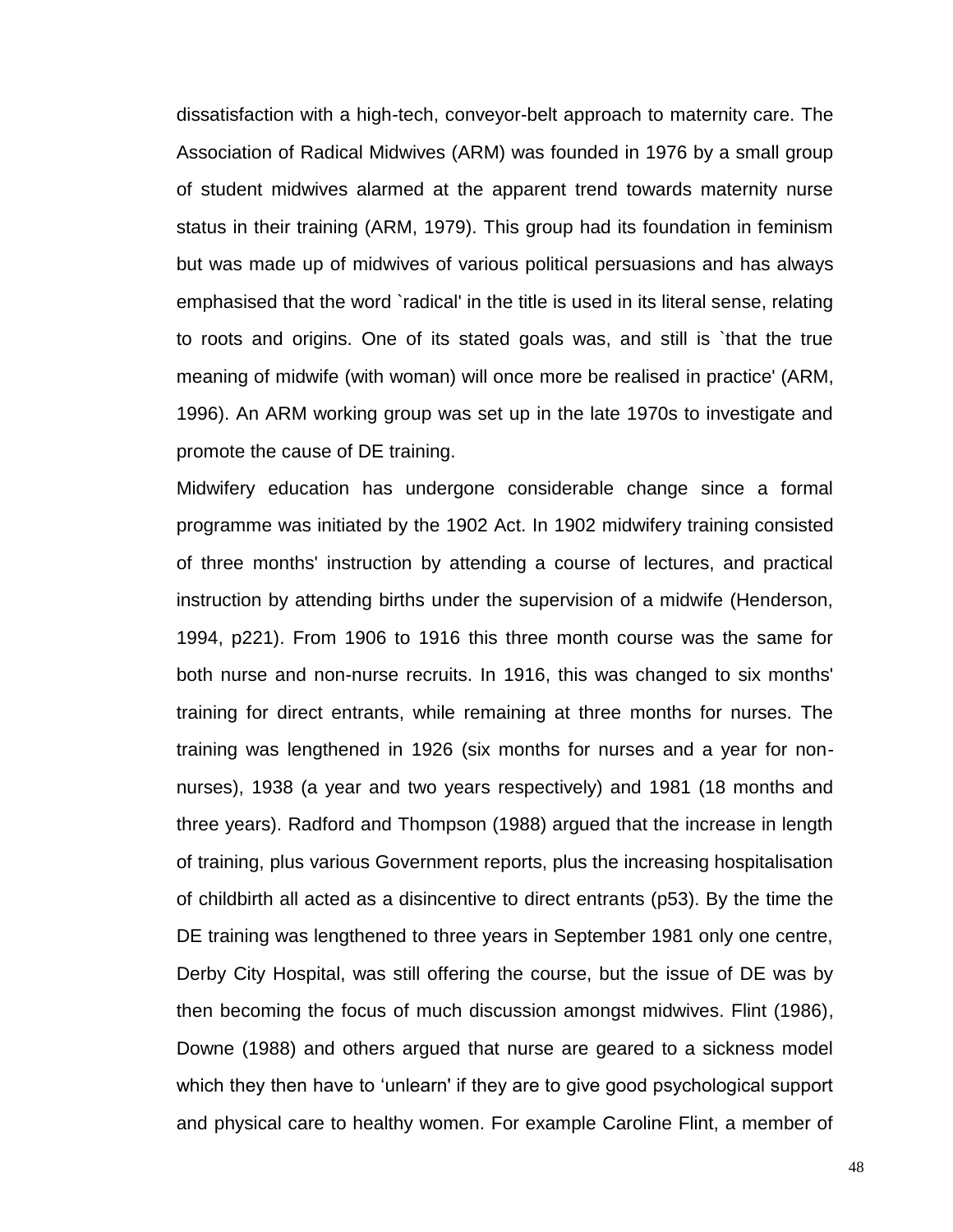dissatisfaction with a high-tech, conveyor-belt approach to maternity care. The Association of Radical Midwives (ARM) was founded in 1976 by a small group of student midwives alarmed at the apparent trend towards maternity nurse status in their training (ARM, 1979). This group had its foundation in feminism but was made up of midwives of various political persuasions and has always emphasised that the word `radical' in the title is used in its literal sense, relating to roots and origins. One of its stated goals was, and still is `that the true meaning of midwife (with woman) will once more be realised in practice' (ARM, 1996). An ARM working group was set up in the late 1970s to investigate and promote the cause of DE training.

Midwifery education has undergone considerable change since a formal programme was initiated by the 1902 Act. In 1902 midwifery training consisted of three months' instruction by attending a course of lectures, and practical instruction by attending births under the supervision of a midwife (Henderson, 1994, p221). From 1906 to 1916 this three month course was the same for both nurse and non-nurse recruits. In 1916, this was changed to six months' training for direct entrants, while remaining at three months for nurses. The training was lengthened in 1926 (six months for nurses and a year for non-nurses), 1938 (a year and two years respectively) and 1981 (18 months and three years). Radford and Thompson (1988) argued that the increase in length of training, plus various Government reports, plus the increasing hospitalisation of childbirth all acted as a disincentive to direct entrants (p53). By the time the DE training was lengthened to three years in September 1981 only one centre, Derby City Hospital, was still offering the course, but the issue of DE was by then becoming the focus of much discussion amongst midwives. Flint (1986), Downe (1988) and others argued that nurse are geared to a sickness model which they then have to 'unlearn' if they are to give good psychological support and physical care to healthy women. For example Caroline Flint, a member of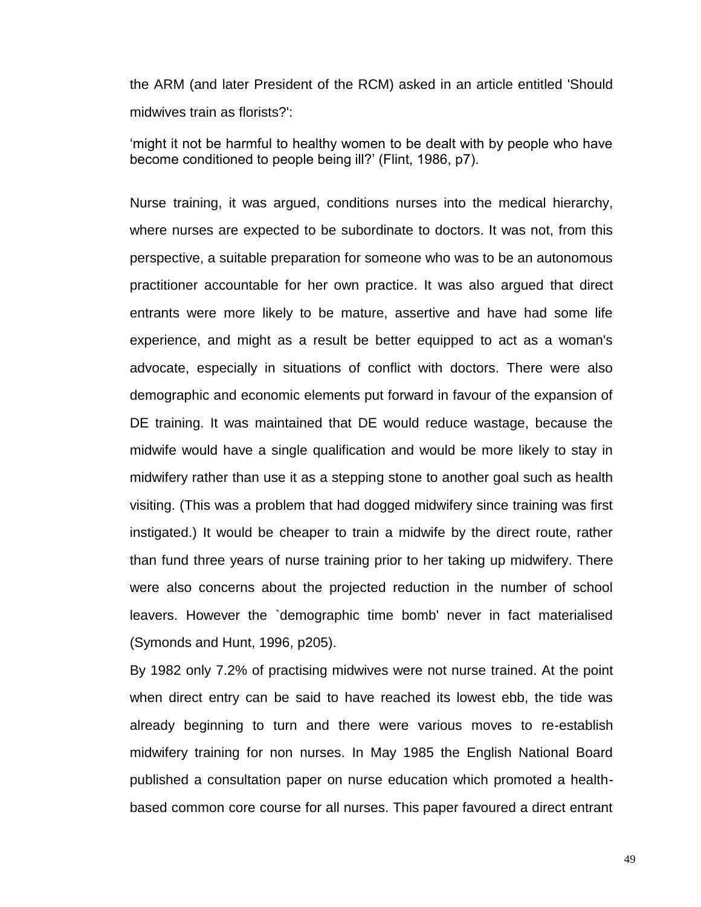the ARM (and later President of the RCM) asked in an article entitled 'Should midwives train as florists?':

> ‘might it not be harmful to healthy women to be dealt with by people who have become conditioned to people being ill?’ (Flint, 1986, p7).

Nurse training, it was argued, conditions nurses into the medical hierarchy, where nurses are expected to be subordinate to doctors. It was not, from this perspective, a suitable preparation for someone who was to be an autonomous practitioner accountable for her own practice. It was also argued that direct entrants were more likely to be mature, assertive and have had some life experience, and might as a result be better equipped to act as a woman's advocate, especially in situations of conflict with doctors. There were also demographic and economic elements put forward in favour of the expansion of DE training. It was maintained that DE would reduce wastage, because the midwife would have a single qualification and would be more likely to stay in midwifery rather than use it as a stepping stone to another goal such as health visiting. (This was a problem that had dogged midwifery since training was first instigated.) It would be cheaper to train a midwife by the direct route, rather than fund three years of nurse training prior to her taking up midwifery. There were also concerns about the projected reduction in the number of school leavers. However the `demographic time bomb' never in fact materialised (Symonds and Hunt, 1996, p205).

By 1982 only 7.2% of practising midwives were not nurse trained. At the point when direct entry can be said to have reached its lowest ebb, the tide was already beginning to turn and there were various moves to re-establish midwifery training for non nurses. In May 1985 the English National Board published a consultation paper on nurse education which promoted a health-based common core course for all nurses. This paper favoured a direct entrant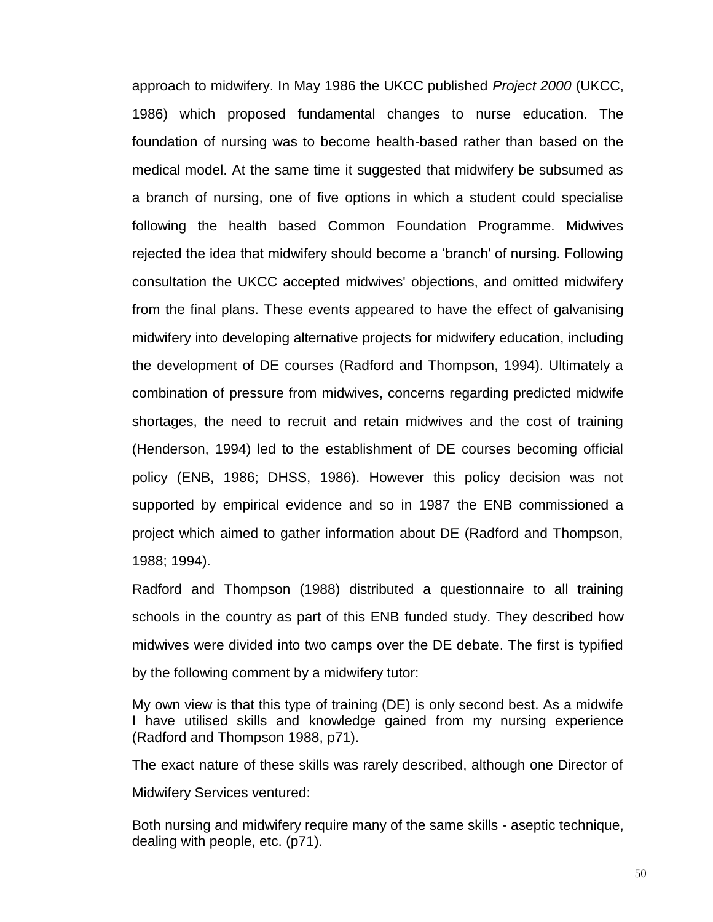approach to midwifery. In May 1986 the UKCC published *Project 2000* (UKCC, 1986) which proposed fundamental changes to nurse education. The foundation of nursing was to become health-based rather than based on the medical model. At the same time it suggested that midwifery be subsumed as a branch of nursing, one of five options in which a student could specialise following the health based Common Foundation Programme. Midwives rejected the idea that midwifery should become a 'branch' of nursing. Following consultation the UKCC accepted midwives' objections, and omitted midwifery from the final plans. These events appeared to have the effect of galvanising midwifery into developing alternative projects for midwifery education, including the development of DE courses (Radford and Thompson, 1994). Ultimately a combination of pressure from midwives, concerns regarding predicted midwife shortages, the need to recruit and retain midwives and the cost of training (Henderson, 1994) led to the establishment of DE courses becoming official policy (ENB, 1986; DHSS, 1986). However this policy decision was not supported by empirical evidence and so in 1987 the ENB commissioned a project which aimed to gather information about DE (Radford and Thompson, 1988; 1994).

Radford and Thompson (1988) distributed a questionnaire to all training schools in the country as part of this ENB funded study. They described how midwives were divided into two camps over the DE debate. The first is typified by the following comment by a midwifery tutor:

My own view is that this type of training (DE) is only second best. As a midwife I have utilised skills and knowledge gained from my nursing experience (Radford and Thompson 1988, p71).

The exact nature of these skills was rarely described, although one Director of Midwifery Services ventured:

Both nursing and midwifery require many of the same skills - aseptic technique, dealing with people, etc. (p71).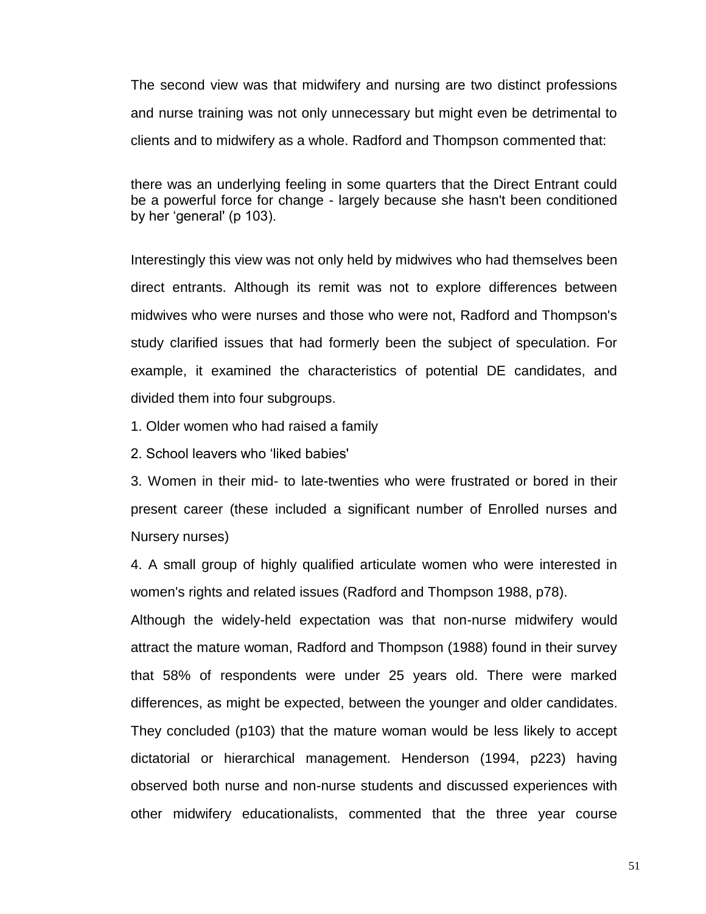The second view was that midwifery and nursing are two distinct professions and nurse training was not only unnecessary but might even be detrimental to clients and to midwifery as a whole. Radford and Thompson commented that:

> there was an underlying feeling in some quarters that the Direct Entrant could be a powerful force for change - largely because she hasn't been conditioned by her 'general' (p 103).

Interestingly this view was not only held by midwives who had themselves been direct entrants. Although its remit was not to explore differences between midwives who were nurses and those who were not, Radford and Thompson's study clarified issues that had formerly been the subject of speculation. For example, it examined the characteristics of potential DE candidates, and divided them into four subgroups.

1. Older women who had raised a family
2. School leavers who 'liked babies'
3. Women in their mid- to late-twenties who were frustrated or bored in their present career (these included a significant number of Enrolled nurses and Nursery nurses)
4. A small group of highly qualified articulate women who were interested in women's rights and related issues (Radford and Thompson 1988, p78).

Although the widely-held expectation was that non-nurse midwifery would attract the mature woman, Radford and Thompson (1988) found in their survey that 58% of respondents were under 25 years old. There were marked differences, as might be expected, between the younger and older candidates. They concluded (p103) that the mature woman would be less likely to accept dictatorial or hierarchical management. Henderson (1994, p223) having observed both nurse and non-nurse students and discussed experiences with other midwifery educationalists, commented that the three year course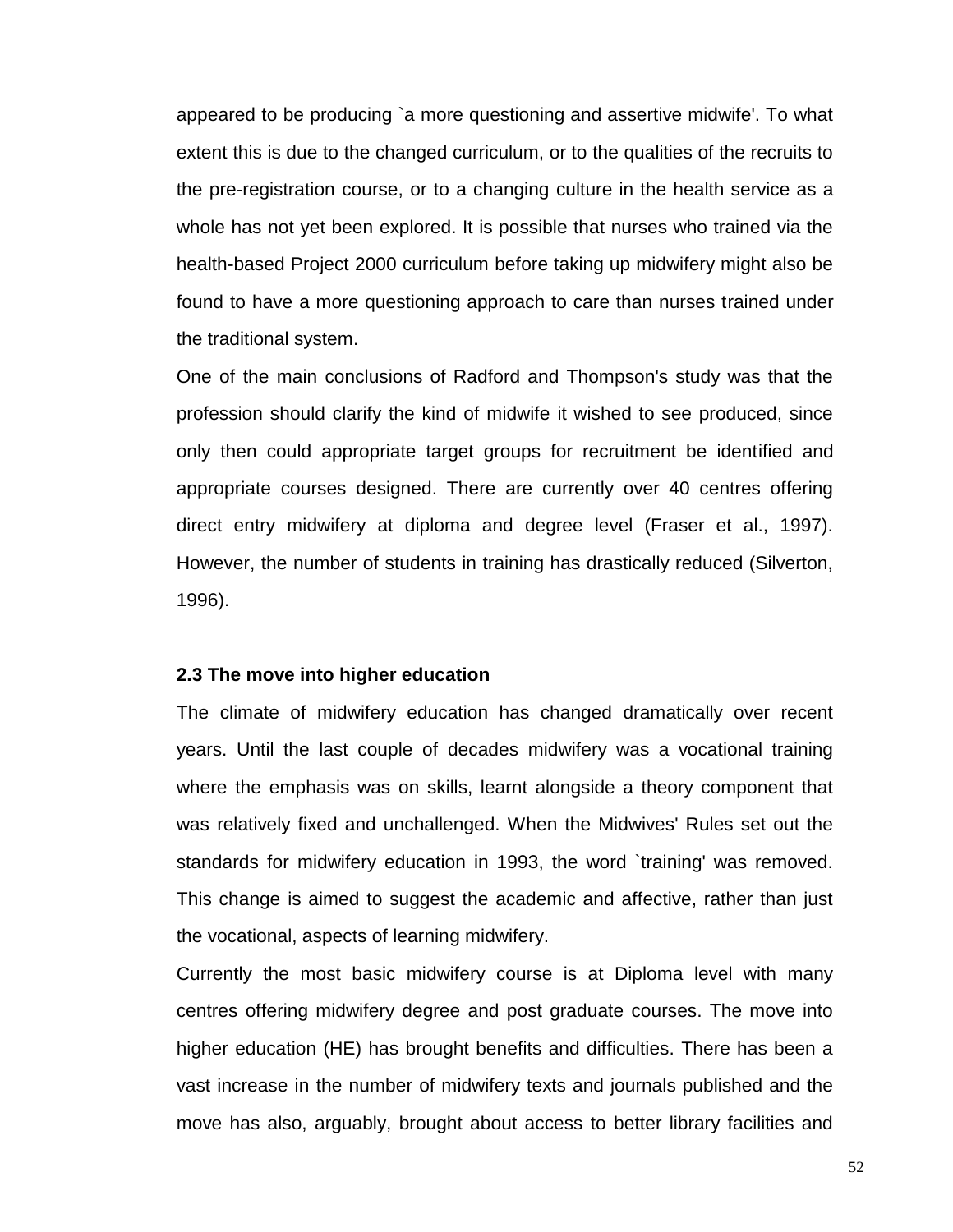appeared to be producing `a more questioning and assertive midwife'. To what extent this is due to the changed curriculum, or to the qualities of the recruits to the pre-registration course, or to a changing culture in the health service as a whole has not yet been explored. It is possible that nurses who trained via the health-based Project 2000 curriculum before taking up midwifery might also be found to have a more questioning approach to care than nurses trained under the traditional system.

One of the main conclusions of Radford and Thompson's study was that the profession should clarify the kind of midwife it wished to see produced, since only then could appropriate target groups for recruitment be identified and appropriate courses designed. There are currently over 40 centres offering direct entry midwifery at diploma and degree level (Fraser et al., 1997). However, the number of students in training has drastically reduced (Silverton, 1996).

### 2.3 The move into higher education

The climate of midwifery education has changed dramatically over recent years. Until the last couple of decades midwifery was a vocational training where the emphasis was on skills, learnt alongside a theory component that was relatively fixed and unchallenged. When the Midwives' Rules set out the standards for midwifery education in 1993, the word `training' was removed. This change is aimed to suggest the academic and affective, rather than just the vocational, aspects of learning midwifery.

Currently the most basic midwifery course is at Diploma level with many centres offering midwifery degree and post graduate courses. The move into higher education (HE) has brought benefits and difficulties. There has been a vast increase in the number of midwifery texts and journals published and the move has also, arguably, brought about access to better library facilities and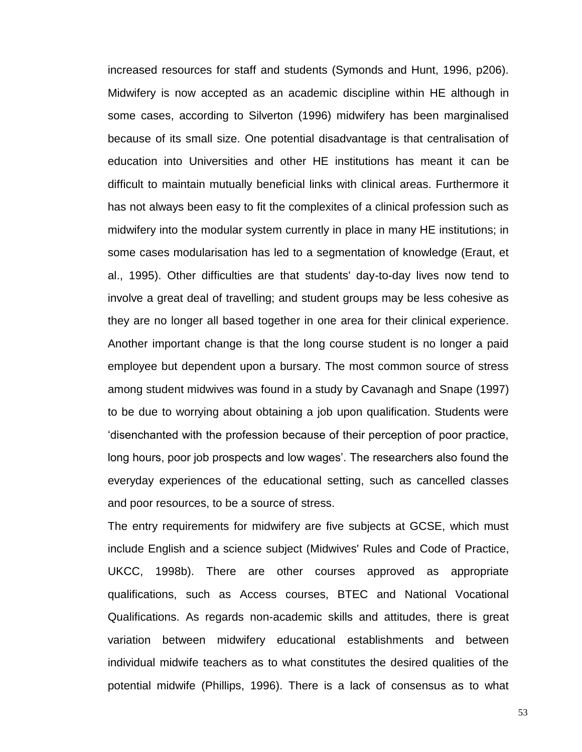increased resources for staff and students (Symonds and Hunt, 1996, p206). Midwifery is now accepted as an academic discipline within HE although in some cases, according to Silverton (1996) midwifery has been marginalised because of its small size. One potential disadvantage is that centralisation of education into Universities and other HE institutions has meant it can be difficult to maintain mutually beneficial links with clinical areas. Furthermore it has not always been easy to fit the complexites of a clinical profession such as midwifery into the modular system currently in place in many HE institutions; in some cases modularisation has led to a segmentation of knowledge (Eraut, et al., 1995). Other difficulties are that students' day-to-day lives now tend to involve a great deal of travelling; and student groups may be less cohesive as they are no longer all based together in one area for their clinical experience. Another important change is that the long course student is no longer a paid employee but dependent upon a bursary. The most common source of stress among student midwives was found in a study by Cavanagh and Snape (1997) to be due to worrying about obtaining a job upon qualification. Students were 'disenchanted with the profession because of their perception of poor practice, long hours, poor job prospects and low wages'. The researchers also found the everyday experiences of the educational setting, such as cancelled classes and poor resources, to be a source of stress.

The entry requirements for midwifery are five subjects at GCSE, which must include English and a science subject (Midwives' Rules and Code of Practice, UKCC, 1998b). There are other courses approved as appropriate qualifications, such as Access courses, BTEC and National Vocational Qualifications. As regards non-academic skills and attitudes, there is great variation between midwifery educational establishments and between individual midwife teachers as to what constitutes the desired qualities of the potential midwife (Phillips, 1996). There is a lack of consensus as to what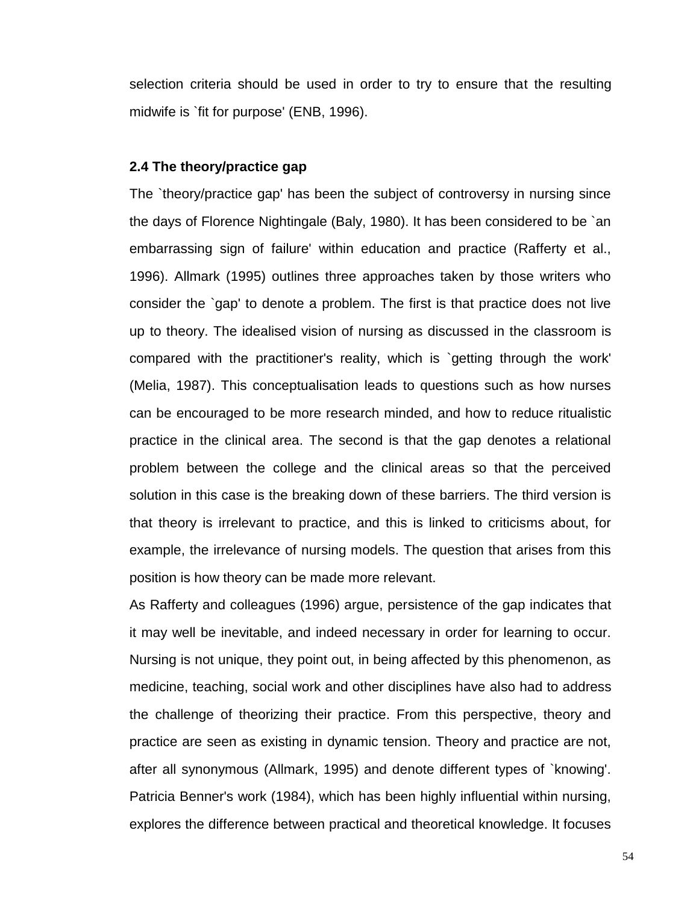selection criteria should be used in order to try to ensure that the resulting midwife is `fit for purpose' (ENB, 1996).

### 2.4 The theory/practice gap

The `theory/practice gap' has been the subject of controversy in nursing since the days of Florence Nightingale (Baly, 1980). It has been considered to be `an embarrassing sign of failure' within education and practice (Rafferty et al., 1996). Allmark (1995) outlines three approaches taken by those writers who consider the `gap' to denote a problem. The first is that practice does not live up to theory. The idealised vision of nursing as discussed in the classroom is compared with the practitioner's reality, which is `getting through the work' (Melia, 1987). This conceptualisation leads to questions such as how nurses can be encouraged to be more research minded, and how to reduce ritualistic practice in the clinical area. The second is that the gap denotes a relational problem between the college and the clinical areas so that the perceived solution in this case is the breaking down of these barriers. The third version is that theory is irrelevant to practice, and this is linked to criticisms about, for example, the irrelevance of nursing models. The question that arises from this position is how theory can be made more relevant.

As Rafferty and colleagues (1996) argue, persistence of the gap indicates that it may well be inevitable, and indeed necessary in order for learning to occur. Nursing is not unique, they point out, in being affected by this phenomenon, as medicine, teaching, social work and other disciplines have also had to address the challenge of theorizing their practice. From this perspective, theory and practice are seen as existing in dynamic tension. Theory and practice are not, after all synonymous (Allmark, 1995) and denote different types of `knowing'. Patricia Benner's work (1984), which has been highly influential within nursing, explores the difference between practical and theoretical knowledge. It focuses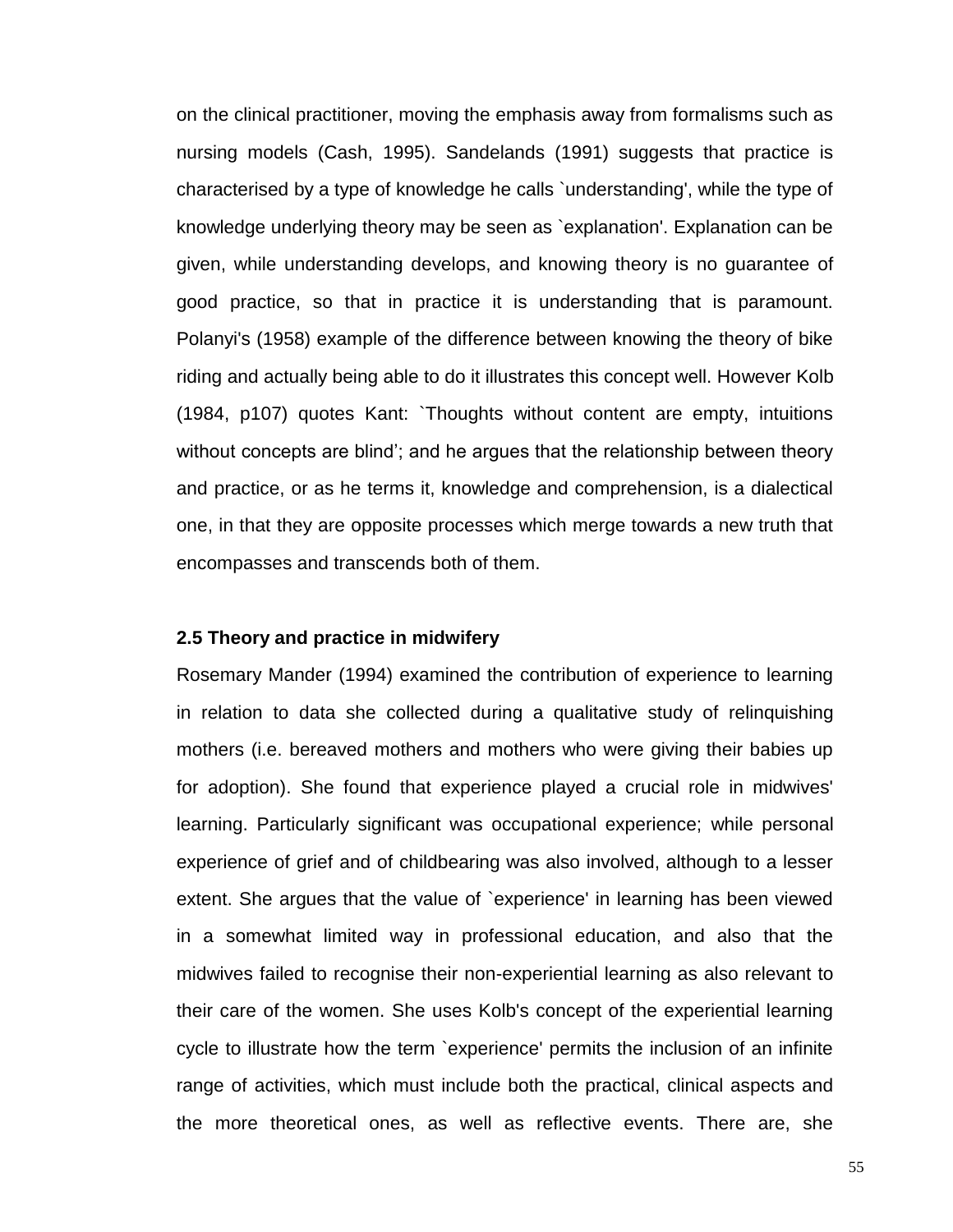on the clinical practitioner, moving the emphasis away from formalisms such as nursing models (Cash, 1995). Sandelands (1991) suggests that practice is characterised by a type of knowledge he calls `understanding', while the type of knowledge underlying theory may be seen as `explanation'. Explanation can be given, while understanding develops, and knowing theory is no guarantee of good practice, so that in practice it is understanding that is paramount. Polanyi's (1958) example of the difference between knowing the theory of bike riding and actually being able to do it illustrates this concept well. However Kolb (1984, p107) quotes Kant: `Thoughts without content are empty, intuitions without concepts are blind'; and he argues that the relationship between theory and practice, or as he terms it, knowledge and comprehension, is a dialectical one, in that they are opposite processes which merge towards a new truth that encompasses and transcends both of them.

### 2.5 Theory and practice in midwifery

Rosemary Mander (1994) examined the contribution of experience to learning in relation to data she collected during a qualitative study of relinquishing mothers (i.e. bereaved mothers and mothers who were giving their babies up for adoption). She found that experience played a crucial role in midwives' learning. Particularly significant was occupational experience; while personal experience of grief and of childbearing was also involved, although to a lesser extent. She argues that the value of `experience' in learning has been viewed in a somewhat limited way in professional education, and also that the midwives failed to recognise their non-experiential learning as also relevant to their care of the women. She uses Kolb's concept of the experiential learning cycle to illustrate how the term `experience' permits the inclusion of an infinite range of activities, which must include both the practical, clinical aspects and the more theoretical ones, as well as reflective events. There are, she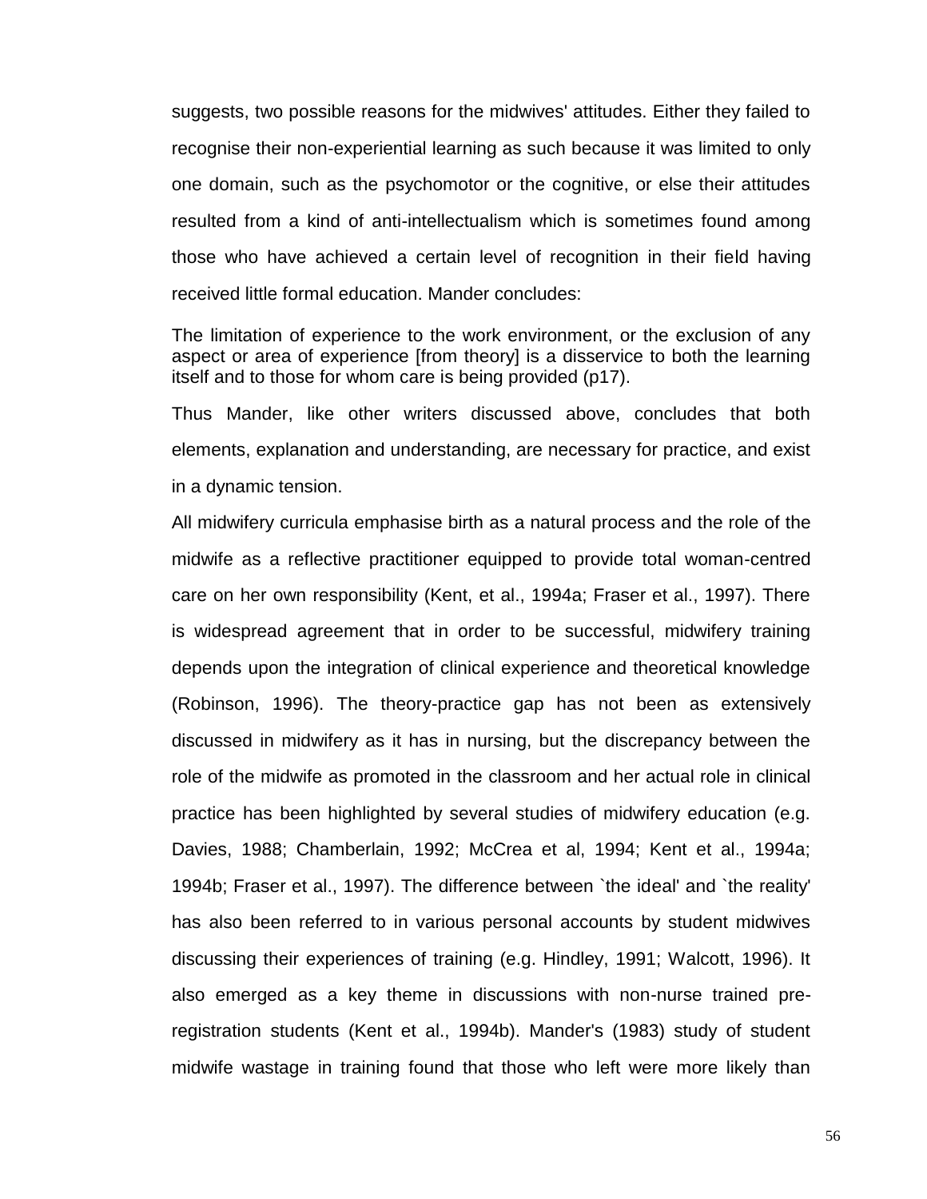suggests, two possible reasons for the midwives' attitudes. Either they failed to recognise their non-experiential learning as such because it was limited to only one domain, such as the psychomotor or the cognitive, or else their attitudes resulted from a kind of anti-intellectualism which is sometimes found among those who have achieved a certain level of recognition in their field having received little formal education. Mander concludes:

> The limitation of experience to the work environment, or the exclusion of any aspect or area of experience [from theory] is a disservice to both the learning itself and to those for whom care is being provided (p17).

Thus Mander, like other writers discussed above, concludes that both elements, explanation and understanding, are necessary for practice, and exist in a dynamic tension.

All midwifery curricula emphasise birth as a natural process and the role of the midwife as a reflective practitioner equipped to provide total woman-centred care on her own responsibility (Kent, et al., 1994a; Fraser et al., 1997). There is widespread agreement that in order to be successful, midwifery training depends upon the integration of clinical experience and theoretical knowledge (Robinson, 1996). The theory-practice gap has not been as extensively discussed in midwifery as it has in nursing, but the discrepancy between the role of the midwife as promoted in the classroom and her actual role in clinical practice has been highlighted by several studies of midwifery education (e.g. Davies, 1988; Chamberlain, 1992; McCrea et al, 1994; Kent et al., 1994a; 1994b; Fraser et al., 1997). The difference between `the ideal' and `the reality' has also been referred to in various personal accounts by student midwives discussing their experiences of training (e.g. Hindley, 1991; Walcott, 1996). It also emerged as a key theme in discussions with non-nurse trained pre-registration students (Kent et al., 1994b). Mander's (1983) study of student midwife wastage in training found that those who left were more likely than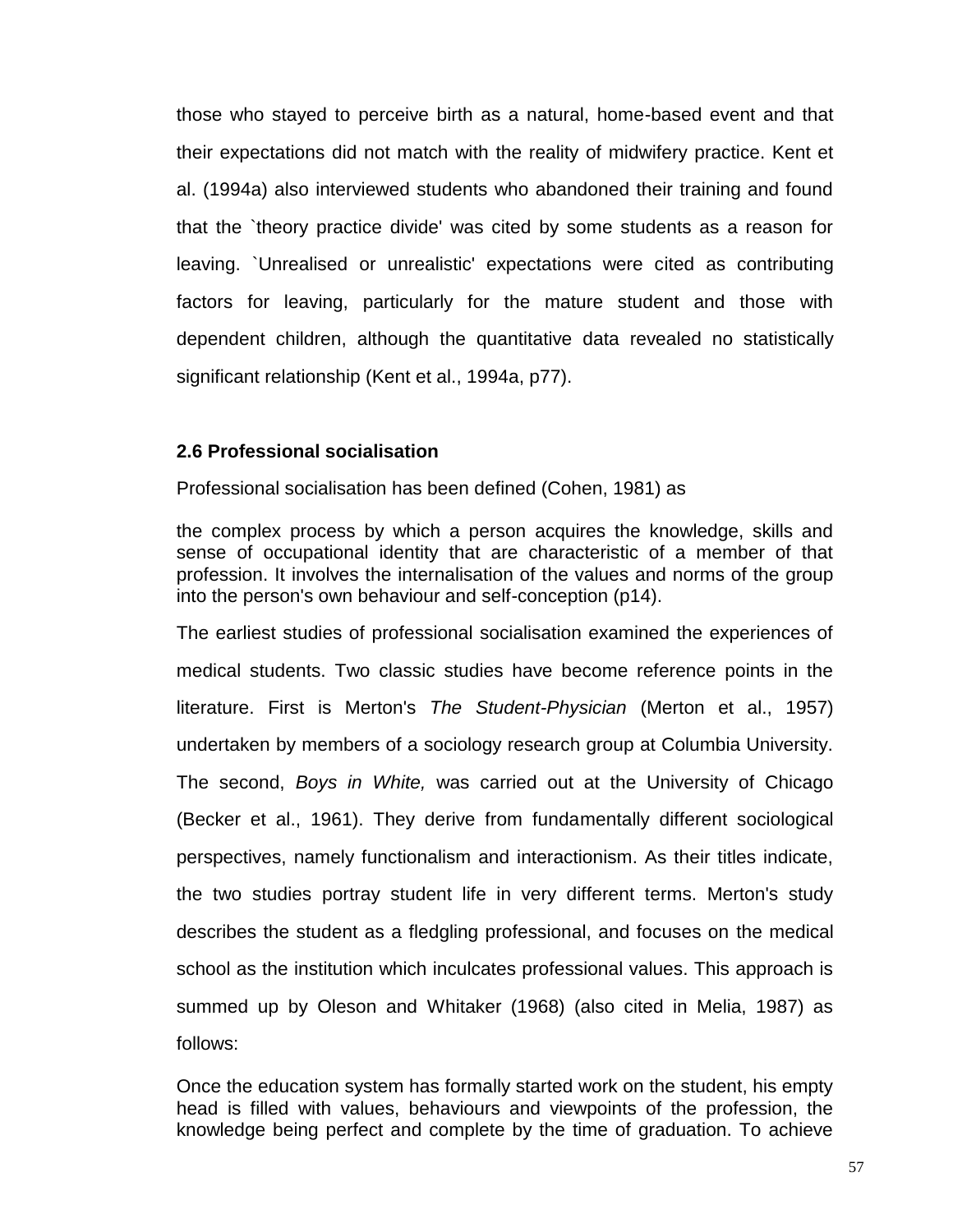those who stayed to perceive birth as a natural, home-based event and that their expectations did not match with the reality of midwifery practice. Kent et al. (1994a) also interviewed students who abandoned their training and found that the `theory practice divide' was cited by some students as a reason for leaving. `Unrealised or unrealistic' expectations were cited as contributing factors for leaving, particularly for the mature student and those with dependent children, although the quantitative data revealed no statistically significant relationship (Kent et al., 1994a, p77).

### 2.6 Professional socialisation

Professional socialisation has been defined (Cohen, 1981) as

> the complex process by which a person acquires the knowledge, skills and sense of occupational identity that are characteristic of a member of that profession. It involves the internalisation of the values and norms of the group into the person's own behaviour and self-conception (p14).

The earliest studies of professional socialisation examined the experiences of medical students. Two classic studies have become reference points in the literature. First is Merton's *The Student-Physician* (Merton et al., 1957) undertaken by members of a sociology research group at Columbia University. The second, *Boys in White,* was carried out at the University of Chicago (Becker et al., 1961). They derive from fundamentally different sociological perspectives, namely functionalism and interactionism. As their titles indicate, the two studies portray student life in very different terms. Merton's study describes the student as a fledgling professional, and focuses on the medical school as the institution which inculcates professional values. This approach is summed up by Oleson and Whitaker (1968) (also cited in Melia, 1987) as follows:

> Once the education system has formally started work on the student, his empty head is filled with values, behaviours and viewpoints of the profession, the knowledge being perfect and complete by the time of graduation. To achieve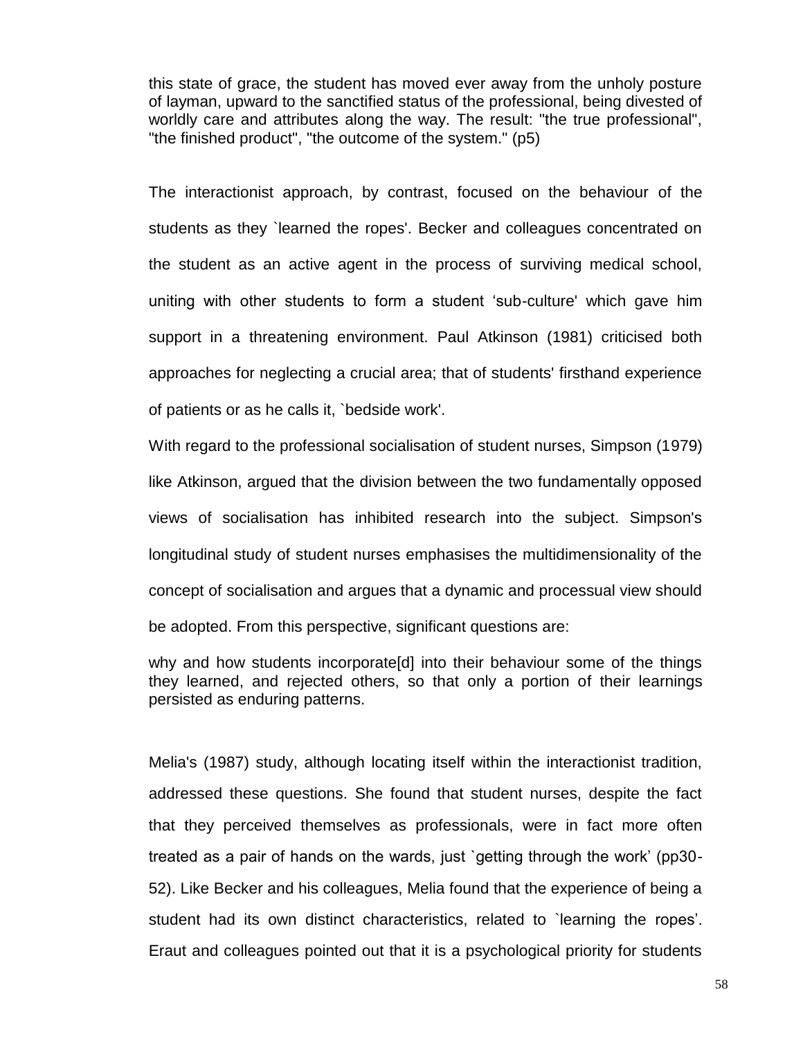> this state of grace, the student has moved ever away from the unholy posture of layman, upward to the sanctified status of the professional, being divested of worldly care and attributes along the way. The result: "the true professional", "the finished product", "the outcome of the system." (p5)

The interactionist approach, by contrast, focused on the behaviour of the students as they `learned the ropes'. Becker and colleagues concentrated on the student as an active agent in the process of surviving medical school, uniting with other students to form a student 'sub-culture' which gave him support in a threatening environment. Paul Atkinson (1981) criticised both approaches for neglecting a crucial area; that of students' firsthand experience of patients or as he calls it, `bedside work'.

With regard to the professional socialisation of student nurses, Simpson (1979) like Atkinson, argued that the division between the two fundamentally opposed views of socialisation has inhibited research into the subject. Simpson's longitudinal study of student nurses emphasises the multidimensionality of the concept of socialisation and argues that a dynamic and processual view should be adopted. From this perspective, significant questions are:

> why and how students incorporate[d] into their behaviour some of the things they learned, and rejected others, so that only a portion of their learnings persisted as enduring patterns.

Melia's (1987) study, although locating itself within the interactionist tradition, addressed these questions. She found that student nurses, despite the fact that they perceived themselves as professionals, were in fact more often treated as a pair of hands on the wards, just `getting through the work' (pp30-52). Like Becker and his colleagues, Melia found that the experience of being a student had its own distinct characteristics, related to `learning the ropes'. Eraut and colleagues pointed out that it is a psychological priority for students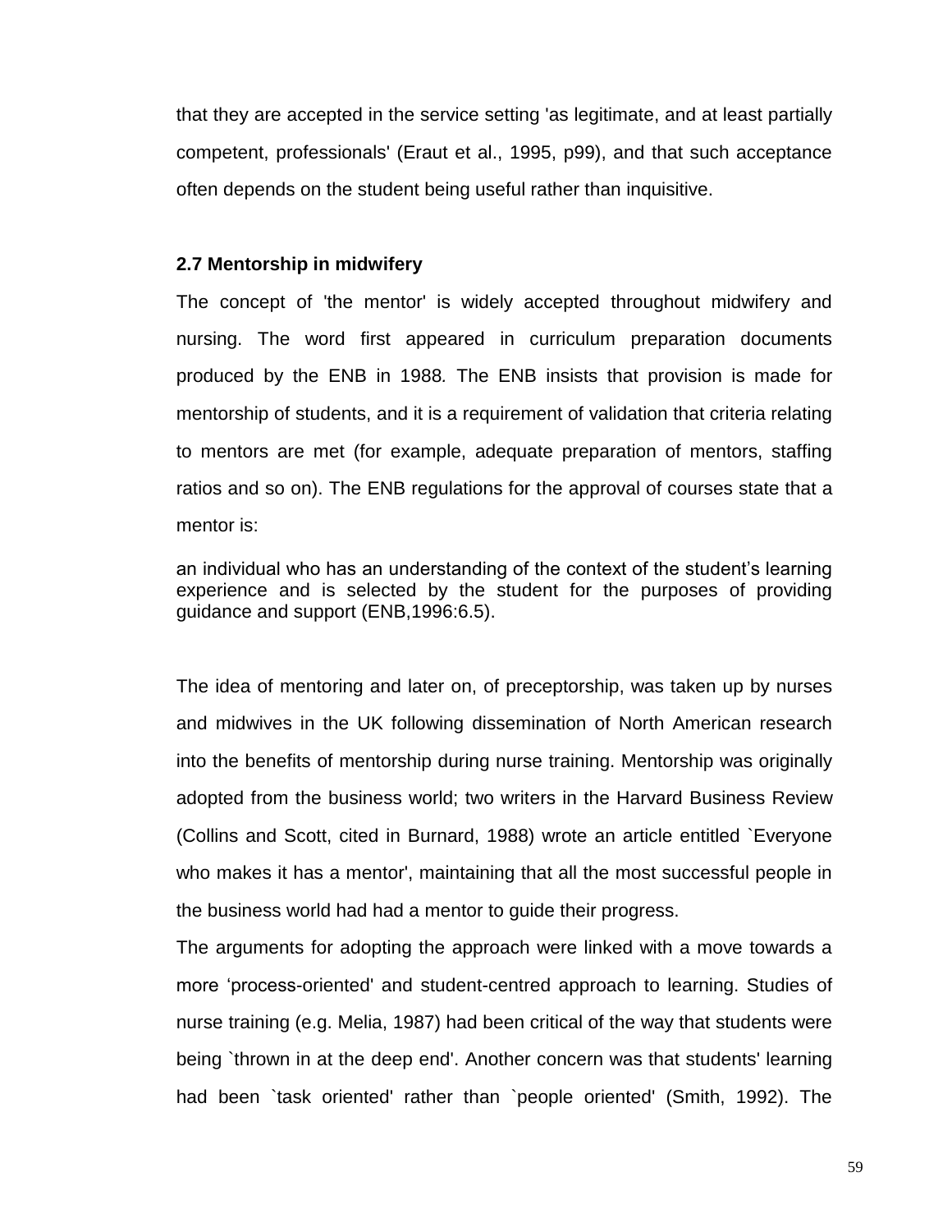that they are accepted in the service setting 'as legitimate, and at least partially competent, professionals' (Eraut et al., 1995, p99), and that such acceptance often depends on the student being useful rather than inquisitive.

### 2.7 Mentorship in midwifery

The concept of 'the mentor' is widely accepted throughout midwifery and nursing. The word first appeared in curriculum preparation documents produced by the ENB in 1988. The ENB insists that provision is made for mentorship of students, and it is a requirement of validation that criteria relating to mentors are met (for example, adequate preparation of mentors, staffing ratios and so on). The ENB regulations for the approval of courses state that a mentor is:

> an individual who has an understanding of the context of the student's learning experience and is selected by the student for the purposes of providing guidance and support (ENB,1996:6.5).

The idea of mentoring and later on, of preceptorship, was taken up by nurses and midwives in the UK following dissemination of North American research into the benefits of mentorship during nurse training. Mentorship was originally adopted from the business world; two writers in the Harvard Business Review (Collins and Scott, cited in Burnard, 1988) wrote an article entitled `Everyone who makes it has a mentor', maintaining that all the most successful people in the business world had had a mentor to guide their progress.

The arguments for adopting the approach were linked with a move towards a more 'process-oriented' and student-centred approach to learning. Studies of nurse training (e.g. Melia, 1987) had been critical of the way that students were being `thrown in at the deep end'. Another concern was that students' learning had been `task oriented' rather than `people oriented' (Smith, 1992). The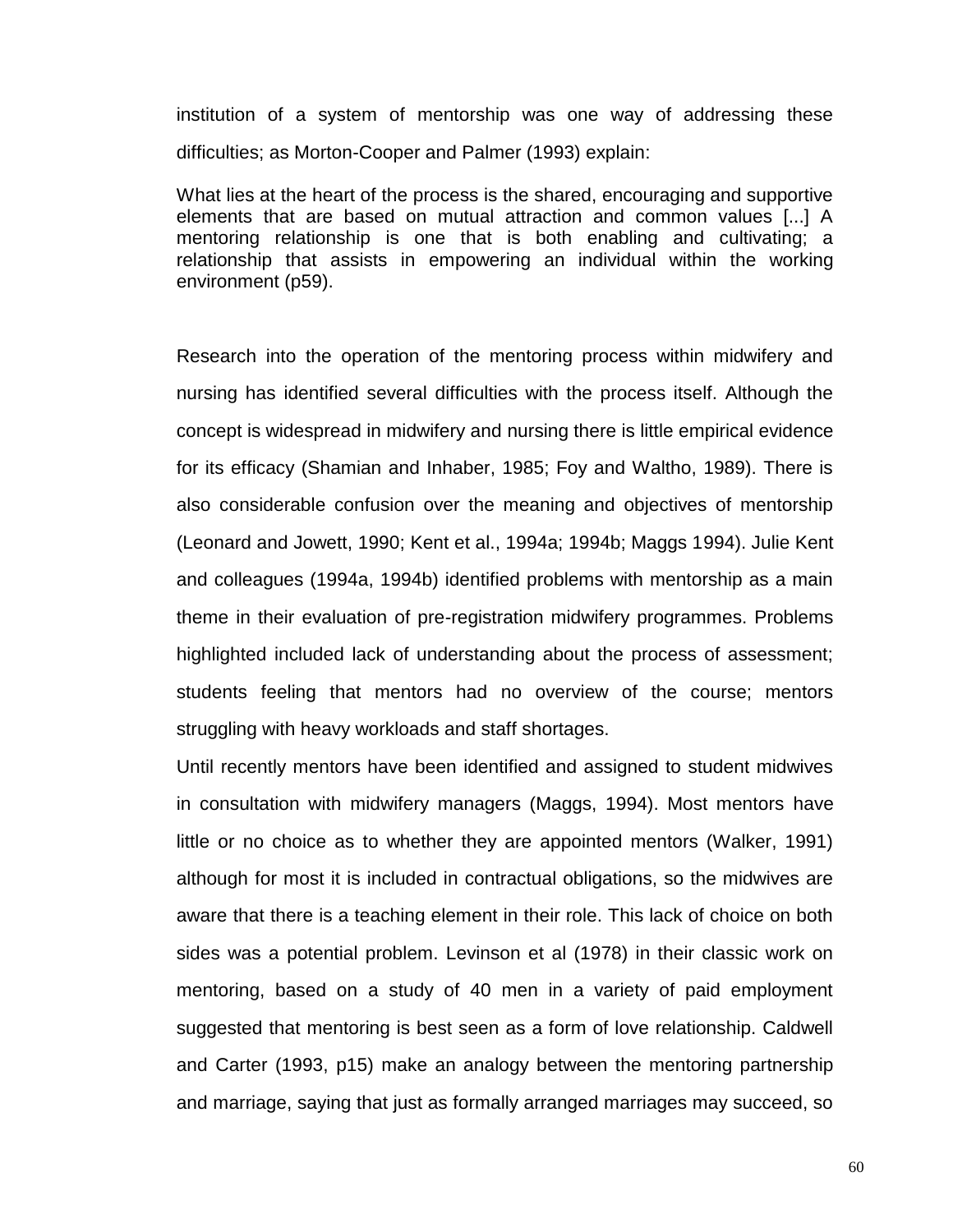institution of a system of mentorship was one way of addressing these difficulties; as Morton-Cooper and Palmer (1993) explain:

> What lies at the heart of the process is the shared, encouraging and supportive elements that are based on mutual attraction and common values [...] A mentoring relationship is one that is both enabling and cultivating; a relationship that assists in empowering an individual within the working environment (p59).

Research into the operation of the mentoring process within midwifery and nursing has identified several difficulties with the process itself. Although the concept is widespread in midwifery and nursing there is little empirical evidence for its efficacy (Shamian and Inhaber, 1985; Foy and Waltho, 1989). There is also considerable confusion over the meaning and objectives of mentorship (Leonard and Jowett, 1990; Kent et al., 1994a; 1994b; Maggs 1994). Julie Kent and colleagues (1994a, 1994b) identified problems with mentorship as a main theme in their evaluation of pre-registration midwifery programmes. Problems highlighted included lack of understanding about the process of assessment; students feeling that mentors had no overview of the course; mentors struggling with heavy workloads and staff shortages.

Until recently mentors have been identified and assigned to student midwives in consultation with midwifery managers (Maggs, 1994). Most mentors have little or no choice as to whether they are appointed mentors (Walker, 1991) although for most it is included in contractual obligations, so the midwives are aware that there is a teaching element in their role. This lack of choice on both sides was a potential problem. Levinson et al (1978) in their classic work on mentoring, based on a study of 40 men in a variety of paid employment suggested that mentoring is best seen as a form of love relationship. Caldwell and Carter (1993, p15) make an analogy between the mentoring partnership and marriage, saying that just as formally arranged marriages may succeed, so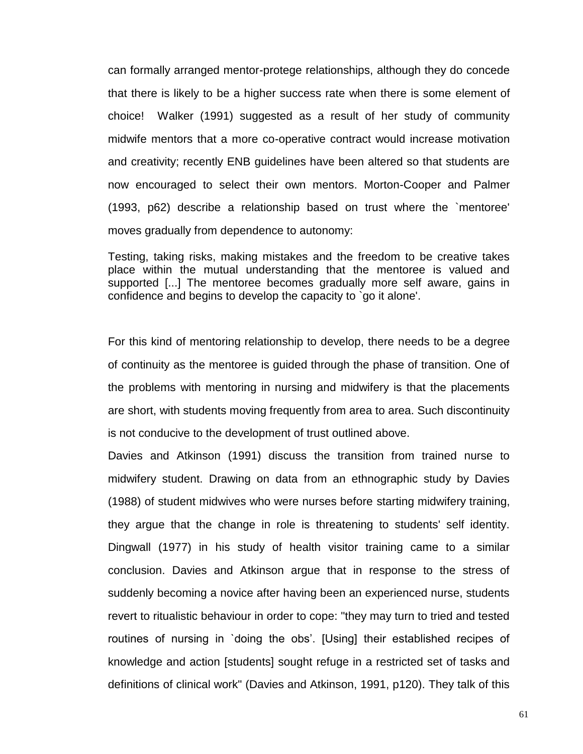can formally arranged mentor-protege relationships, although they do concede that there is likely to be a higher success rate when there is some element of choice! Walker (1991) suggested as a result of her study of community midwife mentors that a more co-operative contract would increase motivation and creativity; recently ENB guidelines have been altered so that students are now encouraged to select their own mentors. Morton-Cooper and Palmer (1993, p62) describe a relationship based on trust where the `mentoree' moves gradually from dependence to autonomy:

> Testing, taking risks, making mistakes and the freedom to be creative takes place within the mutual understanding that the mentoree is valued and supported [...] The mentoree becomes gradually more self aware, gains in confidence and begins to develop the capacity to `go it alone'.

For this kind of mentoring relationship to develop, there needs to be a degree of continuity as the mentoree is guided through the phase of transition. One of the problems with mentoring in nursing and midwifery is that the placements are short, with students moving frequently from area to area. Such discontinuity is not conducive to the development of trust outlined above.

Davies and Atkinson (1991) discuss the transition from trained nurse to midwifery student. Drawing on data from an ethnographic study by Davies (1988) of student midwives who were nurses before starting midwifery training, they argue that the change in role is threatening to students' self identity. Dingwall (1977) in his study of health visitor training came to a similar conclusion. Davies and Atkinson argue that in response to the stress of suddenly becoming a novice after having been an experienced nurse, students revert to ritualistic behaviour in order to cope: "they may turn to tried and tested routines of nursing in `doing the obs'. [Using] their established recipes of knowledge and action [students] sought refuge in a restricted set of tasks and definitions of clinical work" (Davies and Atkinson, 1991, p120). They talk of this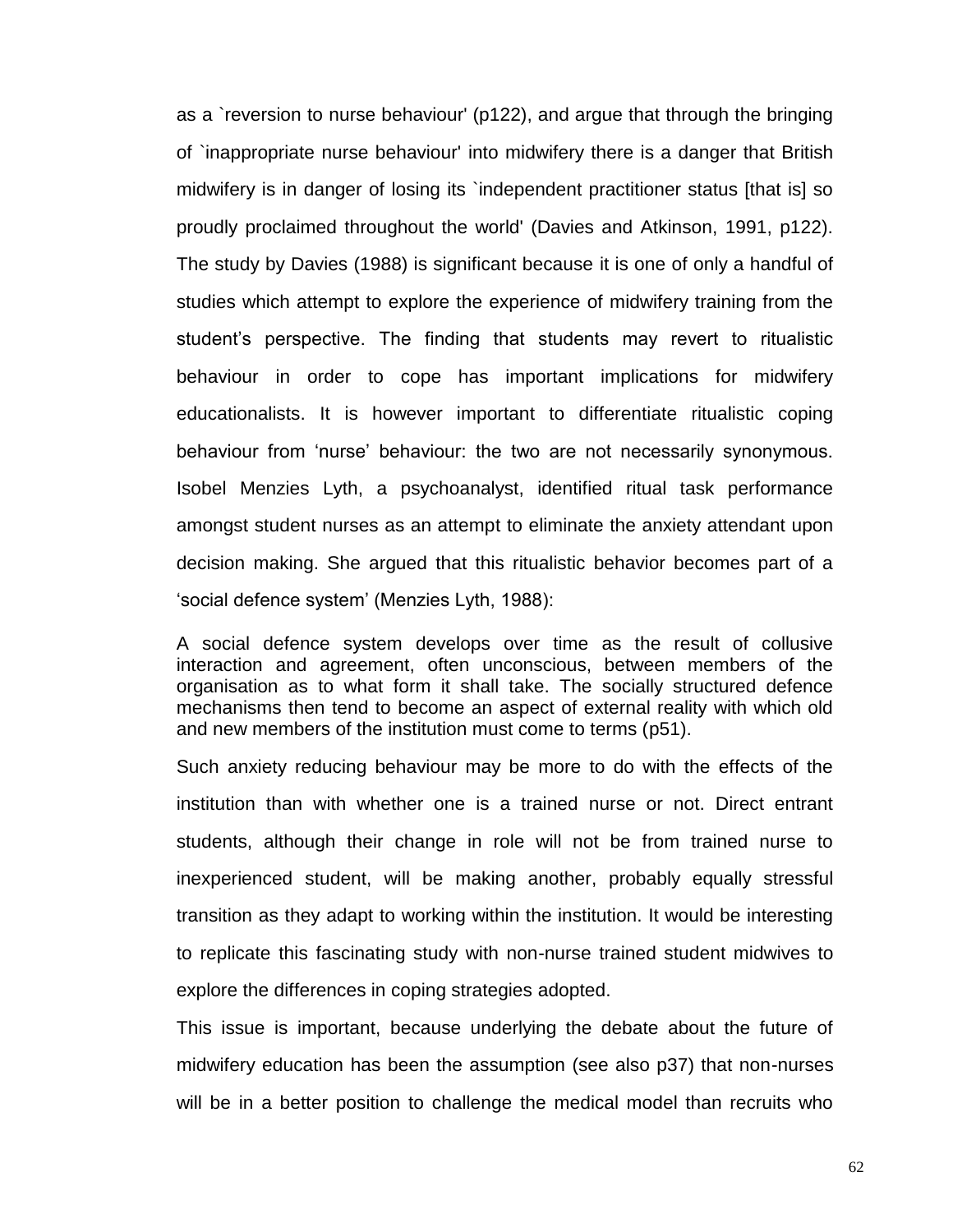as a `reversion to nurse behaviour' (p122), and argue that through the bringing of `inappropriate nurse behaviour' into midwifery there is a danger that British midwifery is in danger of losing its `independent practitioner status [that is] so proudly proclaimed throughout the world' (Davies and Atkinson, 1991, p122). The study by Davies (1988) is significant because it is one of only a handful of studies which attempt to explore the experience of midwifery training from the student's perspective. The finding that students may revert to ritualistic behaviour in order to cope has important implications for midwifery educationalists. It is however important to differentiate ritualistic coping behaviour from 'nurse' behaviour: the two are not necessarily synonymous. Isobel Menzies Lyth, a psychoanalyst, identified ritual task performance amongst student nurses as an attempt to eliminate the anxiety attendant upon decision making. She argued that this ritualistic behavior becomes part of a 'social defence system' (Menzies Lyth, 1988):

> A social defence system develops over time as the result of collusive interaction and agreement, often unconscious, between members of the organisation as to what form it shall take. The socially structured defence mechanisms then tend to become an aspect of external reality with which old and new members of the institution must come to terms (p51).

Such anxiety reducing behaviour may be more to do with the effects of the institution than with whether one is a trained nurse or not. Direct entrant students, although their change in role will not be from trained nurse to inexperienced student, will be making another, probably equally stressful transition as they adapt to working within the institution. It would be interesting to replicate this fascinating study with non-nurse trained student midwives to explore the differences in coping strategies adopted.

This issue is important, because underlying the debate about the future of midwifery education has been the assumption (see also p37) that non-nurses will be in a better position to challenge the medical model than recruits who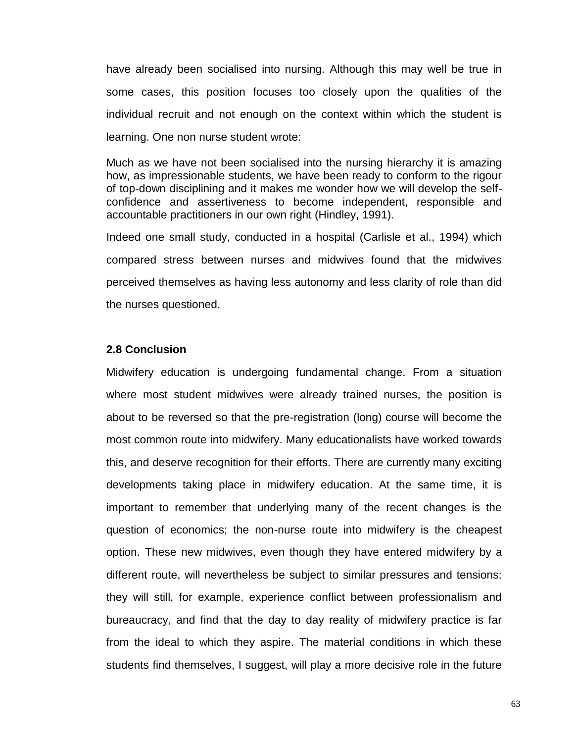have already been socialised into nursing. Although this may well be true in some cases, this position focuses too closely upon the qualities of the individual recruit and not enough on the context within which the student is learning. One non nurse student wrote:

> Much as we have not been socialised into the nursing hierarchy it is amazing how, as impressionable students, we have been ready to conform to the rigour of top-down disciplining and it makes me wonder how we will develop the self-confidence and assertiveness to become independent, responsible and accountable practitioners in our own right (Hindley, 1991).

Indeed one small study, conducted in a hospital (Carlisle et al., 1994) which compared stress between nurses and midwives found that the midwives perceived themselves as having less autonomy and less clarity of role than did the nurses questioned.

## 2.8 Conclusion

Midwifery education is undergoing fundamental change. From a situation where most student midwives were already trained nurses, the position is about to be reversed so that the pre-registration (long) course will become the most common route into midwifery. Many educationalists have worked towards this, and deserve recognition for their efforts. There are currently many exciting developments taking place in midwifery education. At the same time, it is important to remember that underlying many of the recent changes is the question of economics; the non-nurse route into midwifery is the cheapest option. These new midwives, even though they have entered midwifery by a different route, will nevertheless be subject to similar pressures and tensions: they will still, for example, experience conflict between professionalism and bureaucracy, and find that the day to day reality of midwifery practice is far from the ideal to which they aspire. The material conditions in which these students find themselves, I suggest, will play a more decisive role in the future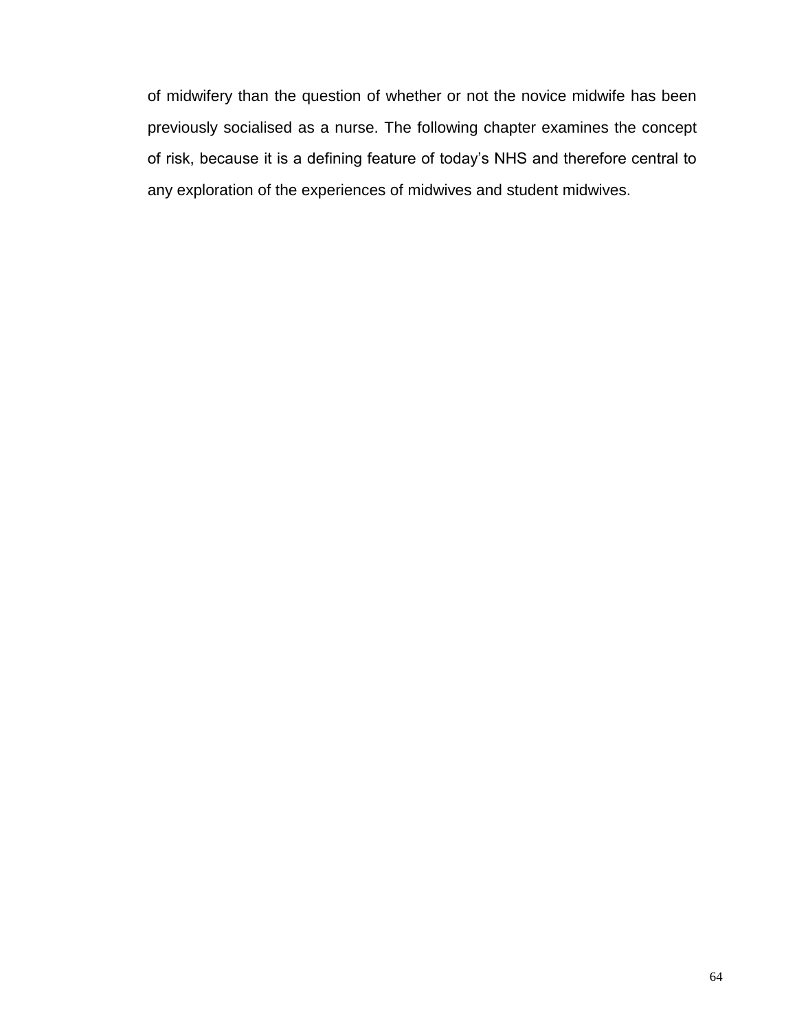of midwifery than the question of whether or not the novice midwife has been previously socialised as a nurse. The following chapter examines the concept of risk, because it is a defining feature of today's NHS and therefore central to any exploration of the experiences of midwives and student midwives.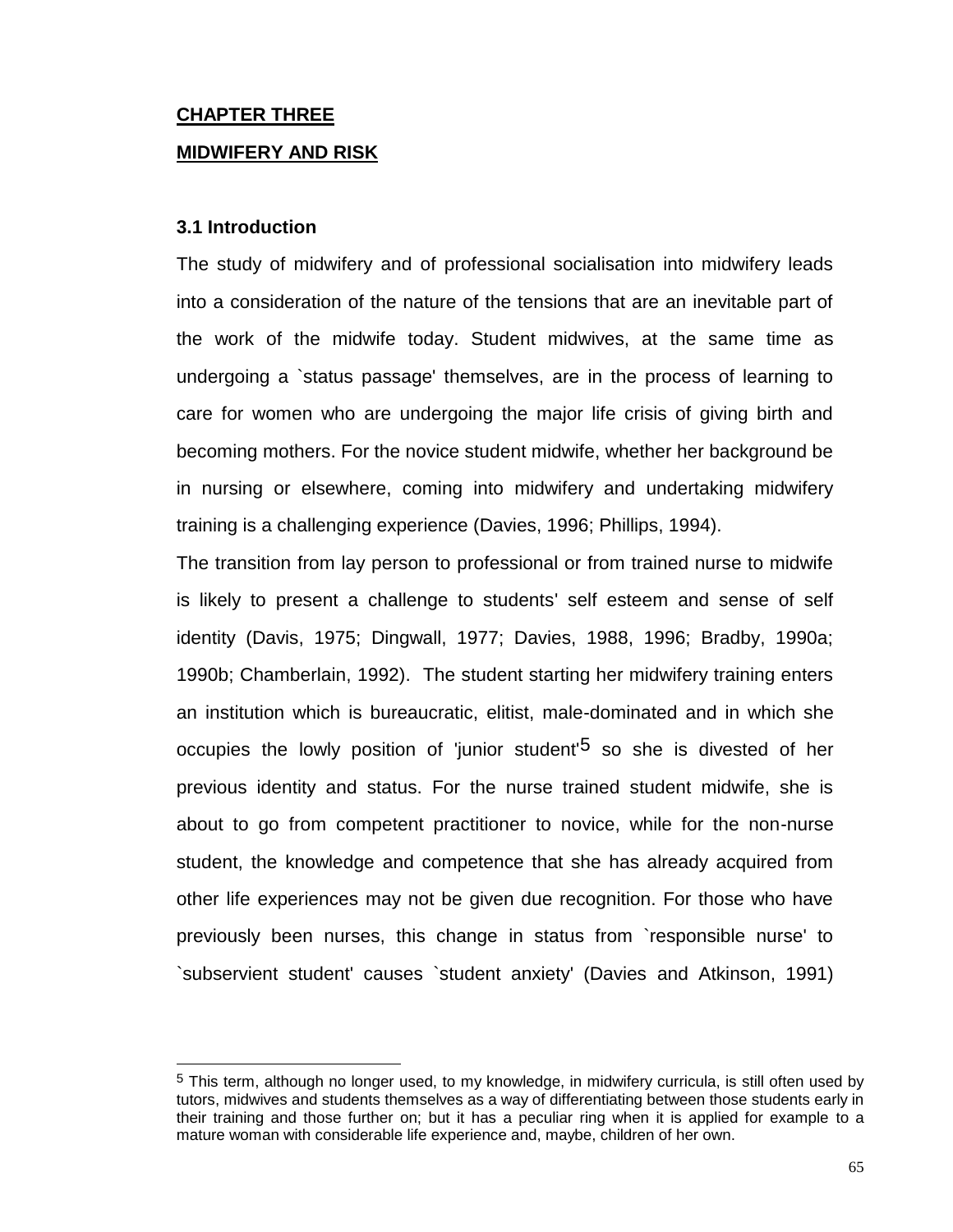## CHAPTER THREE

## MIDWIFERY AND RISK

### 3.1 Introduction

The study of midwifery and of professional socialisation into midwifery leads into a consideration of the nature of the tensions that are an inevitable part of the work of the midwife today. Student midwives, at the same time as undergoing a `status passage' themselves, are in the process of learning to care for women who are undergoing the major life crisis of giving birth and becoming mothers. For the novice student midwife, whether her background be in nursing or elsewhere, coming into midwifery and undertaking midwifery training is a challenging experience (Davies, 1996; Phillips, 1994).

The transition from lay person to professional or from trained nurse to midwife is likely to present a challenge to students' self esteem and sense of self identity (Davis, 1975; Dingwall, 1977; Davies, 1988, 1996; Bradby, 1990a; 1990b; Chamberlain, 1992). The student starting her midwifery training enters an institution which is bureaucratic, elitist, male-dominated and in which she occupies the lowly position of 'junior student'[5] so she is divested of her previous identity and status. For the nurse trained student midwife, she is about to go from competent practitioner to novice, while for the non-nurse student, the knowledge and competence that she has already acquired from other life experiences may not be given due recognition. For those who have previously been nurses, this change in status from `responsible nurse' to `subservient student' causes `student anxiety' (Davies and Atkinson, 1991)

[5] This term, although no longer used, to my knowledge, in midwifery curricula, is still often used by tutors, midwives and students themselves as a way of differentiating between those students early in their training and those further on; but it has a peculiar ring when it is applied for example to a mature woman with considerable life experience and, maybe, children of her own.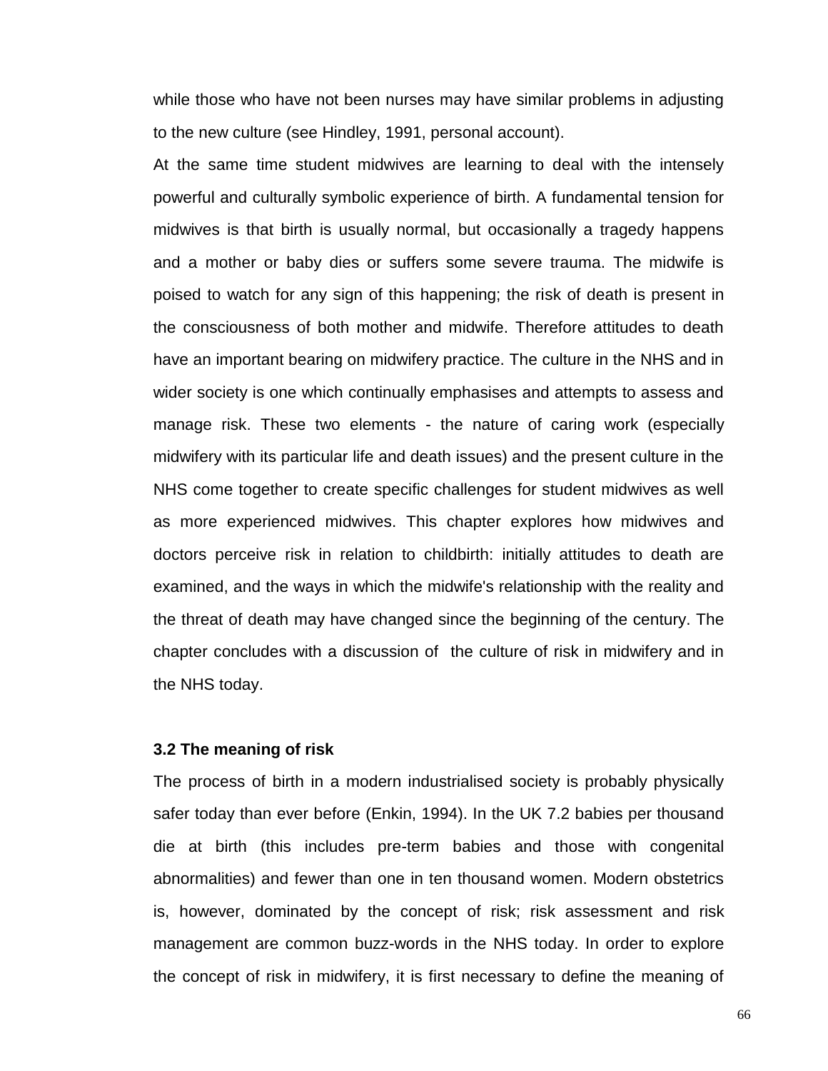while those who have not been nurses may have similar problems in adjusting to the new culture (see Hindley, 1991, personal account).

At the same time student midwives are learning to deal with the intensely powerful and culturally symbolic experience of birth. A fundamental tension for midwives is that birth is usually normal, but occasionally a tragedy happens and a mother or baby dies or suffers some severe trauma. The midwife is poised to watch for any sign of this happening; the risk of death is present in the consciousness of both mother and midwife. Therefore attitudes to death have an important bearing on midwifery practice. The culture in the NHS and in wider society is one which continually emphasises and attempts to assess and manage risk. These two elements - the nature of caring work (especially midwifery with its particular life and death issues) and the present culture in the NHS come together to create specific challenges for student midwives as well as more experienced midwives. This chapter explores how midwives and doctors perceive risk in relation to childbirth: initially attitudes to death are examined, and the ways in which the midwife's relationship with the reality and the threat of death may have changed since the beginning of the century. The chapter concludes with a discussion of the culture of risk in midwifery and in the NHS today.

### 3.2 The meaning of risk

The process of birth in a modern industrialised society is probably physically safer today than ever before (Enkin, 1994). In the UK 7.2 babies per thousand die at birth (this includes pre-term babies and those with congenital abnormalities) and fewer than one in ten thousand women. Modern obstetrics is, however, dominated by the concept of risk; risk assessment and risk management are common buzz-words in the NHS today. In order to explore the concept of risk in midwifery, it is first necessary to define the meaning of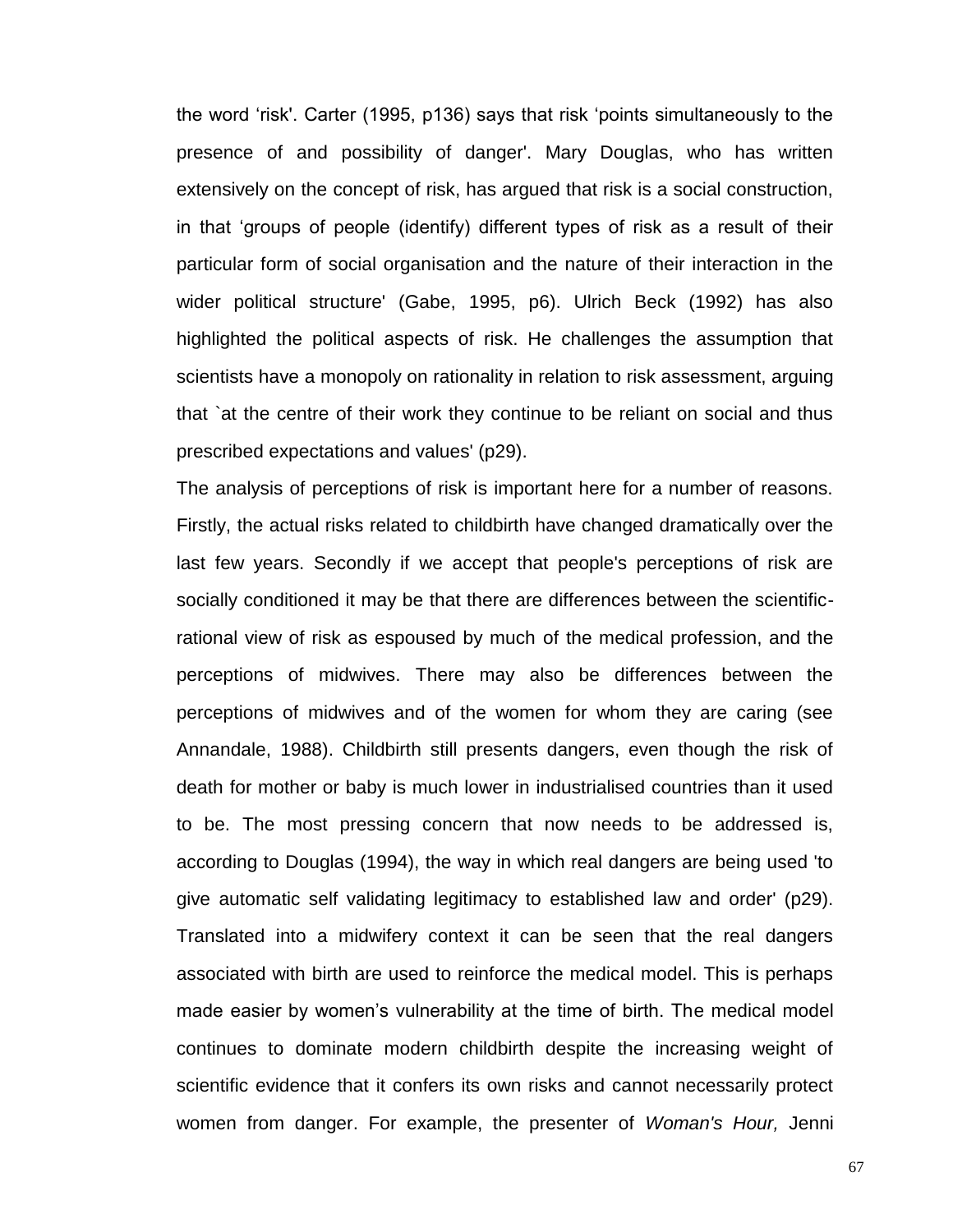the word ‘risk'. Carter (1995, p136) says that risk ‘points simultaneously to the presence of and possibility of danger'. Mary Douglas, who has written extensively on the concept of risk, has argued that risk is a social construction, in that ‘groups of people (identify) different types of risk as a result of their particular form of social organisation and the nature of their interaction in the wider political structure' (Gabe, 1995, p6). Ulrich Beck (1992) has also highlighted the political aspects of risk. He challenges the assumption that scientists have a monopoly on rationality in relation to risk assessment, arguing that `at the centre of their work they continue to be reliant on social and thus prescribed expectations and values' (p29).

The analysis of perceptions of risk is important here for a number of reasons. Firstly, the actual risks related to childbirth have changed dramatically over the last few years. Secondly if we accept that people's perceptions of risk are socially conditioned it may be that there are differences between the scientific-rational view of risk as espoused by much of the medical profession, and the perceptions of midwives. There may also be differences between the perceptions of midwives and of the women for whom they are caring (see Annandale, 1988). Childbirth still presents dangers, even though the risk of death for mother or baby is much lower in industrialised countries than it used to be. The most pressing concern that now needs to be addressed is, according to Douglas (1994), the way in which real dangers are being used 'to give automatic self validating legitimacy to established law and order' (p29). Translated into a midwifery context it can be seen that the real dangers associated with birth are used to reinforce the medical model. This is perhaps made easier by women's vulnerability at the time of birth. The medical model continues to dominate modern childbirth despite the increasing weight of scientific evidence that it confers its own risks and cannot necessarily protect women from danger. For example, the presenter of *Woman's Hour,* Jenni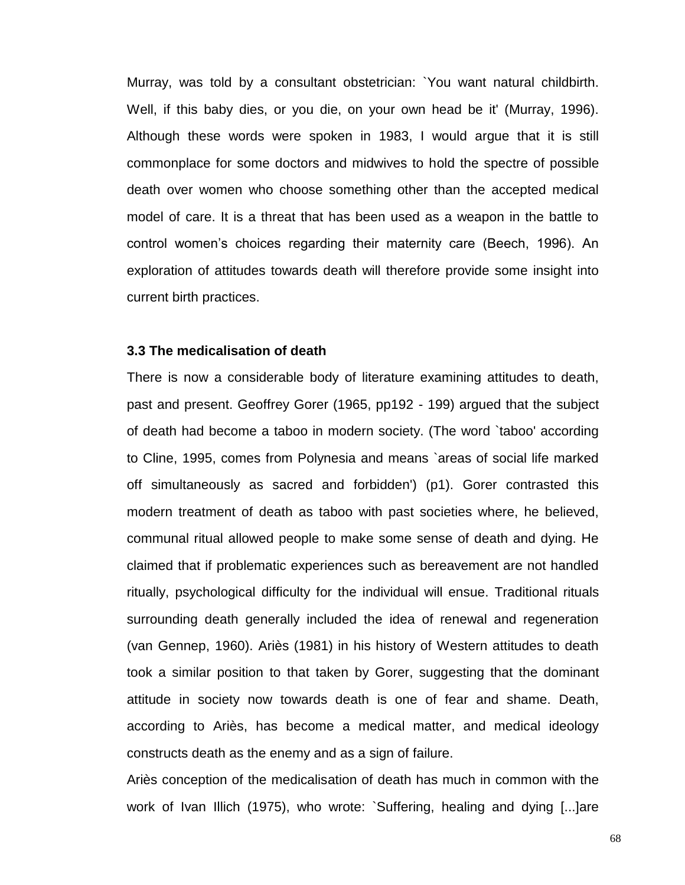Murray, was told by a consultant obstetrician: `You want natural childbirth. Well, if this baby dies, or you die, on your own head be it' (Murray, 1996). Although these words were spoken in 1983, I would argue that it is still commonplace for some doctors and midwives to hold the spectre of possible death over women who choose something other than the accepted medical model of care. It is a threat that has been used as a weapon in the battle to control women's choices regarding their maternity care (Beech, 1996). An exploration of attitudes towards death will therefore provide some insight into current birth practices.

### 3.3 The medicalisation of death

There is now a considerable body of literature examining attitudes to death, past and present. Geoffrey Gorer (1965, pp192 - 199) argued that the subject of death had become a taboo in modern society. (The word `taboo' according to Cline, 1995, comes from Polynesia and means `areas of social life marked off simultaneously as sacred and forbidden') (p1). Gorer contrasted this modern treatment of death as taboo with past societies where, he believed, communal ritual allowed people to make some sense of death and dying. He claimed that if problematic experiences such as bereavement are not handled ritually, psychological difficulty for the individual will ensue. Traditional rituals surrounding death generally included the idea of renewal and regeneration (van Gennep, 1960). Ariès (1981) in his history of Western attitudes to death took a similar position to that taken by Gorer, suggesting that the dominant attitude in society now towards death is one of fear and shame. Death, according to Ariès, has become a medical matter, and medical ideology constructs death as the enemy and as a sign of failure.

Ariès conception of the medicalisation of death has much in common with the work of Ivan Illich (1975), who wrote: `Suffering, healing and dying [...]are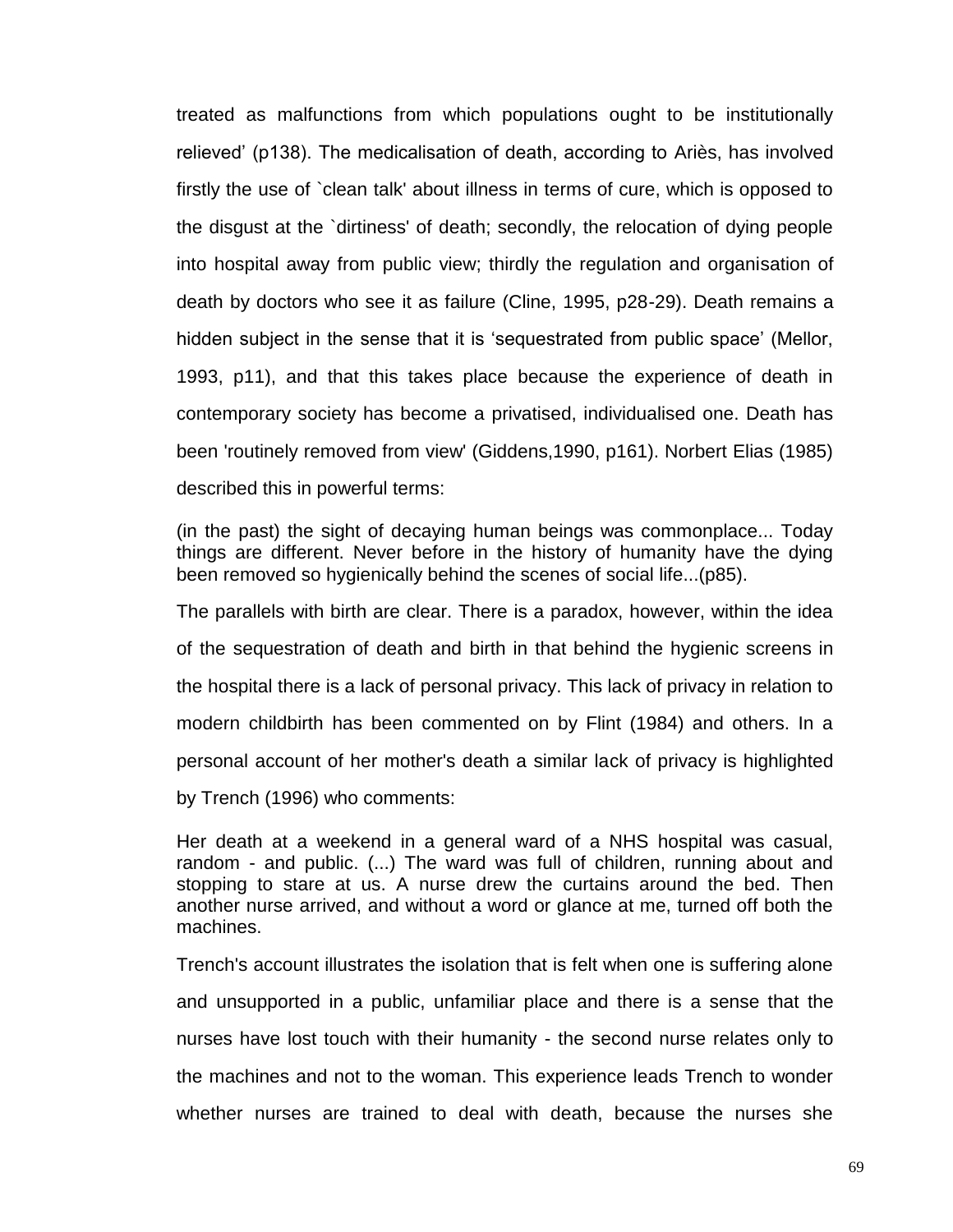treated as malfunctions from which populations ought to be institutionally relieved' (p138). The medicalisation of death, according to Ariès, has involved firstly the use of `clean talk' about illness in terms of cure, which is opposed to the disgust at the `dirtiness' of death; secondly, the relocation of dying people into hospital away from public view; thirdly the regulation and organisation of death by doctors who see it as failure (Cline, 1995, p28-29). Death remains a hidden subject in the sense that it is 'sequestrated from public space' (Mellor, 1993, p11), and that this takes place because the experience of death in contemporary society has become a privatised, individualised one. Death has been 'routinely removed from view' (Giddens,1990, p161). Norbert Elias (1985) described this in powerful terms:

> (in the past) the sight of decaying human beings was commonplace... Today things are different. Never before in the history of humanity have the dying been removed so hygienically behind the scenes of social life...(p85).

The parallels with birth are clear. There is a paradox, however, within the idea of the sequestration of death and birth in that behind the hygienic screens in the hospital there is a lack of personal privacy. This lack of privacy in relation to modern childbirth has been commented on by Flint (1984) and others. In a personal account of her mother's death a similar lack of privacy is highlighted by Trench (1996) who comments:

> Her death at a weekend in a general ward of a NHS hospital was casual, random - and public. (...) The ward was full of children, running about and stopping to stare at us. A nurse drew the curtains around the bed. Then another nurse arrived, and without a word or glance at me, turned off both the machines.

Trench's account illustrates the isolation that is felt when one is suffering alone and unsupported in a public, unfamiliar place and there is a sense that the nurses have lost touch with their humanity - the second nurse relates only to the machines and not to the woman. This experience leads Trench to wonder whether nurses are trained to deal with death, because the nurses she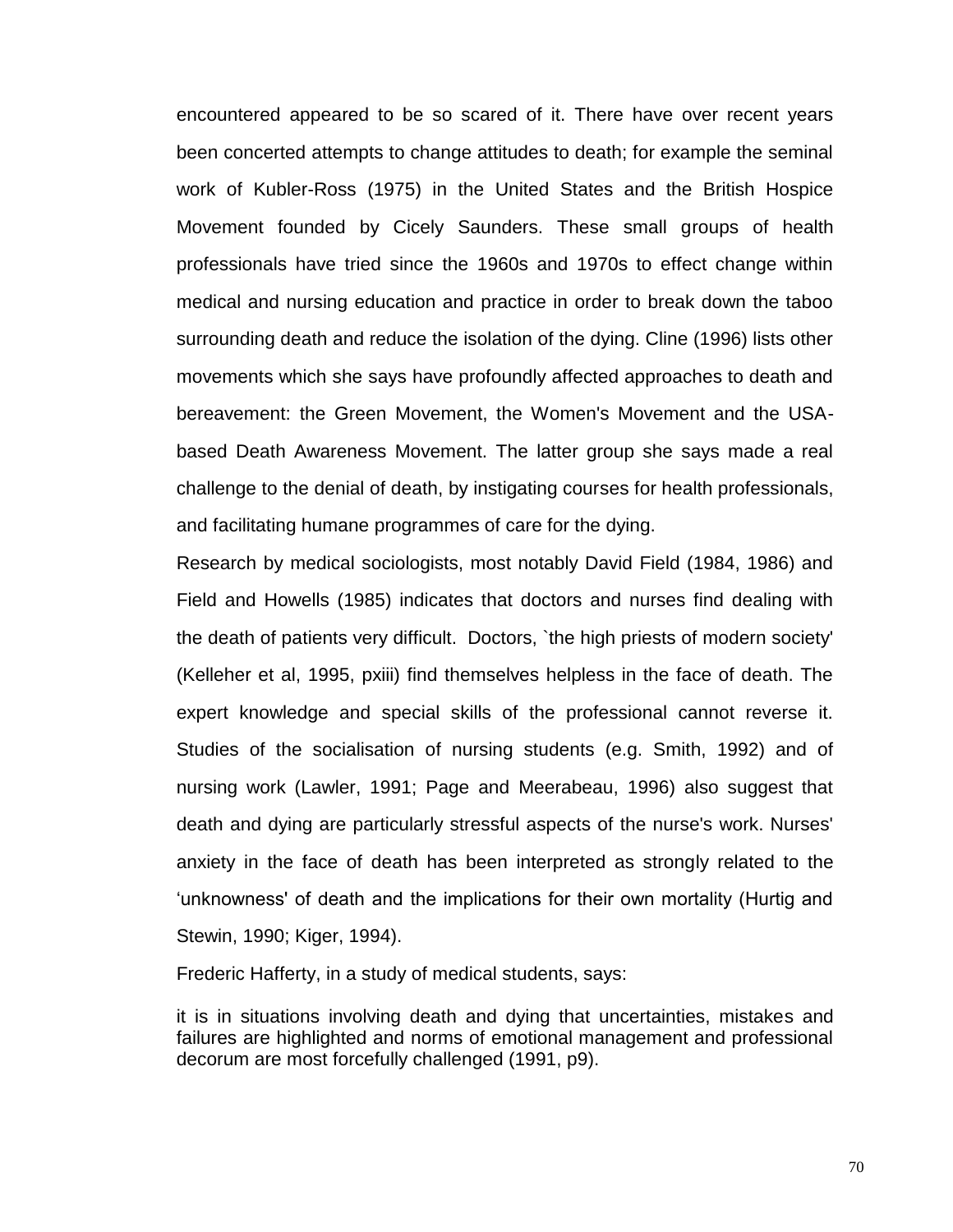encountered appeared to be so scared of it. There have over recent years been concerted attempts to change attitudes to death; for example the seminal work of Kubler-Ross (1975) in the United States and the British Hospice Movement founded by Cicely Saunders. These small groups of health professionals have tried since the 1960s and 1970s to effect change within medical and nursing education and practice in order to break down the taboo surrounding death and reduce the isolation of the dying. Cline (1996) lists other movements which she says have profoundly affected approaches to death and bereavement: the Green Movement, the Women's Movement and the USA-based Death Awareness Movement. The latter group she says made a real challenge to the denial of death, by instigating courses for health professionals, and facilitating humane programmes of care for the dying.

Research by medical sociologists, most notably David Field (1984, 1986) and Field and Howells (1985) indicates that doctors and nurses find dealing with the death of patients very difficult. Doctors, `the high priests of modern society' (Kelleher et al, 1995, pxiii) find themselves helpless in the face of death. The expert knowledge and special skills of the professional cannot reverse it. Studies of the socialisation of nursing students (e.g. Smith, 1992) and of nursing work (Lawler, 1991; Page and Meerabeau, 1996) also suggest that death and dying are particularly stressful aspects of the nurse's work. Nurses' anxiety in the face of death has been interpreted as strongly related to the ‘unknowness' of death and the implications for their own mortality (Hurtig and Stewin, 1990; Kiger, 1994).

Frederic Hafferty, in a study of medical students, says:

> it is in situations involving death and dying that uncertainties, mistakes and failures are highlighted and norms of emotional management and professional decorum are most forcefully challenged (1991, p9).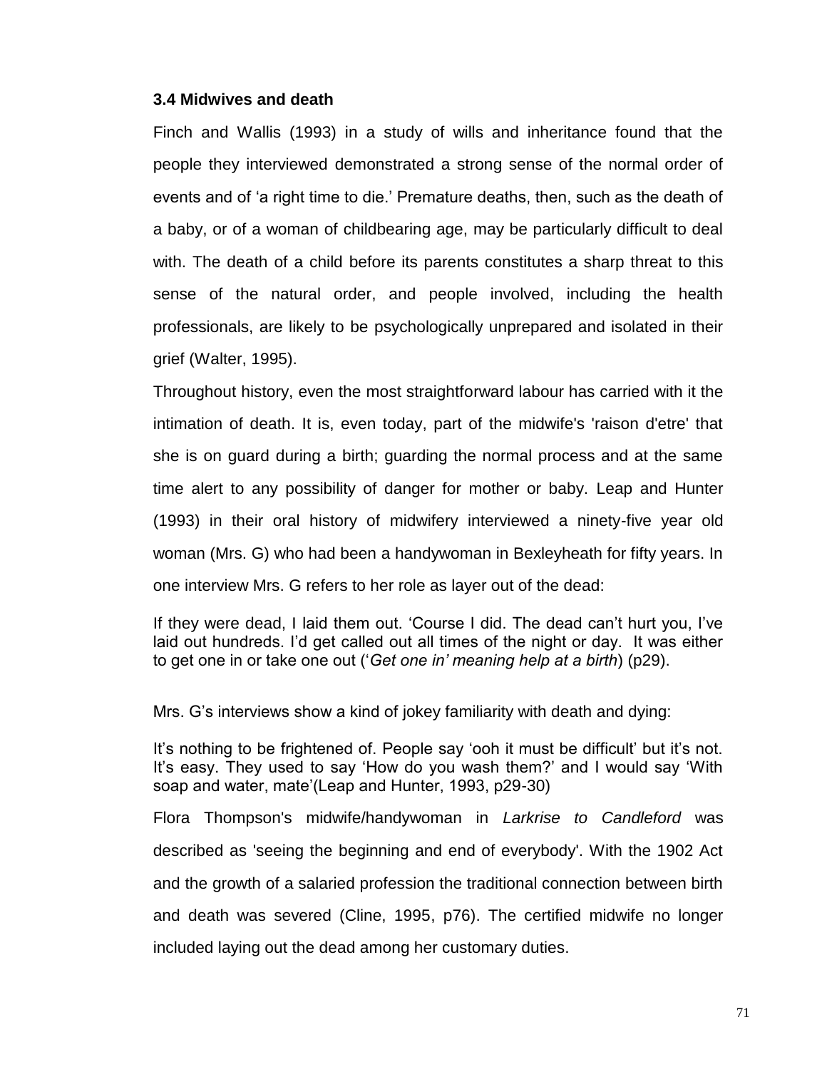### 3.4 Midwives and death

Finch and Wallis (1993) in a study of wills and inheritance found that the people they interviewed demonstrated a strong sense of the normal order of events and of 'a right time to die.' Premature deaths, then, such as the death of a baby, or of a woman of childbearing age, may be particularly difficult to deal with. The death of a child before its parents constitutes a sharp threat to this sense of the natural order, and people involved, including the health professionals, are likely to be psychologically unprepared and isolated in their grief (Walter, 1995).

Throughout history, even the most straightforward labour has carried with it the intimation of death. It is, even today, part of the midwife's 'raison d'etre' that she is on guard during a birth; guarding the normal process and at the same time alert to any possibility of danger for mother or baby. Leap and Hunter (1993) in their oral history of midwifery interviewed a ninety-five year old woman (Mrs. G) who had been a handywoman in Bexleyheath for fifty years. In one interview Mrs. G refers to her role as layer out of the dead:

> If they were dead, I laid them out. 'Course I did. The dead can't hurt you, I've laid out hundreds. I'd get called out all times of the night or day. It was either to get one in or take one out ('*Get one in' meaning help at a birth*) (p29).

Mrs. G's interviews show a kind of jokey familiarity with death and dying:

> It's nothing to be frightened of. People say 'ooh it must be difficult' but it's not. It's easy. They used to say 'How do you wash them?' and I would say 'With soap and water, mate'(Leap and Hunter, 1993, p29-30)

Flora Thompson's midwife/handywoman in *Larkrise to Candleford* was described as 'seeing the beginning and end of everybody'. With the 1902 Act and the growth of a salaried profession the traditional connection between birth and death was severed (Cline, 1995, p76). The certified midwife no longer included laying out the dead among her customary duties.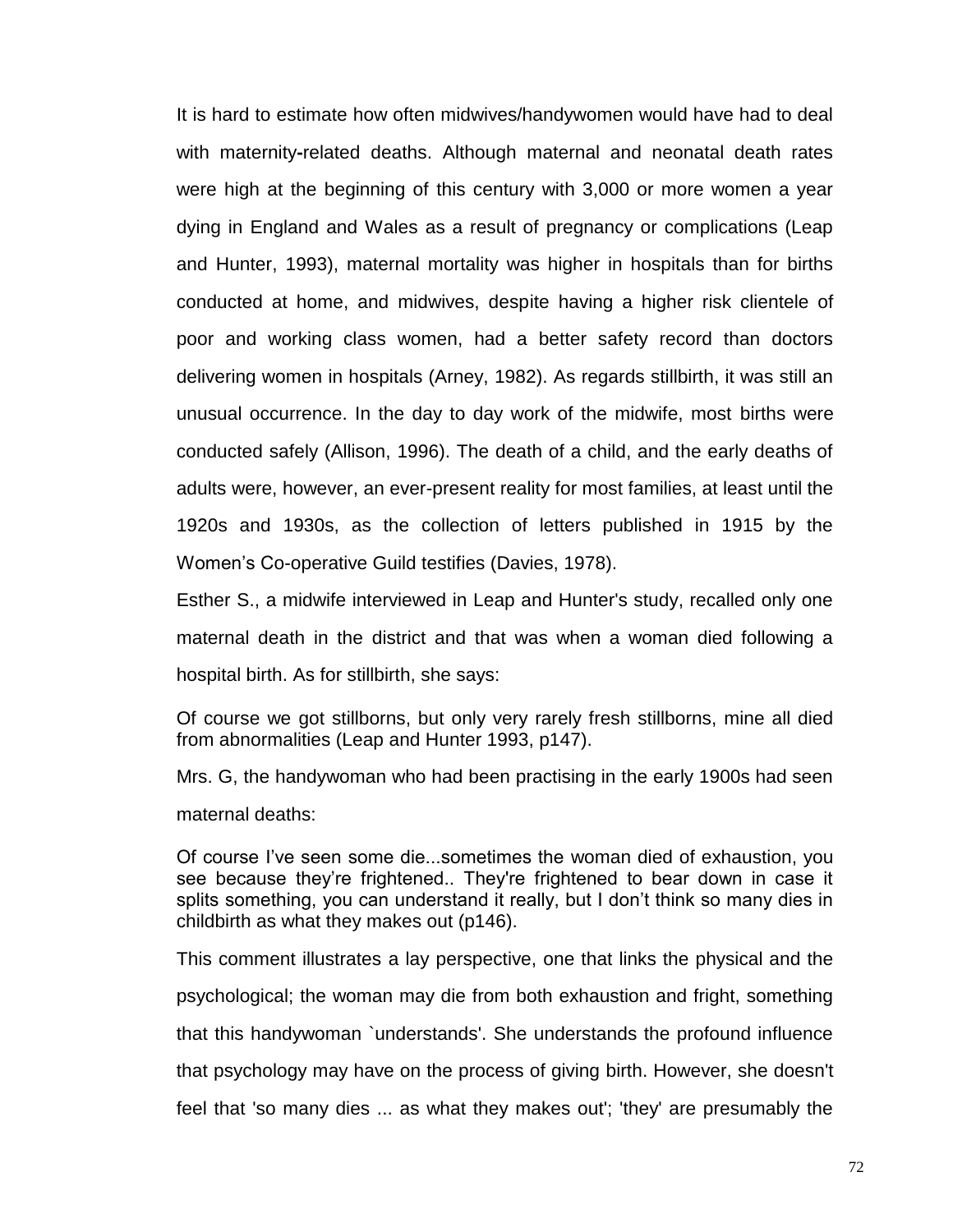It is hard to estimate how often midwives/handywomen would have had to deal with maternity-related deaths. Although maternal and neonatal death rates were high at the beginning of this century with 3,000 or more women a year dying in England and Wales as a result of pregnancy or complications (Leap and Hunter, 1993), maternal mortality was higher in hospitals than for births conducted at home, and midwives, despite having a higher risk clientele of poor and working class women, had a better safety record than doctors delivering women in hospitals (Arney, 1982). As regards stillbirth, it was still an unusual occurrence. In the day to day work of the midwife, most births were conducted safely (Allison, 1996). The death of a child, and the early deaths of adults were, however, an ever-present reality for most families, at least until the 1920s and 1930s, as the collection of letters published in 1915 by the Women's Co-operative Guild testifies (Davies, 1978).

Esther S., a midwife interviewed in Leap and Hunter's study, recalled only one maternal death in the district and that was when a woman died following a hospital birth. As for stillbirth, she says:

> Of course we got stillborns, but only very rarely fresh stillborns, mine all died from abnormalities (Leap and Hunter 1993, p147).

Mrs. G, the handywoman who had been practising in the early 1900s had seen maternal deaths:

> Of course I've seen some die...sometimes the woman died of exhaustion, you see because they're frightened.. They're frightened to bear down in case it splits something, you can understand it really, but I don't think so many dies in childbirth as what they makes out (p146).

This comment illustrates a lay perspective, one that links the physical and the psychological; the woman may die from both exhaustion and fright, something that this handywoman `understands'. She understands the profound influence that psychology may have on the process of giving birth. However, she doesn't feel that 'so many dies ... as what they makes out'; 'they' are presumably the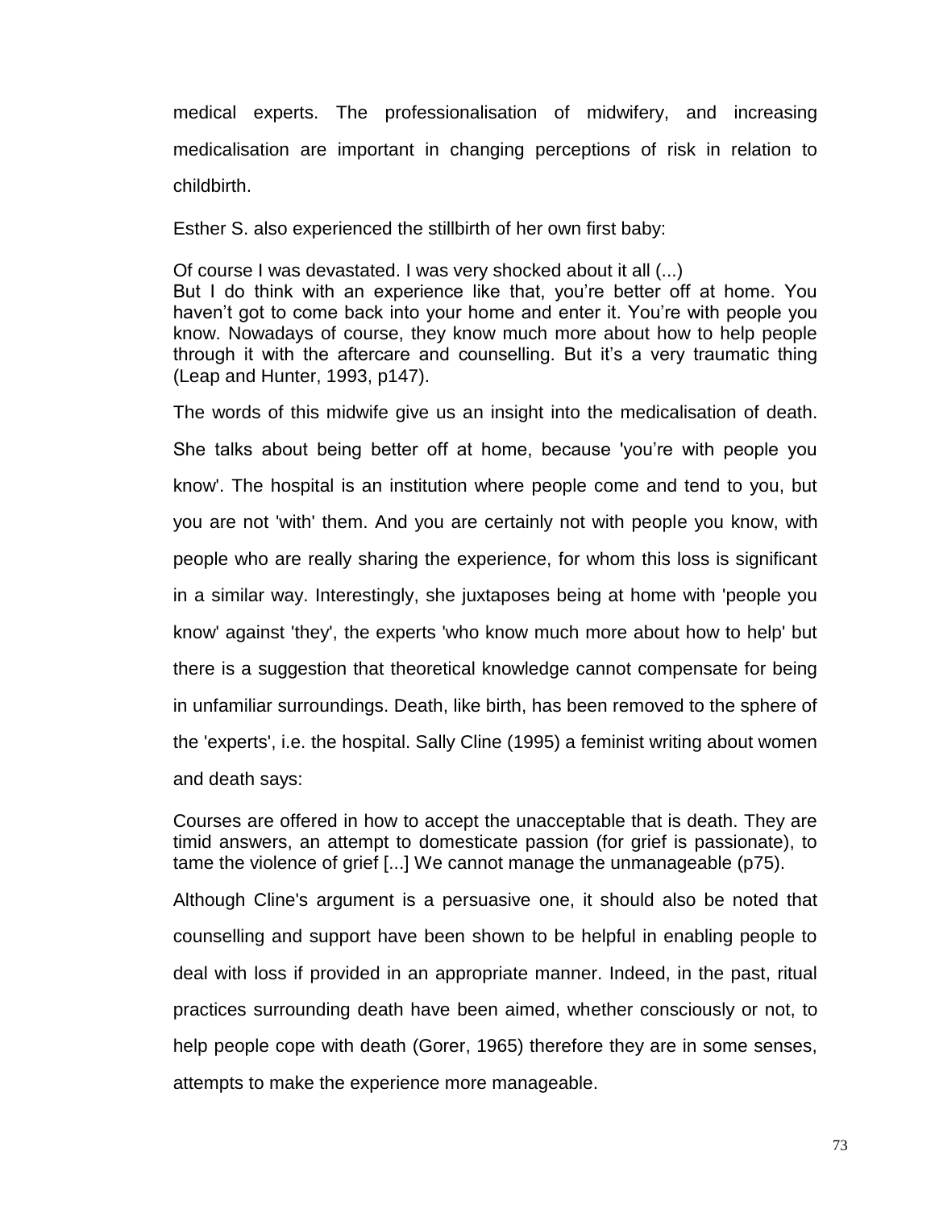medical experts. The professionalisation of midwifery, and increasing medicalisation are important in changing perceptions of risk in relation to childbirth.

Esther S. also experienced the stillbirth of her own first baby:

> Of course I was devastated. I was very shocked about it all (...)
> But I do think with an experience like that, you're better off at home. You haven't got to come back into your home and enter it. You're with people you know. Nowadays of course, they know much more about how to help people through it with the aftercare and counselling. But it's a very traumatic thing (Leap and Hunter, 1993, p147).

The words of this midwife give us an insight into the medicalisation of death. She talks about being better off at home, because 'you're with people you know'. The hospital is an institution where people come and tend to you, but you are not 'with' them. And you are certainly not with people you know, with people who are really sharing the experience, for whom this loss is significant in a similar way. Interestingly, she juxtaposes being at home with 'people you know' against 'they', the experts 'who know much more about how to help' but there is a suggestion that theoretical knowledge cannot compensate for being in unfamiliar surroundings. Death, like birth, has been removed to the sphere of the 'experts', i.e. the hospital. Sally Cline (1995) a feminist writing about women and death says:

> Courses are offered in how to accept the unacceptable that is death. They are timid answers, an attempt to domesticate passion (for grief is passionate), to tame the violence of grief [...] We cannot manage the unmanageable (p75).

Although Cline's argument is a persuasive one, it should also be noted that counselling and support have been shown to be helpful in enabling people to deal with loss if provided in an appropriate manner. Indeed, in the past, ritual practices surrounding death have been aimed, whether consciously or not, to help people cope with death (Gorer, 1965) therefore they are in some senses, attempts to make the experience more manageable.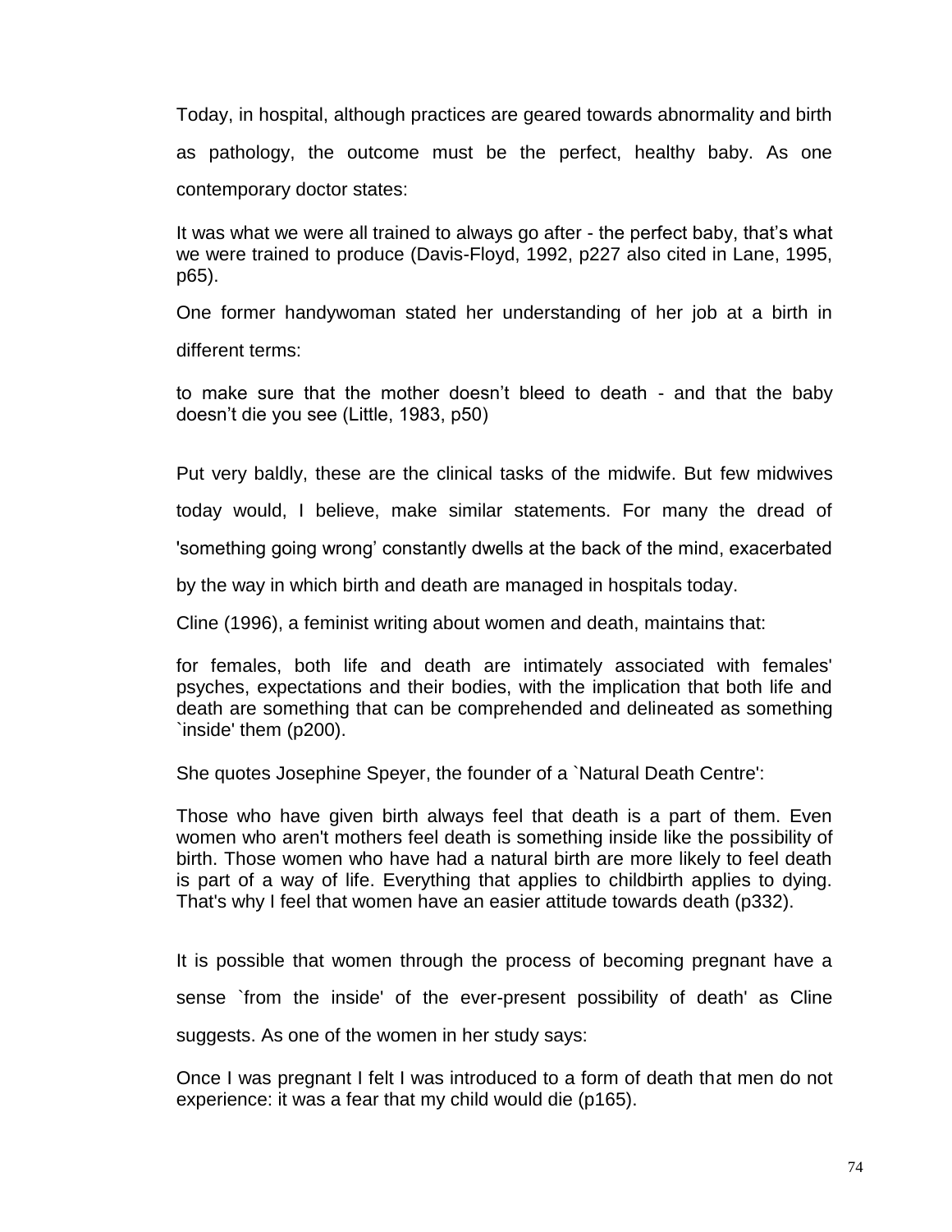Today, in hospital, although practices are geared towards abnormality and birth as pathology, the outcome must be the perfect, healthy baby. As one contemporary doctor states:

> It was what we were all trained to always go after - the perfect baby, that's what we were trained to produce (Davis-Floyd, 1992, p227 also cited in Lane, 1995, p65).

One former handywoman stated her understanding of her job at a birth in different terms:

> to make sure that the mother doesn't bleed to death - and that the baby doesn't die you see (Little, 1983, p50)

Put very baldly, these are the clinical tasks of the midwife. But few midwives today would, I believe, make similar statements. For many the dread of 'something going wrong' constantly dwells at the back of the mind, exacerbated by the way in which birth and death are managed in hospitals today.

Cline (1996), a feminist writing about women and death, maintains that:

> for females, both life and death are intimately associated with females' psyches, expectations and their bodies, with the implication that both life and death are something that can be comprehended and delineated as something `inside' them (p200).

She quotes Josephine Speyer, the founder of a `Natural Death Centre':

> Those who have given birth always feel that death is a part of them. Even women who aren't mothers feel death is something inside like the possibility of birth. Those women who have had a natural birth are more likely to feel death is part of a way of life. Everything that applies to childbirth applies to dying. That's why I feel that women have an easier attitude towards death (p332).

It is possible that women through the process of becoming pregnant have a sense `from the inside' of the ever-present possibility of death' as Cline suggests. As one of the women in her study says:

> Once I was pregnant I felt I was introduced to a form of death that men do not experience: it was a fear that my child would die (p165).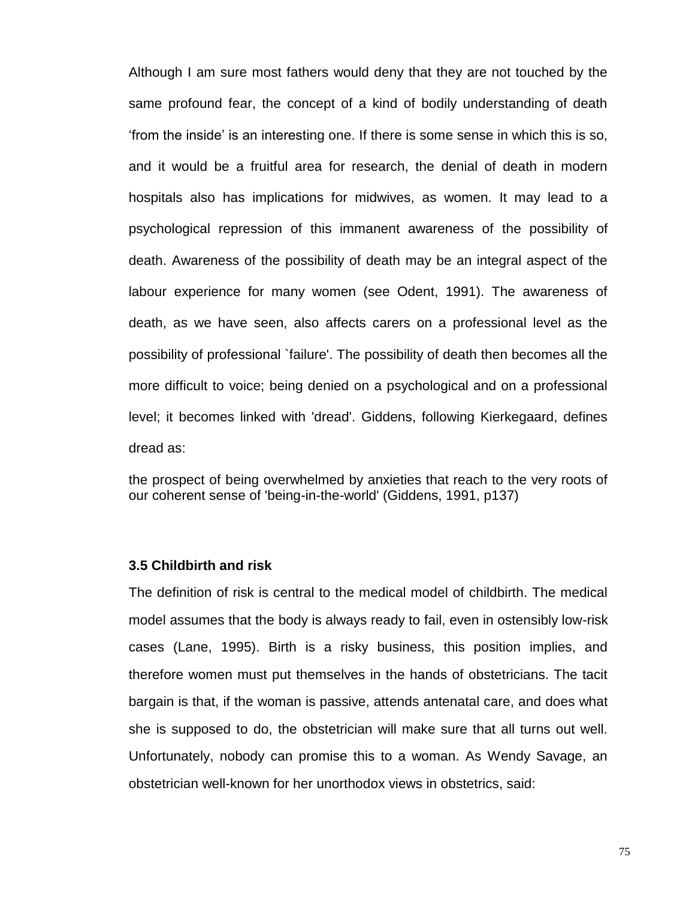Although I am sure most fathers would deny that they are not touched by the same profound fear, the concept of a kind of bodily understanding of death 'from the inside' is an interesting one. If there is some sense in which this is so, and it would be a fruitful area for research, the denial of death in modern hospitals also has implications for midwives, as women. It may lead to a psychological repression of this immanent awareness of the possibility of death. Awareness of the possibility of death may be an integral aspect of the labour experience for many women (see Odent, 1991). The awareness of death, as we have seen, also affects carers on a professional level as the possibility of professional `failure'. The possibility of death then becomes all the more difficult to voice; being denied on a psychological and on a professional level; it becomes linked with 'dread'. Giddens, following Kierkegaard, defines dread as:

> the prospect of being overwhelmed by anxieties that reach to the very roots of our coherent sense of 'being-in-the-world' (Giddens, 1991, p137)

### 3.5 Childbirth and risk

The definition of risk is central to the medical model of childbirth. The medical model assumes that the body is always ready to fail, even in ostensibly low-risk cases (Lane, 1995). Birth is a risky business, this position implies, and therefore women must put themselves in the hands of obstetricians. The tacit bargain is that, if the woman is passive, attends antenatal care, and does what she is supposed to do, the obstetrician will make sure that all turns out well. Unfortunately, nobody can promise this to a woman. As Wendy Savage, an obstetrician well-known for her unorthodox views in obstetrics, said: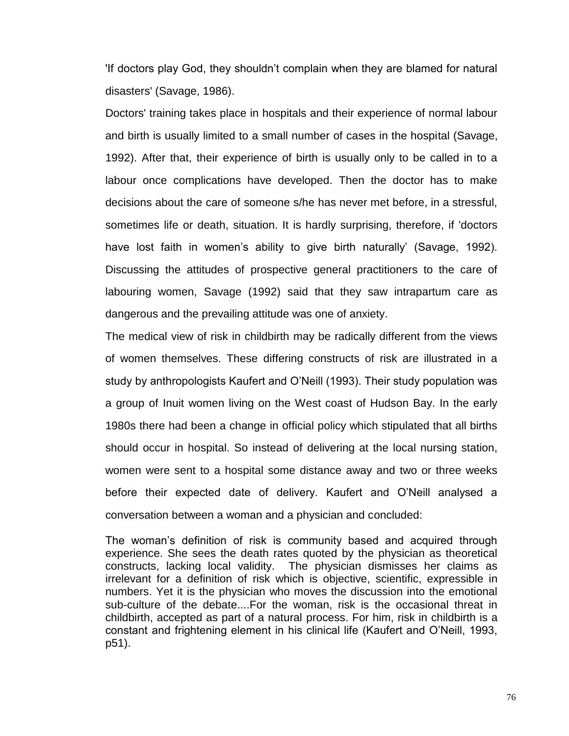'If doctors play God, they shouldn't complain when they are blamed for natural disasters' (Savage, 1986).

Doctors' training takes place in hospitals and their experience of normal labour and birth is usually limited to a small number of cases in the hospital (Savage, 1992). After that, their experience of birth is usually only to be called in to a labour once complications have developed. Then the doctor has to make decisions about the care of someone s/he has never met before, in a stressful, sometimes life or death, situation. It is hardly surprising, therefore, if 'doctors have lost faith in women's ability to give birth naturally' (Savage, 1992). Discussing the attitudes of prospective general practitioners to the care of labouring women, Savage (1992) said that they saw intrapartum care as dangerous and the prevailing attitude was one of anxiety.

The medical view of risk in childbirth may be radically different from the views of women themselves. These differing constructs of risk are illustrated in a study by anthropologists Kaufert and O'Neill (1993). Their study population was a group of Inuit women living on the West coast of Hudson Bay. In the early 1980s there had been a change in official policy which stipulated that all births should occur in hospital. So instead of delivering at the local nursing station, women were sent to a hospital some distance away and two or three weeks before their expected date of delivery. Kaufert and O'Neill analysed a conversation between a woman and a physician and concluded:

> The woman's definition of risk is community based and acquired through experience. She sees the death rates quoted by the physician as theoretical constructs, lacking local validity. The physician dismisses her claims as irrelevant for a definition of risk which is objective, scientific, expressible in numbers. Yet it is the physician who moves the discussion into the emotional sub-culture of the debate....For the woman, risk is the occasional threat in childbirth, accepted as part of a natural process. For him, risk in childbirth is a constant and frightening element in his clinical life (Kaufert and O'Neill, 1993, p51).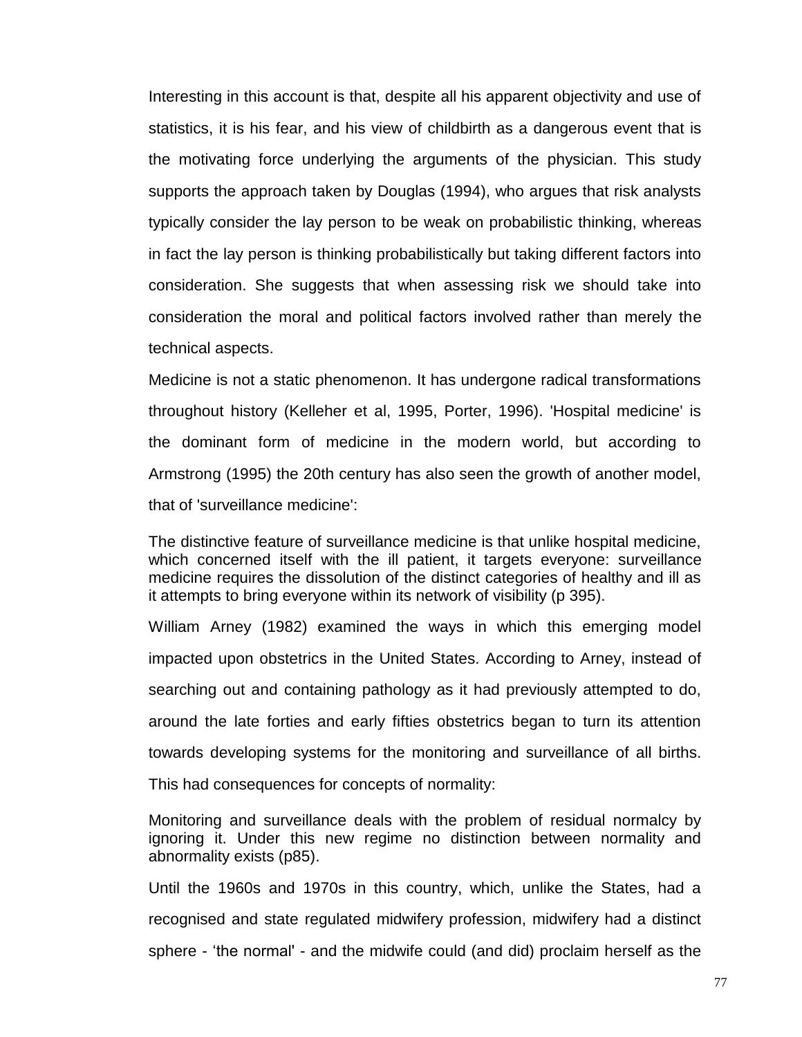Interesting in this account is that, despite all his apparent objectivity and use of statistics, it is his fear, and his view of childbirth as a dangerous event that is the motivating force underlying the arguments of the physician. This study supports the approach taken by Douglas (1994), who argues that risk analysts typically consider the lay person to be weak on probabilistic thinking, whereas in fact the lay person is thinking probabilistically but taking different factors into consideration. She suggests that when assessing risk we should take into consideration the moral and political factors involved rather than merely the technical aspects.

Medicine is not a static phenomenon. It has undergone radical transformations throughout history (Kelleher et al, 1995, Porter, 1996). 'Hospital medicine' is the dominant form of medicine in the modern world, but according to Armstrong (1995) the 20th century has also seen the growth of another model, that of 'surveillance medicine':

> The distinctive feature of surveillance medicine is that unlike hospital medicine, which concerned itself with the ill patient, it targets everyone: surveillance medicine requires the dissolution of the distinct categories of healthy and ill as it attempts to bring everyone within its network of visibility (p 395).

William Arney (1982) examined the ways in which this emerging model impacted upon obstetrics in the United States. According to Arney, instead of searching out and containing pathology as it had previously attempted to do, around the late forties and early fifties obstetrics began to turn its attention towards developing systems for the monitoring and surveillance of all births. This had consequences for concepts of normality:

> Monitoring and surveillance deals with the problem of residual normalcy by ignoring it. Under this new regime no distinction between normality and abnormality exists (p85).

Until the 1960s and 1970s in this country, which, unlike the States, had a recognised and state regulated midwifery profession, midwifery had a distinct sphere - 'the normal' - and the midwife could (and did) proclaim herself as the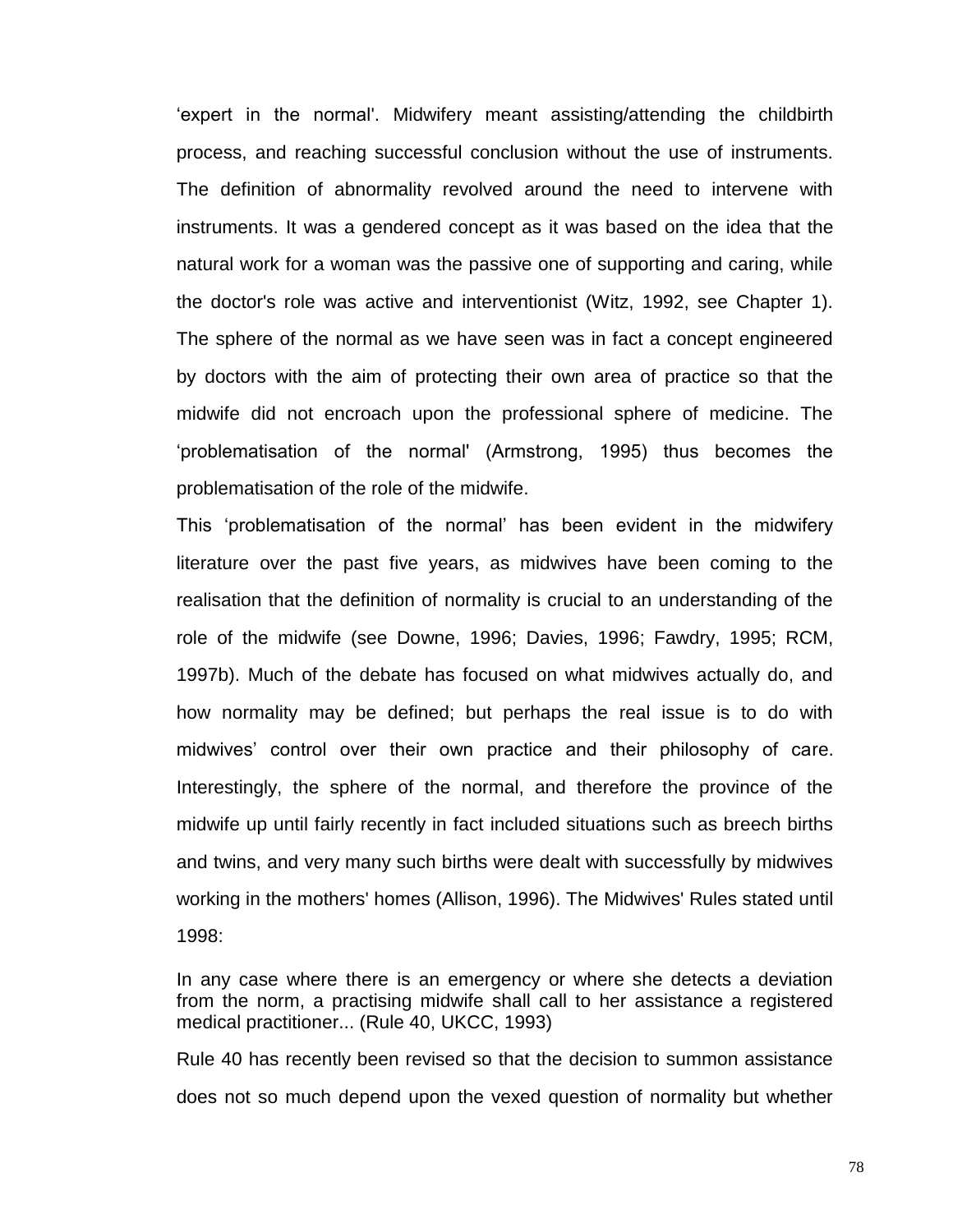'expert in the normal'. Midwifery meant assisting/attending the childbirth process, and reaching successful conclusion without the use of instruments. The definition of abnormality revolved around the need to intervene with instruments. It was a gendered concept as it was based on the idea that the natural work for a woman was the passive one of supporting and caring, while the doctor's role was active and interventionist (Witz, 1992, see Chapter 1). The sphere of the normal as we have seen was in fact a concept engineered by doctors with the aim of protecting their own area of practice so that the midwife did not encroach upon the professional sphere of medicine. The 'problematisation of the normal' (Armstrong, 1995) thus becomes the problematisation of the role of the midwife.

This 'problematisation of the normal' has been evident in the midwifery literature over the past five years, as midwives have been coming to the realisation that the definition of normality is crucial to an understanding of the role of the midwife (see Downe, 1996; Davies, 1996; Fawdry, 1995; RCM, 1997b). Much of the debate has focused on what midwives actually do, and how normality may be defined; but perhaps the real issue is to do with midwives' control over their own practice and their philosophy of care. Interestingly, the sphere of the normal, and therefore the province of the midwife up until fairly recently in fact included situations such as breech births and twins, and very many such births were dealt with successfully by midwives working in the mothers' homes (Allison, 1996). The Midwives' Rules stated until 1998:

> In any case where there is an emergency or where she detects a deviation from the norm, a practising midwife shall call to her assistance a registered medical practitioner... (Rule 40, UKCC, 1993)

Rule 40 has recently been revised so that the decision to summon assistance does not so much depend upon the vexed question of normality but whether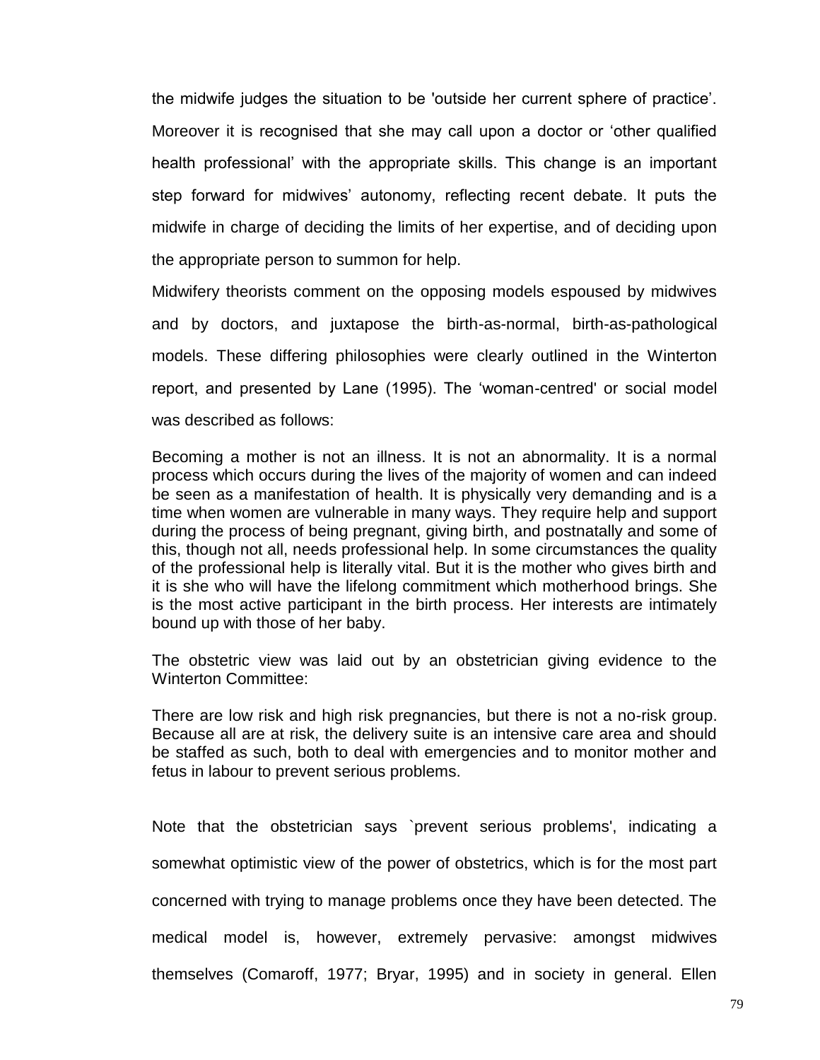the midwife judges the situation to be 'outside her current sphere of practice'. Moreover it is recognised that she may call upon a doctor or 'other qualified health professional' with the appropriate skills. This change is an important step forward for midwives' autonomy, reflecting recent debate. It puts the midwife in charge of deciding the limits of her expertise, and of deciding upon the appropriate person to summon for help.

Midwifery theorists comment on the opposing models espoused by midwives and by doctors, and juxtapose the birth-as-normal, birth-as-pathological models. These differing philosophies were clearly outlined in the Winterton report, and presented by Lane (1995). The 'woman-centred' or social model was described as follows:

> Becoming a mother is not an illness. It is not an abnormality. It is a normal process which occurs during the lives of the majority of women and can indeed be seen as a manifestation of health. It is physically very demanding and is a time when women are vulnerable in many ways. They require help and support during the process of being pregnant, giving birth, and postnatally and some of this, though not all, needs professional help. In some circumstances the quality of the professional help is literally vital. But it is the mother who gives birth and it is she who will have the lifelong commitment which motherhood brings. She is the most active participant in the birth process. Her interests are intimately bound up with those of her baby.

The obstetric view was laid out by an obstetrician giving evidence to the Winterton Committee:

> There are low risk and high risk pregnancies, but there is not a no-risk group. Because all are at risk, the delivery suite is an intensive care area and should be staffed as such, both to deal with emergencies and to monitor mother and fetus in labour to prevent serious problems.

Note that the obstetrician says `prevent serious problems', indicating a somewhat optimistic view of the power of obstetrics, which is for the most part concerned with trying to manage problems once they have been detected. The medical model is, however, extremely pervasive: amongst midwives themselves (Comaroff, 1977; Bryar, 1995) and in society in general. Ellen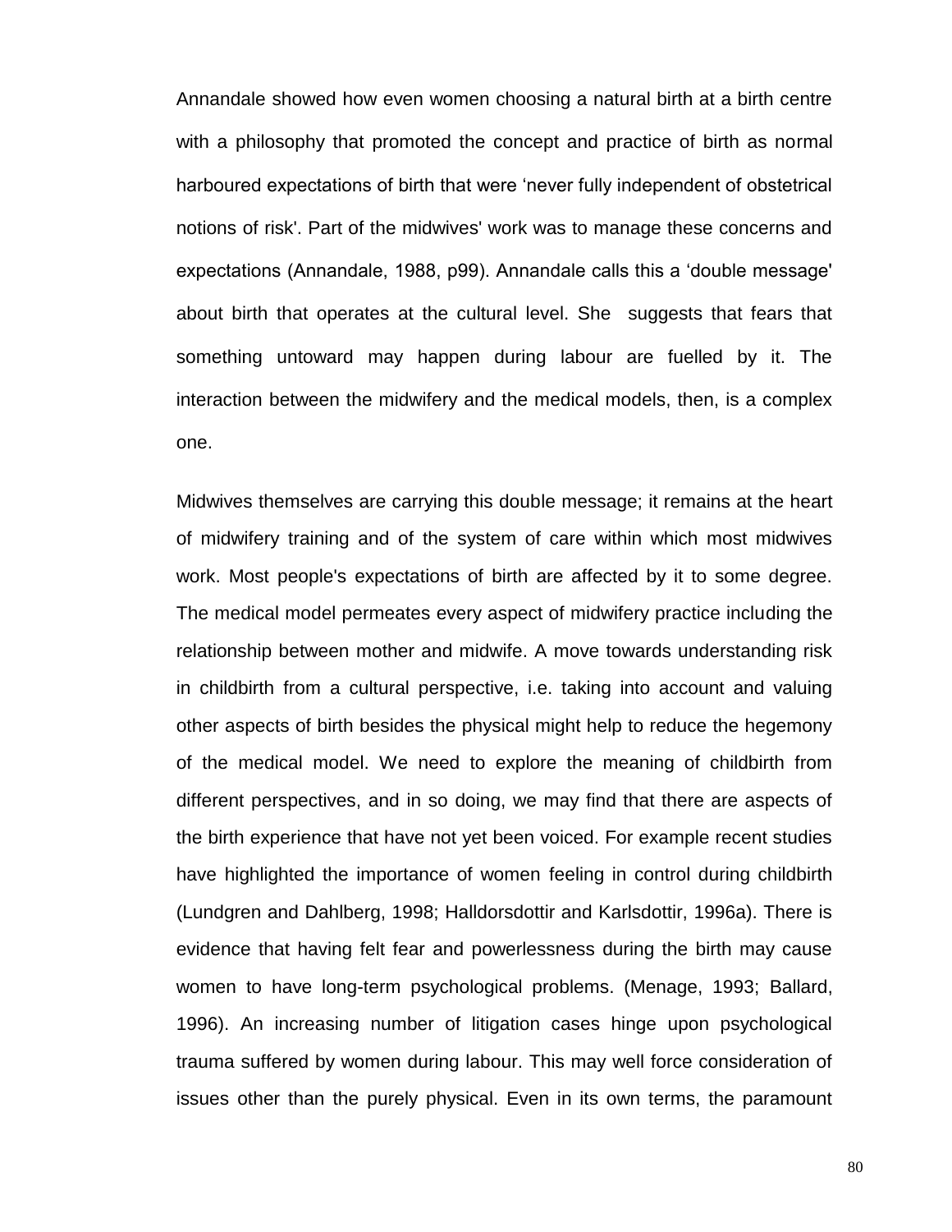Annandale showed how even women choosing a natural birth at a birth centre with a philosophy that promoted the concept and practice of birth as normal harboured expectations of birth that were 'never fully independent of obstetrical notions of risk'. Part of the midwives' work was to manage these concerns and expectations (Annandale, 1988, p99). Annandale calls this a 'double message' about birth that operates at the cultural level. She suggests that fears that something untoward may happen during labour are fuelled by it. The interaction between the midwifery and the medical models, then, is a complex one.

Midwives themselves are carrying this double message; it remains at the heart of midwifery training and of the system of care within which most midwives work. Most people's expectations of birth are affected by it to some degree. The medical model permeates every aspect of midwifery practice including the relationship between mother and midwife. A move towards understanding risk in childbirth from a cultural perspective, i.e. taking into account and valuing other aspects of birth besides the physical might help to reduce the hegemony of the medical model. We need to explore the meaning of childbirth from different perspectives, and in so doing, we may find that there are aspects of the birth experience that have not yet been voiced. For example recent studies have highlighted the importance of women feeling in control during childbirth (Lundgren and Dahlberg, 1998; Halldorsdottir and Karlsdottir, 1996a). There is evidence that having felt fear and powerlessness during the birth may cause women to have long-term psychological problems. (Menage, 1993; Ballard, 1996). An increasing number of litigation cases hinge upon psychological trauma suffered by women during labour. This may well force consideration of issues other than the purely physical. Even in its own terms, the paramount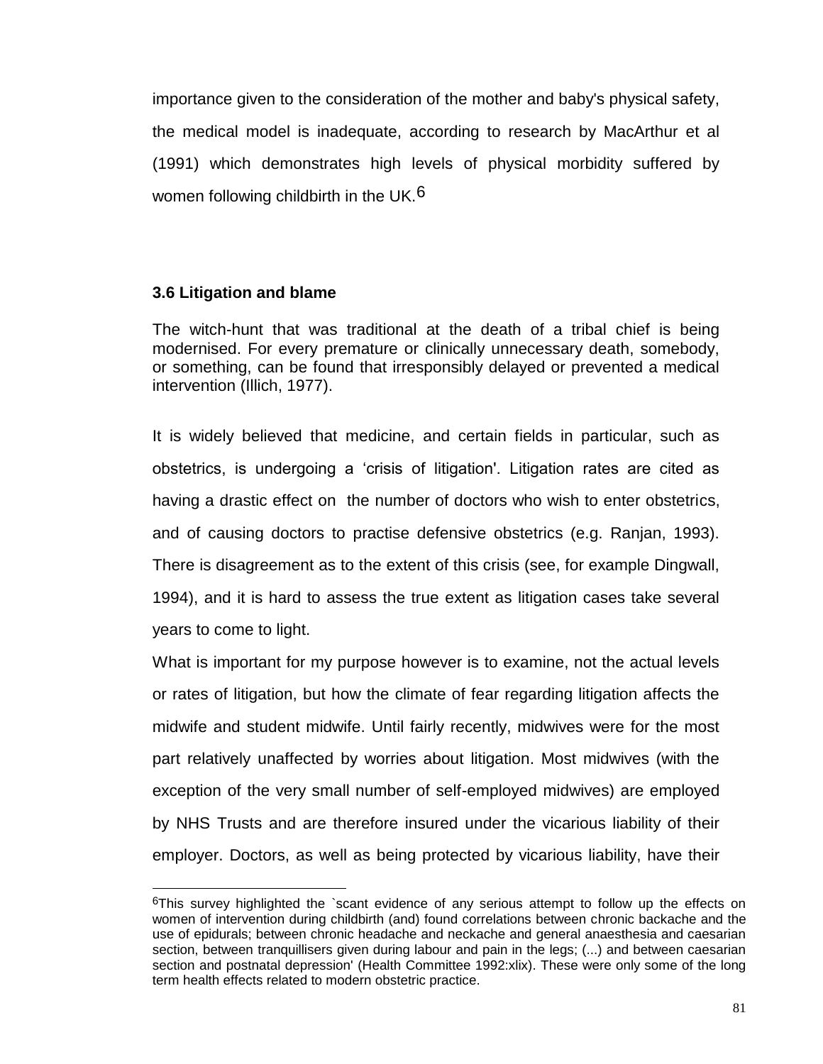importance given to the consideration of the mother and baby's physical safety, the medical model is inadequate, according to research by MacArthur et al (1991) which demonstrates high levels of physical morbidity suffered by women following childbirth in the UK.[6]

### 3.6 Litigation and blame

The witch-hunt that was traditional at the death of a tribal chief is being modernised. For every premature or clinically unnecessary death, somebody, or something, can be found that irresponsibly delayed or prevented a medical intervention (Illich, 1977).

It is widely believed that medicine, and certain fields in particular, such as obstetrics, is undergoing a 'crisis of litigation'. Litigation rates are cited as having a drastic effect on the number of doctors who wish to enter obstetrics, and of causing doctors to practise defensive obstetrics (e.g. Ranjan, 1993). There is disagreement as to the extent of this crisis (see, for example Dingwall, 1994), and it is hard to assess the true extent as litigation cases take several years to come to light.

What is important for my purpose however is to examine, not the actual levels or rates of litigation, but how the climate of fear regarding litigation affects the midwife and student midwife. Until fairly recently, midwives were for the most part relatively unaffected by worries about litigation. Most midwives (with the exception of the very small number of self-employed midwives) are employed by NHS Trusts and are therefore insured under the vicarious liability of their employer. Doctors, as well as being protected by vicarious liability, have their

---

[6] This survey highlighted the `scant evidence of any serious attempt to follow up the effects on women of intervention during childbirth (and) found correlations between chronic backache and the use of epidurals; between chronic headache and neckache and general anaesthesia and caesarian section, between tranquillisers given during labour and pain in the legs; (...) and between caesarian section and postnatal depression' (Health Committee 1992:xlix). These were only some of the long term health effects related to modern obstetric practice.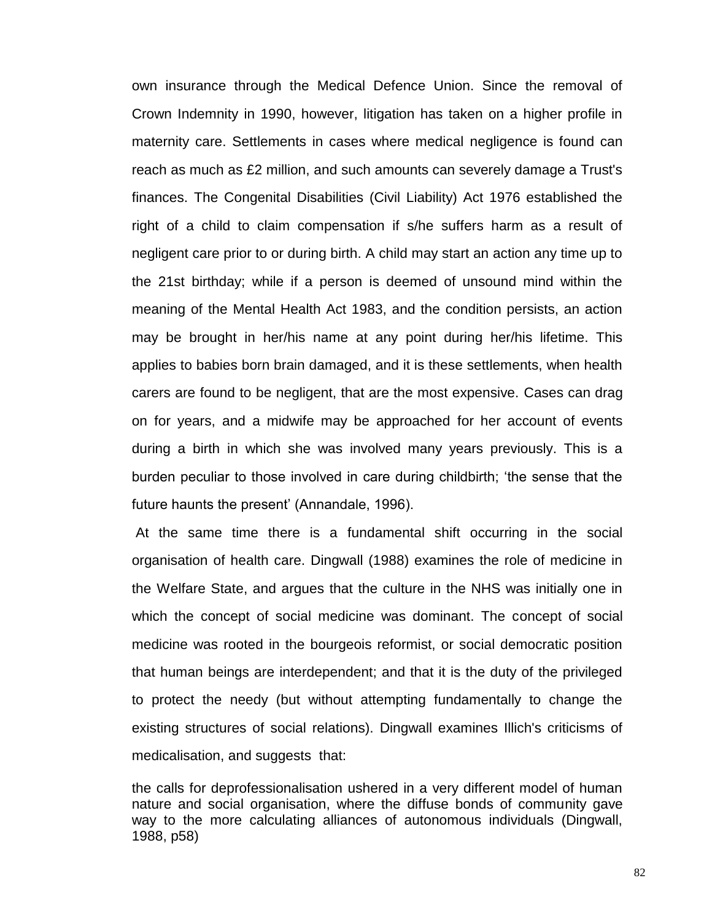own insurance through the Medical Defence Union. Since the removal of Crown Indemnity in 1990, however, litigation has taken on a higher profile in maternity care. Settlements in cases where medical negligence is found can reach as much as £2 million, and such amounts can severely damage a Trust's finances. The Congenital Disabilities (Civil Liability) Act 1976 established the right of a child to claim compensation if s/he suffers harm as a result of negligent care prior to or during birth. A child may start an action any time up to the 21st birthday; while if a person is deemed of unsound mind within the meaning of the Mental Health Act 1983, and the condition persists, an action may be brought in her/his name at any point during her/his lifetime. This applies to babies born brain damaged, and it is these settlements, when health carers are found to be negligent, that are the most expensive. Cases can drag on for years, and a midwife may be approached for her account of events during a birth in which she was involved many years previously. This is a burden peculiar to those involved in care during childbirth; 'the sense that the future haunts the present' (Annandale, 1996).

At the same time there is a fundamental shift occurring in the social organisation of health care. Dingwall (1988) examines the role of medicine in the Welfare State, and argues that the culture in the NHS was initially one in which the concept of social medicine was dominant. The concept of social medicine was rooted in the bourgeois reformist, or social democratic position that human beings are interdependent; and that it is the duty of the privileged to protect the needy (but without attempting fundamentally to change the existing structures of social relations). Dingwall examines Illich's criticisms of medicalisation, and suggests that:

> the calls for deprofessionalisation ushered in a very different model of human nature and social organisation, where the diffuse bonds of community gave way to the more calculating alliances of autonomous individuals (Dingwall, 1988, p58)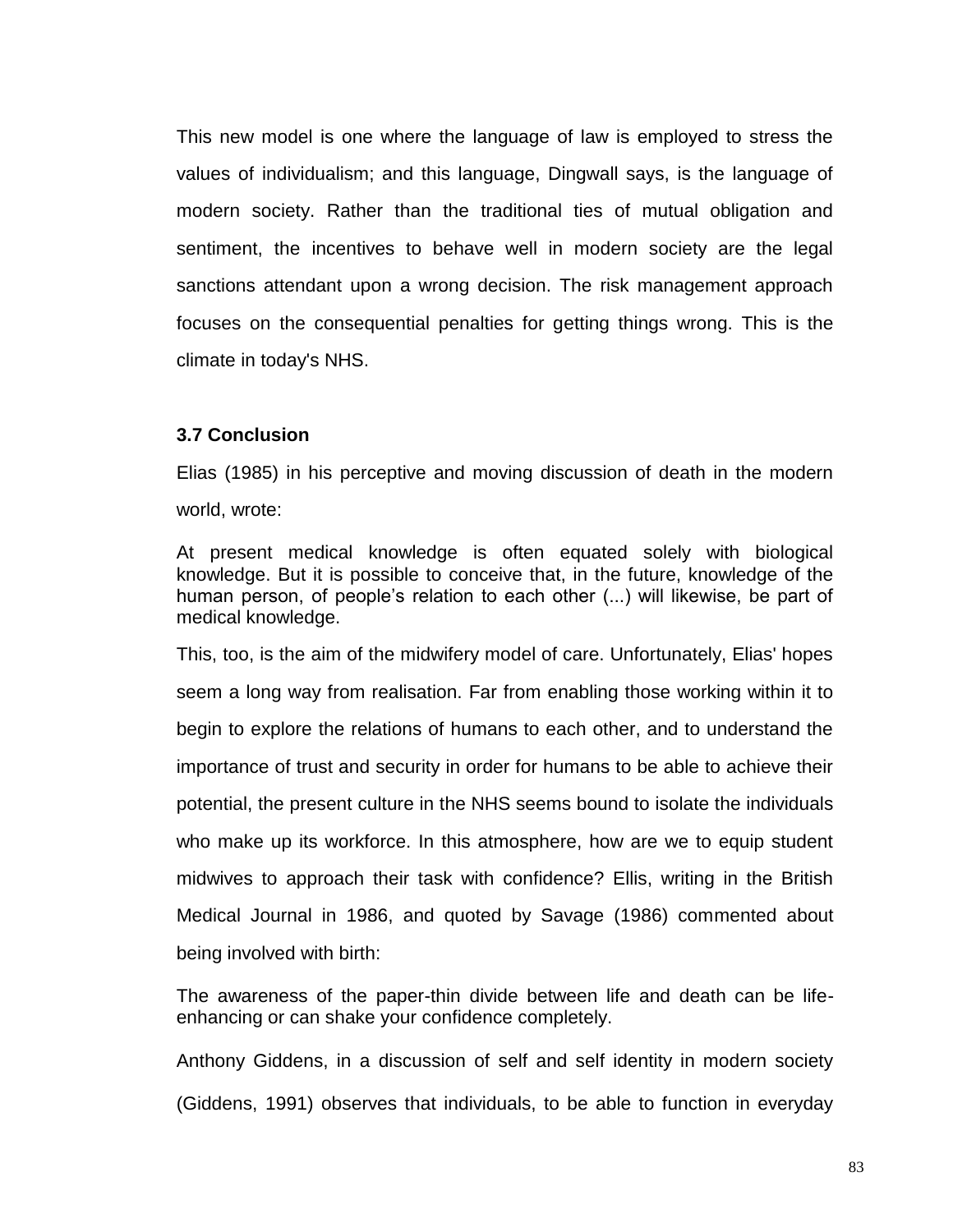This new model is one where the language of law is employed to stress the values of individualism; and this language, Dingwall says, is the language of modern society. Rather than the traditional ties of mutual obligation and sentiment, the incentives to behave well in modern society are the legal sanctions attendant upon a wrong decision. The risk management approach focuses on the consequential penalties for getting things wrong. This is the climate in today's NHS.

### 3.7 Conclusion

Elias (1985) in his perceptive and moving discussion of death in the modern world, wrote:

> At present medical knowledge is often equated solely with biological knowledge. But it is possible to conceive that, in the future, knowledge of the human person, of people's relation to each other (...) will likewise, be part of medical knowledge.

This, too, is the aim of the midwifery model of care. Unfortunately, Elias' hopes seem a long way from realisation. Far from enabling those working within it to begin to explore the relations of humans to each other, and to understand the importance of trust and security in order for humans to be able to achieve their potential, the present culture in the NHS seems bound to isolate the individuals who make up its workforce. In this atmosphere, how are we to equip student midwives to approach their task with confidence? Ellis, writing in the British Medical Journal in 1986, and quoted by Savage (1986) commented about being involved with birth:

> The awareness of the paper-thin divide between life and death can be life-enhancing or can shake your confidence completely.

Anthony Giddens, in a discussion of self and self identity in modern society (Giddens, 1991) observes that individuals, to be able to function in everyday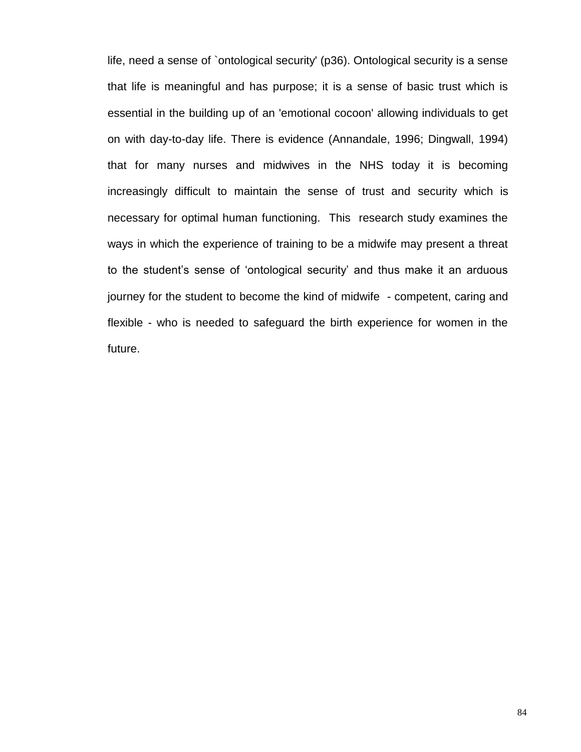life, need a sense of `ontological security' (p36). Ontological security is a sense that life is meaningful and has purpose; it is a sense of basic trust which is essential in the building up of an 'emotional cocoon' allowing individuals to get on with day-to-day life. There is evidence (Annandale, 1996; Dingwall, 1994) that for many nurses and midwives in the NHS today it is becoming increasingly difficult to maintain the sense of trust and security which is necessary for optimal human functioning. This research study examines the ways in which the experience of training to be a midwife may present a threat to the student's sense of 'ontological security' and thus make it an arduous journey for the student to become the kind of midwife - competent, caring and flexible - who is needed to safeguard the birth experience for women in the future.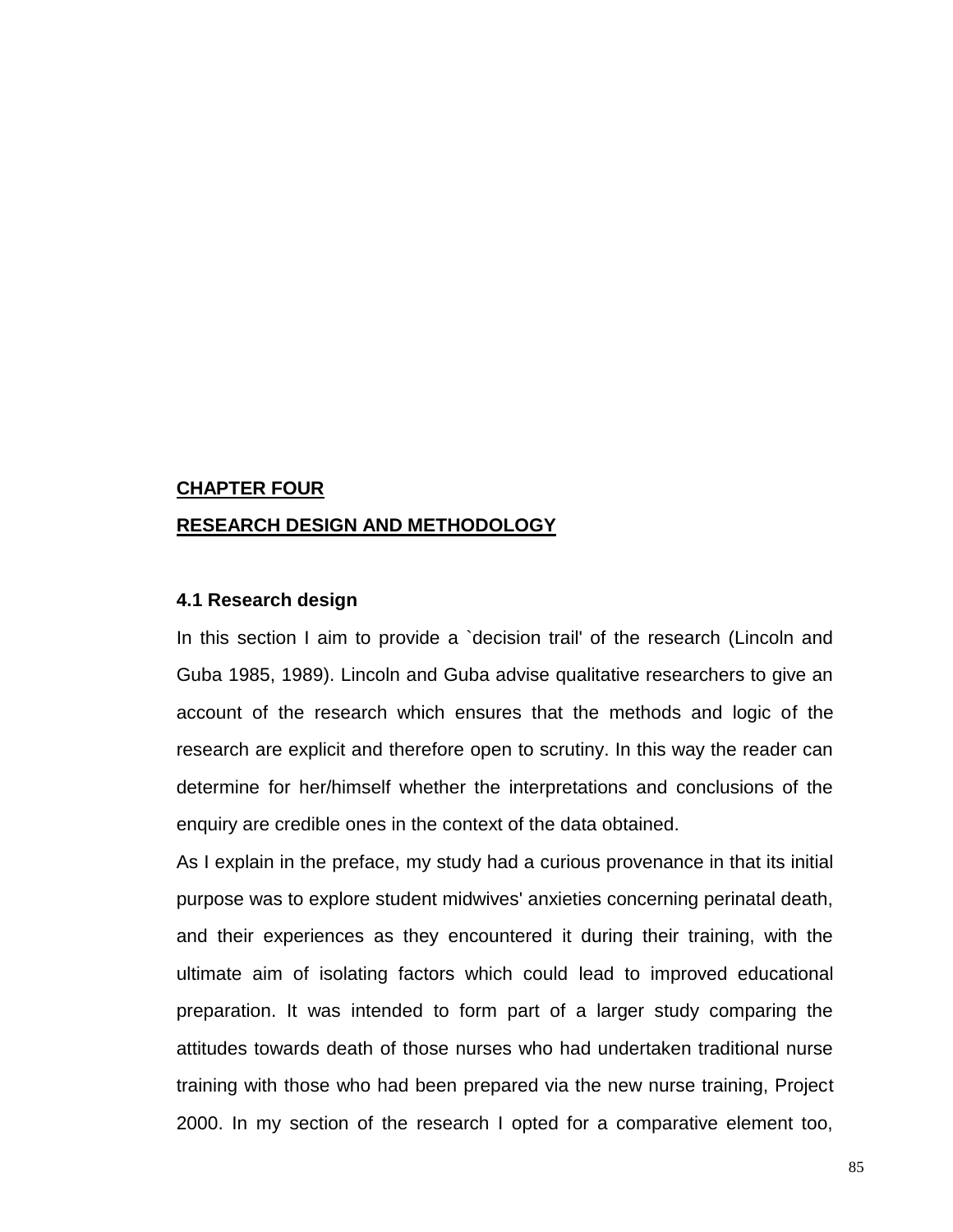# CHAPTER FOUR

# RESEARCH DESIGN AND METHODOLOGY

## 4.1 Research design

In this section I aim to provide a `decision trail' of the research (Lincoln and Guba 1985, 1989). Lincoln and Guba advise qualitative researchers to give an account of the research which ensures that the methods and logic of the research are explicit and therefore open to scrutiny. In this way the reader can determine for her/himself whether the interpretations and conclusions of the enquiry are credible ones in the context of the data obtained.

As I explain in the preface, my study had a curious provenance in that its initial purpose was to explore student midwives' anxieties concerning perinatal death, and their experiences as they encountered it during their training, with the ultimate aim of isolating factors which could lead to improved educational preparation. It was intended to form part of a larger study comparing the attitudes towards death of those nurses who had undertaken traditional nurse training with those who had been prepared via the new nurse training, Project 2000. In my section of the research I opted for a comparative element too,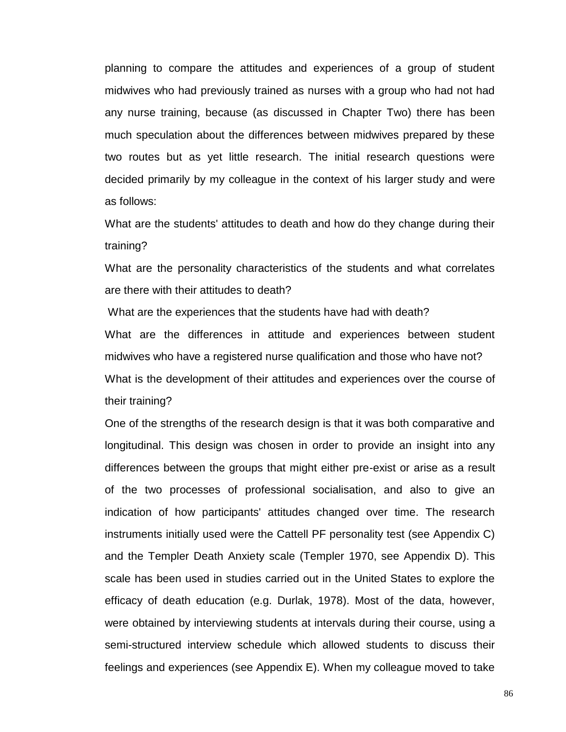planning to compare the attitudes and experiences of a group of student midwives who had previously trained as nurses with a group who had not had any nurse training, because (as discussed in Chapter Two) there has been much speculation about the differences between midwives prepared by these two routes but as yet little research. The initial research questions were decided primarily by my colleague in the context of his larger study and were as follows:

What are the students' attitudes to death and how do they change during their training?

What are the personality characteristics of the students and what correlates are there with their attitudes to death?

What are the experiences that the students have had with death?

What are the differences in attitude and experiences between student midwives who have a registered nurse qualification and those who have not?

What is the development of their attitudes and experiences over the course of their training?

One of the strengths of the research design is that it was both comparative and longitudinal. This design was chosen in order to provide an insight into any differences between the groups that might either pre-exist or arise as a result of the two processes of professional socialisation, and also to give an indication of how participants' attitudes changed over time. The research instruments initially used were the Cattell PF personality test (see Appendix C) and the Templer Death Anxiety scale (Templer 1970, see Appendix D). This scale has been used in studies carried out in the United States to explore the efficacy of death education (e.g. Durlak, 1978). Most of the data, however, were obtained by interviewing students at intervals during their course, using a semi-structured interview schedule which allowed students to discuss their feelings and experiences (see Appendix E). When my colleague moved to take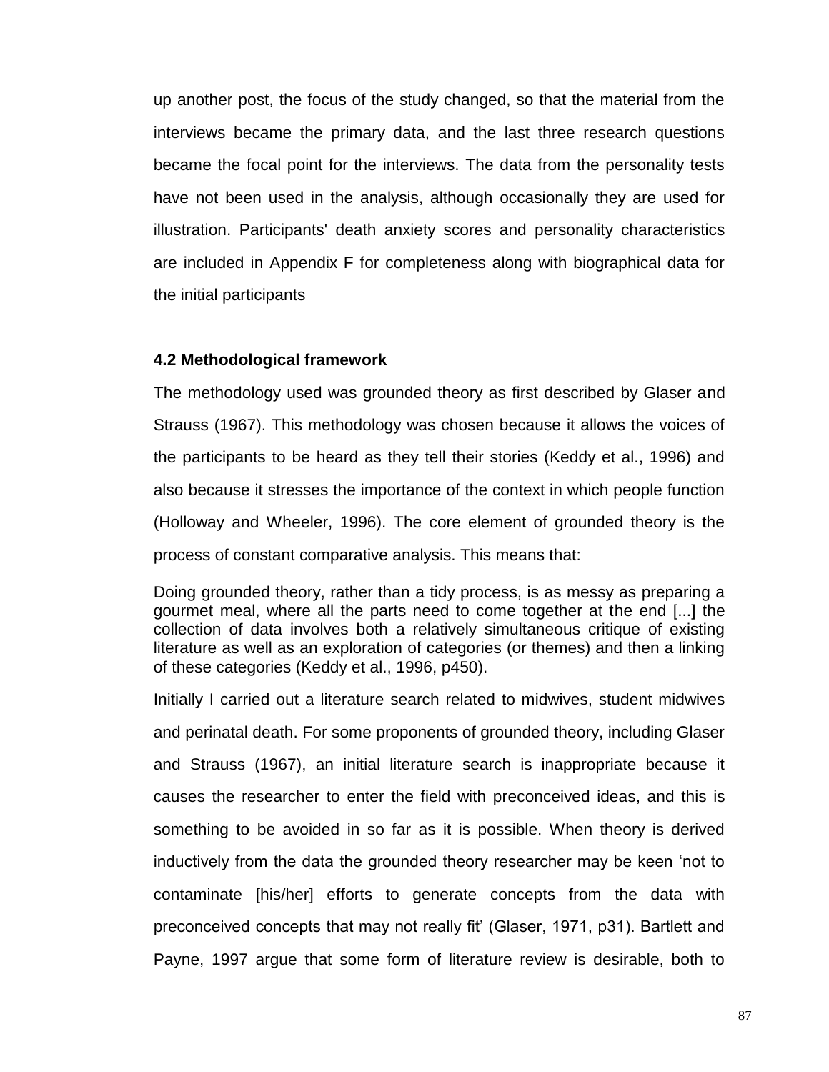up another post, the focus of the study changed, so that the material from the interviews became the primary data, and the last three research questions became the focal point for the interviews. The data from the personality tests have not been used in the analysis, although occasionally they are used for illustration. Participants' death anxiety scores and personality characteristics are included in Appendix F for completeness along with biographical data for the initial participants

### 4.2 Methodological framework

The methodology used was grounded theory as first described by Glaser and Strauss (1967). This methodology was chosen because it allows the voices of the participants to be heard as they tell their stories (Keddy et al., 1996) and also because it stresses the importance of the context in which people function (Holloway and Wheeler, 1996). The core element of grounded theory is the process of constant comparative analysis. This means that:

> Doing grounded theory, rather than a tidy process, is as messy as preparing a gourmet meal, where all the parts need to come together at the end [...] the collection of data involves both a relatively simultaneous critique of existing literature as well as an exploration of categories (or themes) and then a linking of these categories (Keddy et al., 1996, p450).

Initially I carried out a literature search related to midwives, student midwives and perinatal death. For some proponents of grounded theory, including Glaser and Strauss (1967), an initial literature search is inappropriate because it causes the researcher to enter the field with preconceived ideas, and this is something to be avoided in so far as it is possible. When theory is derived inductively from the data the grounded theory researcher may be keen 'not to contaminate [his/her] efforts to generate concepts from the data with preconceived concepts that may not really fit' (Glaser, 1971, p31). Bartlett and Payne, 1997 argue that some form of literature review is desirable, both to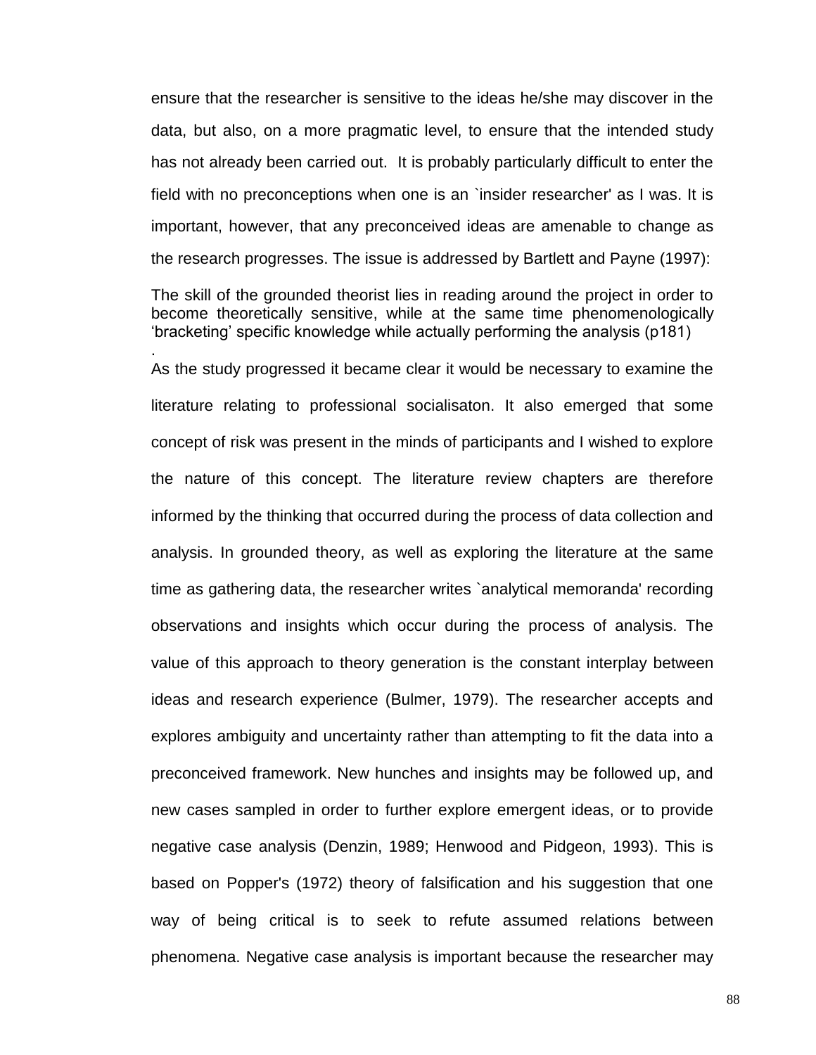ensure that the researcher is sensitive to the ideas he/she may discover in the data, but also, on a more pragmatic level, to ensure that the intended study has not already been carried out. It is probably particularly difficult to enter the field with no preconceptions when one is an `insider researcher' as I was. It is important, however, that any preconceived ideas are amenable to change as the research progresses. The issue is addressed by Bartlett and Payne (1997):

> The skill of the grounded theorist lies in reading around the project in order to become theoretically sensitive, while at the same time phenomenologically 'bracketing' specific knowledge while actually performing the analysis (p181)
> .

As the study progressed it became clear it would be necessary to examine the literature relating to professional socialisaton. It also emerged that some concept of risk was present in the minds of participants and I wished to explore the nature of this concept. The literature review chapters are therefore informed by the thinking that occurred during the process of data collection and analysis. In grounded theory, as well as exploring the literature at the same time as gathering data, the researcher writes `analytical memoranda' recording observations and insights which occur during the process of analysis. The value of this approach to theory generation is the constant interplay between ideas and research experience (Bulmer, 1979). The researcher accepts and explores ambiguity and uncertainty rather than attempting to fit the data into a preconceived framework. New hunches and insights may be followed up, and new cases sampled in order to further explore emergent ideas, or to provide negative case analysis (Denzin, 1989; Henwood and Pidgeon, 1993). This is based on Popper's (1972) theory of falsification and his suggestion that one way of being critical is to seek to refute assumed relations between phenomena. Negative case analysis is important because the researcher may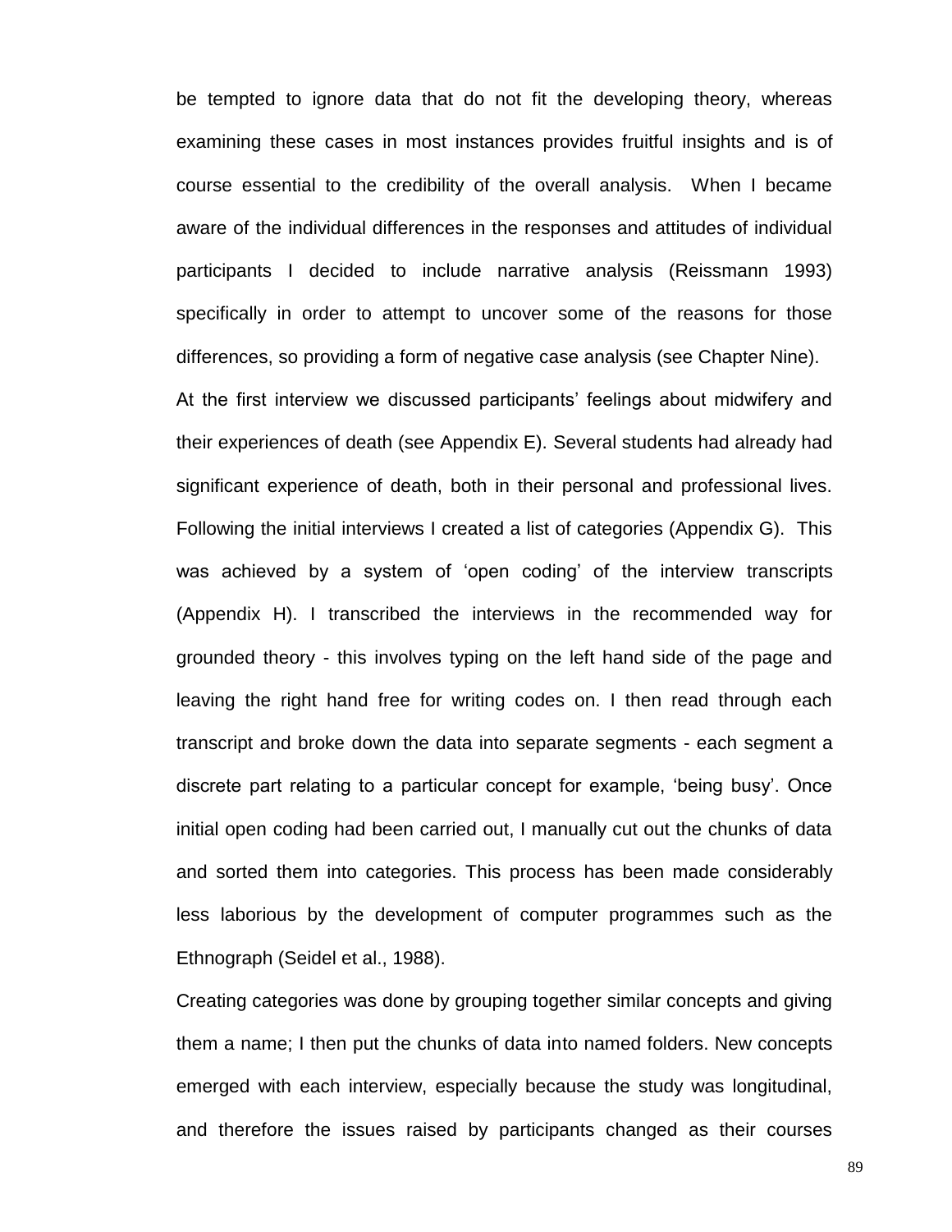be tempted to ignore data that do not fit the developing theory, whereas examining these cases in most instances provides fruitful insights and is of course essential to the credibility of the overall analysis. When I became aware of the individual differences in the responses and attitudes of individual participants I decided to include narrative analysis (Reissmann 1993) specifically in order to attempt to uncover some of the reasons for those differences, so providing a form of negative case analysis (see Chapter Nine).

At the first interview we discussed participants' feelings about midwifery and their experiences of death (see Appendix E). Several students had already had significant experience of death, both in their personal and professional lives. Following the initial interviews I created a list of categories (Appendix G). This was achieved by a system of 'open coding' of the interview transcripts (Appendix H). I transcribed the interviews in the recommended way for grounded theory - this involves typing on the left hand side of the page and leaving the right hand free for writing codes on. I then read through each transcript and broke down the data into separate segments - each segment a discrete part relating to a particular concept for example, 'being busy'. Once initial open coding had been carried out, I manually cut out the chunks of data and sorted them into categories. This process has been made considerably less laborious by the development of computer programmes such as the Ethnograph (Seidel et al., 1988).

Creating categories was done by grouping together similar concepts and giving them a name; I then put the chunks of data into named folders. New concepts emerged with each interview, especially because the study was longitudinal, and therefore the issues raised by participants changed as their courses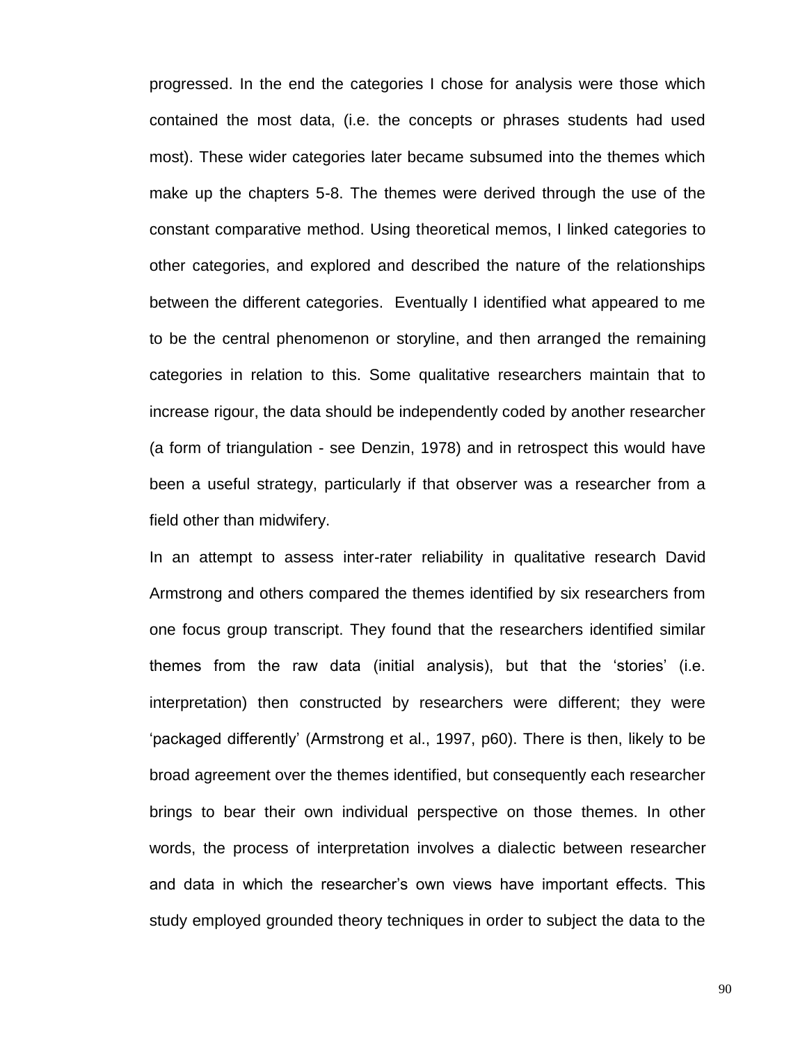progressed. In the end the categories I chose for analysis were those which contained the most data, (i.e. the concepts or phrases students had used most). These wider categories later became subsumed into the themes which make up the chapters 5-8. The themes were derived through the use of the constant comparative method. Using theoretical memos, I linked categories to other categories, and explored and described the nature of the relationships between the different categories. Eventually I identified what appeared to me to be the central phenomenon or storyline, and then arranged the remaining categories in relation to this. Some qualitative researchers maintain that to increase rigour, the data should be independently coded by another researcher (a form of triangulation - see Denzin, 1978) and in retrospect this would have been a useful strategy, particularly if that observer was a researcher from a field other than midwifery.

In an attempt to assess inter-rater reliability in qualitative research David Armstrong and others compared the themes identified by six researchers from one focus group transcript. They found that the researchers identified similar themes from the raw data (initial analysis), but that the 'stories' (i.e. interpretation) then constructed by researchers were different; they were 'packaged differently' (Armstrong et al., 1997, p60). There is then, likely to be broad agreement over the themes identified, but consequently each researcher brings to bear their own individual perspective on those themes. In other words, the process of interpretation involves a dialectic between researcher and data in which the researcher's own views have important effects. This study employed grounded theory techniques in order to subject the data to the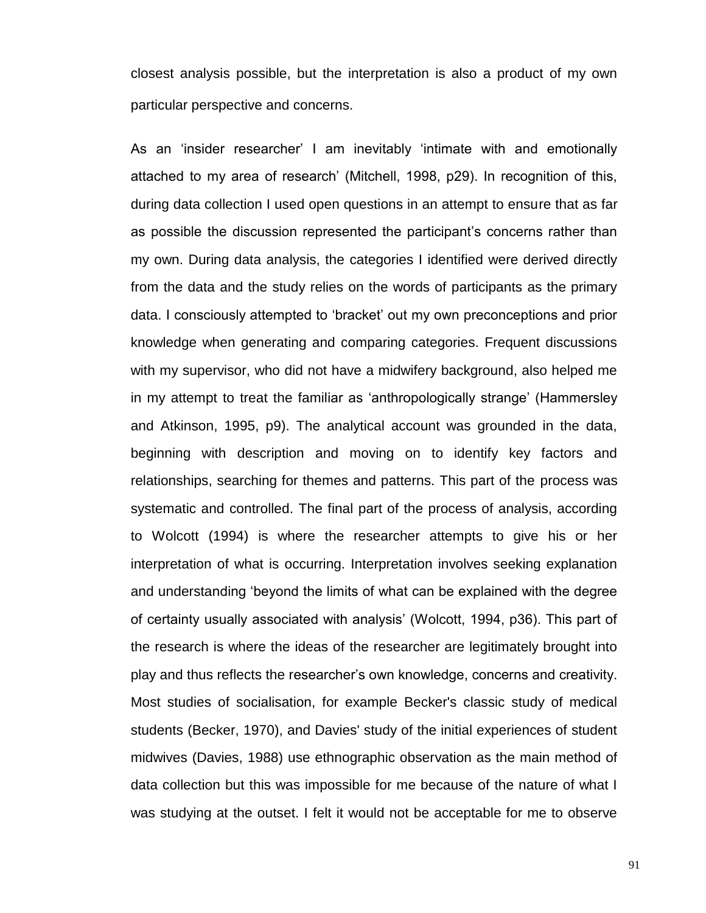closest analysis possible, but the interpretation is also a product of my own particular perspective and concerns.

As an 'insider researcher' I am inevitably 'intimate with and emotionally attached to my area of research' (Mitchell, 1998, p29). In recognition of this, during data collection I used open questions in an attempt to ensure that as far as possible the discussion represented the participant's concerns rather than my own. During data analysis, the categories I identified were derived directly from the data and the study relies on the words of participants as the primary data. I consciously attempted to 'bracket' out my own preconceptions and prior knowledge when generating and comparing categories. Frequent discussions with my supervisor, who did not have a midwifery background, also helped me in my attempt to treat the familiar as 'anthropologically strange' (Hammersley and Atkinson, 1995, p9). The analytical account was grounded in the data, beginning with description and moving on to identify key factors and relationships, searching for themes and patterns. This part of the process was systematic and controlled. The final part of the process of analysis, according to Wolcott (1994) is where the researcher attempts to give his or her interpretation of what is occurring. Interpretation involves seeking explanation and understanding 'beyond the limits of what can be explained with the degree of certainty usually associated with analysis' (Wolcott, 1994, p36). This part of the research is where the ideas of the researcher are legitimately brought into play and thus reflects the researcher's own knowledge, concerns and creativity. Most studies of socialisation, for example Becker's classic study of medical students (Becker, 1970), and Davies' study of the initial experiences of student midwives (Davies, 1988) use ethnographic observation as the main method of data collection but this was impossible for me because of the nature of what I was studying at the outset. I felt it would not be acceptable for me to observe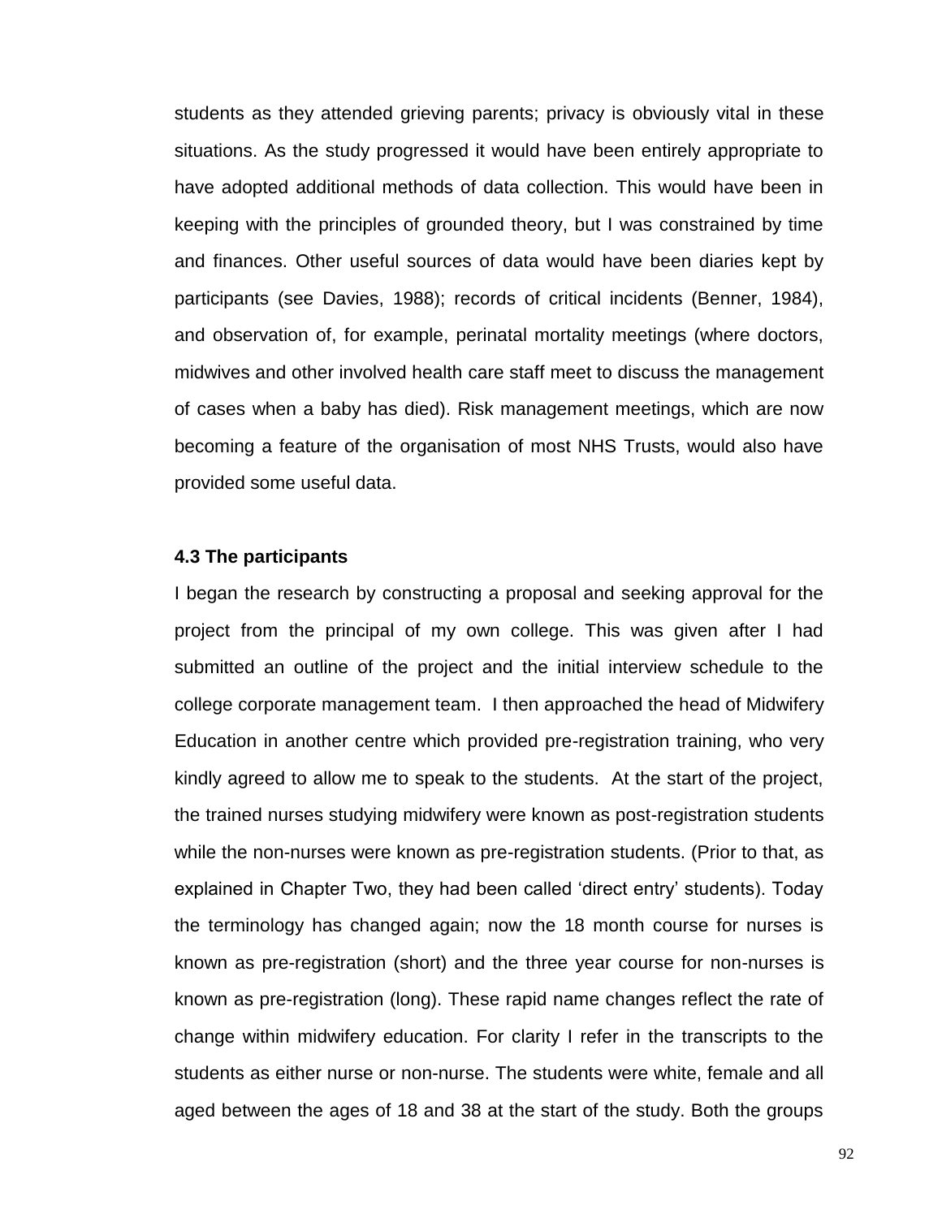students as they attended grieving parents; privacy is obviously vital in these situations. As the study progressed it would have been entirely appropriate to have adopted additional methods of data collection. This would have been in keeping with the principles of grounded theory, but I was constrained by time and finances. Other useful sources of data would have been diaries kept by participants (see Davies, 1988); records of critical incidents (Benner, 1984), and observation of, for example, perinatal mortality meetings (where doctors, midwives and other involved health care staff meet to discuss the management of cases when a baby has died). Risk management meetings, which are now becoming a feature of the organisation of most NHS Trusts, would also have provided some useful data.

### 4.3 The participants

I began the research by constructing a proposal and seeking approval for the project from the principal of my own college. This was given after I had submitted an outline of the project and the initial interview schedule to the college corporate management team. I then approached the head of Midwifery Education in another centre which provided pre-registration training, who very kindly agreed to allow me to speak to the students. At the start of the project, the trained nurses studying midwifery were known as post-registration students while the non-nurses were known as pre-registration students. (Prior to that, as explained in Chapter Two, they had been called 'direct entry' students). Today the terminology has changed again; now the 18 month course for nurses is known as pre-registration (short) and the three year course for non-nurses is known as pre-registration (long). These rapid name changes reflect the rate of change within midwifery education. For clarity I refer in the transcripts to the students as either nurse or non-nurse. The students were white, female and all aged between the ages of 18 and 38 at the start of the study. Both the groups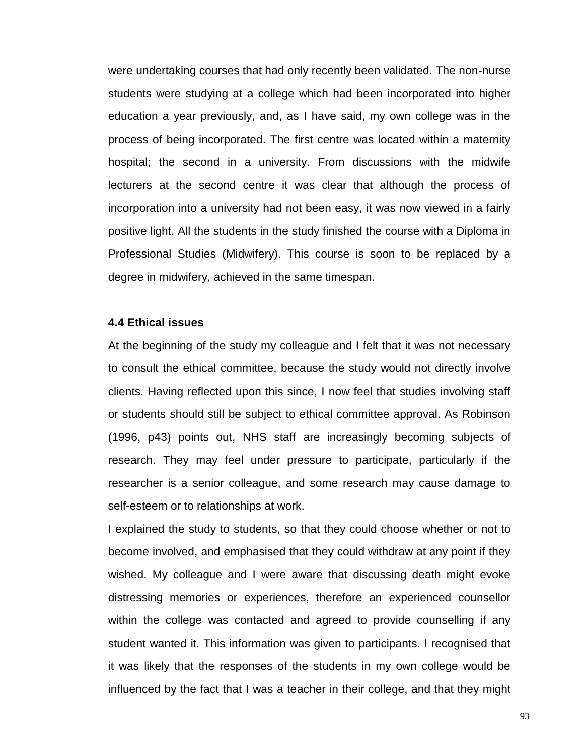were undertaking courses that had only recently been validated. The non-nurse students were studying at a college which had been incorporated into higher education a year previously, and, as I have said, my own college was in the process of being incorporated. The first centre was located within a maternity hospital; the second in a university. From discussions with the midwife lecturers at the second centre it was clear that although the process of incorporation into a university had not been easy, it was now viewed in a fairly positive light. All the students in the study finished the course with a Diploma in Professional Studies (Midwifery). This course is soon to be replaced by a degree in midwifery, achieved in the same timespan.

### 4.4 Ethical issues

At the beginning of the study my colleague and I felt that it was not necessary to consult the ethical committee, because the study would not directly involve clients. Having reflected upon this since, I now feel that studies involving staff or students should still be subject to ethical committee approval. As Robinson (1996, p43) points out, NHS staff are increasingly becoming subjects of research. They may feel under pressure to participate, particularly if the researcher is a senior colleague, and some research may cause damage to self-esteem or to relationships at work.

I explained the study to students, so that they could choose whether or not to become involved, and emphasised that they could withdraw at any point if they wished. My colleague and I were aware that discussing death might evoke distressing memories or experiences, therefore an experienced counsellor within the college was contacted and agreed to provide counselling if any student wanted it. This information was given to participants. I recognised that it was likely that the responses of the students in my own college would be influenced by the fact that I was a teacher in their college, and that they might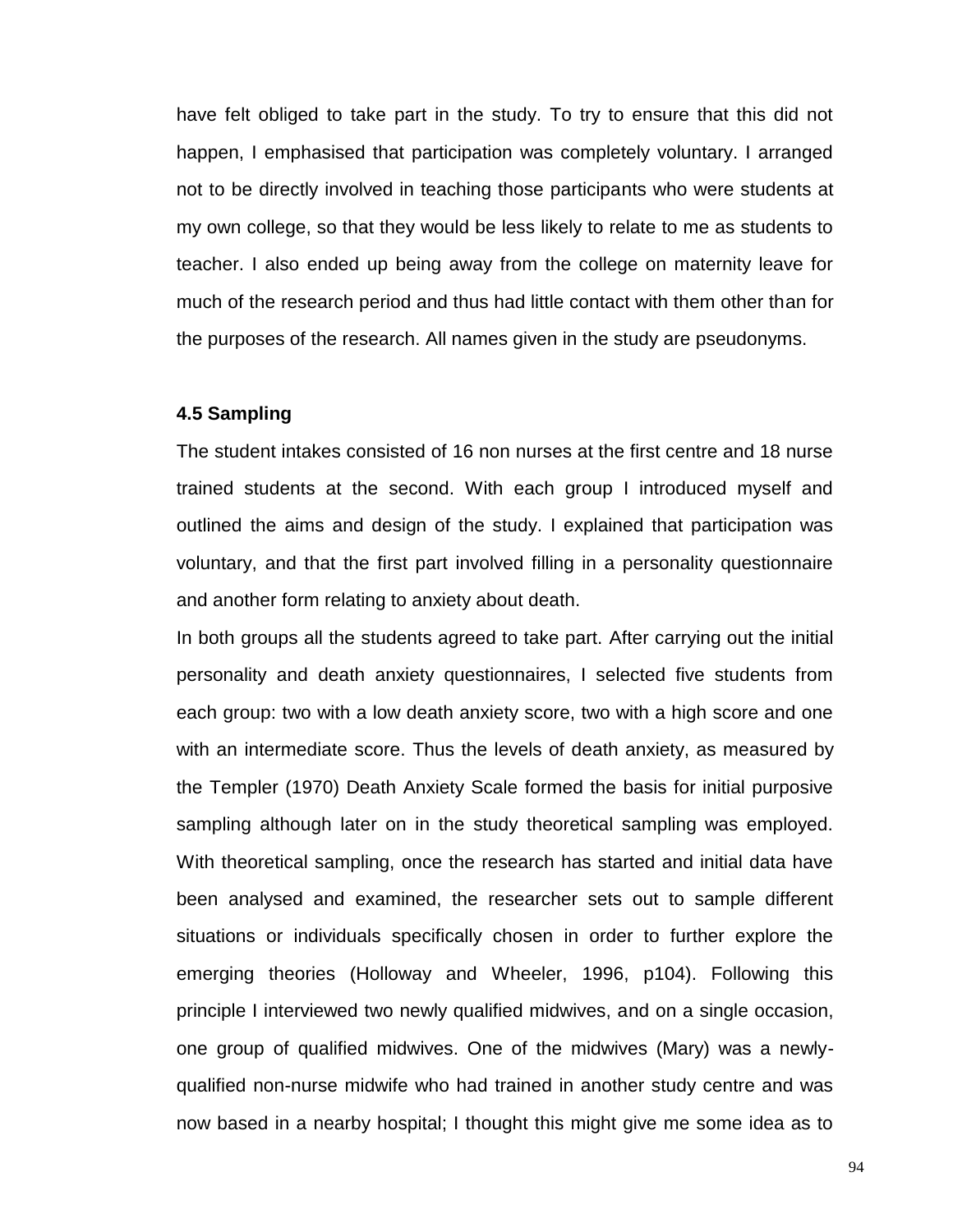have felt obliged to take part in the study. To try to ensure that this did not happen, I emphasised that participation was completely voluntary. I arranged not to be directly involved in teaching those participants who were students at my own college, so that they would be less likely to relate to me as students to teacher. I also ended up being away from the college on maternity leave for much of the research period and thus had little contact with them other than for the purposes of the research. All names given in the study are pseudonyms.

### 4.5 Sampling

The student intakes consisted of 16 non nurses at the first centre and 18 nurse trained students at the second. With each group I introduced myself and outlined the aims and design of the study. I explained that participation was voluntary, and that the first part involved filling in a personality questionnaire and another form relating to anxiety about death.

In both groups all the students agreed to take part. After carrying out the initial personality and death anxiety questionnaires, I selected five students from each group: two with a low death anxiety score, two with a high score and one with an intermediate score. Thus the levels of death anxiety, as measured by the Templer (1970) Death Anxiety Scale formed the basis for initial purposive sampling although later on in the study theoretical sampling was employed. With theoretical sampling, once the research has started and initial data have been analysed and examined, the researcher sets out to sample different situations or individuals specifically chosen in order to further explore the emerging theories (Holloway and Wheeler, 1996, p104). Following this principle I interviewed two newly qualified midwives, and on a single occasion, one group of qualified midwives. One of the midwives (Mary) was a newly-qualified non-nurse midwife who had trained in another study centre and was now based in a nearby hospital; I thought this might give me some idea as to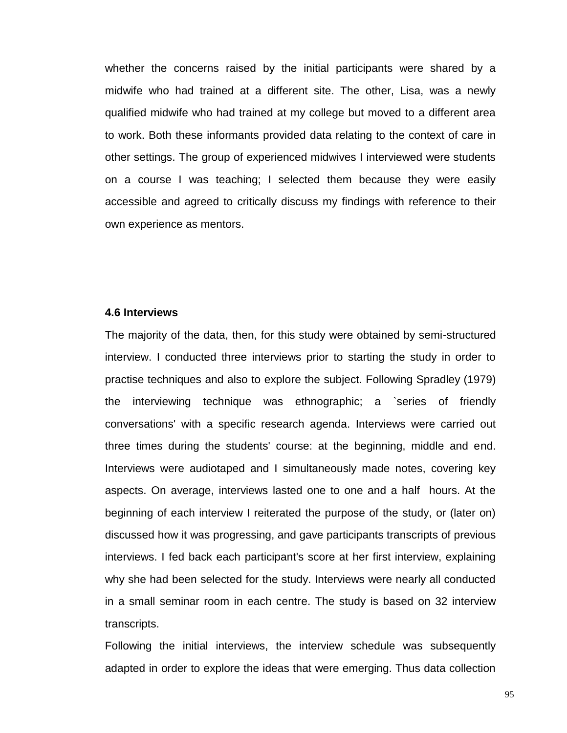whether the concerns raised by the initial participants were shared by a midwife who had trained at a different site. The other, Lisa, was a newly qualified midwife who had trained at my college but moved to a different area to work. Both these informants provided data relating to the context of care in other settings. The group of experienced midwives I interviewed were students on a course I was teaching; I selected them because they were easily accessible and agreed to critically discuss my findings with reference to their own experience as mentors.

**4.6 Interviews**

The majority of the data, then, for this study were obtained by semi-structured interview. I conducted three interviews prior to starting the study in order to practise techniques and also to explore the subject. Following Spradley (1979) the interviewing technique was ethnographic; a `series of friendly conversations' with a specific research agenda. Interviews were carried out three times during the students' course: at the beginning, middle and end. Interviews were audiotaped and I simultaneously made notes, covering key aspects. On average, interviews lasted one to one and a half hours. At the beginning of each interview I reiterated the purpose of the study, or (later on) discussed how it was progressing, and gave participants transcripts of previous interviews. I fed back each participant's score at her first interview, explaining why she had been selected for the study. Interviews were nearly all conducted in a small seminar room in each centre. The study is based on 32 interview transcripts.

Following the initial interviews, the interview schedule was subsequently adapted in order to explore the ideas that were emerging. Thus data collection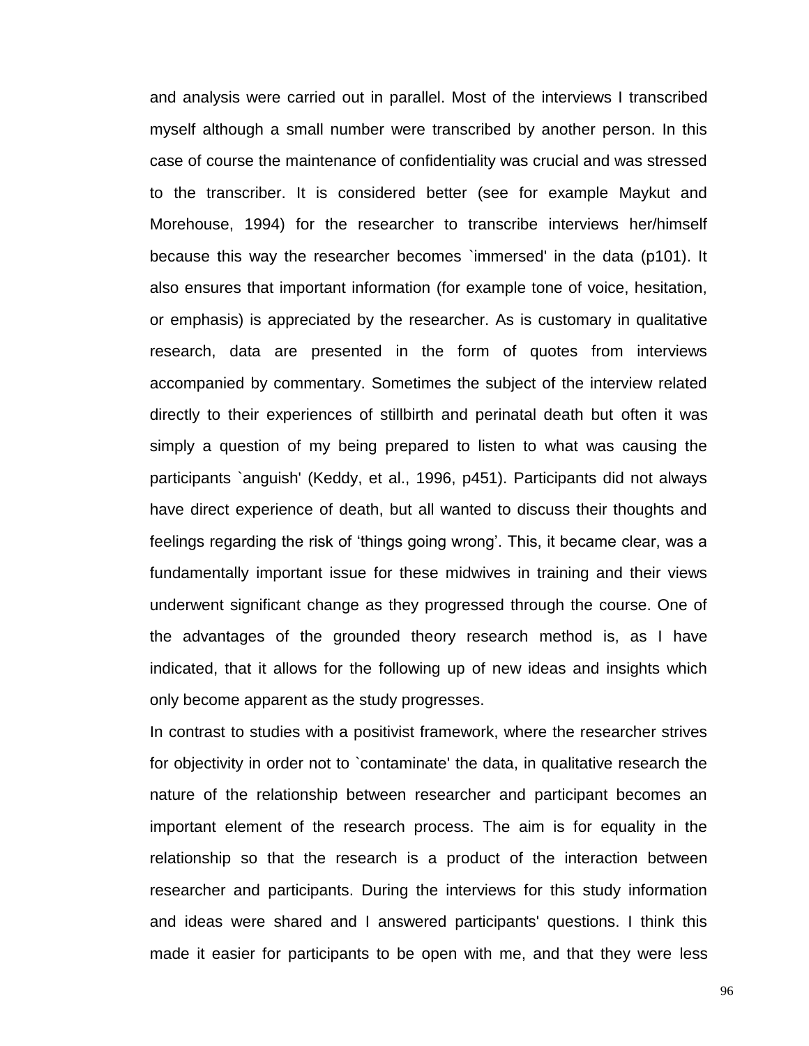and analysis were carried out in parallel. Most of the interviews I transcribed myself although a small number were transcribed by another person. In this case of course the maintenance of confidentiality was crucial and was stressed to the transcriber. It is considered better (see for example Maykut and Morehouse, 1994) for the researcher to transcribe interviews her/himself because this way the researcher becomes `immersed' in the data (p101). It also ensures that important information (for example tone of voice, hesitation, or emphasis) is appreciated by the researcher. As is customary in qualitative research, data are presented in the form of quotes from interviews accompanied by commentary. Sometimes the subject of the interview related directly to their experiences of stillbirth and perinatal death but often it was simply a question of my being prepared to listen to what was causing the participants `anguish' (Keddy, et al., 1996, p451). Participants did not always have direct experience of death, but all wanted to discuss their thoughts and feelings regarding the risk of 'things going wrong'. This, it became clear, was a fundamentally important issue for these midwives in training and their views underwent significant change as they progressed through the course. One of the advantages of the grounded theory research method is, as I have indicated, that it allows for the following up of new ideas and insights which only become apparent as the study progresses.

In contrast to studies with a positivist framework, where the researcher strives for objectivity in order not to `contaminate' the data, in qualitative research the nature of the relationship between researcher and participant becomes an important element of the research process. The aim is for equality in the relationship so that the research is a product of the interaction between researcher and participants. During the interviews for this study information and ideas were shared and I answered participants' questions. I think this made it easier for participants to be open with me, and that they were less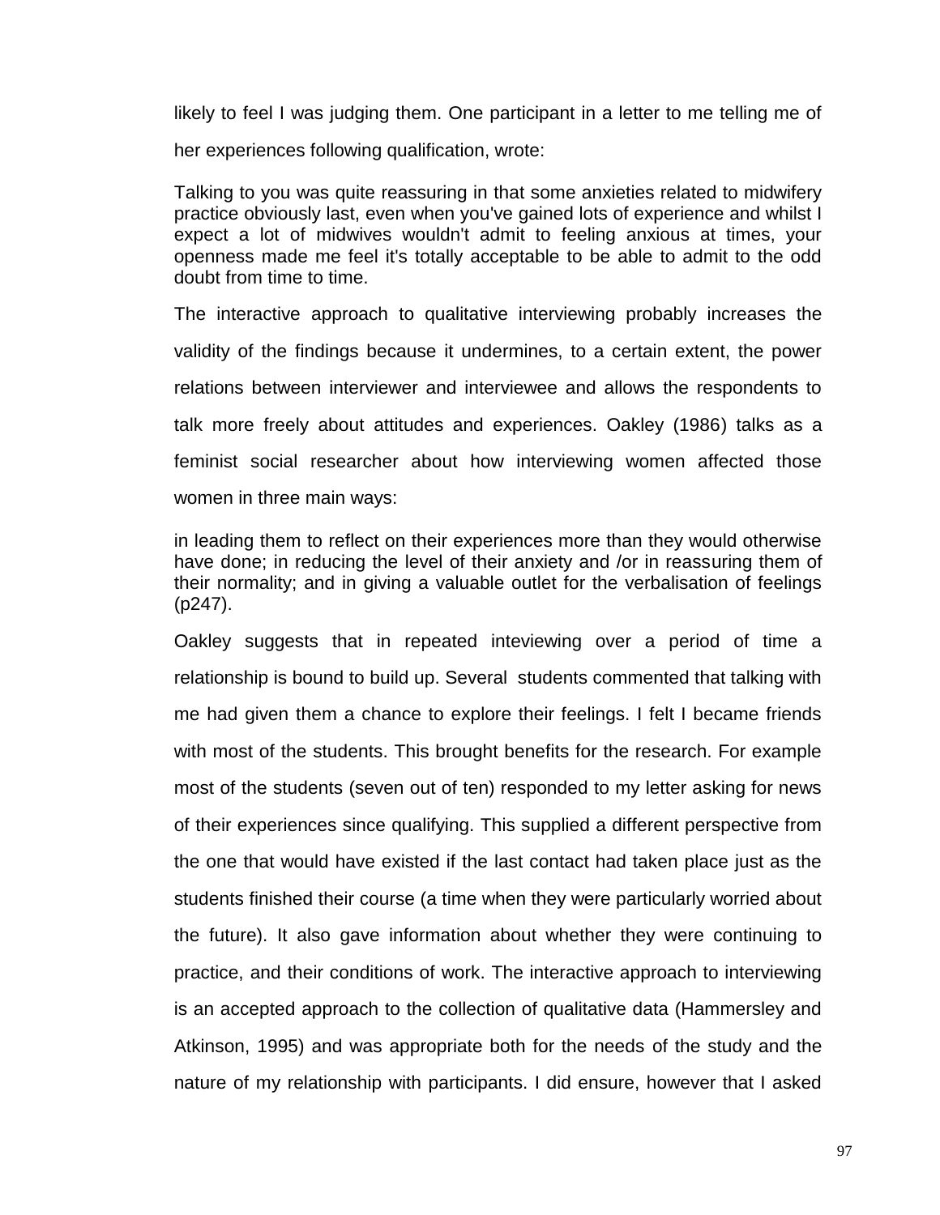likely to feel I was judging them. One participant in a letter to me telling me of her experiences following qualification, wrote:

> Talking to you was quite reassuring in that some anxieties related to midwifery practice obviously last, even when you've gained lots of experience and whilst I expect a lot of midwives wouldn't admit to feeling anxious at times, your openness made me feel it's totally acceptable to be able to admit to the odd doubt from time to time.

The interactive approach to qualitative interviewing probably increases the validity of the findings because it undermines, to a certain extent, the power relations between interviewer and interviewee and allows the respondents to talk more freely about attitudes and experiences. Oakley (1986) talks as a feminist social researcher about how interviewing women affected those women in three main ways:

> in leading them to reflect on their experiences more than they would otherwise have done; in reducing the level of their anxiety and /or in reassuring them of their normality; and in giving a valuable outlet for the verbalisation of feelings (p247).

Oakley suggests that in repeated inteviewing over a period of time a relationship is bound to build up. Several students commented that talking with me had given them a chance to explore their feelings. I felt I became friends with most of the students. This brought benefits for the research. For example most of the students (seven out of ten) responded to my letter asking for news of their experiences since qualifying. This supplied a different perspective from the one that would have existed if the last contact had taken place just as the students finished their course (a time when they were particularly worried about the future). It also gave information about whether they were continuing to practice, and their conditions of work. The interactive approach to interviewing is an accepted approach to the collection of qualitative data (Hammersley and Atkinson, 1995) and was appropriate both for the needs of the study and the nature of my relationship with participants. I did ensure, however that I asked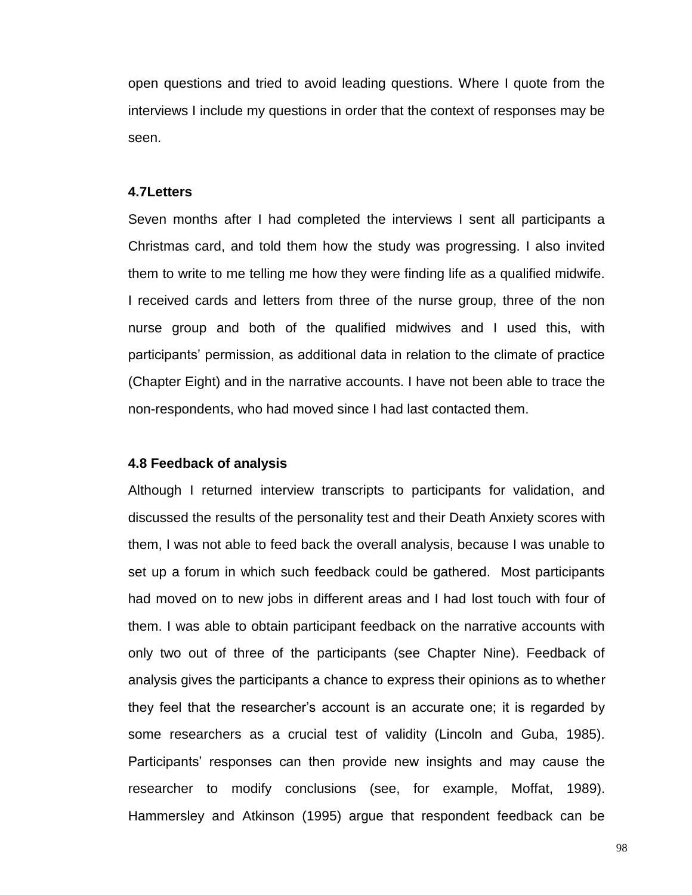open questions and tried to avoid leading questions. Where I quote from the interviews I include my questions in order that the context of responses may be seen.

### 4.7Letters

Seven months after I had completed the interviews I sent all participants a Christmas card, and told them how the study was progressing. I also invited them to write to me telling me how they were finding life as a qualified midwife. I received cards and letters from three of the nurse group, three of the non nurse group and both of the qualified midwives and I used this, with participants' permission, as additional data in relation to the climate of practice (Chapter Eight) and in the narrative accounts. I have not been able to trace the non-respondents, who had moved since I had last contacted them.

### 4.8 Feedback of analysis

Although I returned interview transcripts to participants for validation, and discussed the results of the personality test and their Death Anxiety scores with them, I was not able to feed back the overall analysis, because I was unable to set up a forum in which such feedback could be gathered. Most participants had moved on to new jobs in different areas and I had lost touch with four of them. I was able to obtain participant feedback on the narrative accounts with only two out of three of the participants (see Chapter Nine). Feedback of analysis gives the participants a chance to express their opinions as to whether they feel that the researcher's account is an accurate one; it is regarded by some researchers as a crucial test of validity (Lincoln and Guba, 1985). Participants' responses can then provide new insights and may cause the researcher to modify conclusions (see, for example, Moffat, 1989). Hammersley and Atkinson (1995) argue that respondent feedback can be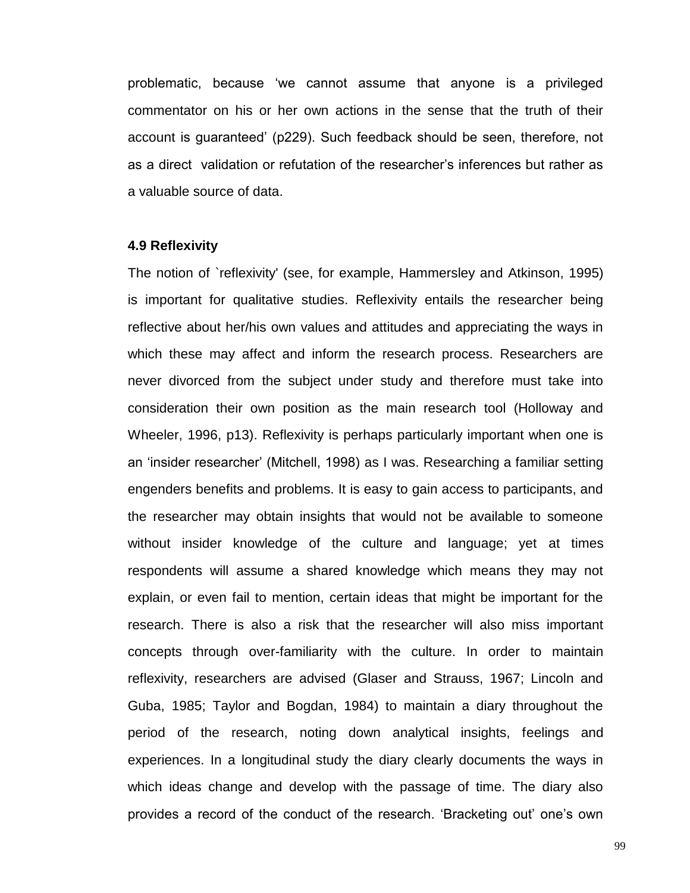problematic, because 'we cannot assume that anyone is a privileged commentator on his or her own actions in the sense that the truth of their account is guaranteed' (p229). Such feedback should be seen, therefore, not as a direct validation or refutation of the researcher's inferences but rather as a valuable source of data.

### 4.9 Reflexivity

The notion of `reflexivity' (see, for example, Hammersley and Atkinson, 1995) is important for qualitative studies. Reflexivity entails the researcher being reflective about her/his own values and attitudes and appreciating the ways in which these may affect and inform the research process. Researchers are never divorced from the subject under study and therefore must take into consideration their own position as the main research tool (Holloway and Wheeler, 1996, p13). Reflexivity is perhaps particularly important when one is an 'insider researcher' (Mitchell, 1998) as I was. Researching a familiar setting engenders benefits and problems. It is easy to gain access to participants, and the researcher may obtain insights that would not be available to someone without insider knowledge of the culture and language; yet at times respondents will assume a shared knowledge which means they may not explain, or even fail to mention, certain ideas that might be important for the research. There is also a risk that the researcher will also miss important concepts through over-familiarity with the culture. In order to maintain reflexivity, researchers are advised (Glaser and Strauss, 1967; Lincoln and Guba, 1985; Taylor and Bogdan, 1984) to maintain a diary throughout the period of the research, noting down analytical insights, feelings and experiences. In a longitudinal study the diary clearly documents the ways in which ideas change and develop with the passage of time. The diary also provides a record of the conduct of the research. 'Bracketing out' one's own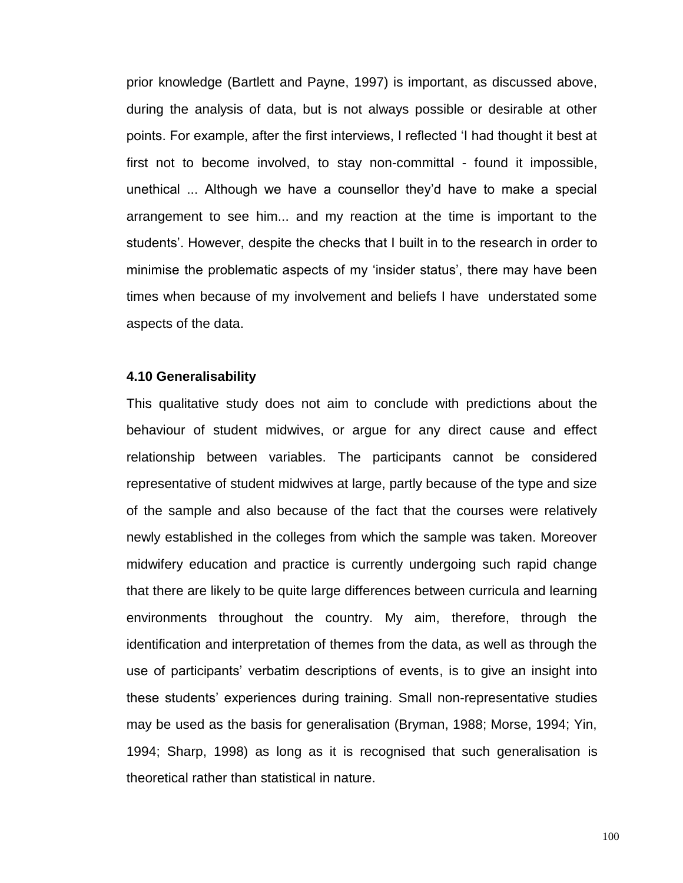prior knowledge (Bartlett and Payne, 1997) is important, as discussed above, during the analysis of data, but is not always possible or desirable at other points. For example, after the first interviews, I reflected 'I had thought it best at first not to become involved, to stay non-committal - found it impossible, unethical ... Although we have a counsellor they'd have to make a special arrangement to see him... and my reaction at the time is important to the students'. However, despite the checks that I built in to the research in order to minimise the problematic aspects of my 'insider status', there may have been times when because of my involvement and beliefs I have understated some aspects of the data.

#### 4.10 Generalisability

This qualitative study does not aim to conclude with predictions about the behaviour of student midwives, or argue for any direct cause and effect relationship between variables. The participants cannot be considered representative of student midwives at large, partly because of the type and size of the sample and also because of the fact that the courses were relatively newly established in the colleges from which the sample was taken. Moreover midwifery education and practice is currently undergoing such rapid change that there are likely to be quite large differences between curricula and learning environments throughout the country. My aim, therefore, through the identification and interpretation of themes from the data, as well as through the use of participants' verbatim descriptions of events, is to give an insight into these students' experiences during training. Small non-representative studies may be used as the basis for generalisation (Bryman, 1988; Morse, 1994; Yin, 1994; Sharp, 1998) as long as it is recognised that such generalisation is theoretical rather than statistical in nature.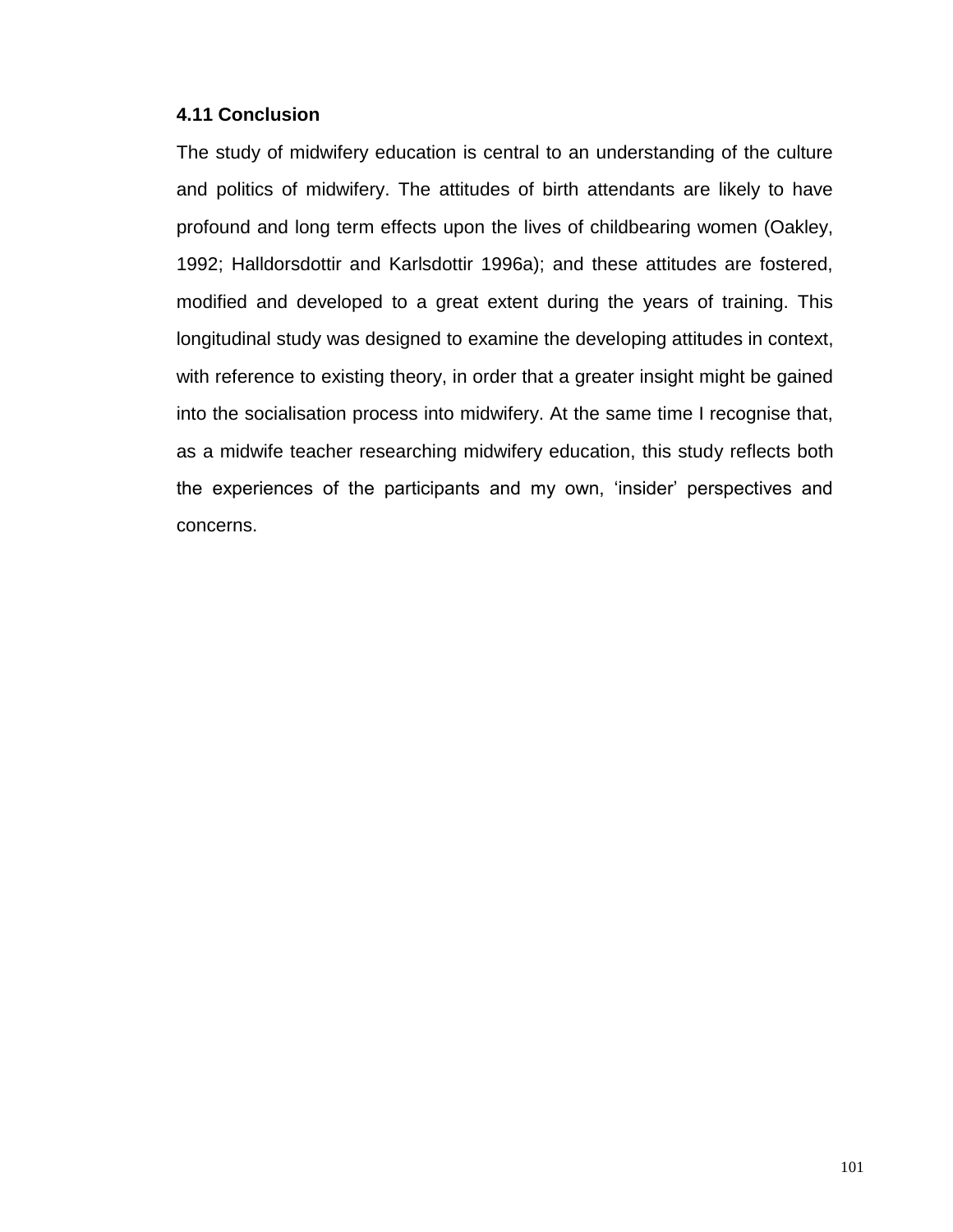### 4.11 Conclusion

The study of midwifery education is central to an understanding of the culture and politics of midwifery. The attitudes of birth attendants are likely to have profound and long term effects upon the lives of childbearing women (Oakley, 1992; Halldorsdottir and Karlsdottir 1996a); and these attitudes are fostered, modified and developed to a great extent during the years of training. This longitudinal study was designed to examine the developing attitudes in context, with reference to existing theory, in order that a greater insight might be gained into the socialisation process into midwifery. At the same time I recognise that, as a midwife teacher researching midwifery education, this study reflects both the experiences of the participants and my own, 'insider' perspectives and concerns.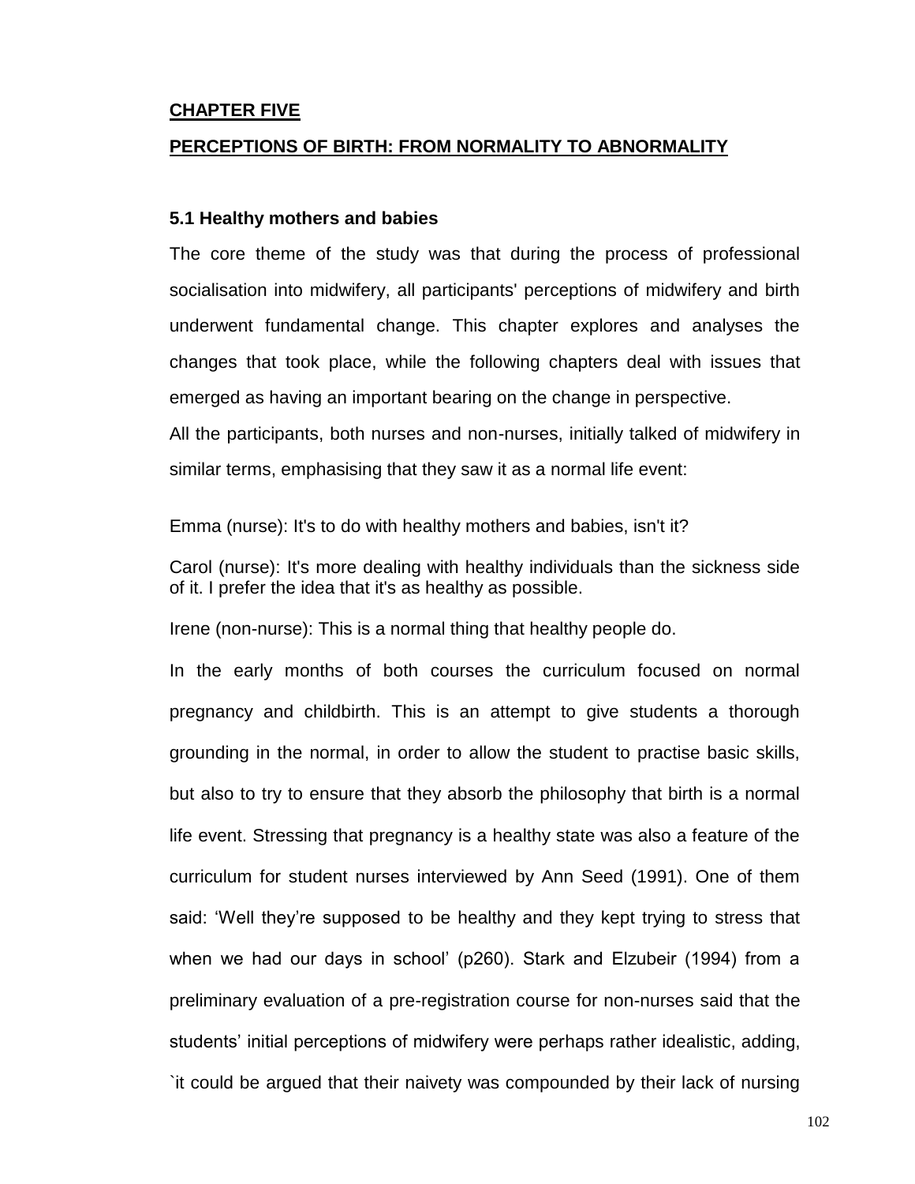## CHAPTER FIVE

## PERCEPTIONS OF BIRTH: FROM NORMALITY TO ABNORMALITY

### 5.1 Healthy mothers and babies

The core theme of the study was that during the process of professional socialisation into midwifery, all participants' perceptions of midwifery and birth underwent fundamental change. This chapter explores and analyses the changes that took place, while the following chapters deal with issues that emerged as having an important bearing on the change in perspective.

All the participants, both nurses and non-nurses, initially talked of midwifery in similar terms, emphasising that they saw it as a normal life event:

Emma (nurse): It's to do with healthy mothers and babies, isn't it?

Carol (nurse): It's more dealing with healthy individuals than the sickness side of it. I prefer the idea that it's as healthy as possible.

Irene (non-nurse): This is a normal thing that healthy people do.

In the early months of both courses the curriculum focused on normal pregnancy and childbirth. This is an attempt to give students a thorough grounding in the normal, in order to allow the student to practise basic skills, but also to try to ensure that they absorb the philosophy that birth is a normal life event. Stressing that pregnancy is a healthy state was also a feature of the curriculum for student nurses interviewed by Ann Seed (1991). One of them said: 'Well they're supposed to be healthy and they kept trying to stress that when we had our days in school' (p260). Stark and Elzubeir (1994) from a preliminary evaluation of a pre-registration course for non-nurses said that the students' initial perceptions of midwifery were perhaps rather idealistic, adding, `it could be argued that their naivety was compounded by their lack of nursing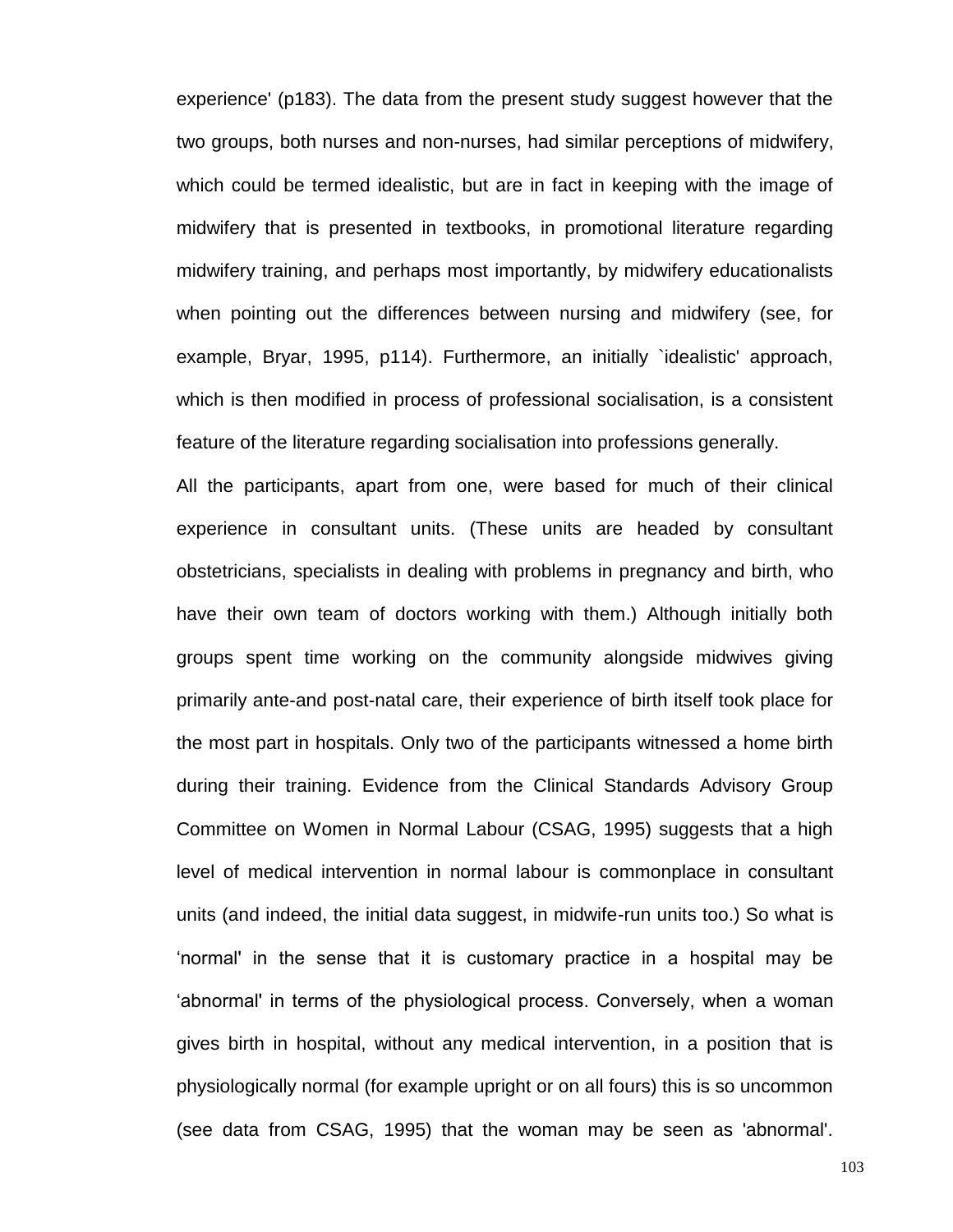experience' (p183). The data from the present study suggest however that the two groups, both nurses and non-nurses, had similar perceptions of midwifery, which could be termed idealistic, but are in fact in keeping with the image of midwifery that is presented in textbooks, in promotional literature regarding midwifery training, and perhaps most importantly, by midwifery educationalists when pointing out the differences between nursing and midwifery (see, for example, Bryar, 1995, p114). Furthermore, an initially `idealistic' approach, which is then modified in process of professional socialisation, is a consistent feature of the literature regarding socialisation into professions generally.

All the participants, apart from one, were based for much of their clinical experience in consultant units. (These units are headed by consultant obstetricians, specialists in dealing with problems in pregnancy and birth, who have their own team of doctors working with them.) Although initially both groups spent time working on the community alongside midwives giving primarily ante-and post-natal care, their experience of birth itself took place for the most part in hospitals. Only two of the participants witnessed a home birth during their training. Evidence from the Clinical Standards Advisory Group Committee on Women in Normal Labour (CSAG, 1995) suggests that a high level of medical intervention in normal labour is commonplace in consultant units (and indeed, the initial data suggest, in midwife-run units too.) So what is 'normal' in the sense that it is customary practice in a hospital may be 'abnormal' in terms of the physiological process. Conversely, when a woman gives birth in hospital, without any medical intervention, in a position that is physiologically normal (for example upright or on all fours) this is so uncommon (see data from CSAG, 1995) that the woman may be seen as 'abnormal'.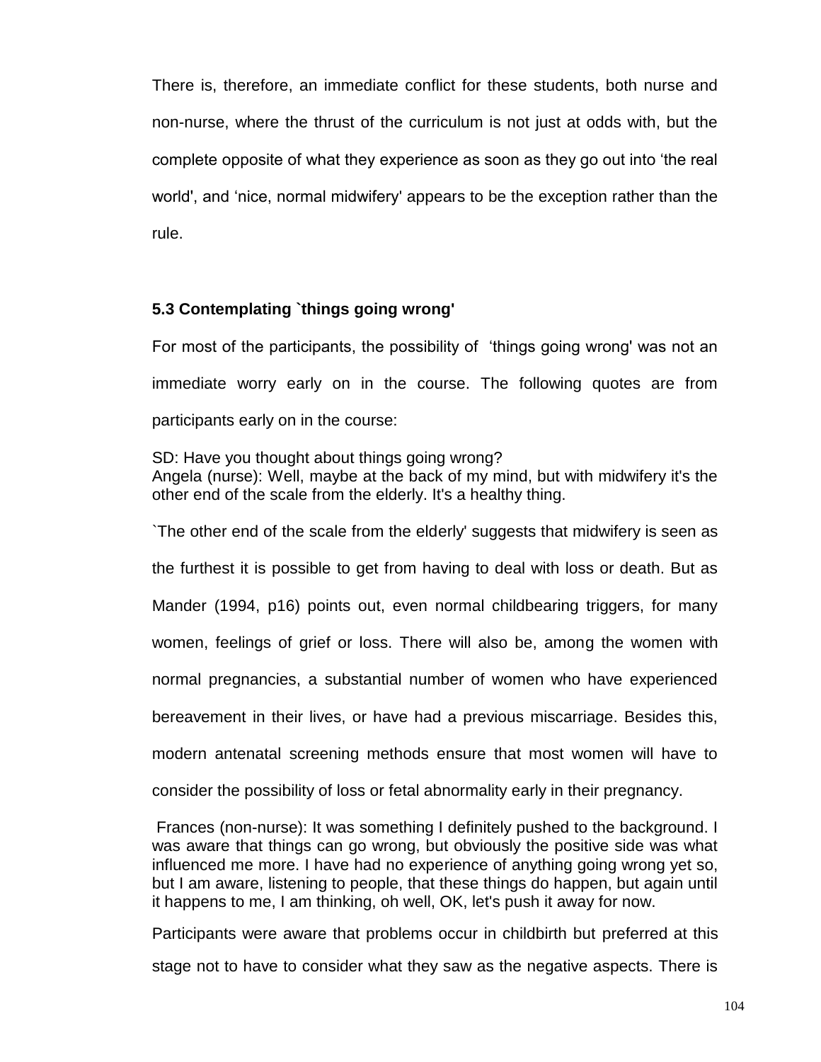There is, therefore, an immediate conflict for these students, both nurse and non-nurse, where the thrust of the curriculum is not just at odds with, but the complete opposite of what they experience as soon as they go out into 'the real world', and 'nice, normal midwifery' appears to be the exception rather than the rule.

### 5.3 Contemplating `things going wrong'

For most of the participants, the possibility of 'things going wrong' was not an immediate worry early on in the course. The following quotes are from participants early on in the course:

SD: Have you thought about things going wrong?
Angela (nurse): Well, maybe at the back of my mind, but with midwifery it's the other end of the scale from the elderly. It's a healthy thing.

`The other end of the scale from the elderly' suggests that midwifery is seen as the furthest it is possible to get from having to deal with loss or death. But as Mander (1994, p16) points out, even normal childbearing triggers, for many women, feelings of grief or loss. There will also be, among the women with normal pregnancies, a substantial number of women who have experienced bereavement in their lives, or have had a previous miscarriage. Besides this, modern antenatal screening methods ensure that most women will have to consider the possibility of loss or fetal abnormality early in their pregnancy.

Frances (non-nurse): It was something I definitely pushed to the background. I was aware that things can go wrong, but obviously the positive side was what influenced me more. I have had no experience of anything going wrong yet so, but I am aware, listening to people, that these things do happen, but again until it happens to me, I am thinking, oh well, OK, let's push it away for now.

Participants were aware that problems occur in childbirth but preferred at this stage not to have to consider what they saw as the negative aspects. There is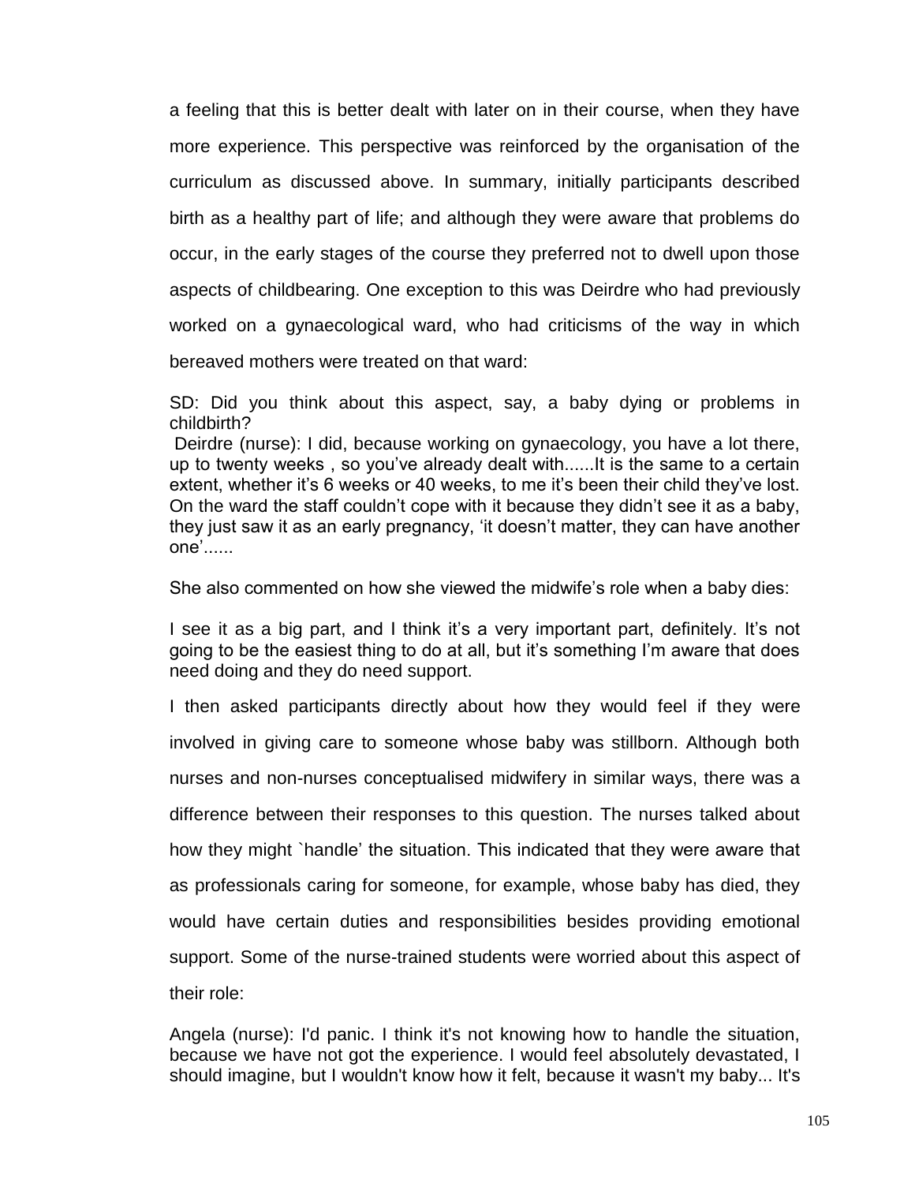a feeling that this is better dealt with later on in their course, when they have more experience. This perspective was reinforced by the organisation of the curriculum as discussed above. In summary, initially participants described birth as a healthy part of life; and although they were aware that problems do occur, in the early stages of the course they preferred not to dwell upon those aspects of childbearing. One exception to this was Deirdre who had previously worked on a gynaecological ward, who had criticisms of the way in which bereaved mothers were treated on that ward:

SD: Did you think about this aspect, say, a baby dying or problems in childbirth?
Deirdre (nurse): I did, because working on gynaecology, you have a lot there, up to twenty weeks , so you've already dealt with......It is the same to a certain extent, whether it's 6 weeks or 40 weeks, to me it's been their child they've lost. On the ward the staff couldn't cope with it because they didn't see it as a baby, they just saw it as an early pregnancy, 'it doesn't matter, they can have another one'......

She also commented on how she viewed the midwife's role when a baby dies:

I see it as a big part, and I think it's a very important part, definitely. It's not going to be the easiest thing to do at all, but it's something I'm aware that does need doing and they do need support.

I then asked participants directly about how they would feel if they were involved in giving care to someone whose baby was stillborn. Although both nurses and non-nurses conceptualised midwifery in similar ways, there was a difference between their responses to this question. The nurses talked about how they might `handle' the situation. This indicated that they were aware that as professionals caring for someone, for example, whose baby has died, they would have certain duties and responsibilities besides providing emotional support. Some of the nurse-trained students were worried about this aspect of their role:

Angela (nurse): I'd panic. I think it's not knowing how to handle the situation, because we have not got the experience. I would feel absolutely devastated, I should imagine, but I wouldn't know how it felt, because it wasn't my baby... It's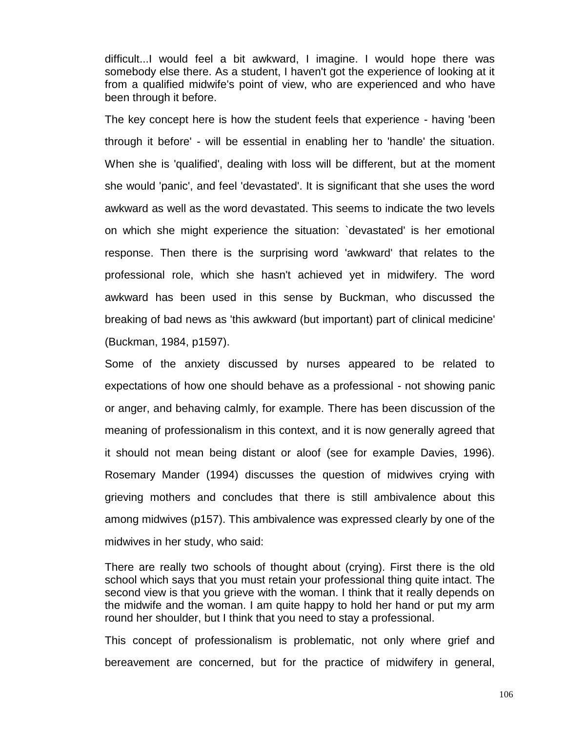difficult...I would feel a bit awkward, I imagine. I would hope there was somebody else there. As a student, I haven't got the experience of looking at it from a qualified midwife's point of view, who are experienced and who have been through it before.

The key concept here is how the student feels that experience - having 'been through it before' - will be essential in enabling her to 'handle' the situation. When she is 'qualified', dealing with loss will be different, but at the moment she would 'panic', and feel 'devastated'. It is significant that she uses the word awkward as well as the word devastated. This seems to indicate the two levels on which she might experience the situation: `devastated' is her emotional response. Then there is the surprising word 'awkward' that relates to the professional role, which she hasn't achieved yet in midwifery. The word awkward has been used in this sense by Buckman, who discussed the breaking of bad news as 'this awkward (but important) part of clinical medicine' (Buckman, 1984, p1597).

Some of the anxiety discussed by nurses appeared to be related to expectations of how one should behave as a professional - not showing panic or anger, and behaving calmly, for example. There has been discussion of the meaning of professionalism in this context, and it is now generally agreed that it should not mean being distant or aloof (see for example Davies, 1996). Rosemary Mander (1994) discusses the question of midwives crying with grieving mothers and concludes that there is still ambivalence about this among midwives (p157). This ambivalence was expressed clearly by one of the midwives in her study, who said:

There are really two schools of thought about (crying). First there is the old school which says that you must retain your professional thing quite intact. The second view is that you grieve with the woman. I think that it really depends on the midwife and the woman. I am quite happy to hold her hand or put my arm round her shoulder, but I think that you need to stay a professional.

This concept of professionalism is problematic, not only where grief and bereavement are concerned, but for the practice of midwifery in general,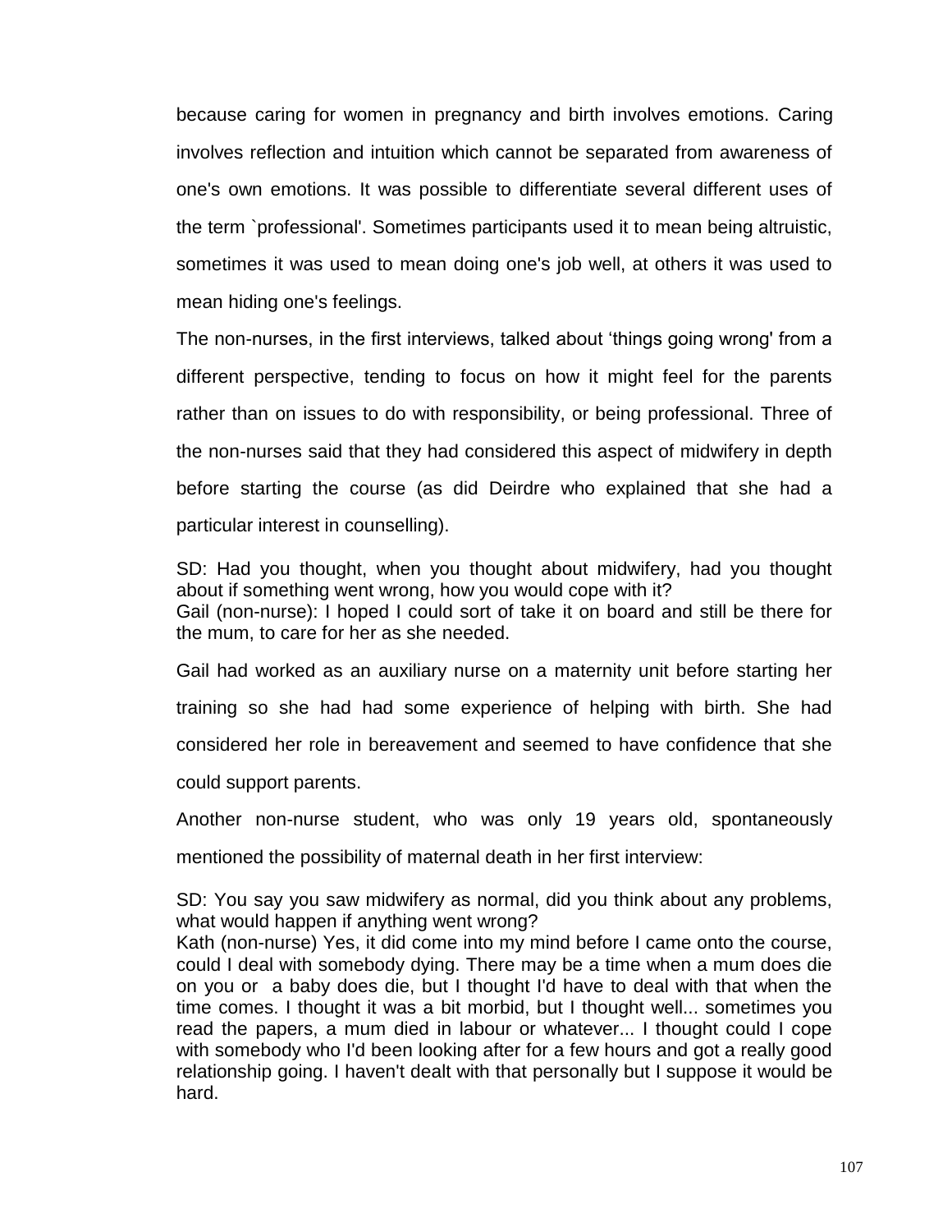because caring for women in pregnancy and birth involves emotions. Caring involves reflection and intuition which cannot be separated from awareness of one's own emotions. It was possible to differentiate several different uses of the term `professional'. Sometimes participants used it to mean being altruistic, sometimes it was used to mean doing one's job well, at others it was used to mean hiding one's feelings.

The non-nurses, in the first interviews, talked about 'things going wrong' from a different perspective, tending to focus on how it might feel for the parents rather than on issues to do with responsibility, or being professional. Three of the non-nurses said that they had considered this aspect of midwifery in depth before starting the course (as did Deirdre who explained that she had a particular interest in counselling).

SD: Had you thought, when you thought about midwifery, had you thought about if something went wrong, how you would cope with it?
Gail (non-nurse): I hoped I could sort of take it on board and still be there for the mum, to care for her as she needed.

Gail had worked as an auxiliary nurse on a maternity unit before starting her training so she had had some experience of helping with birth. She had considered her role in bereavement and seemed to have confidence that she could support parents.

Another non-nurse student, who was only 19 years old, spontaneously mentioned the possibility of maternal death in her first interview:

SD: You say you saw midwifery as normal, did you think about any problems, what would happen if anything went wrong?
Kath (non-nurse) Yes, it did come into my mind before I came onto the course, could I deal with somebody dying. There may be a time when a mum does die on you or a baby does die, but I thought I'd have to deal with that when the time comes. I thought it was a bit morbid, but I thought well... sometimes you read the papers, a mum died in labour or whatever... I thought could I cope with somebody who I'd been looking after for a few hours and got a really good relationship going. I haven't dealt with that personally but I suppose it would be hard.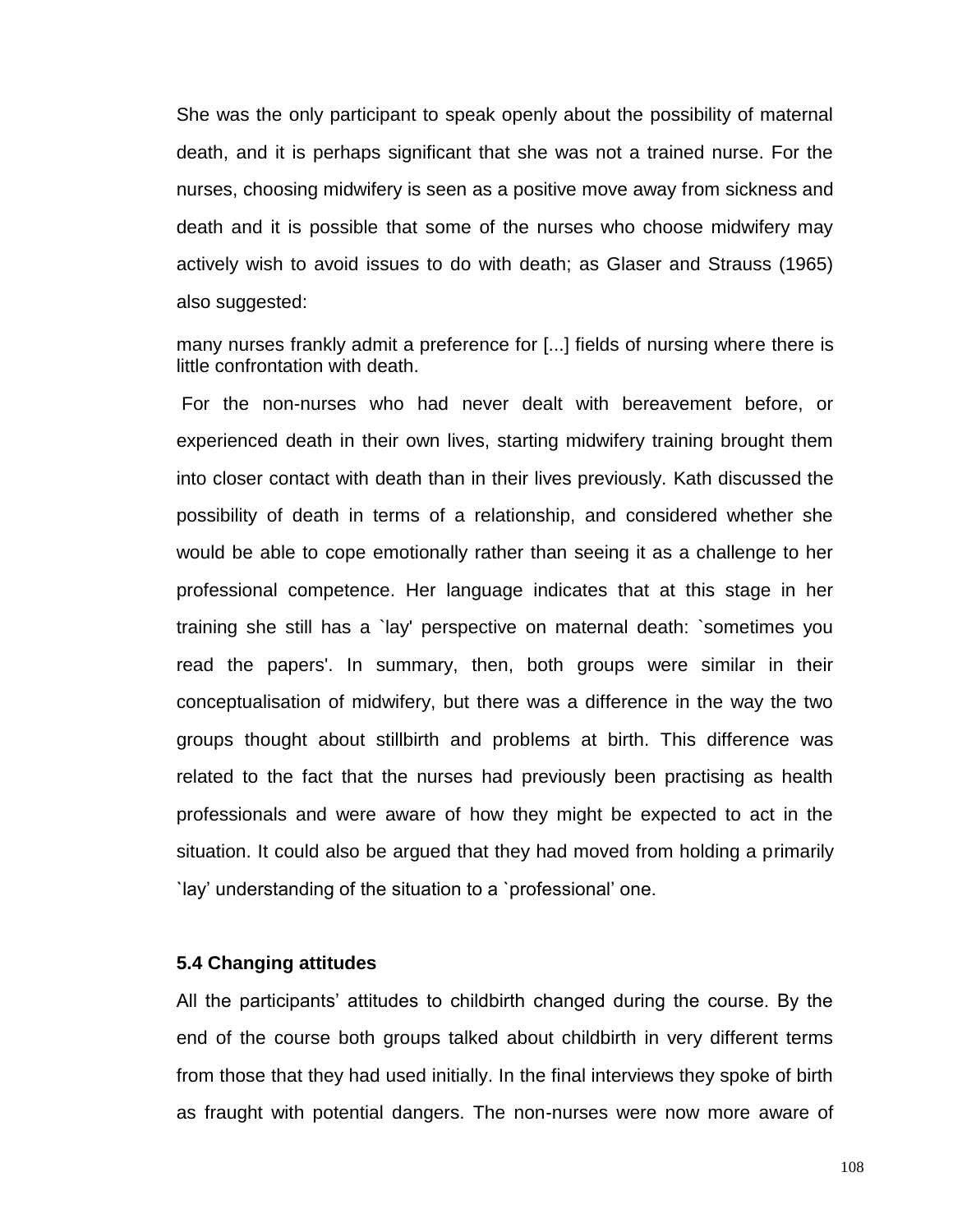She was the only participant to speak openly about the possibility of maternal death, and it is perhaps significant that she was not a trained nurse. For the nurses, choosing midwifery is seen as a positive move away from sickness and death and it is possible that some of the nurses who choose midwifery may actively wish to avoid issues to do with death; as Glaser and Strauss (1965) also suggested:

> many nurses frankly admit a preference for [...] fields of nursing where there is little confrontation with death.

For the non-nurses who had never dealt with bereavement before, or experienced death in their own lives, starting midwifery training brought them into closer contact with death than in their lives previously. Kath discussed the possibility of death in terms of a relationship, and considered whether she would be able to cope emotionally rather than seeing it as a challenge to her professional competence. Her language indicates that at this stage in her training she still has a `lay' perspective on maternal death: `sometimes you read the papers'. In summary, then, both groups were similar in their conceptualisation of midwifery, but there was a difference in the way the two groups thought about stillbirth and problems at birth. This difference was related to the fact that the nurses had previously been practising as health professionals and were aware of how they might be expected to act in the situation. It could also be argued that they had moved from holding a primarily `lay' understanding of the situation to a `professional' one.

### 5.4 Changing attitudes

All the participants' attitudes to childbirth changed during the course. By the end of the course both groups talked about childbirth in very different terms from those that they had used initially. In the final interviews they spoke of birth as fraught with potential dangers. The non-nurses were now more aware of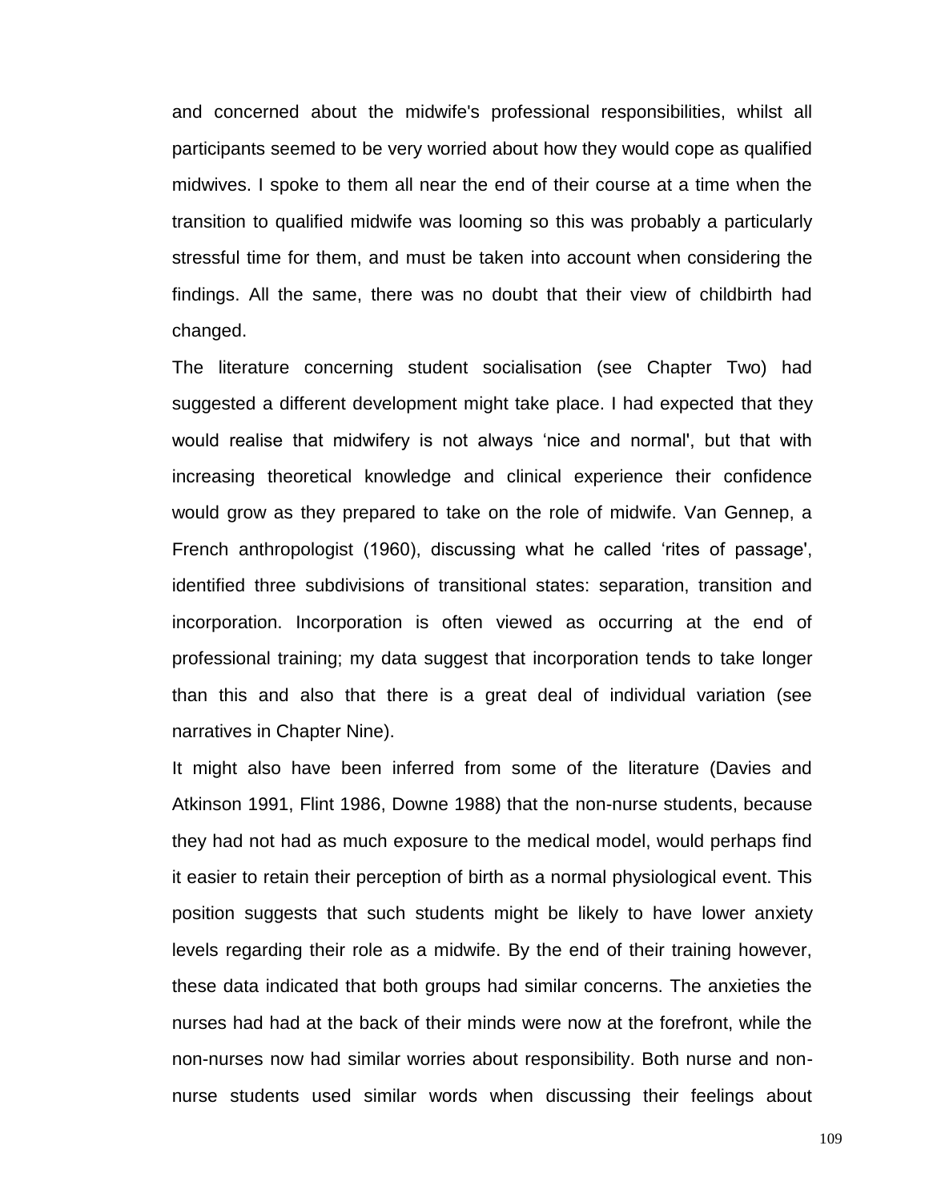and concerned about the midwife's professional responsibilities, whilst all participants seemed to be very worried about how they would cope as qualified midwives. I spoke to them all near the end of their course at a time when the transition to qualified midwife was looming so this was probably a particularly stressful time for them, and must be taken into account when considering the findings. All the same, there was no doubt that their view of childbirth had changed.

The literature concerning student socialisation (see Chapter Two) had suggested a different development might take place. I had expected that they would realise that midwifery is not always 'nice and normal', but that with increasing theoretical knowledge and clinical experience their confidence would grow as they prepared to take on the role of midwife. Van Gennep, a French anthropologist (1960), discussing what he called 'rites of passage', identified three subdivisions of transitional states: separation, transition and incorporation. Incorporation is often viewed as occurring at the end of professional training; my data suggest that incorporation tends to take longer than this and also that there is a great deal of individual variation (see narratives in Chapter Nine).

It might also have been inferred from some of the literature (Davies and Atkinson 1991, Flint 1986, Downe 1988) that the non-nurse students, because they had not had as much exposure to the medical model, would perhaps find it easier to retain their perception of birth as a normal physiological event. This position suggests that such students might be likely to have lower anxiety levels regarding their role as a midwife. By the end of their training however, these data indicated that both groups had similar concerns. The anxieties the nurses had had at the back of their minds were now at the forefront, while the non-nurses now had similar worries about responsibility. Both nurse and non-nurse students used similar words when discussing their feelings about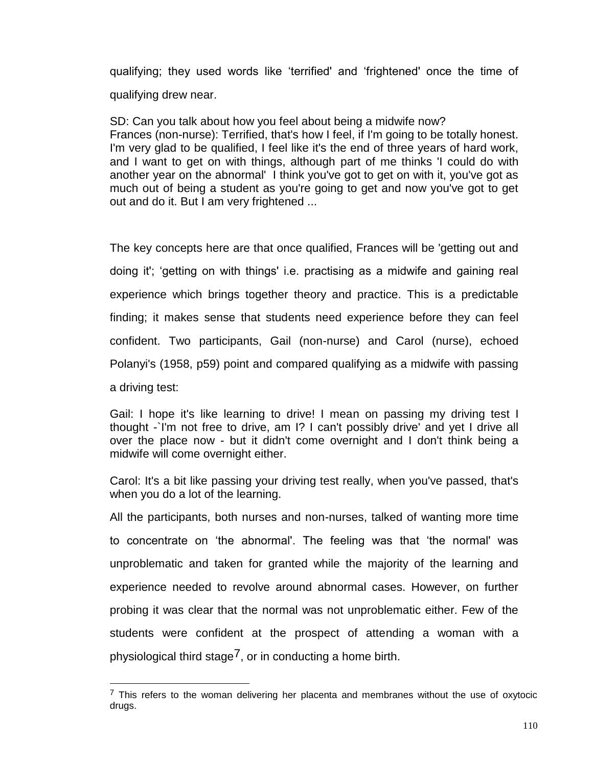qualifying; they used words like 'terrified' and 'frightened' once the time of qualifying drew near.

SD: Can you talk about how you feel about being a midwife now?
Frances (non-nurse): Terrified, that's how I feel, if I'm going to be totally honest. I'm very glad to be qualified, I feel like it's the end of three years of hard work, and I want to get on with things, although part of me thinks 'I could do with another year on the abnormal' I think you've got to get on with it, you've got as much out of being a student as you're going to get and now you've got to get out and do it. But I am very frightened ...

The key concepts here are that once qualified, Frances will be 'getting out and doing it'; 'getting on with things' i.e. practising as a midwife and gaining real experience which brings together theory and practice. This is a predictable finding; it makes sense that students need experience before they can feel confident. Two participants, Gail (non-nurse) and Carol (nurse), echoed Polanyi's (1958, p59) point and compared qualifying as a midwife with passing a driving test:

Gail: I hope it's like learning to drive! I mean on passing my driving test I thought -`I'm not free to drive, am I? I can't possibly drive' and yet I drive all over the place now - but it didn't come overnight and I don't think being a midwife will come overnight either.

Carol: It's a bit like passing your driving test really, when you've passed, that's when you do a lot of the learning.

All the participants, both nurses and non-nurses, talked of wanting more time to concentrate on 'the abnormal'. The feeling was that 'the normal' was unproblematic and taken for granted while the majority of the learning and experience needed to revolve around abnormal cases. However, on further probing it was clear that the normal was not unproblematic either. Few of the students were confident at the prospect of attending a woman with a physiological third stage[7], or in conducting a home birth.

[7] This refers to the woman delivering her placenta and membranes without the use of oxytocic drugs.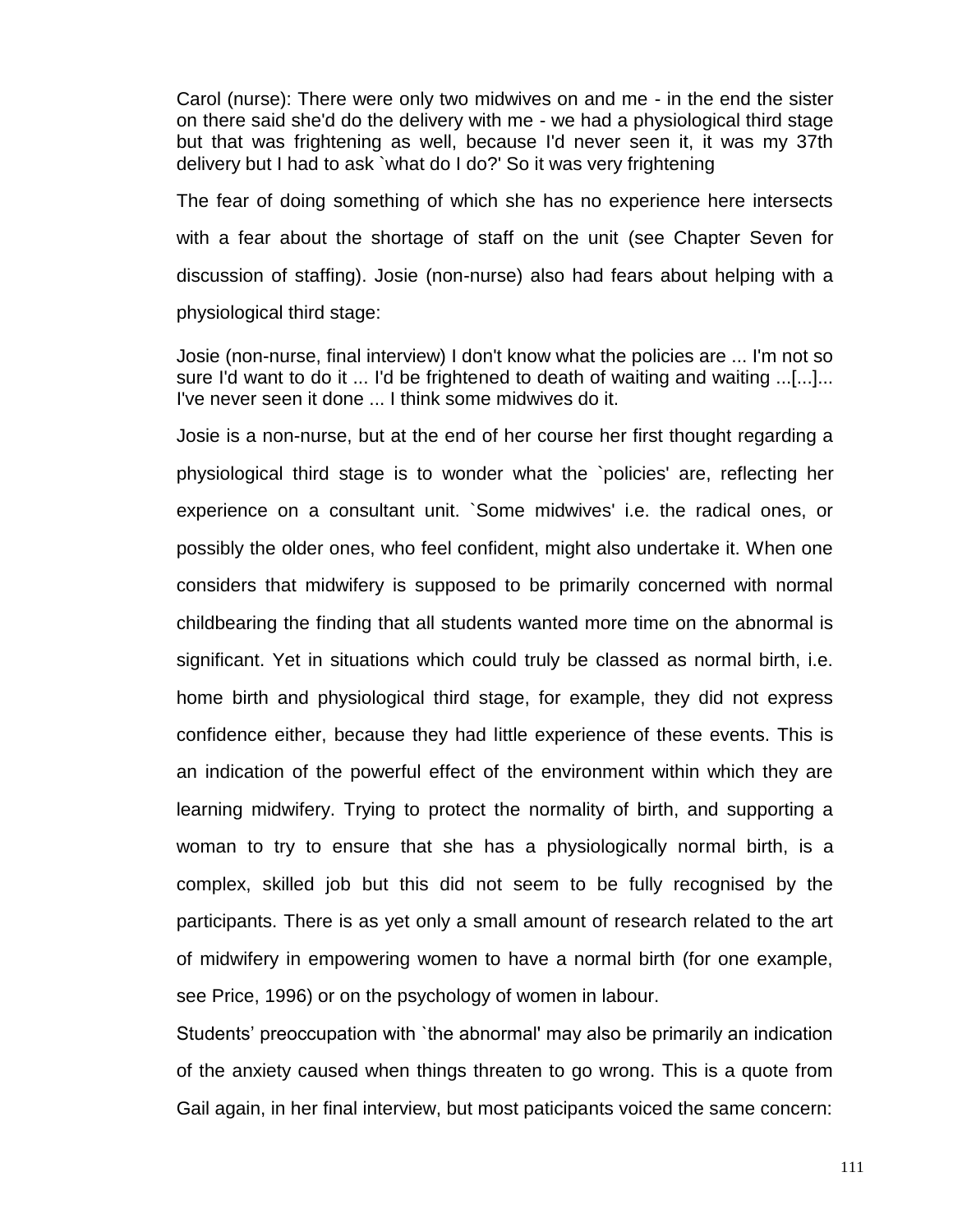Carol (nurse): There were only two midwives on and me - in the end the sister on there said she'd do the delivery with me - we had a physiological third stage but that was frightening as well, because I'd never seen it, it was my 37th delivery but I had to ask `what do I do?' So it was very frightening

The fear of doing something of which she has no experience here intersects with a fear about the shortage of staff on the unit (see Chapter Seven for discussion of staffing). Josie (non-nurse) also had fears about helping with a physiological third stage:

Josie (non-nurse, final interview) I don't know what the policies are ... I'm not so sure I'd want to do it ... I'd be frightened to death of waiting and waiting ...[...]... I've never seen it done ... I think some midwives do it.

Josie is a non-nurse, but at the end of her course her first thought regarding a physiological third stage is to wonder what the `policies' are, reflecting her experience on a consultant unit. `Some midwives' i.e. the radical ones, or possibly the older ones, who feel confident, might also undertake it. When one considers that midwifery is supposed to be primarily concerned with normal childbearing the finding that all students wanted more time on the abnormal is significant. Yet in situations which could truly be classed as normal birth, i.e. home birth and physiological third stage, for example, they did not express confidence either, because they had little experience of these events. This is an indication of the powerful effect of the environment within which they are learning midwifery. Trying to protect the normality of birth, and supporting a woman to try to ensure that she has a physiologically normal birth, is a complex, skilled job but this did not seem to be fully recognised by the participants. There is as yet only a small amount of research related to the art of midwifery in empowering women to have a normal birth (for one example, see Price, 1996) or on the psychology of women in labour.

Students' preoccupation with `the abnormal' may also be primarily an indication of the anxiety caused when things threaten to go wrong. This is a quote from Gail again, in her final interview, but most paticipants voiced the same concern: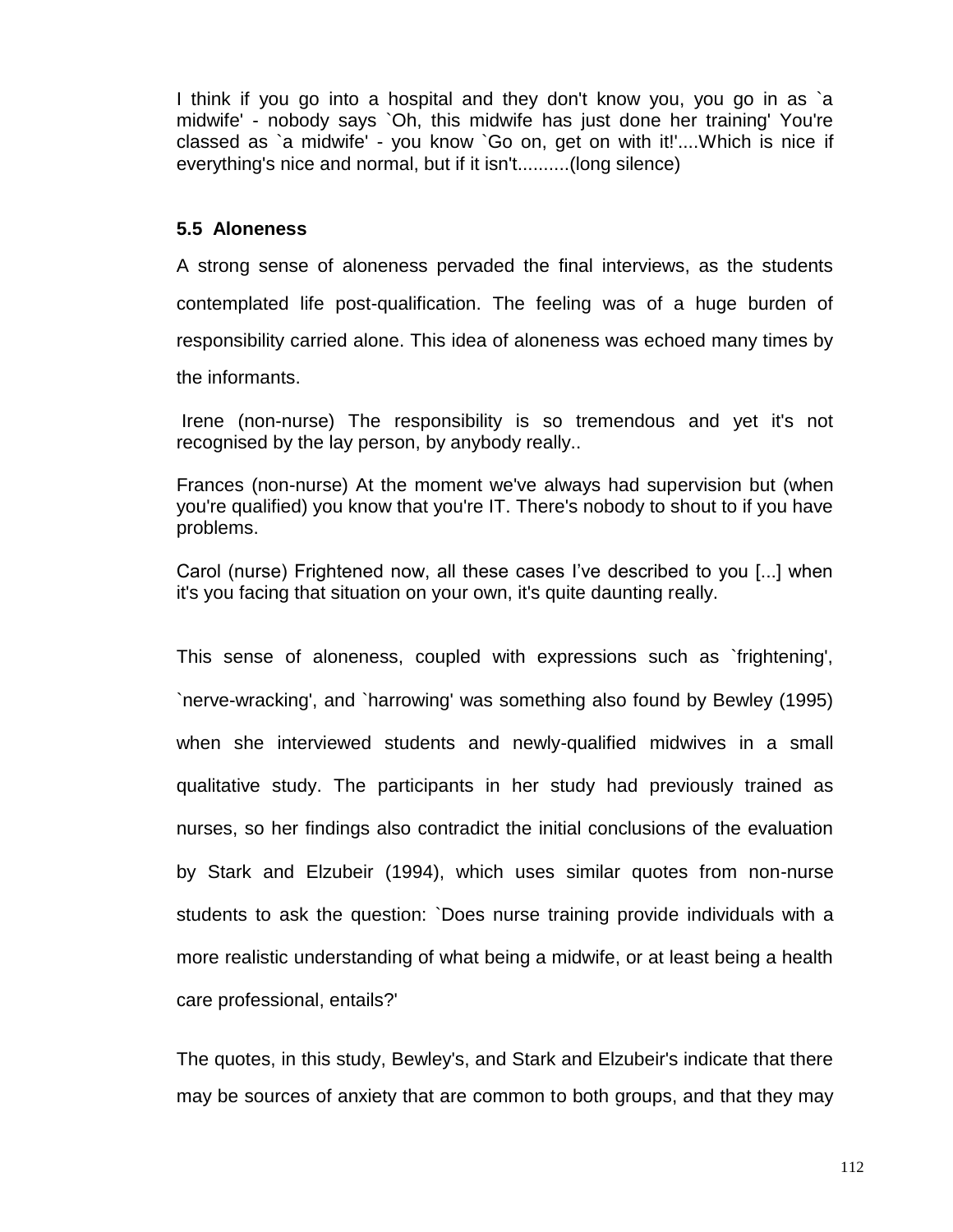I think if you go into a hospital and they don't know you, you go in as `a midwife' - nobody says `Oh, this midwife has just done her training' You're classed as `a midwife' - you know `Go on, get on with it!'....Which is nice if everything's nice and normal, but if it isn't..........(long silence)

### 5.5 Aloneness

A strong sense of aloneness pervaded the final interviews, as the students contemplated life post-qualification. The feeling was of a huge burden of responsibility carried alone. This idea of aloneness was echoed many times by the informants.

Irene (non-nurse) The responsibility is so tremendous and yet it's not recognised by the lay person, by anybody really..

Frances (non-nurse) At the moment we've always had supervision but (when you're qualified) you know that you're IT. There's nobody to shout to if you have problems.

Carol (nurse) Frightened now, all these cases I've described to you [...] when it's you facing that situation on your own, it's quite daunting really.

This sense of aloneness, coupled with expressions such as `frightening', `nerve-wracking', and `harrowing' was something also found by Bewley (1995) when she interviewed students and newly-qualified midwives in a small qualitative study. The participants in her study had previously trained as nurses, so her findings also contradict the initial conclusions of the evaluation by Stark and Elzubeir (1994), which uses similar quotes from non-nurse students to ask the question: `Does nurse training provide individuals with a more realistic understanding of what being a midwife, or at least being a health care professional, entails?'

The quotes, in this study, Bewley's, and Stark and Elzubeir's indicate that there may be sources of anxiety that are common to both groups, and that they may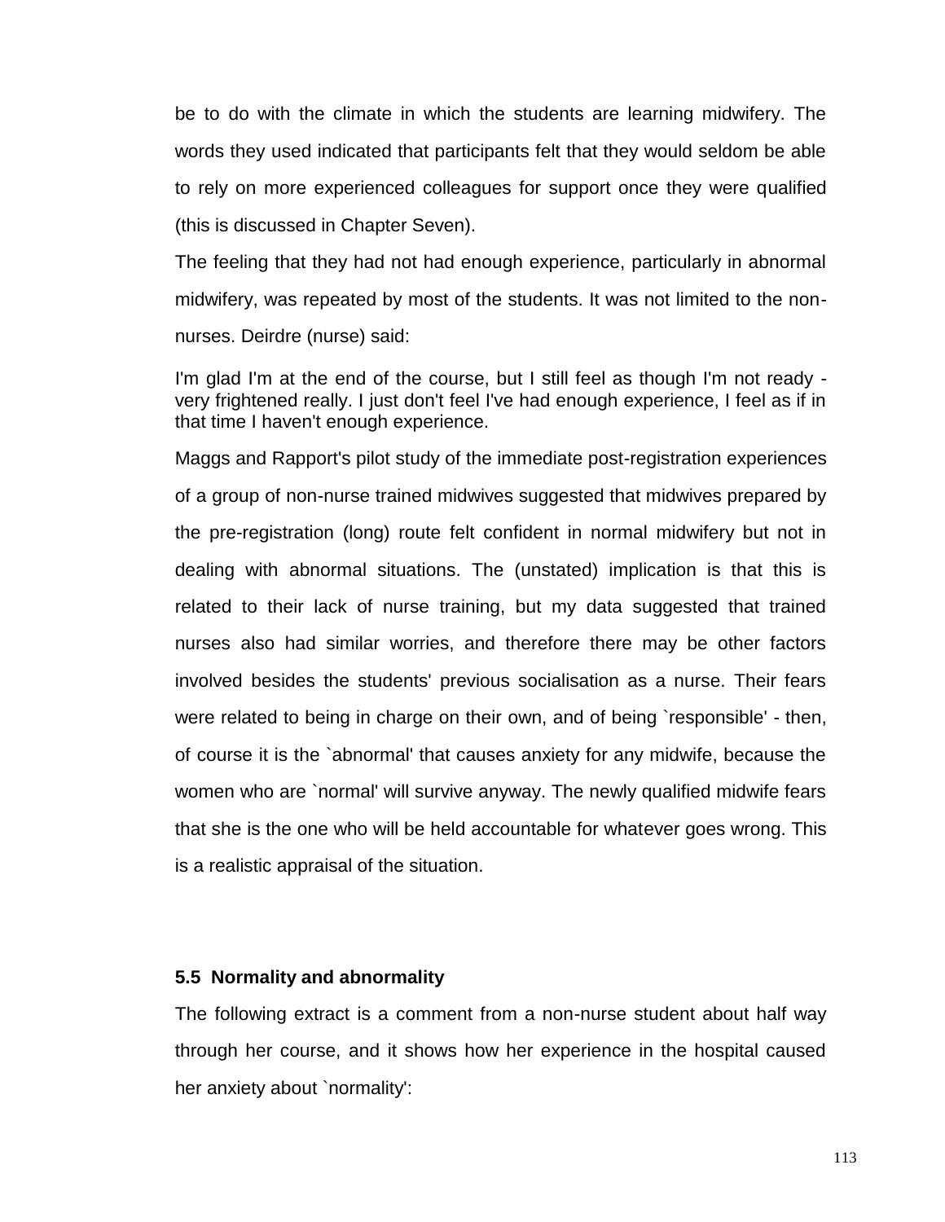be to do with the climate in which the students are learning midwifery. The words they used indicated that participants felt that they would seldom be able to rely on more experienced colleagues for support once they were qualified (this is discussed in Chapter Seven).

The feeling that they had not had enough experience, particularly in abnormal midwifery, was repeated by most of the students. It was not limited to the non-nurses. Deirdre (nurse) said:

> I'm glad I'm at the end of the course, but I still feel as though I'm not ready - very frightened really. I just don't feel I've had enough experience, I feel as if in that time I haven't enough experience.

Maggs and Rapport's pilot study of the immediate post-registration experiences of a group of non-nurse trained midwives suggested that midwives prepared by the pre-registration (long) route felt confident in normal midwifery but not in dealing with abnormal situations. The (unstated) implication is that this is related to their lack of nurse training, but my data suggested that trained nurses also had similar worries, and therefore there may be other factors involved besides the students' previous socialisation as a nurse. Their fears were related to being in charge on their own, and of being `responsible' - then, of course it is the `abnormal' that causes anxiety for any midwife, because the women who are `normal' will survive anyway. The newly qualified midwife fears that she is the one who will be held accountable for whatever goes wrong. This is a realistic appraisal of the situation.

### 5.5 Normality and abnormality

The following extract is a comment from a non-nurse student about half way through her course, and it shows how her experience in the hospital caused her anxiety about `normality':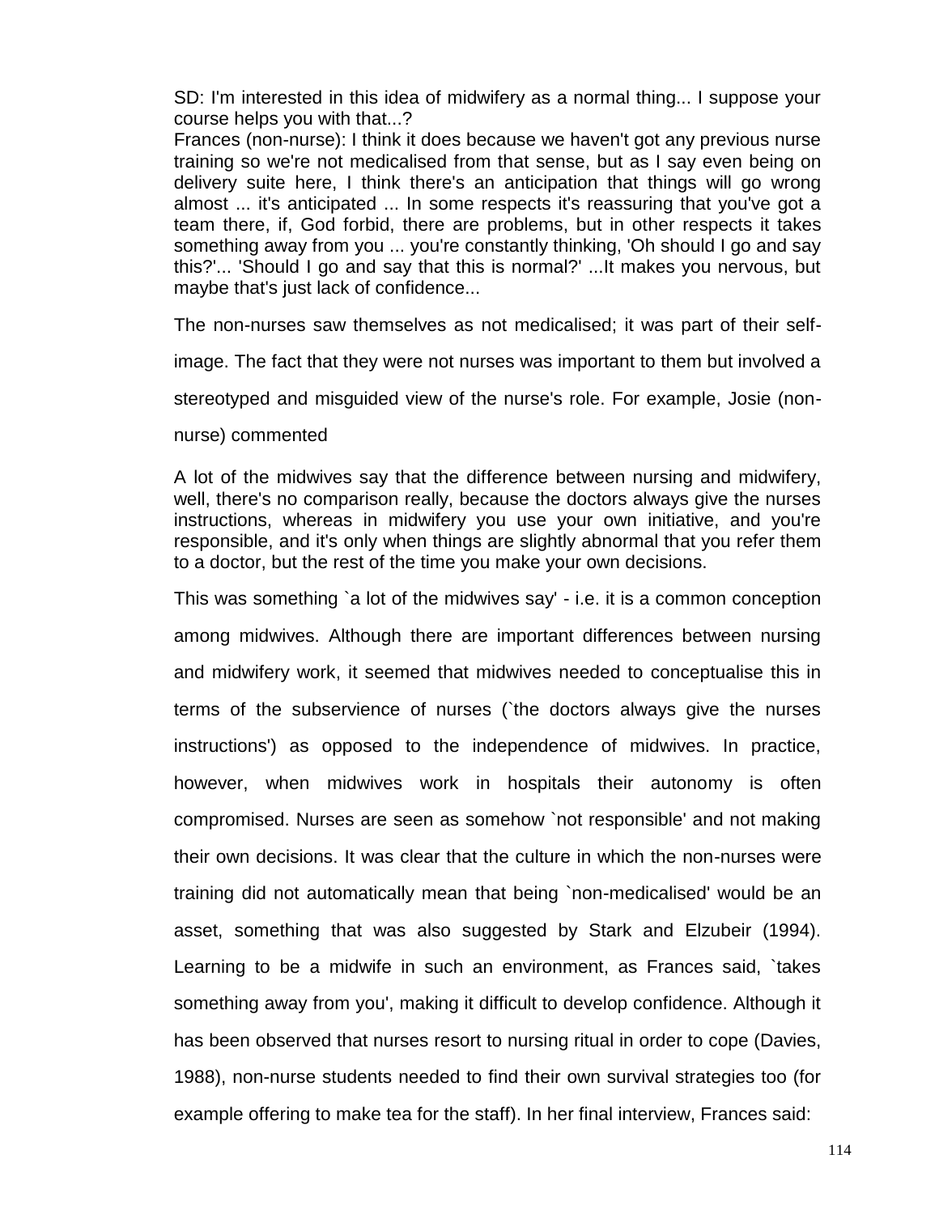SD: I'm interested in this idea of midwifery as a normal thing... I suppose your course helps you with that...?
Frances (non-nurse): I think it does because we haven't got any previous nurse training so we're not medicalised from that sense, but as I say even being on delivery suite here, I think there's an anticipation that things will go wrong almost ... it's anticipated ... In some respects it's reassuring that you've got a team there, if, God forbid, there are problems, but in other respects it takes something away from you ... you're constantly thinking, 'Oh should I go and say this?'... 'Should I go and say that this is normal?' ...It makes you nervous, but maybe that's just lack of confidence...

The non-nurses saw themselves as not medicalised; it was part of their self-image. The fact that they were not nurses was important to them but involved a stereotyped and misguided view of the nurse's role. For example, Josie (non-nurse) commented

A lot of the midwives say that the difference between nursing and midwifery, well, there's no comparison really, because the doctors always give the nurses instructions, whereas in midwifery you use your own initiative, and you're responsible, and it's only when things are slightly abnormal that you refer them to a doctor, but the rest of the time you make your own decisions.

This was something `a lot of the midwives say' - i.e. it is a common conception among midwives. Although there are important differences between nursing and midwifery work, it seemed that midwives needed to conceptualise this in terms of the subservience of nurses (`the doctors always give the nurses instructions') as opposed to the independence of midwives. In practice, however, when midwives work in hospitals their autonomy is often compromised. Nurses are seen as somehow `not responsible' and not making their own decisions. It was clear that the culture in which the non-nurses were training did not automatically mean that being `non-medicalised' would be an asset, something that was also suggested by Stark and Elzubeir (1994). Learning to be a midwife in such an environment, as Frances said, `takes something away from you', making it difficult to develop confidence. Although it has been observed that nurses resort to nursing ritual in order to cope (Davies, 1988), non-nurse students needed to find their own survival strategies too (for example offering to make tea for the staff). In her final interview, Frances said: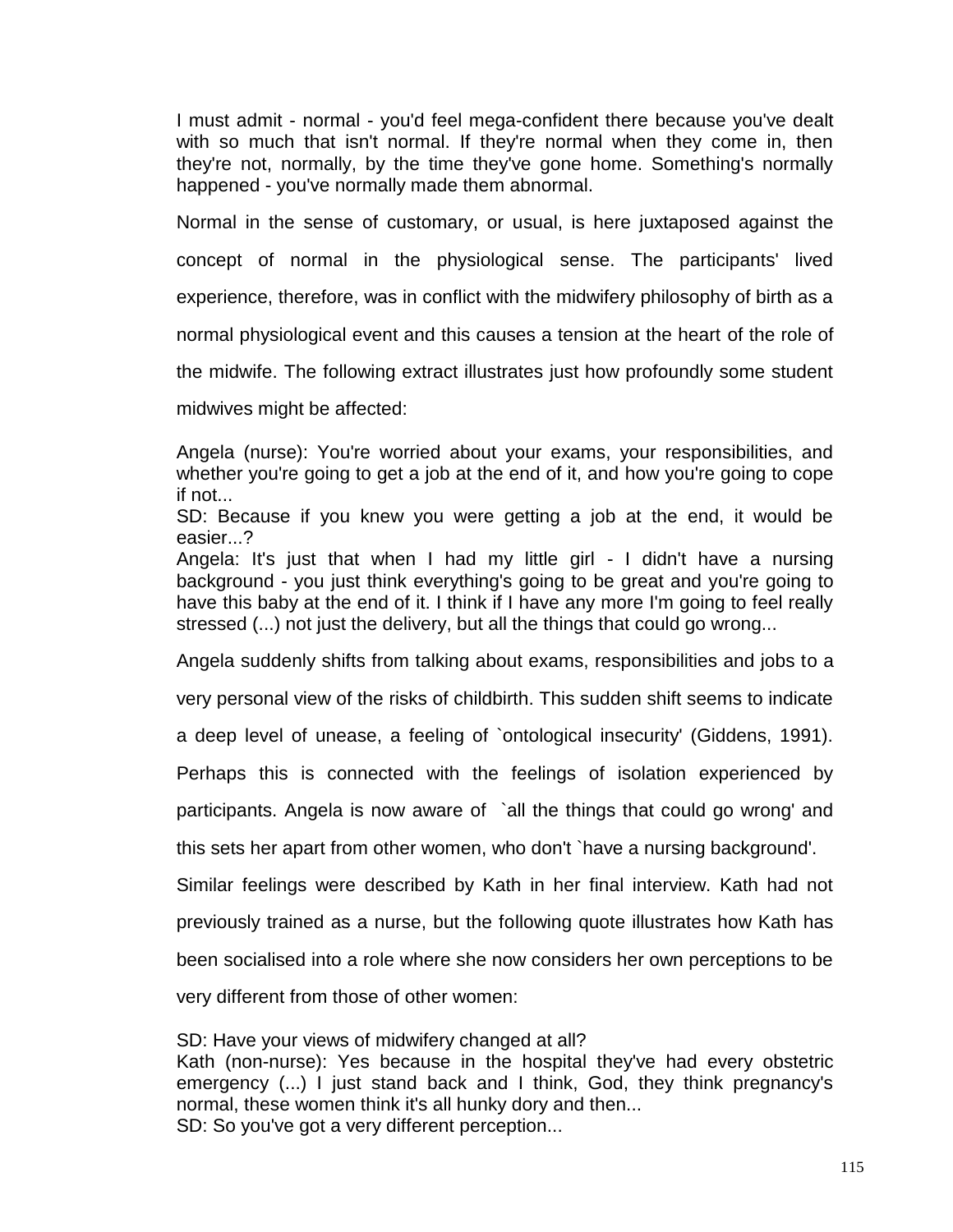I must admit - normal - you'd feel mega-confident there because you've dealt with so much that isn't normal. If they're normal when they come in, then they're not, normally, by the time they've gone home. Something's normally happened - you've normally made them abnormal.

Normal in the sense of customary, or usual, is here juxtaposed against the concept of normal in the physiological sense. The participants' lived experience, therefore, was in conflict with the midwifery philosophy of birth as a normal physiological event and this causes a tension at the heart of the role of the midwife. The following extract illustrates just how profoundly some student midwives might be affected:

Angela (nurse): You're worried about your exams, your responsibilities, and whether you're going to get a job at the end of it, and how you're going to cope if not...
SD: Because if you knew you were getting a job at the end, it would be easier...?
Angela: It's just that when I had my little girl - I didn't have a nursing background - you just think everything's going to be great and you're going to have this baby at the end of it. I think if I have any more I'm going to feel really stressed (...) not just the delivery, but all the things that could go wrong...

Angela suddenly shifts from talking about exams, responsibilities and jobs to a very personal view of the risks of childbirth. This sudden shift seems to indicate a deep level of unease, a feeling of `ontological insecurity' (Giddens, 1991). Perhaps this is connected with the feelings of isolation experienced by participants. Angela is now aware of `all the things that could go wrong' and this sets her apart from other women, who don't `have a nursing background'.

Similar feelings were described by Kath in her final interview. Kath had not previously trained as a nurse, but the following quote illustrates how Kath has been socialised into a role where she now considers her own perceptions to be very different from those of other women:

SD: Have your views of midwifery changed at all?
Kath (non-nurse): Yes because in the hospital they've had every obstetric emergency (...) I just stand back and I think, God, they think pregnancy's normal, these women think it's all hunky dory and then...
SD: So you've got a very different perception...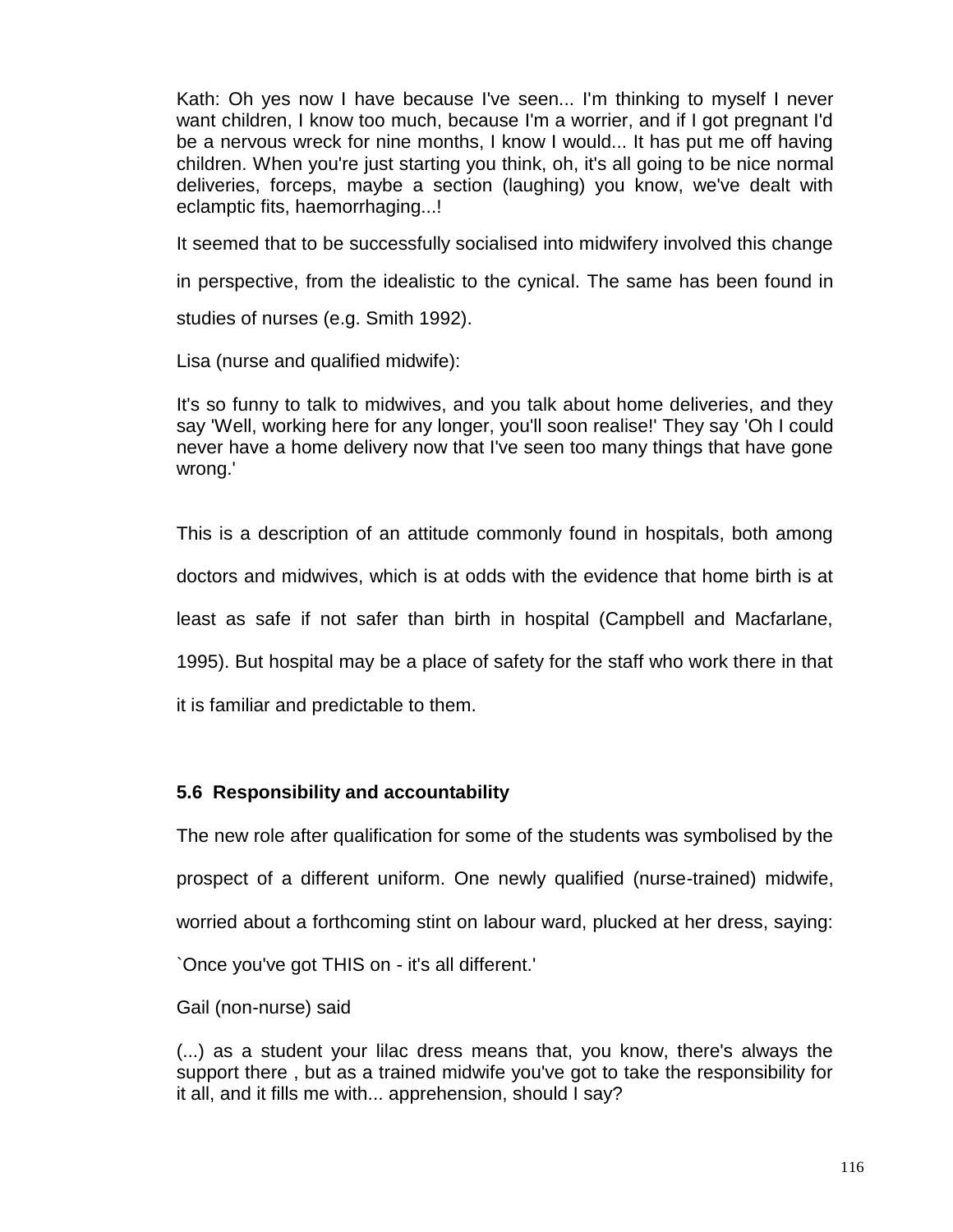Kath: Oh yes now I have because I've seen... I'm thinking to myself I never want children, I know too much, because I'm a worrier, and if I got pregnant I'd be a nervous wreck for nine months, I know I would... It has put me off having children. When you're just starting you think, oh, it's all going to be nice normal deliveries, forceps, maybe a section (laughing) you know, we've dealt with eclamptic fits, haemorrhaging...!

It seemed that to be successfully socialised into midwifery involved this change in perspective, from the idealistic to the cynical. The same has been found in studies of nurses (e.g. Smith 1992).

Lisa (nurse and qualified midwife):

It's so funny to talk to midwives, and you talk about home deliveries, and they say 'Well, working here for any longer, you'll soon realise!' They say 'Oh I could never have a home delivery now that I've seen too many things that have gone wrong.'

This is a description of an attitude commonly found in hospitals, both among doctors and midwives, which is at odds with the evidence that home birth is at least as safe if not safer than birth in hospital (Campbell and Macfarlane, 1995). But hospital may be a place of safety for the staff who work there in that it is familiar and predictable to them.

### 5.6 Responsibility and accountability

The new role after qualification for some of the students was symbolised by the prospect of a different uniform. One newly qualified (nurse-trained) midwife, worried about a forthcoming stint on labour ward, plucked at her dress, saying: `Once you've got THIS on - it's all different.'

Gail (non-nurse) said

(...) as a student your lilac dress means that, you know, there's always the support there , but as a trained midwife you've got to take the responsibility for it all, and it fills me with... apprehension, should I say?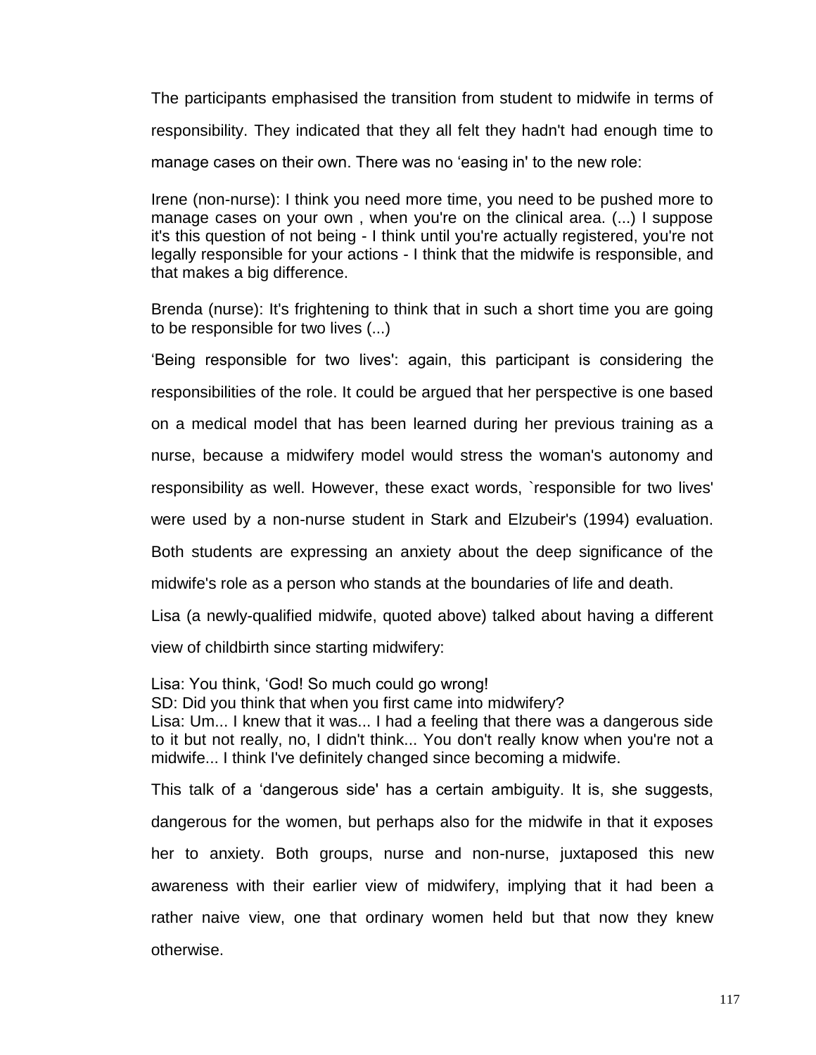The participants emphasised the transition from student to midwife in terms of responsibility. They indicated that they all felt they hadn't had enough time to manage cases on their own. There was no 'easing in' to the new role:

Irene (non-nurse): I think you need more time, you need to be pushed more to manage cases on your own , when you're on the clinical area. (...) I suppose it's this question of not being - I think until you're actually registered, you're not legally responsible for your actions - I think that the midwife is responsible, and that makes a big difference.

Brenda (nurse): It's frightening to think that in such a short time you are going to be responsible for two lives (...)

'Being responsible for two lives': again, this participant is considering the responsibilities of the role. It could be argued that her perspective is one based on a medical model that has been learned during her previous training as a nurse, because a midwifery model would stress the woman's autonomy and responsibility as well. However, these exact words, `responsible for two lives' were used by a non-nurse student in Stark and Elzubeir's (1994) evaluation. Both students are expressing an anxiety about the deep significance of the midwife's role as a person who stands at the boundaries of life and death.

Lisa (a newly-qualified midwife, quoted above) talked about having a different view of childbirth since starting midwifery:

Lisa: You think, 'God! So much could go wrong!
SD: Did you think that when you first came into midwifery?
Lisa: Um... I knew that it was... I had a feeling that there was a dangerous side to it but not really, no, I didn't think... You don't really know when you're not a midwife... I think I've definitely changed since becoming a midwife.

This talk of a 'dangerous side' has a certain ambiguity. It is, she suggests, dangerous for the women, but perhaps also for the midwife in that it exposes her to anxiety. Both groups, nurse and non-nurse, juxtaposed this new awareness with their earlier view of midwifery, implying that it had been a rather naive view, one that ordinary women held but that now they knew otherwise.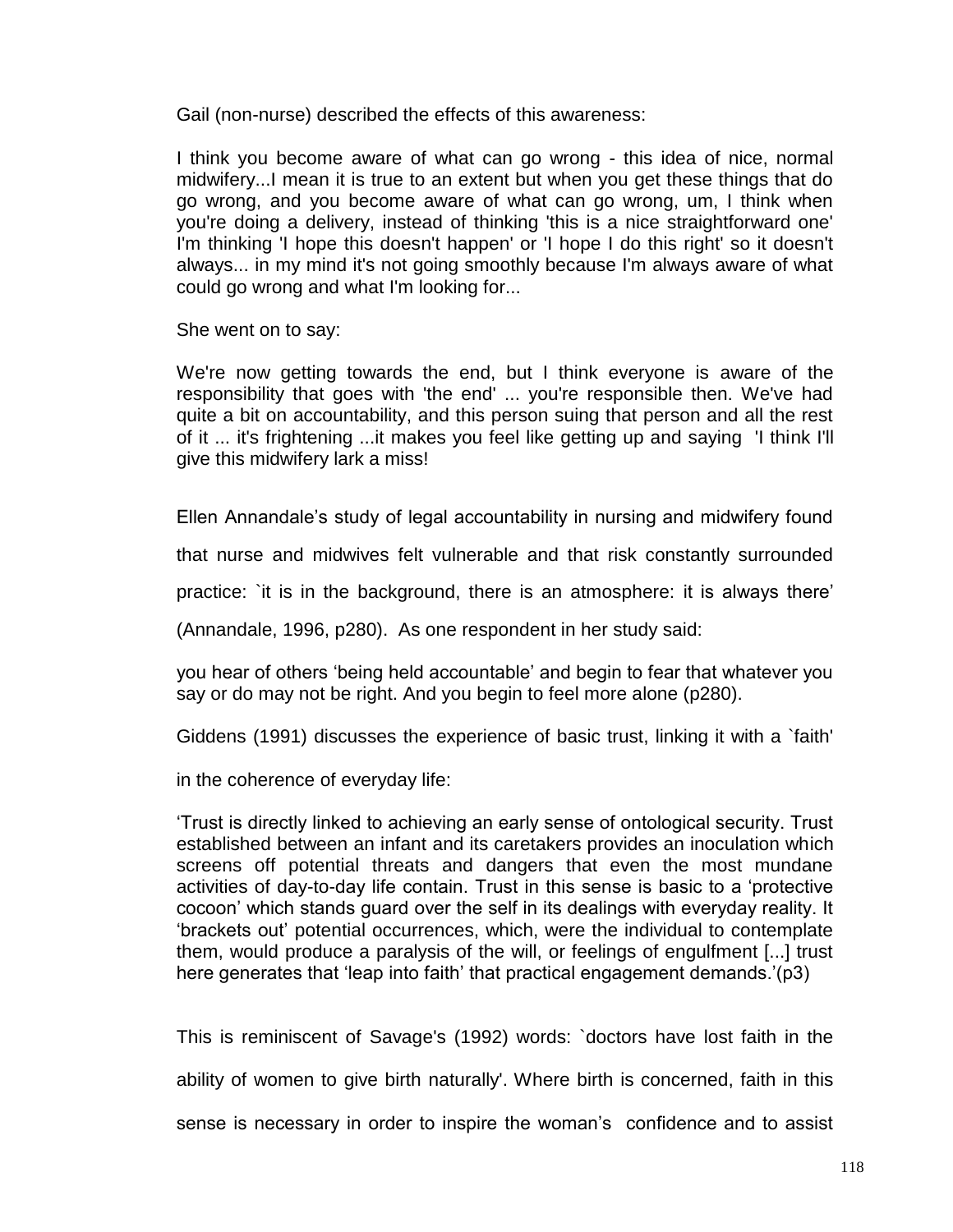Gail (non-nurse) described the effects of this awareness:

I think you become aware of what can go wrong - this idea of nice, normal midwifery...I mean it is true to an extent but when you get these things that do go wrong, and you become aware of what can go wrong, um, I think when you're doing a delivery, instead of thinking 'this is a nice straightforward one' I'm thinking 'I hope this doesn't happen' or 'I hope I do this right' so it doesn't always... in my mind it's not going smoothly because I'm always aware of what could go wrong and what I'm looking for...

She went on to say:

We're now getting towards the end, but I think everyone is aware of the responsibility that goes with 'the end' ... you're responsible then. We've had quite a bit on accountability, and this person suing that person and all the rest of it ... it's frightening ...it makes you feel like getting up and saying 'I think I'll give this midwifery lark a miss!

Ellen Annandale's study of legal accountability in nursing and midwifery found that nurse and midwives felt vulnerable and that risk constantly surrounded practice: `it is in the background, there is an atmosphere: it is always there' (Annandale, 1996, p280). As one respondent in her study said:

you hear of others 'being held accountable' and begin to fear that whatever you say or do may not be right. And you begin to feel more alone (p280).

Giddens (1991) discusses the experience of basic trust, linking it with a `faith' in the coherence of everyday life:

'Trust is directly linked to achieving an early sense of ontological security. Trust established between an infant and its caretakers provides an inoculation which screens off potential threats and dangers that even the most mundane activities of day-to-day life contain. Trust in this sense is basic to a 'protective cocoon' which stands guard over the self in its dealings with everyday reality. It 'brackets out' potential occurrences, which, were the individual to contemplate them, would produce a paralysis of the will, or feelings of engulfment [...] trust here generates that 'leap into faith' that practical engagement demands.'(p3)

This is reminiscent of Savage's (1992) words: `doctors have lost faith in the ability of women to give birth naturally'. Where birth is concerned, faith in this sense is necessary in order to inspire the woman's confidence and to assist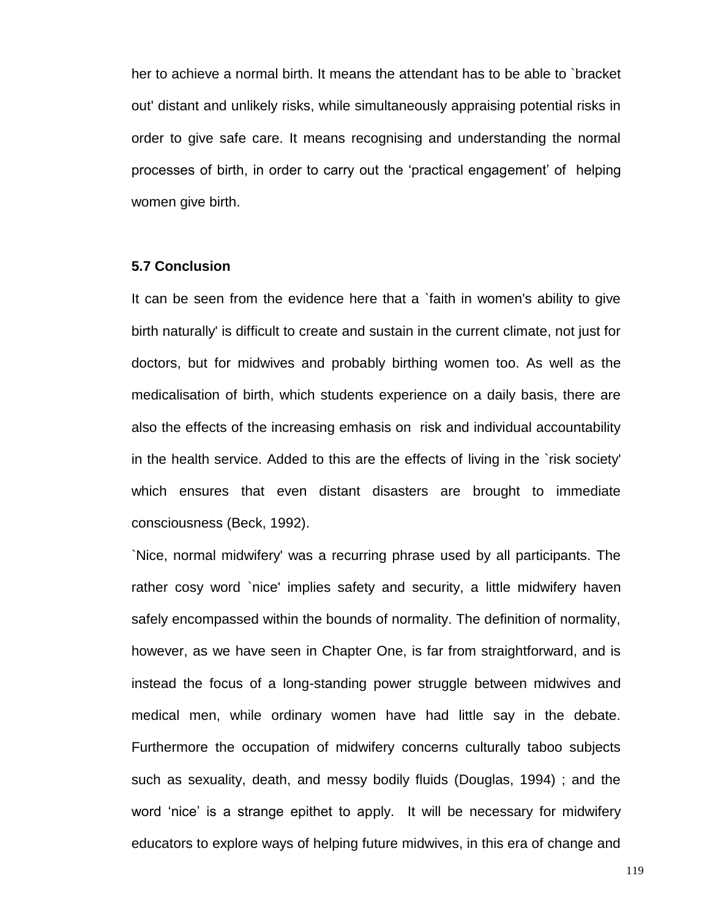her to achieve a normal birth. It means the attendant has to be able to `bracket out' distant and unlikely risks, while simultaneously appraising potential risks in order to give safe care. It means recognising and understanding the normal processes of birth, in order to carry out the ‘practical engagement’ of helping women give birth.

**5.7 Conclusion**

It can be seen from the evidence here that a `faith in women's ability to give birth naturally' is difficult to create and sustain in the current climate, not just for doctors, but for midwives and probably birthing women too. As well as the medicalisation of birth, which students experience on a daily basis, there are also the effects of the increasing emhasis on risk and individual accountability in the health service. Added to this are the effects of living in the `risk society' which ensures that even distant disasters are brought to immediate consciousness (Beck, 1992).

`Nice, normal midwifery' was a recurring phrase used by all participants. The rather cosy word `nice' implies safety and security, a little midwifery haven safely encompassed within the bounds of normality. The definition of normality, however, as we have seen in Chapter One, is far from straightforward, and is instead the focus of a long-standing power struggle between midwives and medical men, while ordinary women have had little say in the debate. Furthermore the occupation of midwifery concerns culturally taboo subjects such as sexuality, death, and messy bodily fluids (Douglas, 1994) ; and the word ‘nice’ is a strange epithet to apply. It will be necessary for midwifery educators to explore ways of helping future midwives, in this era of change and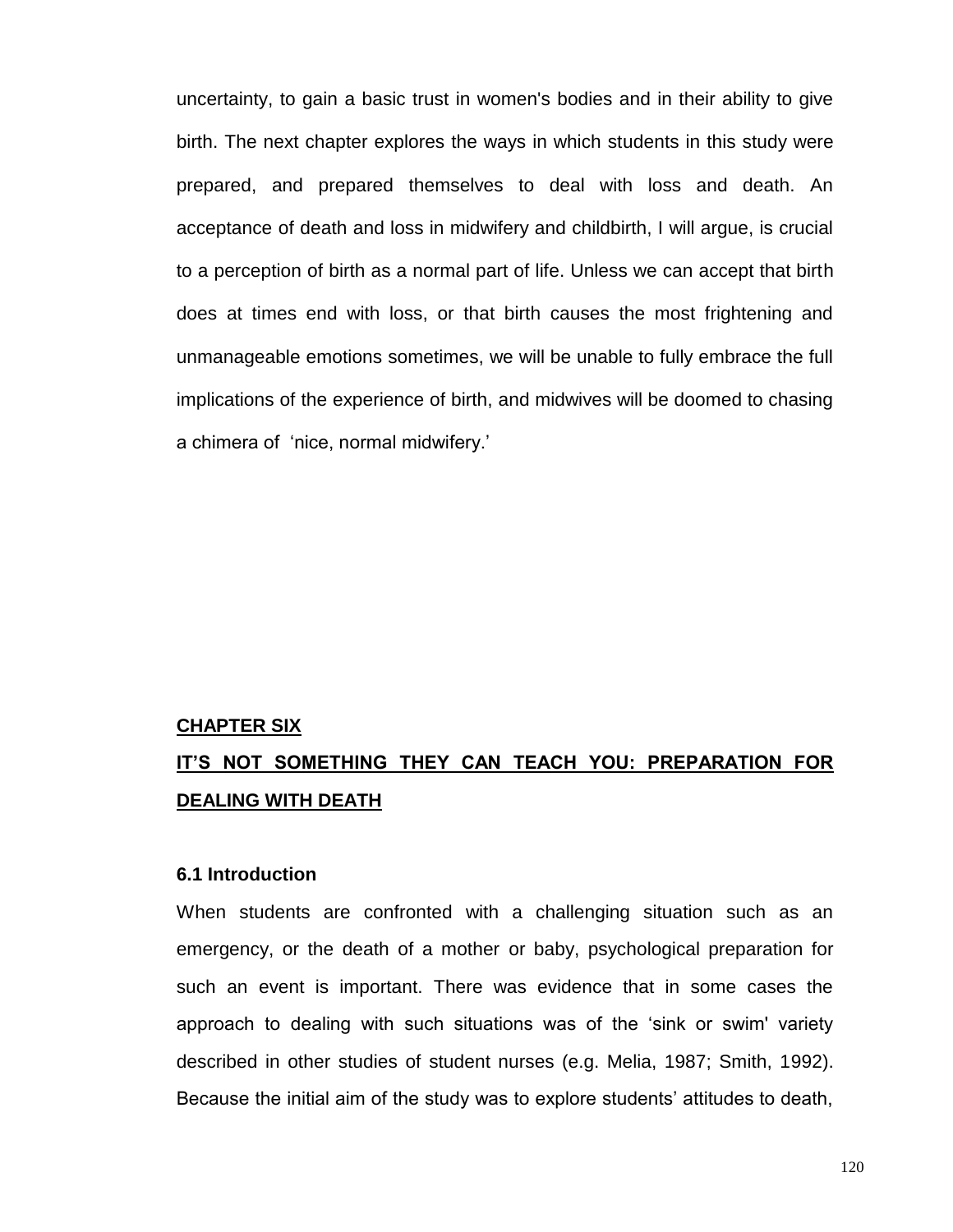uncertainty, to gain a basic trust in women's bodies and in their ability to give birth. The next chapter explores the ways in which students in this study were prepared, and prepared themselves to deal with loss and death. An acceptance of death and loss in midwifery and childbirth, I will argue, is crucial to a perception of birth as a normal part of life. Unless we can accept that birth does at times end with loss, or that birth causes the most frightening and unmanageable emotions sometimes, we will be unable to fully embrace the full implications of the experience of birth, and midwives will be doomed to chasing a chimera of 'nice, normal midwifery.'

# CHAPTER SIX
# IT'S NOT SOMETHING THEY CAN TEACH YOU: PREPARATION FOR DEALING WITH DEATH

## 6.1 Introduction

When students are confronted with a challenging situation such as an emergency, or the death of a mother or baby, psychological preparation for such an event is important. There was evidence that in some cases the approach to dealing with such situations was of the 'sink or swim' variety described in other studies of student nurses (e.g. Melia, 1987; Smith, 1992). Because the initial aim of the study was to explore students' attitudes to death,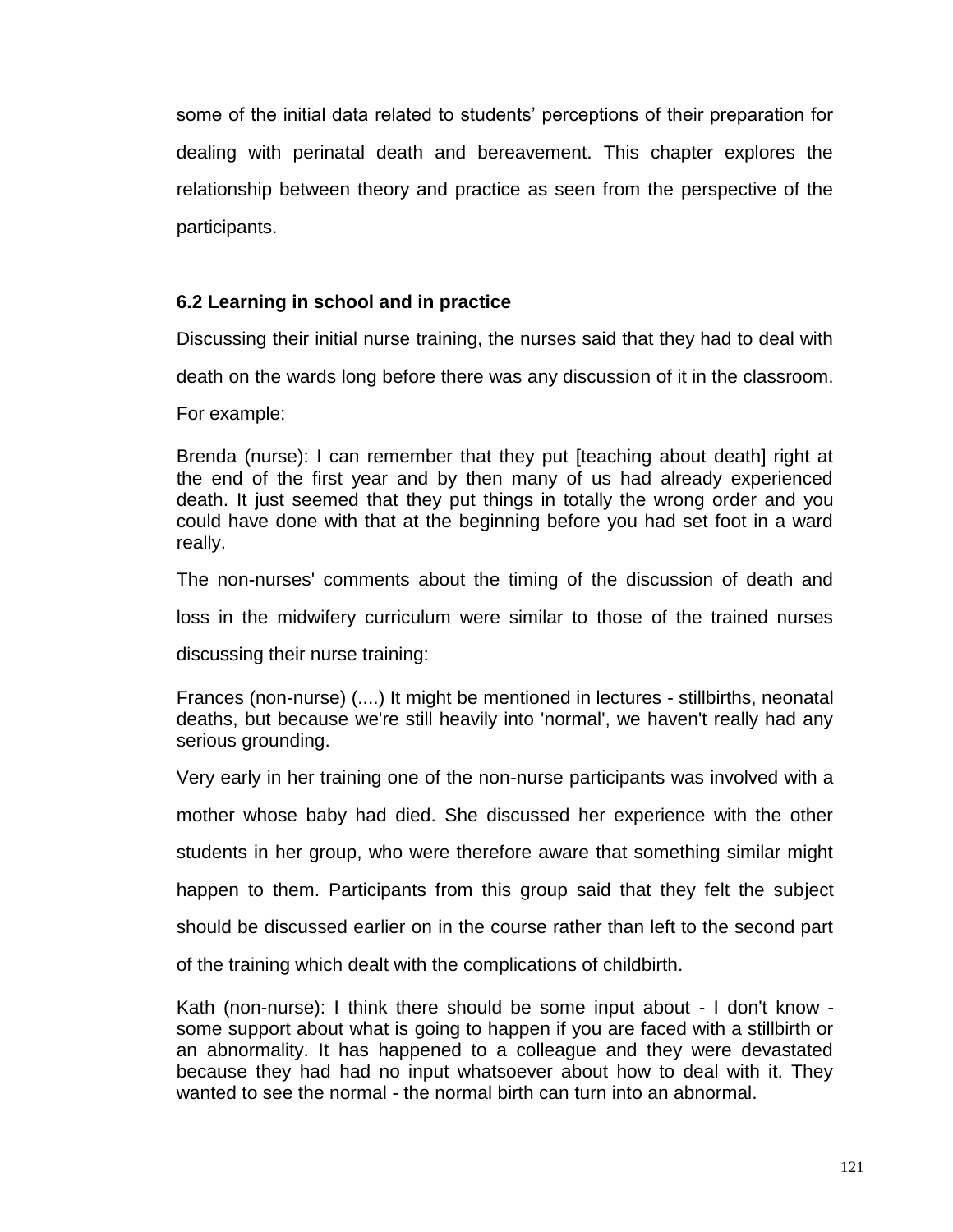some of the initial data related to students' perceptions of their preparation for dealing with perinatal death and bereavement. This chapter explores the relationship between theory and practice as seen from the perspective of the participants.

### 6.2 Learning in school and in practice

Discussing their initial nurse training, the nurses said that they had to deal with death on the wards long before there was any discussion of it in the classroom. For example:

Brenda (nurse): I can remember that they put [teaching about death] right at the end of the first year and by then many of us had already experienced death. It just seemed that they put things in totally the wrong order and you could have done with that at the beginning before you had set foot in a ward really.

The non-nurses' comments about the timing of the discussion of death and loss in the midwifery curriculum were similar to those of the trained nurses discussing their nurse training:

Frances (non-nurse) (....) It might be mentioned in lectures - stillbirths, neonatal deaths, but because we're still heavily into 'normal', we haven't really had any serious grounding.

Very early in her training one of the non-nurse participants was involved with a mother whose baby had died. She discussed her experience with the other students in her group, who were therefore aware that something similar might happen to them. Participants from this group said that they felt the subject should be discussed earlier on in the course rather than left to the second part of the training which dealt with the complications of childbirth.

Kath (non-nurse): I think there should be some input about - I don't know - some support about what is going to happen if you are faced with a stillbirth or an abnormality. It has happened to a colleague and they were devastated because they had had no input whatsoever about how to deal with it. They wanted to see the normal - the normal birth can turn into an abnormal.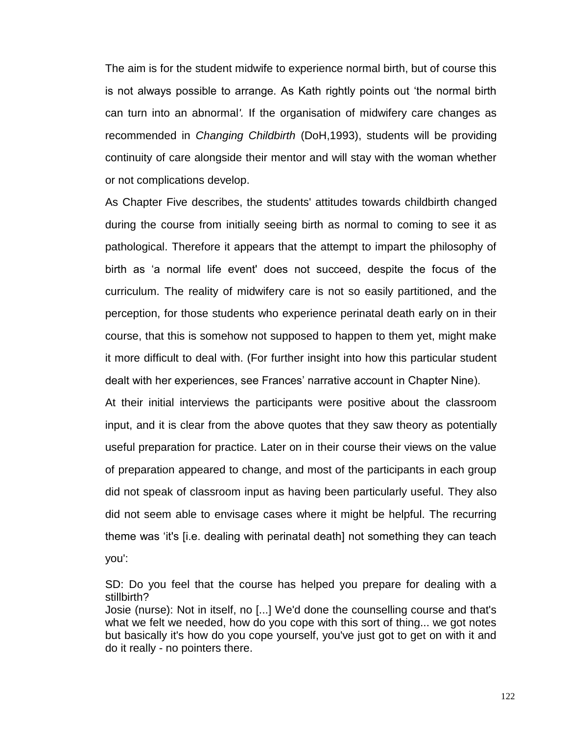The aim is for the student midwife to experience normal birth, but of course this is not always possible to arrange. As Kath rightly points out 'the normal birth can turn into an abnormal*'.* If the organisation of midwifery care changes as recommended in *Changing Childbirth* (DoH,1993), students will be providing continuity of care alongside their mentor and will stay with the woman whether or not complications develop.

As Chapter Five describes, the students' attitudes towards childbirth changed during the course from initially seeing birth as normal to coming to see it as pathological. Therefore it appears that the attempt to impart the philosophy of birth as 'a normal life event' does not succeed, despite the focus of the curriculum. The reality of midwifery care is not so easily partitioned, and the perception, for those students who experience perinatal death early on in their course, that this is somehow not supposed to happen to them yet, might make it more difficult to deal with. (For further insight into how this particular student dealt with her experiences, see Frances' narrative account in Chapter Nine).

At their initial interviews the participants were positive about the classroom input, and it is clear from the above quotes that they saw theory as potentially useful preparation for practice. Later on in their course their views on the value of preparation appeared to change, and most of the participants in each group did not speak of classroom input as having been particularly useful. They also did not seem able to envisage cases where it might be helpful. The recurring theme was 'it's [i.e. dealing with perinatal death] not something they can teach you':

SD: Do you feel that the course has helped you prepare for dealing with a stillbirth?
Josie (nurse): Not in itself, no [...] We'd done the counselling course and that's what we felt we needed, how do you cope with this sort of thing... we got notes but basically it's how do you cope yourself, you've just got to get on with it and do it really - no pointers there.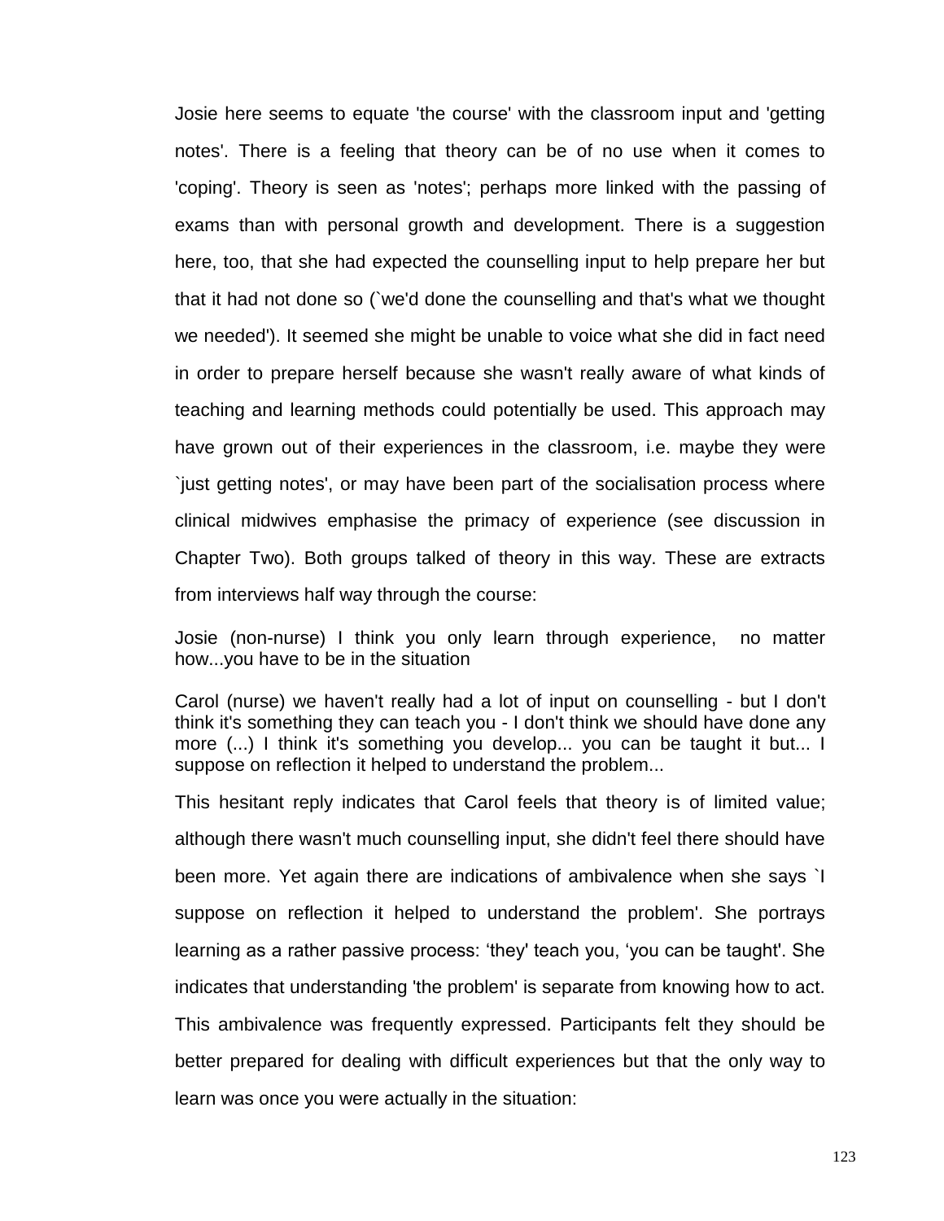Josie here seems to equate 'the course' with the classroom input and 'getting notes'. There is a feeling that theory can be of no use when it comes to 'coping'. Theory is seen as 'notes'; perhaps more linked with the passing of exams than with personal growth and development. There is a suggestion here, too, that she had expected the counselling input to help prepare her but that it had not done so (`we'd done the counselling and that's what we thought we needed'). It seemed she might be unable to voice what she did in fact need in order to prepare herself because she wasn't really aware of what kinds of teaching and learning methods could potentially be used. This approach may have grown out of their experiences in the classroom, i.e. maybe they were `just getting notes', or may have been part of the socialisation process where clinical midwives emphasise the primacy of experience (see discussion in Chapter Two). Both groups talked of theory in this way. These are extracts from interviews half way through the course:

Josie (non-nurse) I think you only learn through experience, no matter how...you have to be in the situation

Carol (nurse) we haven't really had a lot of input on counselling - but I don't think it's something they can teach you - I don't think we should have done any more (...) I think it's something you develop... you can be taught it but... I suppose on reflection it helped to understand the problem...

This hesitant reply indicates that Carol feels that theory is of limited value; although there wasn't much counselling input, she didn't feel there should have been more. Yet again there are indications of ambivalence when she says `I suppose on reflection it helped to understand the problem'. She portrays learning as a rather passive process: 'they' teach you, 'you can be taught'. She indicates that understanding 'the problem' is separate from knowing how to act. This ambivalence was frequently expressed. Participants felt they should be better prepared for dealing with difficult experiences but that the only way to learn was once you were actually in the situation: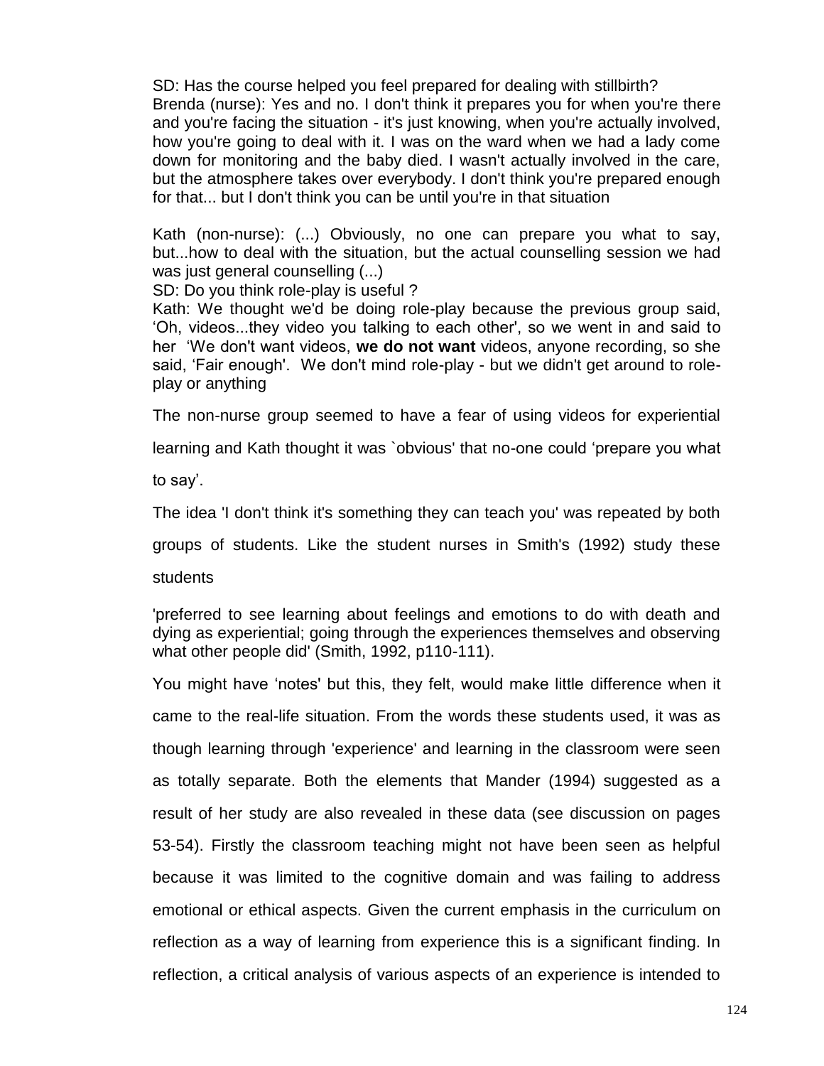SD: Has the course helped you feel prepared for dealing with stillbirth?
Brenda (nurse): Yes and no. I don't think it prepares you for when you're there and you're facing the situation - it's just knowing, when you're actually involved, how you're going to deal with it. I was on the ward when we had a lady come down for monitoring and the baby died. I wasn't actually involved in the care, but the atmosphere takes over everybody. I don't think you're prepared enough for that... but I don't think you can be until you're in that situation

Kath (non-nurse): (...) Obviously, no one can prepare you what to say, but...how to deal with the situation, but the actual counselling session we had was just general counselling (...)
SD: Do you think role-play is useful ?
Kath: We thought we'd be doing role-play because the previous group said, 'Oh, videos...they video you talking to each other', so we went in and said to her 'We don't want videos, **we do not want** videos, anyone recording, so she said, 'Fair enough'. We don't mind role-play - but we didn't get around to role-play or anything

The non-nurse group seemed to have a fear of using videos for experiential learning and Kath thought it was `obvious' that no-one could 'prepare you what to say'.

The idea 'I don't think it's something they can teach you' was repeated by both groups of students. Like the student nurses in Smith's (1992) study these students

'preferred to see learning about feelings and emotions to do with death and dying as experiential; going through the experiences themselves and observing what other people did' (Smith, 1992, p110-111).

You might have 'notes' but this, they felt, would make little difference when it came to the real-life situation. From the words these students used, it was as though learning through 'experience' and learning in the classroom were seen as totally separate. Both the elements that Mander (1994) suggested as a result of her study are also revealed in these data (see discussion on pages 53-54). Firstly the classroom teaching might not have been seen as helpful because it was limited to the cognitive domain and was failing to address emotional or ethical aspects. Given the current emphasis in the curriculum on reflection as a way of learning from experience this is a significant finding. In reflection, a critical analysis of various aspects of an experience is intended to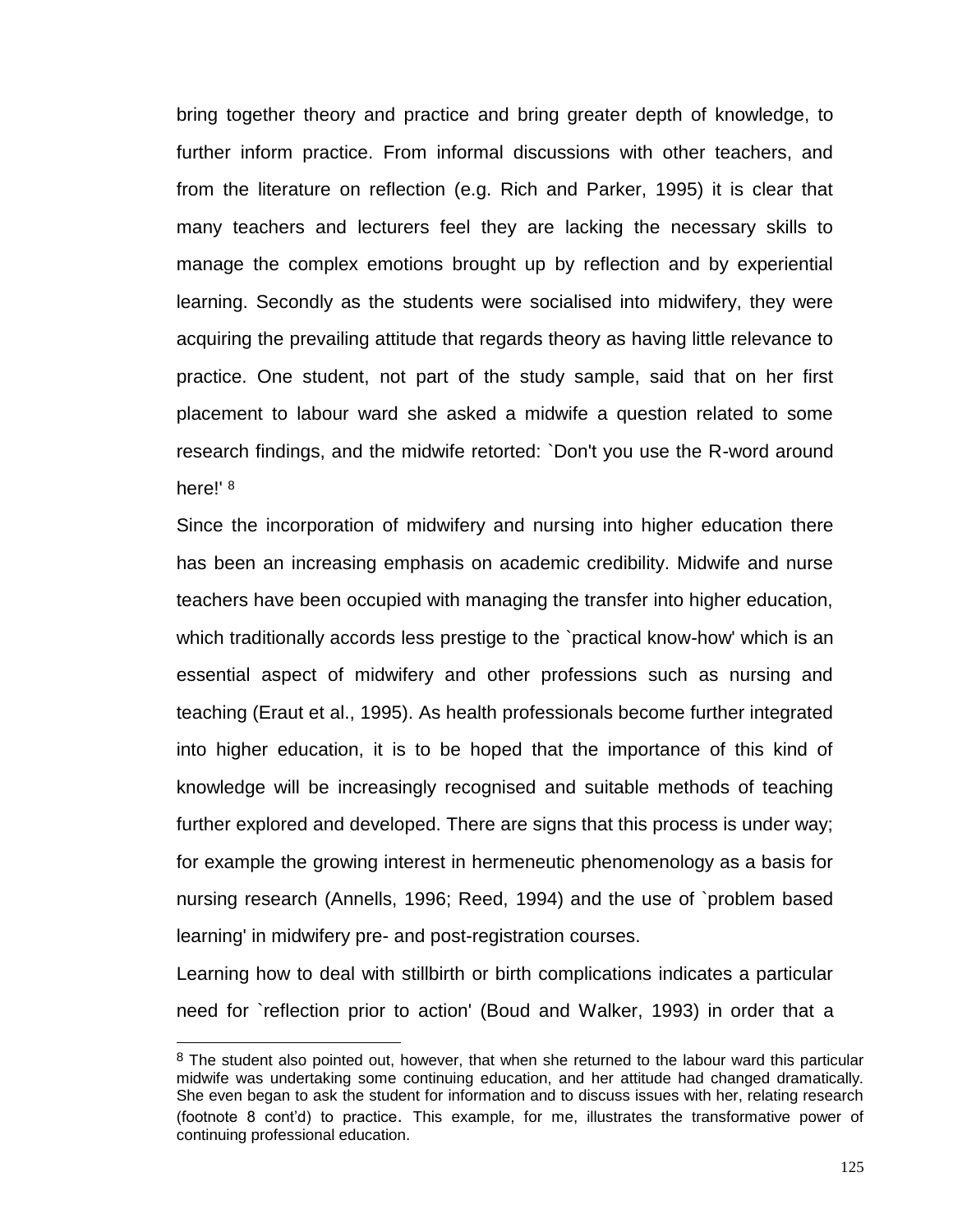bring together theory and practice and bring greater depth of knowledge, to further inform practice. From informal discussions with other teachers, and from the literature on reflection (e.g. Rich and Parker, 1995) it is clear that many teachers and lecturers feel they are lacking the necessary skills to manage the complex emotions brought up by reflection and by experiential learning. Secondly as the students were socialised into midwifery, they were acquiring the prevailing attitude that regards theory as having little relevance to practice. One student, not part of the study sample, said that on her first placement to labour ward she asked a midwife a question related to some research findings, and the midwife retorted: `Don't you use the R-word around here!' [8]

Since the incorporation of midwifery and nursing into higher education there has been an increasing emphasis on academic credibility. Midwife and nurse teachers have been occupied with managing the transfer into higher education, which traditionally accords less prestige to the `practical know-how' which is an essential aspect of midwifery and other professions such as nursing and teaching (Eraut et al., 1995). As health professionals become further integrated into higher education, it is to be hoped that the importance of this kind of knowledge will be increasingly recognised and suitable methods of teaching further explored and developed. There are signs that this process is under way; for example the growing interest in hermeneutic phenomenology as a basis for nursing research (Annells, 1996; Reed, 1994) and the use of `problem based learning' in midwifery pre- and post-registration courses.

Learning how to deal with stillbirth or birth complications indicates a particular need for `reflection prior to action' (Boud and Walker, 1993) in order that a

[8] The student also pointed out, however, that when she returned to the labour ward this particular midwife was undertaking some continuing education, and her attitude had changed dramatically. She even began to ask the student for information and to discuss issues with her, relating research (footnote 8 cont'd) to practice. This example, for me, illustrates the transformative power of continuing professional education.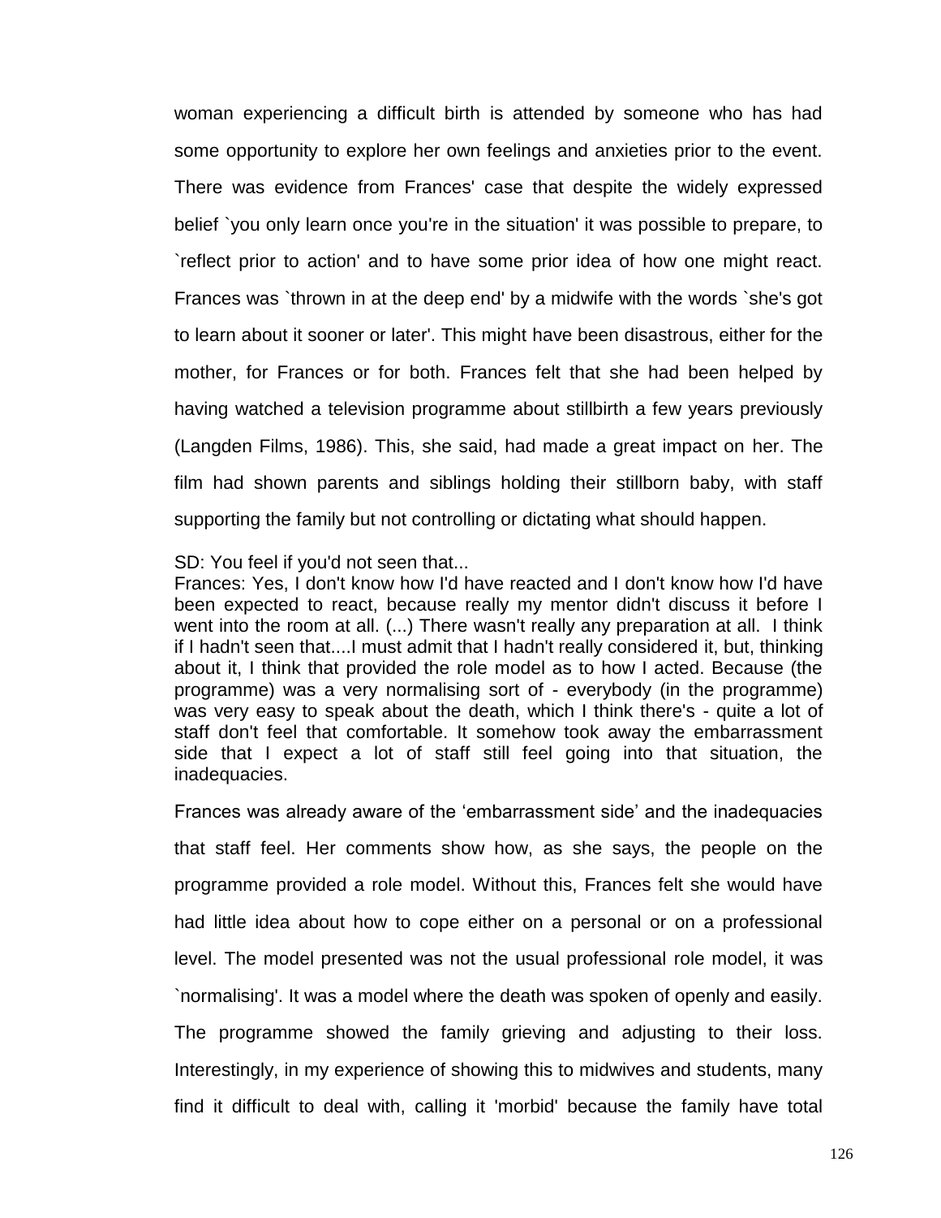woman experiencing a difficult birth is attended by someone who has had some opportunity to explore her own feelings and anxieties prior to the event. There was evidence from Frances' case that despite the widely expressed belief `you only learn once you're in the situation' it was possible to prepare, to `reflect prior to action' and to have some prior idea of how one might react. Frances was `thrown in at the deep end' by a midwife with the words `she's got to learn about it sooner or later'. This might have been disastrous, either for the mother, for Frances or for both. Frances felt that she had been helped by having watched a television programme about stillbirth a few years previously (Langden Films, 1986). This, she said, had made a great impact on her. The film had shown parents and siblings holding their stillborn baby, with staff supporting the family but not controlling or dictating what should happen.

SD: You feel if you'd not seen that...
Frances: Yes, I don't know how I'd have reacted and I don't know how I'd have been expected to react, because really my mentor didn't discuss it before I went into the room at all. (...) There wasn't really any preparation at all. I think if I hadn't seen that....I must admit that I hadn't really considered it, but, thinking about it, I think that provided the role model as to how I acted. Because (the programme) was a very normalising sort of - everybody (in the programme) was very easy to speak about the death, which I think there's - quite a lot of staff don't feel that comfortable. It somehow took away the embarrassment side that I expect a lot of staff still feel going into that situation, the inadequacies.

Frances was already aware of the 'embarrassment side' and the inadequacies that staff feel. Her comments show how, as she says, the people on the programme provided a role model. Without this, Frances felt she would have had little idea about how to cope either on a personal or on a professional level. The model presented was not the usual professional role model, it was `normalising'. It was a model where the death was spoken of openly and easily. The programme showed the family grieving and adjusting to their loss. Interestingly, in my experience of showing this to midwives and students, many find it difficult to deal with, calling it 'morbid' because the family have total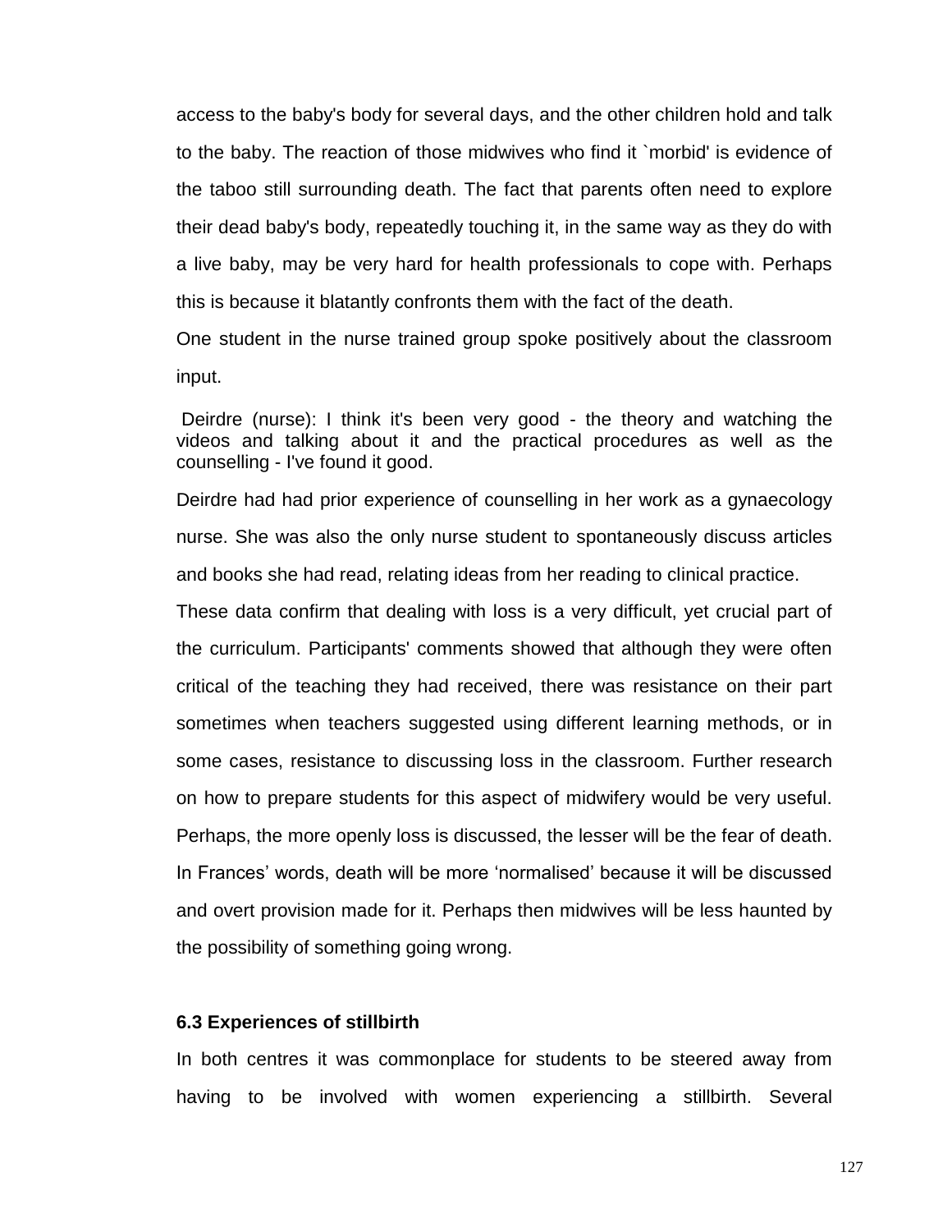access to the baby's body for several days, and the other children hold and talk to the baby. The reaction of those midwives who find it `morbid' is evidence of the taboo still surrounding death. The fact that parents often need to explore their dead baby's body, repeatedly touching it, in the same way as they do with a live baby, may be very hard for health professionals to cope with. Perhaps this is because it blatantly confronts them with the fact of the death.

One student in the nurse trained group spoke positively about the classroom input.

Deirdre (nurse): I think it's been very good - the theory and watching the videos and talking about it and the practical procedures as well as the counselling - I've found it good.

Deirdre had had prior experience of counselling in her work as a gynaecology nurse. She was also the only nurse student to spontaneously discuss articles and books she had read, relating ideas from her reading to clinical practice.

These data confirm that dealing with loss is a very difficult, yet crucial part of the curriculum. Participants' comments showed that although they were often critical of the teaching they had received, there was resistance on their part sometimes when teachers suggested using different learning methods, or in some cases, resistance to discussing loss in the classroom. Further research on how to prepare students for this aspect of midwifery would be very useful. Perhaps, the more openly loss is discussed, the lesser will be the fear of death. In Frances' words, death will be more 'normalised' because it will be discussed and overt provision made for it. Perhaps then midwives will be less haunted by the possibility of something going wrong.

### 6.3 Experiences of stillbirth

In both centres it was commonplace for students to be steered away from having to be involved with women experiencing a stillbirth. Several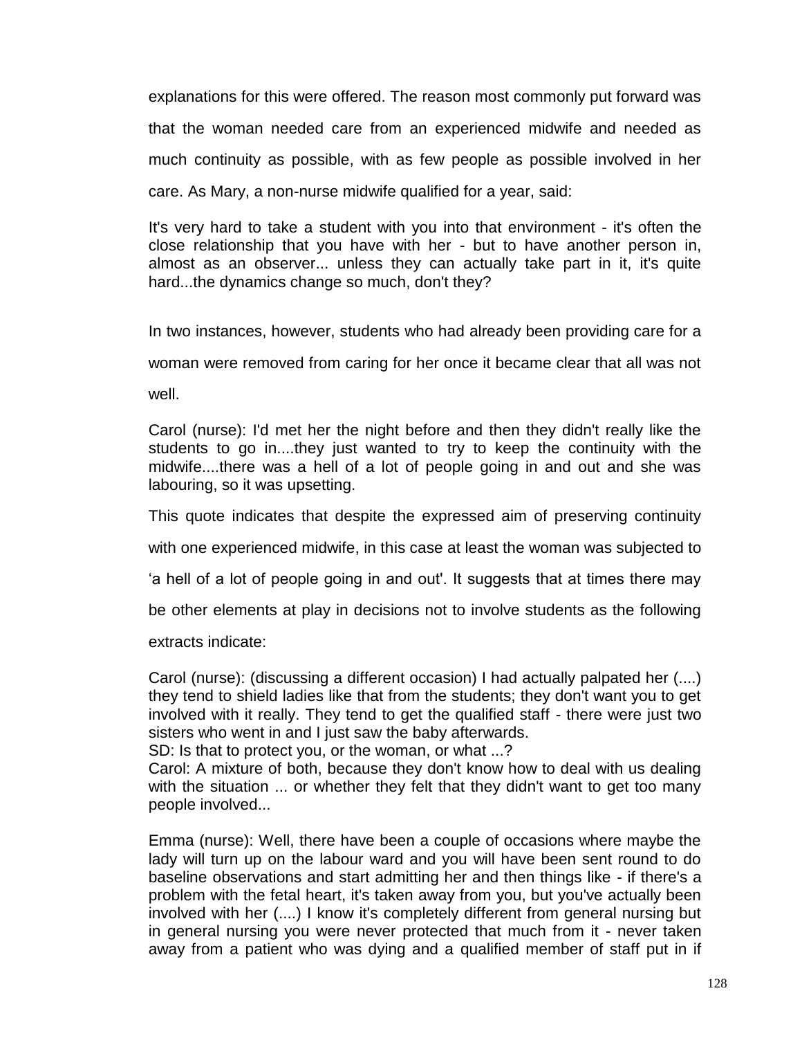explanations for this were offered. The reason most commonly put forward was that the woman needed care from an experienced midwife and needed as much continuity as possible, with as few people as possible involved in her care. As Mary, a non-nurse midwife qualified for a year, said:

> It's very hard to take a student with you into that environment - it's often the close relationship that you have with her - but to have another person in, almost as an observer... unless they can actually take part in it, it's quite hard...the dynamics change so much, don't they?

In two instances, however, students who had already been providing care for a woman were removed from caring for her once it became clear that all was not well.

> Carol (nurse): I'd met her the night before and then they didn't really like the students to go in....they just wanted to try to keep the continuity with the midwife....there was a hell of a lot of people going in and out and she was labouring, so it was upsetting.

This quote indicates that despite the expressed aim of preserving continuity with one experienced midwife, in this case at least the woman was subjected to 'a hell of a lot of people going in and out'. It suggests that at times there may be other elements at play in decisions not to involve students as the following extracts indicate:

> Carol (nurse): (discussing a different occasion) I had actually palpated her (....) they tend to shield ladies like that from the students; they don't want you to get involved with it really. They tend to get the qualified staff - there were just two sisters who went in and I just saw the baby afterwards.
> SD: Is that to protect you, or the woman, or what ...?
> Carol: A mixture of both, because they don't know how to deal with us dealing with the situation ... or whether they felt that they didn't want to get too many people involved...

> Emma (nurse): Well, there have been a couple of occasions where maybe the lady will turn up on the labour ward and you will have been sent round to do baseline observations and start admitting her and then things like - if there's a problem with the fetal heart, it's taken away from you, but you've actually been involved with her (....) I know it's completely different from general nursing but in general nursing you were never protected that much from it - never taken away from a patient who was dying and a qualified member of staff put in if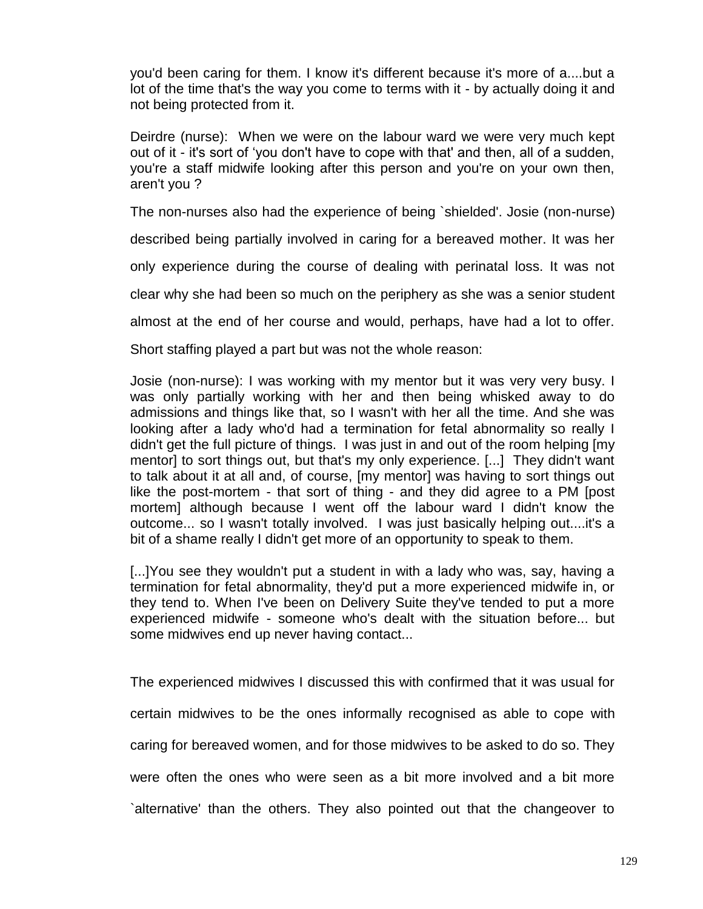you'd been caring for them. I know it's different because it's more of a....but a lot of the time that's the way you come to terms with it - by actually doing it and not being protected from it.

Deirdre (nurse): When we were on the labour ward we were very much kept out of it - it's sort of 'you don't have to cope with that' and then, all of a sudden, you're a staff midwife looking after this person and you're on your own then, aren't you ?

The non-nurses also had the experience of being `shielded'. Josie (non-nurse) described being partially involved in caring for a bereaved mother. It was her only experience during the course of dealing with perinatal loss. It was not clear why she had been so much on the periphery as she was a senior student almost at the end of her course and would, perhaps, have had a lot to offer. Short staffing played a part but was not the whole reason:

Josie (non-nurse): I was working with my mentor but it was very very busy. I was only partially working with her and then being whisked away to do admissions and things like that, so I wasn't with her all the time. And she was looking after a lady who'd had a termination for fetal abnormality so really I didn't get the full picture of things. I was just in and out of the room helping [my mentor] to sort things out, but that's my only experience. [...] They didn't want to talk about it at all and, of course, [my mentor] was having to sort things out like the post-mortem - that sort of thing - and they did agree to a PM [post mortem] although because I went off the labour ward I didn't know the outcome... so I wasn't totally involved. I was just basically helping out....it's a bit of a shame really I didn't get more of an opportunity to speak to them.

[...]You see they wouldn't put a student in with a lady who was, say, having a termination for fetal abnormality, they'd put a more experienced midwife in, or they tend to. When I've been on Delivery Suite they've tended to put a more experienced midwife - someone who's dealt with the situation before... but some midwives end up never having contact...

The experienced midwives I discussed this with confirmed that it was usual for certain midwives to be the ones informally recognised as able to cope with caring for bereaved women, and for those midwives to be asked to do so. They were often the ones who were seen as a bit more involved and a bit more `alternative' than the others. They also pointed out that the changeover to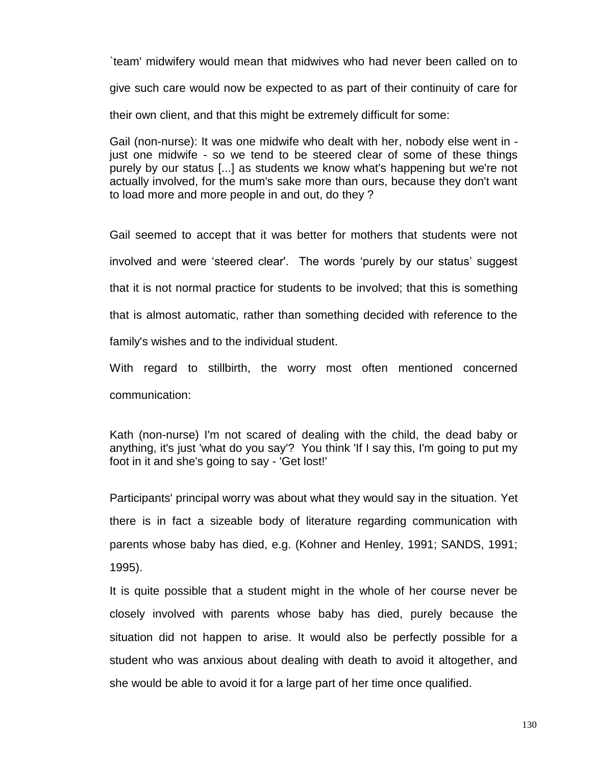`team' midwifery would mean that midwives who had never been called on to give such care would now be expected to as part of their continuity of care for their own client, and that this might be extremely difficult for some:

> Gail (non-nurse): It was one midwife who dealt with her, nobody else went in - just one midwife - so we tend to be steered clear of some of these things purely by our status [...] as students we know what's happening but we're not actually involved, for the mum's sake more than ours, because they don't want to load more and more people in and out, do they ?

Gail seemed to accept that it was better for mothers that students were not involved and were 'steered clear'. The words 'purely by our status' suggest that it is not normal practice for students to be involved; that this is something that is almost automatic, rather than something decided with reference to the family's wishes and to the individual student.

With regard to stillbirth, the worry most often mentioned concerned communication:

> Kath (non-nurse) I'm not scared of dealing with the child, the dead baby or anything, it's just 'what do you say'? You think 'If I say this, I'm going to put my foot in it and she's going to say - 'Get lost!'

Participants' principal worry was about what they would say in the situation. Yet there is in fact a sizeable body of literature regarding communication with parents whose baby has died, e.g. (Kohner and Henley, 1991; SANDS, 1991; 1995).

It is quite possible that a student might in the whole of her course never be closely involved with parents whose baby has died, purely because the situation did not happen to arise. It would also be perfectly possible for a student who was anxious about dealing with death to avoid it altogether, and she would be able to avoid it for a large part of her time once qualified.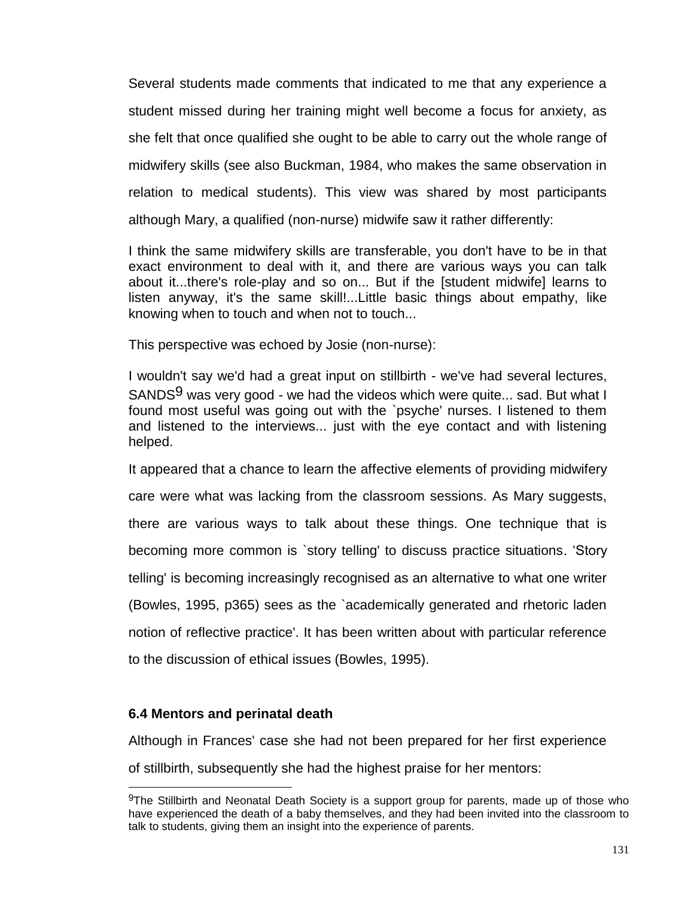Several students made comments that indicated to me that any experience a student missed during her training might well become a focus for anxiety, as she felt that once qualified she ought to be able to carry out the whole range of midwifery skills (see also Buckman, 1984, who makes the same observation in relation to medical students). This view was shared by most participants although Mary, a qualified (non-nurse) midwife saw it rather differently:

> I think the same midwifery skills are transferable, you don't have to be in that exact environment to deal with it, and there are various ways you can talk about it...there's role-play and so on... But if the [student midwife] learns to listen anyway, it's the same skill!...Little basic things about empathy, like knowing when to touch and when not to touch...

This perspective was echoed by Josie (non-nurse):

> I wouldn't say we'd had a great input on stillbirth - we've had several lectures, SANDS[9] was very good - we had the videos which were quite... sad. But what I found most useful was going out with the `psyche' nurses. I listened to them and listened to the interviews... just with the eye contact and with listening helped.

It appeared that a chance to learn the affective elements of providing midwifery care were what was lacking from the classroom sessions. As Mary suggests, there are various ways to talk about these things. One technique that is becoming more common is `story telling' to discuss practice situations. 'Story telling' is becoming increasingly recognised as an alternative to what one writer (Bowles, 1995, p365) sees as the `academically generated and rhetoric laden notion of reflective practice'. It has been written about with particular reference to the discussion of ethical issues (Bowles, 1995).

### 6.4 Mentors and perinatal death

Although in Frances' case she had not been prepared for her first experience of stillbirth, subsequently she had the highest praise for her mentors:

[9] The Stillbirth and Neonatal Death Society is a support group for parents, made up of those who have experienced the death of a baby themselves, and they had been invited into the classroom to talk to students, giving them an insight into the experience of parents.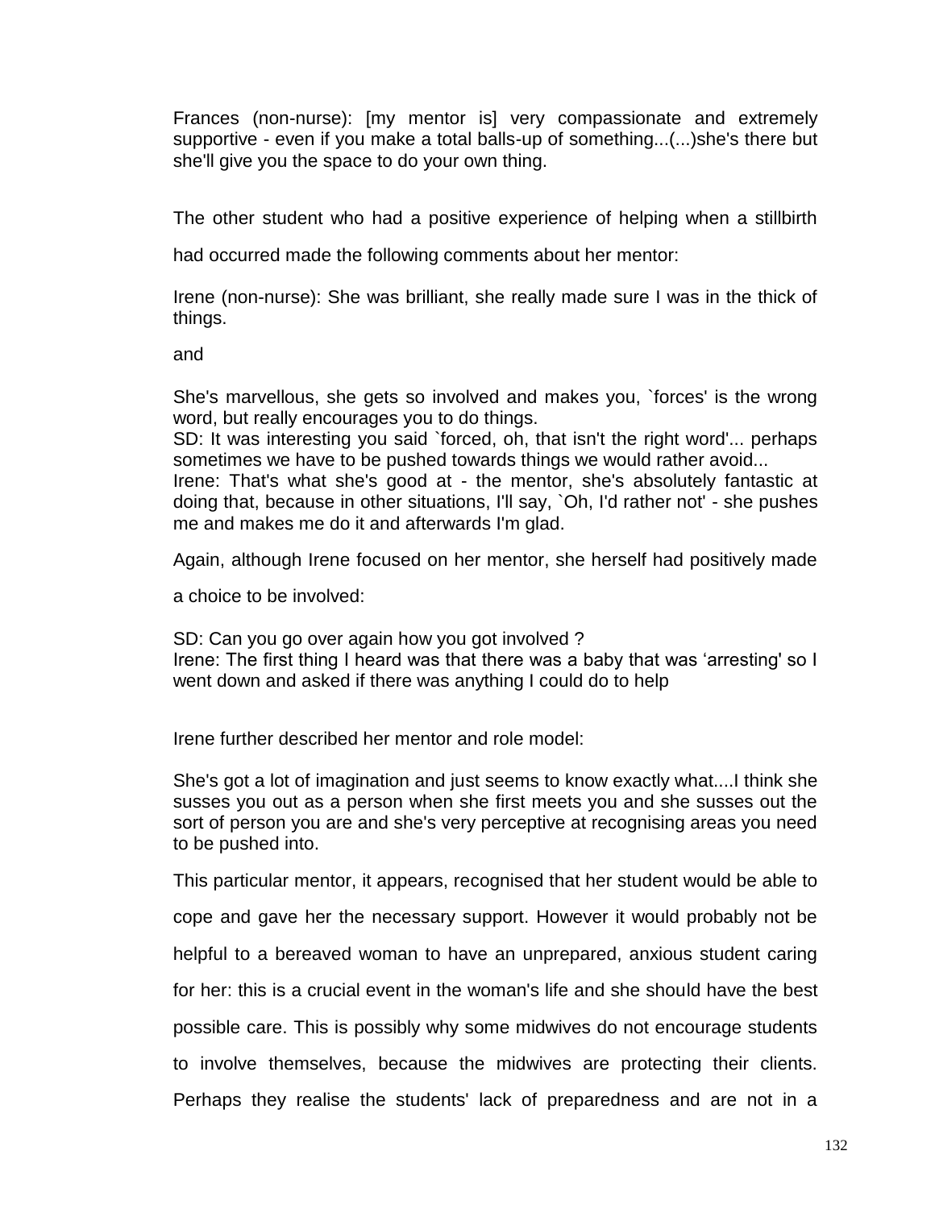Frances (non-nurse): [my mentor is] very compassionate and extremely supportive - even if you make a total balls-up of something...(...)she's there but she'll give you the space to do your own thing.

The other student who had a positive experience of helping when a stillbirth had occurred made the following comments about her mentor:

Irene (non-nurse): She was brilliant, she really made sure I was in the thick of things.

and

She's marvellous, she gets so involved and makes you, `forces' is the wrong word, but really encourages you to do things.
SD: It was interesting you said `forced, oh, that isn't the right word'... perhaps sometimes we have to be pushed towards things we would rather avoid...
Irene: That's what she's good at - the mentor, she's absolutely fantastic at doing that, because in other situations, I'll say, `Oh, I'd rather not' - she pushes me and makes me do it and afterwards I'm glad.

Again, although Irene focused on her mentor, she herself had positively made a choice to be involved:

SD: Can you go over again how you got involved ?
Irene: The first thing I heard was that there was a baby that was 'arresting' so I went down and asked if there was anything I could do to help

Irene further described her mentor and role model:

She's got a lot of imagination and just seems to know exactly what....I think she susses you out as a person when she first meets you and she susses out the sort of person you are and she's very perceptive at recognising areas you need to be pushed into.

This particular mentor, it appears, recognised that her student would be able to cope and gave her the necessary support. However it would probably not be helpful to a bereaved woman to have an unprepared, anxious student caring for her: this is a crucial event in the woman's life and she should have the best possible care. This is possibly why some midwives do not encourage students to involve themselves, because the midwives are protecting their clients. Perhaps they realise the students' lack of preparedness and are not in a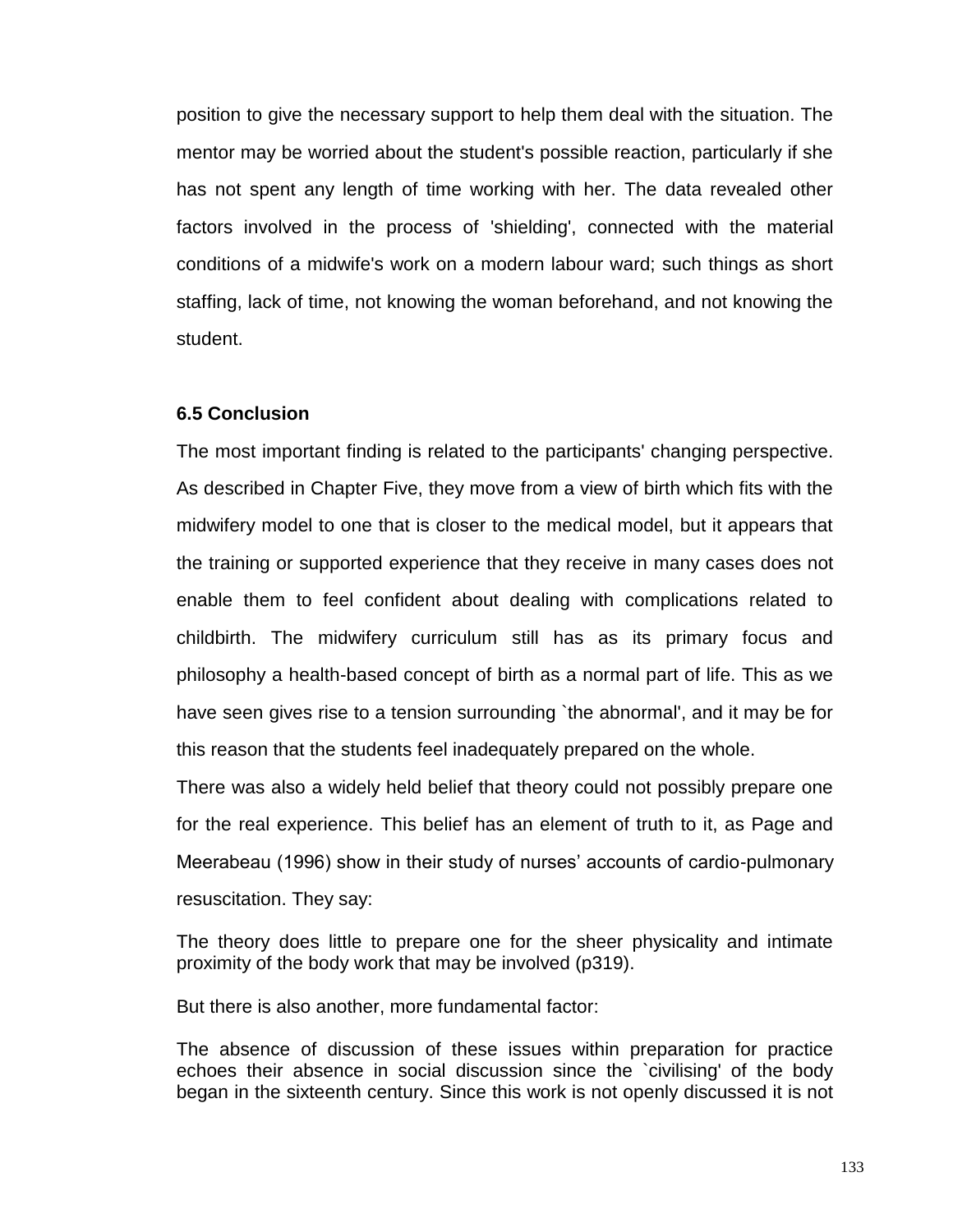position to give the necessary support to help them deal with the situation. The mentor may be worried about the student's possible reaction, particularly if she has not spent any length of time working with her. The data revealed other factors involved in the process of 'shielding', connected with the material conditions of a midwife's work on a modern labour ward; such things as short staffing, lack of time, not knowing the woman beforehand, and not knowing the student.

### 6.5 Conclusion

The most important finding is related to the participants' changing perspective. As described in Chapter Five, they move from a view of birth which fits with the midwifery model to one that is closer to the medical model, but it appears that the training or supported experience that they receive in many cases does not enable them to feel confident about dealing with complications related to childbirth. The midwifery curriculum still has as its primary focus and philosophy a health-based concept of birth as a normal part of life. This as we have seen gives rise to a tension surrounding `the abnormal', and it may be for this reason that the students feel inadequately prepared on the whole.

There was also a widely held belief that theory could not possibly prepare one for the real experience. This belief has an element of truth to it, as Page and Meerabeau (1996) show in their study of nurses' accounts of cardio-pulmonary resuscitation. They say:

> The theory does little to prepare one for the sheer physicality and intimate proximity of the body work that may be involved (p319).

But there is also another, more fundamental factor:

> The absence of discussion of these issues within preparation for practice echoes their absence in social discussion since the `civilising' of the body began in the sixteenth century. Since this work is not openly discussed it is not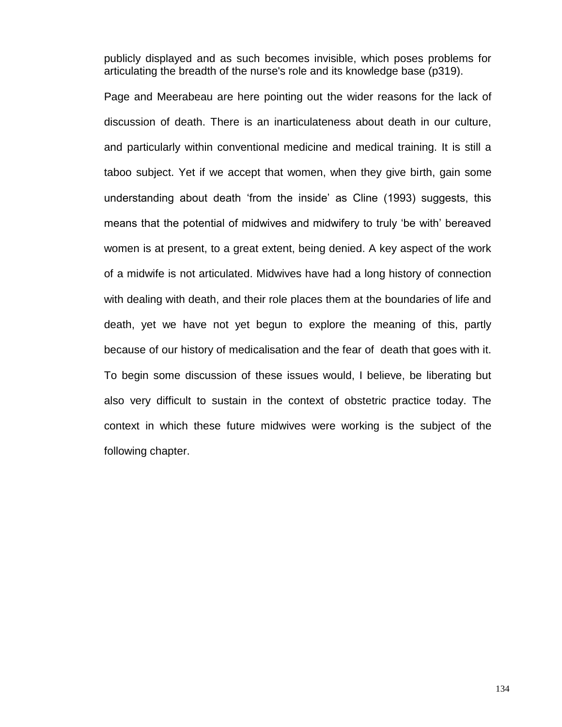publicly displayed and as such becomes invisible, which poses problems for articulating the breadth of the nurse's role and its knowledge base (p319).

Page and Meerabeau are here pointing out the wider reasons for the lack of discussion of death. There is an inarticulateness about death in our culture, and particularly within conventional medicine and medical training. It is still a taboo subject. Yet if we accept that women, when they give birth, gain some understanding about death 'from the inside' as Cline (1993) suggests, this means that the potential of midwives and midwifery to truly 'be with' bereaved women is at present, to a great extent, being denied. A key aspect of the work of a midwife is not articulated. Midwives have had a long history of connection with dealing with death, and their role places them at the boundaries of life and death, yet we have not yet begun to explore the meaning of this, partly because of our history of medicalisation and the fear of death that goes with it. To begin some discussion of these issues would, I believe, be liberating but also very difficult to sustain in the context of obstetric practice today. The context in which these future midwives were working is the subject of the following chapter.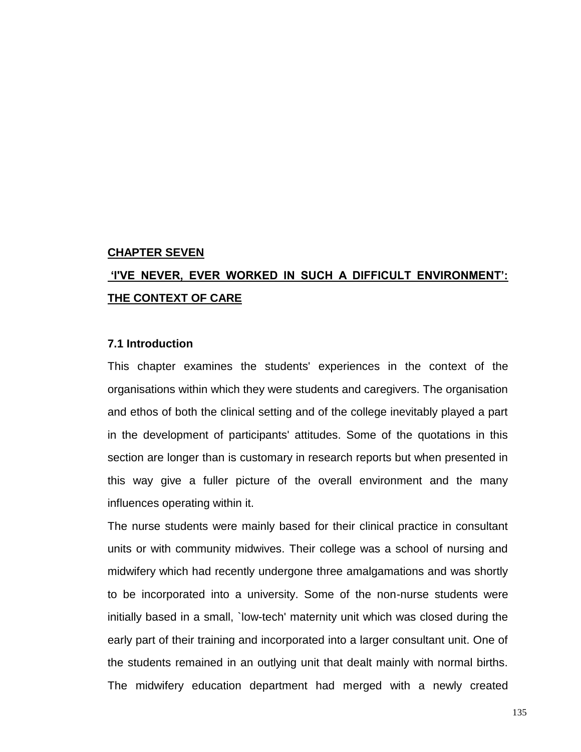# CHAPTER SEVEN

# 'I'VE NEVER, EVER WORKED IN SUCH A DIFFICULT ENVIRONMENT': THE CONTEXT OF CARE

## 7.1 Introduction

This chapter examines the students' experiences in the context of the organisations within which they were students and caregivers. The organisation and ethos of both the clinical setting and of the college inevitably played a part in the development of participants' attitudes. Some of the quotations in this section are longer than is customary in research reports but when presented in this way give a fuller picture of the overall environment and the many influences operating within it.

The nurse students were mainly based for their clinical practice in consultant units or with community midwives. Their college was a school of nursing and midwifery which had recently undergone three amalgamations and was shortly to be incorporated into a university. Some of the non-nurse students were initially based in a small, `low-tech' maternity unit which was closed during the early part of their training and incorporated into a larger consultant unit. One of the students remained in an outlying unit that dealt mainly with normal births. The midwifery education department had merged with a newly created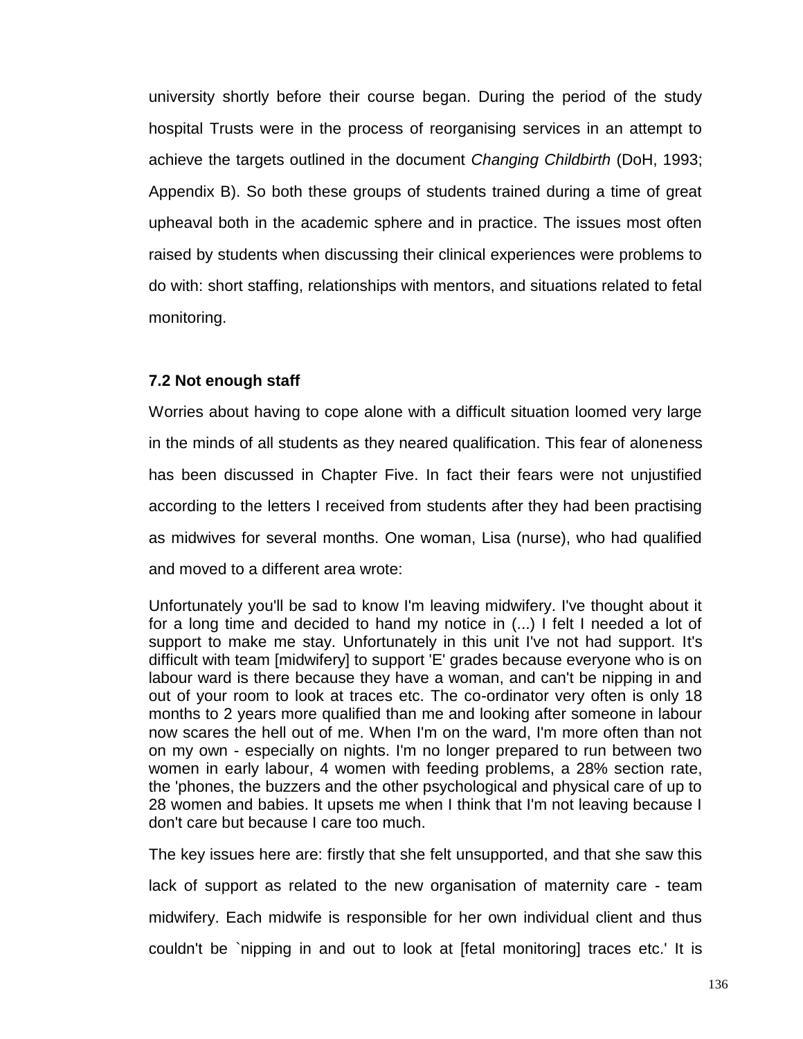university shortly before their course began. During the period of the study hospital Trusts were in the process of reorganising services in an attempt to achieve the targets outlined in the document *Changing Childbirth* (DoH, 1993; Appendix B). So both these groups of students trained during a time of great upheaval both in the academic sphere and in practice. The issues most often raised by students when discussing their clinical experiences were problems to do with: short staffing, relationships with mentors, and situations related to fetal monitoring.

### 7.2 Not enough staff

Worries about having to cope alone with a difficult situation loomed very large in the minds of all students as they neared qualification. This fear of aloneness has been discussed in Chapter Five. In fact their fears were not unjustified according to the letters I received from students after they had been practising as midwives for several months. One woman, Lisa (nurse), who had qualified and moved to a different area wrote:

> Unfortunately you'll be sad to know I'm leaving midwifery. I've thought about it for a long time and decided to hand my notice in (...) I felt I needed a lot of support to make me stay. Unfortunately in this unit I've not had support. It's difficult with team [midwifery] to support 'E' grades because everyone who is on labour ward is there because they have a woman, and can't be nipping in and out of your room to look at traces etc. The co-ordinator very often is only 18 months to 2 years more qualified than me and looking after someone in labour now scares the hell out of me. When I'm on the ward, I'm more often than not on my own - especially on nights. I'm no longer prepared to run between two women in early labour, 4 women with feeding problems, a 28% section rate, the 'phones, the buzzers and the other psychological and physical care of up to 28 women and babies. It upsets me when I think that I'm not leaving because I don't care but because I care too much.

The key issues here are: firstly that she felt unsupported, and that she saw this lack of support as related to the new organisation of maternity care - team midwifery. Each midwife is responsible for her own individual client and thus couldn't be `nipping in and out to look at [fetal monitoring] traces etc.' It is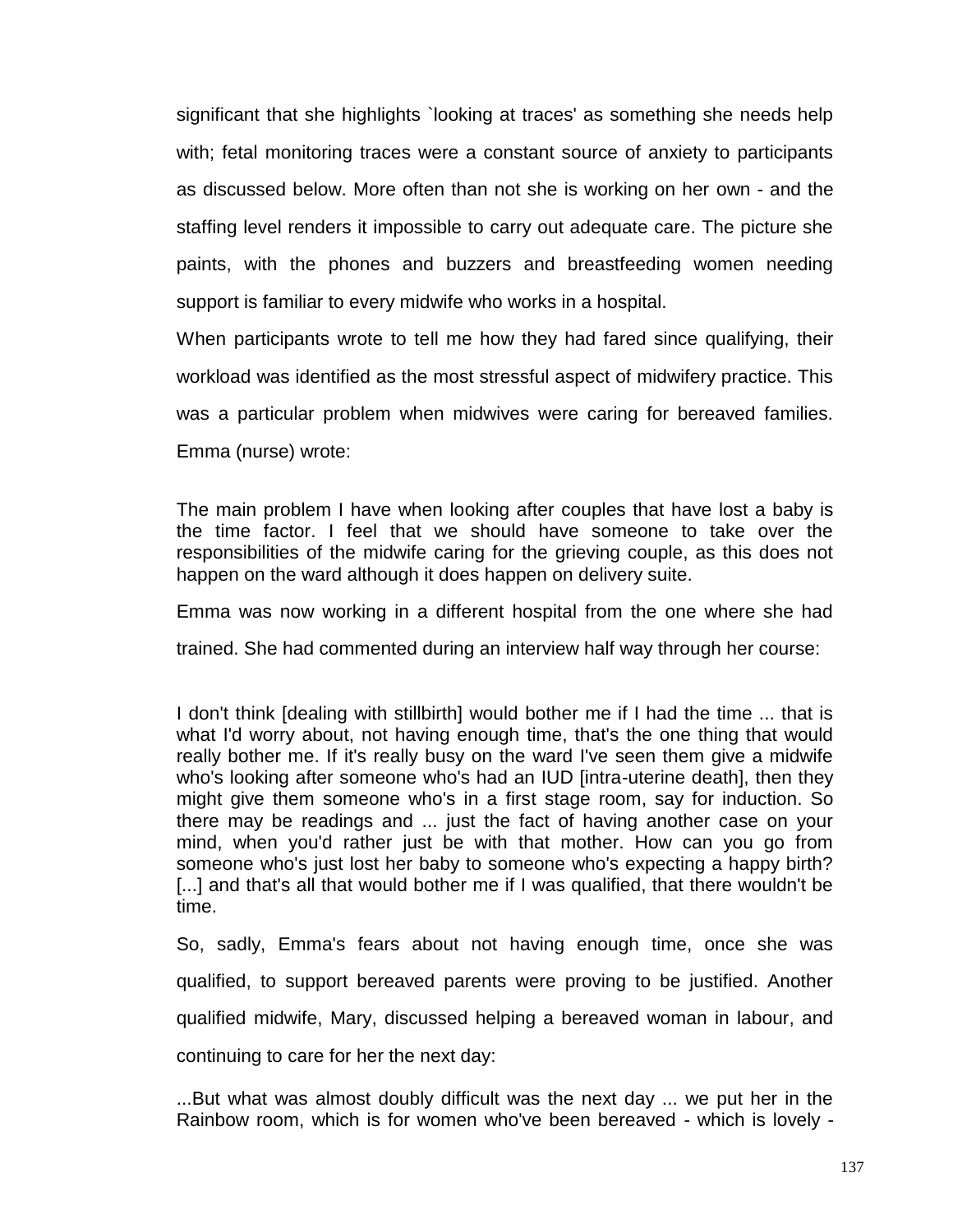significant that she highlights `looking at traces' as something she needs help with; fetal monitoring traces were a constant source of anxiety to participants as discussed below. More often than not she is working on her own - and the staffing level renders it impossible to carry out adequate care. The picture she paints, with the phones and buzzers and breastfeeding women needing support is familiar to every midwife who works in a hospital.

When participants wrote to tell me how they had fared since qualifying, their workload was identified as the most stressful aspect of midwifery practice. This was a particular problem when midwives were caring for bereaved families. Emma (nurse) wrote:

> The main problem I have when looking after couples that have lost a baby is the time factor. I feel that we should have someone to take over the responsibilities of the midwife caring for the grieving couple, as this does not happen on the ward although it does happen on delivery suite.

Emma was now working in a different hospital from the one where she had trained. She had commented during an interview half way through her course:

> I don't think [dealing with stillbirth] would bother me if I had the time ... that is what I'd worry about, not having enough time, that's the one thing that would really bother me. If it's really busy on the ward I've seen them give a midwife who's looking after someone who's had an IUD [intra-uterine death], then they might give them someone who's in a first stage room, say for induction. So there may be readings and ... just the fact of having another case on your mind, when you'd rather just be with that mother. How can you go from someone who's just lost her baby to someone who's expecting a happy birth? [...] and that's all that would bother me if I was qualified, that there wouldn't be time.

So, sadly, Emma's fears about not having enough time, once she was qualified, to support bereaved parents were proving to be justified. Another qualified midwife, Mary, discussed helping a bereaved woman in labour, and continuing to care for her the next day:

> ...But what was almost doubly difficult was the next day ... we put her in the Rainbow room, which is for women who've been bereaved - which is lovely -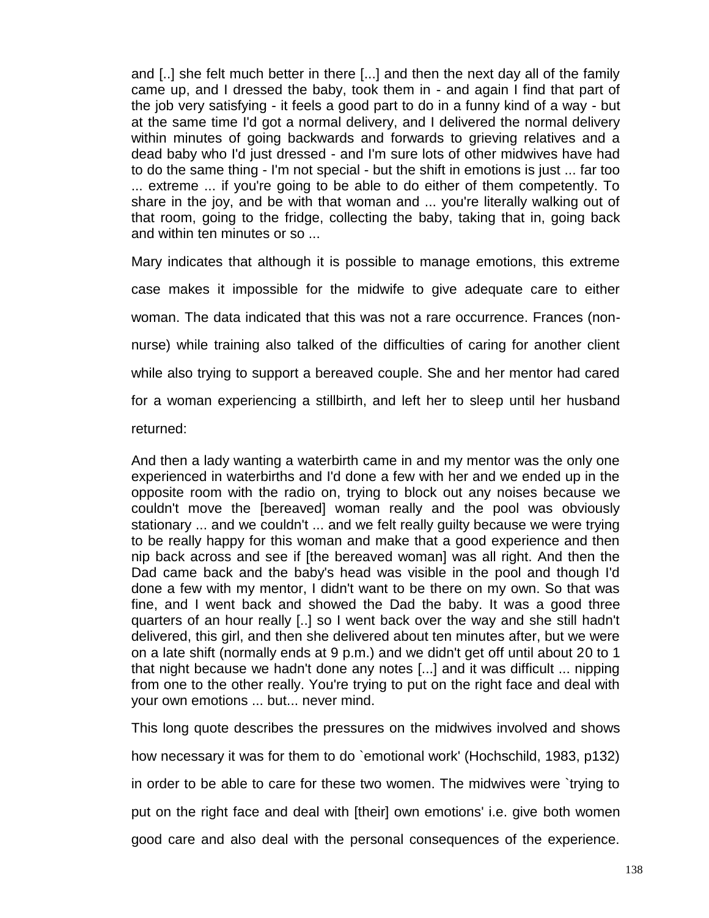and [..] she felt much better in there [...] and then the next day all of the family came up, and I dressed the baby, took them in - and again I find that part of the job very satisfying - it feels a good part to do in a funny kind of a way - but at the same time I'd got a normal delivery, and I delivered the normal delivery within minutes of going backwards and forwards to grieving relatives and a dead baby who I'd just dressed - and I'm sure lots of other midwives have had to do the same thing - I'm not special - but the shift in emotions is just ... far too ... extreme ... if you're going to be able to do either of them competently. To share in the joy, and be with that woman and ... you're literally walking out of that room, going to the fridge, collecting the baby, taking that in, going back and within ten minutes or so ...

Mary indicates that although it is possible to manage emotions, this extreme case makes it impossible for the midwife to give adequate care to either woman. The data indicated that this was not a rare occurrence. Frances (non-nurse) while training also talked of the difficulties of caring for another client while also trying to support a bereaved couple. She and her mentor had cared for a woman experiencing a stillbirth, and left her to sleep until her husband returned:

And then a lady wanting a waterbirth came in and my mentor was the only one experienced in waterbirths and I'd done a few with her and we ended up in the opposite room with the radio on, trying to block out any noises because we couldn't move the [bereaved] woman really and the pool was obviously stationary ... and we couldn't ... and we felt really guilty because we were trying to be really happy for this woman and make that a good experience and then nip back across and see if [the bereaved woman] was all right. And then the Dad came back and the baby's head was visible in the pool and though I'd done a few with my mentor, I didn't want to be there on my own. So that was fine, and I went back and showed the Dad the baby. It was a good three quarters of an hour really [..] so I went back over the way and she still hadn't delivered, this girl, and then she delivered about ten minutes after, but we were on a late shift (normally ends at 9 p.m.) and we didn't get off until about 20 to 1 that night because we hadn't done any notes [...] and it was difficult ... nipping from one to the other really. You're trying to put on the right face and deal with your own emotions ... but... never mind.

This long quote describes the pressures on the midwives involved and shows how necessary it was for them to do `emotional work' (Hochschild, 1983, p132) in order to be able to care for these two women. The midwives were `trying to put on the right face and deal with [their] own emotions' i.e. give both women good care and also deal with the personal consequences of the experience.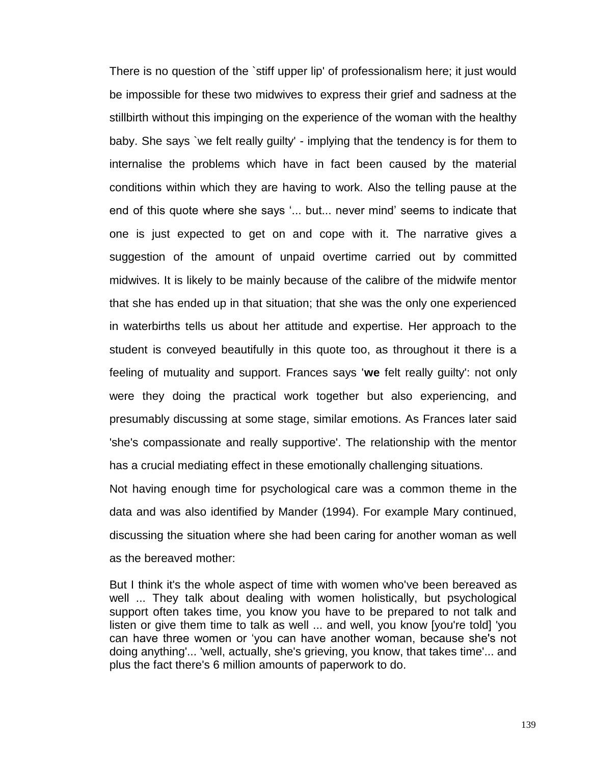There is no question of the `stiff upper lip' of professionalism here; it just would be impossible for these two midwives to express their grief and sadness at the stillbirth without this impinging on the experience of the woman with the healthy baby. She says `we felt really guilty' - implying that the tendency is for them to internalise the problems which have in fact been caused by the material conditions within which they are having to work. Also the telling pause at the end of this quote where she says '... but... never mind' seems to indicate that one is just expected to get on and cope with it. The narrative gives a suggestion of the amount of unpaid overtime carried out by committed midwives. It is likely to be mainly because of the calibre of the midwife mentor that she has ended up in that situation; that she was the only one experienced in waterbirths tells us about her attitude and expertise. Her approach to the student is conveyed beautifully in this quote too, as throughout it there is a feeling of mutuality and support. Frances says '**we** felt really guilty': not only were they doing the practical work together but also experiencing, and presumably discussing at some stage, similar emotions. As Frances later said 'she's compassionate and really supportive'. The relationship with the mentor has a crucial mediating effect in these emotionally challenging situations.

Not having enough time for psychological care was a common theme in the data and was also identified by Mander (1994). For example Mary continued, discussing the situation where she had been caring for another woman as well as the bereaved mother:

> But I think it's the whole aspect of time with women who've been bereaved as well ... They talk about dealing with women holistically, but psychological support often takes time, you know you have to be prepared to not talk and listen or give them time to talk as well ... and well, you know [you're told] 'you can have three women or 'you can have another woman, because she's not doing anything'... 'well, actually, she's grieving, you know, that takes time'... and plus the fact there's 6 million amounts of paperwork to do.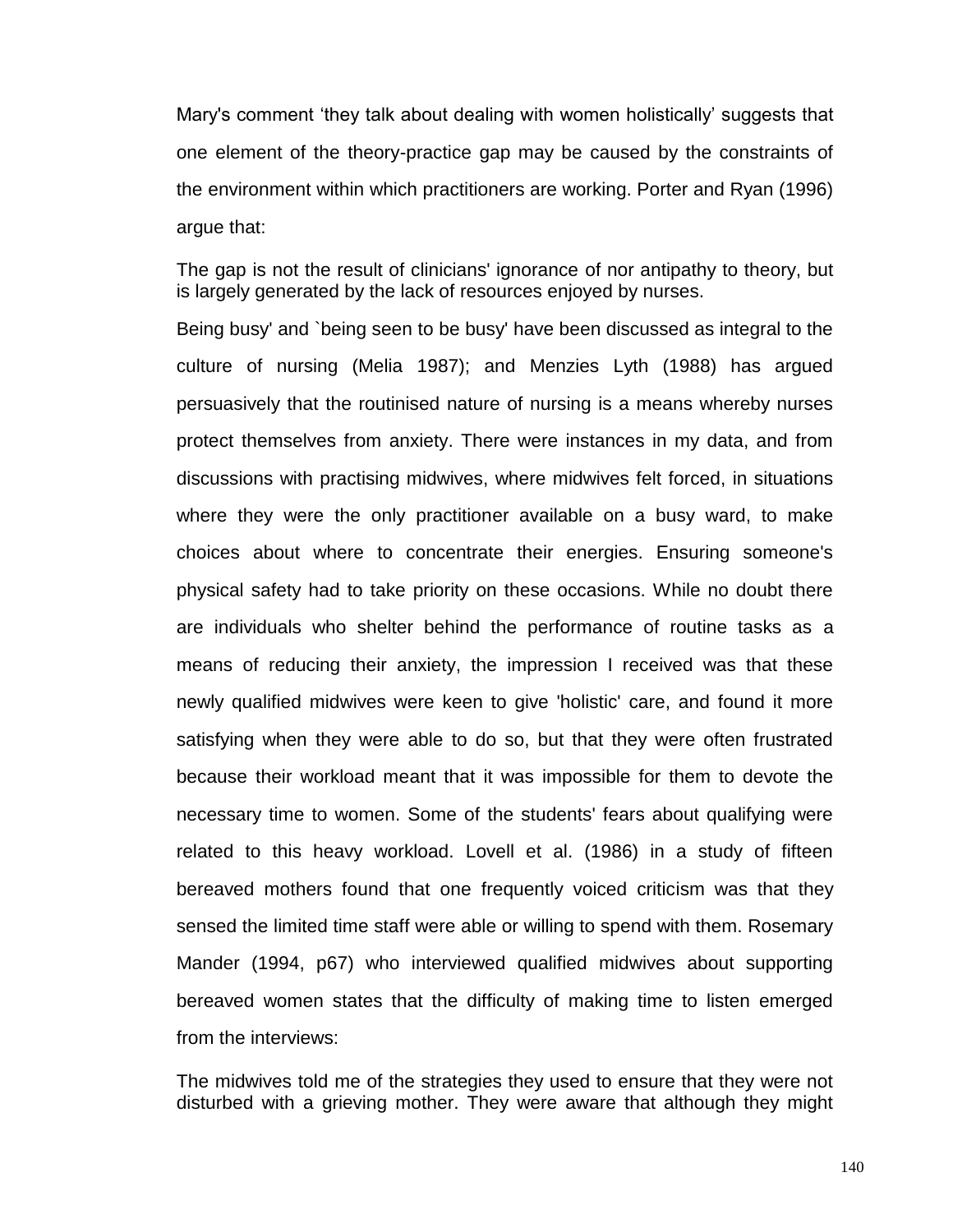Mary's comment 'they talk about dealing with women holistically' suggests that one element of the theory-practice gap may be caused by the constraints of the environment within which practitioners are working. Porter and Ryan (1996) argue that:

> The gap is not the result of clinicians' ignorance of nor antipathy to theory, but is largely generated by the lack of resources enjoyed by nurses.

Being busy' and `being seen to be busy' have been discussed as integral to the culture of nursing (Melia 1987); and Menzies Lyth (1988) has argued persuasively that the routinised nature of nursing is a means whereby nurses protect themselves from anxiety. There were instances in my data, and from discussions with practising midwives, where midwives felt forced, in situations where they were the only practitioner available on a busy ward, to make choices about where to concentrate their energies. Ensuring someone's physical safety had to take priority on these occasions. While no doubt there are individuals who shelter behind the performance of routine tasks as a means of reducing their anxiety, the impression I received was that these newly qualified midwives were keen to give 'holistic' care, and found it more satisfying when they were able to do so, but that they were often frustrated because their workload meant that it was impossible for them to devote the necessary time to women. Some of the students' fears about qualifying were related to this heavy workload. Lovell et al. (1986) in a study of fifteen bereaved mothers found that one frequently voiced criticism was that they sensed the limited time staff were able or willing to spend with them. Rosemary Mander (1994, p67) who interviewed qualified midwives about supporting bereaved women states that the difficulty of making time to listen emerged from the interviews:

> The midwives told me of the strategies they used to ensure that they were not disturbed with a grieving mother. They were aware that although they might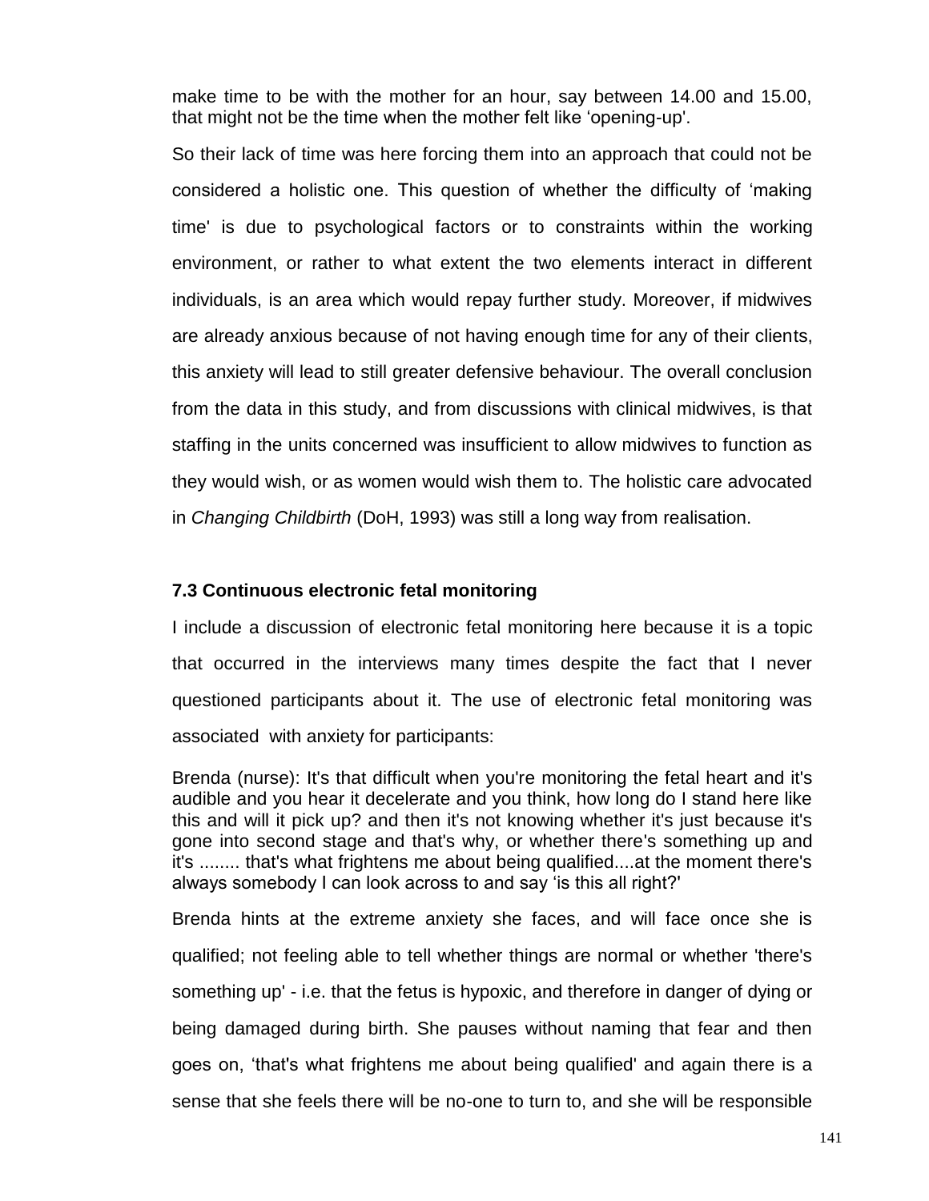make time to be with the mother for an hour, say between 14.00 and 15.00, that might not be the time when the mother felt like 'opening-up'.

So their lack of time was here forcing them into an approach that could not be considered a holistic one. This question of whether the difficulty of 'making time' is due to psychological factors or to constraints within the working environment, or rather to what extent the two elements interact in different individuals, is an area which would repay further study. Moreover, if midwives are already anxious because of not having enough time for any of their clients, this anxiety will lead to still greater defensive behaviour. The overall conclusion from the data in this study, and from discussions with clinical midwives, is that staffing in the units concerned was insufficient to allow midwives to function as they would wish, or as women would wish them to. The holistic care advocated in *Changing Childbirth* (DoH, 1993) was still a long way from realisation.

### 7.3 Continuous electronic fetal monitoring

I include a discussion of electronic fetal monitoring here because it is a topic that occurred in the interviews many times despite the fact that I never questioned participants about it. The use of electronic fetal monitoring was associated with anxiety for participants:

Brenda (nurse): It's that difficult when you're monitoring the fetal heart and it's audible and you hear it decelerate and you think, how long do I stand here like this and will it pick up? and then it's not knowing whether it's just because it's gone into second stage and that's why, or whether there's something up and it's ........ that's what frightens me about being qualified....at the moment there's always somebody I can look across to and say 'is this all right?'

Brenda hints at the extreme anxiety she faces, and will face once she is qualified; not feeling able to tell whether things are normal or whether 'there's something up' - i.e. that the fetus is hypoxic, and therefore in danger of dying or being damaged during birth. She pauses without naming that fear and then goes on, 'that's what frightens me about being qualified' and again there is a sense that she feels there will be no-one to turn to, and she will be responsible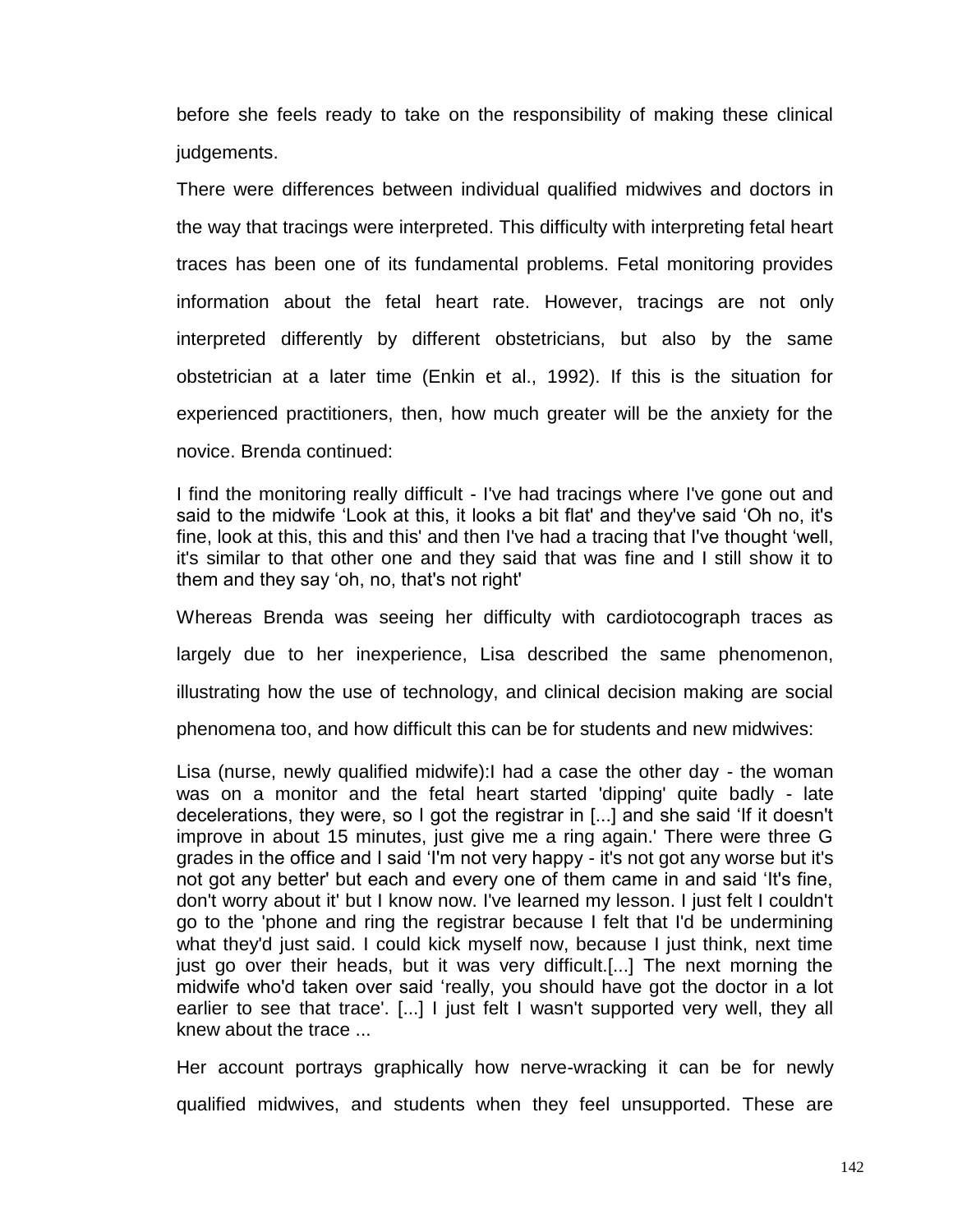before she feels ready to take on the responsibility of making these clinical judgements.

There were differences between individual qualified midwives and doctors in the way that tracings were interpreted. This difficulty with interpreting fetal heart traces has been one of its fundamental problems. Fetal monitoring provides information about the fetal heart rate. However, tracings are not only interpreted differently by different obstetricians, but also by the same obstetrician at a later time (Enkin et al., 1992). If this is the situation for experienced practitioners, then, how much greater will be the anxiety for the novice. Brenda continued:

> I find the monitoring really difficult - I've had tracings where I've gone out and said to the midwife 'Look at this, it looks a bit flat' and they've said 'Oh no, it's fine, look at this, this and this' and then I've had a tracing that I've thought 'well, it's similar to that other one and they said that was fine and I still show it to them and they say 'oh, no, that's not right'

Whereas Brenda was seeing her difficulty with cardiotocograph traces as largely due to her inexperience, Lisa described the same phenomenon, illustrating how the use of technology, and clinical decision making are social phenomena too, and how difficult this can be for students and new midwives:

> Lisa (nurse, newly qualified midwife):I had a case the other day - the woman was on a monitor and the fetal heart started 'dipping' quite badly - late decelerations, they were, so I got the registrar in [...] and she said 'If it doesn't improve in about 15 minutes, just give me a ring again.' There were three G grades in the office and I said 'I'm not very happy - it's not got any worse but it's not got any better' but each and every one of them came in and said 'It's fine, don't worry about it' but I know now. I've learned my lesson. I just felt I couldn't go to the 'phone and ring the registrar because I felt that I'd be undermining what they'd just said. I could kick myself now, because I just think, next time just go over their heads, but it was very difficult.[...] The next morning the midwife who'd taken over said 'really, you should have got the doctor in a lot earlier to see that trace'. [...] I just felt I wasn't supported very well, they all knew about the trace ...

Her account portrays graphically how nerve-wracking it can be for newly qualified midwives, and students when they feel unsupported. These are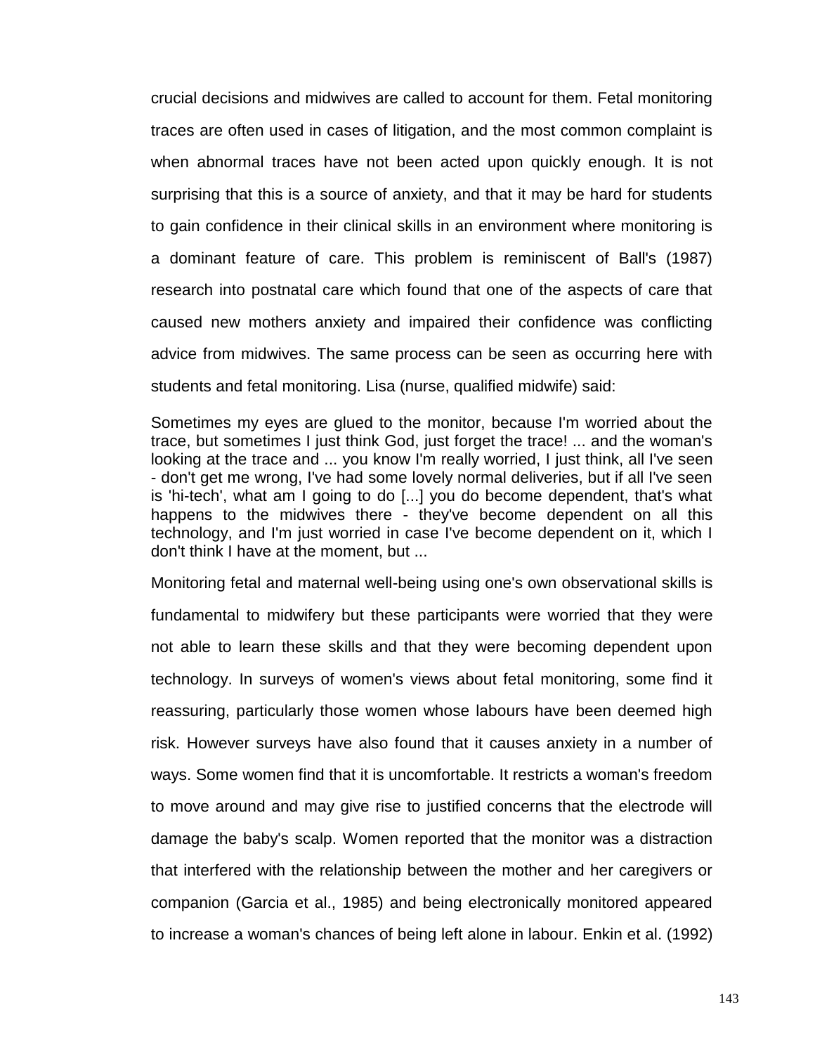crucial decisions and midwives are called to account for them. Fetal monitoring traces are often used in cases of litigation, and the most common complaint is when abnormal traces have not been acted upon quickly enough. It is not surprising that this is a source of anxiety, and that it may be hard for students to gain confidence in their clinical skills in an environment where monitoring is a dominant feature of care. This problem is reminiscent of Ball's (1987) research into postnatal care which found that one of the aspects of care that caused new mothers anxiety and impaired their confidence was conflicting advice from midwives. The same process can be seen as occurring here with students and fetal monitoring. Lisa (nurse, qualified midwife) said:

> Sometimes my eyes are glued to the monitor, because I'm worried about the trace, but sometimes I just think God, just forget the trace! ... and the woman's looking at the trace and ... you know I'm really worried, I just think, all I've seen - don't get me wrong, I've had some lovely normal deliveries, but if all I've seen is 'hi-tech', what am I going to do [...] you do become dependent, that's what happens to the midwives there - they've become dependent on all this technology, and I'm just worried in case I've become dependent on it, which I don't think I have at the moment, but ...

Monitoring fetal and maternal well-being using one's own observational skills is fundamental to midwifery but these participants were worried that they were not able to learn these skills and that they were becoming dependent upon technology. In surveys of women's views about fetal monitoring, some find it reassuring, particularly those women whose labours have been deemed high risk. However surveys have also found that it causes anxiety in a number of ways. Some women find that it is uncomfortable. It restricts a woman's freedom to move around and may give rise to justified concerns that the electrode will damage the baby's scalp. Women reported that the monitor was a distraction that interfered with the relationship between the mother and her caregivers or companion (Garcia et al., 1985) and being electronically monitored appeared to increase a woman's chances of being left alone in labour. Enkin et al. (1992)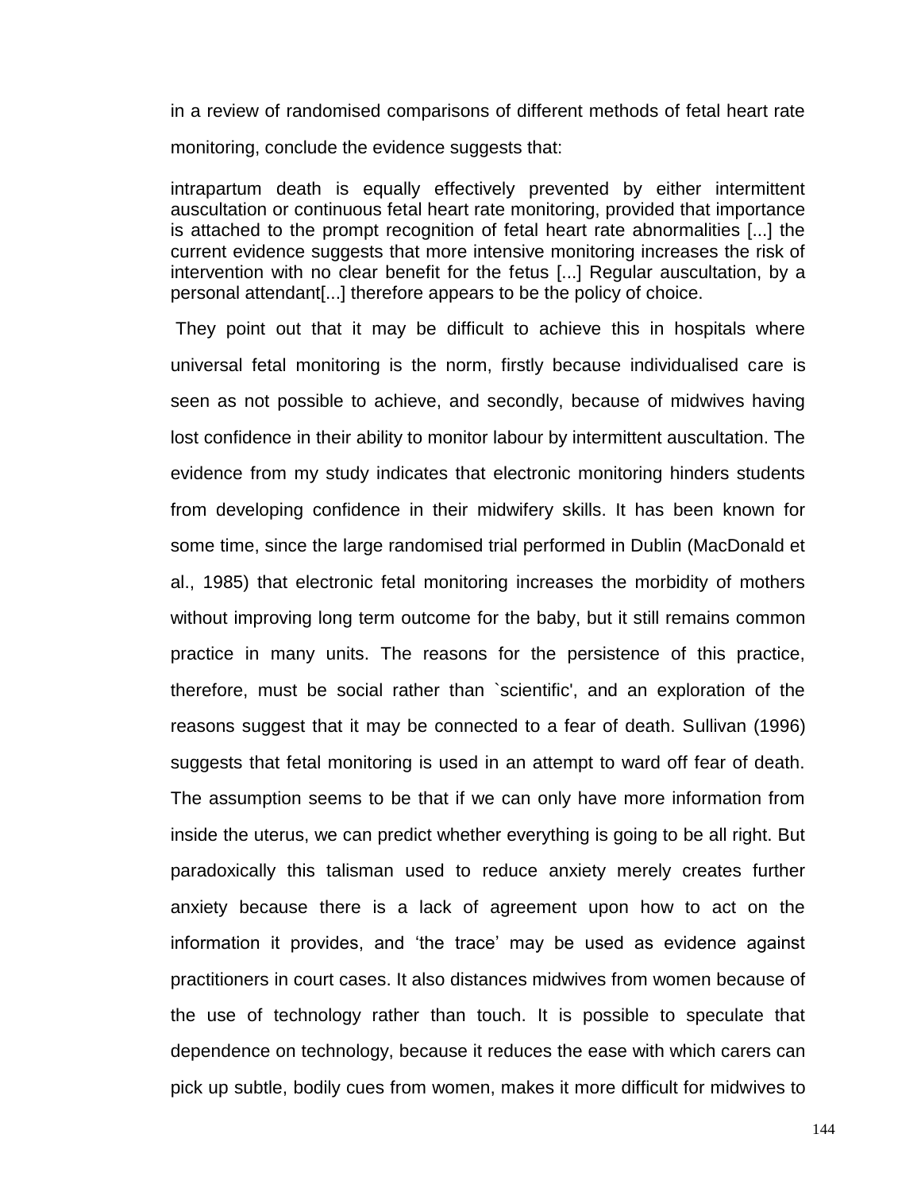in a review of randomised comparisons of different methods of fetal heart rate monitoring, conclude the evidence suggests that:

> intrapartum death is equally effectively prevented by either intermittent auscultation or continuous fetal heart rate monitoring, provided that importance is attached to the prompt recognition of fetal heart rate abnormalities [...] the current evidence suggests that more intensive monitoring increases the risk of intervention with no clear benefit for the fetus [...] Regular auscultation, by a personal attendant[...] therefore appears to be the policy of choice.

They point out that it may be difficult to achieve this in hospitals where universal fetal monitoring is the norm, firstly because individualised care is seen as not possible to achieve, and secondly, because of midwives having lost confidence in their ability to monitor labour by intermittent auscultation. The evidence from my study indicates that electronic monitoring hinders students from developing confidence in their midwifery skills. It has been known for some time, since the large randomised trial performed in Dublin (MacDonald et al., 1985) that electronic fetal monitoring increases the morbidity of mothers without improving long term outcome for the baby, but it still remains common practice in many units. The reasons for the persistence of this practice, therefore, must be social rather than `scientific', and an exploration of the reasons suggest that it may be connected to a fear of death. Sullivan (1996) suggests that fetal monitoring is used in an attempt to ward off fear of death. The assumption seems to be that if we can only have more information from inside the uterus, we can predict whether everything is going to be all right. But paradoxically this talisman used to reduce anxiety merely creates further anxiety because there is a lack of agreement upon how to act on the information it provides, and 'the trace' may be used as evidence against practitioners in court cases. It also distances midwives from women because of the use of technology rather than touch. It is possible to speculate that dependence on technology, because it reduces the ease with which carers can pick up subtle, bodily cues from women, makes it more difficult for midwives to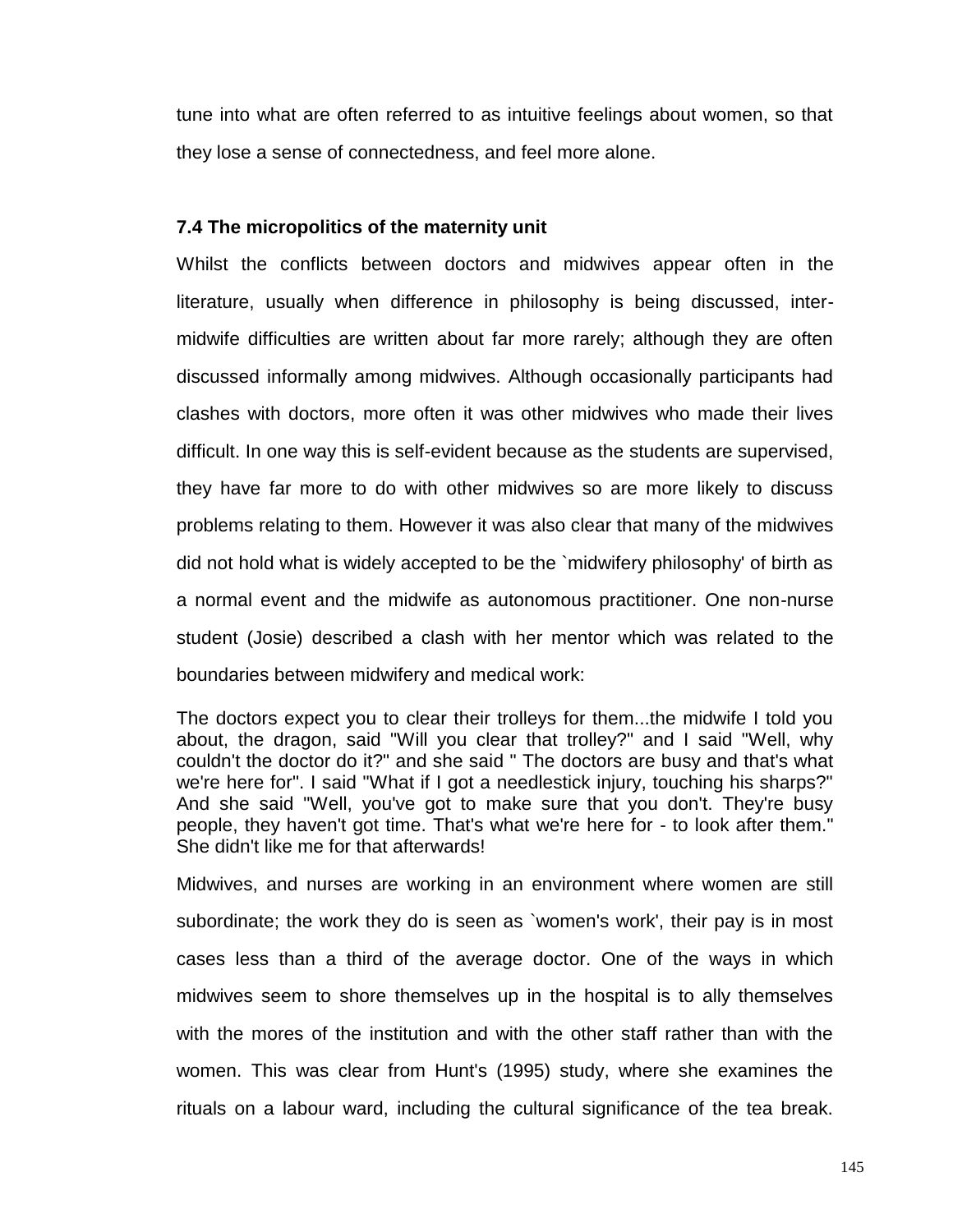tune into what are often referred to as intuitive feelings about women, so that they lose a sense of connectedness, and feel more alone.

### 7.4 The micropolitics of the maternity unit

Whilst the conflicts between doctors and midwives appear often in the literature, usually when difference in philosophy is being discussed, inter-midwife difficulties are written about far more rarely; although they are often discussed informally among midwives. Although occasionally participants had clashes with doctors, more often it was other midwives who made their lives difficult. In one way this is self-evident because as the students are supervised, they have far more to do with other midwives so are more likely to discuss problems relating to them. However it was also clear that many of the midwives did not hold what is widely accepted to be the `midwifery philosophy' of birth as a normal event and the midwife as autonomous practitioner. One non-nurse student (Josie) described a clash with her mentor which was related to the boundaries between midwifery and medical work:

> The doctors expect you to clear their trolleys for them...the midwife I told you about, the dragon, said "Will you clear that trolley?" and I said "Well, why couldn't the doctor do it?" and she said " The doctors are busy and that's what we're here for". I said "What if I got a needlestick injury, touching his sharps?" And she said "Well, you've got to make sure that you don't. They're busy people, they haven't got time. That's what we're here for - to look after them." She didn't like me for that afterwards!

Midwives, and nurses are working in an environment where women are still subordinate; the work they do is seen as `women's work', their pay is in most cases less than a third of the average doctor. One of the ways in which midwives seem to shore themselves up in the hospital is to ally themselves with the mores of the institution and with the other staff rather than with the women. This was clear from Hunt's (1995) study, where she examines the rituals on a labour ward, including the cultural significance of the tea break.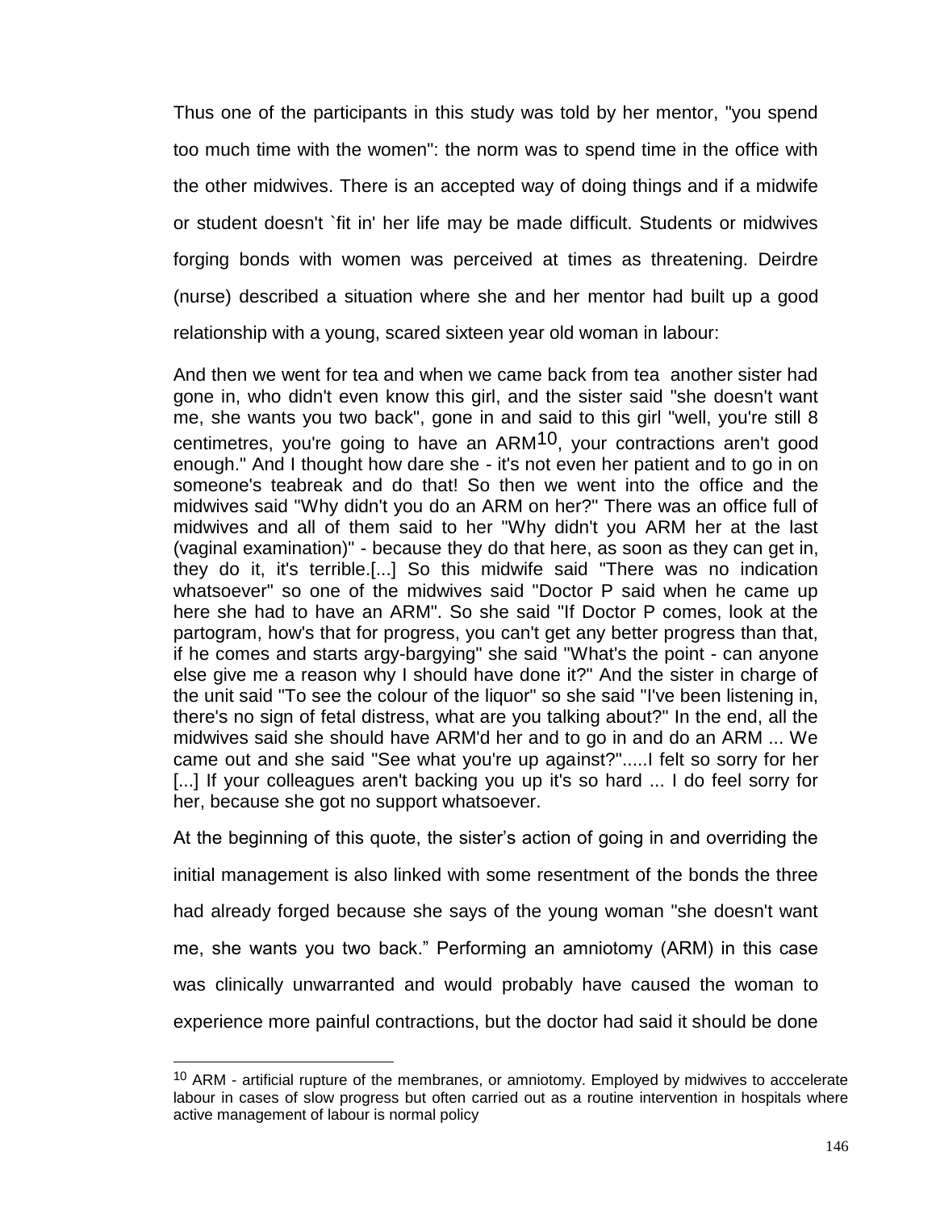Thus one of the participants in this study was told by her mentor, "you spend too much time with the women": the norm was to spend time in the office with the other midwives. There is an accepted way of doing things and if a midwife or student doesn't `fit in' her life may be made difficult. Students or midwives forging bonds with women was perceived at times as threatening. Deirdre (nurse) described a situation where she and her mentor had built up a good relationship with a young, scared sixteen year old woman in labour:

> And then we went for tea and when we came back from tea another sister had gone in, who didn't even know this girl, and the sister said "she doesn't want me, she wants you two back", gone in and said to this girl "well, you're still 8 centimetres, you're going to have an ARM[10], your contractions aren't good enough." And I thought how dare she - it's not even her patient and to go in on someone's teabreak and do that! So then we went into the office and the midwives said "Why didn't you do an ARM on her?" There was an office full of midwives and all of them said to her "Why didn't you ARM her at the last (vaginal examination)" - because they do that here, as soon as they can get in, they do it, it's terrible.[...] So this midwife said "There was no indication whatsoever" so one of the midwives said "Doctor P said when he came up here she had to have an ARM". So she said "If Doctor P comes, look at the partogram, how's that for progress, you can't get any better progress than that, if he comes and starts argy-bargying" she said "What's the point - can anyone else give me a reason why I should have done it?" And the sister in charge of the unit said "To see the colour of the liquor" so she said "I've been listening in, there's no sign of fetal distress, what are you talking about?" In the end, all the midwives said she should have ARM'd her and to go in and do an ARM ... We came out and she said "See what you're up against?".....I felt so sorry for her [...] If your colleagues aren't backing you up it's so hard ... I do feel sorry for her, because she got no support whatsoever.

At the beginning of this quote, the sister's action of going in and overriding the initial management is also linked with some resentment of the bonds the three had already forged because she says of the young woman "she doesn't want me, she wants you two back." Performing an amniotomy (ARM) in this case was clinically unwarranted and would probably have caused the woman to experience more painful contractions, but the doctor had said it should be done

[10] ARM - artificial rupture of the membranes, or amniotomy. Employed by midwives to acccelerate labour in cases of slow progress but often carried out as a routine intervention in hospitals where active management of labour is normal policy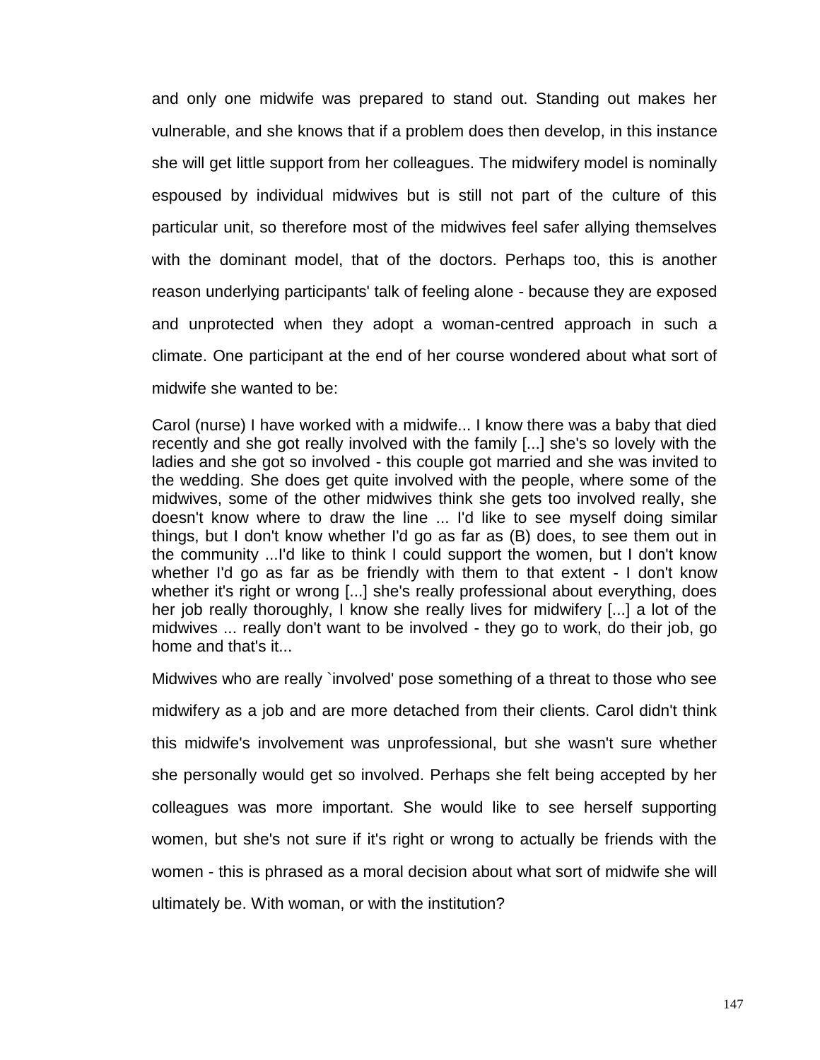and only one midwife was prepared to stand out. Standing out makes her vulnerable, and she knows that if a problem does then develop, in this instance she will get little support from her colleagues. The midwifery model is nominally espoused by individual midwives but is still not part of the culture of this particular unit, so therefore most of the midwives feel safer allying themselves with the dominant model, that of the doctors. Perhaps too, this is another reason underlying participants' talk of feeling alone - because they are exposed and unprotected when they adopt a woman-centred approach in such a climate. One participant at the end of her course wondered about what sort of midwife she wanted to be:

Carol (nurse) I have worked with a midwife... I know there was a baby that died recently and she got really involved with the family [...] she's so lovely with the ladies and she got so involved - this couple got married and she was invited to the wedding. She does get quite involved with the people, where some of the midwives, some of the other midwives think she gets too involved really, she doesn't know where to draw the line ... I'd like to see myself doing similar things, but I don't know whether I'd go as far as (B) does, to see them out in the community ...I'd like to think I could support the women, but I don't know whether I'd go as far as be friendly with them to that extent - I don't know whether it's right or wrong [...] she's really professional about everything, does her job really thoroughly, I know she really lives for midwifery [...] a lot of the midwives ... really don't want to be involved - they go to work, do their job, go home and that's it...

Midwives who are really `involved' pose something of a threat to those who see midwifery as a job and are more detached from their clients. Carol didn't think this midwife's involvement was unprofessional, but she wasn't sure whether she personally would get so involved. Perhaps she felt being accepted by her colleagues was more important. She would like to see herself supporting women, but she's not sure if it's right or wrong to actually be friends with the women - this is phrased as a moral decision about what sort of midwife she will ultimately be. With woman, or with the institution?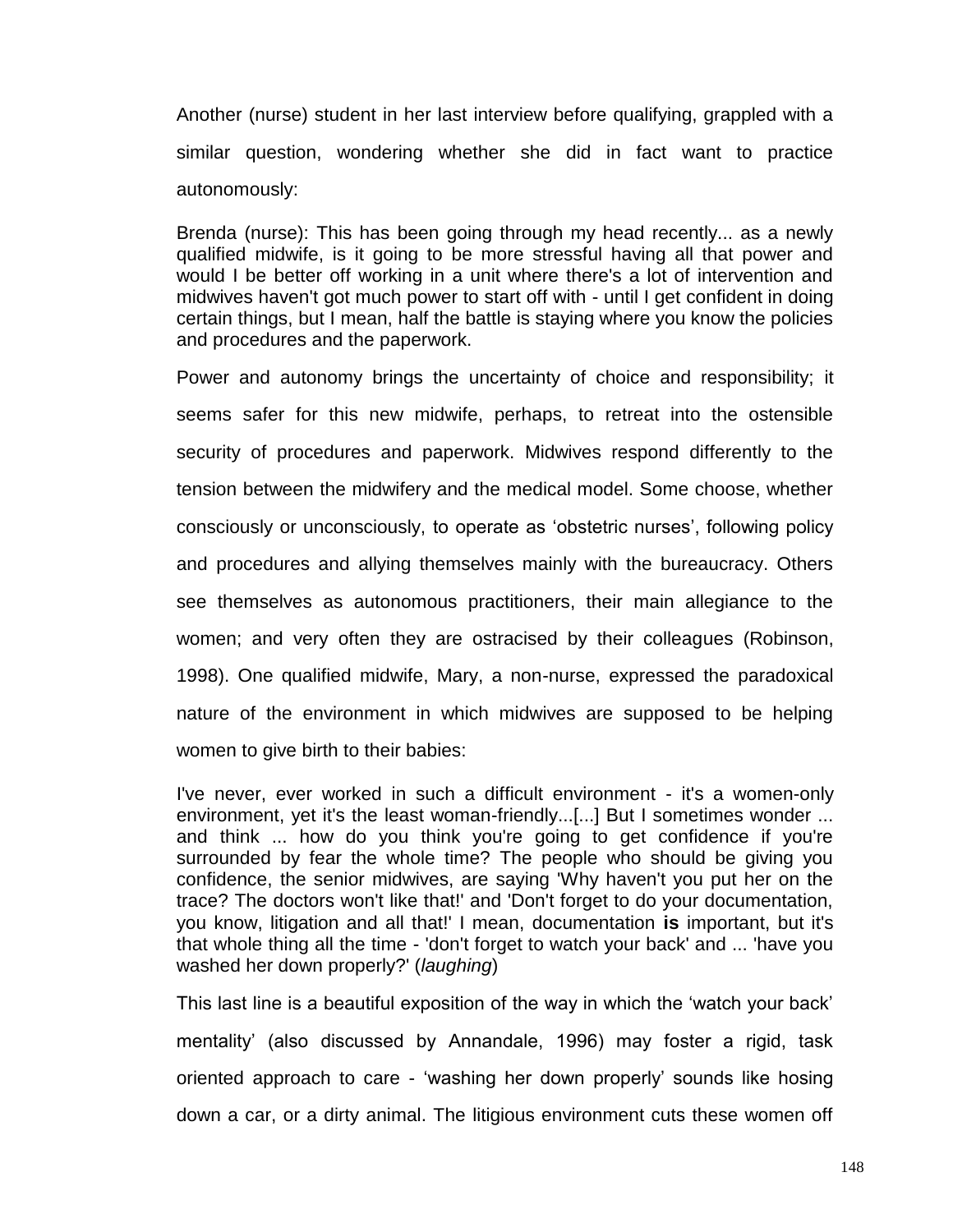Another (nurse) student in her last interview before qualifying, grappled with a similar question, wondering whether she did in fact want to practice autonomously:

Brenda (nurse): This has been going through my head recently... as a newly qualified midwife, is it going to be more stressful having all that power and would I be better off working in a unit where there's a lot of intervention and midwives haven't got much power to start off with - until I get confident in doing certain things, but I mean, half the battle is staying where you know the policies and procedures and the paperwork.

Power and autonomy brings the uncertainty of choice and responsibility; it seems safer for this new midwife, perhaps, to retreat into the ostensible security of procedures and paperwork. Midwives respond differently to the tension between the midwifery and the medical model. Some choose, whether consciously or unconsciously, to operate as 'obstetric nurses', following policy and procedures and allying themselves mainly with the bureaucracy. Others see themselves as autonomous practitioners, their main allegiance to the women; and very often they are ostracised by their colleagues (Robinson, 1998). One qualified midwife, Mary, a non-nurse, expressed the paradoxical nature of the environment in which midwives are supposed to be helping women to give birth to their babies:

I've never, ever worked in such a difficult environment - it's a women-only environment, yet it's the least woman-friendly...[...] But I sometimes wonder ... and think ... how do you think you're going to get confidence if you're surrounded by fear the whole time? The people who should be giving you confidence, the senior midwives, are saying 'Why haven't you put her on the trace? The doctors won't like that!' and 'Don't forget to do your documentation, you know, litigation and all that!' I mean, documentation **is** important, but it's that whole thing all the time - 'don't forget to watch your back' and ... 'have you washed her down properly?' (*laughing*)

This last line is a beautiful exposition of the way in which the 'watch your back' mentality' (also discussed by Annandale, 1996) may foster a rigid, task oriented approach to care - 'washing her down properly' sounds like hosing down a car, or a dirty animal. The litigious environment cuts these women off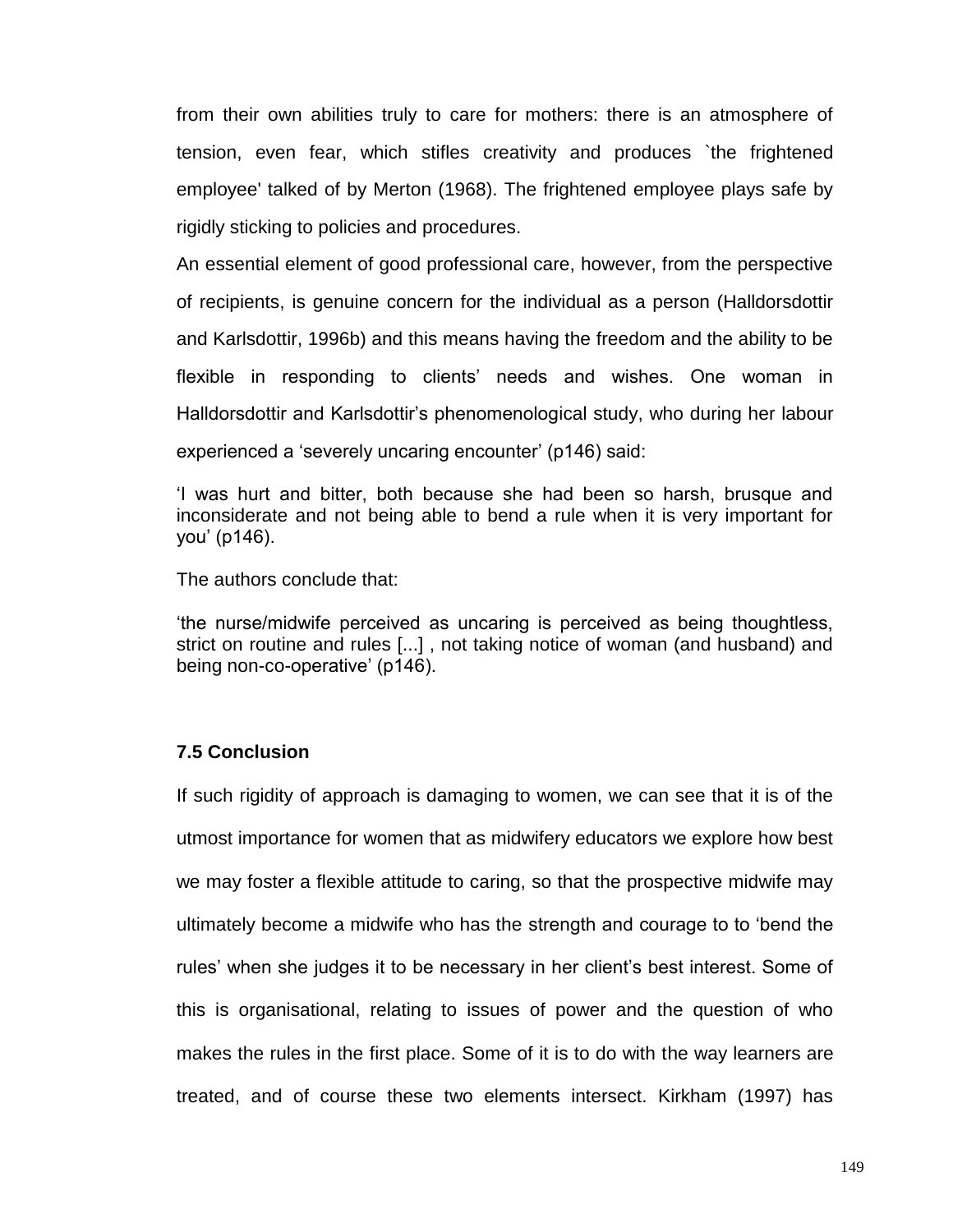from their own abilities truly to care for mothers: there is an atmosphere of tension, even fear, which stifles creativity and produces `the frightened employee' talked of by Merton (1968). The frightened employee plays safe by rigidly sticking to policies and procedures.

An essential element of good professional care, however, from the perspective of recipients, is genuine concern for the individual as a person (Halldorsdottir and Karlsdottir, 1996b) and this means having the freedom and the ability to be flexible in responding to clients' needs and wishes. One woman in Halldorsdottir and Karlsdottir's phenomenological study, who during her labour experienced a 'severely uncaring encounter' (p146) said:

> 'I was hurt and bitter, both because she had been so harsh, brusque and inconsiderate and not being able to bend a rule when it is very important for you' (p146).

The authors conclude that:

> 'the nurse/midwife perceived as uncaring is perceived as being thoughtless, strict on routine and rules [...] , not taking notice of woman (and husband) and being non-co-operative' (p146).

### 7.5 Conclusion

If such rigidity of approach is damaging to women, we can see that it is of the utmost importance for women that as midwifery educators we explore how best we may foster a flexible attitude to caring, so that the prospective midwife may ultimately become a midwife who has the strength and courage to to 'bend the rules' when she judges it to be necessary in her client's best interest. Some of this is organisational, relating to issues of power and the question of who makes the rules in the first place. Some of it is to do with the way learners are treated, and of course these two elements intersect. Kirkham (1997) has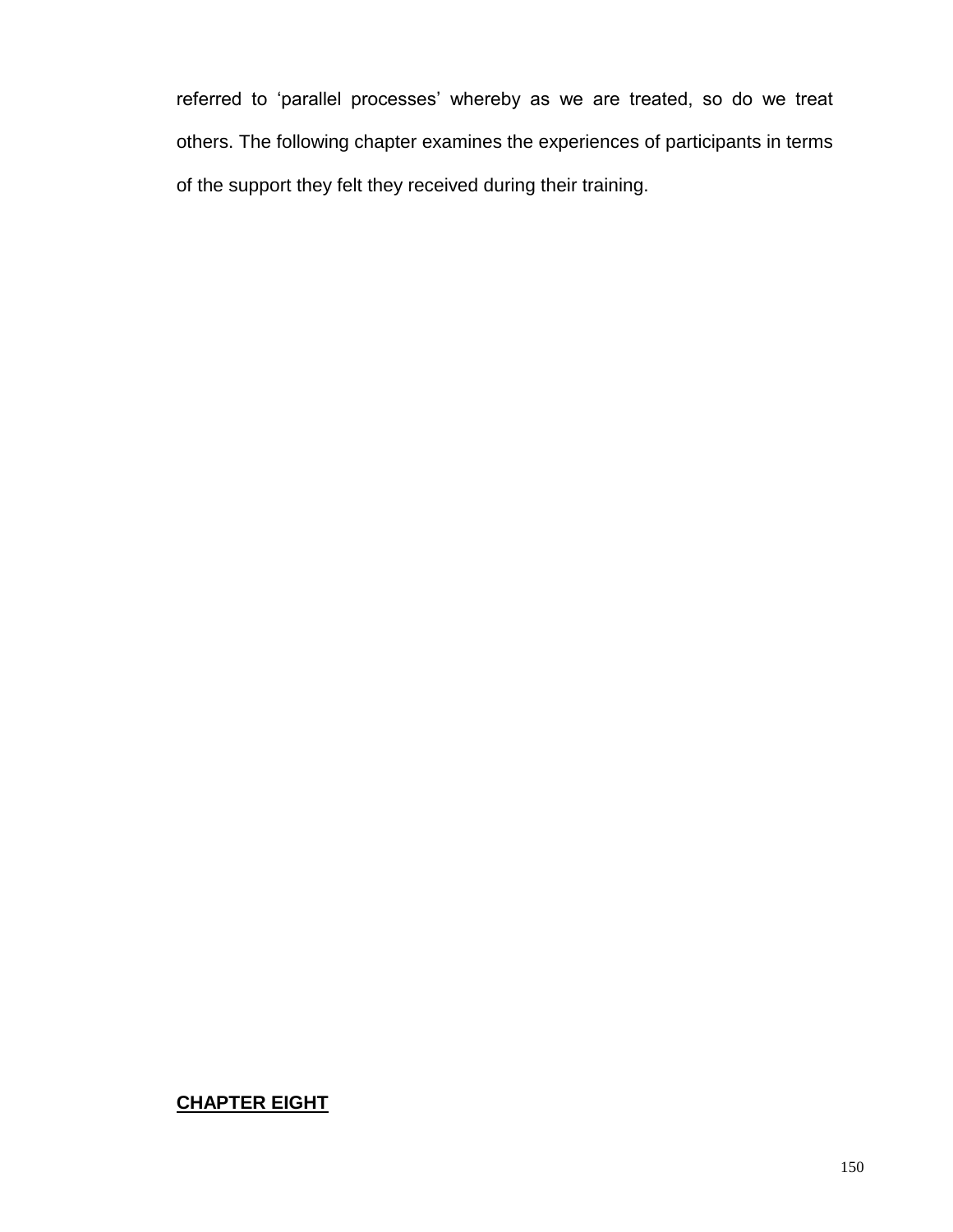referred to ‘parallel processes’ whereby as we are treated, so do we treat others. The following chapter examines the experiences of participants in terms of the support they felt they received during their training.

# **CHAPTER EIGHT**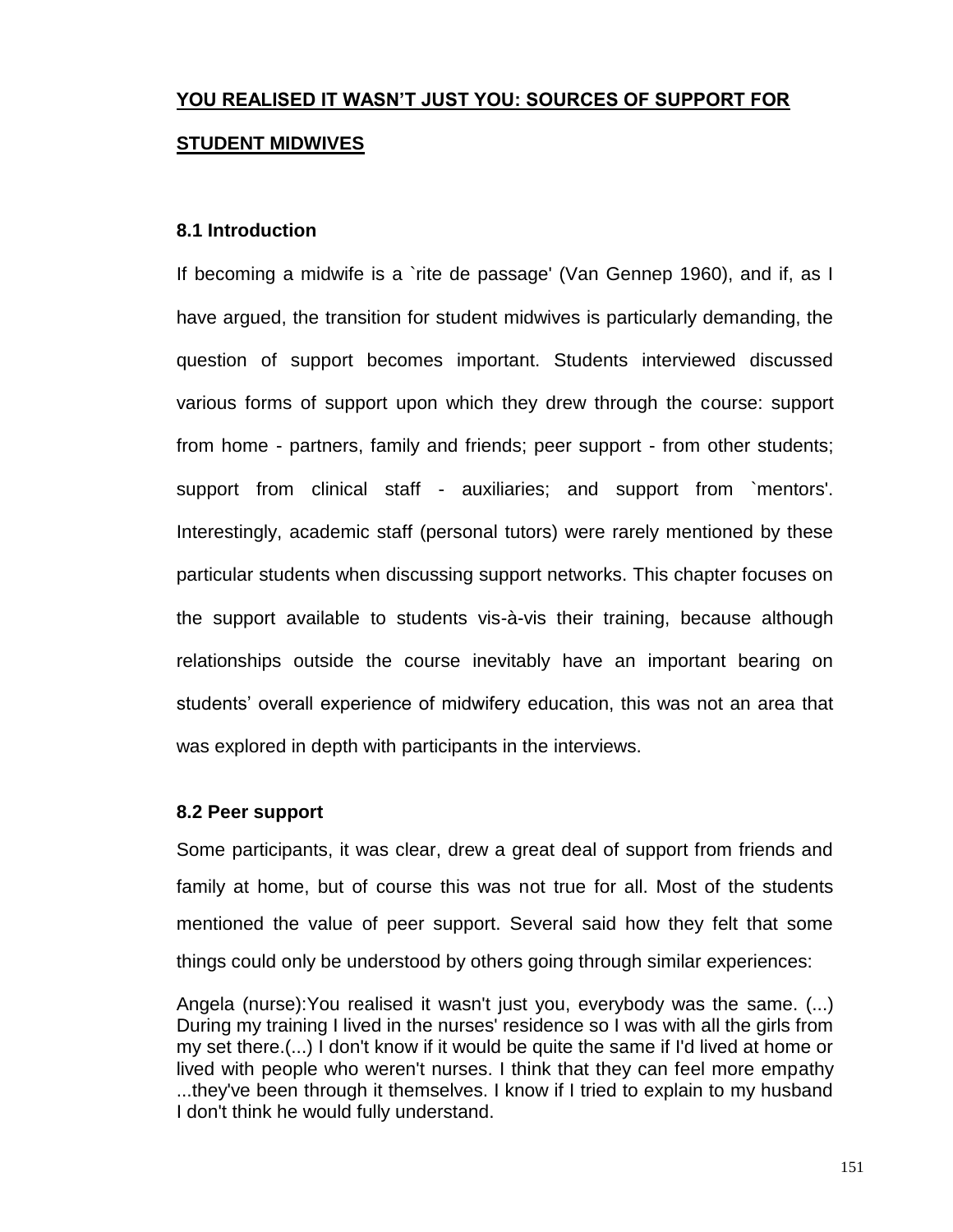## YOU REALISED IT WASN'T JUST YOU: SOURCES OF SUPPORT FOR STUDENT MIDWIVES

### 8.1 Introduction

If becoming a midwife is a `rite de passage' (Van Gennep 1960), and if, as I have argued, the transition for student midwives is particularly demanding, the question of support becomes important. Students interviewed discussed various forms of support upon which they drew through the course: support from home - partners, family and friends; peer support - from other students; support from clinical staff - auxiliaries; and support from `mentors'. Interestingly, academic staff (personal tutors) were rarely mentioned by these particular students when discussing support networks. This chapter focuses on the support available to students vis-à-vis their training, because although relationships outside the course inevitably have an important bearing on students' overall experience of midwifery education, this was not an area that was explored in depth with participants in the interviews.

### 8.2 Peer support

Some participants, it was clear, drew a great deal of support from friends and family at home, but of course this was not true for all. Most of the students mentioned the value of peer support. Several said how they felt that some things could only be understood by others going through similar experiences:

> Angela (nurse):You realised it wasn't just you, everybody was the same. (...) During my training I lived in the nurses' residence so I was with all the girls from my set there.(...) I don't know if it would be quite the same if I'd lived at home or lived with people who weren't nurses. I think that they can feel more empathy ...they've been through it themselves. I know if I tried to explain to my husband I don't think he would fully understand.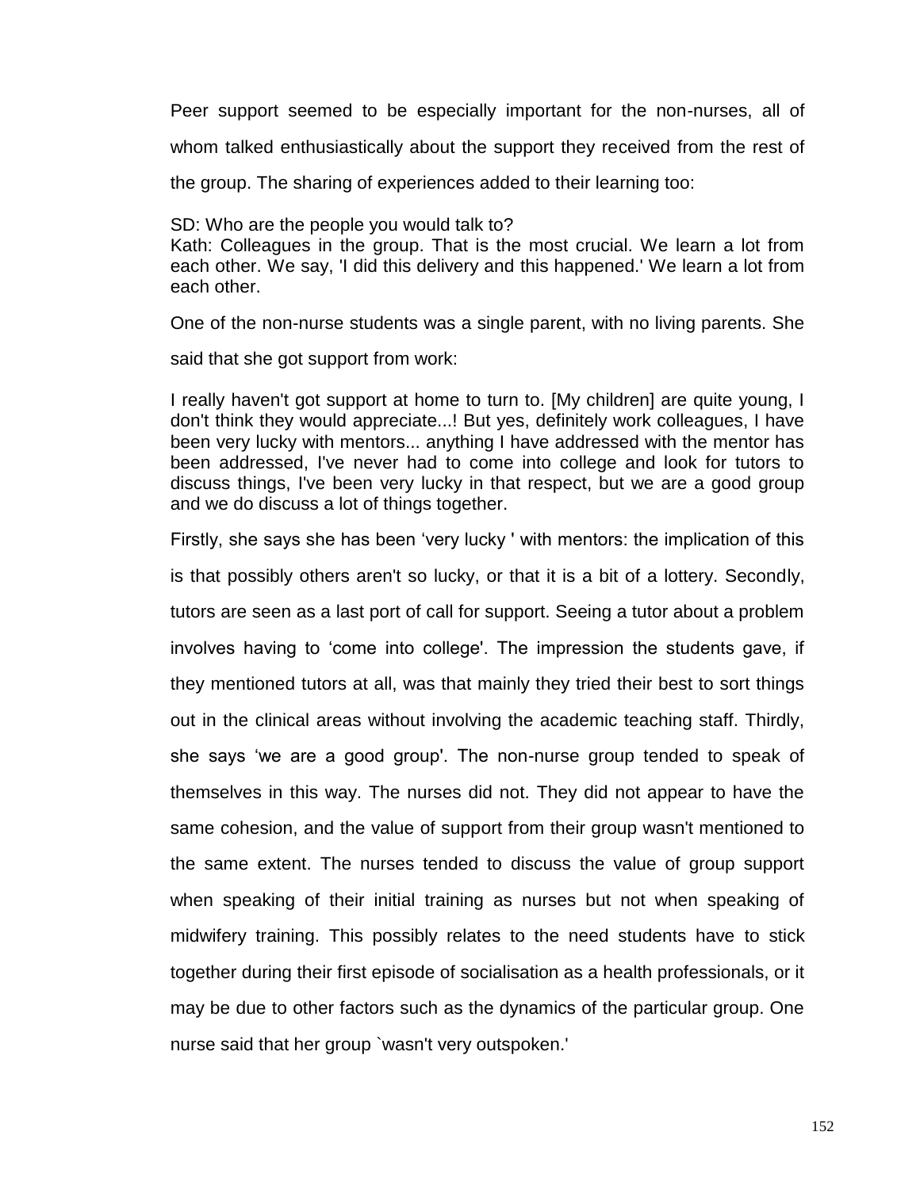Peer support seemed to be especially important for the non-nurses, all of whom talked enthusiastically about the support they received from the rest of the group. The sharing of experiences added to their learning too:

SD: Who are the people you would talk to?
Kath: Colleagues in the group. That is the most crucial. We learn a lot from each other. We say, 'I did this delivery and this happened.' We learn a lot from each other.

One of the non-nurse students was a single parent, with no living parents. She said that she got support from work:

I really haven't got support at home to turn to. [My children] are quite young, I don't think they would appreciate...! But yes, definitely work colleagues, I have been very lucky with mentors... anything I have addressed with the mentor has been addressed, I've never had to come into college and look for tutors to discuss things, I've been very lucky in that respect, but we are a good group and we do discuss a lot of things together.

Firstly, she says she has been 'very lucky ' with mentors: the implication of this is that possibly others aren't so lucky, or that it is a bit of a lottery. Secondly, tutors are seen as a last port of call for support. Seeing a tutor about a problem involves having to 'come into college'. The impression the students gave, if they mentioned tutors at all, was that mainly they tried their best to sort things out in the clinical areas without involving the academic teaching staff. Thirdly, she says 'we are a good group'. The non-nurse group tended to speak of themselves in this way. The nurses did not. They did not appear to have the same cohesion, and the value of support from their group wasn't mentioned to the same extent. The nurses tended to discuss the value of group support when speaking of their initial training as nurses but not when speaking of midwifery training. This possibly relates to the need students have to stick together during their first episode of socialisation as a health professionals, or it may be due to other factors such as the dynamics of the particular group. One nurse said that her group `wasn't very outspoken.'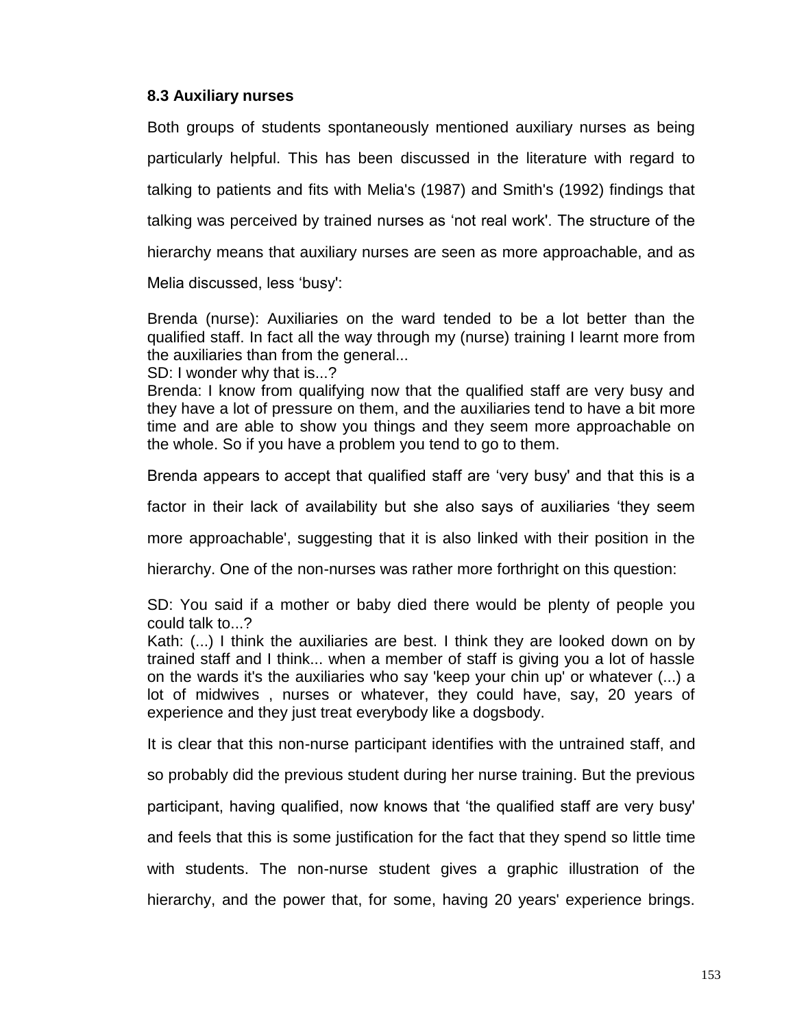### 8.3 Auxiliary nurses

Both groups of students spontaneously mentioned auxiliary nurses as being particularly helpful. This has been discussed in the literature with regard to talking to patients and fits with Melia's (1987) and Smith's (1992) findings that talking was perceived by trained nurses as 'not real work'. The structure of the hierarchy means that auxiliary nurses are seen as more approachable, and as Melia discussed, less 'busy':

Brenda (nurse): Auxiliaries on the ward tended to be a lot better than the qualified staff. In fact all the way through my (nurse) training I learnt more from the auxiliaries than from the general...
SD: I wonder why that is...?
Brenda: I know from qualifying now that the qualified staff are very busy and they have a lot of pressure on them, and the auxiliaries tend to have a bit more time and are able to show you things and they seem more approachable on the whole. So if you have a problem you tend to go to them.

Brenda appears to accept that qualified staff are 'very busy' and that this is a factor in their lack of availability but she also says of auxiliaries 'they seem more approachable', suggesting that it is also linked with their position in the hierarchy. One of the non-nurses was rather more forthright on this question:

SD: You said if a mother or baby died there would be plenty of people you could talk to...?
Kath: (...) I think the auxiliaries are best. I think they are looked down on by trained staff and I think... when a member of staff is giving you a lot of hassle on the wards it's the auxiliaries who say 'keep your chin up' or whatever (...) a lot of midwives , nurses or whatever, they could have, say, 20 years of experience and they just treat everybody like a dogsbody.

It is clear that this non-nurse participant identifies with the untrained staff, and so probably did the previous student during her nurse training. But the previous participant, having qualified, now knows that 'the qualified staff are very busy' and feels that this is some justification for the fact that they spend so little time with students. The non-nurse student gives a graphic illustration of the hierarchy, and the power that, for some, having 20 years' experience brings.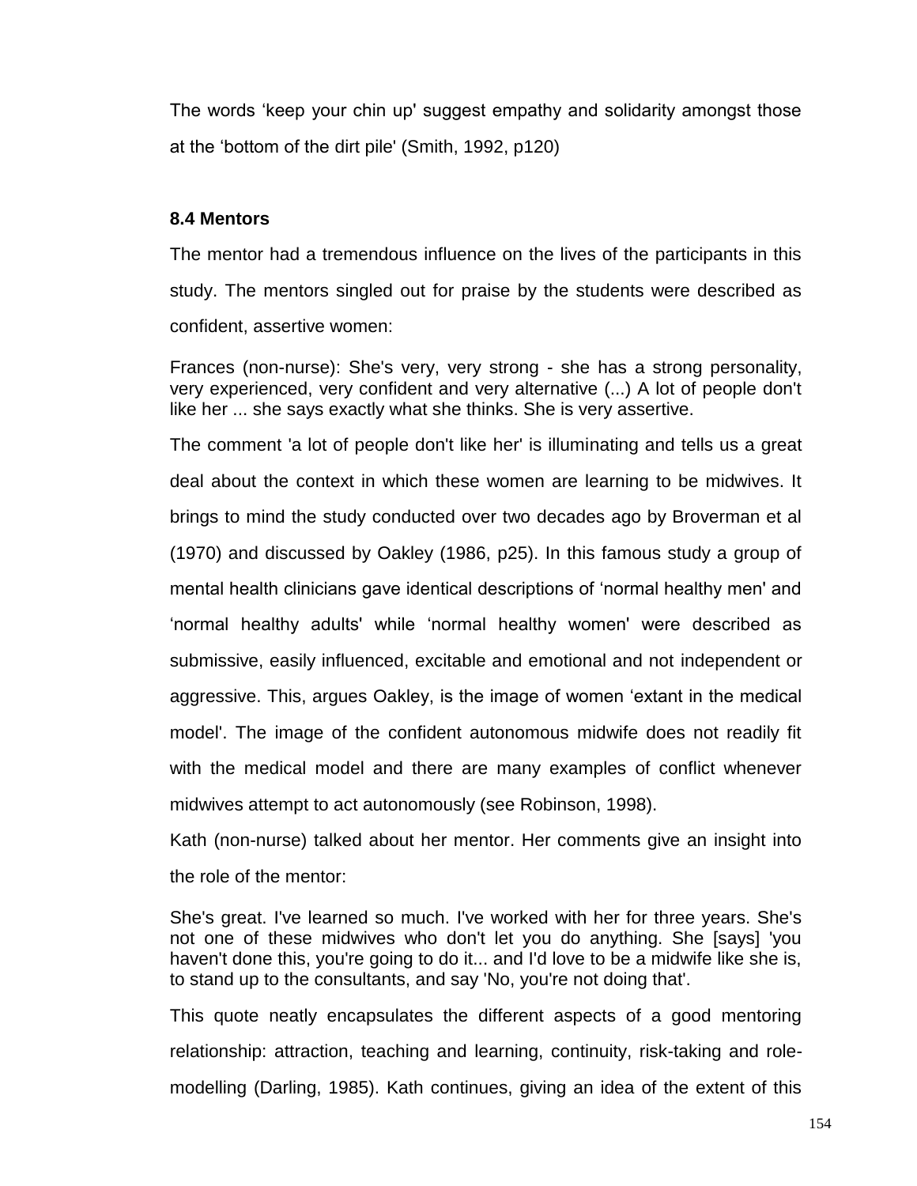The words 'keep your chin up' suggest empathy and solidarity amongst those at the 'bottom of the dirt pile' (Smith, 1992, p120)

### 8.4 Mentors

The mentor had a tremendous influence on the lives of the participants in this study. The mentors singled out for praise by the students were described as confident, assertive women:

> Frances (non-nurse): She's very, very strong - she has a strong personality, very experienced, very confident and very alternative (...) A lot of people don't like her ... she says exactly what she thinks. She is very assertive.

The comment 'a lot of people don't like her' is illuminating and tells us a great deal about the context in which these women are learning to be midwives. It brings to mind the study conducted over two decades ago by Broverman et al (1970) and discussed by Oakley (1986, p25). In this famous study a group of mental health clinicians gave identical descriptions of 'normal healthy men' and 'normal healthy adults' while 'normal healthy women' were described as submissive, easily influenced, excitable and emotional and not independent or aggressive. This, argues Oakley, is the image of women 'extant in the medical model'. The image of the confident autonomous midwife does not readily fit with the medical model and there are many examples of conflict whenever midwives attempt to act autonomously (see Robinson, 1998).

Kath (non-nurse) talked about her mentor. Her comments give an insight into the role of the mentor:

> She's great. I've learned so much. I've worked with her for three years. She's not one of these midwives who don't let you do anything. She [says] 'you haven't done this, you're going to do it... and I'd love to be a midwife like she is, to stand up to the consultants, and say 'No, you're not doing that'.

This quote neatly encapsulates the different aspects of a good mentoring relationship: attraction, teaching and learning, continuity, risk-taking and role-modelling (Darling, 1985). Kath continues, giving an idea of the extent of this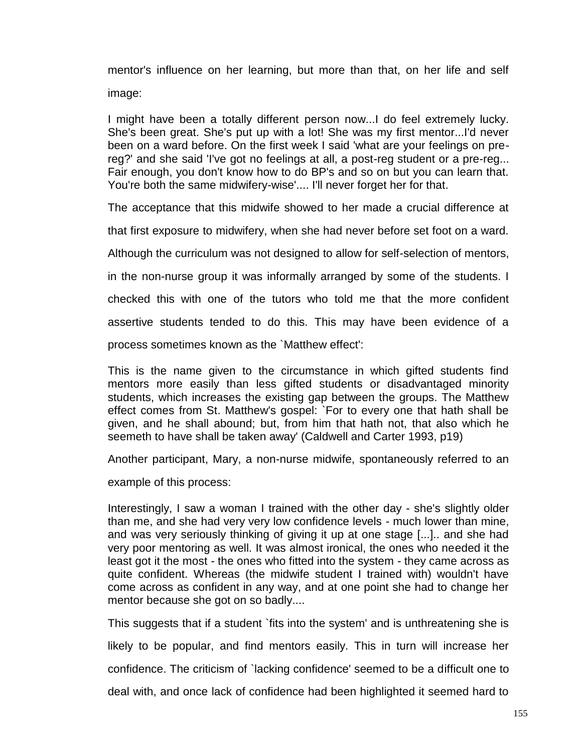mentor's influence on her learning, but more than that, on her life and self image:

> I might have been a totally different person now...I do feel extremely lucky. She's been great. She's put up with a lot! She was my first mentor...I'd never been on a ward before. On the first week I said 'what are your feelings on pre-reg?' and she said 'I've got no feelings at all, a post-reg student or a pre-reg... Fair enough, you don't know how to do BP's and so on but you can learn that. You're both the same midwifery-wise'.... I'll never forget her for that.

The acceptance that this midwife showed to her made a crucial difference at that first exposure to midwifery, when she had never before set foot on a ward. Although the curriculum was not designed to allow for self-selection of mentors, in the non-nurse group it was informally arranged by some of the students. I checked this with one of the tutors who told me that the more confident assertive students tended to do this. This may have been evidence of a process sometimes known as the `Matthew effect':

> This is the name given to the circumstance in which gifted students find mentors more easily than less gifted students or disadvantaged minority students, which increases the existing gap between the groups. The Matthew effect comes from St. Matthew's gospel: `For to every one that hath shall be given, and he shall abound; but, from him that hath not, that also which he seemeth to have shall be taken away' (Caldwell and Carter 1993, p19)

Another participant, Mary, a non-nurse midwife, spontaneously referred to an example of this process:

> Interestingly, I saw a woman I trained with the other day - she's slightly older than me, and she had very very low confidence levels - much lower than mine, and was very seriously thinking of giving it up at one stage [...].. and she had very poor mentoring as well. It was almost ironical, the ones who needed it the least got it the most - the ones who fitted into the system - they came across as quite confident. Whereas (the midwife student I trained with) wouldn't have come across as confident in any way, and at one point she had to change her mentor because she got on so badly....

This suggests that if a student `fits into the system' and is unthreatening she is likely to be popular, and find mentors easily. This in turn will increase her confidence. The criticism of `lacking confidence' seemed to be a difficult one to deal with, and once lack of confidence had been highlighted it seemed hard to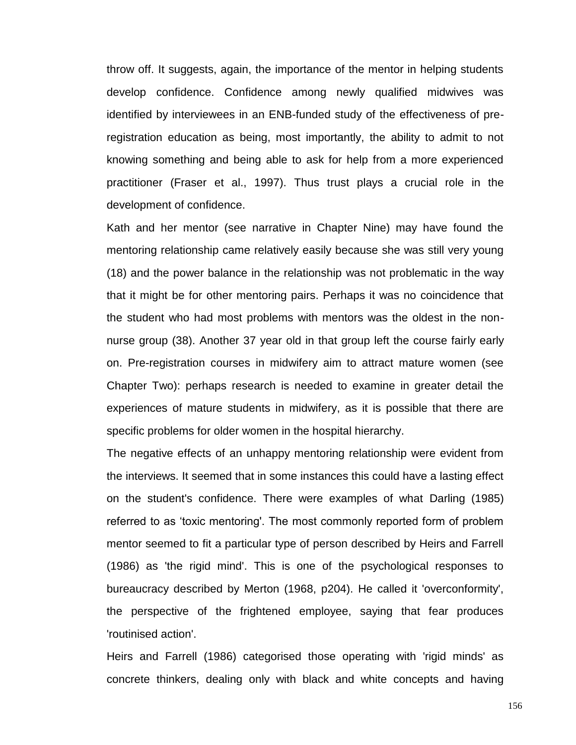throw off. It suggests, again, the importance of the mentor in helping students develop confidence. Confidence among newly qualified midwives was identified by interviewees in an ENB-funded study of the effectiveness of pre-registration education as being, most importantly, the ability to admit to not knowing something and being able to ask for help from a more experienced practitioner (Fraser et al., 1997). Thus trust plays a crucial role in the development of confidence.

Kath and her mentor (see narrative in Chapter Nine) may have found the mentoring relationship came relatively easily because she was still very young (18) and the power balance in the relationship was not problematic in the way that it might be for other mentoring pairs. Perhaps it was no coincidence that the student who had most problems with mentors was the oldest in the non-nurse group (38). Another 37 year old in that group left the course fairly early on. Pre-registration courses in midwifery aim to attract mature women (see Chapter Two): perhaps research is needed to examine in greater detail the experiences of mature students in midwifery, as it is possible that there are specific problems for older women in the hospital hierarchy.

The negative effects of an unhappy mentoring relationship were evident from the interviews. It seemed that in some instances this could have a lasting effect on the student's confidence. There were examples of what Darling (1985) referred to as 'toxic mentoring'. The most commonly reported form of problem mentor seemed to fit a particular type of person described by Heirs and Farrell (1986) as 'the rigid mind'. This is one of the psychological responses to bureaucracy described by Merton (1968, p204). He called it 'overconformity', the perspective of the frightened employee, saying that fear produces 'routinised action'.

Heirs and Farrell (1986) categorised those operating with 'rigid minds' as concrete thinkers, dealing only with black and white concepts and having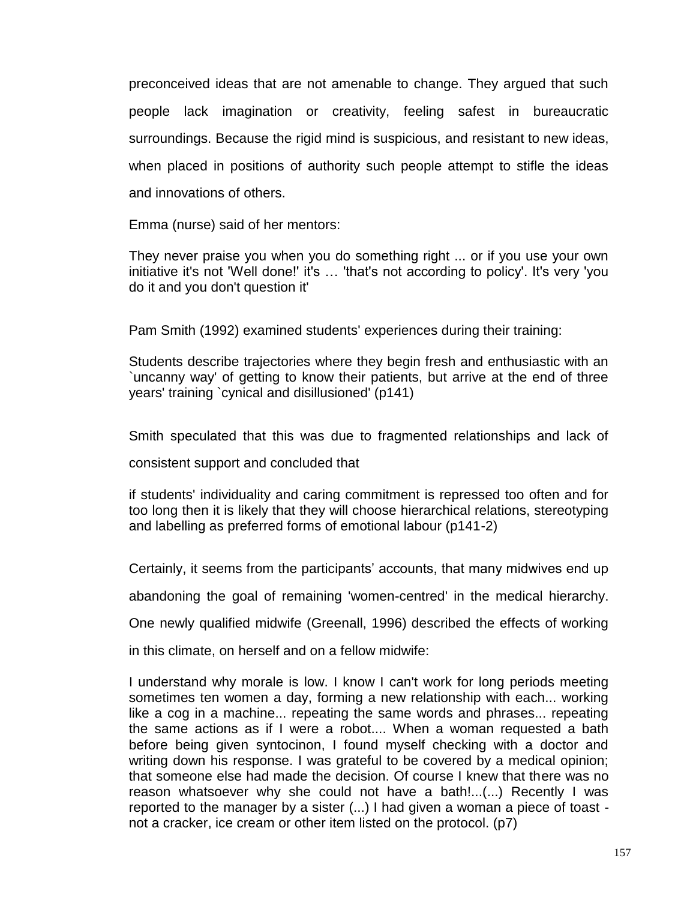preconceived ideas that are not amenable to change. They argued that such people lack imagination or creativity, feeling safest in bureaucratic surroundings. Because the rigid mind is suspicious, and resistant to new ideas, when placed in positions of authority such people attempt to stifle the ideas and innovations of others.

Emma (nurse) said of her mentors:

> They never praise you when you do something right ... or if you use your own initiative it's not 'Well done!' it's … 'that's not according to policy'. It's very 'you do it and you don't question it'

Pam Smith (1992) examined students' experiences during their training:

> Students describe trajectories where they begin fresh and enthusiastic with an `uncanny way' of getting to know their patients, but arrive at the end of three years' training `cynical and disillusioned' (p141)

Smith speculated that this was due to fragmented relationships and lack of consistent support and concluded that

> if students' individuality and caring commitment is repressed too often and for too long then it is likely that they will choose hierarchical relations, stereotyping and labelling as preferred forms of emotional labour (p141-2)

Certainly, it seems from the participants' accounts, that many midwives end up abandoning the goal of remaining 'women-centred' in the medical hierarchy. One newly qualified midwife (Greenall, 1996) described the effects of working in this climate, on herself and on a fellow midwife:

> I understand why morale is low. I know I can't work for long periods meeting sometimes ten women a day, forming a new relationship with each... working like a cog in a machine... repeating the same words and phrases... repeating the same actions as if I were a robot.... When a woman requested a bath before being given syntocinon, I found myself checking with a doctor and writing down his response. I was grateful to be covered by a medical opinion; that someone else had made the decision. Of course I knew that there was no reason whatsoever why she could not have a bath!...(...) Recently I was reported to the manager by a sister (...) I had given a woman a piece of toast - not a cracker, ice cream or other item listed on the protocol. (p7)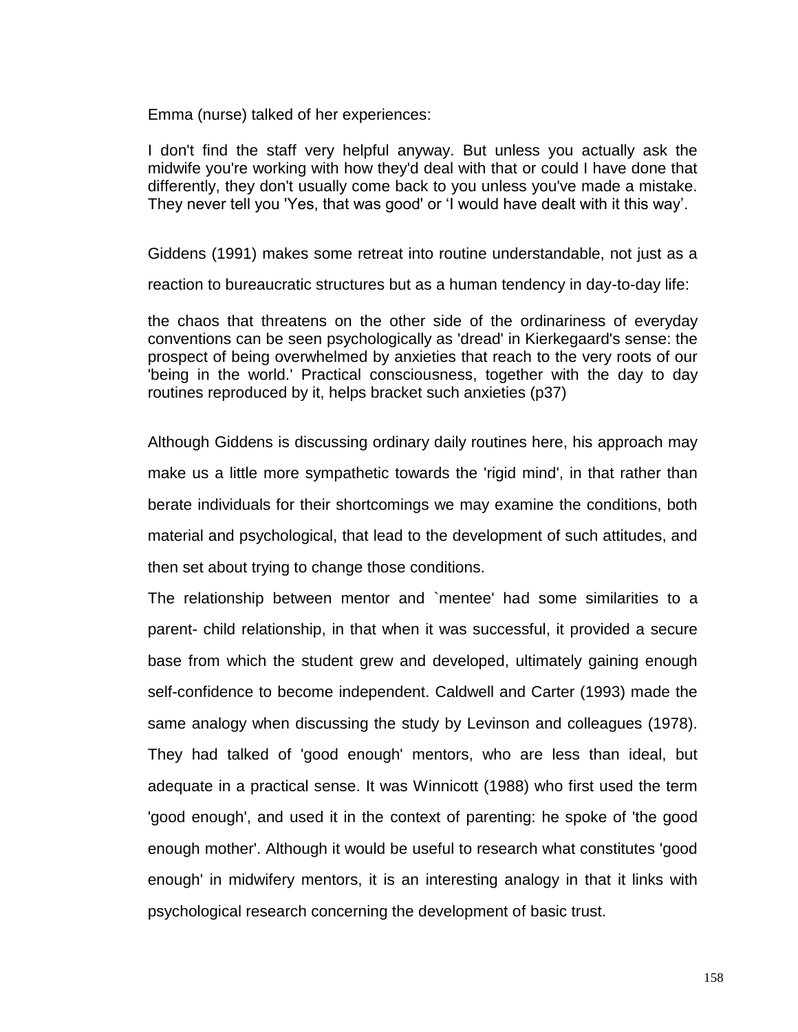Emma (nurse) talked of her experiences:

> I don't find the staff very helpful anyway. But unless you actually ask the midwife you're working with how they'd deal with that or could I have done that differently, they don't usually come back to you unless you've made a mistake. They never tell you 'Yes, that was good' or 'I would have dealt with it this way'.

Giddens (1991) makes some retreat into routine understandable, not just as a reaction to bureaucratic structures but as a human tendency in day-to-day life:

> the chaos that threatens on the other side of the ordinariness of everyday conventions can be seen psychologically as 'dread' in Kierkegaard's sense: the prospect of being overwhelmed by anxieties that reach to the very roots of our 'being in the world.' Practical consciousness, together with the day to day routines reproduced by it, helps bracket such anxieties (p37)

Although Giddens is discussing ordinary daily routines here, his approach may make us a little more sympathetic towards the 'rigid mind', in that rather than berate individuals for their shortcomings we may examine the conditions, both material and psychological, that lead to the development of such attitudes, and then set about trying to change those conditions.

The relationship between mentor and `mentee' had some similarities to a parent- child relationship, in that when it was successful, it provided a secure base from which the student grew and developed, ultimately gaining enough self-confidence to become independent. Caldwell and Carter (1993) made the same analogy when discussing the study by Levinson and colleagues (1978). They had talked of 'good enough' mentors, who are less than ideal, but adequate in a practical sense. It was Winnicott (1988) who first used the term 'good enough', and used it in the context of parenting: he spoke of 'the good enough mother'. Although it would be useful to research what constitutes 'good enough' in midwifery mentors, it is an interesting analogy in that it links with psychological research concerning the development of basic trust.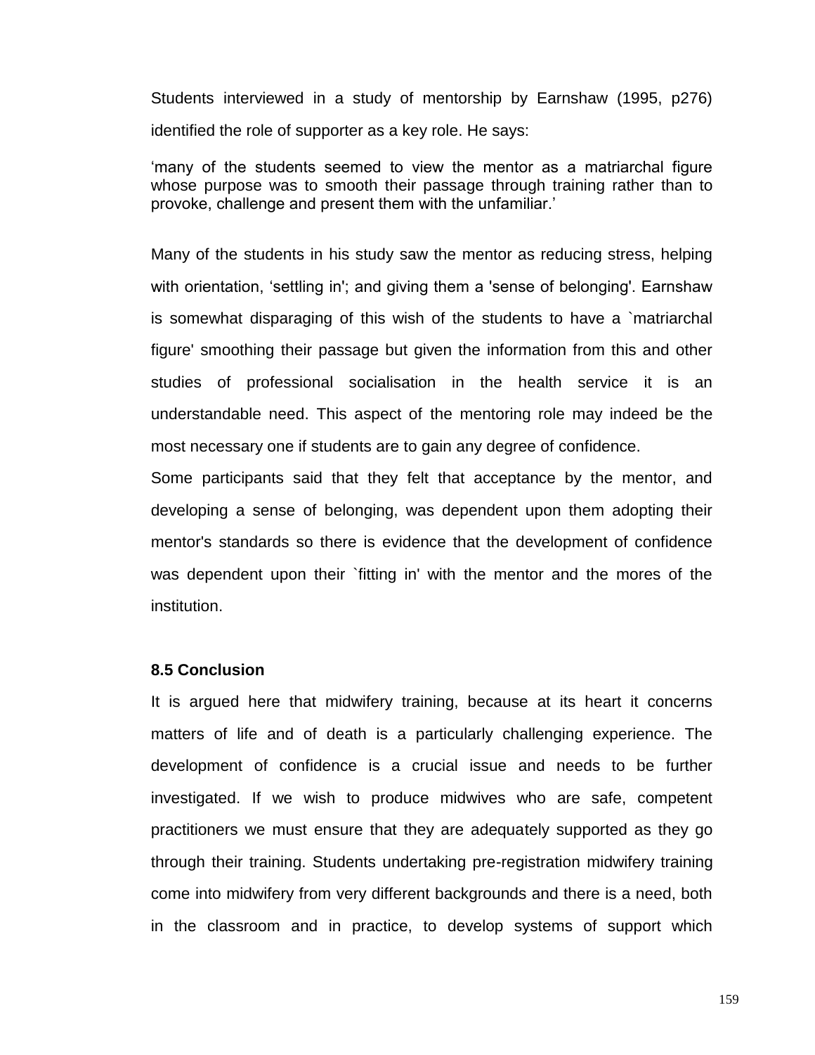Students interviewed in a study of mentorship by Earnshaw (1995, p276) identified the role of supporter as a key role. He says:

> 'many of the students seemed to view the mentor as a matriarchal figure whose purpose was to smooth their passage through training rather than to provoke, challenge and present them with the unfamiliar.'

Many of the students in his study saw the mentor as reducing stress, helping with orientation, 'settling in'; and giving them a 'sense of belonging'. Earnshaw is somewhat disparaging of this wish of the students to have a `matriarchal figure' smoothing their passage but given the information from this and other studies of professional socialisation in the health service it is an understandable need. This aspect of the mentoring role may indeed be the most necessary one if students are to gain any degree of confidence.

Some participants said that they felt that acceptance by the mentor, and developing a sense of belonging, was dependent upon them adopting their mentor's standards so there is evidence that the development of confidence was dependent upon their `fitting in' with the mentor and the mores of the institution.

### 8.5 Conclusion

It is argued here that midwifery training, because at its heart it concerns matters of life and of death is a particularly challenging experience. The development of confidence is a crucial issue and needs to be further investigated. If we wish to produce midwives who are safe, competent practitioners we must ensure that they are adequately supported as they go through their training. Students undertaking pre-registration midwifery training come into midwifery from very different backgrounds and there is a need, both in the classroom and in practice, to develop systems of support which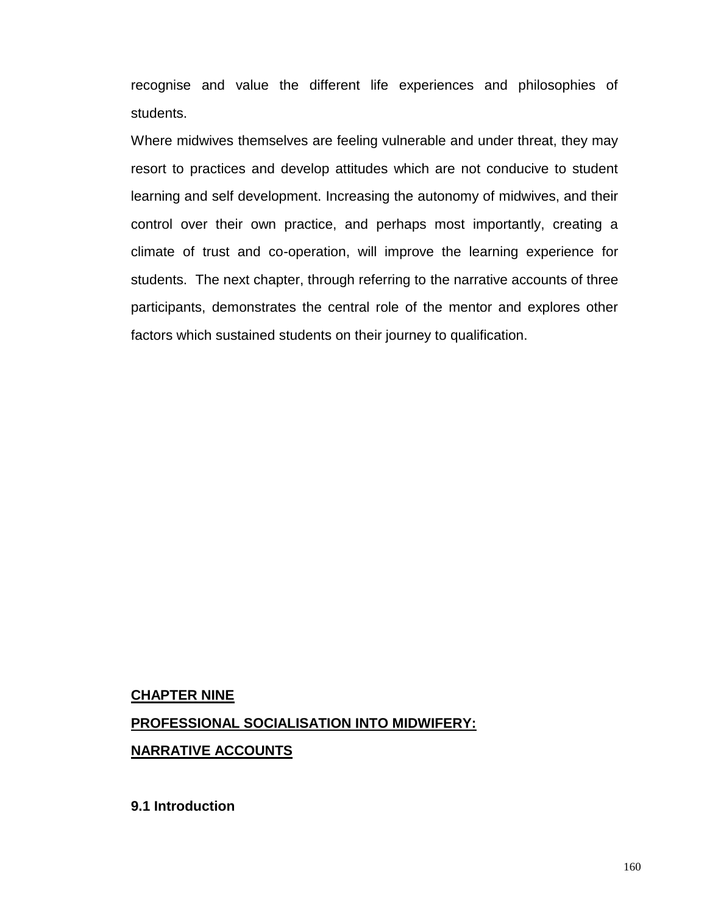recognise and value the different life experiences and philosophies of students.

Where midwives themselves are feeling vulnerable and under threat, they may resort to practices and develop attitudes which are not conducive to student learning and self development. Increasing the autonomy of midwives, and their control over their own practice, and perhaps most importantly, creating a climate of trust and co-operation, will improve the learning experience for students. The next chapter, through referring to the narrative accounts of three participants, demonstrates the central role of the mentor and explores other factors which sustained students on their journey to qualification.

# CHAPTER NINE

# PROFESSIONAL SOCIALISATION INTO MIDWIFERY: NARRATIVE ACCOUNTS

## 9.1 Introduction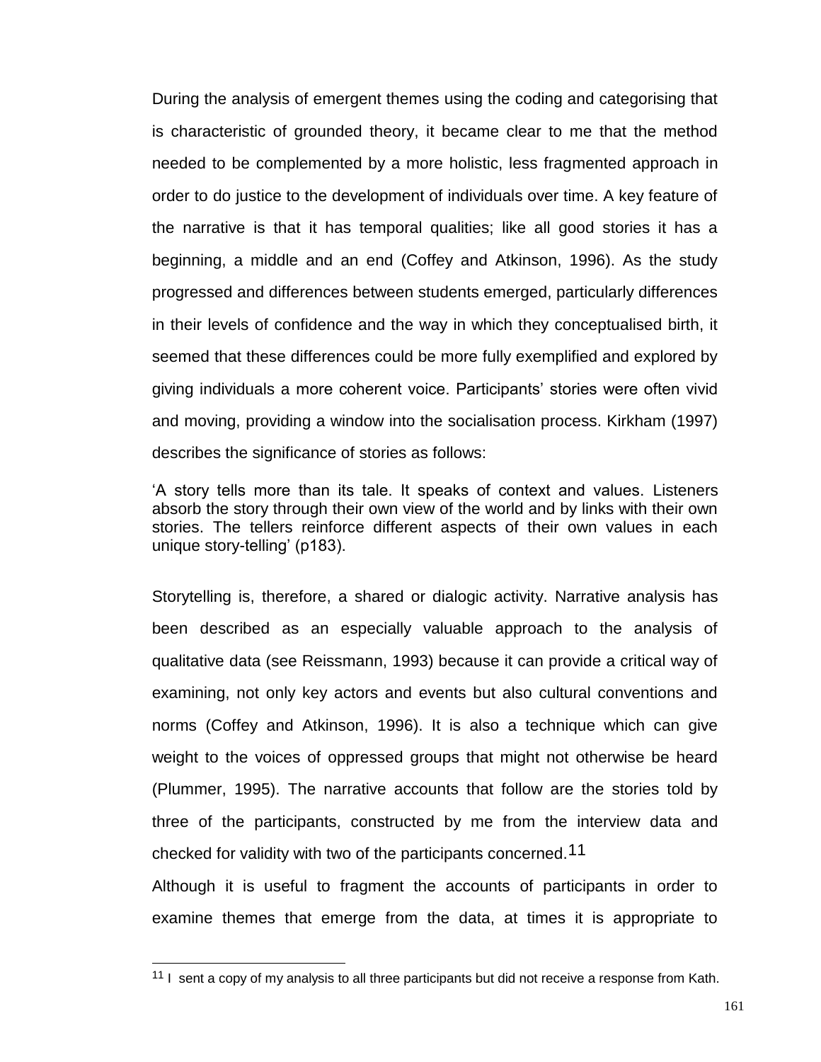During the analysis of emergent themes using the coding and categorising that is characteristic of grounded theory, it became clear to me that the method needed to be complemented by a more holistic, less fragmented approach in order to do justice to the development of individuals over time. A key feature of the narrative is that it has temporal qualities; like all good stories it has a beginning, a middle and an end (Coffey and Atkinson, 1996). As the study progressed and differences between students emerged, particularly differences in their levels of confidence and the way in which they conceptualised birth, it seemed that these differences could be more fully exemplified and explored by giving individuals a more coherent voice. Participants' stories were often vivid and moving, providing a window into the socialisation process. Kirkham (1997) describes the significance of stories as follows:

> 'A story tells more than its tale. It speaks of context and values. Listeners absorb the story through their own view of the world and by links with their own stories. The tellers reinforce different aspects of their own values in each unique story-telling' (p183).

Storytelling is, therefore, a shared or dialogic activity. Narrative analysis has been described as an especially valuable approach to the analysis of qualitative data (see Reissmann, 1993) because it can provide a critical way of examining, not only key actors and events but also cultural conventions and norms (Coffey and Atkinson, 1996). It is also a technique which can give weight to the voices of oppressed groups that might not otherwise be heard (Plummer, 1995). The narrative accounts that follow are the stories told by three of the participants, constructed by me from the interview data and checked for validity with two of the participants concerned.[11]

Although it is useful to fragment the accounts of participants in order to examine themes that emerge from the data, at times it is appropriate to

[11] I sent a copy of my analysis to all three participants but did not receive a response from Kath.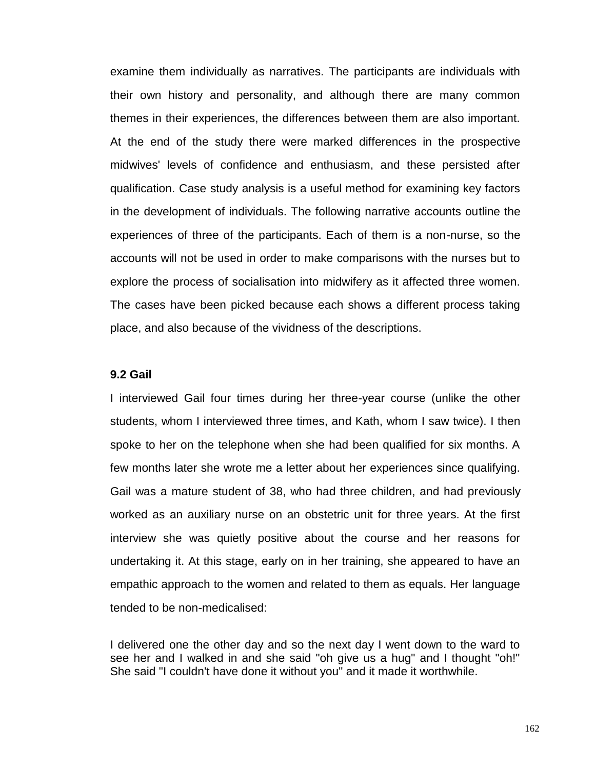examine them individually as narratives. The participants are individuals with their own history and personality, and although there are many common themes in their experiences, the differences between them are also important. At the end of the study there were marked differences in the prospective midwives' levels of confidence and enthusiasm, and these persisted after qualification. Case study analysis is a useful method for examining key factors in the development of individuals. The following narrative accounts outline the experiences of three of the participants. Each of them is a non-nurse, so the accounts will not be used in order to make comparisons with the nurses but to explore the process of socialisation into midwifery as it affected three women. The cases have been picked because each shows a different process taking place, and also because of the vividness of the descriptions.

### 9.2 Gail

I interviewed Gail four times during her three-year course (unlike the other students, whom I interviewed three times, and Kath, whom I saw twice). I then spoke to her on the telephone when she had been qualified for six months. A few months later she wrote me a letter about her experiences since qualifying. Gail was a mature student of 38, who had three children, and had previously worked as an auxiliary nurse on an obstetric unit for three years. At the first interview she was quietly positive about the course and her reasons for undertaking it. At this stage, early on in her training, she appeared to have an empathic approach to the women and related to them as equals. Her language tended to be non-medicalised:

> I delivered one the other day and so the next day I went down to the ward to see her and I walked in and she said "oh give us a hug" and I thought "oh!" She said "I couldn't have done it without you" and it made it worthwhile.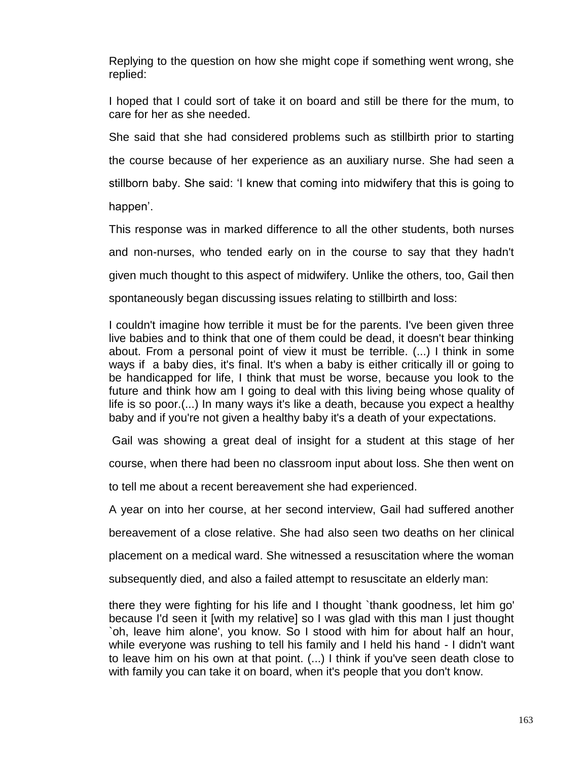Replying to the question on how she might cope if something went wrong, she replied:

> I hoped that I could sort of take it on board and still be there for the mum, to care for her as she needed.

She said that she had considered problems such as stillbirth prior to starting the course because of her experience as an auxiliary nurse. She had seen a stillborn baby. She said: 'I knew that coming into midwifery that this is going to happen'.

This response was in marked difference to all the other students, both nurses and non-nurses, who tended early on in the course to say that they hadn't given much thought to this aspect of midwifery. Unlike the others, too, Gail then spontaneously began discussing issues relating to stillbirth and loss:

> I couldn't imagine how terrible it must be for the parents. I've been given three live babies and to think that one of them could be dead, it doesn't bear thinking about. From a personal point of view it must be terrible. (...) I think in some ways if a baby dies, it's final. It's when a baby is either critically ill or going to be handicapped for life, I think that must be worse, because you look to the future and think how am I going to deal with this living being whose quality of life is so poor.(...) In many ways it's like a death, because you expect a healthy baby and if you're not given a healthy baby it's a death of your expectations.

Gail was showing a great deal of insight for a student at this stage of her course, when there had been no classroom input about loss. She then went on to tell me about a recent bereavement she had experienced.

A year on into her course, at her second interview, Gail had suffered another bereavement of a close relative. She had also seen two deaths on her clinical placement on a medical ward. She witnessed a resuscitation where the woman subsequently died, and also a failed attempt to resuscitate an elderly man:

> there they were fighting for his life and I thought `thank goodness, let him go' because I'd seen it [with my relative] so I was glad with this man I just thought `oh, leave him alone', you know. So I stood with him for about half an hour, while everyone was rushing to tell his family and I held his hand - I didn't want to leave him on his own at that point. (...) I think if you've seen death close to with family you can take it on board, when it's people that you don't know.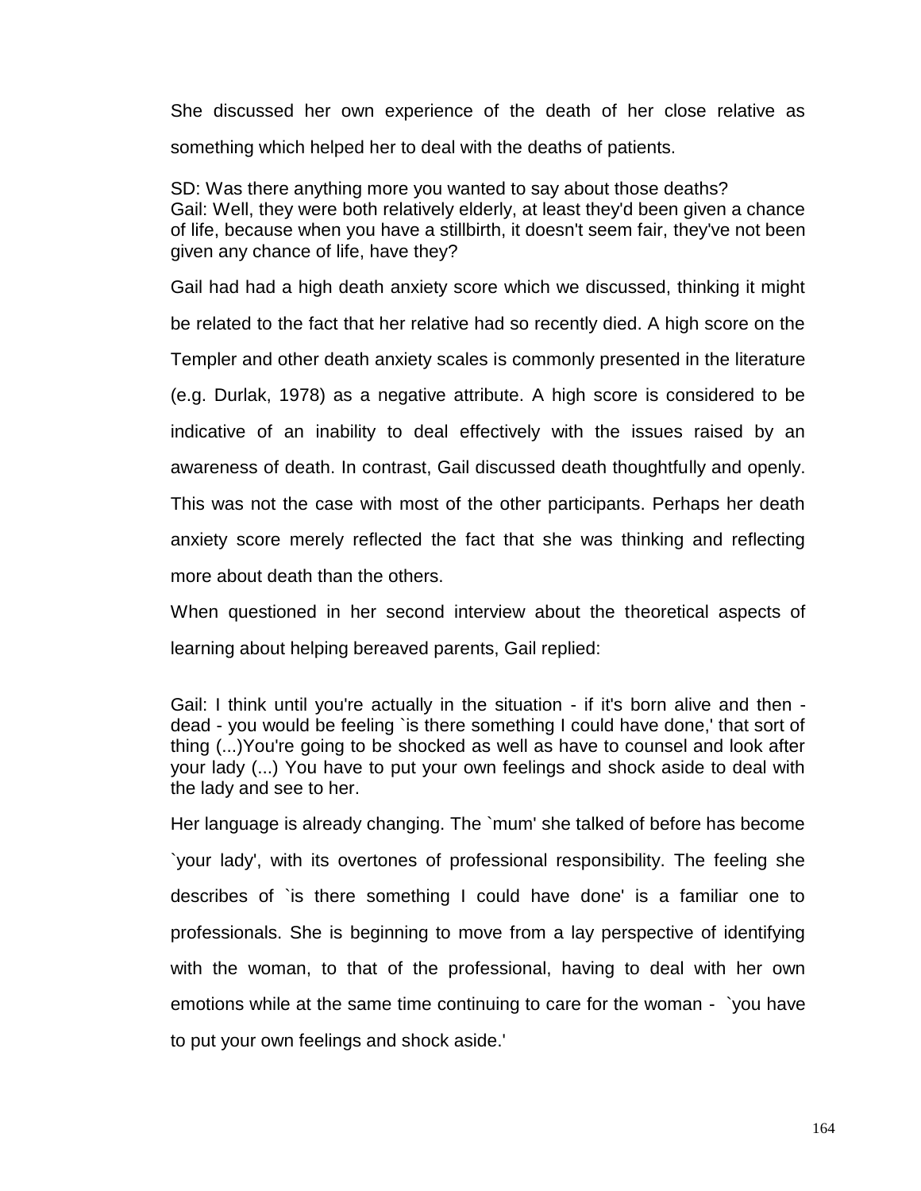She discussed her own experience of the death of her close relative as something which helped her to deal with the deaths of patients.

SD: Was there anything more you wanted to say about those deaths?
Gail: Well, they were both relatively elderly, at least they'd been given a chance of life, because when you have a stillbirth, it doesn't seem fair, they've not been given any chance of life, have they?

Gail had had a high death anxiety score which we discussed, thinking it might be related to the fact that her relative had so recently died. A high score on the Templer and other death anxiety scales is commonly presented in the literature (e.g. Durlak, 1978) as a negative attribute. A high score is considered to be indicative of an inability to deal effectively with the issues raised by an awareness of death. In contrast, Gail discussed death thoughtfully and openly. This was not the case with most of the other participants. Perhaps her death anxiety score merely reflected the fact that she was thinking and reflecting more about death than the others.

When questioned in her second interview about the theoretical aspects of learning about helping bereaved parents, Gail replied:

Gail: I think until you're actually in the situation - if it's born alive and then - dead - you would be feeling `is there something I could have done,' that sort of thing (...)You're going to be shocked as well as have to counsel and look after your lady (...) You have to put your own feelings and shock aside to deal with the lady and see to her.

Her language is already changing. The `mum' she talked of before has become `your lady', with its overtones of professional responsibility. The feeling she describes of `is there something I could have done' is a familiar one to professionals. She is beginning to move from a lay perspective of identifying with the woman, to that of the professional, having to deal with her own emotions while at the same time continuing to care for the woman - `you have to put your own feelings and shock aside.'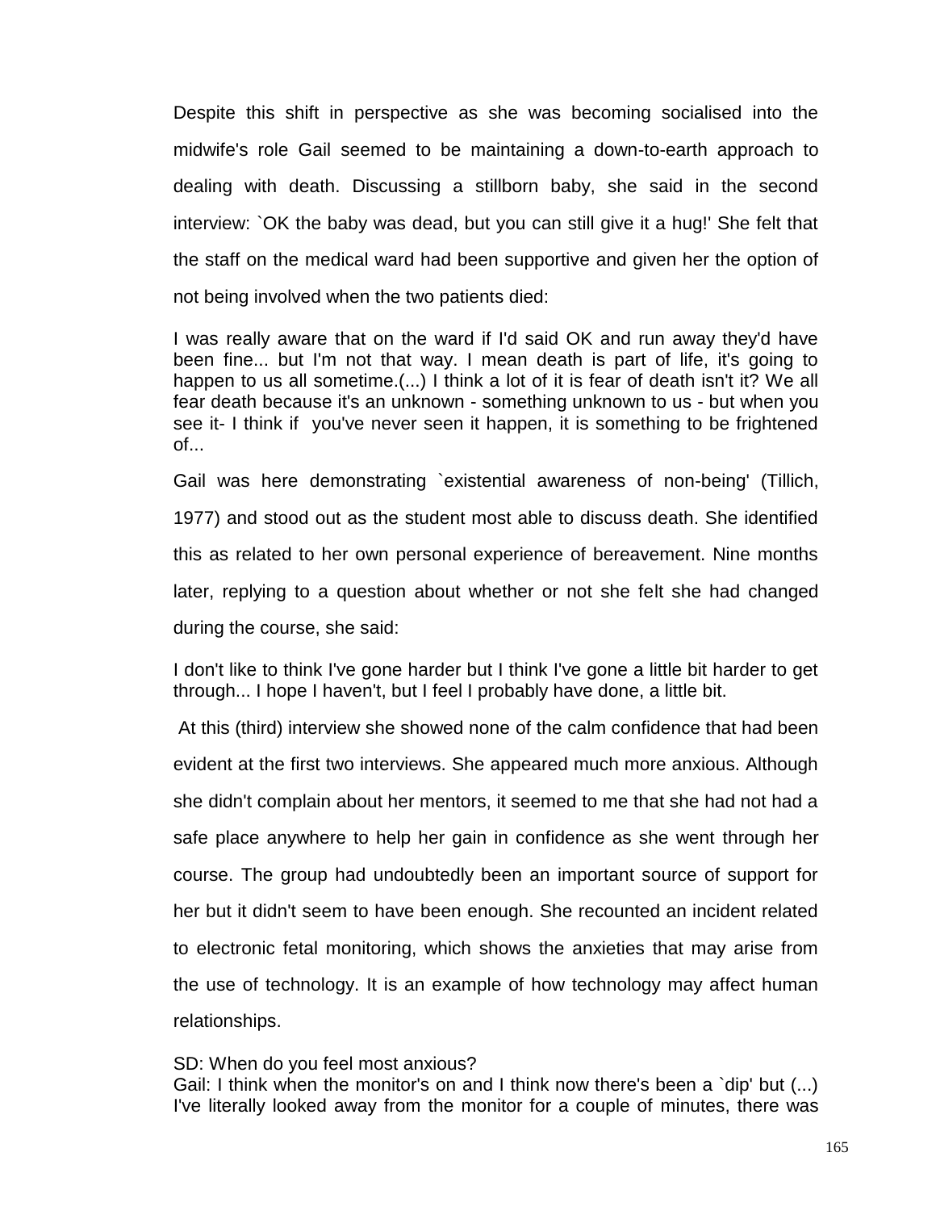Despite this shift in perspective as she was becoming socialised into the midwife's role Gail seemed to be maintaining a down-to-earth approach to dealing with death. Discussing a stillborn baby, she said in the second interview: `OK the baby was dead, but you can still give it a hug!' She felt that the staff on the medical ward had been supportive and given her the option of not being involved when the two patients died:

I was really aware that on the ward if I'd said OK and run away they'd have been fine... but I'm not that way. I mean death is part of life, it's going to happen to us all sometime.(...) I think a lot of it is fear of death isn't it? We all fear death because it's an unknown - something unknown to us - but when you see it- I think if you've never seen it happen, it is something to be frightened of...

Gail was here demonstrating `existential awareness of non-being' (Tillich, 1977) and stood out as the student most able to discuss death. She identified this as related to her own personal experience of bereavement. Nine months later, replying to a question about whether or not she felt she had changed during the course, she said:

I don't like to think I've gone harder but I think I've gone a little bit harder to get through... I hope I haven't, but I feel I probably have done, a little bit.

At this (third) interview she showed none of the calm confidence that had been evident at the first two interviews. She appeared much more anxious. Although she didn't complain about her mentors, it seemed to me that she had not had a safe place anywhere to help her gain in confidence as she went through her course. The group had undoubtedly been an important source of support for her but it didn't seem to have been enough. She recounted an incident related to electronic fetal monitoring, which shows the anxieties that may arise from the use of technology. It is an example of how technology may affect human relationships.

SD: When do you feel most anxious?
Gail: I think when the monitor's on and I think now there's been a `dip' but (...) I've literally looked away from the monitor for a couple of minutes, there was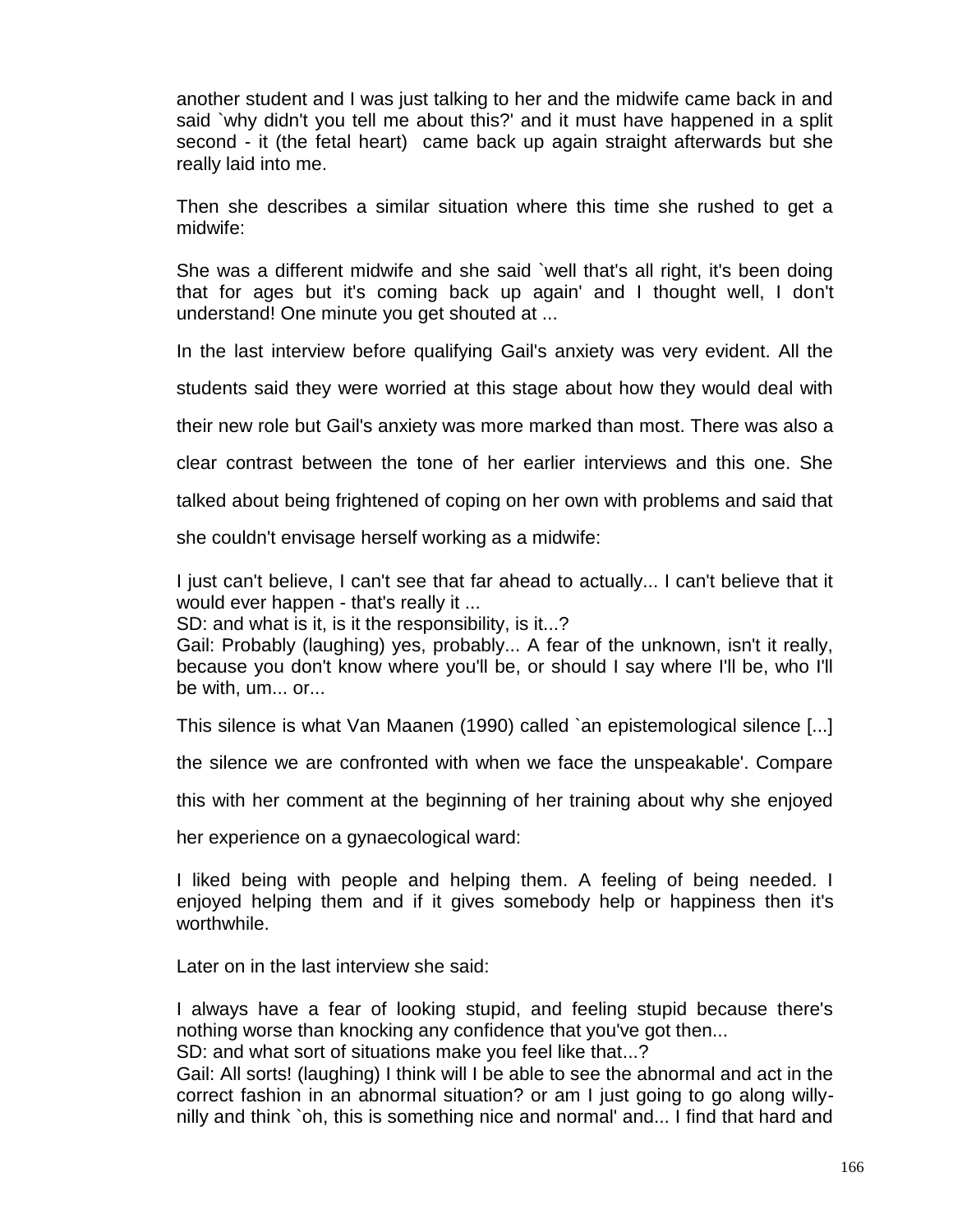another student and I was just talking to her and the midwife came back in and said `why didn't you tell me about this?' and it must have happened in a split second - it (the fetal heart) came back up again straight afterwards but she really laid into me.

Then she describes a similar situation where this time she rushed to get a midwife:

She was a different midwife and she said `well that's all right, it's been doing that for ages but it's coming back up again' and I thought well, I don't understand! One minute you get shouted at ...

In the last interview before qualifying Gail's anxiety was very evident. All the students said they were worried at this stage about how they would deal with their new role but Gail's anxiety was more marked than most. There was also a clear contrast between the tone of her earlier interviews and this one. She talked about being frightened of coping on her own with problems and said that she couldn't envisage herself working as a midwife:

I just can't believe, I can't see that far ahead to actually... I can't believe that it would ever happen - that's really it ...
SD: and what is it, is it the responsibility, is it...?
Gail: Probably (laughing) yes, probably... A fear of the unknown, isn't it really, because you don't know where you'll be, or should I say where I'll be, who I'll be with, um... or...

This silence is what Van Maanen (1990) called `an epistemological silence [...] the silence we are confronted with when we face the unspeakable'. Compare this with her comment at the beginning of her training about why she enjoyed her experience on a gynaecological ward:

I liked being with people and helping them. A feeling of being needed. I enjoyed helping them and if it gives somebody help or happiness then it's worthwhile.

Later on in the last interview she said:

I always have a fear of looking stupid, and feeling stupid because there's nothing worse than knocking any confidence that you've got then...
SD: and what sort of situations make you feel like that...?
Gail: All sorts! (laughing) I think will I be able to see the abnormal and act in the correct fashion in an abnormal situation? or am I just going to go along willy-nilly and think `oh, this is something nice and normal' and... I find that hard and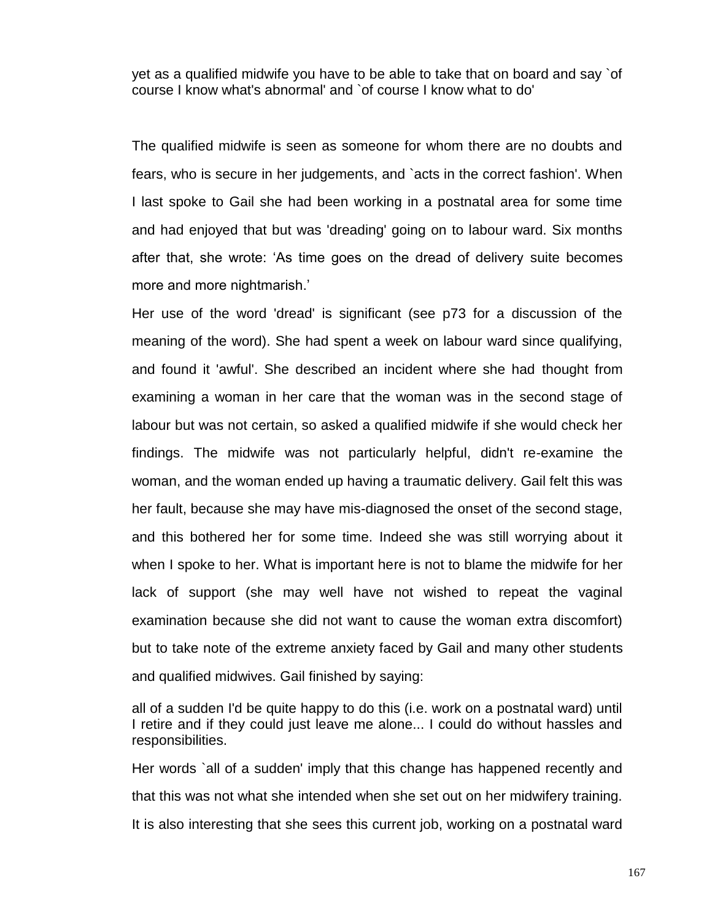yet as a qualified midwife you have to be able to take that on board and say `of course I know what's abnormal' and `of course I know what to do'

The qualified midwife is seen as someone for whom there are no doubts and fears, who is secure in her judgements, and `acts in the correct fashion'. When I last spoke to Gail she had been working in a postnatal area for some time and had enjoyed that but was 'dreading' going on to labour ward. Six months after that, she wrote: 'As time goes on the dread of delivery suite becomes more and more nightmarish.'

Her use of the word 'dread' is significant (see p73 for a discussion of the meaning of the word). She had spent a week on labour ward since qualifying, and found it 'awful'. She described an incident where she had thought from examining a woman in her care that the woman was in the second stage of labour but was not certain, so asked a qualified midwife if she would check her findings. The midwife was not particularly helpful, didn't re-examine the woman, and the woman ended up having a traumatic delivery. Gail felt this was her fault, because she may have mis-diagnosed the onset of the second stage, and this bothered her for some time. Indeed she was still worrying about it when I spoke to her. What is important here is not to blame the midwife for her lack of support (she may well have not wished to repeat the vaginal examination because she did not want to cause the woman extra discomfort) but to take note of the extreme anxiety faced by Gail and many other students and qualified midwives. Gail finished by saying:

all of a sudden I'd be quite happy to do this (i.e. work on a postnatal ward) until I retire and if they could just leave me alone... I could do without hassles and responsibilities.

Her words `all of a sudden' imply that this change has happened recently and that this was not what she intended when she set out on her midwifery training. It is also interesting that she sees this current job, working on a postnatal ward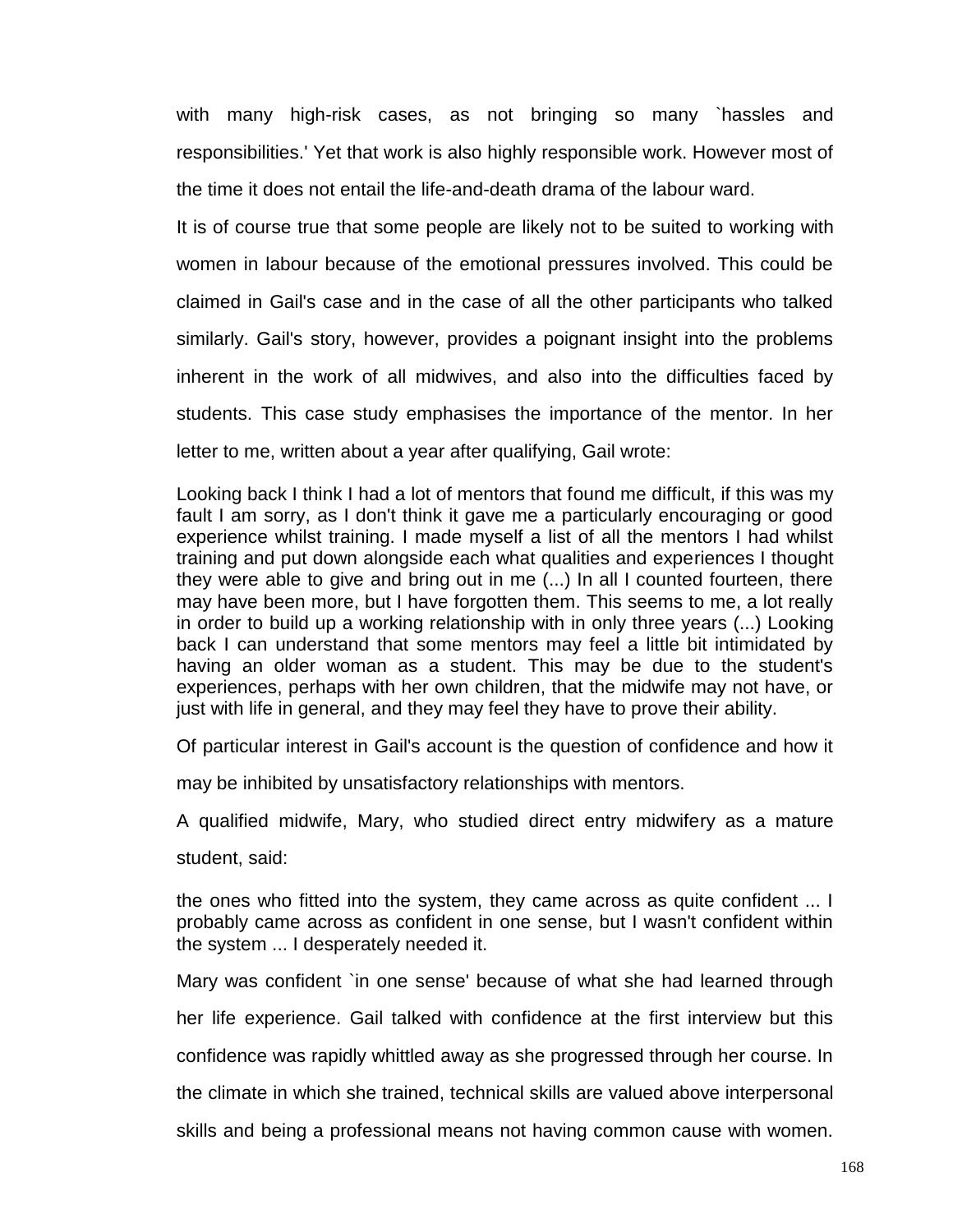with many high-risk cases, as not bringing so many `hassles and responsibilities.' Yet that work is also highly responsible work. However most of the time it does not entail the life-and-death drama of the labour ward.

It is of course true that some people are likely not to be suited to working with women in labour because of the emotional pressures involved. This could be claimed in Gail's case and in the case of all the other participants who talked similarly. Gail's story, however, provides a poignant insight into the problems inherent in the work of all midwives, and also into the difficulties faced by students. This case study emphasises the importance of the mentor. In her letter to me, written about a year after qualifying, Gail wrote:

> Looking back I think I had a lot of mentors that found me difficult, if this was my fault I am sorry, as I don't think it gave me a particularly encouraging or good experience whilst training. I made myself a list of all the mentors I had whilst training and put down alongside each what qualities and experiences I thought they were able to give and bring out in me (...) In all I counted fourteen, there may have been more, but I have forgotten them. This seems to me, a lot really in order to build up a working relationship with in only three years (...) Looking back I can understand that some mentors may feel a little bit intimidated by having an older woman as a student. This may be due to the student's experiences, perhaps with her own children, that the midwife may not have, or just with life in general, and they may feel they have to prove their ability.

Of particular interest in Gail's account is the question of confidence and how it may be inhibited by unsatisfactory relationships with mentors.

A qualified midwife, Mary, who studied direct entry midwifery as a mature student, said:

> the ones who fitted into the system, they came across as quite confident ... I probably came across as confident in one sense, but I wasn't confident within the system ... I desperately needed it.

Mary was confident `in one sense' because of what she had learned through her life experience. Gail talked with confidence at the first interview but this confidence was rapidly whittled away as she progressed through her course. In the climate in which she trained, technical skills are valued above interpersonal skills and being a professional means not having common cause with women.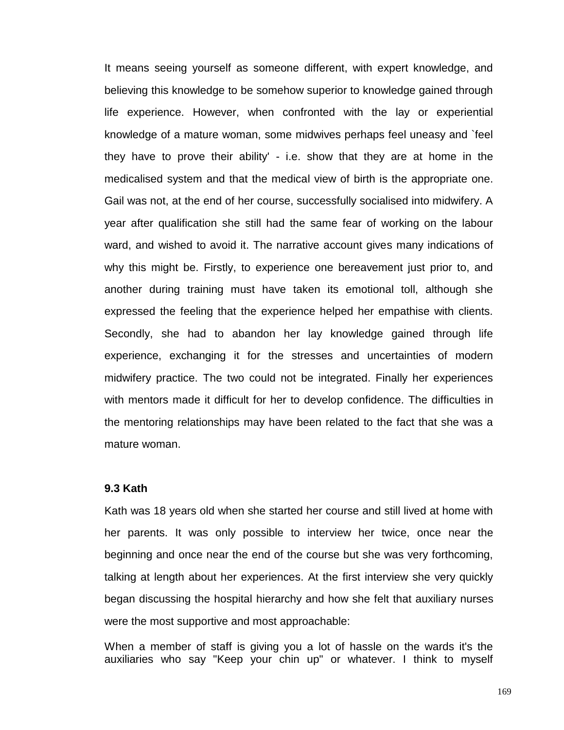It means seeing yourself as someone different, with expert knowledge, and believing this knowledge to be somehow superior to knowledge gained through life experience. However, when confronted with the lay or experiential knowledge of a mature woman, some midwives perhaps feel uneasy and `feel they have to prove their ability' - i.e. show that they are at home in the medicalised system and that the medical view of birth is the appropriate one. Gail was not, at the end of her course, successfully socialised into midwifery. A year after qualification she still had the same fear of working on the labour ward, and wished to avoid it. The narrative account gives many indications of why this might be. Firstly, to experience one bereavement just prior to, and another during training must have taken its emotional toll, although she expressed the feeling that the experience helped her empathise with clients. Secondly, she had to abandon her lay knowledge gained through life experience, exchanging it for the stresses and uncertainties of modern midwifery practice. The two could not be integrated. Finally her experiences with mentors made it difficult for her to develop confidence. The difficulties in the mentoring relationships may have been related to the fact that she was a mature woman.

### 9.3 Kath

Kath was 18 years old when she started her course and still lived at home with her parents. It was only possible to interview her twice, once near the beginning and once near the end of the course but she was very forthcoming, talking at length about her experiences. At the first interview she very quickly began discussing the hospital hierarchy and how she felt that auxiliary nurses were the most supportive and most approachable:

When a member of staff is giving you a lot of hassle on the wards it's the auxiliaries who say "Keep your chin up" or whatever. I think to myself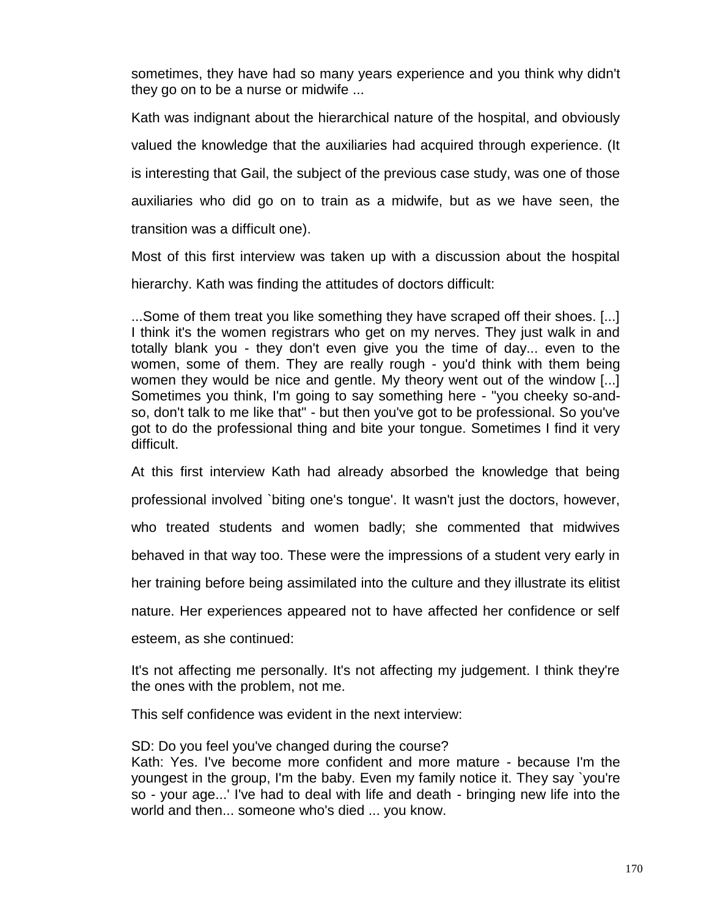sometimes, they have had so many years experience and you think why didn't they go on to be a nurse or midwife ...

Kath was indignant about the hierarchical nature of the hospital, and obviously valued the knowledge that the auxiliaries had acquired through experience. (It is interesting that Gail, the subject of the previous case study, was one of those auxiliaries who did go on to train as a midwife, but as we have seen, the transition was a difficult one).

Most of this first interview was taken up with a discussion about the hospital hierarchy. Kath was finding the attitudes of doctors difficult:

...Some of them treat you like something they have scraped off their shoes. [...] I think it's the women registrars who get on my nerves. They just walk in and totally blank you - they don't even give you the time of day... even to the women, some of them. They are really rough - you'd think with them being women they would be nice and gentle. My theory went out of the window [...] Sometimes you think, I'm going to say something here - "you cheeky so-and-so, don't talk to me like that" - but then you've got to be professional. So you've got to do the professional thing and bite your tongue. Sometimes I find it very difficult.

At this first interview Kath had already absorbed the knowledge that being professional involved `biting one's tongue'. It wasn't just the doctors, however, who treated students and women badly; she commented that midwives behaved in that way too. These were the impressions of a student very early in her training before being assimilated into the culture and they illustrate its elitist nature. Her experiences appeared not to have affected her confidence or self esteem, as she continued:

It's not affecting me personally. It's not affecting my judgement. I think they're the ones with the problem, not me.

This self confidence was evident in the next interview:

SD: Do you feel you've changed during the course?
Kath: Yes. I've become more confident and more mature - because I'm the youngest in the group, I'm the baby. Even my family notice it. They say `you're so - your age...' I've had to deal with life and death - bringing new life into the world and then... someone who's died ... you know.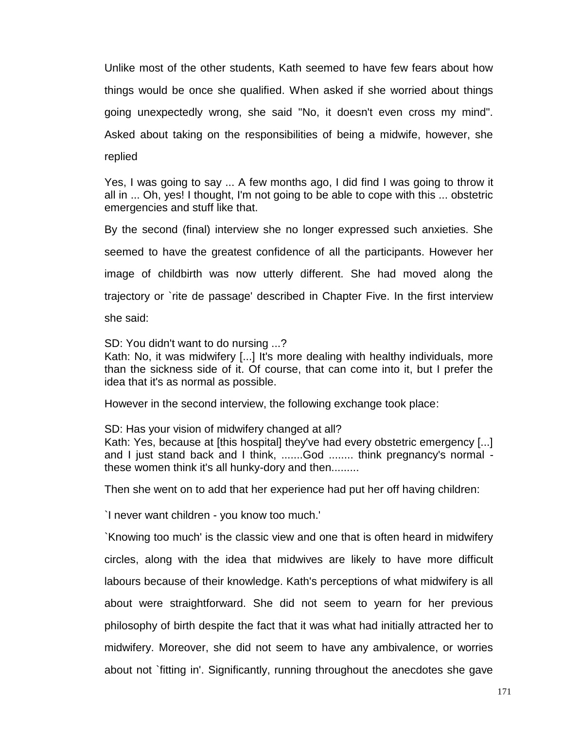Unlike most of the other students, Kath seemed to have few fears about how things would be once she qualified. When asked if she worried about things going unexpectedly wrong, she said "No, it doesn't even cross my mind". Asked about taking on the responsibilities of being a midwife, however, she replied

Yes, I was going to say ... A few months ago, I did find I was going to throw it all in ... Oh, yes! I thought, I'm not going to be able to cope with this ... obstetric emergencies and stuff like that.

By the second (final) interview she no longer expressed such anxieties. She seemed to have the greatest confidence of all the participants. However her image of childbirth was now utterly different. She had moved along the trajectory or `rite de passage' described in Chapter Five. In the first interview she said:

SD: You didn't want to do nursing ...?
Kath: No, it was midwifery [...] It's more dealing with healthy individuals, more than the sickness side of it. Of course, that can come into it, but I prefer the idea that it's as normal as possible.

However in the second interview, the following exchange took place:

SD: Has your vision of midwifery changed at all?
Kath: Yes, because at [this hospital] they've had every obstetric emergency [...] and I just stand back and I think, .......God ........ think pregnancy's normal - these women think it's all hunky-dory and then.........

Then she went on to add that her experience had put her off having children:

`I never want children - you know too much.'

`Knowing too much' is the classic view and one that is often heard in midwifery circles, along with the idea that midwives are likely to have more difficult labours because of their knowledge. Kath's perceptions of what midwifery is all about were straightforward. She did not seem to yearn for her previous philosophy of birth despite the fact that it was what had initially attracted her to midwifery. Moreover, she did not seem to have any ambivalence, or worries about not `fitting in'. Significantly, running throughout the anecdotes she gave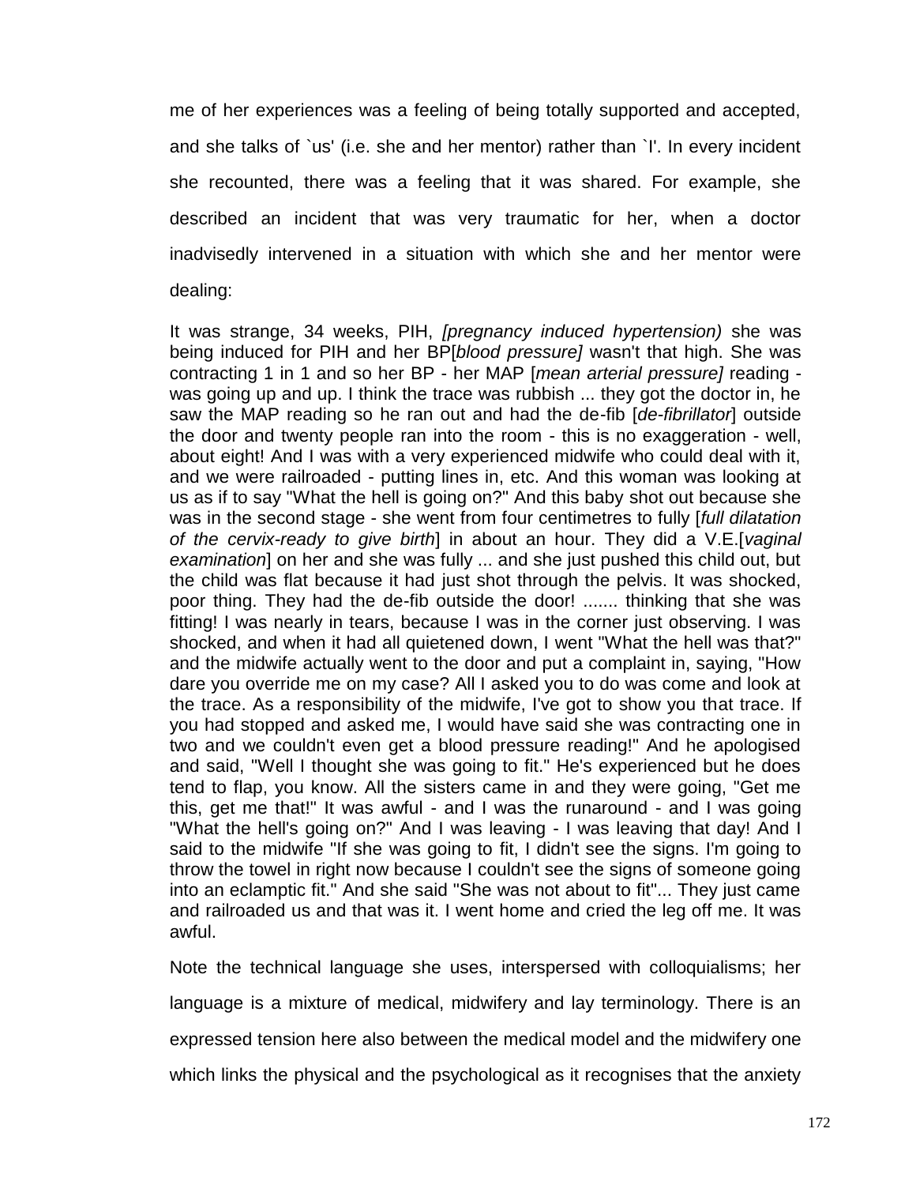me of her experiences was a feeling of being totally supported and accepted, and she talks of `us' (i.e. she and her mentor) rather than `I'. In every incident she recounted, there was a feeling that it was shared. For example, she described an incident that was very traumatic for her, when a doctor inadvisedly intervened in a situation with which she and her mentor were dealing:

It was strange, 34 weeks, PIH, *[pregnancy induced hypertension)* she was being induced for PIH and her BP[*blood pressure]* wasn't that high. She was contracting 1 in 1 and so her BP - her MAP [*mean arterial pressure]* reading - was going up and up. I think the trace was rubbish ... they got the doctor in, he saw the MAP reading so he ran out and had the de-fib [*de-fibrillator*] outside the door and twenty people ran into the room - this is no exaggeration - well, about eight! And I was with a very experienced midwife who could deal with it, and we were railroaded - putting lines in, etc. And this woman was looking at us as if to say "What the hell is going on?" And this baby shot out because she was in the second stage - she went from four centimetres to fully [*full dilatation of the cervix-ready to give birth*] in about an hour. They did a V.E.[*vaginal examination*] on her and she was fully ... and she just pushed this child out, but the child was flat because it had just shot through the pelvis. It was shocked, poor thing. They had the de-fib outside the door! ....... thinking that she was fitting! I was nearly in tears, because I was in the corner just observing. I was shocked, and when it had all quietened down, I went "What the hell was that?" and the midwife actually went to the door and put a complaint in, saying, "How dare you override me on my case? All I asked you to do was come and look at the trace. As a responsibility of the midwife, I've got to show you that trace. If you had stopped and asked me, I would have said she was contracting one in two and we couldn't even get a blood pressure reading!" And he apologised and said, "Well I thought she was going to fit." He's experienced but he does tend to flap, you know. All the sisters came in and they were going, "Get me this, get me that!" It was awful - and I was the runaround - and I was going "What the hell's going on?" And I was leaving - I was leaving that day! And I said to the midwife "If she was going to fit, I didn't see the signs. I'm going to throw the towel in right now because I couldn't see the signs of someone going into an eclamptic fit." And she said "She was not about to fit"... They just came and railroaded us and that was it. I went home and cried the leg off me. It was awful.

Note the technical language she uses, interspersed with colloquialisms; her language is a mixture of medical, midwifery and lay terminology. There is an expressed tension here also between the medical model and the midwifery one which links the physical and the psychological as it recognises that the anxiety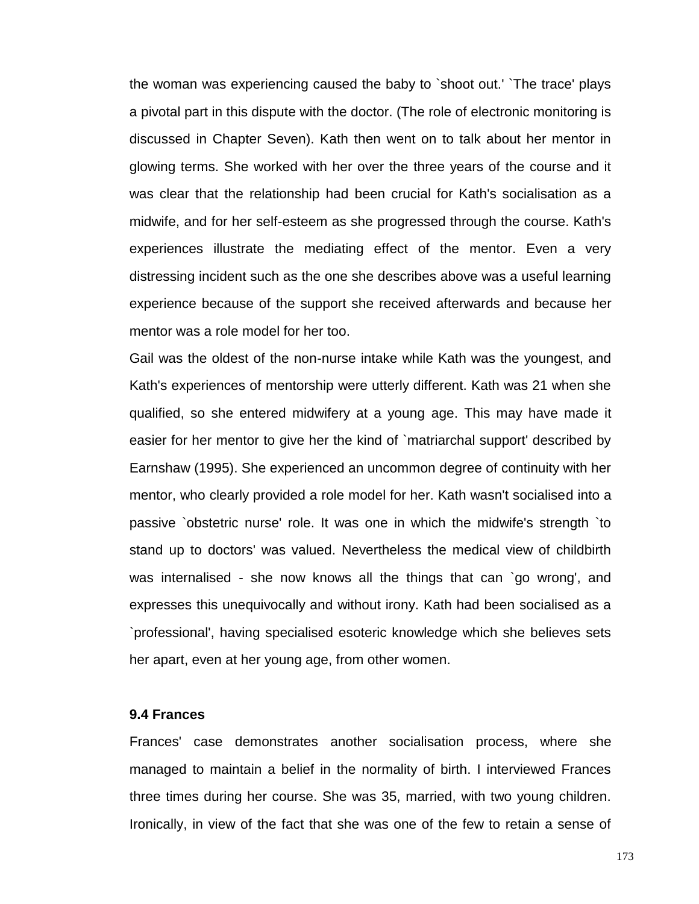the woman was experiencing caused the baby to `shoot out.' `The trace' plays a pivotal part in this dispute with the doctor. (The role of electronic monitoring is discussed in Chapter Seven). Kath then went on to talk about her mentor in glowing terms. She worked with her over the three years of the course and it was clear that the relationship had been crucial for Kath's socialisation as a midwife, and for her self-esteem as she progressed through the course. Kath's experiences illustrate the mediating effect of the mentor. Even a very distressing incident such as the one she describes above was a useful learning experience because of the support she received afterwards and because her mentor was a role model for her too.

Gail was the oldest of the non-nurse intake while Kath was the youngest, and Kath's experiences of mentorship were utterly different. Kath was 21 when she qualified, so she entered midwifery at a young age. This may have made it easier for her mentor to give her the kind of `matriarchal support' described by Earnshaw (1995). She experienced an uncommon degree of continuity with her mentor, who clearly provided a role model for her. Kath wasn't socialised into a passive `obstetric nurse' role. It was one in which the midwife's strength `to stand up to doctors' was valued. Nevertheless the medical view of childbirth was internalised - she now knows all the things that can `go wrong', and expresses this unequivocally and without irony. Kath had been socialised as a `professional', having specialised esoteric knowledge which she believes sets her apart, even at her young age, from other women.

### 9.4 Frances

Frances' case demonstrates another socialisation process, where she managed to maintain a belief in the normality of birth. I interviewed Frances three times during her course. She was 35, married, with two young children. Ironically, in view of the fact that she was one of the few to retain a sense of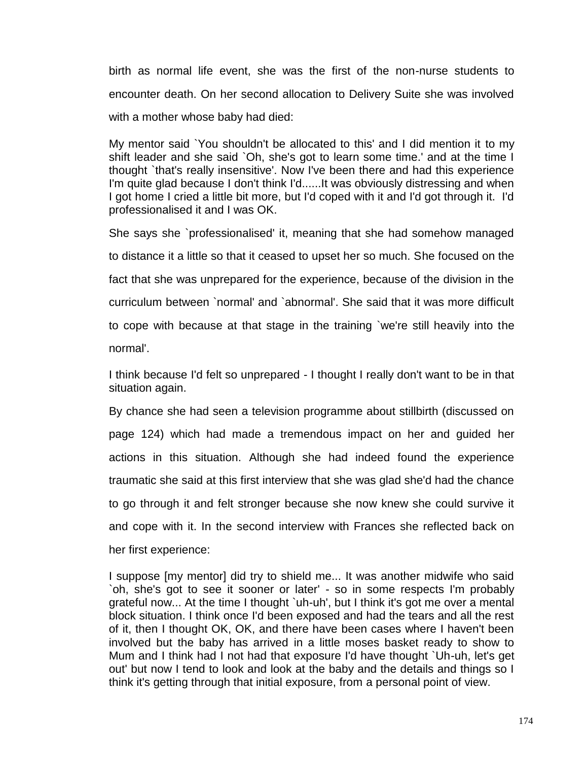birth as normal life event, she was the first of the non-nurse students to encounter death. On her second allocation to Delivery Suite she was involved with a mother whose baby had died:

> My mentor said `You shouldn't be allocated to this' and I did mention it to my shift leader and she said `Oh, she's got to learn some time.' and at the time I thought `that's really insensitive'. Now I've been there and had this experience I'm quite glad because I don't think I'd......It was obviously distressing and when I got home I cried a little bit more, but I'd coped with it and I'd got through it. I'd professionalised it and I was OK.

She says she `professionalised' it, meaning that she had somehow managed to distance it a little so that it ceased to upset her so much. She focused on the fact that she was unprepared for the experience, because of the division in the curriculum between `normal' and `abnormal'. She said that it was more difficult to cope with because at that stage in the training `we're still heavily into the normal'.

> I think because I'd felt so unprepared - I thought I really don't want to be in that situation again.

By chance she had seen a television programme about stillbirth (discussed on page 124) which had made a tremendous impact on her and guided her actions in this situation. Although she had indeed found the experience traumatic she said at this first interview that she was glad she'd had the chance to go through it and felt stronger because she now knew she could survive it and cope with it. In the second interview with Frances she reflected back on her first experience:

> I suppose [my mentor] did try to shield me... It was another midwife who said `oh, she's got to see it sooner or later' - so in some respects I'm probably grateful now... At the time I thought `uh-uh', but I think it's got me over a mental block situation. I think once I'd been exposed and had the tears and all the rest of it, then I thought OK, OK, and there have been cases where I haven't been involved but the baby has arrived in a little moses basket ready to show to Mum and I think had I not had that exposure I'd have thought `Uh-uh, let's get out' but now I tend to look and look at the baby and the details and things so I think it's getting through that initial exposure, from a personal point of view.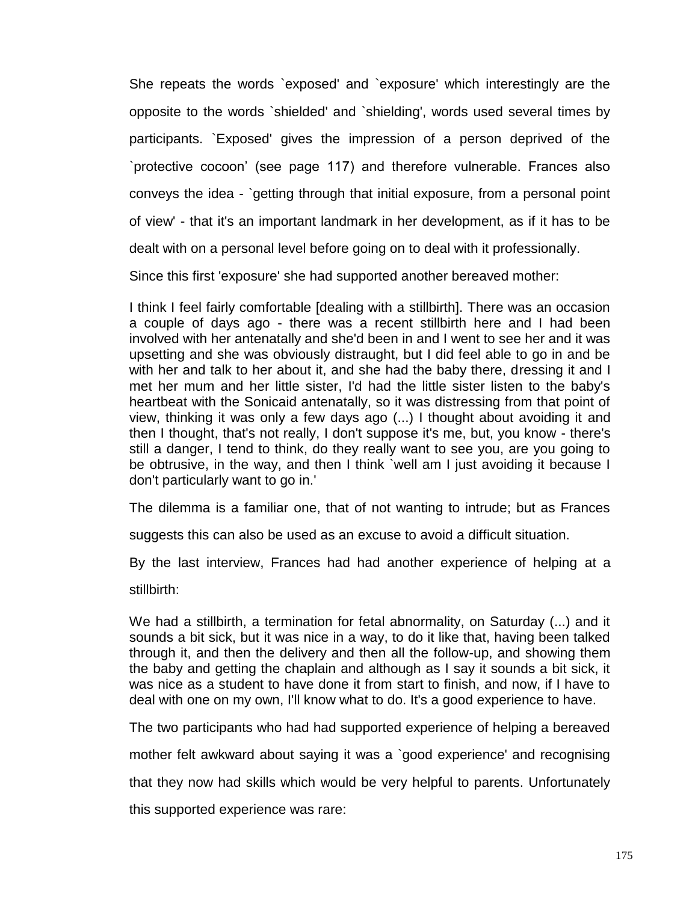She repeats the words `exposed' and `exposure' which interestingly are the opposite to the words `shielded' and `shielding', words used several times by participants. `Exposed' gives the impression of a person deprived of the `protective cocoon' (see page 117) and therefore vulnerable. Frances also conveys the idea - `getting through that initial exposure, from a personal point of view' - that it's an important landmark in her development, as if it has to be dealt with on a personal level before going on to deal with it professionally.

Since this first 'exposure' she had supported another bereaved mother:

> I think I feel fairly comfortable [dealing with a stillbirth]. There was an occasion a couple of days ago - there was a recent stillbirth here and I had been involved with her antenatally and she'd been in and I went to see her and it was upsetting and she was obviously distraught, but I did feel able to go in and be with her and talk to her about it, and she had the baby there, dressing it and I met her mum and her little sister, I'd had the little sister listen to the baby's heartbeat with the Sonicaid antenatally, so it was distressing from that point of view, thinking it was only a few days ago (...) I thought about avoiding it and then I thought, that's not really, I don't suppose it's me, but, you know - there's still a danger, I tend to think, do they really want to see you, are you going to be obtrusive, in the way, and then I think `well am I just avoiding it because I don't particularly want to go in.'

The dilemma is a familiar one, that of not wanting to intrude; but as Frances suggests this can also be used as an excuse to avoid a difficult situation.

By the last interview, Frances had had another experience of helping at a stillbirth:

> We had a stillbirth, a termination for fetal abnormality, on Saturday (...) and it sounds a bit sick, but it was nice in a way, to do it like that, having been talked through it, and then the delivery and then all the follow-up, and showing them the baby and getting the chaplain and although as I say it sounds a bit sick, it was nice as a student to have done it from start to finish, and now, if I have to deal with one on my own, I'll know what to do. It's a good experience to have.

The two participants who had had supported experience of helping a bereaved mother felt awkward about saying it was a `good experience' and recognising that they now had skills which would be very helpful to parents. Unfortunately this supported experience was rare: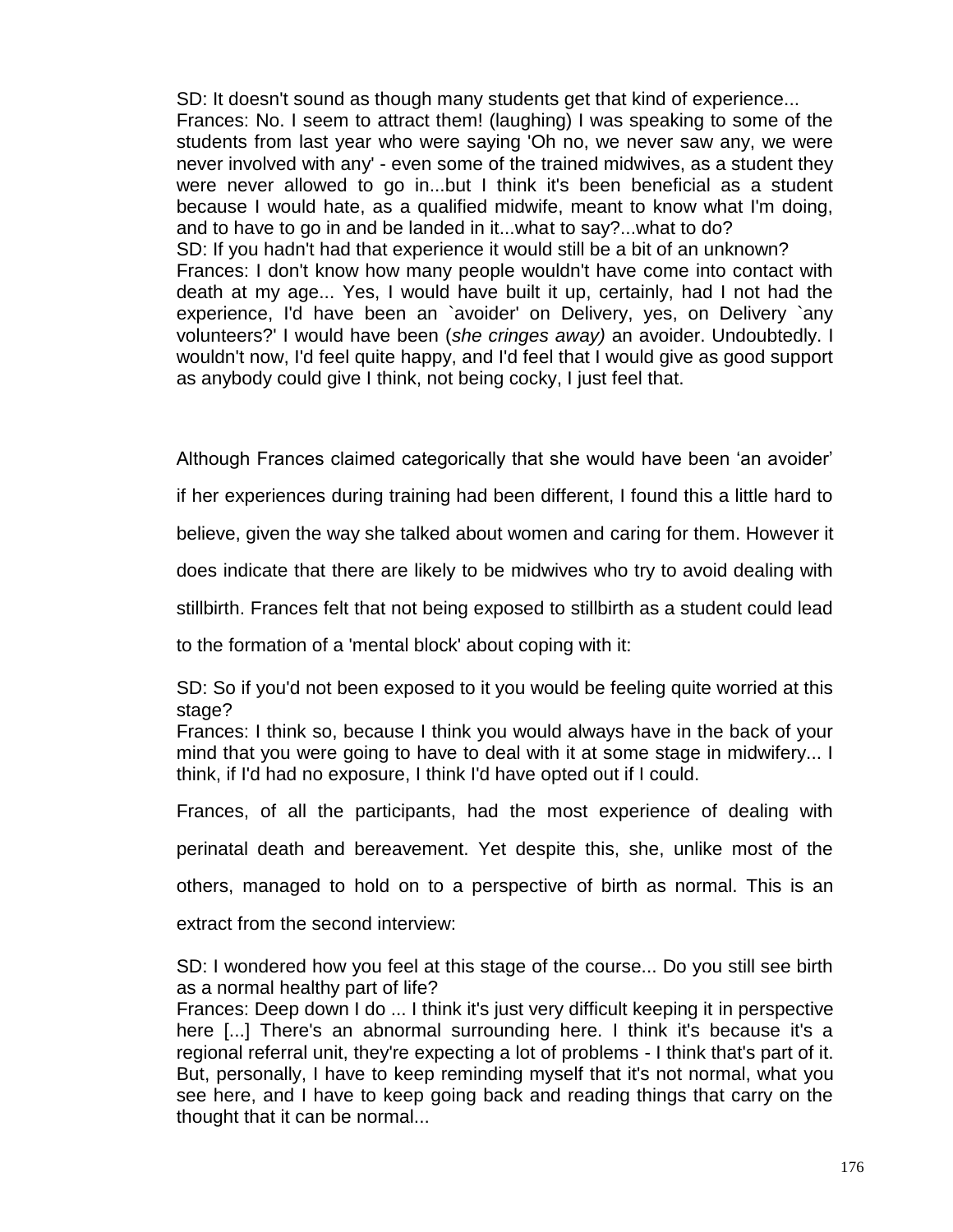SD: It doesn't sound as though many students get that kind of experience...
Frances: No. I seem to attract them! (laughing) I was speaking to some of the students from last year who were saying 'Oh no, we never saw any, we were never involved with any' - even some of the trained midwives, as a student they were never allowed to go in...but I think it's been beneficial as a student because I would hate, as a qualified midwife, meant to know what I'm doing, and to have to go in and be landed in it...what to say?...what to do?
SD: If you hadn't had that experience it would still be a bit of an unknown?
Frances: I don't know how many people wouldn't have come into contact with death at my age... Yes, I would have built it up, certainly, had I not had the experience, I'd have been an `avoider' on Delivery, yes, on Delivery `any volunteers?' I would have been (*she cringes away)* an avoider. Undoubtedly. I wouldn't now, I'd feel quite happy, and I'd feel that I would give as good support as anybody could give I think, not being cocky, I just feel that.

Although Frances claimed categorically that she would have been 'an avoider' if her experiences during training had been different, I found this a little hard to believe, given the way she talked about women and caring for them. However it does indicate that there are likely to be midwives who try to avoid dealing with stillbirth. Frances felt that not being exposed to stillbirth as a student could lead to the formation of a 'mental block' about coping with it:

SD: So if you'd not been exposed to it you would be feeling quite worried at this stage?
Frances: I think so, because I think you would always have in the back of your mind that you were going to have to deal with it at some stage in midwifery... I think, if I'd had no exposure, I think I'd have opted out if I could.

Frances, of all the participants, had the most experience of dealing with perinatal death and bereavement. Yet despite this, she, unlike most of the others, managed to hold on to a perspective of birth as normal. This is an extract from the second interview:

SD: I wondered how you feel at this stage of the course... Do you still see birth as a normal healthy part of life?
Frances: Deep down I do ... I think it's just very difficult keeping it in perspective here [...] There's an abnormal surrounding here. I think it's because it's a regional referral unit, they're expecting a lot of problems - I think that's part of it. But, personally, I have to keep reminding myself that it's not normal, what you see here, and I have to keep going back and reading things that carry on the thought that it can be normal...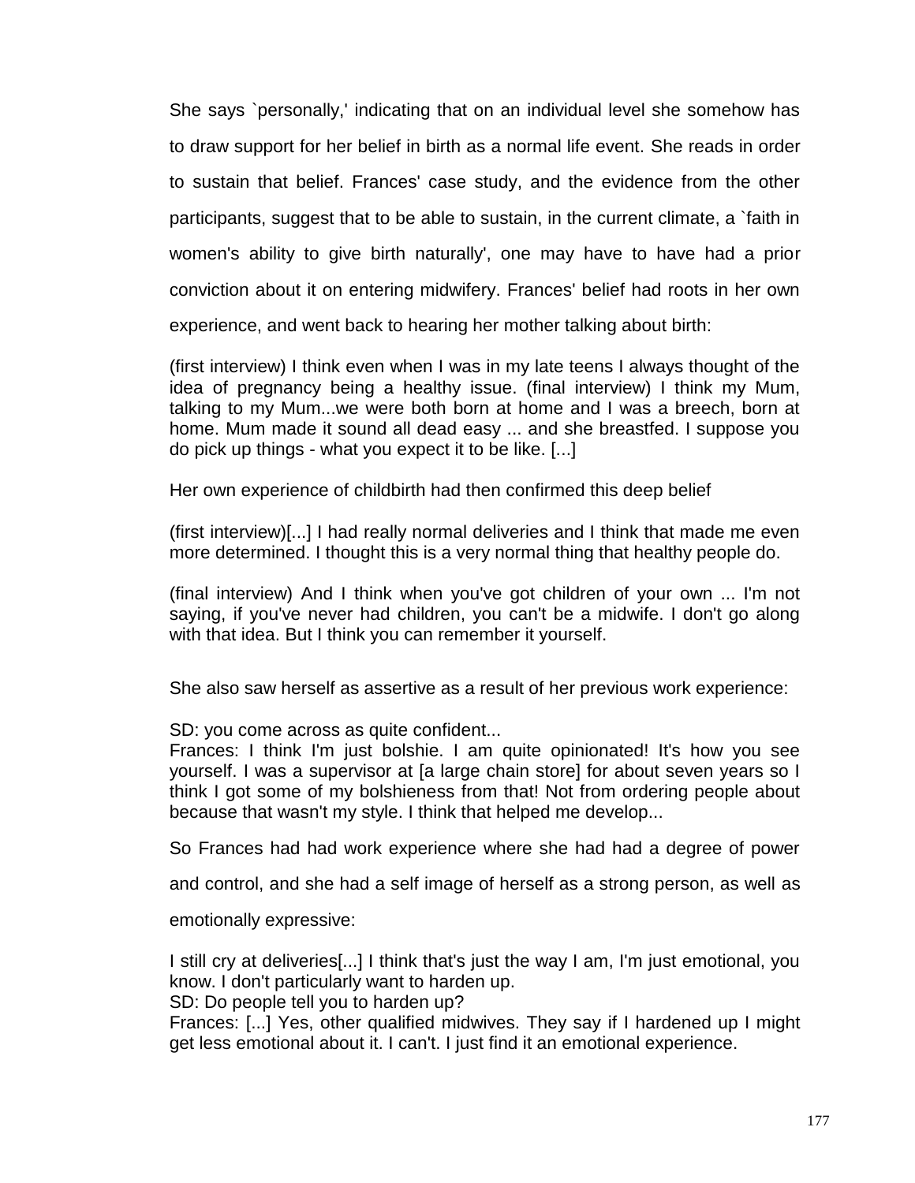She says `personally,' indicating that on an individual level she somehow has to draw support for her belief in birth as a normal life event. She reads in order to sustain that belief. Frances' case study, and the evidence from the other participants, suggest that to be able to sustain, in the current climate, a `faith in women's ability to give birth naturally', one may have to have had a prior conviction about it on entering midwifery. Frances' belief had roots in her own experience, and went back to hearing her mother talking about birth:

(first interview) I think even when I was in my late teens I always thought of the idea of pregnancy being a healthy issue. (final interview) I think my Mum, talking to my Mum...we were both born at home and I was a breech, born at home. Mum made it sound all dead easy ... and she breastfed. I suppose you do pick up things - what you expect it to be like. [...]

Her own experience of childbirth had then confirmed this deep belief

(first interview)[...] I had really normal deliveries and I think that made me even more determined. I thought this is a very normal thing that healthy people do.

(final interview) And I think when you've got children of your own ... I'm not saying, if you've never had children, you can't be a midwife. I don't go along with that idea. But I think you can remember it yourself.

She also saw herself as assertive as a result of her previous work experience:

SD: you come across as quite confident...
Frances: I think I'm just bolshie. I am quite opinionated! It's how you see yourself. I was a supervisor at [a large chain store] for about seven years so I think I got some of my bolshieness from that! Not from ordering people about because that wasn't my style. I think that helped me develop...

So Frances had had work experience where she had had a degree of power and control, and she had a self image of herself as a strong person, as well as emotionally expressive:

I still cry at deliveries[...] I think that's just the way I am, I'm just emotional, you know. I don't particularly want to harden up.
SD: Do people tell you to harden up?
Frances: [...] Yes, other qualified midwives. They say if I hardened up I might get less emotional about it. I can't. I just find it an emotional experience.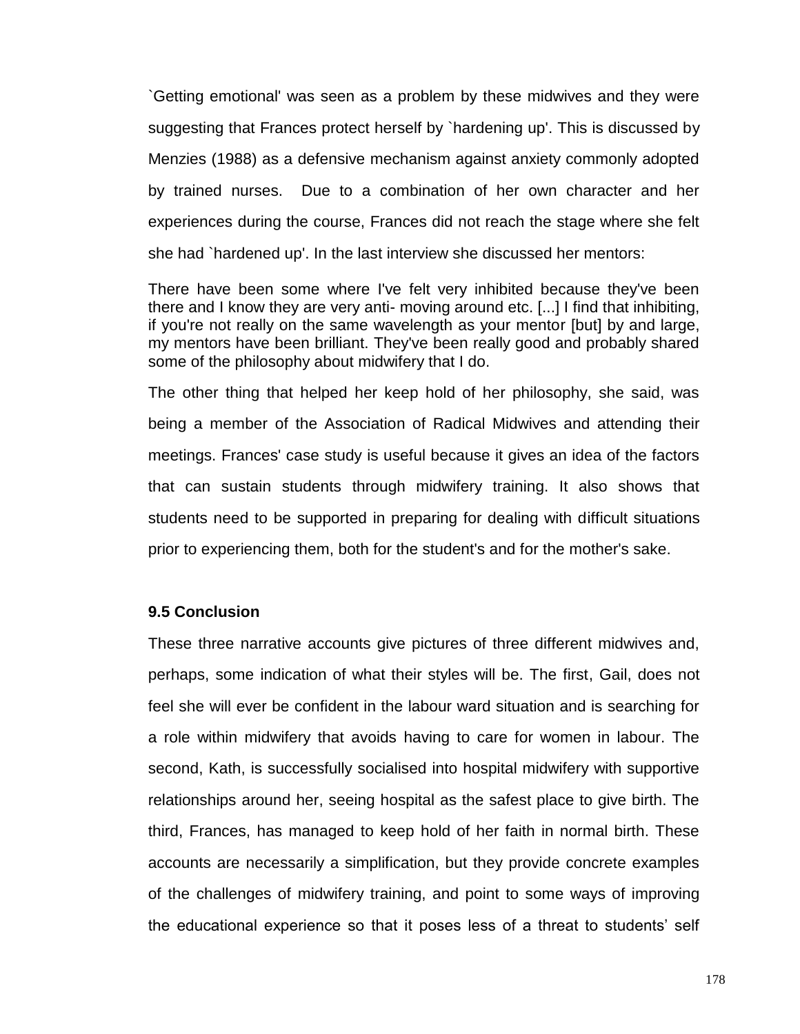`Getting emotional' was seen as a problem by these midwives and they were suggesting that Frances protect herself by `hardening up'. This is discussed by Menzies (1988) as a defensive mechanism against anxiety commonly adopted by trained nurses. Due to a combination of her own character and her experiences during the course, Frances did not reach the stage where she felt she had `hardened up'. In the last interview she discussed her mentors:

> There have been some where I've felt very inhibited because they've been there and I know they are very anti- moving around etc. [...] I find that inhibiting, if you're not really on the same wavelength as your mentor [but] by and large, my mentors have been brilliant. They've been really good and probably shared some of the philosophy about midwifery that I do.

The other thing that helped her keep hold of her philosophy, she said, was being a member of the Association of Radical Midwives and attending their meetings. Frances' case study is useful because it gives an idea of the factors that can sustain students through midwifery training. It also shows that students need to be supported in preparing for dealing with difficult situations prior to experiencing them, both for the student's and for the mother's sake.

### 9.5 Conclusion

These three narrative accounts give pictures of three different midwives and, perhaps, some indication of what their styles will be. The first, Gail, does not feel she will ever be confident in the labour ward situation and is searching for a role within midwifery that avoids having to care for women in labour. The second, Kath, is successfully socialised into hospital midwifery with supportive relationships around her, seeing hospital as the safest place to give birth. The third, Frances, has managed to keep hold of her faith in normal birth. These accounts are necessarily a simplification, but they provide concrete examples of the challenges of midwifery training, and point to some ways of improving the educational experience so that it poses less of a threat to students' self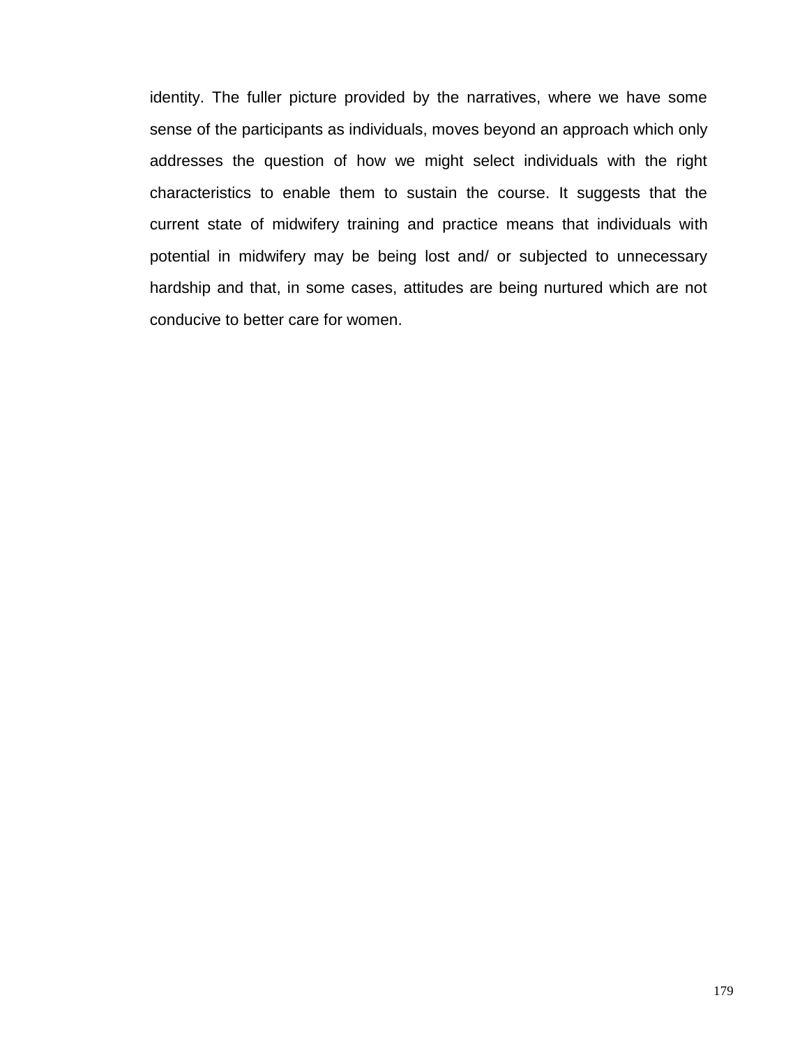identity. The fuller picture provided by the narratives, where we have some sense of the participants as individuals, moves beyond an approach which only addresses the question of how we might select individuals with the right characteristics to enable them to sustain the course. It suggests that the current state of midwifery training and practice means that individuals with potential in midwifery may be being lost and/ or subjected to unnecessary hardship and that, in some cases, attitudes are being nurtured which are not conducive to better care for women.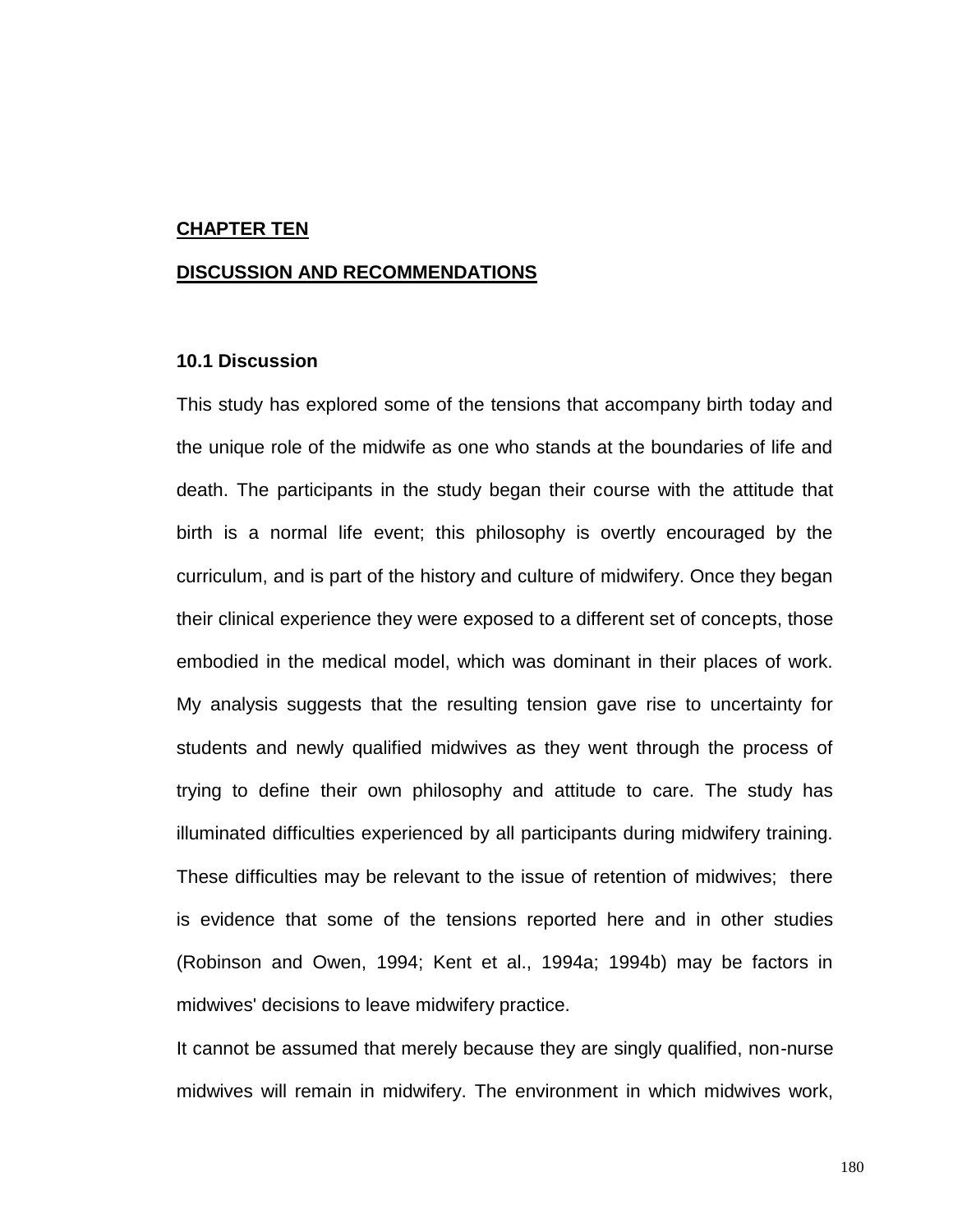# CHAPTER TEN

# DISCUSSION AND RECOMMENDATIONS

## 10.1 Discussion

This study has explored some of the tensions that accompany birth today and the unique role of the midwife as one who stands at the boundaries of life and death. The participants in the study began their course with the attitude that birth is a normal life event; this philosophy is overtly encouraged by the curriculum, and is part of the history and culture of midwifery. Once they began their clinical experience they were exposed to a different set of concepts, those embodied in the medical model, which was dominant in their places of work. My analysis suggests that the resulting tension gave rise to uncertainty for students and newly qualified midwives as they went through the process of trying to define their own philosophy and attitude to care. The study has illuminated difficulties experienced by all participants during midwifery training. These difficulties may be relevant to the issue of retention of midwives; there is evidence that some of the tensions reported here and in other studies (Robinson and Owen, 1994; Kent et al., 1994a; 1994b) may be factors in midwives' decisions to leave midwifery practice.

It cannot be assumed that merely because they are singly qualified, non-nurse midwives will remain in midwifery. The environment in which midwives work,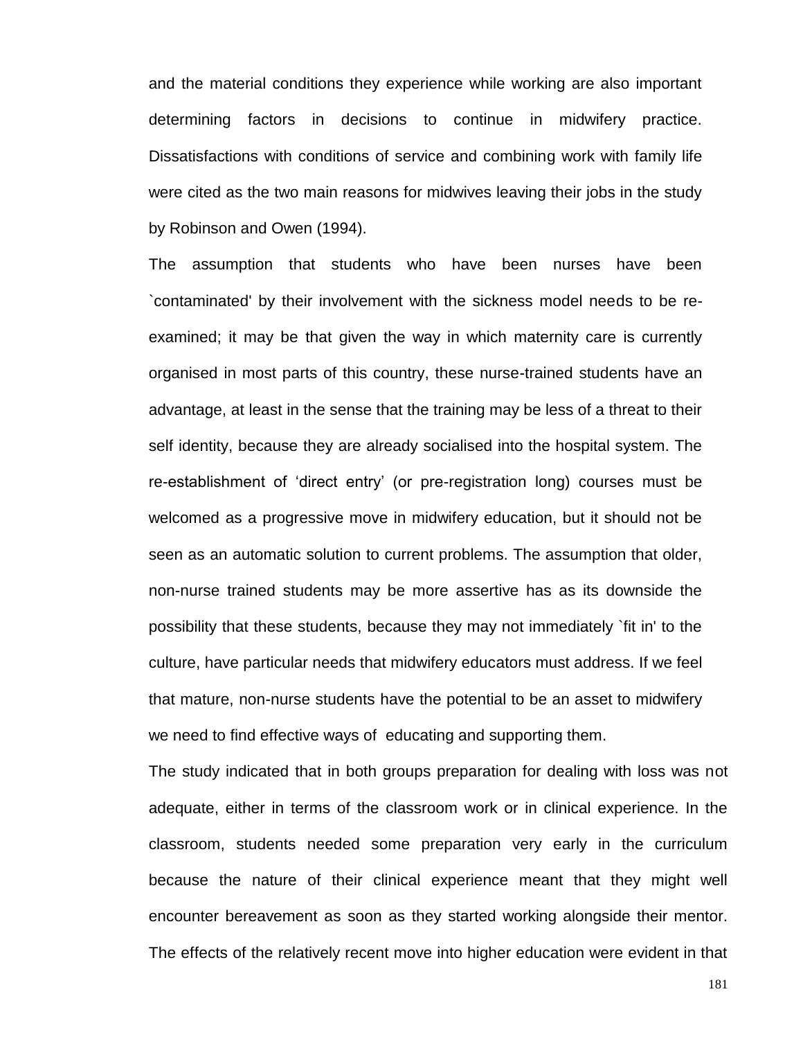and the material conditions they experience while working are also important determining factors in decisions to continue in midwifery practice. Dissatisfactions with conditions of service and combining work with family life were cited as the two main reasons for midwives leaving their jobs in the study by Robinson and Owen (1994).

The assumption that students who have been nurses have been `contaminated' by their involvement with the sickness model needs to be re-examined; it may be that given the way in which maternity care is currently organised in most parts of this country, these nurse-trained students have an advantage, at least in the sense that the training may be less of a threat to their self identity, because they are already socialised into the hospital system. The re-establishment of 'direct entry' (or pre-registration long) courses must be welcomed as a progressive move in midwifery education, but it should not be seen as an automatic solution to current problems. The assumption that older, non-nurse trained students may be more assertive has as its downside the possibility that these students, because they may not immediately `fit in' to the culture, have particular needs that midwifery educators must address. If we feel that mature, non-nurse students have the potential to be an asset to midwifery we need to find effective ways of educating and supporting them.

The study indicated that in both groups preparation for dealing with loss was not adequate, either in terms of the classroom work or in clinical experience. In the classroom, students needed some preparation very early in the curriculum because the nature of their clinical experience meant that they might well encounter bereavement as soon as they started working alongside their mentor. The effects of the relatively recent move into higher education were evident in that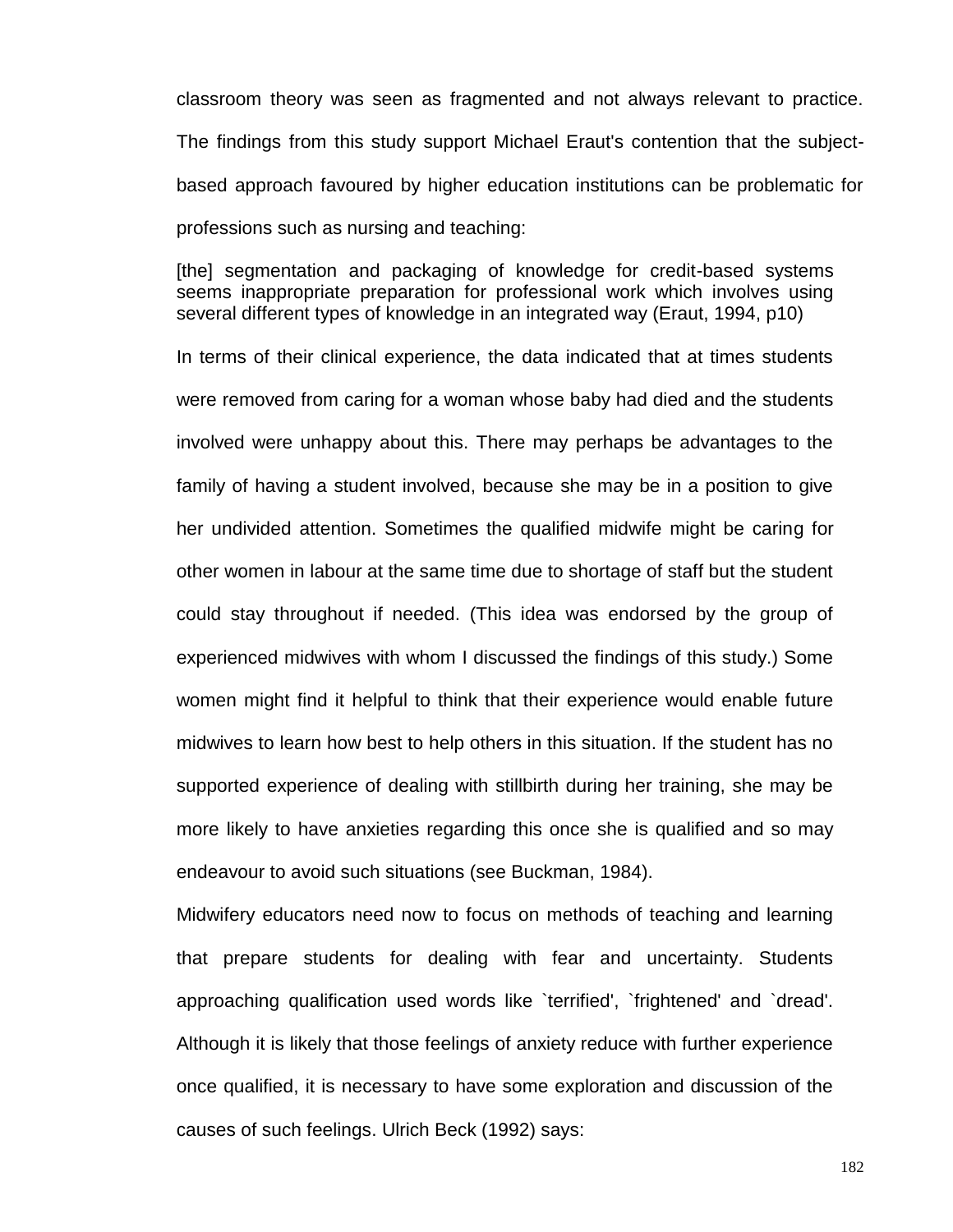classroom theory was seen as fragmented and not always relevant to practice. The findings from this study support Michael Eraut's contention that the subject-based approach favoured by higher education institutions can be problematic for professions such as nursing and teaching:

> [the] segmentation and packaging of knowledge for credit-based systems seems inappropriate preparation for professional work which involves using several different types of knowledge in an integrated way (Eraut, 1994, p10)

In terms of their clinical experience, the data indicated that at times students were removed from caring for a woman whose baby had died and the students involved were unhappy about this. There may perhaps be advantages to the family of having a student involved, because she may be in a position to give her undivided attention. Sometimes the qualified midwife might be caring for other women in labour at the same time due to shortage of staff but the student could stay throughout if needed. (This idea was endorsed by the group of experienced midwives with whom I discussed the findings of this study.) Some women might find it helpful to think that their experience would enable future midwives to learn how best to help others in this situation. If the student has no supported experience of dealing with stillbirth during her training, she may be more likely to have anxieties regarding this once she is qualified and so may endeavour to avoid such situations (see Buckman, 1984).

Midwifery educators need now to focus on methods of teaching and learning that prepare students for dealing with fear and uncertainty. Students approaching qualification used words like `terrified', `frightened' and `dread'. Although it is likely that those feelings of anxiety reduce with further experience once qualified, it is necessary to have some exploration and discussion of the causes of such feelings. Ulrich Beck (1992) says: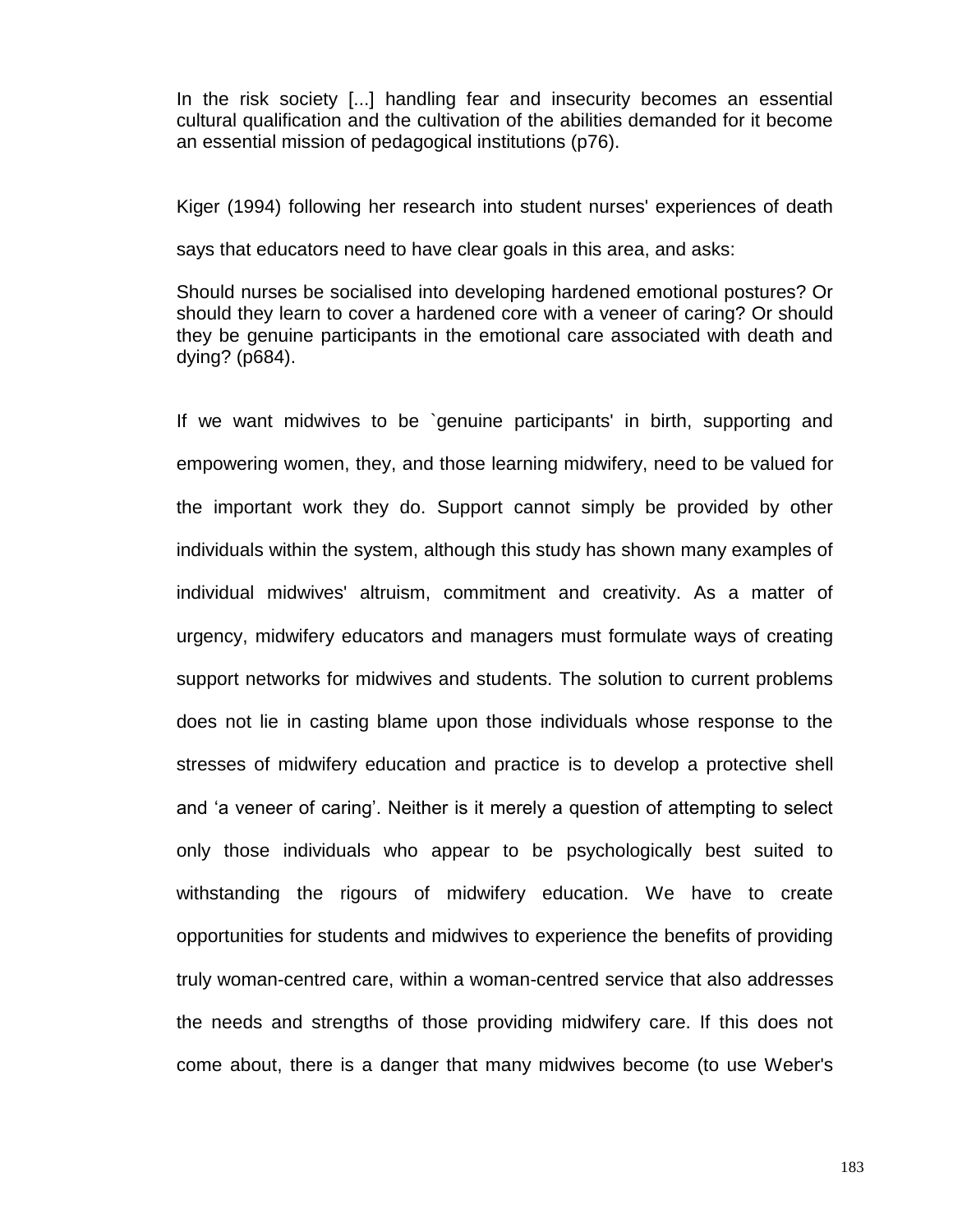> In the risk society [...] handling fear and insecurity becomes an essential cultural qualification and the cultivation of the abilities demanded for it become an essential mission of pedagogical institutions (p76).

Kiger (1994) following her research into student nurses' experiences of death says that educators need to have clear goals in this area, and asks:

> Should nurses be socialised into developing hardened emotional postures? Or should they learn to cover a hardened core with a veneer of caring? Or should they be genuine participants in the emotional care associated with death and dying? (p684).

If we want midwives to be `genuine participants' in birth, supporting and empowering women, they, and those learning midwifery, need to be valued for the important work they do. Support cannot simply be provided by other individuals within the system, although this study has shown many examples of individual midwives' altruism, commitment and creativity. As a matter of urgency, midwifery educators and managers must formulate ways of creating support networks for midwives and students. The solution to current problems does not lie in casting blame upon those individuals whose response to the stresses of midwifery education and practice is to develop a protective shell and 'a veneer of caring'. Neither is it merely a question of attempting to select only those individuals who appear to be psychologically best suited to withstanding the rigours of midwifery education. We have to create opportunities for students and midwives to experience the benefits of providing truly woman-centred care, within a woman-centred service that also addresses the needs and strengths of those providing midwifery care. If this does not come about, there is a danger that many midwives become (to use Weber's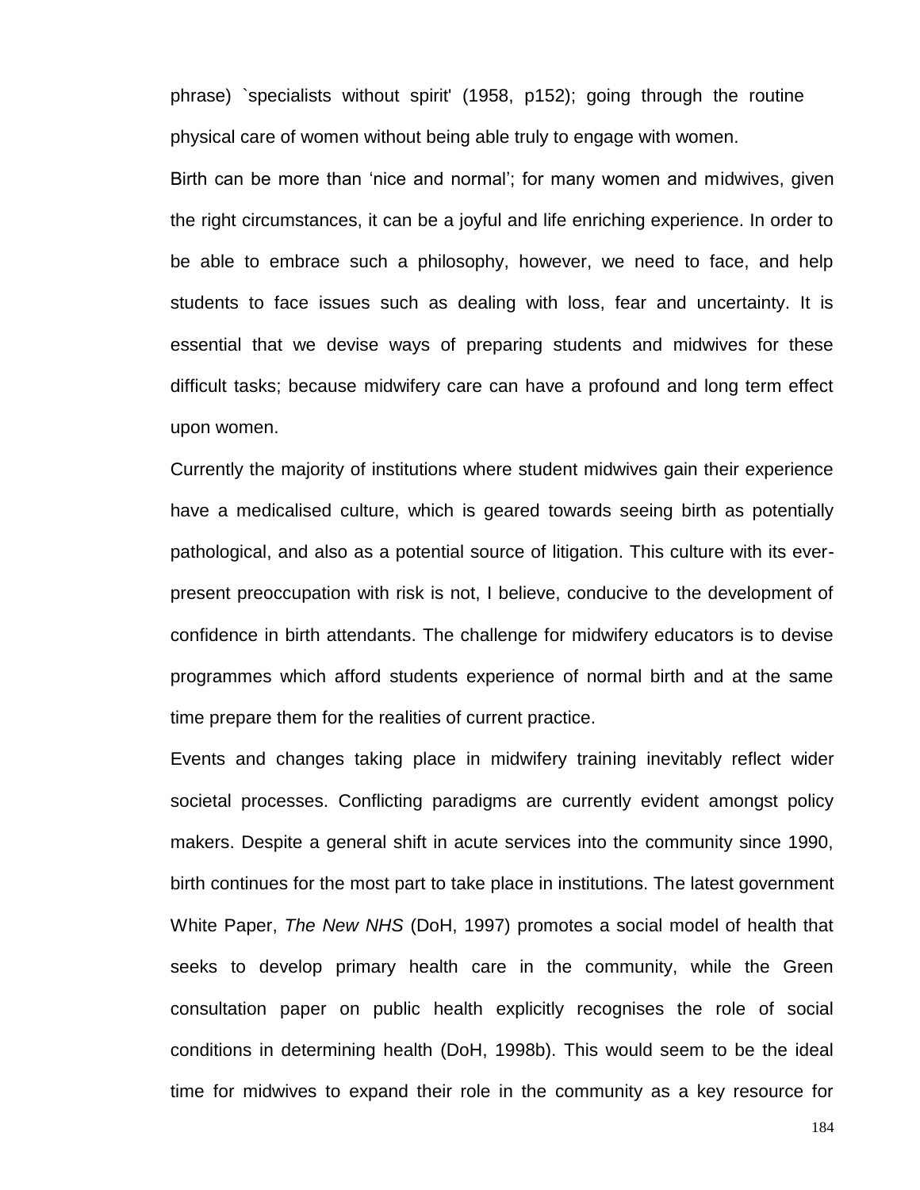phrase) `specialists without spirit' (1958, p152); going through the routine physical care of women without being able truly to engage with women.

Birth can be more than 'nice and normal'; for many women and midwives, given the right circumstances, it can be a joyful and life enriching experience. In order to be able to embrace such a philosophy, however, we need to face, and help students to face issues such as dealing with loss, fear and uncertainty. It is essential that we devise ways of preparing students and midwives for these difficult tasks; because midwifery care can have a profound and long term effect upon women.

Currently the majority of institutions where student midwives gain their experience have a medicalised culture, which is geared towards seeing birth as potentially pathological, and also as a potential source of litigation. This culture with its ever-present preoccupation with risk is not, I believe, conducive to the development of confidence in birth attendants. The challenge for midwifery educators is to devise programmes which afford students experience of normal birth and at the same time prepare them for the realities of current practice.

Events and changes taking place in midwifery training inevitably reflect wider societal processes. Conflicting paradigms are currently evident amongst policy makers. Despite a general shift in acute services into the community since 1990, birth continues for the most part to take place in institutions. The latest government White Paper, *The New NHS* (DoH, 1997) promotes a social model of health that seeks to develop primary health care in the community, while the Green consultation paper on public health explicitly recognises the role of social conditions in determining health (DoH, 1998b). This would seem to be the ideal time for midwives to expand their role in the community as a key resource for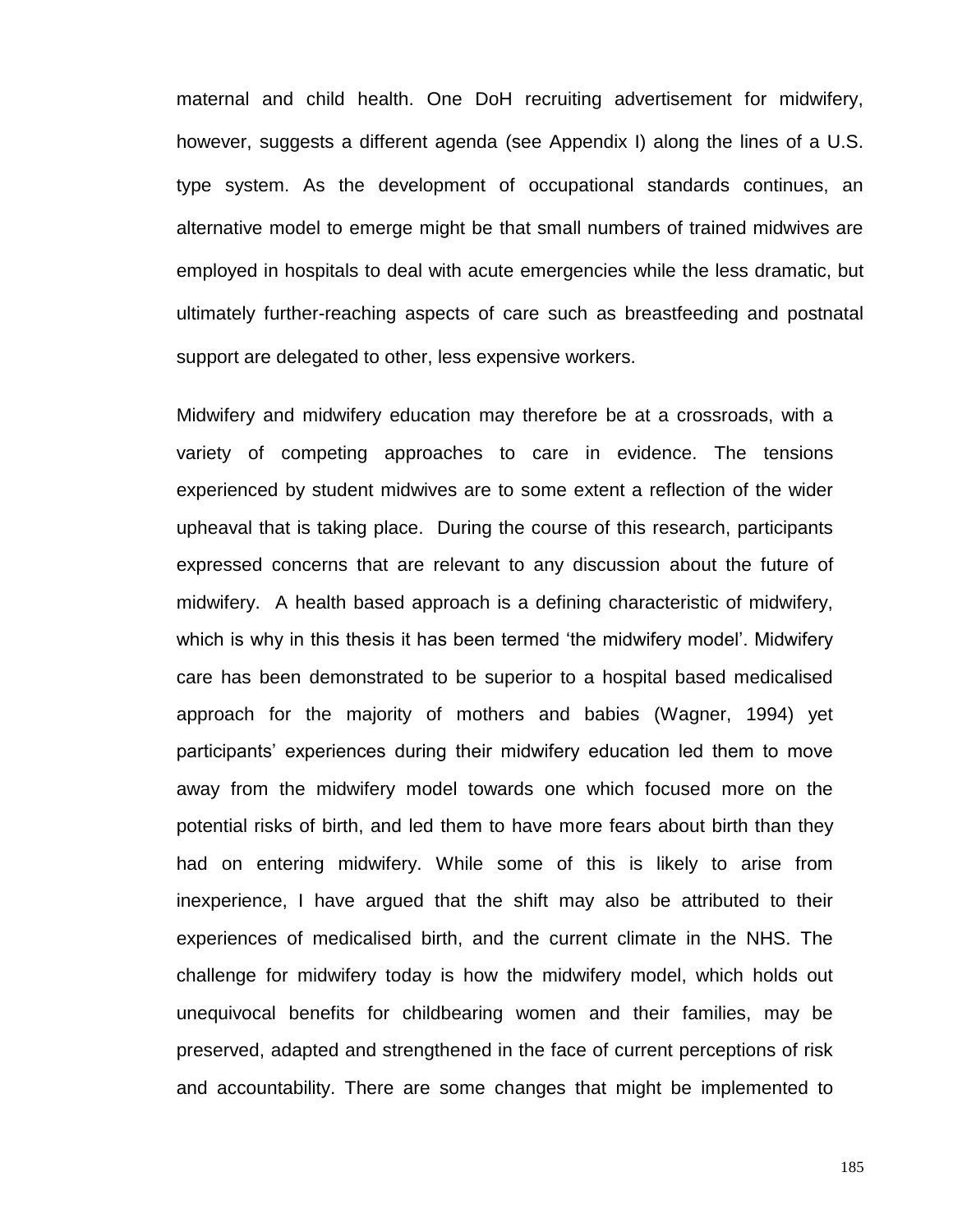maternal and child health. One DoH recruiting advertisement for midwifery, however, suggests a different agenda (see Appendix I) along the lines of a U.S. type system. As the development of occupational standards continues, an alternative model to emerge might be that small numbers of trained midwives are employed in hospitals to deal with acute emergencies while the less dramatic, but ultimately further-reaching aspects of care such as breastfeeding and postnatal support are delegated to other, less expensive workers.

Midwifery and midwifery education may therefore be at a crossroads, with a variety of competing approaches to care in evidence. The tensions experienced by student midwives are to some extent a reflection of the wider upheaval that is taking place. During the course of this research, participants expressed concerns that are relevant to any discussion about the future of midwifery. A health based approach is a defining characteristic of midwifery, which is why in this thesis it has been termed 'the midwifery model'. Midwifery care has been demonstrated to be superior to a hospital based medicalised approach for the majority of mothers and babies (Wagner, 1994) yet participants' experiences during their midwifery education led them to move away from the midwifery model towards one which focused more on the potential risks of birth, and led them to have more fears about birth than they had on entering midwifery. While some of this is likely to arise from inexperience, I have argued that the shift may also be attributed to their experiences of medicalised birth, and the current climate in the NHS. The challenge for midwifery today is how the midwifery model, which holds out unequivocal benefits for childbearing women and their families, may be preserved, adapted and strengthened in the face of current perceptions of risk and accountability. There are some changes that might be implemented to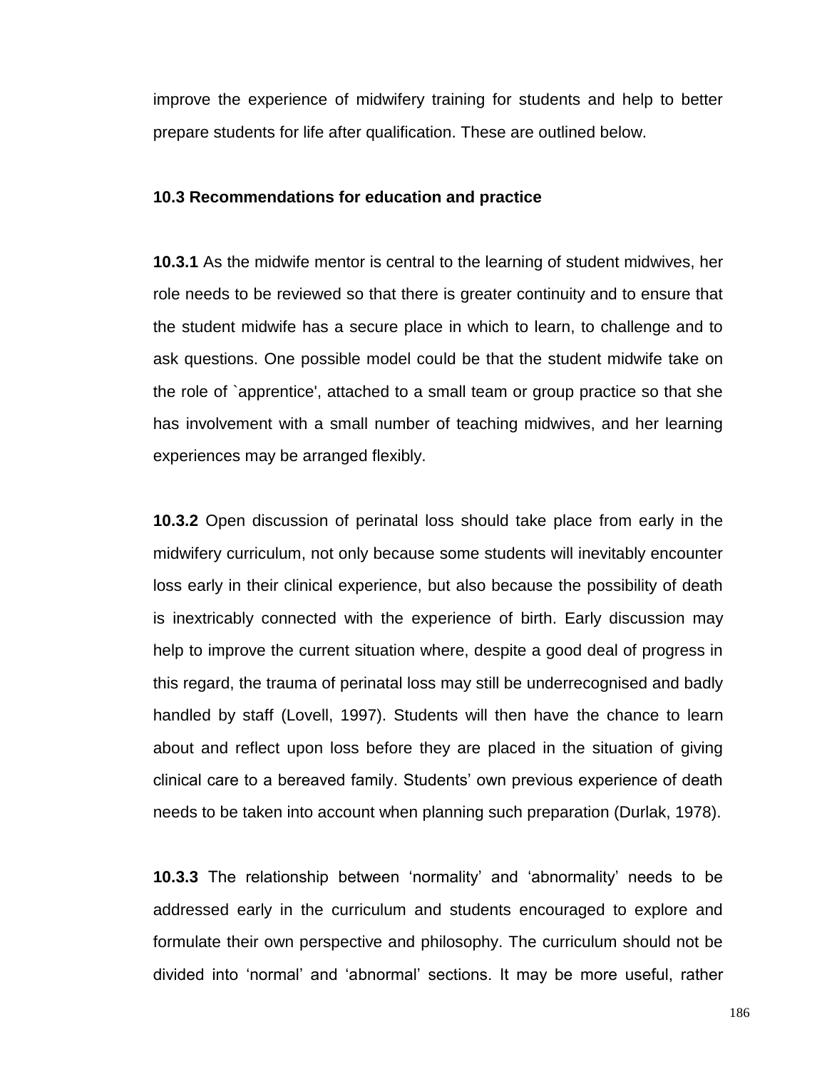improve the experience of midwifery training for students and help to better prepare students for life after qualification. These are outlined below.

### 10.3 Recommendations for education and practice

**10.3.1** As the midwife mentor is central to the learning of student midwives, her role needs to be reviewed so that there is greater continuity and to ensure that the student midwife has a secure place in which to learn, to challenge and to ask questions. One possible model could be that the student midwife take on the role of `apprentice', attached to a small team or group practice so that she has involvement with a small number of teaching midwives, and her learning experiences may be arranged flexibly.

**10.3.2** Open discussion of perinatal loss should take place from early in the midwifery curriculum, not only because some students will inevitably encounter loss early in their clinical experience, but also because the possibility of death is inextricably connected with the experience of birth. Early discussion may help to improve the current situation where, despite a good deal of progress in this regard, the trauma of perinatal loss may still be underrecognised and badly handled by staff (Lovell, 1997). Students will then have the chance to learn about and reflect upon loss before they are placed in the situation of giving clinical care to a bereaved family. Students' own previous experience of death needs to be taken into account when planning such preparation (Durlak, 1978).

**10.3.3** The relationship between 'normality' and 'abnormality' needs to be addressed early in the curriculum and students encouraged to explore and formulate their own perspective and philosophy. The curriculum should not be divided into 'normal' and 'abnormal' sections. It may be more useful, rather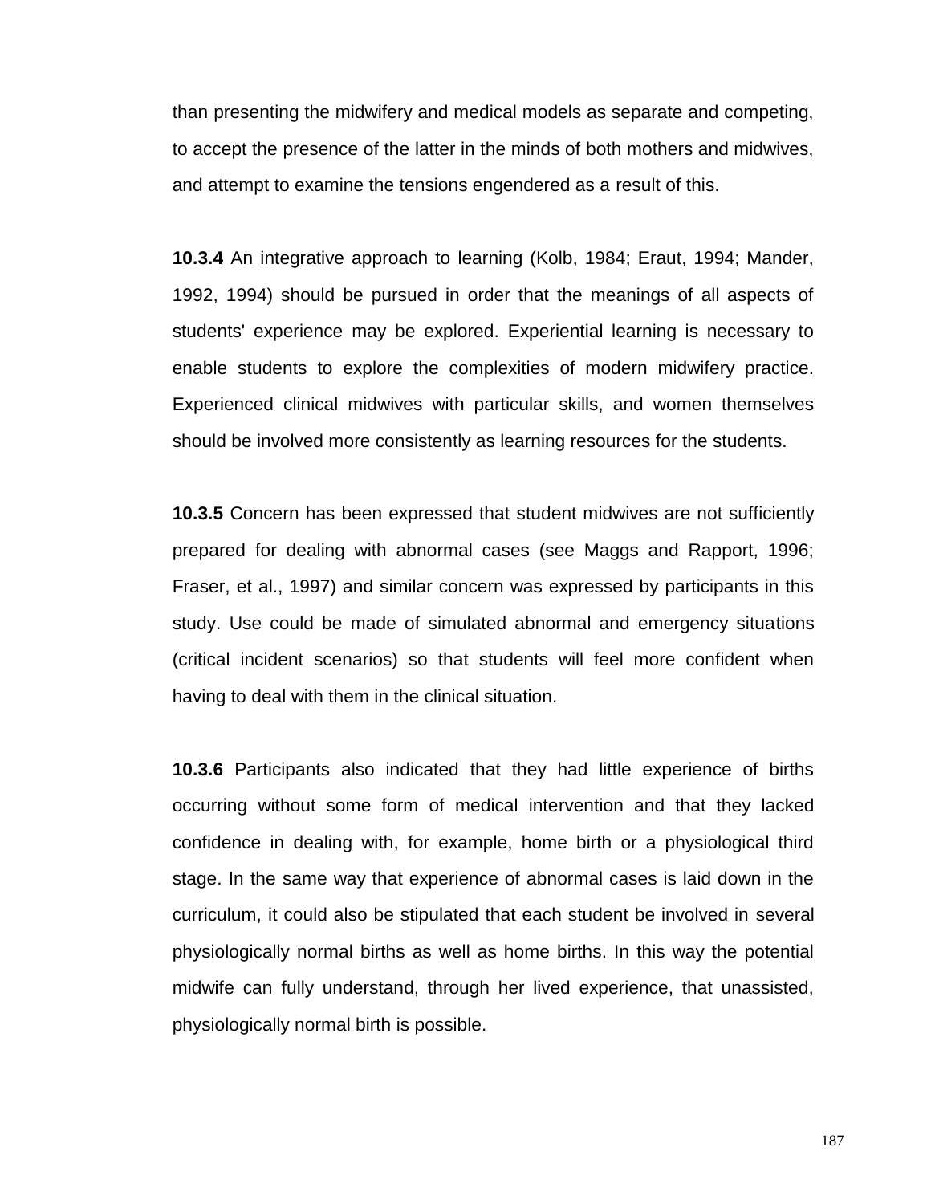than presenting the midwifery and medical models as separate and competing, to accept the presence of the latter in the minds of both mothers and midwives, and attempt to examine the tensions engendered as a result of this.

**10.3.4** An integrative approach to learning (Kolb, 1984; Eraut, 1994; Mander, 1992, 1994) should be pursued in order that the meanings of all aspects of students' experience may be explored. Experiential learning is necessary to enable students to explore the complexities of modern midwifery practice. Experienced clinical midwives with particular skills, and women themselves should be involved more consistently as learning resources for the students.

**10.3.5** Concern has been expressed that student midwives are not sufficiently prepared for dealing with abnormal cases (see Maggs and Rapport, 1996; Fraser, et al., 1997) and similar concern was expressed by participants in this study. Use could be made of simulated abnormal and emergency situations (critical incident scenarios) so that students will feel more confident when having to deal with them in the clinical situation.

**10.3.6** Participants also indicated that they had little experience of births occurring without some form of medical intervention and that they lacked confidence in dealing with, for example, home birth or a physiological third stage. In the same way that experience of abnormal cases is laid down in the curriculum, it could also be stipulated that each student be involved in several physiologically normal births as well as home births. In this way the potential midwife can fully understand, through her lived experience, that unassisted, physiologically normal birth is possible.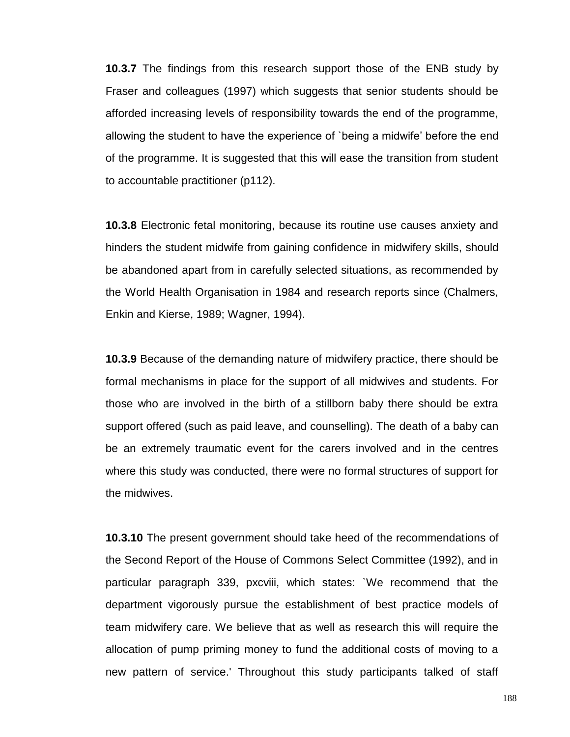**10.3.7** The findings from this research support those of the ENB study by Fraser and colleagues (1997) which suggests that senior students should be afforded increasing levels of responsibility towards the end of the programme, allowing the student to have the experience of `being a midwife' before the end of the programme. It is suggested that this will ease the transition from student to accountable practitioner (p112).

**10.3.8** Electronic fetal monitoring, because its routine use causes anxiety and hinders the student midwife from gaining confidence in midwifery skills, should be abandoned apart from in carefully selected situations, as recommended by the World Health Organisation in 1984 and research reports since (Chalmers, Enkin and Kierse, 1989; Wagner, 1994).

**10.3.9** Because of the demanding nature of midwifery practice, there should be formal mechanisms in place for the support of all midwives and students. For those who are involved in the birth of a stillborn baby there should be extra support offered (such as paid leave, and counselling). The death of a baby can be an extremely traumatic event for the carers involved and in the centres where this study was conducted, there were no formal structures of support for the midwives.

**10.3.10** The present government should take heed of the recommendations of the Second Report of the House of Commons Select Committee (1992), and in particular paragraph 339, pxcviii, which states: `We recommend that the department vigorously pursue the establishment of best practice models of team midwifery care. We believe that as well as research this will require the allocation of pump priming money to fund the additional costs of moving to a new pattern of service.' Throughout this study participants talked of staff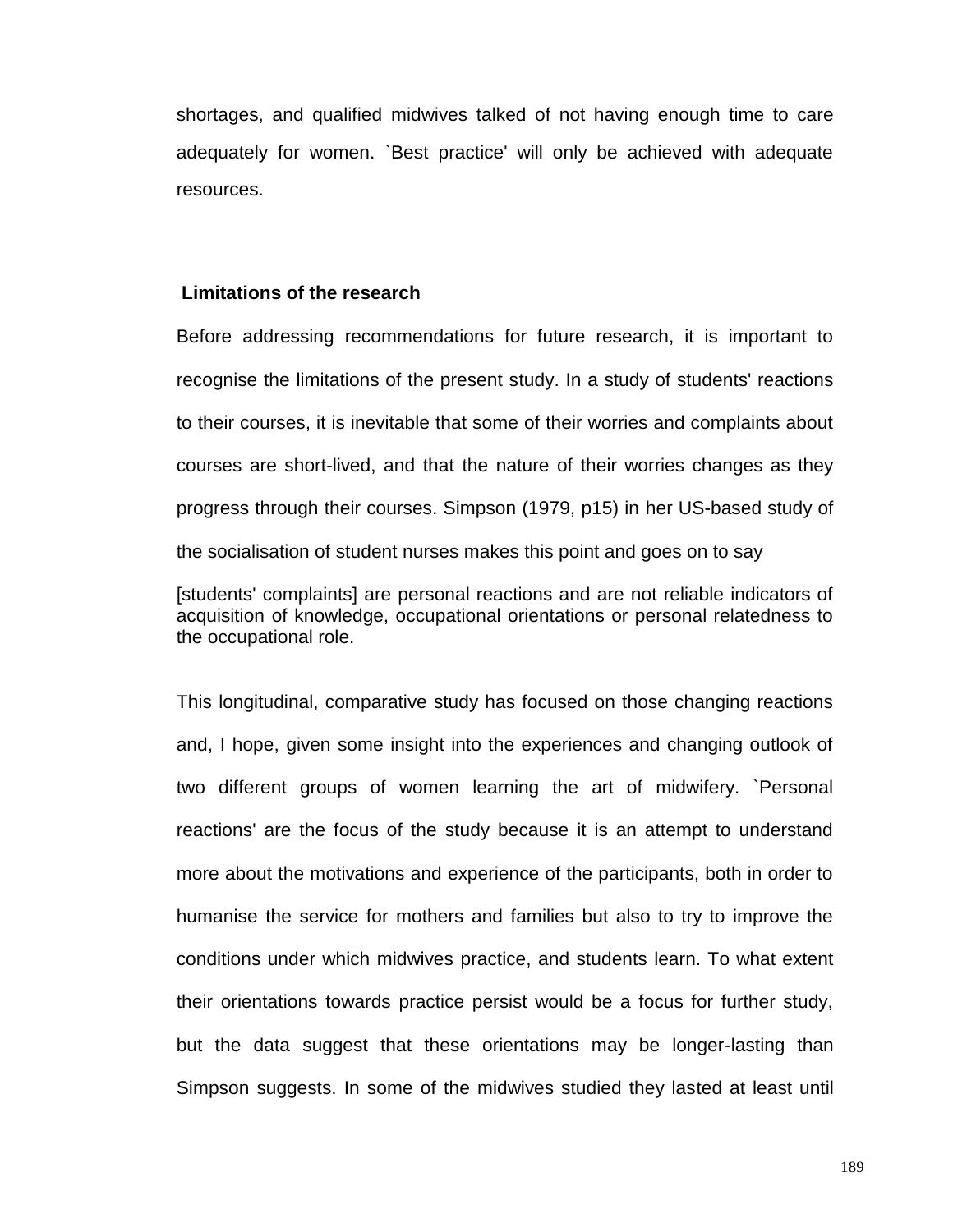shortages, and qualified midwives talked of not having enough time to care adequately for women. `Best practice' will only be achieved with adequate resources.

## Limitations of the research

Before addressing recommendations for future research, it is important to recognise the limitations of the present study. In a study of students' reactions to their courses, it is inevitable that some of their worries and complaints about courses are short-lived, and that the nature of their worries changes as they progress through their courses. Simpson (1979, p15) in her US-based study of the socialisation of student nurses makes this point and goes on to say

> [students' complaints] are personal reactions and are not reliable indicators of acquisition of knowledge, occupational orientations or personal relatedness to the occupational role.

This longitudinal, comparative study has focused on those changing reactions and, I hope, given some insight into the experiences and changing outlook of two different groups of women learning the art of midwifery. `Personal reactions' are the focus of the study because it is an attempt to understand more about the motivations and experience of the participants, both in order to humanise the service for mothers and families but also to try to improve the conditions under which midwives practice, and students learn. To what extent their orientations towards practice persist would be a focus for further study, but the data suggest that these orientations may be longer-lasting than Simpson suggests. In some of the midwives studied they lasted at least until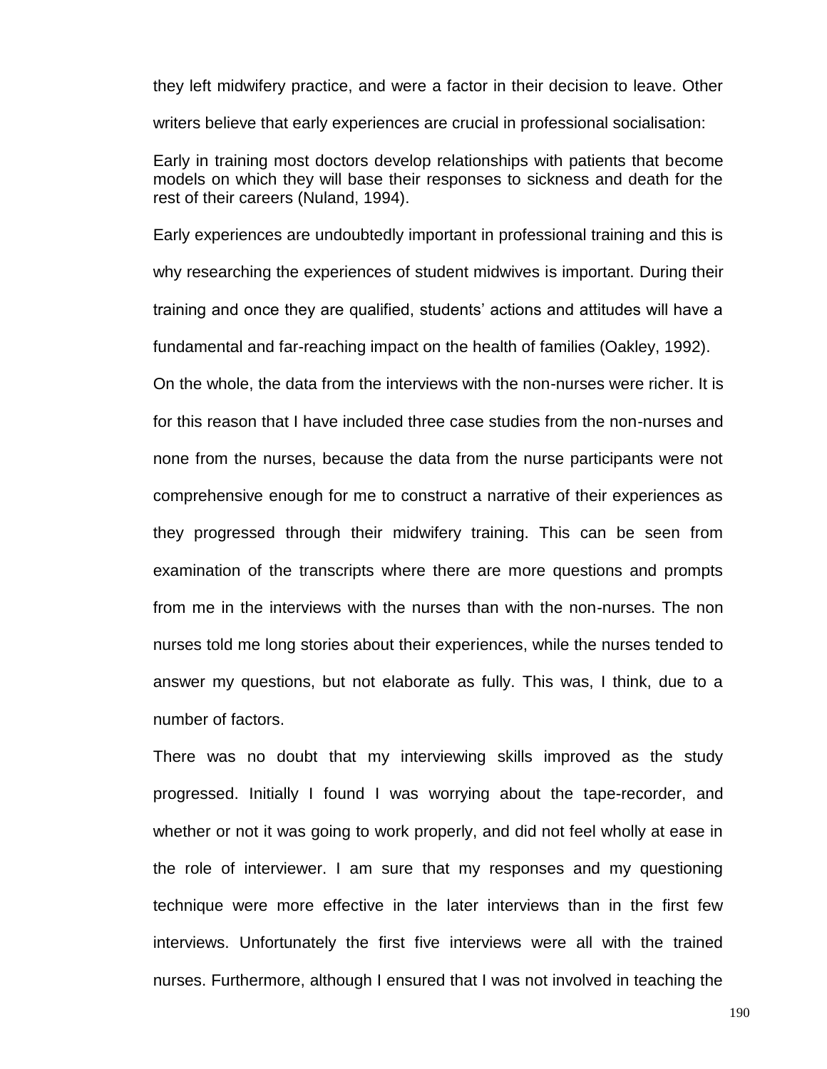they left midwifery practice, and were a factor in their decision to leave. Other writers believe that early experiences are crucial in professional socialisation:

> Early in training most doctors develop relationships with patients that become models on which they will base their responses to sickness and death for the rest of their careers (Nuland, 1994).

Early experiences are undoubtedly important in professional training and this is why researching the experiences of student midwives is important. During their training and once they are qualified, students' actions and attitudes will have a fundamental and far-reaching impact on the health of families (Oakley, 1992).

On the whole, the data from the interviews with the non-nurses were richer. It is for this reason that I have included three case studies from the non-nurses and none from the nurses, because the data from the nurse participants were not comprehensive enough for me to construct a narrative of their experiences as they progressed through their midwifery training. This can be seen from examination of the transcripts where there are more questions and prompts from me in the interviews with the nurses than with the non-nurses. The non nurses told me long stories about their experiences, while the nurses tended to answer my questions, but not elaborate as fully. This was, I think, due to a number of factors.

There was no doubt that my interviewing skills improved as the study progressed. Initially I found I was worrying about the tape-recorder, and whether or not it was going to work properly, and did not feel wholly at ease in the role of interviewer. I am sure that my responses and my questioning technique were more effective in the later interviews than in the first few interviews. Unfortunately the first five interviews were all with the trained nurses. Furthermore, although I ensured that I was not involved in teaching the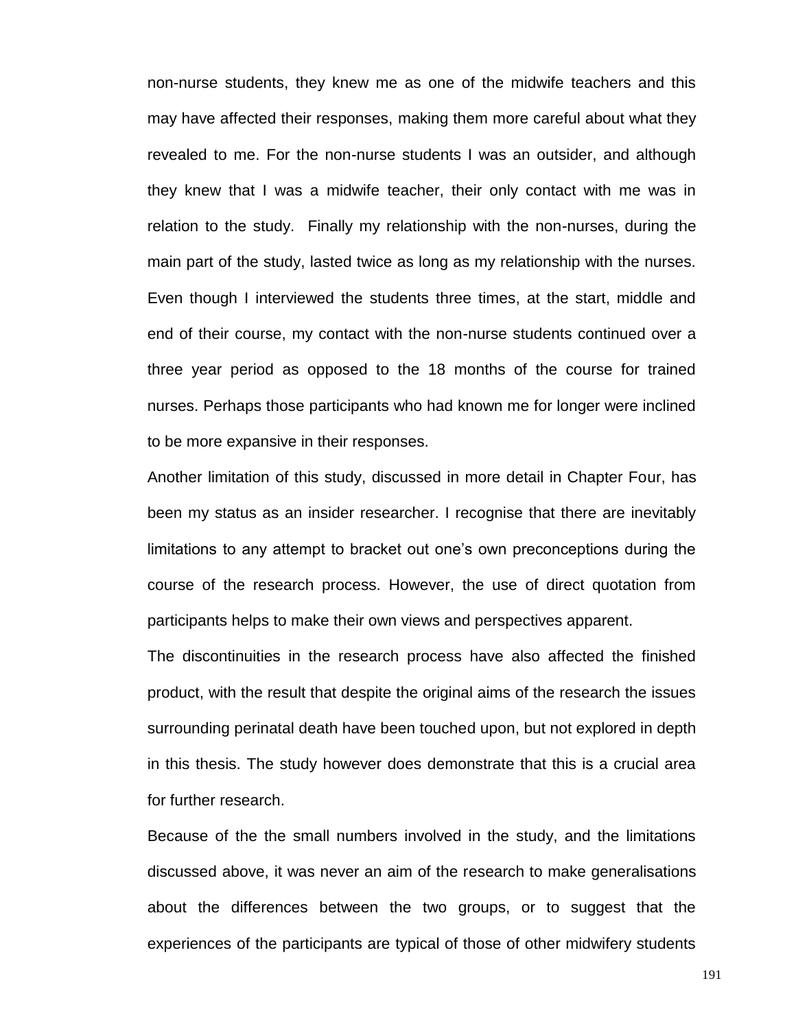non-nurse students, they knew me as one of the midwife teachers and this may have affected their responses, making them more careful about what they revealed to me. For the non-nurse students I was an outsider, and although they knew that I was a midwife teacher, their only contact with me was in relation to the study. Finally my relationship with the non-nurses, during the main part of the study, lasted twice as long as my relationship with the nurses. Even though I interviewed the students three times, at the start, middle and end of their course, my contact with the non-nurse students continued over a three year period as opposed to the 18 months of the course for trained nurses. Perhaps those participants who had known me for longer were inclined to be more expansive in their responses.

Another limitation of this study, discussed in more detail in Chapter Four, has been my status as an insider researcher. I recognise that there are inevitably limitations to any attempt to bracket out one's own preconceptions during the course of the research process. However, the use of direct quotation from participants helps to make their own views and perspectives apparent.

The discontinuities in the research process have also affected the finished product, with the result that despite the original aims of the research the issues surrounding perinatal death have been touched upon, but not explored in depth in this thesis. The study however does demonstrate that this is a crucial area for further research.

Because of the the small numbers involved in the study, and the limitations discussed above, it was never an aim of the research to make generalisations about the differences between the two groups, or to suggest that the experiences of the participants are typical of those of other midwifery students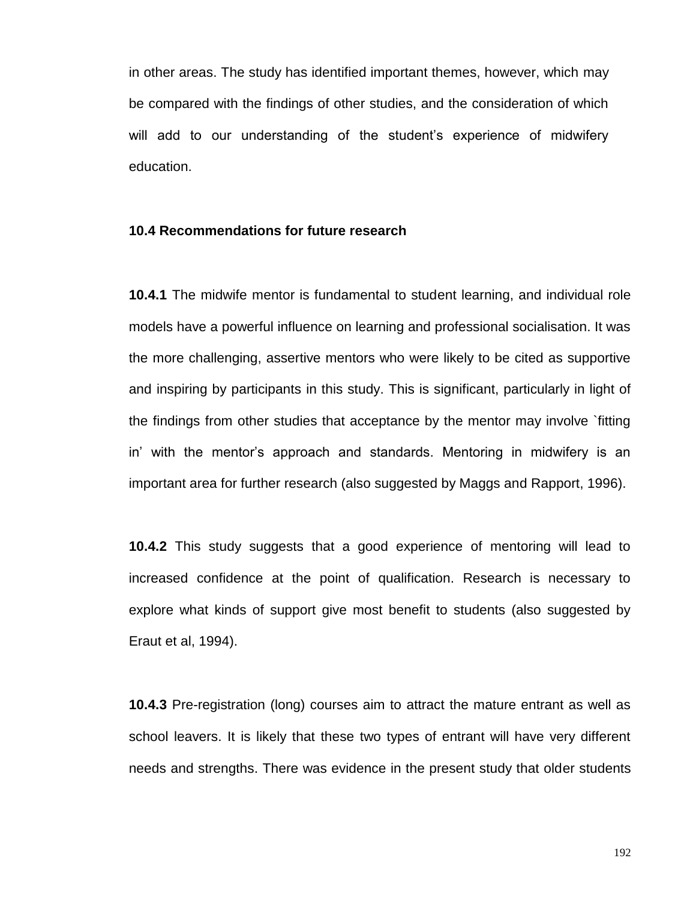in other areas. The study has identified important themes, however, which may be compared with the findings of other studies, and the consideration of which will add to our understanding of the student's experience of midwifery education.

### 10.4 Recommendations for future research

**10.4.1** The midwife mentor is fundamental to student learning, and individual role models have a powerful influence on learning and professional socialisation. It was the more challenging, assertive mentors who were likely to be cited as supportive and inspiring by participants in this study. This is significant, particularly in light of the findings from other studies that acceptance by the mentor may involve `fitting in' with the mentor's approach and standards. Mentoring in midwifery is an important area for further research (also suggested by Maggs and Rapport, 1996).

**10.4.2** This study suggests that a good experience of mentoring will lead to increased confidence at the point of qualification. Research is necessary to explore what kinds of support give most benefit to students (also suggested by Eraut et al, 1994).

**10.4.3** Pre-registration (long) courses aim to attract the mature entrant as well as school leavers. It is likely that these two types of entrant will have very different needs and strengths. There was evidence in the present study that older students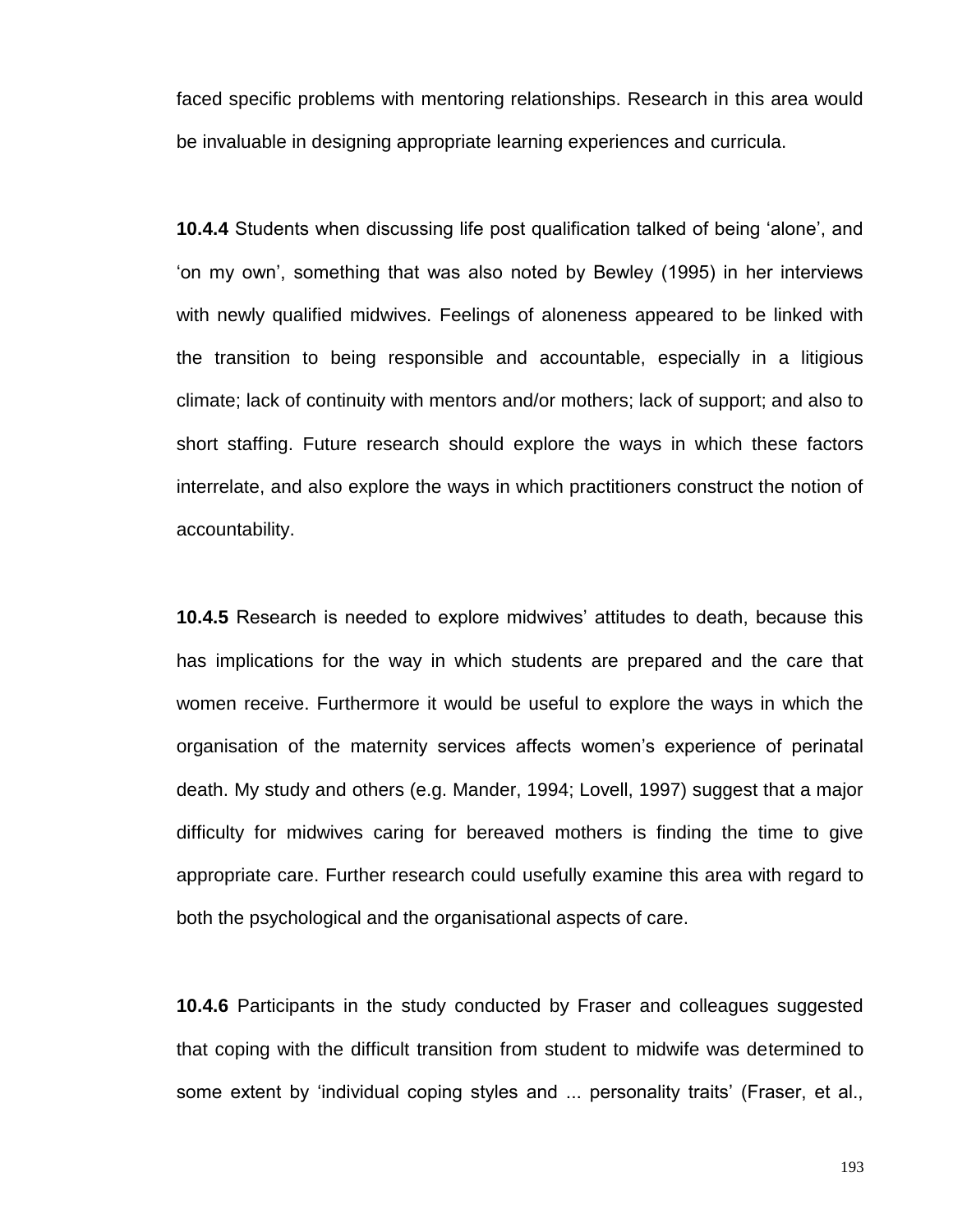faced specific problems with mentoring relationships. Research in this area would be invaluable in designing appropriate learning experiences and curricula.

**10.4.4** Students when discussing life post qualification talked of being 'alone', and 'on my own', something that was also noted by Bewley (1995) in her interviews with newly qualified midwives. Feelings of aloneness appeared to be linked with the transition to being responsible and accountable, especially in a litigious climate; lack of continuity with mentors and/or mothers; lack of support; and also to short staffing. Future research should explore the ways in which these factors interrelate, and also explore the ways in which practitioners construct the notion of accountability.

**10.4.5** Research is needed to explore midwives' attitudes to death, because this has implications for the way in which students are prepared and the care that women receive. Furthermore it would be useful to explore the ways in which the organisation of the maternity services affects women's experience of perinatal death. My study and others (e.g. Mander, 1994; Lovell, 1997) suggest that a major difficulty for midwives caring for bereaved mothers is finding the time to give appropriate care. Further research could usefully examine this area with regard to both the psychological and the organisational aspects of care.

**10.4.6** Participants in the study conducted by Fraser and colleagues suggested that coping with the difficult transition from student to midwife was determined to some extent by 'individual coping styles and ... personality traits' (Fraser, et al.,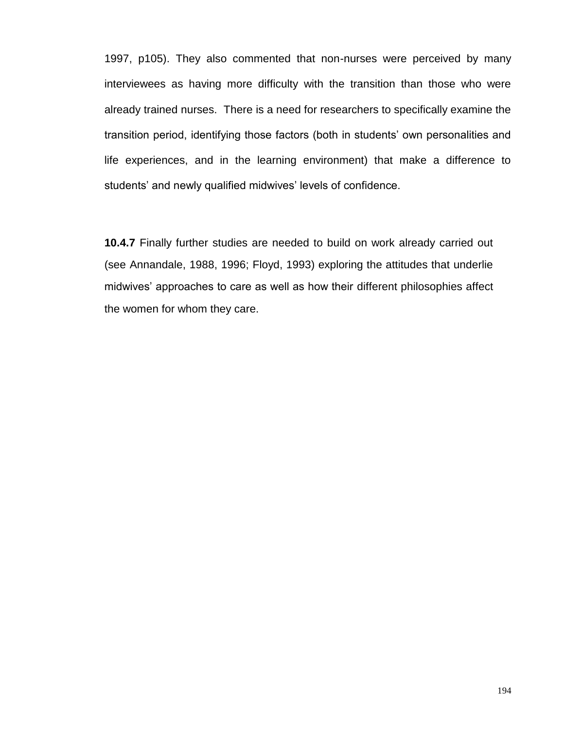1997, p105). They also commented that non-nurses were perceived by many interviewees as having more difficulty with the transition than those who were already trained nurses.  There is a need for researchers to specifically examine the transition period, identifying those factors (both in students' own personalities and life experiences, and in the learning environment) that make a difference to students' and newly qualified midwives' levels of confidence.

**10.4.7** Finally further studies are needed to build on work already carried out (see Annandale, 1988, 1996; Floyd, 1993) exploring the attitudes that underlie midwives' approaches to care as well as how their different philosophies affect the women for whom they care.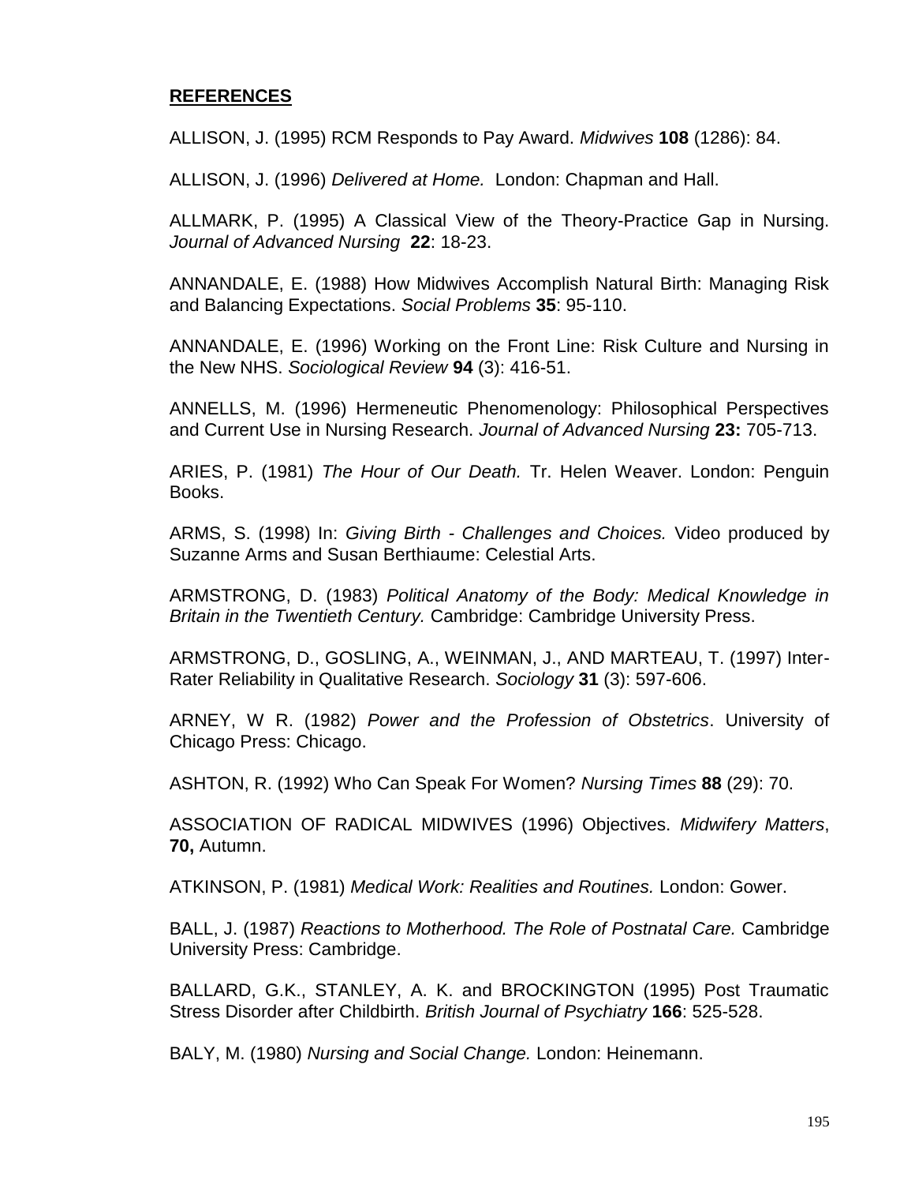## **REFERENCES**

ALLISON, J. (1995) RCM Responds to Pay Award. *Midwives* **108** (1286): 84.

ALLISON, J. (1996) *Delivered at Home.* London: Chapman and Hall.

ALLMARK, P. (1995) A Classical View of the Theory-Practice Gap in Nursing. *Journal of Advanced Nursing* **22**: 18-23.

ANNANDALE, E. (1988) How Midwives Accomplish Natural Birth: Managing Risk and Balancing Expectations. *Social Problems* **35**: 95-110.

ANNANDALE, E. (1996) Working on the Front Line: Risk Culture and Nursing in the New NHS. *Sociological Review* **94** (3): 416-51.

ANNELLS, M. (1996) Hermeneutic Phenomenology: Philosophical Perspectives and Current Use in Nursing Research. *Journal of Advanced Nursing* **23:** 705-713.

ARIES, P. (1981) *The Hour of Our Death.* Tr. Helen Weaver. London: Penguin Books.

ARMS, S. (1998) In: *Giving Birth - Challenges and Choices.* Video produced by Suzanne Arms and Susan Berthiaume: Celestial Arts.

ARMSTRONG, D. (1983) *Political Anatomy of the Body: Medical Knowledge in Britain in the Twentieth Century.* Cambridge: Cambridge University Press.

ARMSTRONG, D., GOSLING, A., WEINMAN, J., AND MARTEAU, T. (1997) Inter-Rater Reliability in Qualitative Research. *Sociology* **31** (3): 597-606.

ARNEY, W R. (1982) *Power and the Profession of Obstetrics*. University of Chicago Press: Chicago.

ASHTON, R. (1992) Who Can Speak For Women? *Nursing Times* **88** (29): 70.

ASSOCIATION OF RADICAL MIDWIVES (1996) Objectives. *Midwifery Matters*, **70,** Autumn.

ATKINSON, P. (1981) *Medical Work: Realities and Routines.* London: Gower.

BALL, J. (1987) *Reactions to Motherhood. The Role of Postnatal Care.* Cambridge University Press: Cambridge.

BALLARD, G.K., STANLEY, A. K. and BROCKINGTON (1995) Post Traumatic Stress Disorder after Childbirth. *British Journal of Psychiatry* **166**: 525-528.

BALY, M. (1980) *Nursing and Social Change.* London: Heinemann.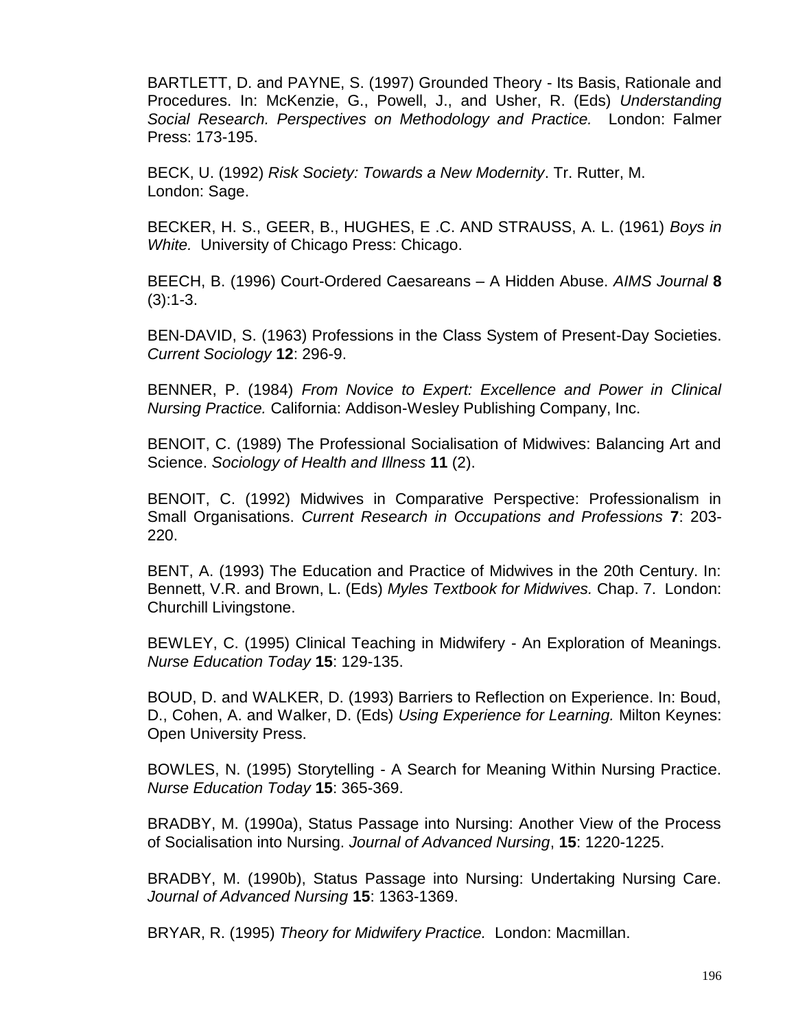BARTLETT, D. and PAYNE, S. (1997) Grounded Theory - Its Basis, Rationale and Procedures. In: McKenzie, G., Powell, J., and Usher, R. (Eds) *Understanding Social Research. Perspectives on Methodology and Practice.* London: Falmer Press: 173-195.

BECK, U. (1992) *Risk Society: Towards a New Modernity*. Tr. Rutter, M. London: Sage.

BECKER, H. S., GEER, B., HUGHES, E .C. AND STRAUSS, A. L. (1961) *Boys in White.* University of Chicago Press: Chicago.

BEECH, B. (1996) Court-Ordered Caesareans – A Hidden Abuse. *AIMS Journal* **8** (3):1-3.

BEN-DAVID, S. (1963) Professions in the Class System of Present-Day Societies. *Current Sociology* **12**: 296-9.

BENNER, P. (1984) *From Novice to Expert: Excellence and Power in Clinical Nursing Practice.* California: Addison-Wesley Publishing Company, Inc.

BENOIT, C. (1989) The Professional Socialisation of Midwives: Balancing Art and Science. *Sociology of Health and Illness* **11** (2).

BENOIT, C. (1992) Midwives in Comparative Perspective: Professionalism in Small Organisations. *Current Research in Occupations and Professions* **7**: 203-220.

BENT, A. (1993) The Education and Practice of Midwives in the 20th Century. In: Bennett, V.R. and Brown, L. (Eds) *Myles Textbook for Midwives.* Chap. 7. London: Churchill Livingstone.

BEWLEY, C. (1995) Clinical Teaching in Midwifery - An Exploration of Meanings. *Nurse Education Today* **15**: 129-135.

BOUD, D. and WALKER, D. (1993) Barriers to Reflection on Experience. In: Boud, D., Cohen, A. and Walker, D. (Eds) *Using Experience for Learning.* Milton Keynes: Open University Press.

BOWLES, N. (1995) Storytelling - A Search for Meaning Within Nursing Practice. *Nurse Education Today* **15**: 365-369.

BRADBY, M. (1990a), Status Passage into Nursing: Another View of the Process of Socialisation into Nursing. *Journal of Advanced Nursing*, **15**: 1220-1225.

BRADBY, M. (1990b), Status Passage into Nursing: Undertaking Nursing Care. *Journal of Advanced Nursing* **15**: 1363-1369.

BRYAR, R. (1995) *Theory for Midwifery Practice.* London: Macmillan.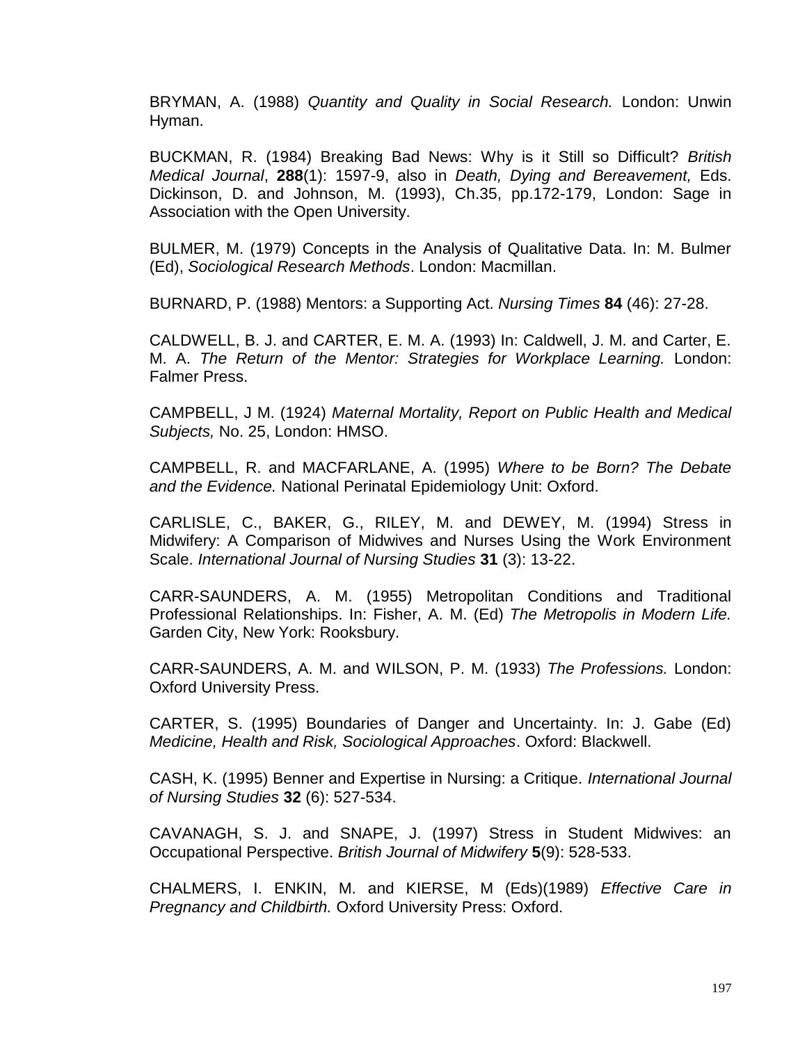BRYMAN, A. (1988) *Quantity and Quality in Social Research.* London: Unwin Hyman.

BUCKMAN, R. (1984) Breaking Bad News: Why is it Still so Difficult? *British Medical Journal*, **288**(1): 1597-9, also in *Death, Dying and Bereavement,* Eds. Dickinson, D. and Johnson, M. (1993), Ch.35, pp.172-179, London: Sage in Association with the Open University.

BULMER, M. (1979) Concepts in the Analysis of Qualitative Data. In: M. Bulmer (Ed), *Sociological Research Methods*. London: Macmillan.

BURNARD, P. (1988) Mentors: a Supporting Act. *Nursing Times* **84** (46): 27-28.

CALDWELL, B. J. and CARTER, E. M. A. (1993) In: Caldwell, J. M. and Carter, E. M. A. *The Return of the Mentor: Strategies for Workplace Learning.* London: Falmer Press.

CAMPBELL, J M. (1924) *Maternal Mortality, Report on Public Health and Medical Subjects,* No. 25, London: HMSO.

CAMPBELL, R. and MACFARLANE, A. (1995) *Where to be Born? The Debate and the Evidence.* National Perinatal Epidemiology Unit: Oxford.

CARLISLE, C., BAKER, G., RILEY, M. and DEWEY, M. (1994) Stress in Midwifery: A Comparison of Midwives and Nurses Using the Work Environment Scale. *International Journal of Nursing Studies* **31** (3): 13-22.

CARR-SAUNDERS, A. M. (1955) Metropolitan Conditions and Traditional Professional Relationships. In: Fisher, A. M. (Ed) *The Metropolis in Modern Life.* Garden City, New York: Rooksbury.

CARR-SAUNDERS, A. M. and WILSON, P. M. (1933) *The Professions.* London: Oxford University Press.

CARTER, S. (1995) Boundaries of Danger and Uncertainty. In: J. Gabe (Ed) *Medicine, Health and Risk, Sociological Approaches*. Oxford: Blackwell.

CASH, K. (1995) Benner and Expertise in Nursing: a Critique. *International Journal of Nursing Studies* **32** (6): 527-534.

CAVANAGH, S. J. and SNAPE, J. (1997) Stress in Student Midwives: an Occupational Perspective. *British Journal of Midwifery* **5**(9): 528-533.

CHALMERS, I. ENKIN, M. and KIERSE, M (Eds)(1989) *Effective Care in Pregnancy and Childbirth.* Oxford University Press: Oxford.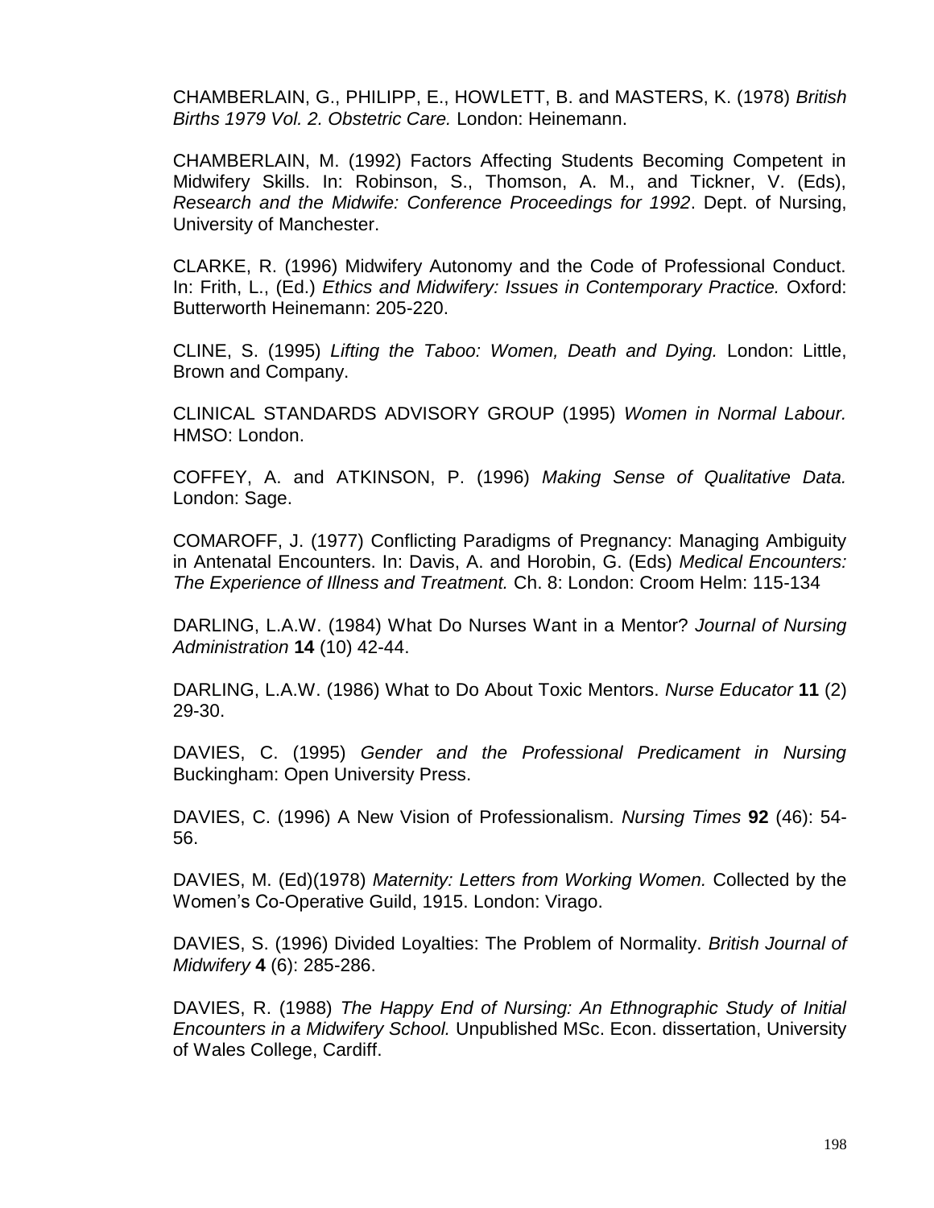CHAMBERLAIN, G., PHILIPP, E., HOWLETT, B. and MASTERS, K. (1978) *British Births 1979 Vol. 2. Obstetric Care.* London: Heinemann.

CHAMBERLAIN, M. (1992) Factors Affecting Students Becoming Competent in Midwifery Skills. In: Robinson, S., Thomson, A. M., and Tickner, V. (Eds), *Research and the Midwife: Conference Proceedings for 1992*. Dept. of Nursing, University of Manchester.

CLARKE, R. (1996) Midwifery Autonomy and the Code of Professional Conduct. In: Frith, L., (Ed.) *Ethics and Midwifery: Issues in Contemporary Practice.* Oxford: Butterworth Heinemann: 205-220.

CLINE, S. (1995) *Lifting the Taboo: Women, Death and Dying.* London: Little, Brown and Company.

CLINICAL STANDARDS ADVISORY GROUP (1995) *Women in Normal Labour.* HMSO: London.

COFFEY, A. and ATKINSON, P. (1996) *Making Sense of Qualitative Data.* London: Sage.

COMAROFF, J. (1977) Conflicting Paradigms of Pregnancy: Managing Ambiguity in Antenatal Encounters. In: Davis, A. and Horobin, G. (Eds) *Medical Encounters: The Experience of Illness and Treatment.* Ch. 8: London: Croom Helm: 115-134

DARLING, L.A.W. (1984) What Do Nurses Want in a Mentor? *Journal of Nursing Administration* **14** (10) 42-44.

DARLING, L.A.W. (1986) What to Do About Toxic Mentors. *Nurse Educator* **11** (2) 29-30.

DAVIES, C. (1995) *Gender and the Professional Predicament in Nursing* Buckingham: Open University Press.

DAVIES, C. (1996) A New Vision of Professionalism. *Nursing Times* **92** (46): 54-56.

DAVIES, M. (Ed)(1978) *Maternity: Letters from Working Women.* Collected by the Women's Co-Operative Guild, 1915. London: Virago.

DAVIES, S. (1996) Divided Loyalties: The Problem of Normality. *British Journal of Midwifery* **4** (6): 285-286.

DAVIES, R. (1988) *The Happy End of Nursing: An Ethnographic Study of Initial Encounters in a Midwifery School.* Unpublished MSc. Econ. dissertation, University of Wales College, Cardiff.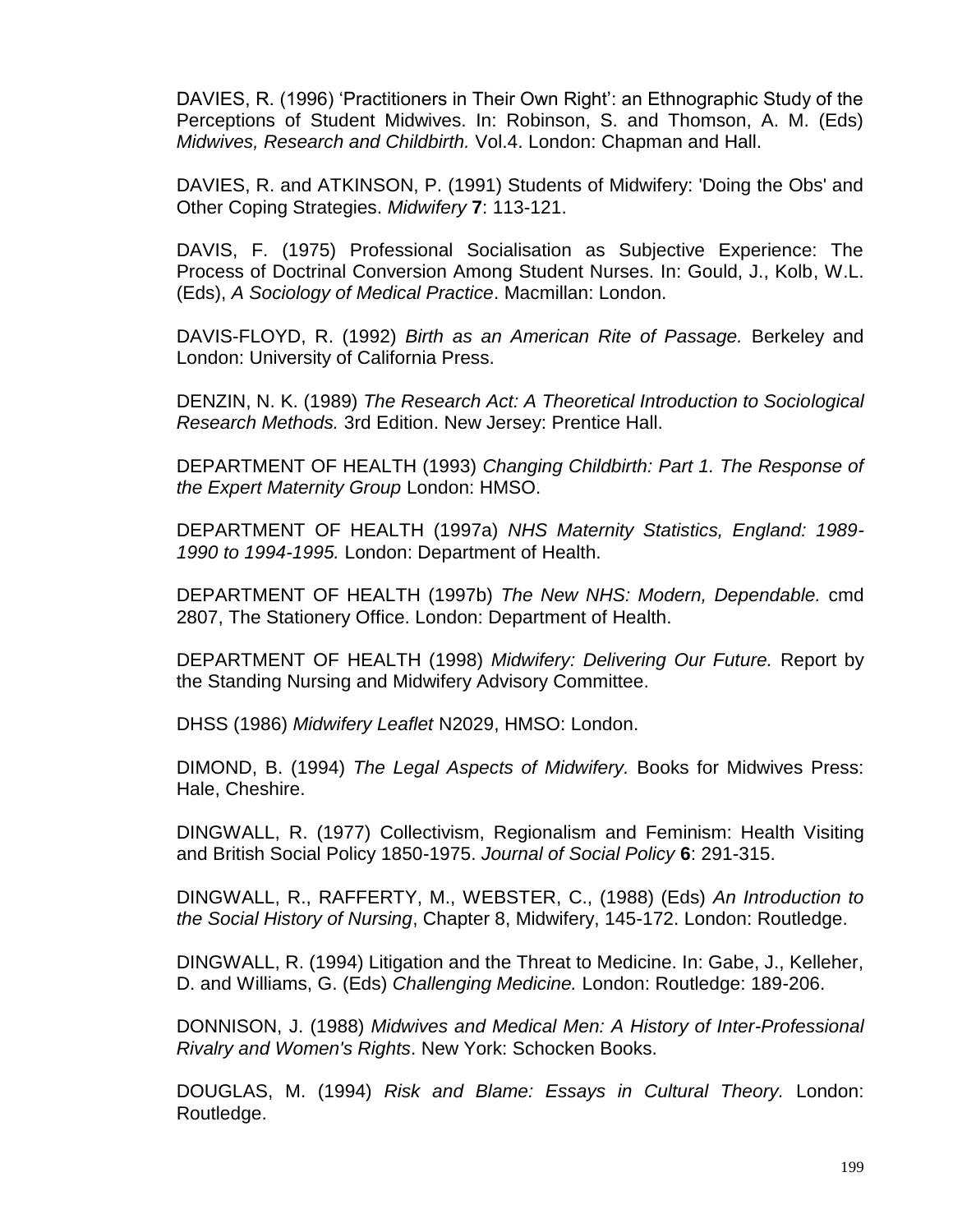DAVIES, R. (1996) ‘Practitioners in Their Own Right’: an Ethnographic Study of the Perceptions of Student Midwives. In: Robinson, S. and Thomson, A. M. (Eds) *Midwives, Research and Childbirth.* Vol.4. London: Chapman and Hall.

DAVIES, R. and ATKINSON, P. (1991) Students of Midwifery: 'Doing the Obs' and Other Coping Strategies. *Midwifery* **7**: 113-121.

DAVIS, F. (1975) Professional Socialisation as Subjective Experience: The Process of Doctrinal Conversion Among Student Nurses. In: Gould, J., Kolb, W.L. (Eds), *A Sociology of Medical Practice*. Macmillan: London.

DAVIS-FLOYD, R. (1992) *Birth as an American Rite of Passage.* Berkeley and London: University of California Press.

DENZIN, N. K. (1989) *The Research Act: A Theoretical Introduction to Sociological Research Methods.* 3rd Edition. New Jersey: Prentice Hall.

DEPARTMENT OF HEALTH (1993) *Changing Childbirth: Part 1. The Response of the Expert Maternity Group* London: HMSO.

DEPARTMENT OF HEALTH (1997a) *NHS Maternity Statistics, England: 1989-1990 to 1994-1995.* London: Department of Health.

DEPARTMENT OF HEALTH (1997b) *The New NHS: Modern, Dependable.* cmd 2807, The Stationery Office. London: Department of Health.

DEPARTMENT OF HEALTH (1998) *Midwifery: Delivering Our Future.* Report by the Standing Nursing and Midwifery Advisory Committee.

DHSS (1986) *Midwifery Leaflet* N2029, HMSO: London.

DIMOND, B. (1994) *The Legal Aspects of Midwifery.* Books for Midwives Press: Hale, Cheshire.

DINGWALL, R. (1977) Collectivism, Regionalism and Feminism: Health Visiting and British Social Policy 1850-1975. *Journal of Social Policy* **6**: 291-315.

DINGWALL, R., RAFFERTY, M., WEBSTER, C., (1988) (Eds) *An Introduction to the Social History of Nursing*, Chapter 8, Midwifery, 145-172. London: Routledge.

DINGWALL, R. (1994) Litigation and the Threat to Medicine. In: Gabe, J., Kelleher, D. and Williams, G. (Eds) *Challenging Medicine.* London: Routledge: 189-206.

DONNISON, J. (1988) *Midwives and Medical Men: A History of Inter-Professional Rivalry and Women's Rights*. New York: Schocken Books.

DOUGLAS, M. (1994) *Risk and Blame: Essays in Cultural Theory.* London: Routledge.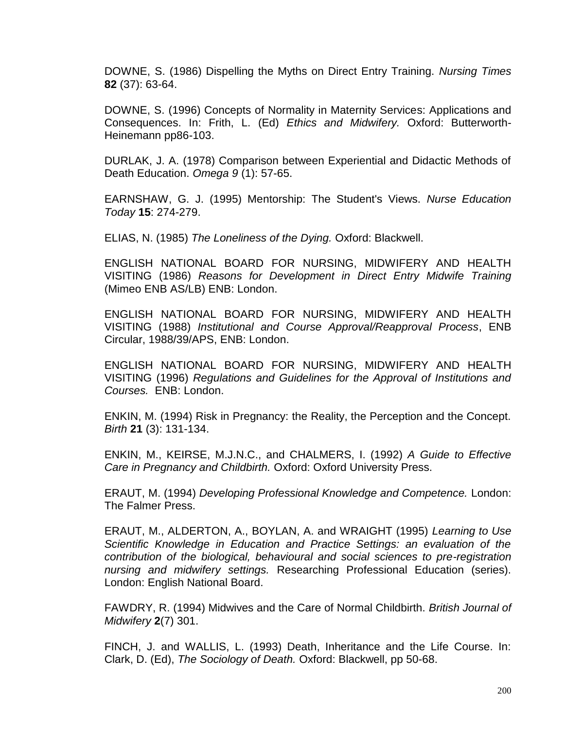DOWNE, S. (1986) Dispelling the Myths on Direct Entry Training. *Nursing Times* **82** (37): 63-64.

DOWNE, S. (1996) Concepts of Normality in Maternity Services: Applications and Consequences. In: Frith, L. (Ed) *Ethics and Midwifery.* Oxford: Butterworth-Heinemann pp86-103.

DURLAK, J. A. (1978) Comparison between Experiential and Didactic Methods of Death Education. *Omega 9* (1): 57-65.

EARNSHAW, G. J. (1995) Mentorship: The Student's Views. *Nurse Education Today* **15**: 274-279.

ELIAS, N. (1985) *The Loneliness of the Dying.* Oxford: Blackwell.

ENGLISH NATIONAL BOARD FOR NURSING, MIDWIFERY AND HEALTH VISITING (1986) *Reasons for Development in Direct Entry Midwife Training* (Mimeo ENB AS/LB) ENB: London.

ENGLISH NATIONAL BOARD FOR NURSING, MIDWIFERY AND HEALTH VISITING (1988) *Institutional and Course Approval/Reapproval Process*, ENB Circular, 1988/39/APS, ENB: London.

ENGLISH NATIONAL BOARD FOR NURSING, MIDWIFERY AND HEALTH VISITING (1996) *Regulations and Guidelines for the Approval of Institutions and Courses.* ENB: London.

ENKIN, M. (1994) Risk in Pregnancy: the Reality, the Perception and the Concept. *Birth* **21** (3): 131-134.

ENKIN, M., KEIRSE, M.J.N.C., and CHALMERS, I. (1992) *A Guide to Effective Care in Pregnancy and Childbirth.* Oxford: Oxford University Press.

ERAUT, M. (1994) *Developing Professional Knowledge and Competence.* London: The Falmer Press.

ERAUT, M., ALDERTON, A., BOYLAN, A. and WRAIGHT (1995) *Learning to Use Scientific Knowledge in Education and Practice Settings: an evaluation of the contribution of the biological, behavioural and social sciences to pre-registration nursing and midwifery settings.* Researching Professional Education (series). London: English National Board.

FAWDRY, R. (1994) Midwives and the Care of Normal Childbirth. *British Journal of Midwifery* **2**(7) 301.

FINCH, J. and WALLIS, L. (1993) Death, Inheritance and the Life Course. In: Clark, D. (Ed), *The Sociology of Death.* Oxford: Blackwell, pp 50-68.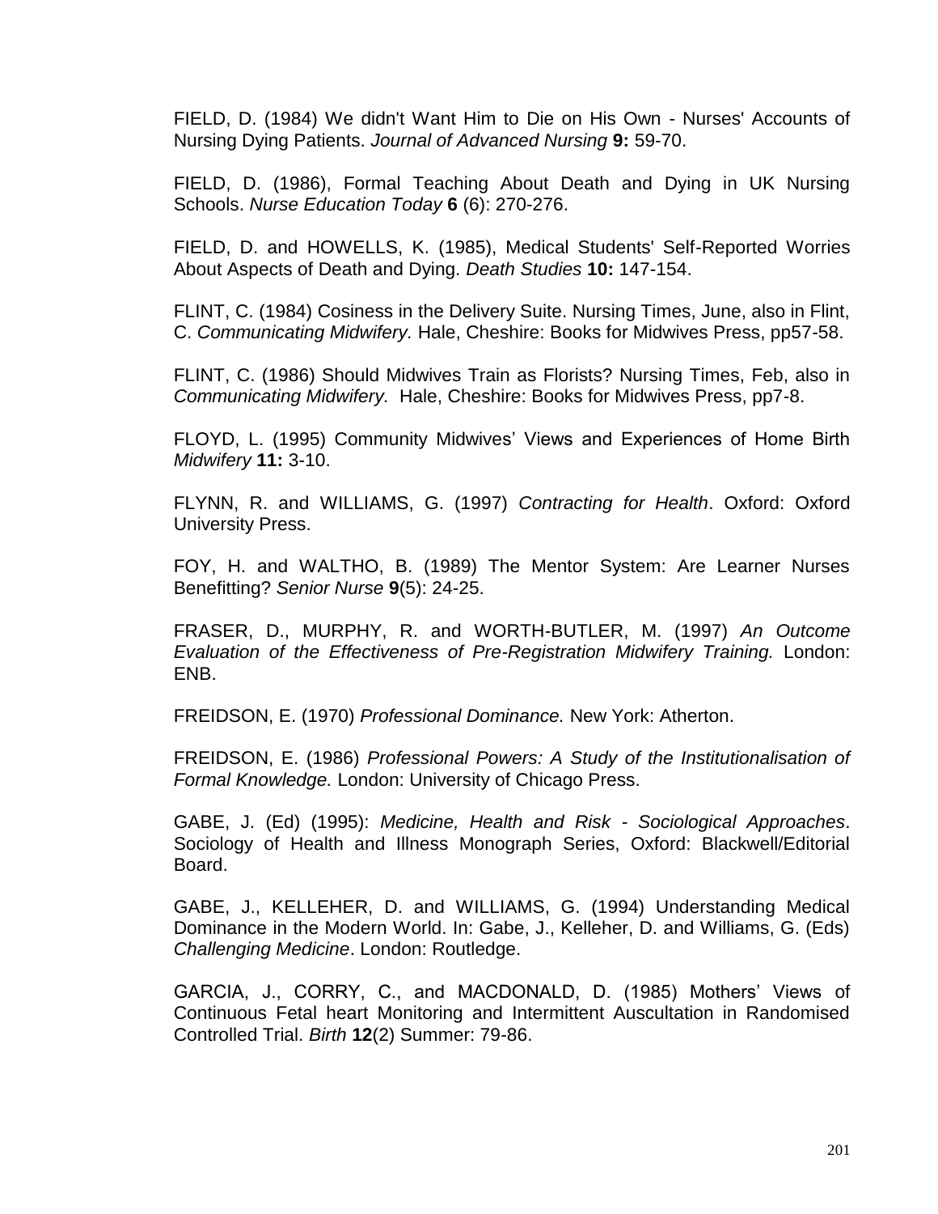FIELD, D. (1984) We didn't Want Him to Die on His Own - Nurses' Accounts of Nursing Dying Patients. *Journal of Advanced Nursing* **9:** 59-70.

FIELD, D. (1986), Formal Teaching About Death and Dying in UK Nursing Schools. *Nurse Education Today* **6** (6): 270-276.

FIELD, D. and HOWELLS, K. (1985), Medical Students' Self-Reported Worries About Aspects of Death and Dying. *Death Studies* **10:** 147-154.

FLINT, C. (1984) Cosiness in the Delivery Suite. Nursing Times, June, also in Flint, C. *Communicating Midwifery.* Hale, Cheshire: Books for Midwives Press, pp57-58.

FLINT, C. (1986) Should Midwives Train as Florists? Nursing Times, Feb, also in *Communicating Midwifery.* Hale, Cheshire: Books for Midwives Press, pp7-8.

FLOYD, L. (1995) Community Midwives' Views and Experiences of Home Birth *Midwifery* **11:** 3-10.

FLYNN, R. and WILLIAMS, G. (1997) *Contracting for Health*. Oxford: Oxford University Press.

FOY, H. and WALTHO, B. (1989) The Mentor System: Are Learner Nurses Benefitting? *Senior Nurse* **9**(5): 24-25.

FRASER, D., MURPHY, R. and WORTH-BUTLER, M. (1997) *An Outcome Evaluation of the Effectiveness of Pre-Registration Midwifery Training.* London: ENB.

FREIDSON, E. (1970) *Professional Dominance.* New York: Atherton.

FREIDSON, E. (1986) *Professional Powers: A Study of the Institutionalisation of Formal Knowledge.* London: University of Chicago Press.

GABE, J. (Ed) (1995): *Medicine, Health and Risk - Sociological Approaches*. Sociology of Health and Illness Monograph Series, Oxford: Blackwell/Editorial Board.

GABE, J., KELLEHER, D. and WILLIAMS, G. (1994) Understanding Medical Dominance in the Modern World. In: Gabe, J., Kelleher, D. and Williams, G. (Eds) *Challenging Medicine*. London: Routledge.

GARCIA, J., CORRY, C., and MACDONALD, D. (1985) Mothers' Views of Continuous Fetal heart Monitoring and Intermittent Auscultation in Randomised Controlled Trial. *Birth* **12**(2) Summer: 79-86.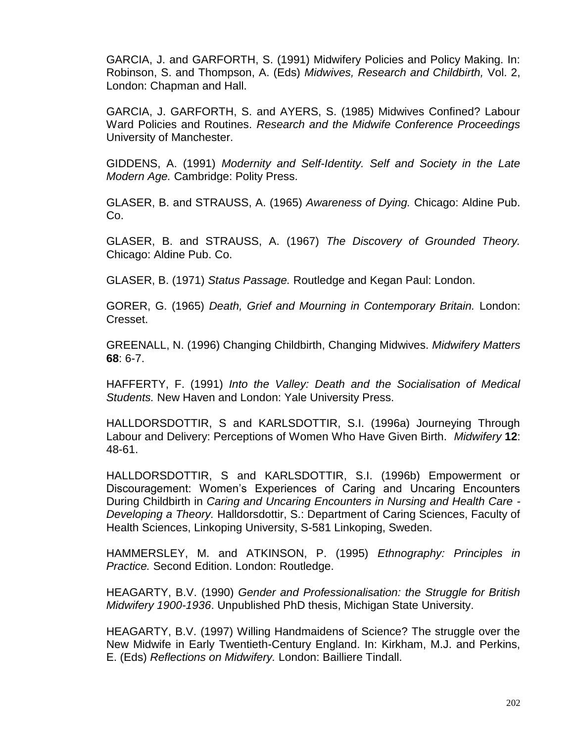GARCIA, J. and GARFORTH, S. (1991) Midwifery Policies and Policy Making. In: Robinson, S. and Thompson, A. (Eds) *Midwives, Research and Childbirth,* Vol. 2, London: Chapman and Hall.

GARCIA, J. GARFORTH, S. and AYERS, S. (1985) Midwives Confined? Labour Ward Policies and Routines. *Research and the Midwife Conference Proceedings* University of Manchester.

GIDDENS, A. (1991) *Modernity and Self-Identity. Self and Society in the Late Modern Age.* Cambridge: Polity Press.

GLASER, B. and STRAUSS, A. (1965) *Awareness of Dying.* Chicago: Aldine Pub. Co.

GLASER, B. and STRAUSS, A. (1967) *The Discovery of Grounded Theory.* Chicago: Aldine Pub. Co.

GLASER, B. (1971) *Status Passage.* Routledge and Kegan Paul: London.

GORER, G. (1965) *Death, Grief and Mourning in Contemporary Britain.* London: Cresset.

GREENALL, N. (1996) Changing Childbirth, Changing Midwives. *Midwifery Matters* **68**: 6-7.

HAFFERTY, F. (1991) *Into the Valley: Death and the Socialisation of Medical Students.* New Haven and London: Yale University Press.

HALLDORSDOTTIR, S and KARLSDOTTIR, S.I. (1996a) Journeying Through Labour and Delivery: Perceptions of Women Who Have Given Birth. *Midwifery* **12**: 48-61.

HALLDORSDOTTIR, S and KARLSDOTTIR, S.I. (1996b) Empowerment or Discouragement: Women's Experiences of Caring and Uncaring Encounters During Childbirth in *Caring and Uncaring Encounters in Nursing and Health Care - Developing a Theory.* Halldorsdottir, S.: Department of Caring Sciences, Faculty of Health Sciences, Linkoping University, S-581 Linkoping, Sweden.

HAMMERSLEY, M. and ATKINSON, P. (1995) *Ethnography: Principles in Practice.* Second Edition. London: Routledge.

HEAGARTY, B.V. (1990) *Gender and Professionalisation: the Struggle for British Midwifery 1900-1936*. Unpublished PhD thesis, Michigan State University.

HEAGARTY, B.V. (1997) Willing Handmaidens of Science? The struggle over the New Midwife in Early Twentieth-Century England. In: Kirkham, M.J. and Perkins, E. (Eds) *Reflections on Midwifery.* London: Bailliere Tindall.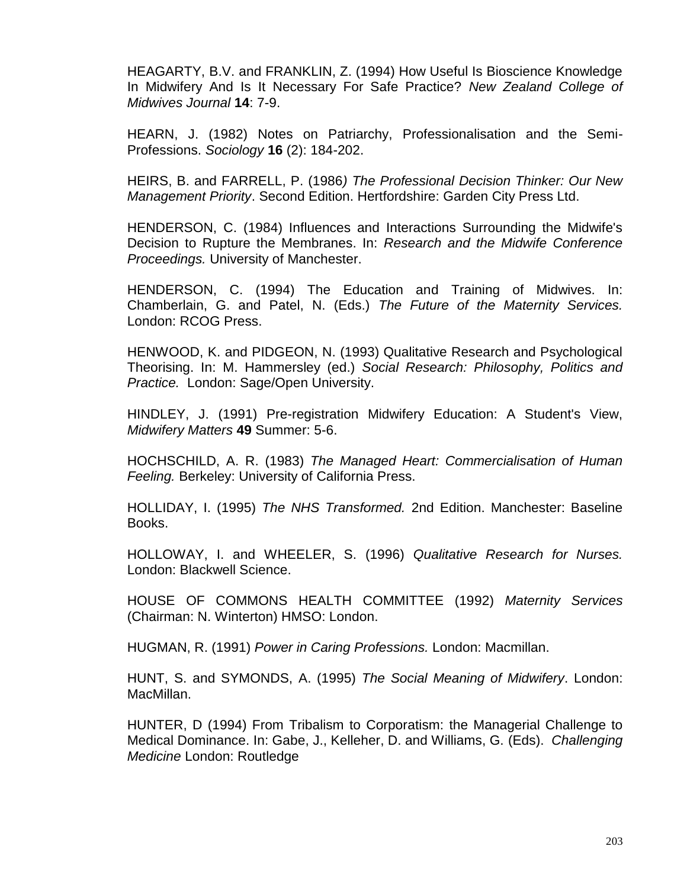HEAGARTY, B.V. and FRANKLIN, Z. (1994) How Useful Is Bioscience Knowledge In Midwifery And Is It Necessary For Safe Practice? *New Zealand College of Midwives Journal* **14**: 7-9.

HEARN, J. (1982) Notes on Patriarchy, Professionalisation and the Semi-Professions. *Sociology* **16** (2): 184-202.

HEIRS, B. and FARRELL, P. (1986*) The Professional Decision Thinker: Our New Management Priority*. Second Edition. Hertfordshire: Garden City Press Ltd.

HENDERSON, C. (1984) Influences and Interactions Surrounding the Midwife's Decision to Rupture the Membranes. In: *Research and the Midwife Conference Proceedings.* University of Manchester.

HENDERSON, C. (1994) The Education and Training of Midwives. In: Chamberlain, G. and Patel, N. (Eds.) *The Future of the Maternity Services.* London: RCOG Press.

HENWOOD, K. and PIDGEON, N. (1993) Qualitative Research and Psychological Theorising. In: M. Hammersley (ed.) *Social Research: Philosophy, Politics and Practice.* London: Sage/Open University.

HINDLEY, J. (1991) Pre-registration Midwifery Education: A Student's View, *Midwifery Matters* **49** Summer: 5-6.

HOCHSCHILD, A. R. (1983) *The Managed Heart: Commercialisation of Human Feeling.* Berkeley: University of California Press.

HOLLIDAY, I. (1995) *The NHS Transformed.* 2nd Edition. Manchester: Baseline Books.

HOLLOWAY, I. and WHEELER, S. (1996) *Qualitative Research for Nurses.* London: Blackwell Science.

HOUSE OF COMMONS HEALTH COMMITTEE (1992) *Maternity Services* (Chairman: N. Winterton) HMSO: London.

HUGMAN, R. (1991) *Power in Caring Professions.* London: Macmillan.

HUNT, S. and SYMONDS, A. (1995) *The Social Meaning of Midwifery*. London: MacMillan.

HUNTER, D (1994) From Tribalism to Corporatism: the Managerial Challenge to Medical Dominance. In: Gabe, J., Kelleher, D. and Williams, G. (Eds). *Challenging Medicine* London: Routledge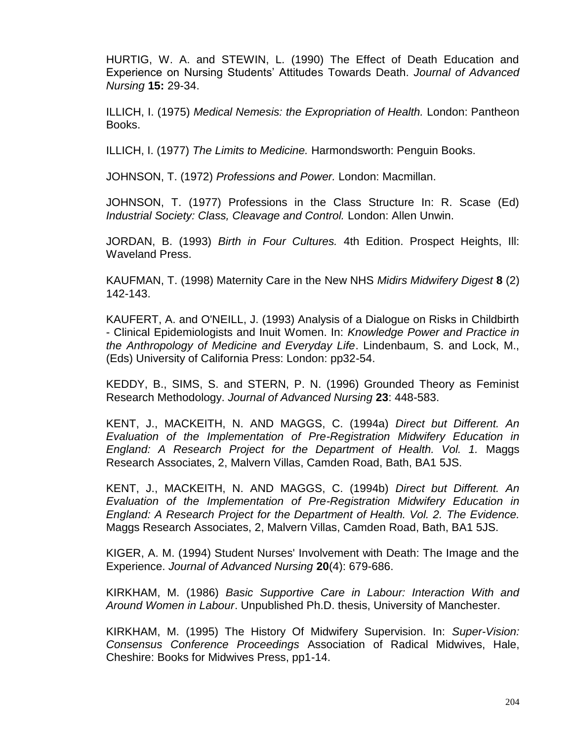HURTIG, W. A. and STEWIN, L. (1990) The Effect of Death Education and Experience on Nursing Students' Attitudes Towards Death. *Journal of Advanced Nursing* **15:** 29-34.

ILLICH, I. (1975) *Medical Nemesis: the Expropriation of Health.* London: Pantheon Books.

ILLICH, I. (1977) *The Limits to Medicine.* Harmondsworth: Penguin Books.

JOHNSON, T. (1972) *Professions and Power.* London: Macmillan.

JOHNSON, T. (1977) Professions in the Class Structure In: R. Scase (Ed) *Industrial Society: Class, Cleavage and Control.* London: Allen Unwin.

JORDAN, B. (1993) *Birth in Four Cultures.* 4th Edition. Prospect Heights, Ill: Waveland Press.

KAUFMAN, T. (1998) Maternity Care in the New NHS *Midirs Midwifery Digest* **8** (2) 142-143.

KAUFERT, A. and O'NEILL, J. (1993) Analysis of a Dialogue on Risks in Childbirth - Clinical Epidemiologists and Inuit Women. In: *Knowledge Power and Practice in the Anthropology of Medicine and Everyday Life*. Lindenbaum, S. and Lock, M., (Eds) University of California Press: London: pp32-54.

KEDDY, B., SIMS, S. and STERN, P. N. (1996) Grounded Theory as Feminist Research Methodology. *Journal of Advanced Nursing* **23**: 448-583.

KENT, J., MACKEITH, N. AND MAGGS, C. (1994a) *Direct but Different. An Evaluation of the Implementation of Pre-Registration Midwifery Education in England: A Research Project for the Department of Health. Vol. 1.* Maggs Research Associates, 2, Malvern Villas, Camden Road, Bath, BA1 5JS.

KENT, J., MACKEITH, N. AND MAGGS, C. (1994b) *Direct but Different. An Evaluation of the Implementation of Pre-Registration Midwifery Education in England: A Research Project for the Department of Health. Vol. 2. The Evidence.* Maggs Research Associates, 2, Malvern Villas, Camden Road, Bath, BA1 5JS.

KIGER, A. M. (1994) Student Nurses' Involvement with Death: The Image and the Experience. *Journal of Advanced Nursing* **20**(4): 679-686.

KIRKHAM, M. (1986) *Basic Supportive Care in Labour: Interaction With and Around Women in Labour*. Unpublished Ph.D. thesis, University of Manchester.

KIRKHAM, M. (1995) The History Of Midwifery Supervision. In: *Super-Vision: Consensus Conference Proceedings* Association of Radical Midwives, Hale, Cheshire: Books for Midwives Press, pp1-14.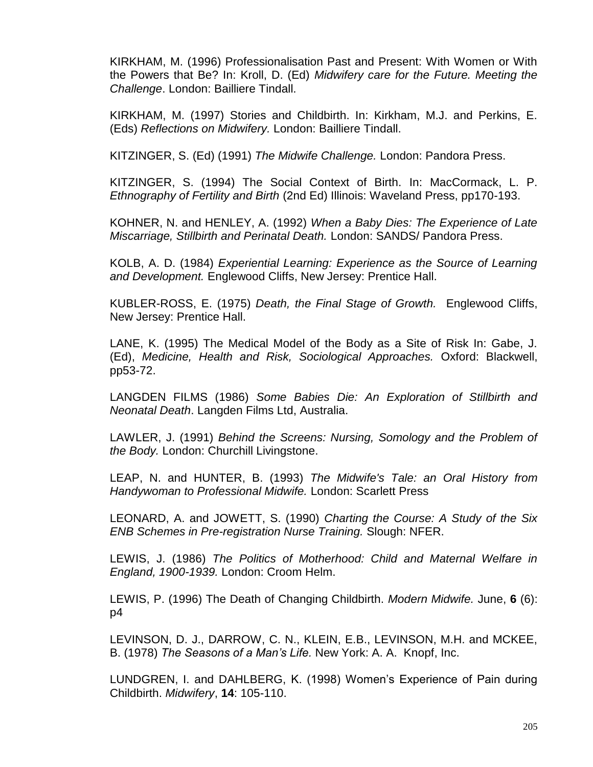KIRKHAM, M. (1996) Professionalisation Past and Present: With Women or With the Powers that Be? In: Kroll, D. (Ed) *Midwifery care for the Future. Meeting the Challenge*. London: Bailliere Tindall.

KIRKHAM, M. (1997) Stories and Childbirth. In: Kirkham, M.J. and Perkins, E. (Eds) *Reflections on Midwifery.* London: Bailliere Tindall.

KITZINGER, S. (Ed) (1991) *The Midwife Challenge.* London: Pandora Press.

KITZINGER, S. (1994) The Social Context of Birth. In: MacCormack, L. P. *Ethnography of Fertility and Birth* (2nd Ed) Illinois: Waveland Press, pp170-193.

KOHNER, N. and HENLEY, A. (1992) *When a Baby Dies: The Experience of Late Miscarriage, Stillbirth and Perinatal Death.* London: SANDS/ Pandora Press.

KOLB, A. D. (1984) *Experiential Learning: Experience as the Source of Learning and Development.* Englewood Cliffs, New Jersey: Prentice Hall.

KUBLER-ROSS, E. (1975) *Death, the Final Stage of Growth.* Englewood Cliffs, New Jersey: Prentice Hall.

LANE, K. (1995) The Medical Model of the Body as a Site of Risk In: Gabe, J. (Ed), *Medicine, Health and Risk, Sociological Approaches.* Oxford: Blackwell, pp53-72.

LANGDEN FILMS (1986) *Some Babies Die: An Exploration of Stillbirth and Neonatal Death*. Langden Films Ltd, Australia.

LAWLER, J. (1991) *Behind the Screens: Nursing, Somology and the Problem of the Body.* London: Churchill Livingstone.

LEAP, N. and HUNTER, B. (1993) *The Midwife's Tale: an Oral History from Handywoman to Professional Midwife.* London: Scarlett Press

LEONARD, A. and JOWETT, S. (1990) *Charting the Course: A Study of the Six ENB Schemes in Pre-registration Nurse Training.* Slough: NFER.

LEWIS, J. (1986) *The Politics of Motherhood: Child and Maternal Welfare in England, 1900-1939.* London: Croom Helm.

LEWIS, P. (1996) The Death of Changing Childbirth. *Modern Midwife.* June, **6** (6): p4

LEVINSON, D. J., DARROW, C. N., KLEIN, E.B., LEVINSON, M.H. and MCKEE, B. (1978) *The Seasons of a Man's Life.* New York: A. A. Knopf, Inc.

LUNDGREN, I. and DAHLBERG, K. (1998) Women's Experience of Pain during Childbirth. *Midwifery*, **14**: 105-110.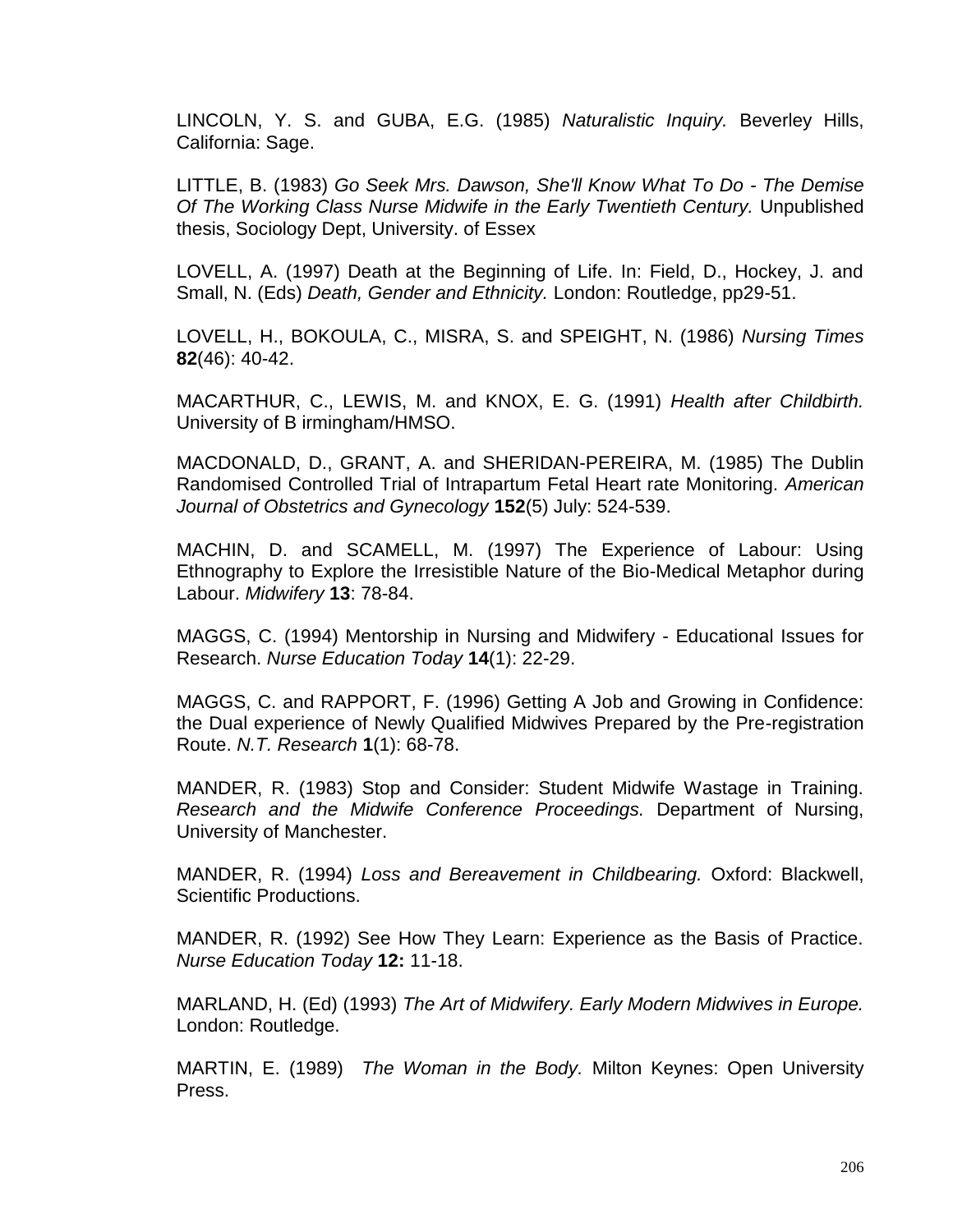LINCOLN, Y. S. and GUBA, E.G. (1985) *Naturalistic Inquiry.* Beverley Hills, California: Sage.

LITTLE, B. (1983) *Go Seek Mrs. Dawson, She'll Know What To Do - The Demise Of The Working Class Nurse Midwife in the Early Twentieth Century.* Unpublished thesis, Sociology Dept, University. of Essex

LOVELL, A. (1997) Death at the Beginning of Life. In: Field, D., Hockey, J. and Small, N. (Eds) *Death, Gender and Ethnicity.* London: Routledge, pp29-51.

LOVELL, H., BOKOULA, C., MISRA, S. and SPEIGHT, N. (1986) *Nursing Times* **82**(46): 40-42.

MACARTHUR, C., LEWIS, M. and KNOX, E. G. (1991) *Health after Childbirth.* University of B irmingham/HMSO.

MACDONALD, D., GRANT, A. and SHERIDAN-PEREIRA, M. (1985) The Dublin Randomised Controlled Trial of Intrapartum Fetal Heart rate Monitoring. *American Journal of Obstetrics and Gynecology* **152**(5) July: 524-539.

MACHIN, D. and SCAMELL, M. (1997) The Experience of Labour: Using Ethnography to Explore the Irresistible Nature of the Bio-Medical Metaphor during Labour. *Midwifery* **13**: 78-84.

MAGGS, C. (1994) Mentorship in Nursing and Midwifery - Educational Issues for Research. *Nurse Education Today* **14**(1): 22-29.

MAGGS, C. and RAPPORT, F. (1996) Getting A Job and Growing in Confidence: the Dual experience of Newly Qualified Midwives Prepared by the Pre-registration Route. *N.T. Research* **1**(1): 68-78.

MANDER, R. (1983) Stop and Consider: Student Midwife Wastage in Training. *Research and the Midwife Conference Proceedings.* Department of Nursing, University of Manchester.

MANDER, R. (1994) *Loss and Bereavement in Childbearing.* Oxford: Blackwell, Scientific Productions.

MANDER, R. (1992) See How They Learn: Experience as the Basis of Practice. *Nurse Education Today* **12:** 11-18.

MARLAND, H. (Ed) (1993) *The Art of Midwifery. Early Modern Midwives in Europe.* London: Routledge.

MARTIN, E. (1989) *The Woman in the Body.* Milton Keynes: Open University Press.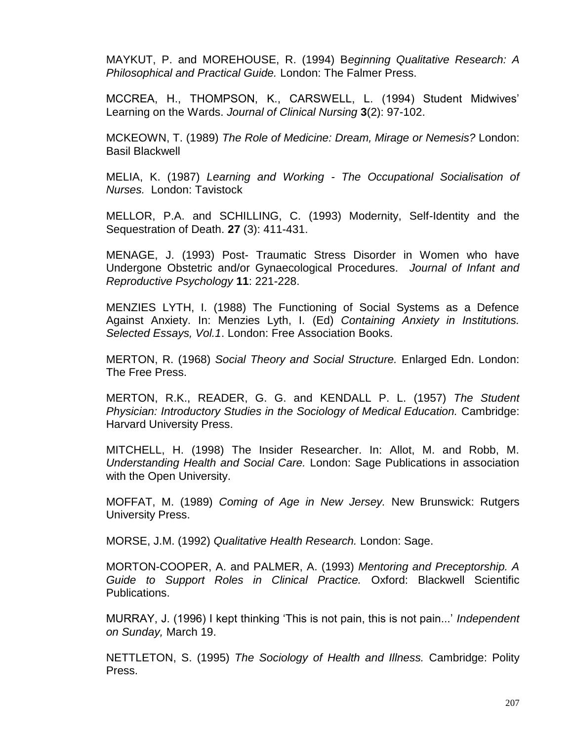MAYKUT, P. and MOREHOUSE, R. (1994) B*eginning Qualitative Research: A Philosophical and Practical Guide.* London: The Falmer Press.

MCCREA, H., THOMPSON, K., CARSWELL, L. (1994) Student Midwives' Learning on the Wards. *Journal of Clinical Nursing* **3**(2): 97-102.

MCKEOWN, T. (1989) *The Role of Medicine: Dream, Mirage or Nemesis?* London: Basil Blackwell

MELIA, K. (1987) *Learning and Working - The Occupational Socialisation of Nurses.* London: Tavistock

MELLOR, P.A. and SCHILLING, C. (1993) Modernity, Self-Identity and the Sequestration of Death. **27** (3): 411-431.

MENAGE, J. (1993) Post- Traumatic Stress Disorder in Women who have Undergone Obstetric and/or Gynaecological Procedures. *Journal of Infant and Reproductive Psychology* **11**: 221-228.

MENZIES LYTH, I. (1988) The Functioning of Social Systems as a Defence Against Anxiety. In: Menzies Lyth, I. (Ed) *Containing Anxiety in Institutions. Selected Essays, Vol.1*. London: Free Association Books.

MERTON, R. (1968) *Social Theory and Social Structure.* Enlarged Edn. London: The Free Press.

MERTON, R.K., READER, G. G. and KENDALL P. L. (1957) *The Student Physician: Introductory Studies in the Sociology of Medical Education.* Cambridge: Harvard University Press.

MITCHELL, H. (1998) The Insider Researcher. In: Allot, M. and Robb, M. *Understanding Health and Social Care.* London: Sage Publications in association with the Open University.

MOFFAT, M. (1989) *Coming of Age in New Jersey.* New Brunswick: Rutgers University Press.

MORSE, J.M. (1992) *Qualitative Health Research.* London: Sage.

MORTON-COOPER, A. and PALMER, A. (1993) *Mentoring and Preceptorship. A Guide to Support Roles in Clinical Practice.* Oxford: Blackwell Scientific Publications.

MURRAY, J. (1996) I kept thinking 'This is not pain, this is not pain...' *Independent on Sunday,* March 19.

NETTLETON, S. (1995) *The Sociology of Health and Illness.* Cambridge: Polity Press.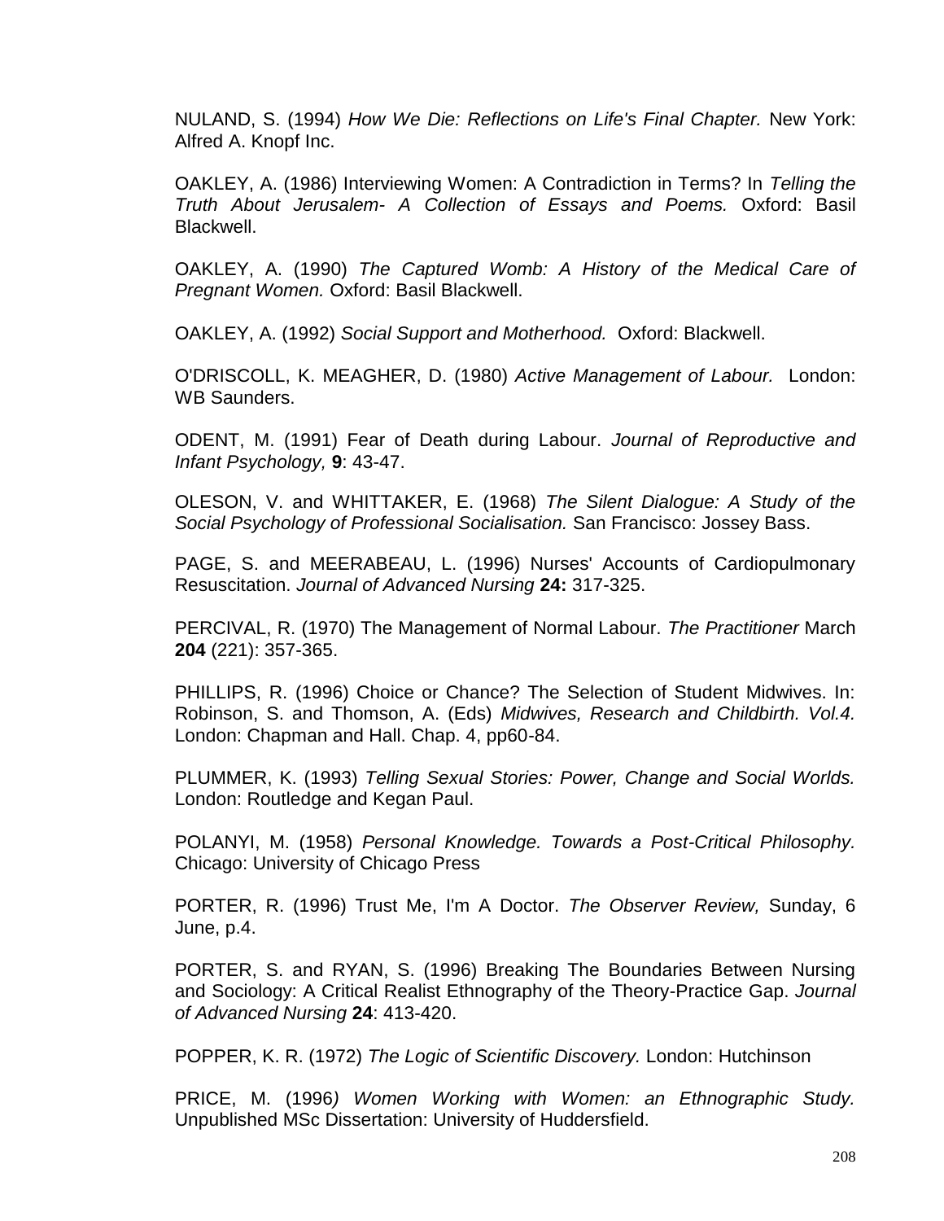NULAND, S. (1994) *How We Die: Reflections on Life's Final Chapter.* New York: Alfred A. Knopf Inc.

OAKLEY, A. (1986) Interviewing Women: A Contradiction in Terms? In *Telling the Truth About Jerusalem- A Collection of Essays and Poems.* Oxford: Basil Blackwell.

OAKLEY, A. (1990) *The Captured Womb: A History of the Medical Care of Pregnant Women.* Oxford: Basil Blackwell.

OAKLEY, A. (1992) *Social Support and Motherhood.* Oxford: Blackwell.

O'DRISCOLL, K. MEAGHER, D. (1980) *Active Management of Labour.* London: WB Saunders.

ODENT, M. (1991) Fear of Death during Labour. *Journal of Reproductive and Infant Psychology,* **9**: 43-47.

OLESON, V. and WHITTAKER, E. (1968) *The Silent Dialogue: A Study of the Social Psychology of Professional Socialisation.* San Francisco: Jossey Bass.

PAGE, S. and MEERABEAU, L. (1996) Nurses' Accounts of Cardiopulmonary Resuscitation. *Journal of Advanced Nursing* **24:** 317-325.

PERCIVAL, R. (1970) The Management of Normal Labour. *The Practitioner* March **204** (221): 357-365.

PHILLIPS, R. (1996) Choice or Chance? The Selection of Student Midwives. In: Robinson, S. and Thomson, A. (Eds) *Midwives, Research and Childbirth. Vol.4.* London: Chapman and Hall. Chap. 4, pp60-84.

PLUMMER, K. (1993) *Telling Sexual Stories: Power, Change and Social Worlds.* London: Routledge and Kegan Paul.

POLANYI, M. (1958) *Personal Knowledge. Towards a Post-Critical Philosophy.* Chicago: University of Chicago Press

PORTER, R. (1996) Trust Me, I'm A Doctor. *The Observer Review,* Sunday, 6 June, p.4.

PORTER, S. and RYAN, S. (1996) Breaking The Boundaries Between Nursing and Sociology: A Critical Realist Ethnography of the Theory-Practice Gap. *Journal of Advanced Nursing* **24**: 413-420.

POPPER, K. R. (1972) *The Logic of Scientific Discovery.* London: Hutchinson

PRICE, M. (1996*) Women Working with Women: an Ethnographic Study.* Unpublished MSc Dissertation: University of Huddersfield.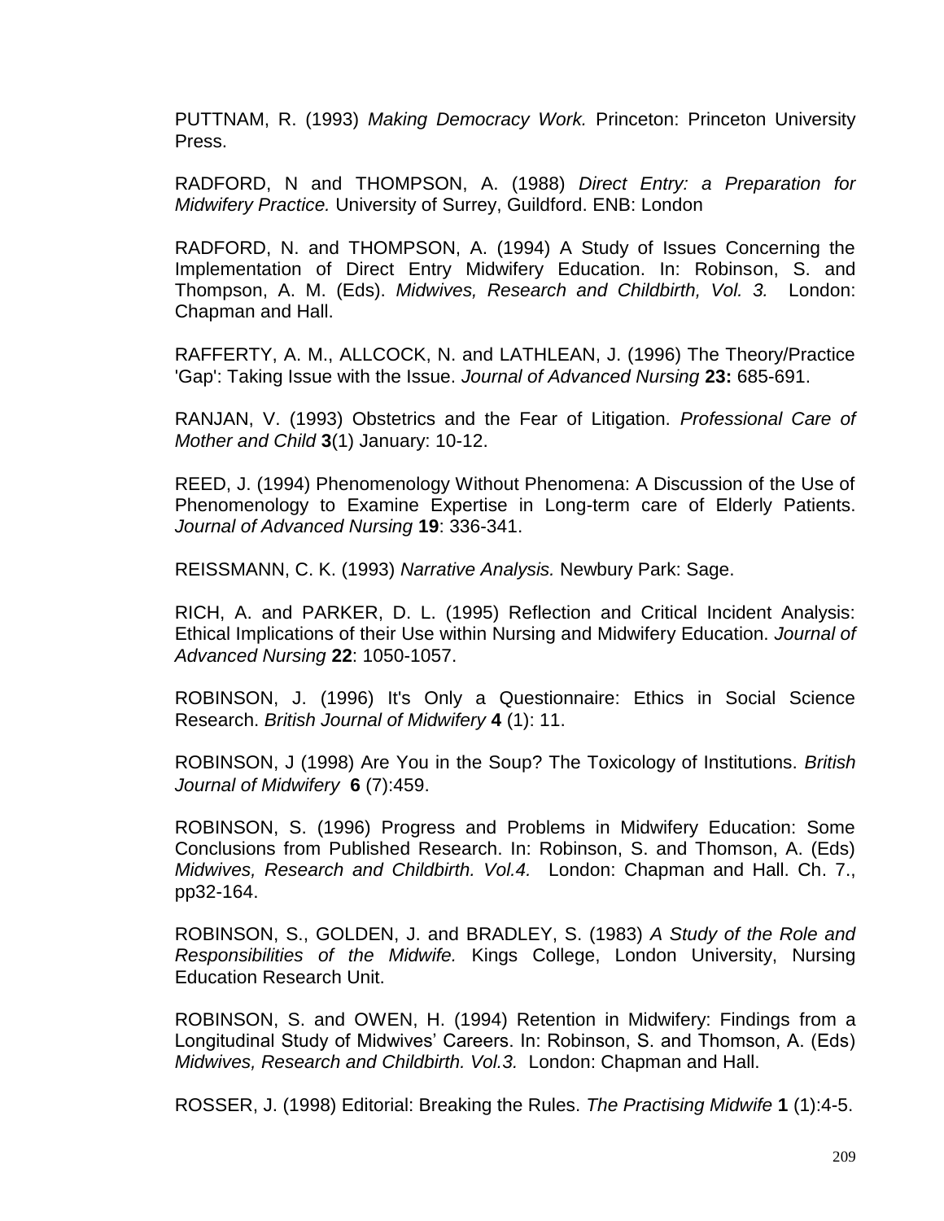PUTTNAM, R. (1993) *Making Democracy Work.* Princeton: Princeton University Press.

RADFORD, N and THOMPSON, A. (1988) *Direct Entry: a Preparation for Midwifery Practice.* University of Surrey, Guildford. ENB: London

RADFORD, N. and THOMPSON, A. (1994) A Study of Issues Concerning the Implementation of Direct Entry Midwifery Education. In: Robinson, S. and Thompson, A. M. (Eds). *Midwives, Research and Childbirth, Vol. 3.* London: Chapman and Hall.

RAFFERTY, A. M., ALLCOCK, N. and LATHLEAN, J. (1996) The Theory/Practice 'Gap': Taking Issue with the Issue. *Journal of Advanced Nursing* **23:** 685-691.

RANJAN, V. (1993) Obstetrics and the Fear of Litigation. *Professional Care of Mother and Child* **3**(1) January: 10-12.

REED, J. (1994) Phenomenology Without Phenomena: A Discussion of the Use of Phenomenology to Examine Expertise in Long-term care of Elderly Patients. *Journal of Advanced Nursing* **19**: 336-341.

REISSMANN, C. K. (1993) *Narrative Analysis.* Newbury Park: Sage.

RICH, A. and PARKER, D. L. (1995) Reflection and Critical Incident Analysis: Ethical Implications of their Use within Nursing and Midwifery Education. *Journal of Advanced Nursing* **22**: 1050-1057.

ROBINSON, J. (1996) It's Only a Questionnaire: Ethics in Social Science Research. *British Journal of Midwifery* **4** (1): 11.

ROBINSON, J (1998) Are You in the Soup? The Toxicology of Institutions. *British Journal of Midwifery* **6** (7):459.

ROBINSON, S. (1996) Progress and Problems in Midwifery Education: Some Conclusions from Published Research. In: Robinson, S. and Thomson, A. (Eds) *Midwives, Research and Childbirth. Vol.4.* London: Chapman and Hall. Ch. 7., pp32-164.

ROBINSON, S., GOLDEN, J. and BRADLEY, S. (1983) *A Study of the Role and Responsibilities of the Midwife.* Kings College, London University, Nursing Education Research Unit.

ROBINSON, S. and OWEN, H. (1994) Retention in Midwifery: Findings from a Longitudinal Study of Midwives' Careers. In: Robinson, S. and Thomson, A. (Eds) *Midwives, Research and Childbirth. Vol.3.* London: Chapman and Hall.

ROSSER, J. (1998) Editorial: Breaking the Rules. *The Practising Midwife* **1** (1):4-5.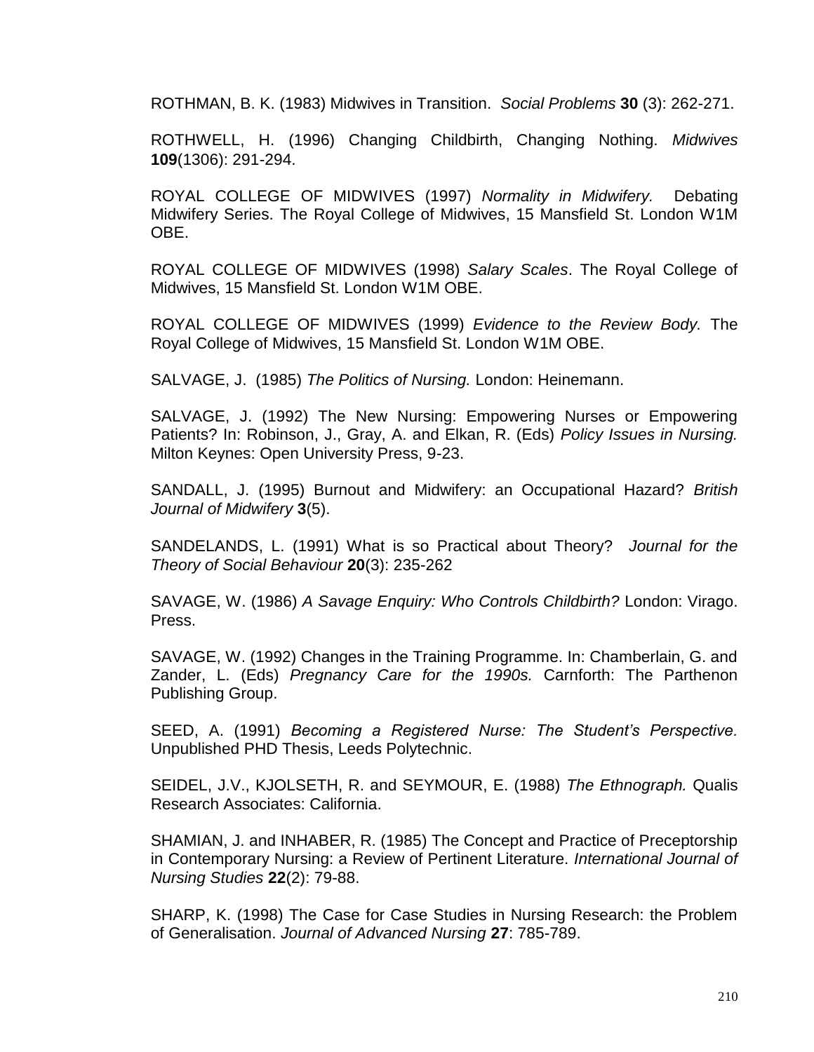ROTHMAN, B. K. (1983) Midwives in Transition. *Social Problems* **30** (3): 262-271.

ROTHWELL, H. (1996) Changing Childbirth, Changing Nothing. *Midwives* **109**(1306): 291-294.

ROYAL COLLEGE OF MIDWIVES (1997) *Normality in Midwifery.* Debating Midwifery Series. The Royal College of Midwives, 15 Mansfield St. London W1M OBE.

ROYAL COLLEGE OF MIDWIVES (1998) *Salary Scales*. The Royal College of Midwives, 15 Mansfield St. London W1M OBE.

ROYAL COLLEGE OF MIDWIVES (1999) *Evidence to the Review Body.* The Royal College of Midwives, 15 Mansfield St. London W1M OBE.

SALVAGE, J. (1985) *The Politics of Nursing.* London: Heinemann.

SALVAGE, J. (1992) The New Nursing: Empowering Nurses or Empowering Patients? In: Robinson, J., Gray, A. and Elkan, R. (Eds) *Policy Issues in Nursing.* Milton Keynes: Open University Press, 9-23.

SANDALL, J. (1995) Burnout and Midwifery: an Occupational Hazard? *British Journal of Midwifery* **3**(5).

SANDELANDS, L. (1991) What is so Practical about Theory? *Journal for the Theory of Social Behaviour* **20**(3): 235-262

SAVAGE, W. (1986) *A Savage Enquiry: Who Controls Childbirth?* London: Virago. Press.

SAVAGE, W. (1992) Changes in the Training Programme. In: Chamberlain, G. and Zander, L. (Eds) *Pregnancy Care for the 1990s.* Carnforth: The Parthenon Publishing Group.

SEED, A. (1991) *Becoming a Registered Nurse: The Student's Perspective.* Unpublished PHD Thesis, Leeds Polytechnic.

SEIDEL, J.V., KJOLSETH, R. and SEYMOUR, E. (1988) *The Ethnograph.* Qualis Research Associates: California.

SHAMIAN, J. and INHABER, R. (1985) The Concept and Practice of Preceptorship in Contemporary Nursing: a Review of Pertinent Literature. *International Journal of Nursing Studies* **22**(2): 79-88.

SHARP, K. (1998) The Case for Case Studies in Nursing Research: the Problem of Generalisation. *Journal of Advanced Nursing* **27**: 785-789.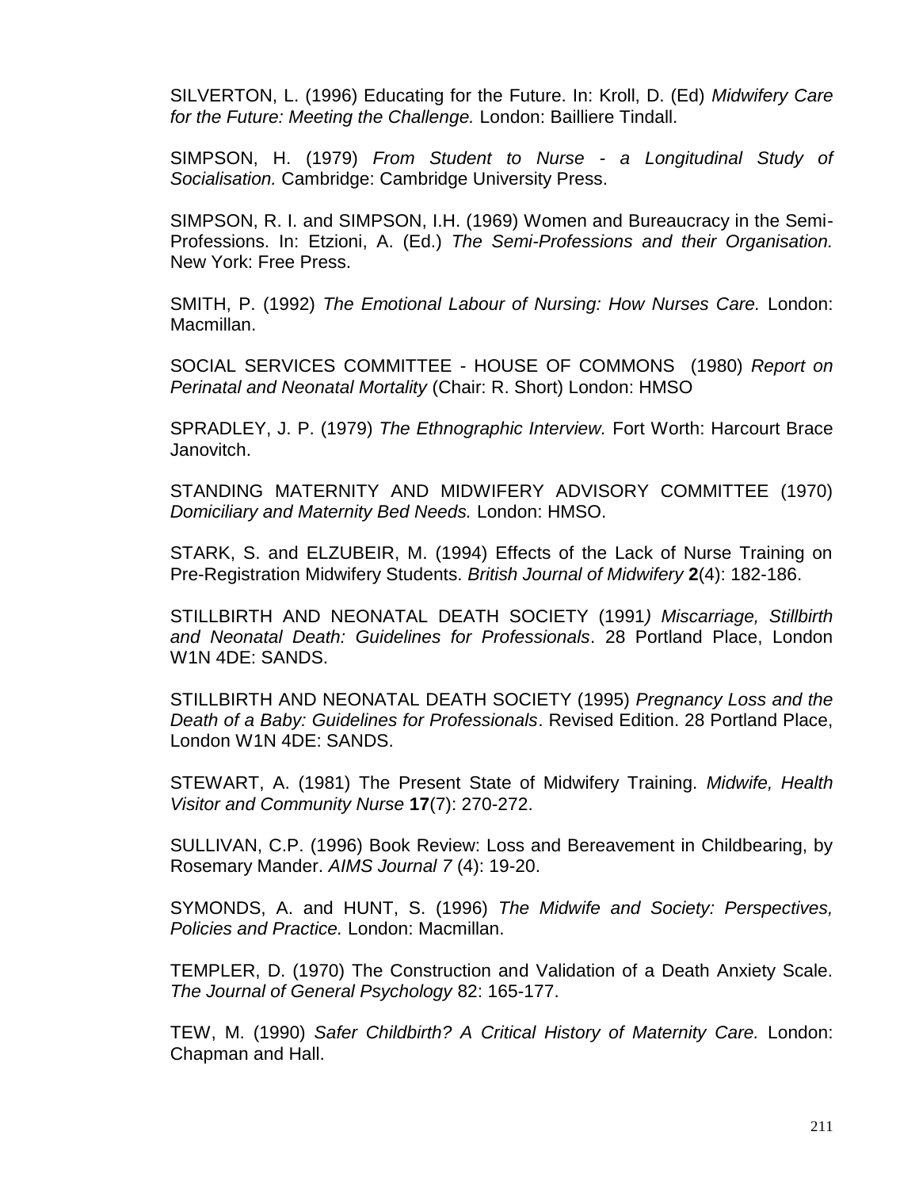SILVERTON, L. (1996) Educating for the Future. In: Kroll, D. (Ed) *Midwifery Care for the Future: Meeting the Challenge.* London: Bailliere Tindall.

SIMPSON, H. (1979) *From Student to Nurse - a Longitudinal Study of Socialisation.* Cambridge: Cambridge University Press.

SIMPSON, R. I. and SIMPSON, I.H. (1969) Women and Bureaucracy in the Semi-Professions. In: Etzioni, A. (Ed.) *The Semi-Professions and their Organisation.* New York: Free Press.

SMITH, P. (1992) *The Emotional Labour of Nursing: How Nurses Care.* London: Macmillan.

SOCIAL SERVICES COMMITTEE - HOUSE OF COMMONS (1980) *Report on Perinatal and Neonatal Mortality* (Chair: R. Short) London: HMSO

SPRADLEY, J. P. (1979) *The Ethnographic Interview.* Fort Worth: Harcourt Brace Janovitch.

STANDING MATERNITY AND MIDWIFERY ADVISORY COMMITTEE (1970) *Domiciliary and Maternity Bed Needs.* London: HMSO.

STARK, S. and ELZUBEIR, M. (1994) Effects of the Lack of Nurse Training on Pre-Registration Midwifery Students. *British Journal of Midwifery* **2**(4): 182-186.

STILLBIRTH AND NEONATAL DEATH SOCIETY (1991) *Miscarriage, Stillbirth and Neonatal Death: Guidelines for Professionals*. 28 Portland Place, London W1N 4DE: SANDS.

STILLBIRTH AND NEONATAL DEATH SOCIETY (1995) *Pregnancy Loss and the Death of a Baby: Guidelines for Professionals*. Revised Edition. 28 Portland Place, London W1N 4DE: SANDS.

STEWART, A. (1981) The Present State of Midwifery Training. *Midwife, Health Visitor and Community Nurse* **17**(7): 270-272.

SULLIVAN, C.P. (1996) Book Review: Loss and Bereavement in Childbearing, by Rosemary Mander. *AIMS Journal 7* (4): 19-20.

SYMONDS, A. and HUNT, S. (1996) *The Midwife and Society: Perspectives, Policies and Practice.* London: Macmillan.

TEMPLER, D. (1970) The Construction and Validation of a Death Anxiety Scale. *The Journal of General Psychology* 82: 165-177.

TEW, M. (1990) *Safer Childbirth? A Critical History of Maternity Care.* London: Chapman and Hall.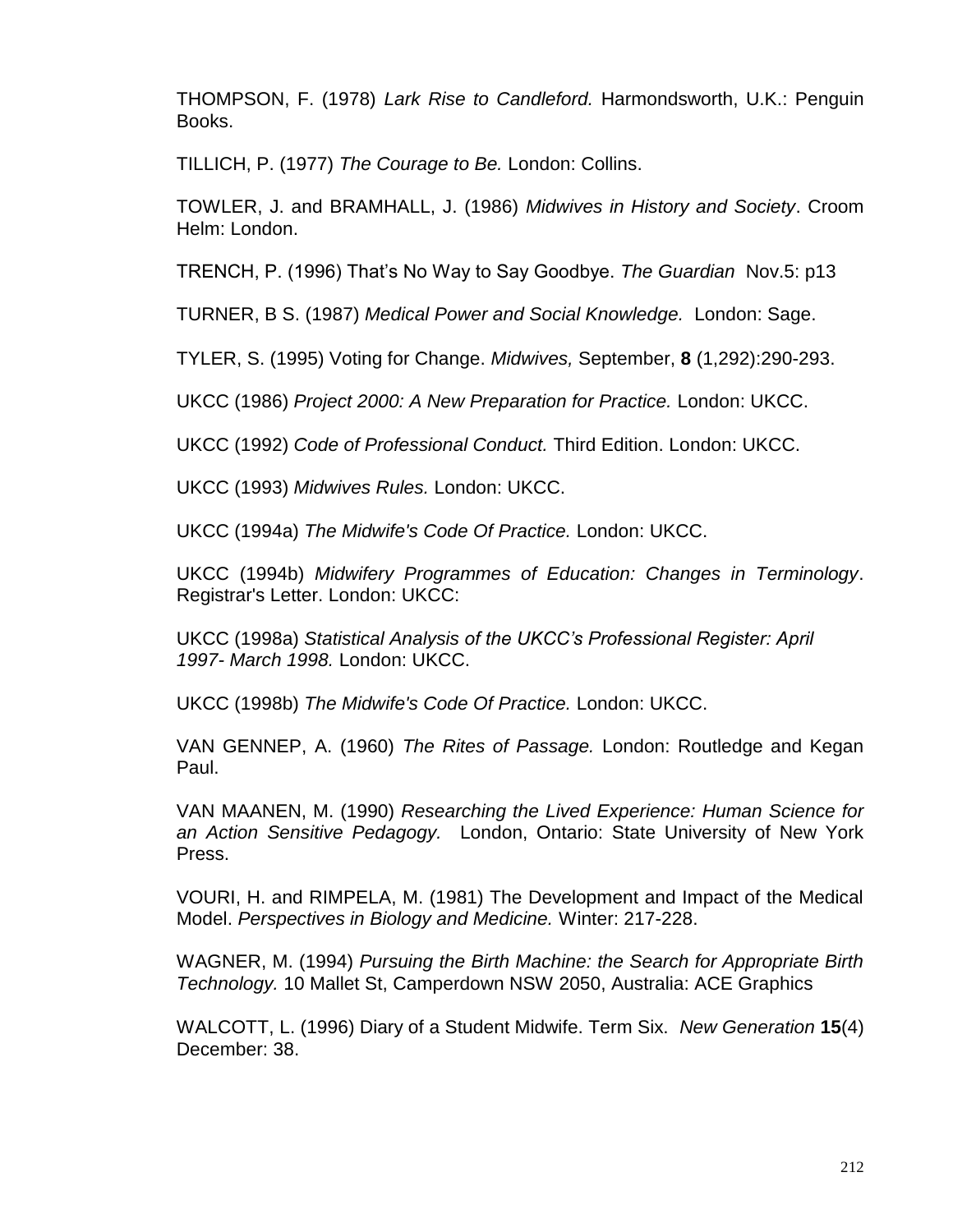THOMPSON, F. (1978) *Lark Rise to Candleford.* Harmondsworth, U.K.: Penguin Books.

TILLICH, P. (1977) *The Courage to Be.* London: Collins.

TOWLER, J. and BRAMHALL, J. (1986) *Midwives in History and Society*. Croom Helm: London.

TRENCH, P. (1996) That's No Way to Say Goodbye. *The Guardian* Nov.5: p13

TURNER, B S. (1987) *Medical Power and Social Knowledge.* London: Sage.

TYLER, S. (1995) Voting for Change. *Midwives,* September, **8** (1,292):290-293.

UKCC (1986) *Project 2000: A New Preparation for Practice.* London: UKCC.

UKCC (1992) *Code of Professional Conduct.* Third Edition. London: UKCC.

UKCC (1993) *Midwives Rules.* London: UKCC.

UKCC (1994a) *The Midwife's Code Of Practice.* London: UKCC.

UKCC (1994b) *Midwifery Programmes of Education: Changes in Terminology*. Registrar's Letter. London: UKCC:

UKCC (1998a) *Statistical Analysis of the UKCC's Professional Register: April 1997- March 1998.* London: UKCC.

UKCC (1998b) *The Midwife's Code Of Practice.* London: UKCC.

VAN GENNEP, A. (1960) *The Rites of Passage.* London: Routledge and Kegan Paul.

VAN MAANEN, M. (1990) *Researching the Lived Experience: Human Science for an Action Sensitive Pedagogy.* London, Ontario: State University of New York Press.

VOURI, H. and RIMPELA, M. (1981) The Development and Impact of the Medical Model. *Perspectives in Biology and Medicine.* Winter: 217-228.

WAGNER, M. (1994) *Pursuing the Birth Machine: the Search for Appropriate Birth Technology.* 10 Mallet St, Camperdown NSW 2050, Australia: ACE Graphics

WALCOTT, L. (1996) Diary of a Student Midwife. Term Six. *New Generation* **15**(4) December: 38.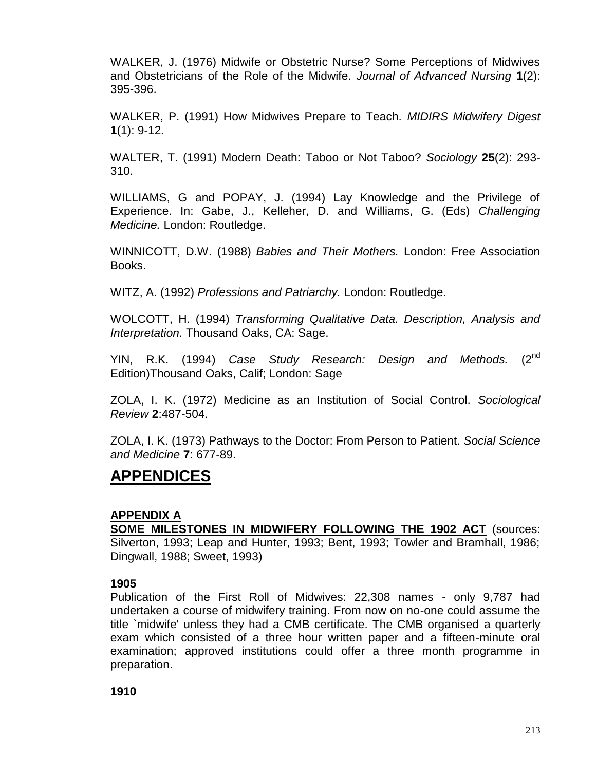WALKER, J. (1976) Midwife or Obstetric Nurse? Some Perceptions of Midwives and Obstetricians of the Role of the Midwife. *Journal of Advanced Nursing* **1**(2): 395-396.

WALKER, P. (1991) How Midwives Prepare to Teach. *MIDIRS Midwifery Digest* **1**(1): 9-12.

WALTER, T. (1991) Modern Death: Taboo or Not Taboo? *Sociology* **25**(2): 293-310.

WILLIAMS, G and POPAY, J. (1994) Lay Knowledge and the Privilege of Experience. In: Gabe, J., Kelleher, D. and Williams, G. (Eds) *Challenging Medicine.* London: Routledge.

WINNICOTT, D.W. (1988) *Babies and Their Mothers.* London: Free Association Books.

WITZ, A. (1992) *Professions and Patriarchy.* London: Routledge.

WOLCOTT, H. (1994) *Transforming Qualitative Data. Description, Analysis and Interpretation.* Thousand Oaks, CA: Sage.

YIN, R.K. (1994) *Case Study Research: Design and Methods.* (2nd Edition)Thousand Oaks, Calif; London: Sage

ZOLA, I. K. (1972) Medicine as an Institution of Social Control. *Sociological Review* **2**:487-504.

ZOLA, I. K. (1973) Pathways to the Doctor: From Person to Patient. *Social Science and Medicine* **7**: 677-89.

# APPENDICES

## APPENDIX A

**SOME MILESTONES IN MIDWIFERY FOLLOWING THE 1902 ACT** (sources: Silverton, 1993; Leap and Hunter, 1993; Bent, 1993; Towler and Bramhall, 1986; Dingwall, 1988; Sweet, 1993)

**1905**

Publication of the First Roll of Midwives: 22,308 names - only 9,787 had undertaken a course of midwifery training. From now on no-one could assume the title `midwife' unless they had a CMB certificate. The CMB organised a quarterly exam which consisted of a three hour written paper and a fifteen-minute oral examination; approved institutions could offer a three month programme in preparation.

**1910**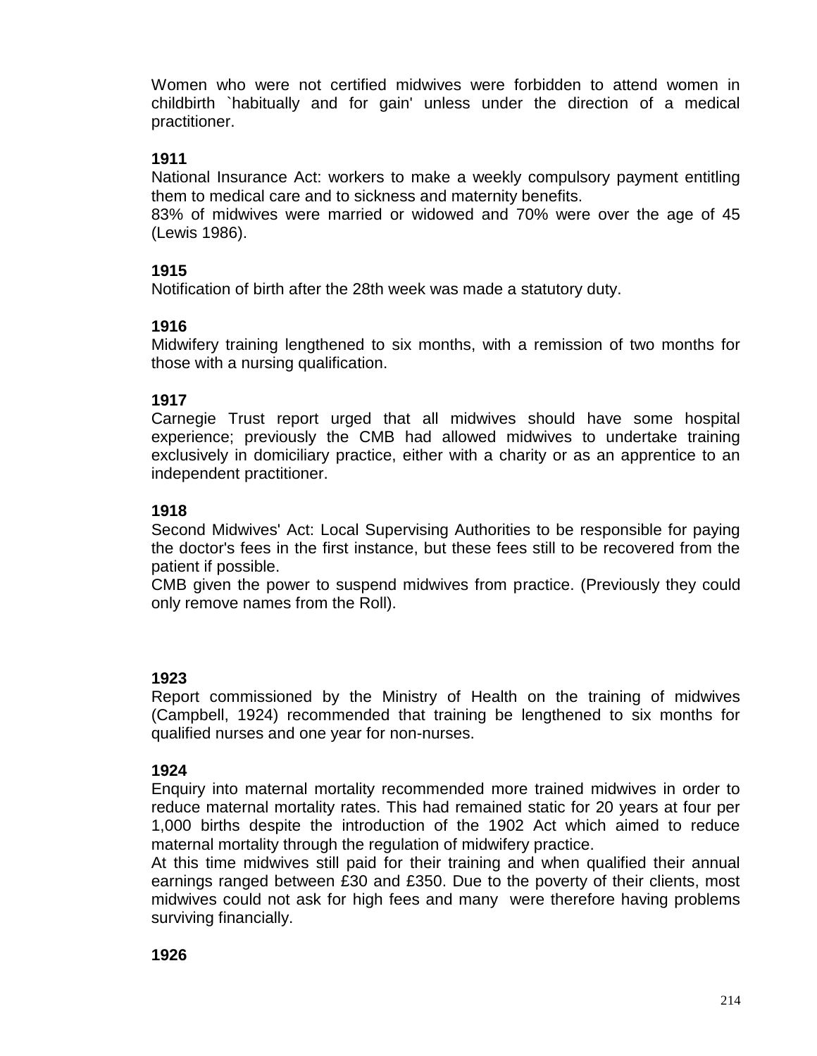Women who were not certified midwives were forbidden to attend women in childbirth `habitually and for gain' unless under the direction of a medical practitioner.

**1911**

National Insurance Act: workers to make a weekly compulsory payment entitling them to medical care and to sickness and maternity benefits.

83% of midwives were married or widowed and 70% were over the age of 45 (Lewis 1986).

**1915**

Notification of birth after the 28th week was made a statutory duty.

**1916**

Midwifery training lengthened to six months, with a remission of two months for those with a nursing qualification.

**1917**

Carnegie Trust report urged that all midwives should have some hospital experience; previously the CMB had allowed midwives to undertake training exclusively in domiciliary practice, either with a charity or as an apprentice to an independent practitioner.

**1918**

Second Midwives' Act: Local Supervising Authorities to be responsible for paying the doctor's fees in the first instance, but these fees still to be recovered from the patient if possible.

CMB given the power to suspend midwives from practice. (Previously they could only remove names from the Roll).

**1923**

Report commissioned by the Ministry of Health on the training of midwives (Campbell, 1924) recommended that training be lengthened to six months for qualified nurses and one year for non-nurses.

**1924**

Enquiry into maternal mortality recommended more trained midwives in order to reduce maternal mortality rates. This had remained static for 20 years at four per 1,000 births despite the introduction of the 1902 Act which aimed to reduce maternal mortality through the regulation of midwifery practice.

At this time midwives still paid for their training and when qualified their annual earnings ranged between £30 and £350. Due to the poverty of their clients, most midwives could not ask for high fees and many were therefore having problems surviving financially.

**1926**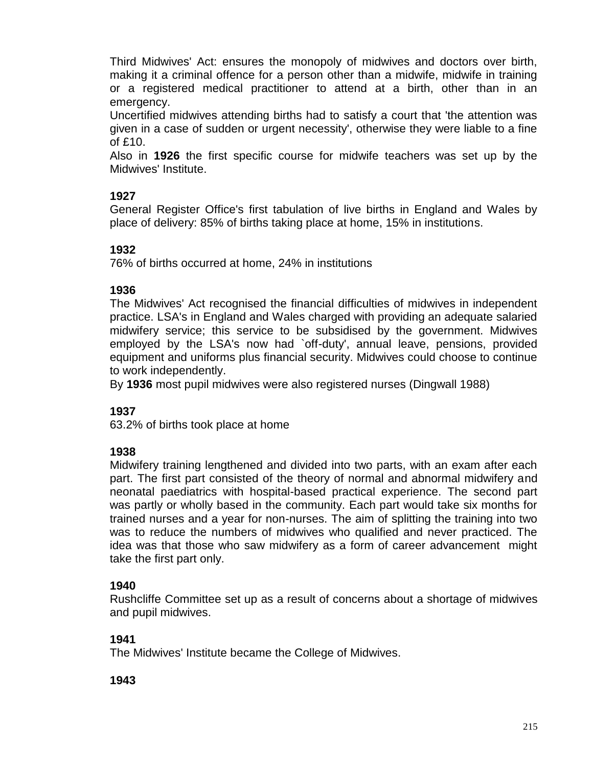Third Midwives' Act: ensures the monopoly of midwives and doctors over birth, making it a criminal offence for a person other than a midwife, midwife in training or a registered medical practitioner to attend at a birth, other than in an emergency.
Uncertified midwives attending births had to satisfy a court that 'the attention was given in a case of sudden or urgent necessity', otherwise they were liable to a fine of £10.
Also in **1926** the first specific course for midwife teachers was set up by the Midwives' Institute.

**1927**
General Register Office's first tabulation of live births in England and Wales by place of delivery: 85% of births taking place at home, 15% in institutions.

**1932**
76% of births occurred at home, 24% in institutions

**1936**
The Midwives' Act recognised the financial difficulties of midwives in independent practice. LSA's in England and Wales charged with providing an adequate salaried midwifery service; this service to be subsidised by the government. Midwives employed by the LSA's now had `off-duty', annual leave, pensions, provided equipment and uniforms plus financial security. Midwives could choose to continue to work independently.
By **1936** most pupil midwives were also registered nurses (Dingwall 1988)

**1937**
63.2% of births took place at home

**1938**
Midwifery training lengthened and divided into two parts, with an exam after each part. The first part consisted of the theory of normal and abnormal midwifery and neonatal paediatrics with hospital-based practical experience. The second part was partly or wholly based in the community. Each part would take six months for trained nurses and a year for non-nurses. The aim of splitting the training into two was to reduce the numbers of midwives who qualified and never practiced. The idea was that those who saw midwifery as a form of career advancement might take the first part only.

**1940**
Rushcliffe Committee set up as a result of concerns about a shortage of midwives and pupil midwives.

**1941**
The Midwives' Institute became the College of Midwives.

**1943**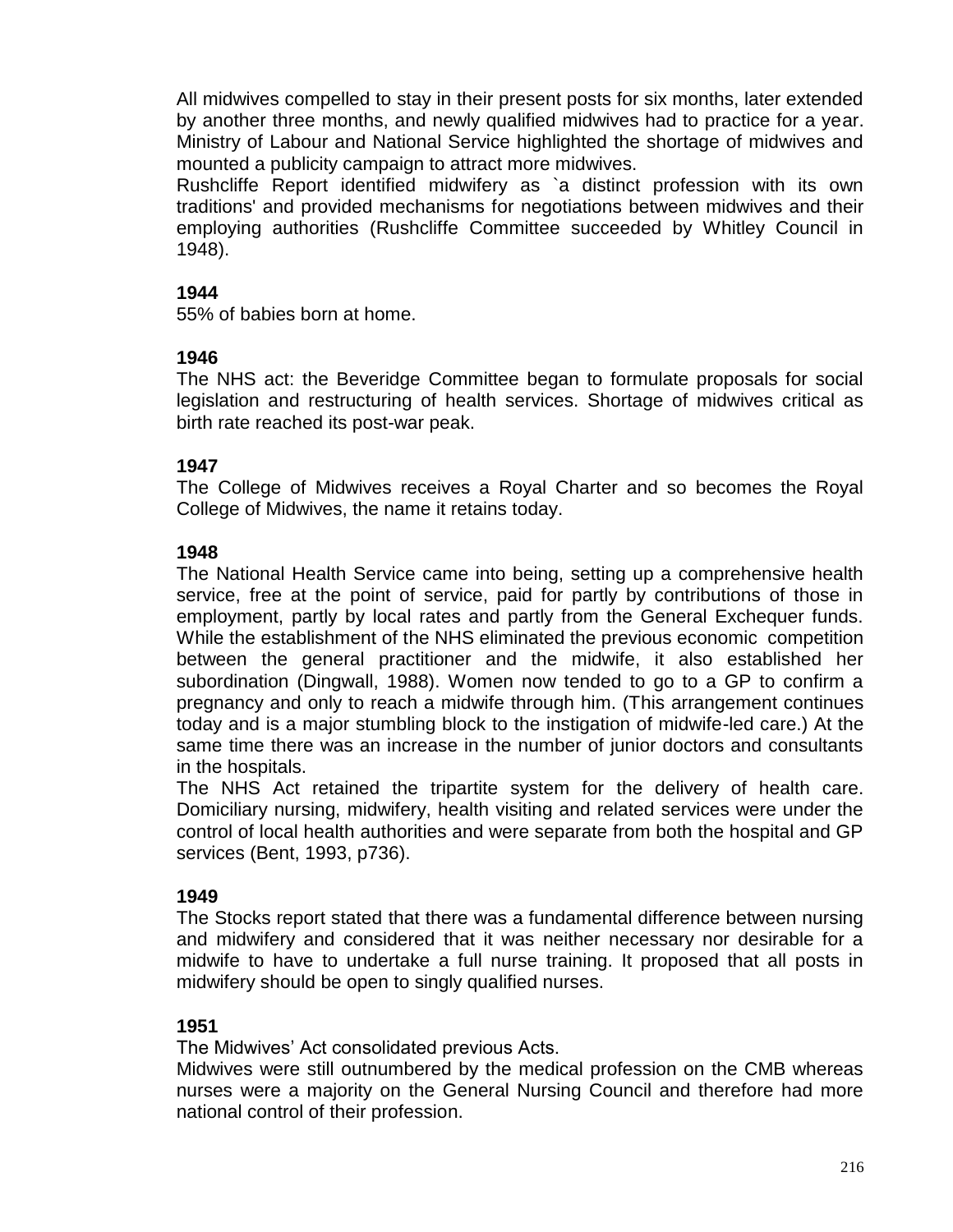All midwives compelled to stay in their present posts for six months, later extended by another three months, and newly qualified midwives had to practice for a year. Ministry of Labour and National Service highlighted the shortage of midwives and mounted a publicity campaign to attract more midwives.
Rushcliffe Report identified midwifery as `a distinct profession with its own traditions' and provided mechanisms for negotiations between midwives and their employing authorities (Rushcliffe Committee succeeded by Whitley Council in 1948).

**1944**
55% of babies born at home.

**1946**
The NHS act: the Beveridge Committee began to formulate proposals for social legislation and restructuring of health services. Shortage of midwives critical as birth rate reached its post-war peak.

**1947**
The College of Midwives receives a Royal Charter and so becomes the Royal College of Midwives, the name it retains today.

**1948**
The National Health Service came into being, setting up a comprehensive health service, free at the point of service, paid for partly by contributions of those in employment, partly by local rates and partly from the General Exchequer funds. While the establishment of the NHS eliminated the previous economic competition between the general practitioner and the midwife, it also established her subordination (Dingwall, 1988). Women now tended to go to a GP to confirm a pregnancy and only to reach a midwife through him. (This arrangement continues today and is a major stumbling block to the instigation of midwife-led care.) At the same time there was an increase in the number of junior doctors and consultants in the hospitals.
The NHS Act retained the tripartite system for the delivery of health care. Domiciliary nursing, midwifery, health visiting and related services were under the control of local health authorities and were separate from both the hospital and GP services (Bent, 1993, p736).

**1949**
The Stocks report stated that there was a fundamental difference between nursing and midwifery and considered that it was neither necessary nor desirable for a midwife to have to undertake a full nurse training. It proposed that all posts in midwifery should be open to singly qualified nurses.

**1951**
The Midwives' Act consolidated previous Acts.
Midwives were still outnumbered by the medical profession on the CMB whereas nurses were a majority on the General Nursing Council and therefore had more national control of their profession.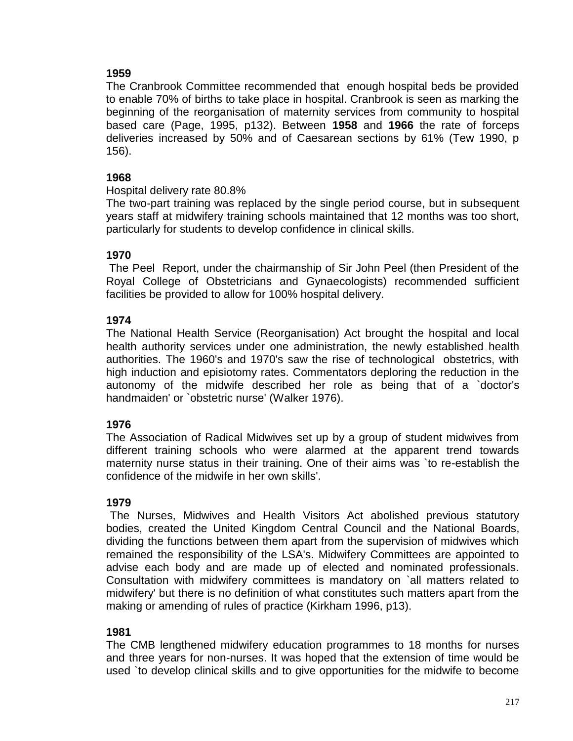**1959**

The Cranbrook Committee recommended that enough hospital beds be provided to enable 70% of births to take place in hospital. Cranbrook is seen as marking the beginning of the reorganisation of maternity services from community to hospital based care (Page, 1995, p132). Between **1958** and **1966** the rate of forceps deliveries increased by 50% and of Caesarean sections by 61% (Tew 1990, p 156).

**1968**

Hospital delivery rate 80.8%

The two-part training was replaced by the single period course, but in subsequent years staff at midwifery training schools maintained that 12 months was too short, particularly for students to develop confidence in clinical skills.

**1970**

The Peel Report, under the chairmanship of Sir John Peel (then President of the Royal College of Obstetricians and Gynaecologists) recommended sufficient facilities be provided to allow for 100% hospital delivery.

**1974**

The National Health Service (Reorganisation) Act brought the hospital and local health authority services under one administration, the newly established health authorities. The 1960's and 1970's saw the rise of technological obstetrics, with high induction and episiotomy rates. Commentators deploring the reduction in the autonomy of the midwife described her role as being that of a `doctor's handmaiden' or `obstetric nurse' (Walker 1976).

**1976**

The Association of Radical Midwives set up by a group of student midwives from different training schools who were alarmed at the apparent trend towards maternity nurse status in their training. One of their aims was `to re-establish the confidence of the midwife in her own skills'.

**1979**

The Nurses, Midwives and Health Visitors Act abolished previous statutory bodies, created the United Kingdom Central Council and the National Boards, dividing the functions between them apart from the supervision of midwives which remained the responsibility of the LSA's. Midwifery Committees are appointed to advise each body and are made up of elected and nominated professionals. Consultation with midwifery committees is mandatory on `all matters related to midwifery' but there is no definition of what constitutes such matters apart from the making or amending of rules of practice (Kirkham 1996, p13).

**1981**

The CMB lengthened midwifery education programmes to 18 months for nurses and three years for non-nurses. It was hoped that the extension of time would be used `to develop clinical skills and to give opportunities for the midwife to become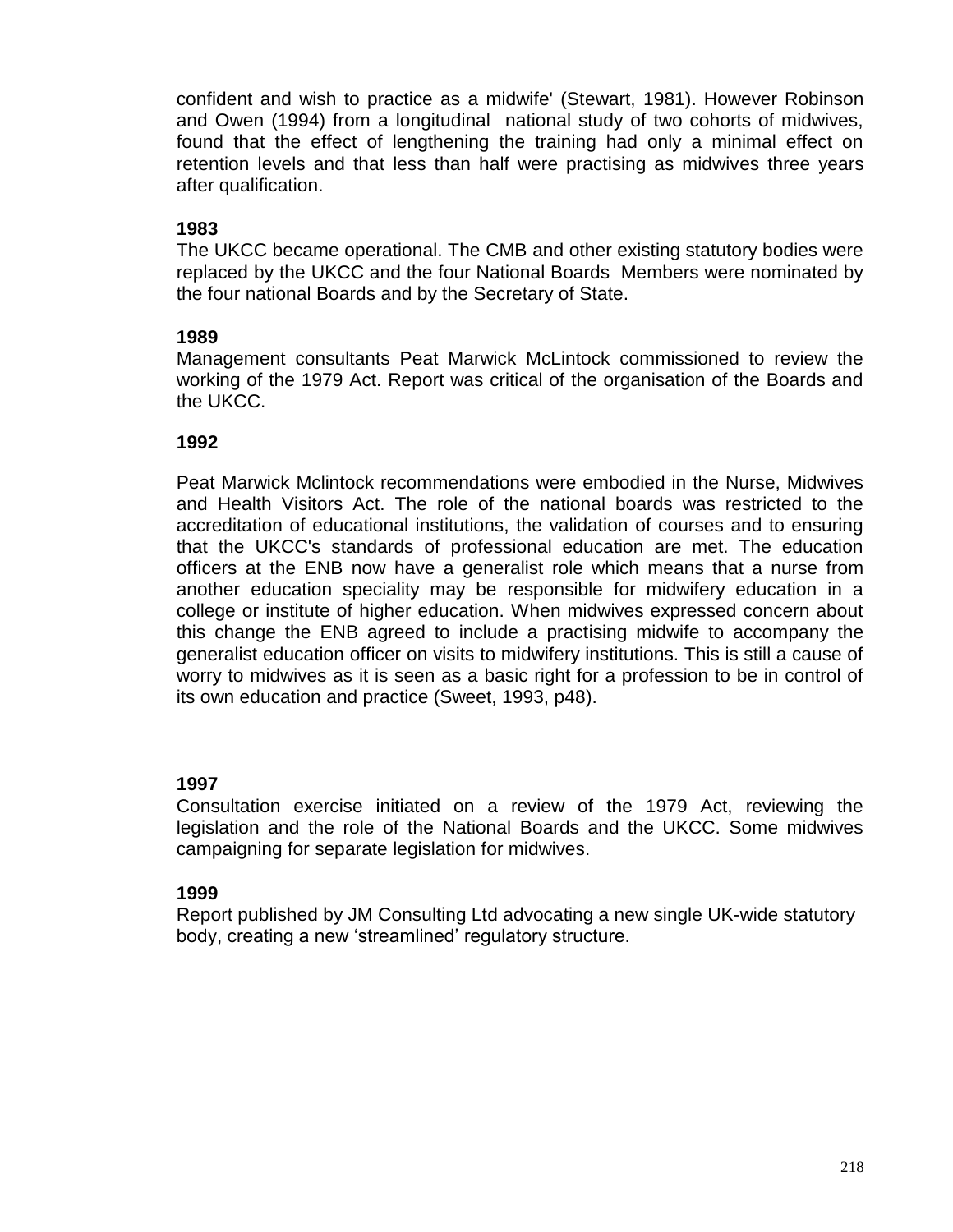confident and wish to practice as a midwife' (Stewart, 1981). However Robinson and Owen (1994) from a longitudinal national study of two cohorts of midwives, found that the effect of lengthening the training had only a minimal effect on retention levels and that less than half were practising as midwives three years after qualification.

**1983**

The UKCC became operational. The CMB and other existing statutory bodies were replaced by the UKCC and the four National Boards Members were nominated by the four national Boards and by the Secretary of State.

**1989**

Management consultants Peat Marwick McLintock commissioned to review the working of the 1979 Act. Report was critical of the organisation of the Boards and the UKCC.

**1992**

Peat Marwick Mclintock recommendations were embodied in the Nurse, Midwives and Health Visitors Act. The role of the national boards was restricted to the accreditation of educational institutions, the validation of courses and to ensuring that the UKCC's standards of professional education are met. The education officers at the ENB now have a generalist role which means that a nurse from another education speciality may be responsible for midwifery education in a college or institute of higher education. When midwives expressed concern about this change the ENB agreed to include a practising midwife to accompany the generalist education officer on visits to midwifery institutions. This is still a cause of worry to midwives as it is seen as a basic right for a profession to be in control of its own education and practice (Sweet, 1993, p48).

**1997**

Consultation exercise initiated on a review of the 1979 Act, reviewing the legislation and the role of the National Boards and the UKCC. Some midwives campaigning for separate legislation for midwives.

**1999**

Report published by JM Consulting Ltd advocating a new single UK-wide statutory body, creating a new 'streamlined' regulatory structure.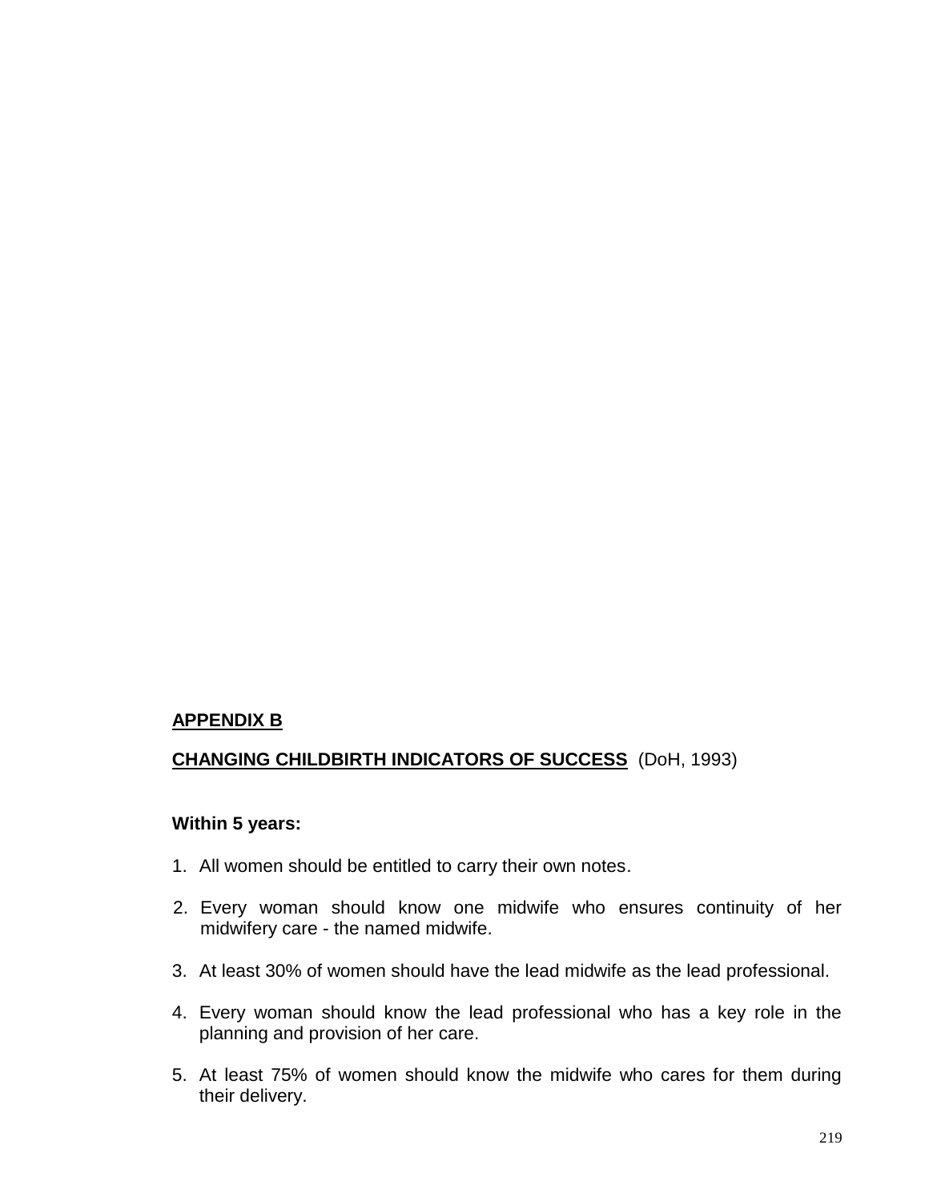## APPENDIX B

**CHANGING CHILDBIRTH INDICATORS OF SUCCESS** (DoH, 1993)

**Within 5 years:**

1. All women should be entitled to carry their own notes.

2. Every woman should know one midwife who ensures continuity of her midwifery care - the named midwife.

3. At least 30% of women should have the lead midwife as the lead professional.

4. Every woman should know the lead professional who has a key role in the planning and provision of her care.

5. At least 75% of women should know the midwife who cares for them during their delivery.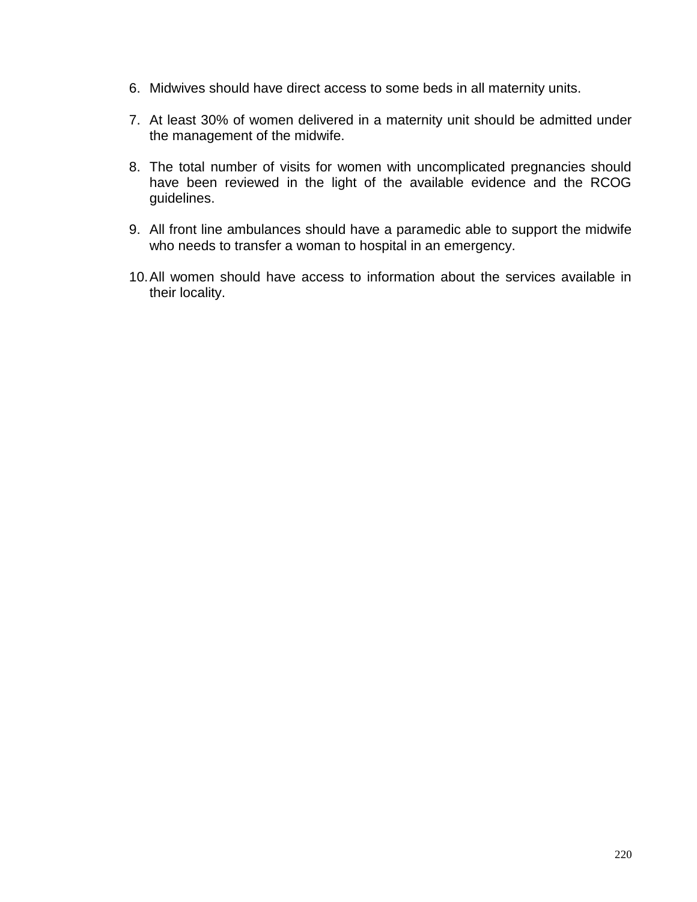6. Midwives should have direct access to some beds in all maternity units.

7. At least 30% of women delivered in a maternity unit should be admitted under the management of the midwife.

8. The total number of visits for women with uncomplicated pregnancies should have been reviewed in the light of the available evidence and the RCOG guidelines.

9. All front line ambulances should have a paramedic able to support the midwife who needs to transfer a woman to hospital in an emergency.

10. All women should have access to information about the services available in their locality.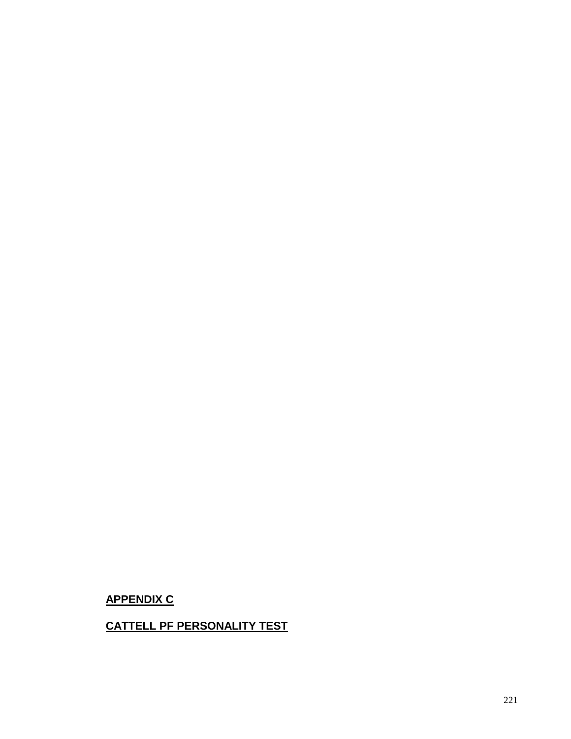## APPENDIX C

## CATTELL PF PERSONALITY TEST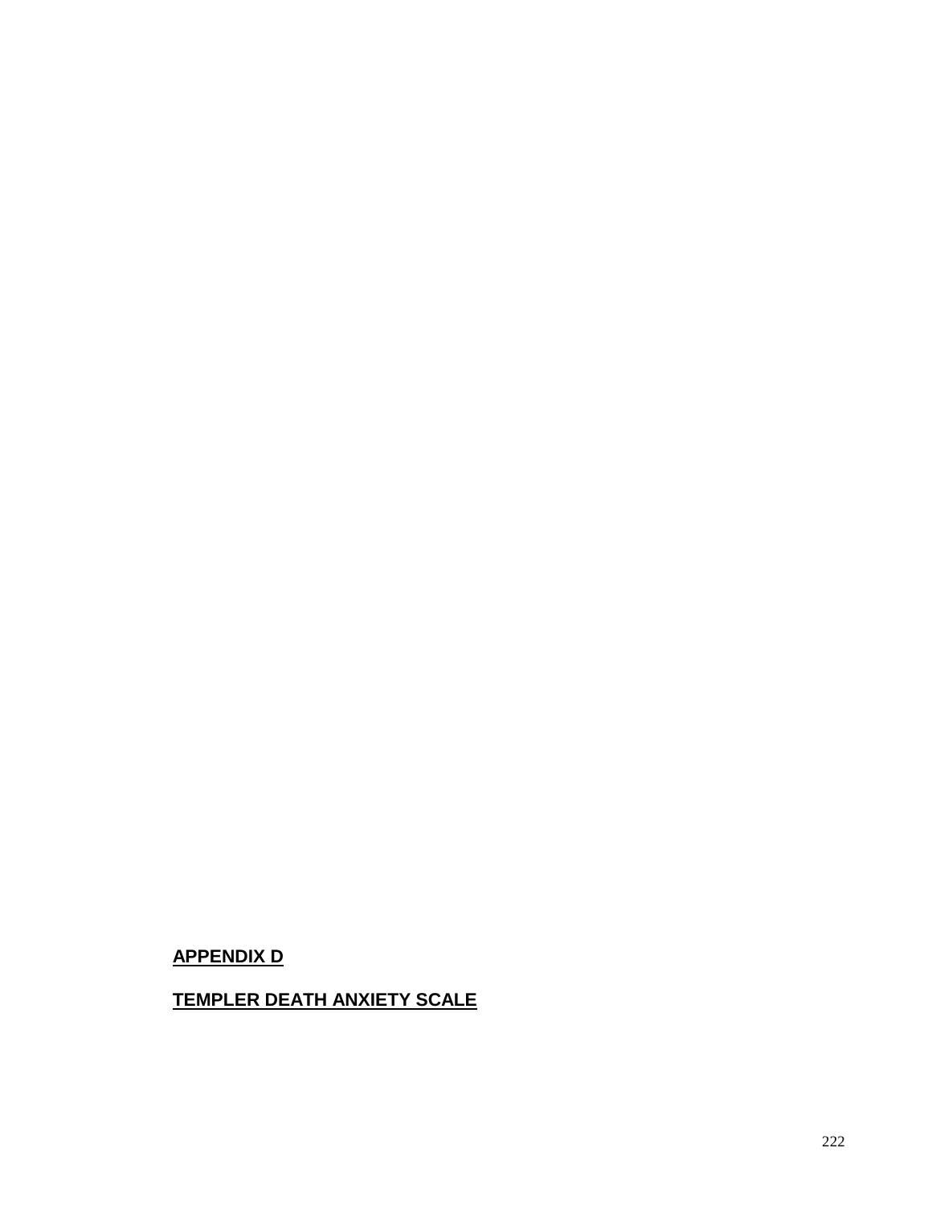## APPENDIX D

## TEMPLER DEATH ANXIETY SCALE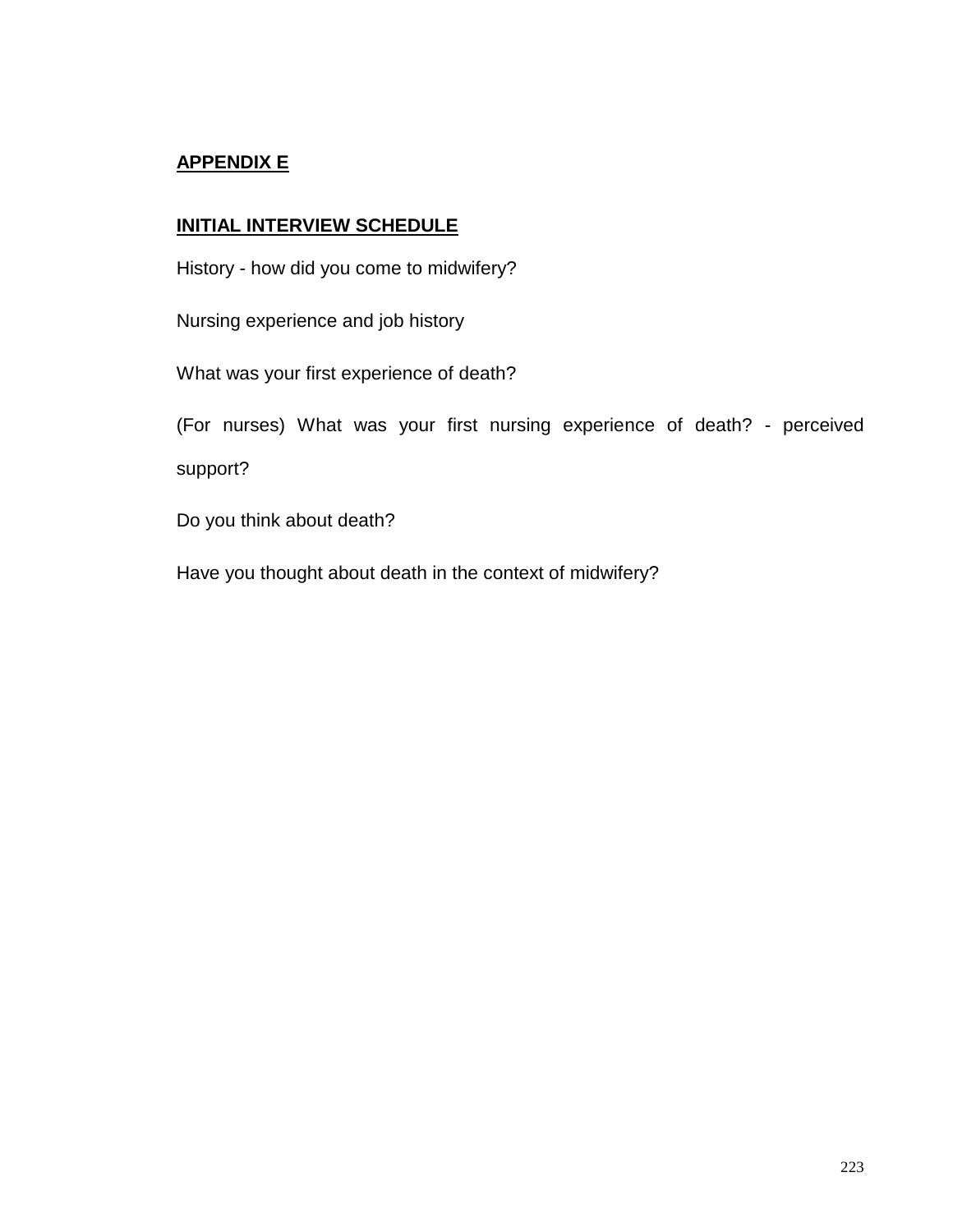## APPENDIX E

## INITIAL INTERVIEW SCHEDULE

History - how did you come to midwifery?

Nursing experience and job history

What was your first experience of death?

(For nurses) What was your first nursing experience of death? - perceived support?

Do you think about death?

Have you thought about death in the context of midwifery?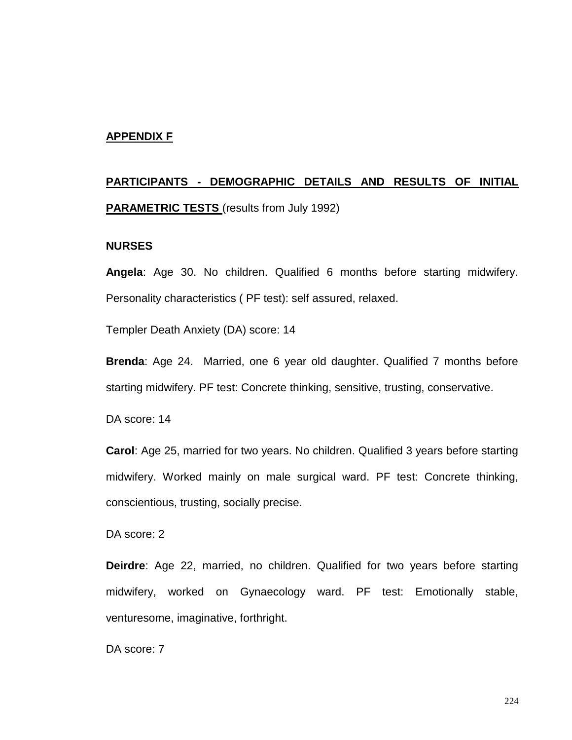## APPENDIX F

## PARTICIPANTS - DEMOGRAPHIC DETAILS AND RESULTS OF INITIAL PARAMETRIC TESTS (results from July 1992)

### NURSES

**Angela**: Age 30. No children. Qualified 6 months before starting midwifery. Personality characteristics ( PF test): self assured, relaxed.

Templer Death Anxiety (DA) score: 14

**Brenda**: Age 24. Married, one 6 year old daughter. Qualified 7 months before starting midwifery. PF test: Concrete thinking, sensitive, trusting, conservative.

DA score: 14

**Carol**: Age 25, married for two years. No children. Qualified 3 years before starting midwifery. Worked mainly on male surgical ward. PF test: Concrete thinking, conscientious, trusting, socially precise.

DA score: 2

**Deirdre**: Age 22, married, no children. Qualified for two years before starting midwifery, worked on Gynaecology ward. PF test: Emotionally stable, venturesome, imaginative, forthright.

DA score: 7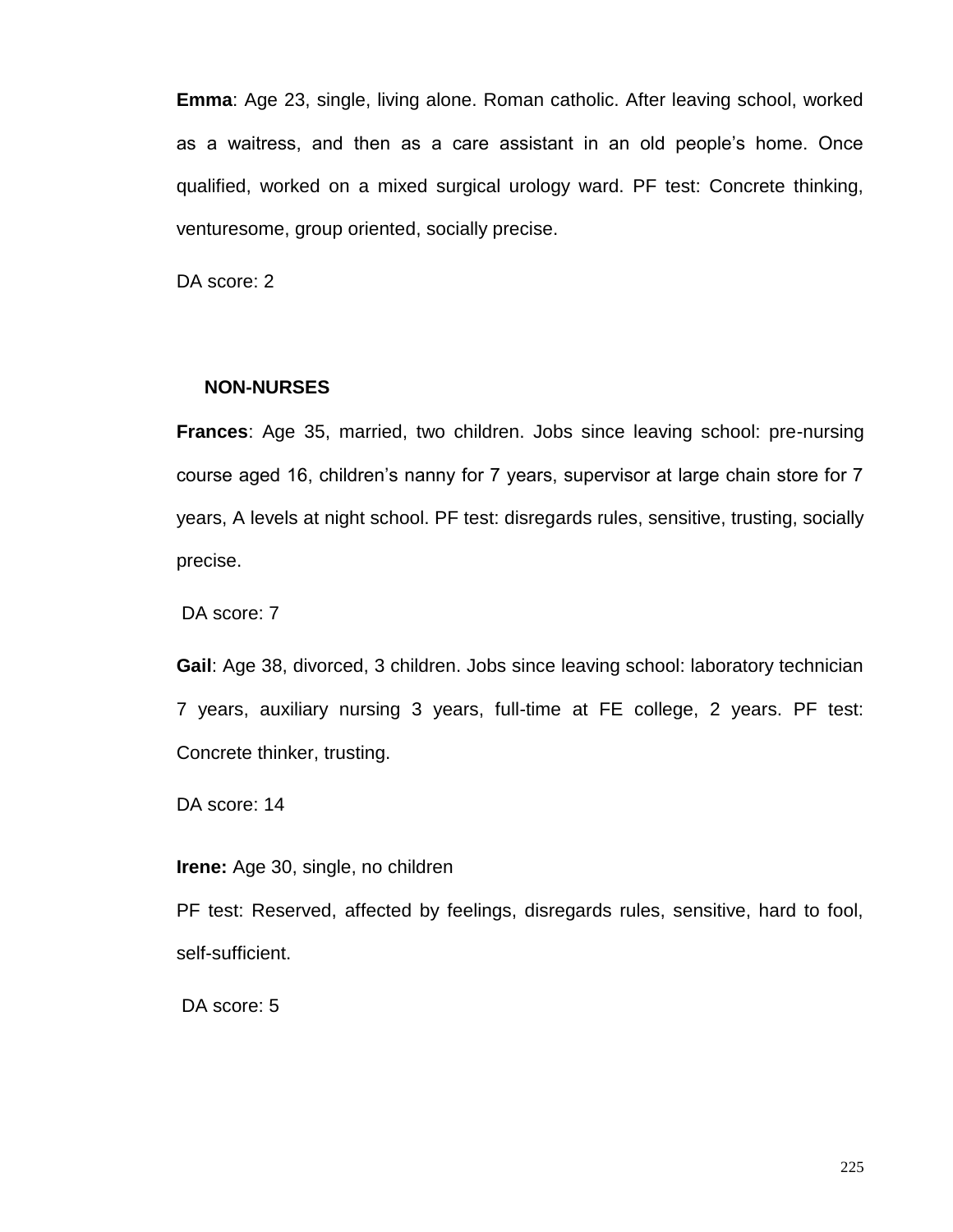**Emma**: Age 23, single, living alone. Roman catholic. After leaving school, worked as a waitress, and then as a care assistant in an old people's home. Once qualified, worked on a mixed surgical urology ward. PF test: Concrete thinking, venturesome, group oriented, socially precise.

DA score: 2

### NON-NURSES

**Frances**: Age 35, married, two children. Jobs since leaving school: pre-nursing course aged 16, children's nanny for 7 years, supervisor at large chain store for 7 years, A levels at night school. PF test: disregards rules, sensitive, trusting, socially precise.

DA score: 7

**Gail**: Age 38, divorced, 3 children. Jobs since leaving school: laboratory technician 7 years, auxiliary nursing 3 years, full-time at FE college, 2 years. PF test: Concrete thinker, trusting.

DA score: 14

**Irene:** Age 30, single, no children

PF test: Reserved, affected by feelings, disregards rules, sensitive, hard to fool, self-sufficient.

DA score: 5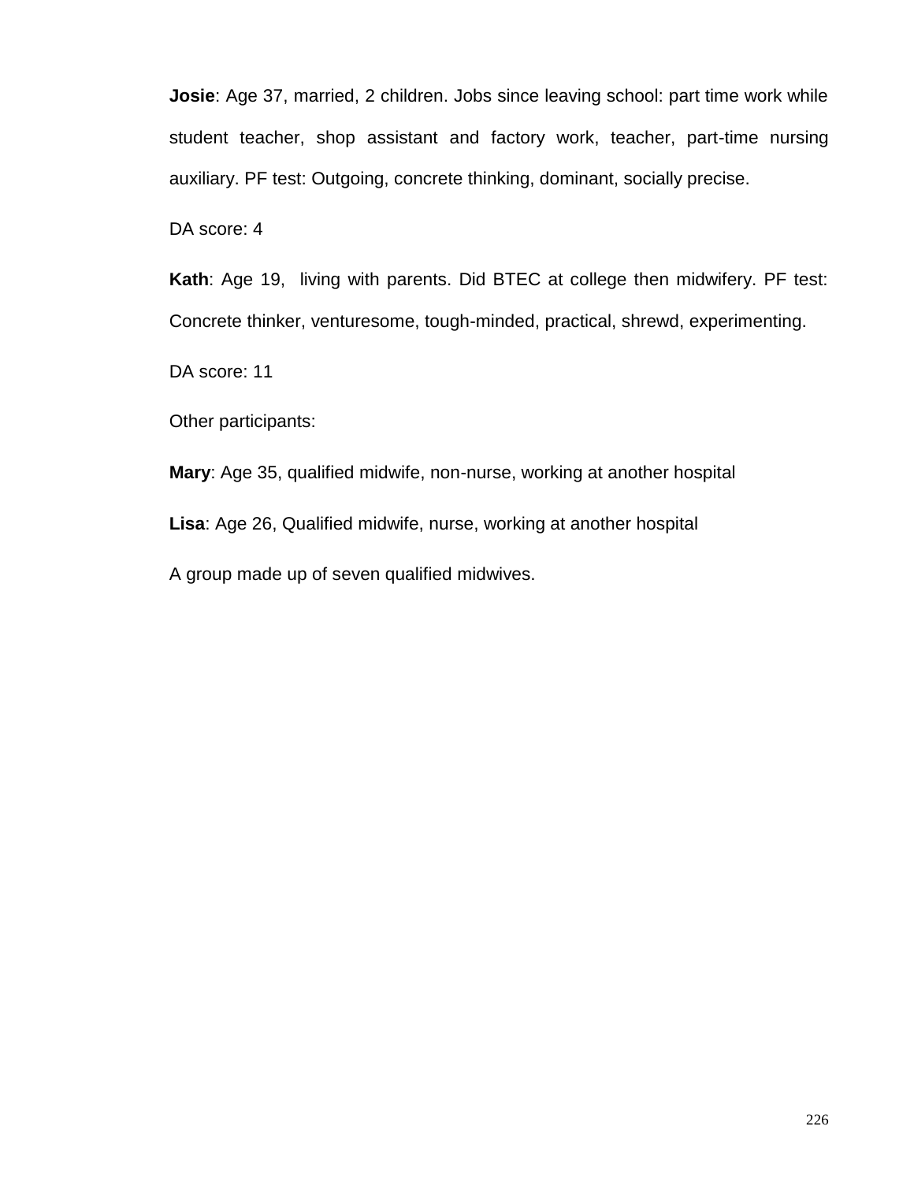**Josie**: Age 37, married, 2 children. Jobs since leaving school: part time work while student teacher, shop assistant and factory work, teacher, part-time nursing auxiliary. PF test: Outgoing, concrete thinking, dominant, socially precise.

DA score: 4

**Kath**: Age 19, living with parents. Did BTEC at college then midwifery. PF test: Concrete thinker, venturesome, tough-minded, practical, shrewd, experimenting.

DA score: 11

Other participants:

**Mary**: Age 35, qualified midwife, non-nurse, working at another hospital

**Lisa**: Age 26, Qualified midwife, nurse, working at another hospital

A group made up of seven qualified midwives.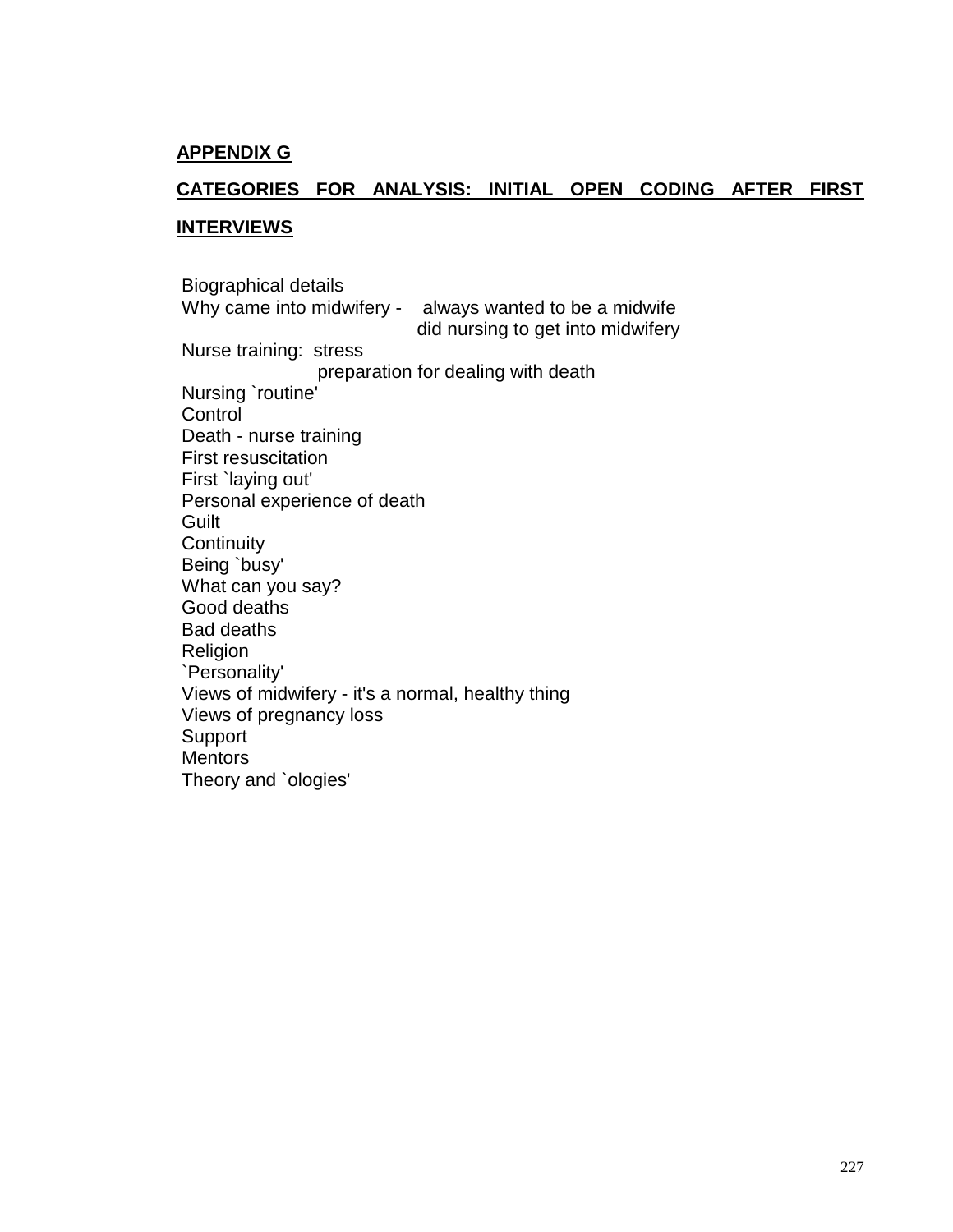## APPENDIX G

## CATEGORIES FOR ANALYSIS: INITIAL OPEN CODING AFTER FIRST INTERVIEWS

Biographical details
Why came into midwifery - always wanted to be a midwife
did nursing to get into midwifery
Nurse training: stress
preparation for dealing with death
Nursing `routine'
Control
Death - nurse training
First resuscitation
First `laying out'
Personal experience of death
Guilt
Continuity
Being `busy'
What can you say?
Good deaths
Bad deaths
Religion
`Personality'
Views of midwifery - it's a normal, healthy thing
Views of pregnancy loss
Support
Mentors
Theory and `ologies'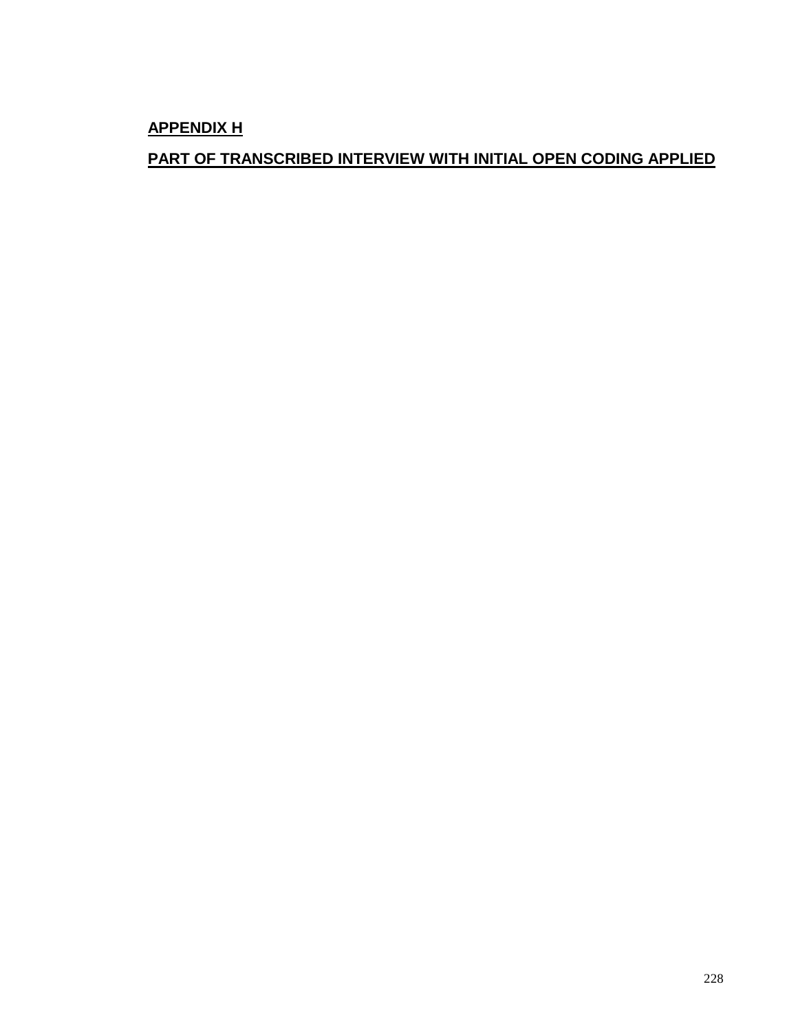## APPENDIX H

## PART OF TRANSCRIBED INTERVIEW WITH INITIAL OPEN CODING APPLIED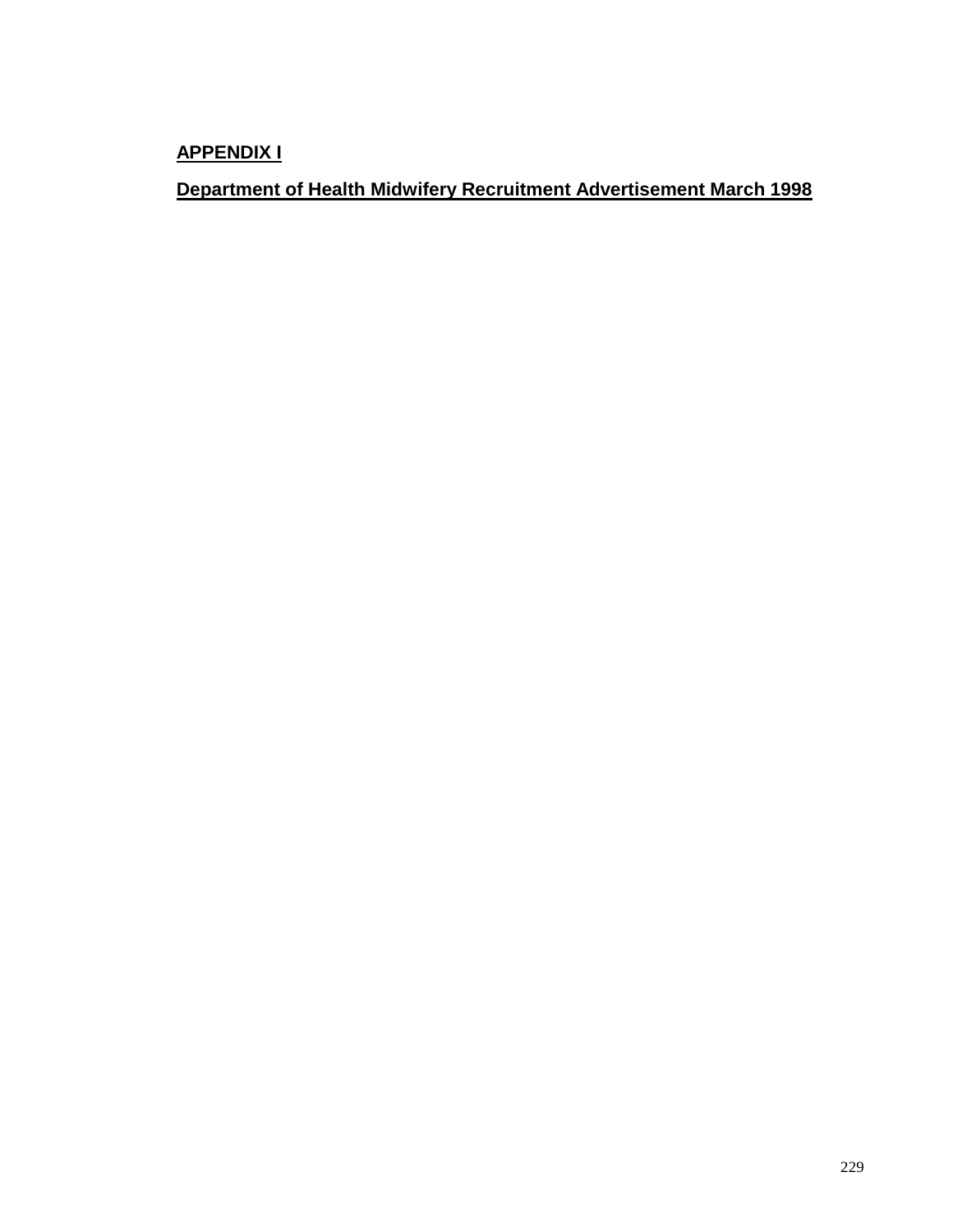## APPENDIX I

## Department of Health Midwifery Recruitment Advertisement March 1998